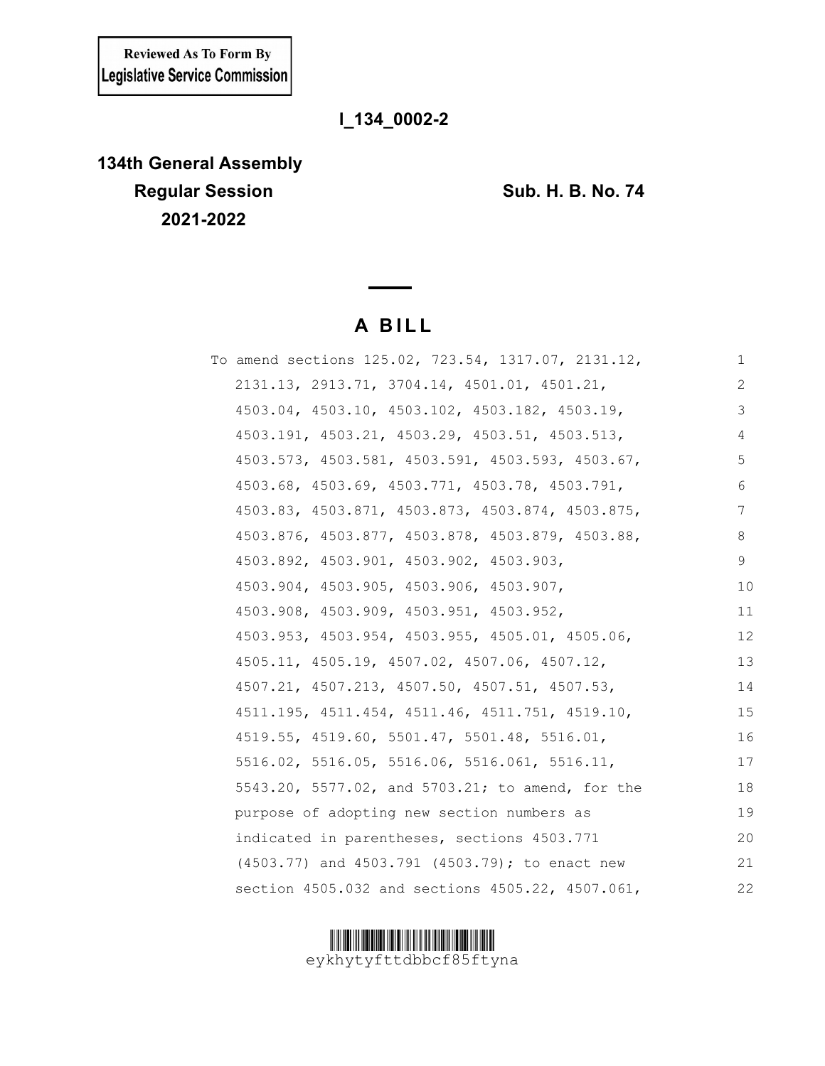Reviewed As To Form By
Legislative Service Commission

**I_134_0002-2**

**134th General Assembly**
**Regular Session**
**2021-2022**

**Sub. H. B. No. 74**

# A BILL

To amend sections 125.02, 723.54, 1317.07, 2131.12, 2131.13, 2913.71, 3704.14, 4501.01, 4501.21, 4503.04, 4503.10, 4503.102, 4503.182, 4503.19, 4503.191, 4503.21, 4503.29, 4503.51, 4503.513, 4503.573, 4503.581, 4503.591, 4503.593, 4503.67, 4503.68, 4503.69, 4503.771, 4503.78, 4503.791, 4503.83, 4503.871, 4503.873, 4503.874, 4503.875, 4503.876, 4503.877, 4503.878, 4503.879, 4503.88, 4503.892, 4503.901, 4503.902, 4503.903, 4503.904, 4503.905, 4503.906, 4503.907, 4503.908, 4503.909, 4503.951, 4503.952, 4503.953, 4503.954, 4503.955, 4505.01, 4505.06, 4505.11, 4505.19, 4507.02, 4507.06, 4507.12, 4507.21, 4507.213, 4507.50, 4507.51, 4507.53, 4511.195, 4511.454, 4511.46, 4511.751, 4519.10, 4519.55, 4519.60, 5501.47, 5501.48, 5516.01, 5516.02, 5516.05, 5516.06, 5516.061, 5516.11, 5543.20, 5577.02, and 5703.21; to amend, for the purpose of adopting new section numbers as indicated in parentheses, sections 4503.771 (4503.77) and 4503.791 (4503.79); to enact new section 4505.032 and sections 4505.22, 4507.061,

eykhytyfttdbbcf85ftyna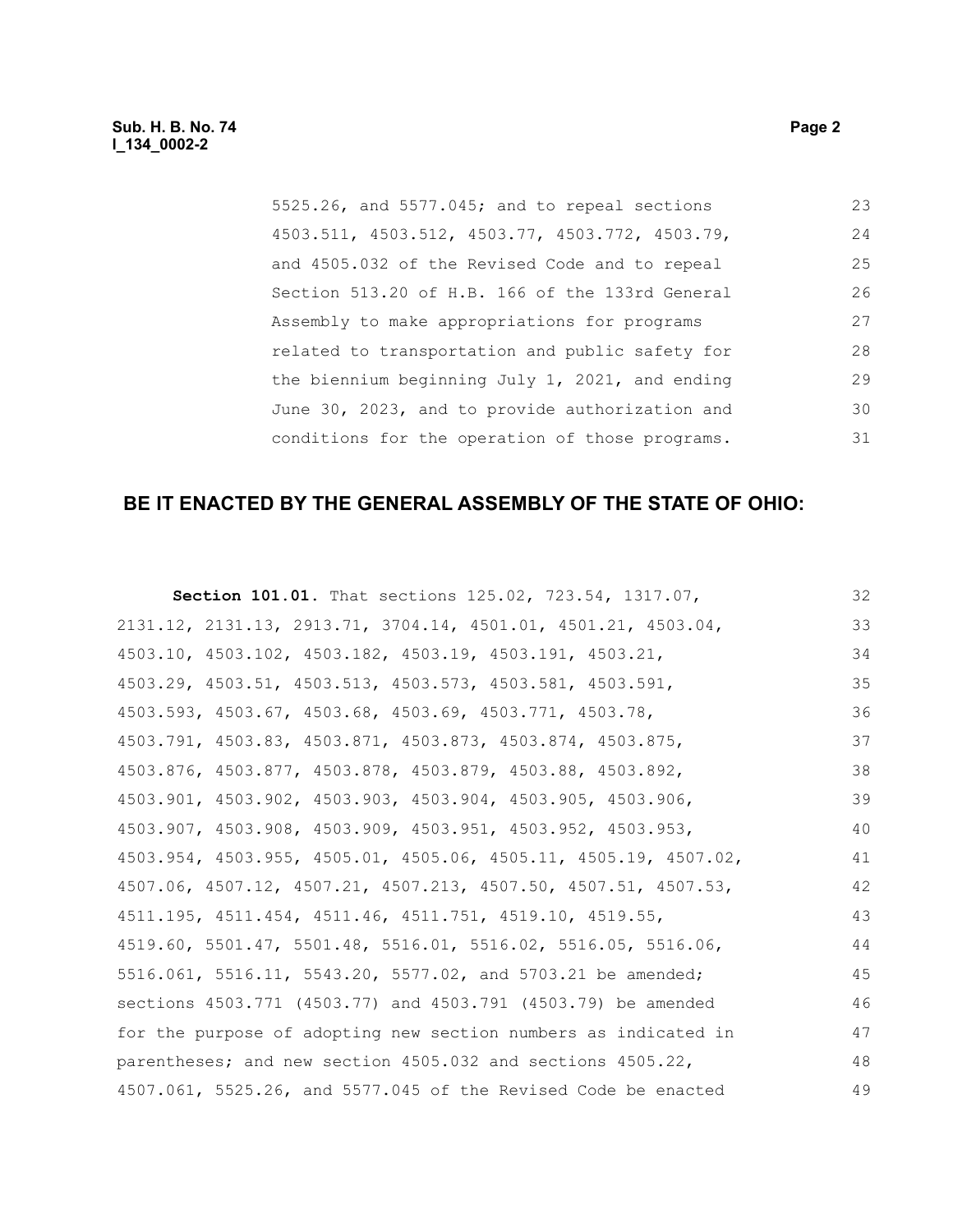5525.26, and 5577.045; and to repeal sections 4503.511, 4503.512, 4503.77, 4503.772, 4503.79, and 4505.032 of the Revised Code and to repeal Section 513.20 of H.B. 166 of the 133rd General Assembly to make appropriations for programs related to transportation and public safety for the biennium beginning July 1, 2021, and ending June 30, 2023, and to provide authorization and conditions for the operation of those programs.

## BE IT ENACTED BY THE GENERAL ASSEMBLY OF THE STATE OF OHIO:

**Section 101.01.** That sections 125.02, 723.54, 1317.07, 2131.12, 2131.13, 2913.71, 3704.14, 4501.01, 4501.21, 4503.04, 4503.10, 4503.102, 4503.182, 4503.19, 4503.191, 4503.21, 4503.29, 4503.51, 4503.513, 4503.573, 4503.581, 4503.591, 4503.593, 4503.67, 4503.68, 4503.69, 4503.771, 4503.78, 4503.791, 4503.83, 4503.871, 4503.873, 4503.874, 4503.875, 4503.876, 4503.877, 4503.878, 4503.879, 4503.88, 4503.892, 4503.901, 4503.902, 4503.903, 4503.904, 4503.905, 4503.906, 4503.907, 4503.908, 4503.909, 4503.951, 4503.952, 4503.953, 4503.954, 4503.955, 4505.01, 4505.06, 4505.11, 4505.19, 4507.02, 4507.06, 4507.12, 4507.21, 4507.213, 4507.50, 4507.51, 4507.53, 4511.195, 4511.454, 4511.46, 4511.751, 4519.10, 4519.55, 4519.60, 5501.47, 5501.48, 5516.01, 5516.02, 5516.05, 5516.06, 5516.061, 5516.11, 5543.20, 5577.02, and 5703.21 be amended; sections 4503.771 (4503.77) and 4503.791 (4503.79) be amended for the purpose of adopting new section numbers as indicated in parentheses; and new section 4505.032 and sections 4505.22, 4507.061, 5525.26, and 5577.045 of the Revised Code be enacted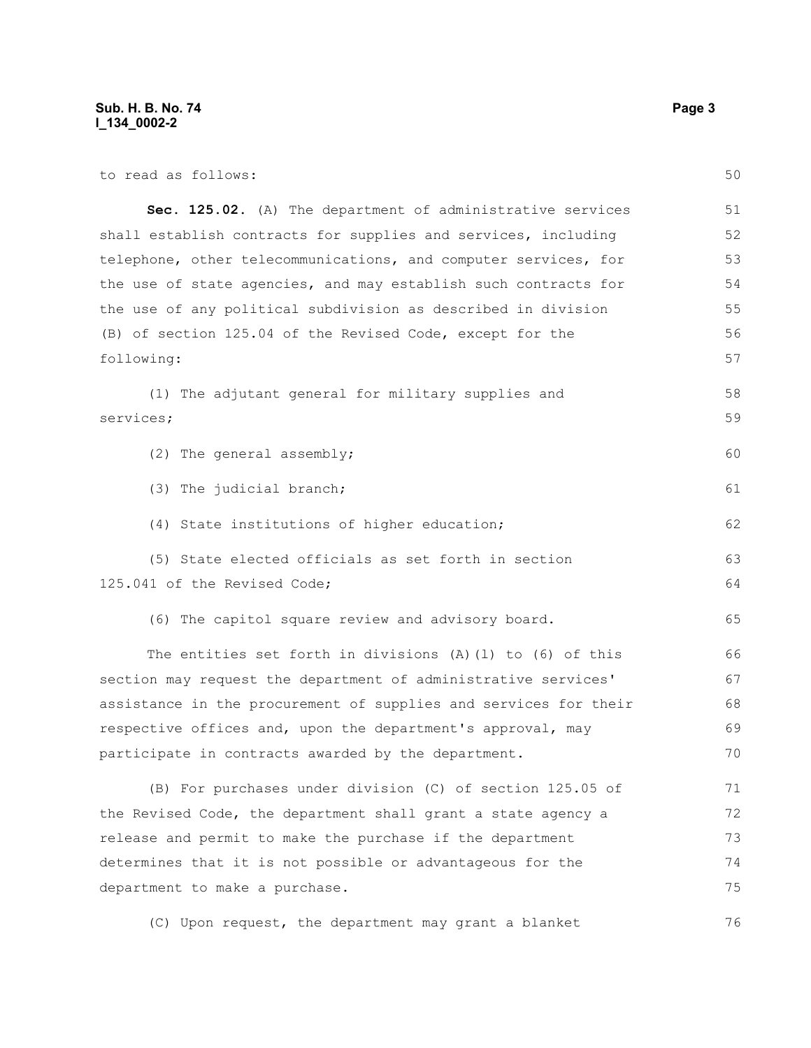to read as follows:

**Sec. 125.02.** (A) The department of administrative services shall establish contracts for supplies and services, including telephone, other telecommunications, and computer services, for the use of state agencies, and may establish such contracts for the use of any political subdivision as described in division (B) of section 125.04 of the Revised Code, except for the following:

(1) The adjutant general for military supplies and services;

(2) The general assembly;

(3) The judicial branch;

(4) State institutions of higher education;

(5) State elected officials as set forth in section 125.041 of the Revised Code;

(6) The capitol square review and advisory board.

The entities set forth in divisions (A)(1) to (6) of this section may request the department of administrative services' assistance in the procurement of supplies and services for their respective offices and, upon the department's approval, may participate in contracts awarded by the department.

(B) For purchases under division (C) of section 125.05 of the Revised Code, the department shall grant a state agency a release and permit to make the purchase if the department determines that it is not possible or advantageous for the department to make a purchase.

(C) Upon request, the department may grant a blanket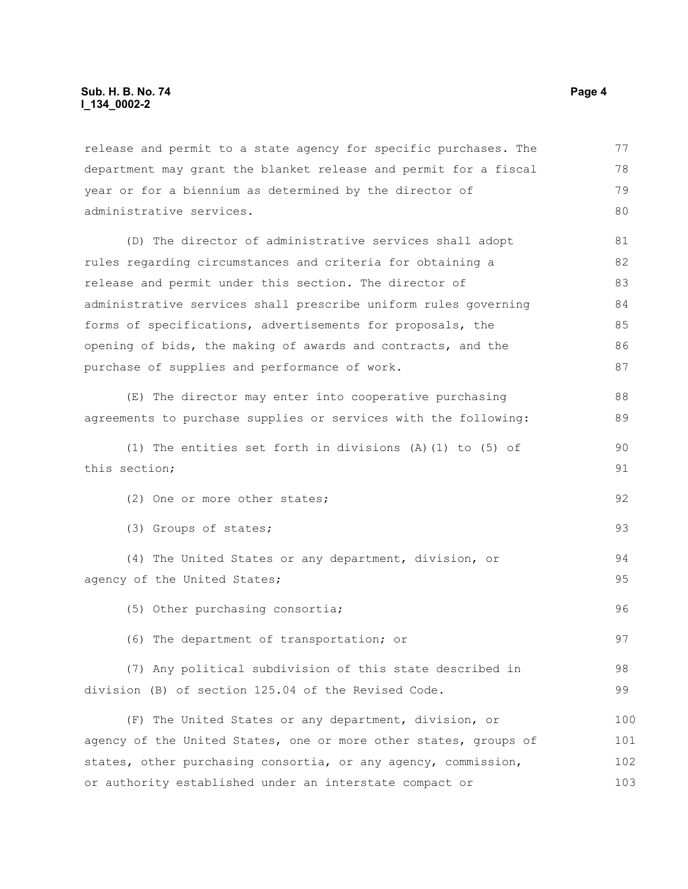release and permit to a state agency for specific purchases. The department may grant the blanket release and permit for a fiscal year or for a biennium as determined by the director of administrative services.

(D) The director of administrative services shall adopt rules regarding circumstances and criteria for obtaining a release and permit under this section. The director of administrative services shall prescribe uniform rules governing forms of specifications, advertisements for proposals, the opening of bids, the making of awards and contracts, and the purchase of supplies and performance of work.

(E) The director may enter into cooperative purchasing agreements to purchase supplies or services with the following:

(1) The entities set forth in divisions (A)(1) to (5) of this section;

(2) One or more other states;

(3) Groups of states;

(4) The United States or any department, division, or agency of the United States;

(5) Other purchasing consortia;

(6) The department of transportation; or

(7) Any political subdivision of this state described in division (B) of section 125.04 of the Revised Code.

(F) The United States or any department, division, or agency of the United States, one or more other states, groups of states, other purchasing consortia, or any agency, commission, or authority established under an interstate compact or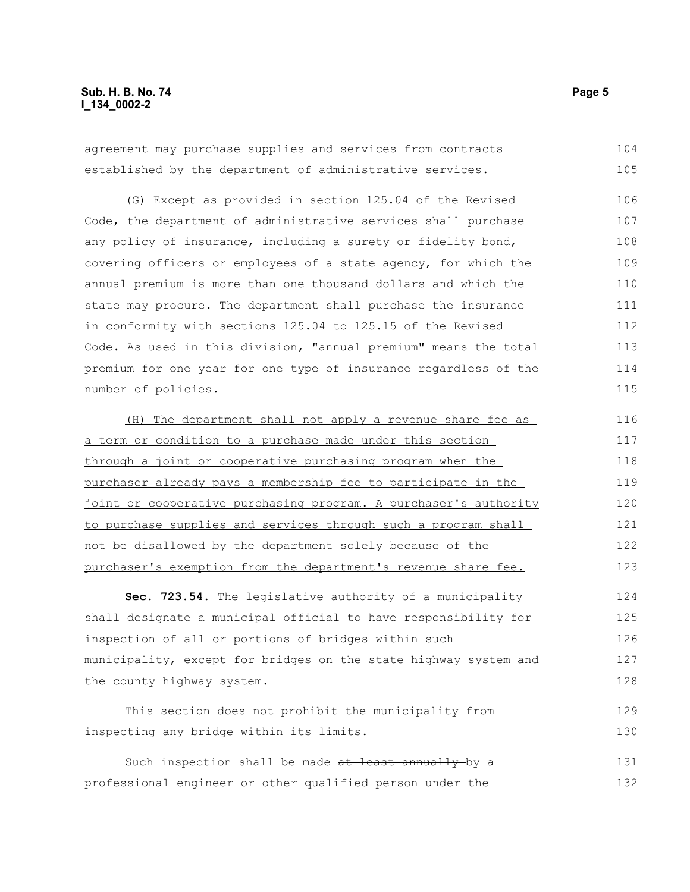agreement may purchase supplies and services from contracts established by the department of administrative services.

(G) Except as provided in section 125.04 of the Revised Code, the department of administrative services shall purchase any policy of insurance, including a surety or fidelity bond, covering officers or employees of a state agency, for which the annual premium is more than one thousand dollars and which the state may procure. The department shall purchase the insurance in conformity with sections 125.04 to 125.15 of the Revised Code. As used in this division, "annual premium" means the total premium for one year for one type of insurance regardless of the number of policies.

<u>(H) The department shall not apply a revenue share fee as a term or condition to a purchase made under this section through a joint or cooperative purchasing program when the purchaser already pays a membership fee to participate in the joint or cooperative purchasing program. A purchaser's authority to purchase supplies and services through such a program shall not be disallowed by the department solely because of the purchaser's exemption from the department's revenue share fee.</u>

**Sec. 723.54.** The legislative authority of a municipality shall designate a municipal official to have responsibility for inspection of all or portions of bridges within such municipality, except for bridges on the state highway system and the county highway system.

This section does not prohibit the municipality from inspecting any bridge within its limits.

Such inspection shall be made ~~at least annually~~ by a professional engineer or other qualified person under the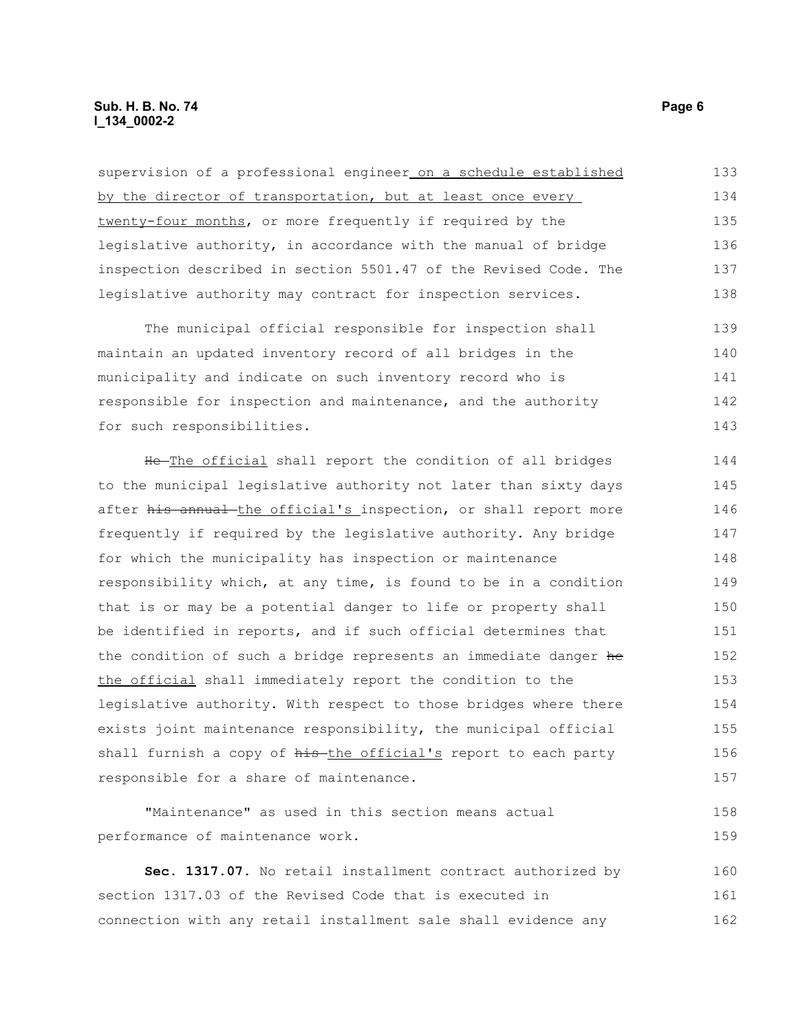supervision of a professional engineer on a schedule established by the director of transportation, but at least once every twenty-four months, or more frequently if required by the legislative authority, in accordance with the manual of bridge inspection described in section 5501.47 of the Revised Code. The legislative authority may contract for inspection services.

The municipal official responsible for inspection shall maintain an updated inventory record of all bridges in the municipality and indicate on such inventory record who is responsible for inspection and maintenance, and the authority for such responsibilities.

~~He~~ The official shall report the condition of all bridges to the municipal legislative authority not later than sixty days after ~~his annual~~ the official's inspection, or shall report more frequently if required by the legislative authority. Any bridge for which the municipality has inspection or maintenance responsibility which, at any time, is found to be in a condition that is or may be a potential danger to life or property shall be identified in reports, and if such official determines that the condition of such a bridge represents an immediate danger ~~he~~ the official shall immediately report the condition to the legislative authority. With respect to those bridges where there exists joint maintenance responsibility, the municipal official shall furnish a copy of ~~his~~ the official's report to each party responsible for a share of maintenance.

"Maintenance" as used in this section means actual performance of maintenance work.

**Sec. 1317.07.** No retail installment contract authorized by section 1317.03 of the Revised Code that is executed in connection with any retail installment sale shall evidence any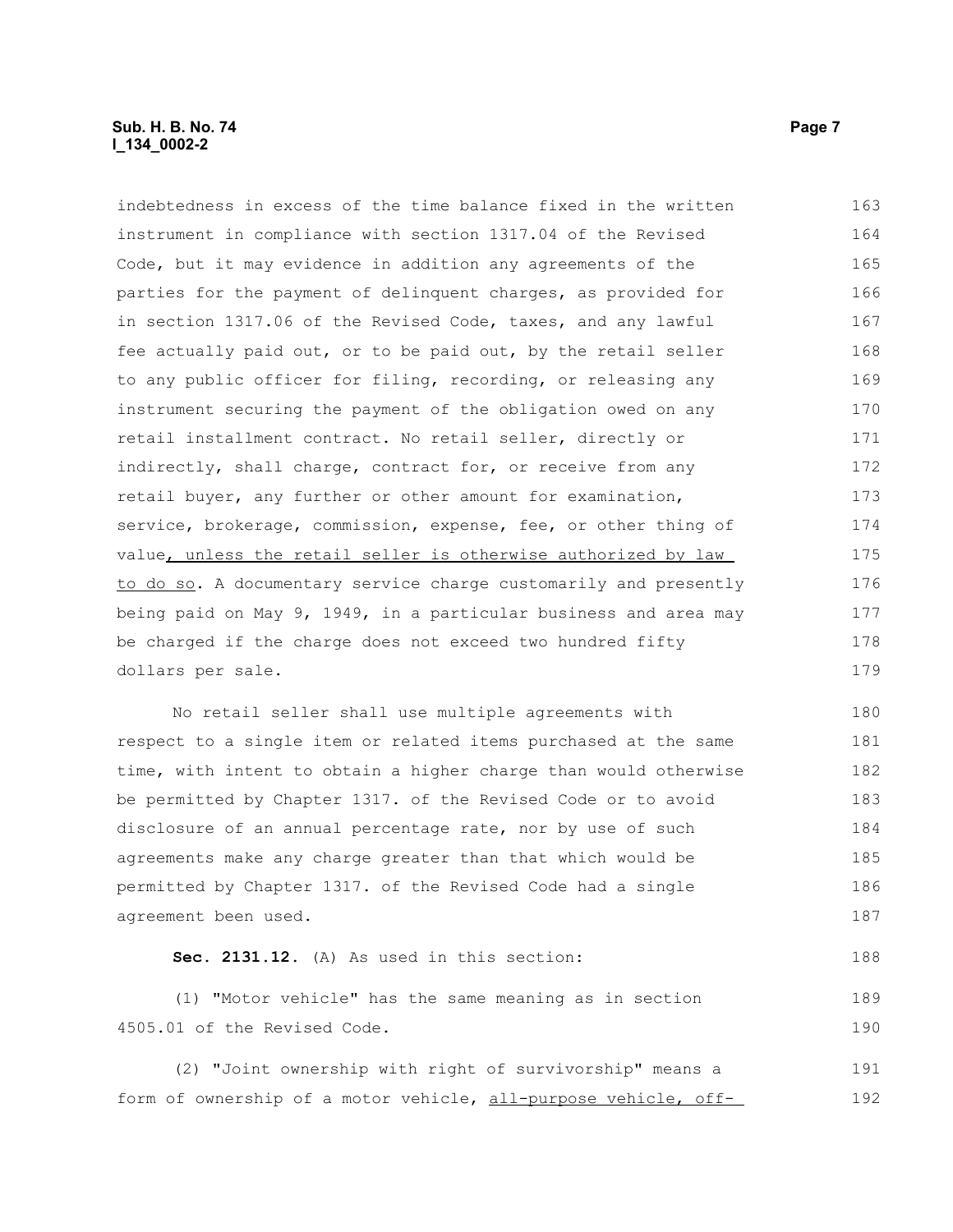indebtedness in excess of the time balance fixed in the written instrument in compliance with section 1317.04 of the Revised Code, but it may evidence in addition any agreements of the parties for the payment of delinquent charges, as provided for in section 1317.06 of the Revised Code, taxes, and any lawful fee actually paid out, or to be paid out, by the retail seller to any public officer for filing, recording, or releasing any instrument securing the payment of the obligation owed on any retail installment contract. No retail seller, directly or indirectly, shall charge, contract for, or receive from any retail buyer, any further or other amount for examination, service, brokerage, commission, expense, fee, or other thing of value<u>, unless the retail seller is otherwise authorized by law to do so</u>. A documentary service charge customarily and presently being paid on May 9, 1949, in a particular business and area may be charged if the charge does not exceed two hundred fifty dollars per sale.

No retail seller shall use multiple agreements with respect to a single item or related items purchased at the same time, with intent to obtain a higher charge than would otherwise be permitted by Chapter 1317. of the Revised Code or to avoid disclosure of an annual percentage rate, nor by use of such agreements make any charge greater than that which would be permitted by Chapter 1317. of the Revised Code had a single agreement been used.

**Sec. 2131.12.** (A) As used in this section:

(1) "Motor vehicle" has the same meaning as in section 4505.01 of the Revised Code.

(2) "Joint ownership with right of survivorship" means a form of ownership of a motor vehicle, <u>all-purpose vehicle, off-</u>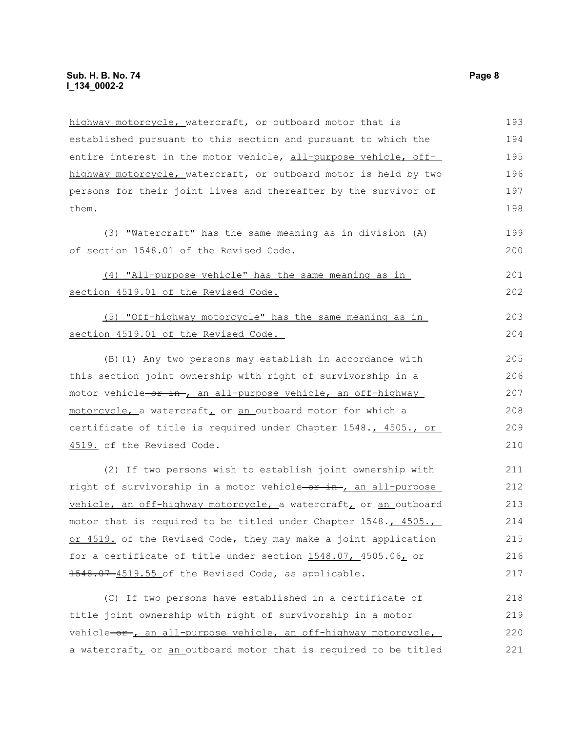highway motorcycle, watercraft, or outboard motor that is established pursuant to this section and pursuant to which the entire interest in the motor vehicle, all-purpose vehicle, off-highway motorcycle, watercraft, or outboard motor is held by two persons for their joint lives and thereafter by the survivor of them.

(3) "Watercraft" has the same meaning as in division (A) of section 1548.01 of the Revised Code.

(4) "All-purpose vehicle" has the same meaning as in section 4519.01 of the Revised Code.

(5) "Off-highway motorcycle" has the same meaning as in section 4519.01 of the Revised Code.

(B)(1) Any two persons may establish in accordance with this section joint ownership with right of survivorship in a motor vehicle ~~or in~~ , an all-purpose vehicle, an off-highway motorcycle, a watercraft, or an outboard motor for which a certificate of title is required under Chapter 1548., 4505., or 4519. of the Revised Code.

(2) If two persons wish to establish joint ownership with right of survivorship in a motor vehicle ~~or in~~ , an all-purpose vehicle, an off-highway motorcycle, a watercraft, or an outboard motor that is required to be titled under Chapter 1548., 4505., or 4519. of the Revised Code, they may make a joint application for a certificate of title under section 1548.07, 4505.06, or ~~1548.07~~ 4519.55 of the Revised Code, as applicable.

(C) If two persons have established in a certificate of title joint ownership with right of survivorship in a motor vehicle ~~or~~ , an all-purpose vehicle, an off-highway motorcycle, a watercraft, or an outboard motor that is required to be titled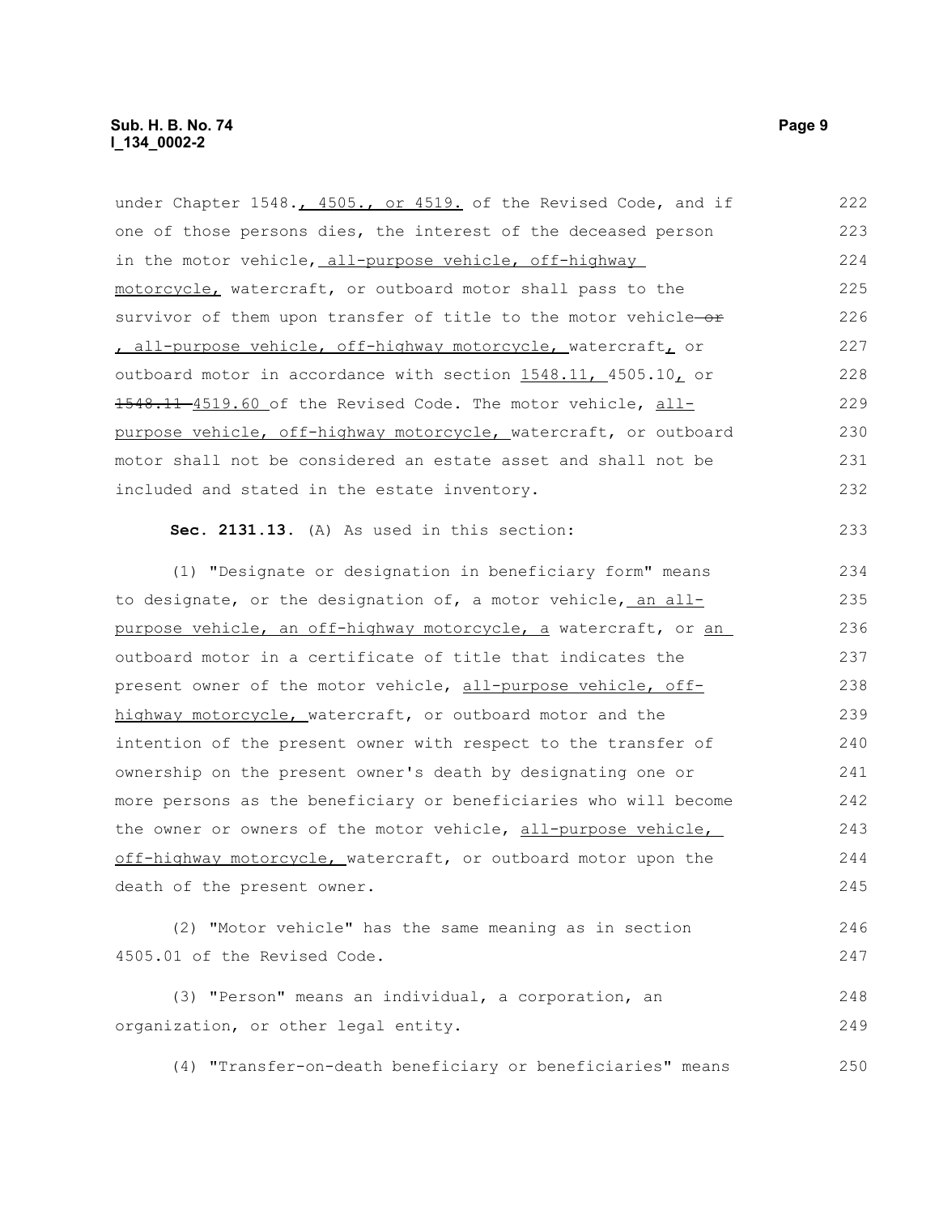under Chapter 1548., 4505., or 4519. of the Revised Code, and if one of those persons dies, the interest of the deceased person in the motor vehicle, all-purpose vehicle, off-highway motorcycle, watercraft, or outboard motor shall pass to the survivor of them upon transfer of title to the motor vehicle ~~or~~ , all-purpose vehicle, off-highway motorcycle, watercraft, or outboard motor in accordance with section 1548.11, 4505.10, or ~~1548.11~~ 4519.60 of the Revised Code. The motor vehicle, all-purpose vehicle, off-highway motorcycle, watercraft, or outboard motor shall not be considered an estate asset and shall not be included and stated in the estate inventory.

**Sec. 2131.13.** (A) As used in this section:

(1) "Designate or designation in beneficiary form" means to designate, or the designation of, a motor vehicle, an all-purpose vehicle, an off-highway motorcycle, a watercraft, or an outboard motor in a certificate of title that indicates the present owner of the motor vehicle, all-purpose vehicle, off-highway motorcycle, watercraft, or outboard motor and the intention of the present owner with respect to the transfer of ownership on the present owner's death by designating one or more persons as the beneficiary or beneficiaries who will become the owner or owners of the motor vehicle, all-purpose vehicle, off-highway motorcycle, watercraft, or outboard motor upon the death of the present owner.

(2) "Motor vehicle" has the same meaning as in section 4505.01 of the Revised Code.

(3) "Person" means an individual, a corporation, an organization, or other legal entity.

(4) "Transfer-on-death beneficiary or beneficiaries" means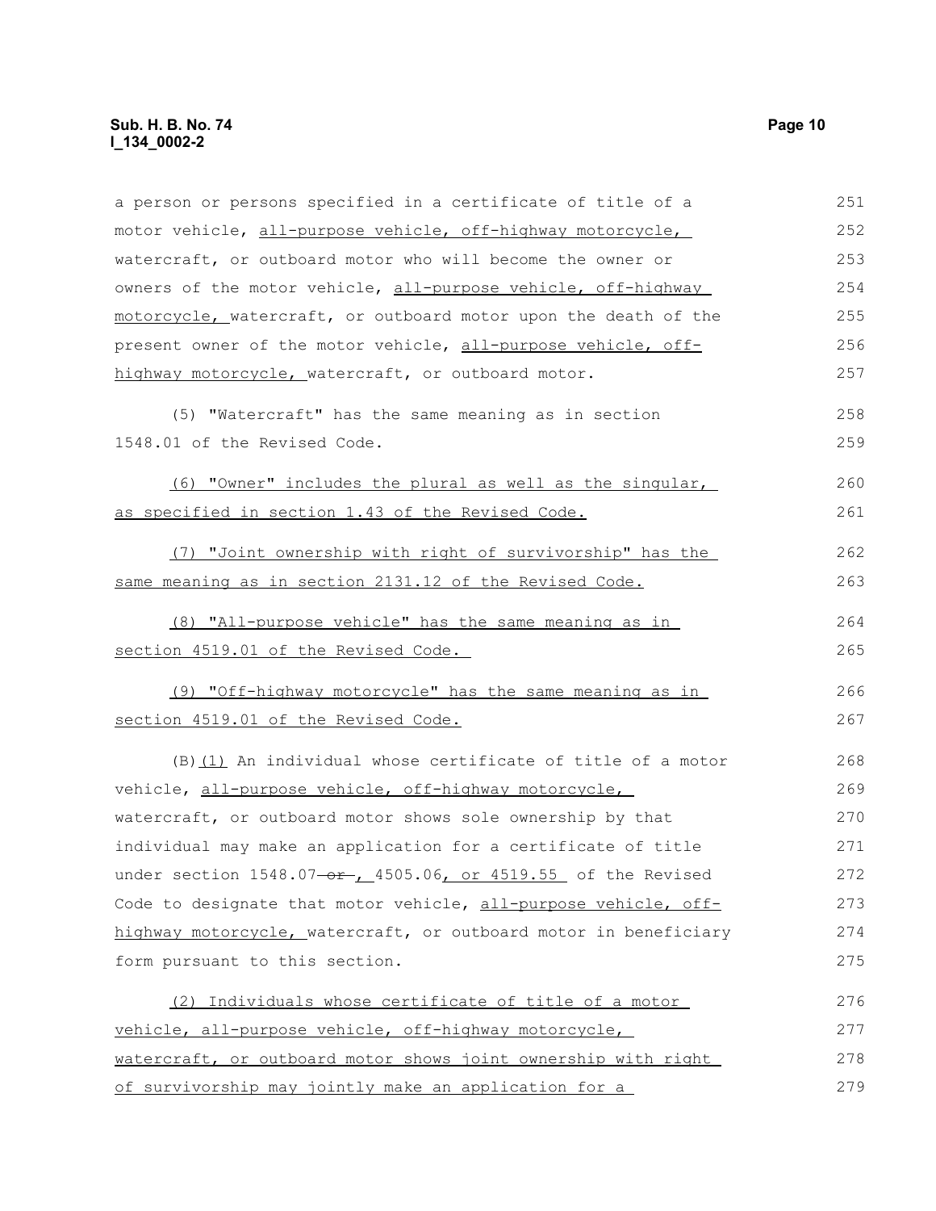a person or persons specified in a certificate of title of a motor vehicle, all-purpose vehicle, off-highway motorcycle, watercraft, or outboard motor who will become the owner or owners of the motor vehicle, all-purpose vehicle, off-highway motorcycle, watercraft, or outboard motor upon the death of the present owner of the motor vehicle, all-purpose vehicle, off-highway motorcycle, watercraft, or outboard motor.

(5) "Watercraft" has the same meaning as in section 1548.01 of the Revised Code.

(6) "Owner" includes the plural as well as the singular, as specified in section 1.43 of the Revised Code.

(7) "Joint ownership with right of survivorship" has the same meaning as in section 2131.12 of the Revised Code.

(8) "All-purpose vehicle" has the same meaning as in section 4519.01 of the Revised Code.

(9) "Off-highway motorcycle" has the same meaning as in section 4519.01 of the Revised Code.

(B)(1) An individual whose certificate of title of a motor vehicle, all-purpose vehicle, off-highway motorcycle, watercraft, or outboard motor shows sole ownership by that individual may make an application for a certificate of title under section 1548.07 ~~or~~, 4505.06, or 4519.55 of the Revised Code to designate that motor vehicle, all-purpose vehicle, off-highway motorcycle, watercraft, or outboard motor in beneficiary form pursuant to this section.

(2) Individuals whose certificate of title of a motor vehicle, all-purpose vehicle, off-highway motorcycle, watercraft, or outboard motor shows joint ownership with right of survivorship may jointly make an application for a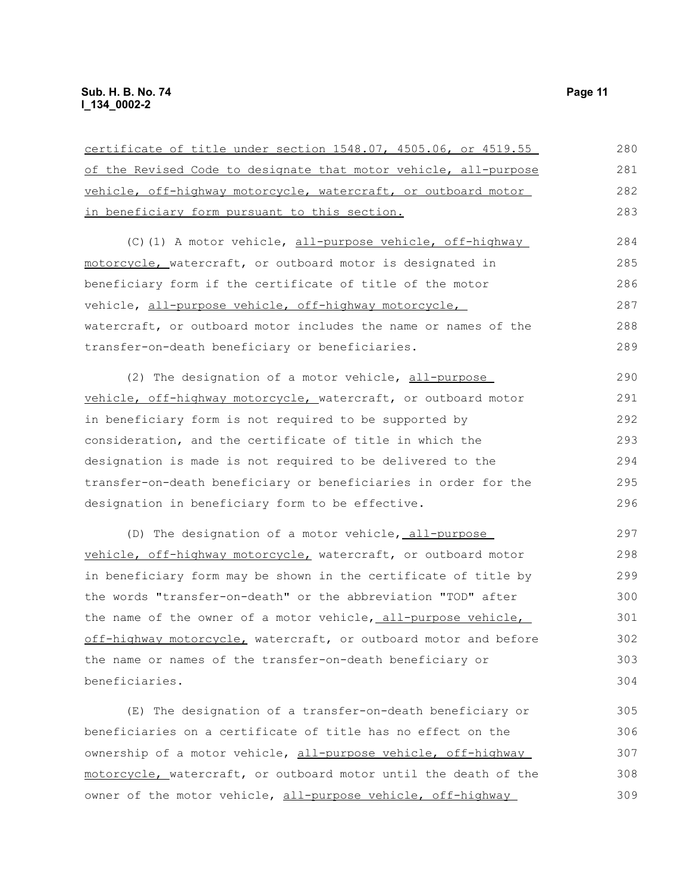certificate of title under section 1548.07, 4505.06, or 4519.55 of the Revised Code to designate that motor vehicle, all-purpose vehicle, off-highway motorcycle, watercraft, or outboard motor in beneficiary form pursuant to this section.

(C)(1) A motor vehicle, all-purpose vehicle, off-highway motorcycle, watercraft, or outboard motor is designated in beneficiary form if the certificate of title of the motor vehicle, all-purpose vehicle, off-highway motorcycle, watercraft, or outboard motor includes the name or names of the transfer-on-death beneficiary or beneficiaries.

(2) The designation of a motor vehicle, all-purpose vehicle, off-highway motorcycle, watercraft, or outboard motor in beneficiary form is not required to be supported by consideration, and the certificate of title in which the designation is made is not required to be delivered to the transfer-on-death beneficiary or beneficiaries in order for the designation in beneficiary form to be effective.

(D) The designation of a motor vehicle, all-purpose vehicle, off-highway motorcycle, watercraft, or outboard motor in beneficiary form may be shown in the certificate of title by the words "transfer-on-death" or the abbreviation "TOD" after the name of the owner of a motor vehicle, all-purpose vehicle, off-highway motorcycle, watercraft, or outboard motor and before the name or names of the transfer-on-death beneficiary or beneficiaries.

(E) The designation of a transfer-on-death beneficiary or beneficiaries on a certificate of title has no effect on the ownership of a motor vehicle, all-purpose vehicle, off-highway motorcycle, watercraft, or outboard motor until the death of the owner of the motor vehicle, all-purpose vehicle, off-highway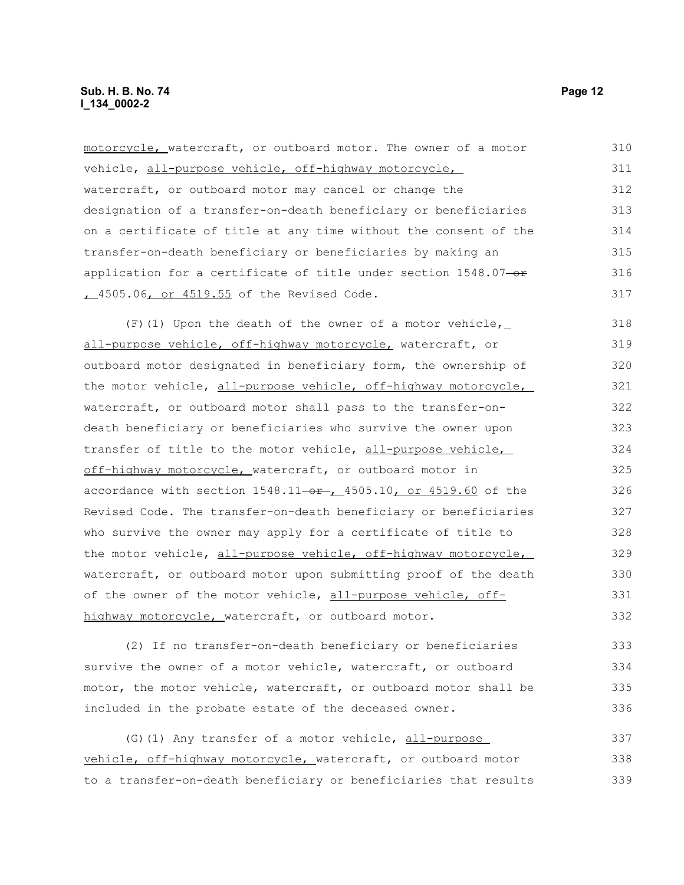motorcycle, watercraft, or outboard motor. The owner of a motor vehicle, all-purpose vehicle, off-highway motorcycle, watercraft, or outboard motor may cancel or change the designation of a transfer-on-death beneficiary or beneficiaries on a certificate of title at any time without the consent of the transfer-on-death beneficiary or beneficiaries by making an application for a certificate of title under section 1548.07 or , 4505.06, or 4519.55 of the Revised Code.

(F)(1) Upon the death of the owner of a motor vehicle, all-purpose vehicle, off-highway motorcycle, watercraft, or outboard motor designated in beneficiary form, the ownership of the motor vehicle, all-purpose vehicle, off-highway motorcycle, watercraft, or outboard motor shall pass to the transfer-on-death beneficiary or beneficiaries who survive the owner upon transfer of title to the motor vehicle, all-purpose vehicle, off-highway motorcycle, watercraft, or outboard motor in accordance with section 1548.11 or , 4505.10, or 4519.60 of the Revised Code. The transfer-on-death beneficiary or beneficiaries who survive the owner may apply for a certificate of title to the motor vehicle, all-purpose vehicle, off-highway motorcycle, watercraft, or outboard motor upon submitting proof of the death of the owner of the motor vehicle, all-purpose vehicle, off-highway motorcycle, watercraft, or outboard motor.

(2) If no transfer-on-death beneficiary or beneficiaries survive the owner of a motor vehicle, watercraft, or outboard motor, the motor vehicle, watercraft, or outboard motor shall be included in the probate estate of the deceased owner.

(G)(1) Any transfer of a motor vehicle, all-purpose vehicle, off-highway motorcycle, watercraft, or outboard motor to a transfer-on-death beneficiary or beneficiaries that results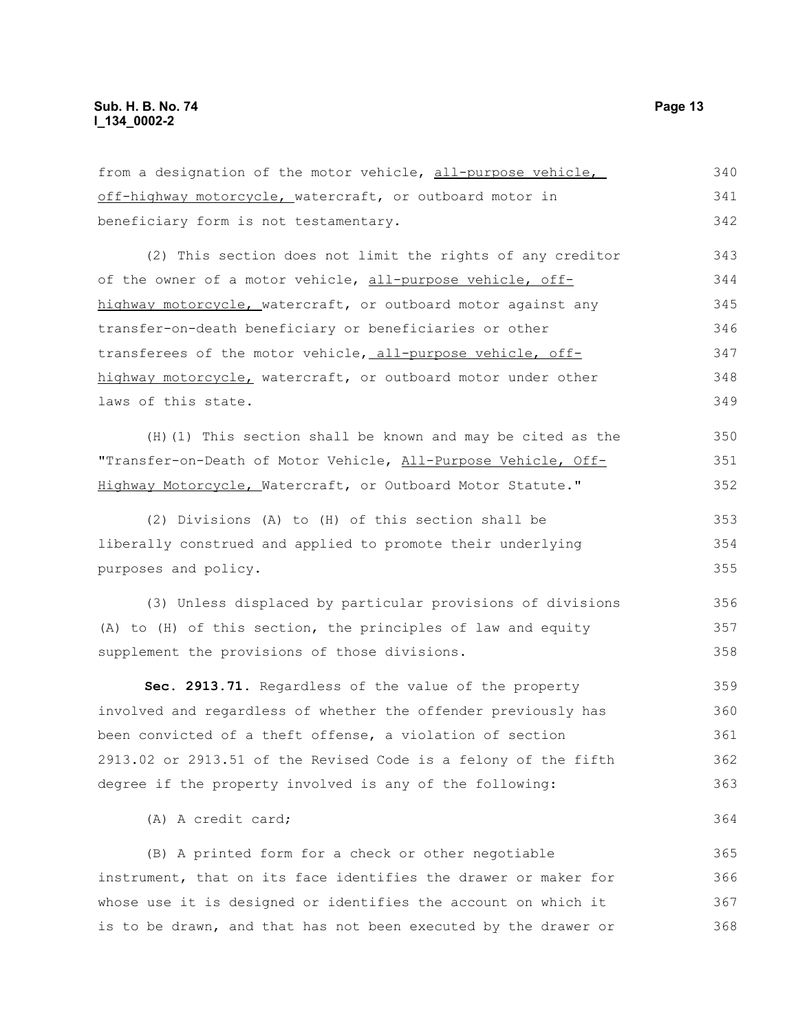from a designation of the motor vehicle, all-purpose vehicle, off-highway motorcycle, watercraft, or outboard motor in beneficiary form is not testamentary.

(2) This section does not limit the rights of any creditor of the owner of a motor vehicle, all-purpose vehicle, off-highway motorcycle, watercraft, or outboard motor against any transfer-on-death beneficiary or beneficiaries or other transferees of the motor vehicle, all-purpose vehicle, off-highway motorcycle, watercraft, or outboard motor under other laws of this state.

(H)(1) This section shall be known and may be cited as the "Transfer-on-Death of Motor Vehicle, All-Purpose Vehicle, Off-Highway Motorcycle, Watercraft, or Outboard Motor Statute."

(2) Divisions (A) to (H) of this section shall be liberally construed and applied to promote their underlying purposes and policy.

(3) Unless displaced by particular provisions of divisions (A) to (H) of this section, the principles of law and equity supplement the provisions of those divisions.

**Sec. 2913.71.** Regardless of the value of the property involved and regardless of whether the offender previously has been convicted of a theft offense, a violation of section 2913.02 or 2913.51 of the Revised Code is a felony of the fifth degree if the property involved is any of the following:

(A) A credit card;

(B) A printed form for a check or other negotiable instrument, that on its face identifies the drawer or maker for whose use it is designed or identifies the account on which it is to be drawn, and that has not been executed by the drawer or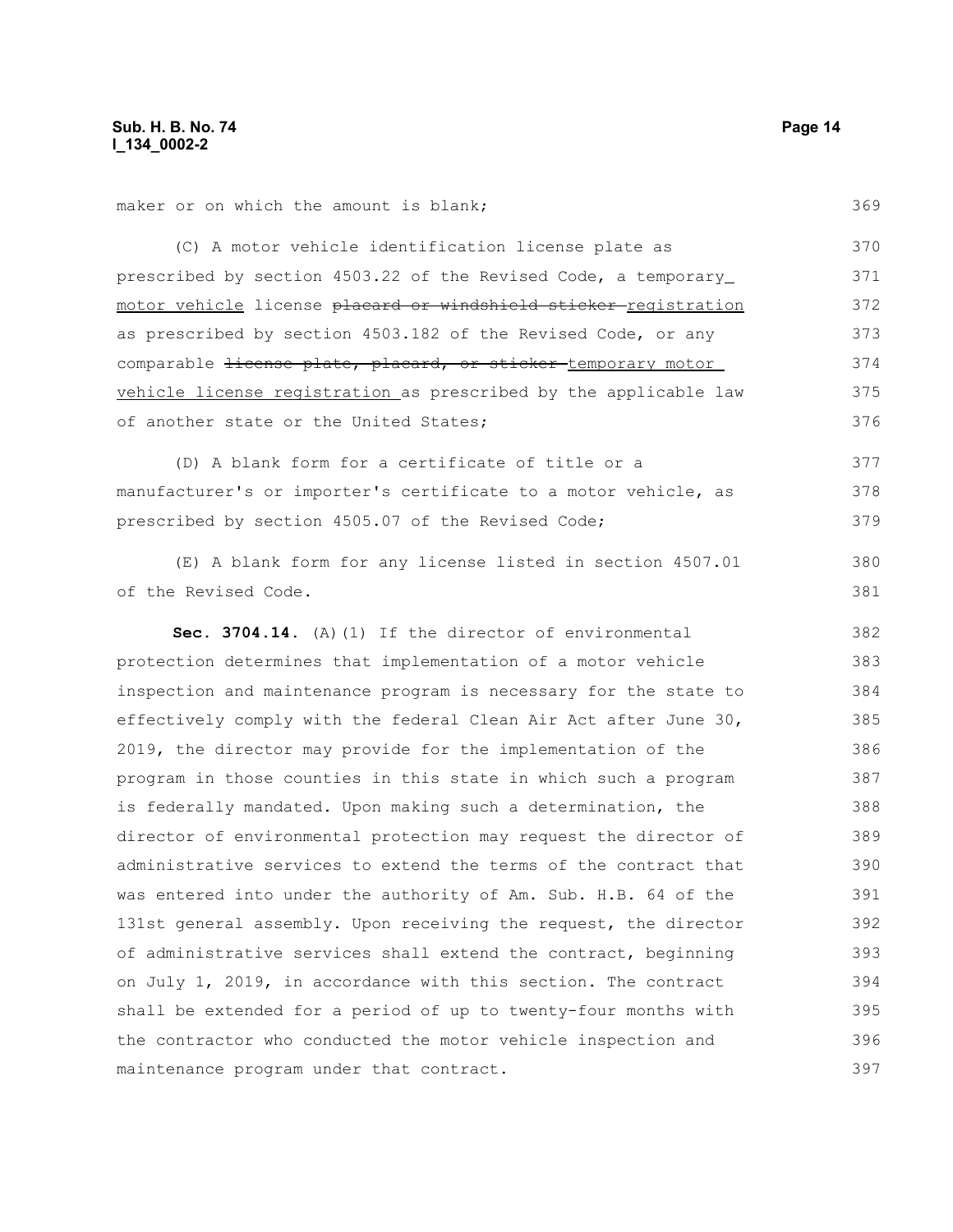maker or on which the amount is blank;

(C) A motor vehicle identification license plate as prescribed by section 4503.22 of the Revised Code, a temporary motor vehicle license ~~placard or windshield sticker~~ registration as prescribed by section 4503.182 of the Revised Code, or any comparable ~~license plate, placard, or sticker~~ temporary motor vehicle license registration as prescribed by the applicable law of another state or the United States;

(D) A blank form for a certificate of title or a manufacturer's or importer's certificate to a motor vehicle, as prescribed by section 4505.07 of the Revised Code;

(E) A blank form for any license listed in section 4507.01 of the Revised Code.

**Sec. 3704.14.** (A)(1) If the director of environmental protection determines that implementation of a motor vehicle inspection and maintenance program is necessary for the state to effectively comply with the federal Clean Air Act after June 30, 2019, the director may provide for the implementation of the program in those counties in this state in which such a program is federally mandated. Upon making such a determination, the director of environmental protection may request the director of administrative services to extend the terms of the contract that was entered into under the authority of Am. Sub. H.B. 64 of the 131st general assembly. Upon receiving the request, the director of administrative services shall extend the contract, beginning on July 1, 2019, in accordance with this section. The contract shall be extended for a period of up to twenty-four months with the contractor who conducted the motor vehicle inspection and maintenance program under that contract.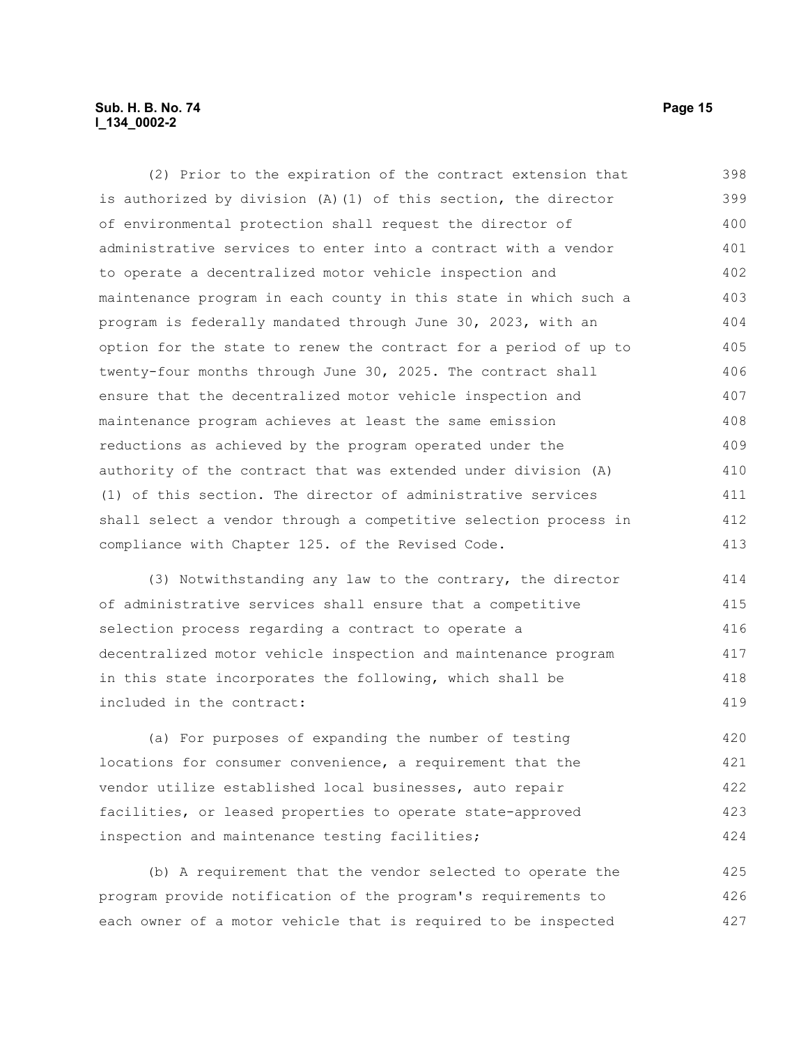(2) Prior to the expiration of the contract extension that is authorized by division (A)(1) of this section, the director of environmental protection shall request the director of administrative services to enter into a contract with a vendor to operate a decentralized motor vehicle inspection and maintenance program in each county in this state in which such a program is federally mandated through June 30, 2023, with an option for the state to renew the contract for a period of up to twenty-four months through June 30, 2025. The contract shall ensure that the decentralized motor vehicle inspection and maintenance program achieves at least the same emission reductions as achieved by the program operated under the authority of the contract that was extended under division (A)(1) of this section. The director of administrative services shall select a vendor through a competitive selection process in compliance with Chapter 125. of the Revised Code.

(3) Notwithstanding any law to the contrary, the director of administrative services shall ensure that a competitive selection process regarding a contract to operate a decentralized motor vehicle inspection and maintenance program in this state incorporates the following, which shall be included in the contract:

(a) For purposes of expanding the number of testing locations for consumer convenience, a requirement that the vendor utilize established local businesses, auto repair facilities, or leased properties to operate state-approved inspection and maintenance testing facilities;

(b) A requirement that the vendor selected to operate the program provide notification of the program's requirements to each owner of a motor vehicle that is required to be inspected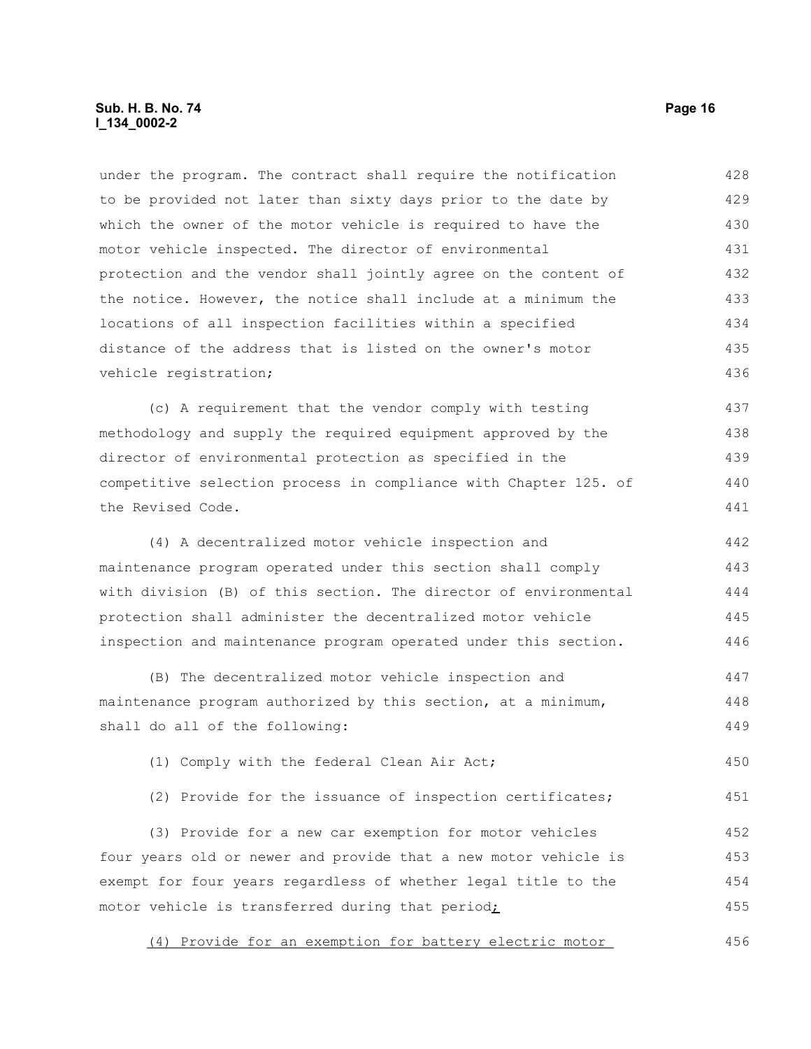under the program. The contract shall require the notification to be provided not later than sixty days prior to the date by which the owner of the motor vehicle is required to have the motor vehicle inspected. The director of environmental protection and the vendor shall jointly agree on the content of the notice. However, the notice shall include at a minimum the locations of all inspection facilities within a specified distance of the address that is listed on the owner's motor vehicle registration;

(c) A requirement that the vendor comply with testing methodology and supply the required equipment approved by the director of environmental protection as specified in the competitive selection process in compliance with Chapter 125. of the Revised Code.

(4) A decentralized motor vehicle inspection and maintenance program operated under this section shall comply with division (B) of this section. The director of environmental protection shall administer the decentralized motor vehicle inspection and maintenance program operated under this section.

(B) The decentralized motor vehicle inspection and maintenance program authorized by this section, at a minimum, shall do all of the following:

(1) Comply with the federal Clean Air Act;

(2) Provide for the issuance of inspection certificates;

(3) Provide for a new car exemption for motor vehicles four years old or newer and provide that a new motor vehicle is exempt for four years regardless of whether legal title to the motor vehicle is transferred during that period;

(4) Provide for an exemption for battery electric motor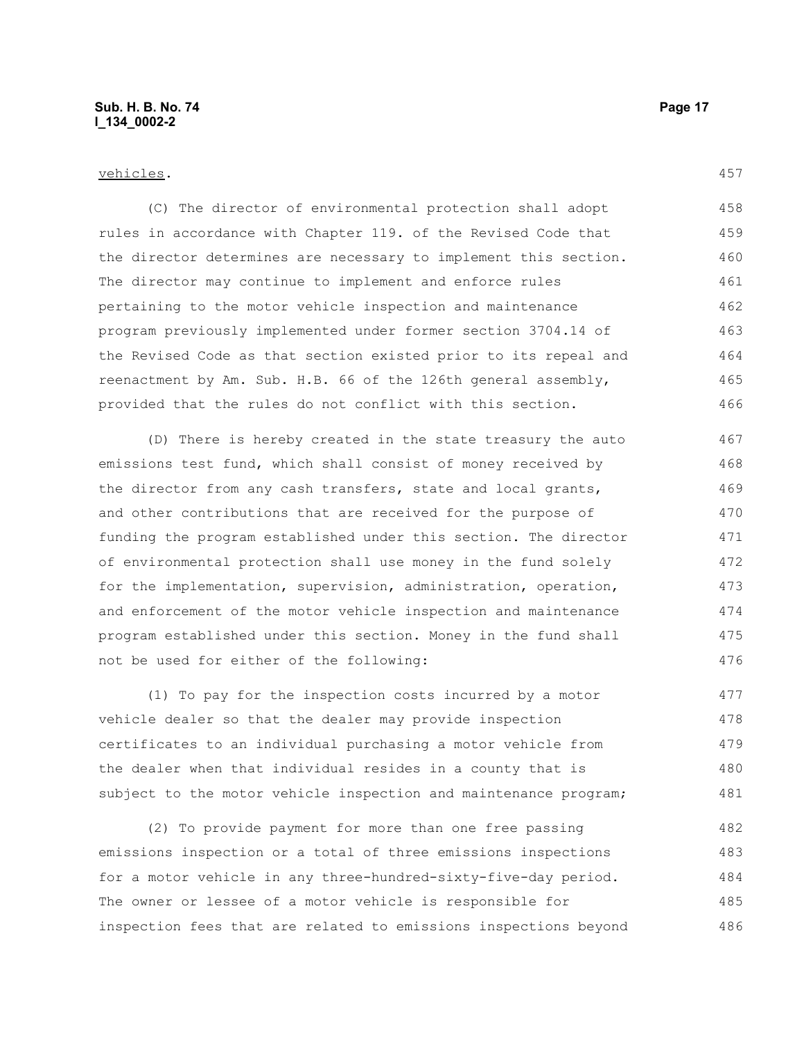vehicles.

(C) The director of environmental protection shall adopt rules in accordance with Chapter 119. of the Revised Code that the director determines are necessary to implement this section. The director may continue to implement and enforce rules pertaining to the motor vehicle inspection and maintenance program previously implemented under former section 3704.14 of the Revised Code as that section existed prior to its repeal and reenactment by Am. Sub. H.B. 66 of the 126th general assembly, provided that the rules do not conflict with this section.

(D) There is hereby created in the state treasury the auto emissions test fund, which shall consist of money received by the director from any cash transfers, state and local grants, and other contributions that are received for the purpose of funding the program established under this section. The director of environmental protection shall use money in the fund solely for the implementation, supervision, administration, operation, and enforcement of the motor vehicle inspection and maintenance program established under this section. Money in the fund shall not be used for either of the following:

(1) To pay for the inspection costs incurred by a motor vehicle dealer so that the dealer may provide inspection certificates to an individual purchasing a motor vehicle from the dealer when that individual resides in a county that is subject to the motor vehicle inspection and maintenance program;

(2) To provide payment for more than one free passing emissions inspection or a total of three emissions inspections for a motor vehicle in any three-hundred-sixty-five-day period. The owner or lessee of a motor vehicle is responsible for inspection fees that are related to emissions inspections beyond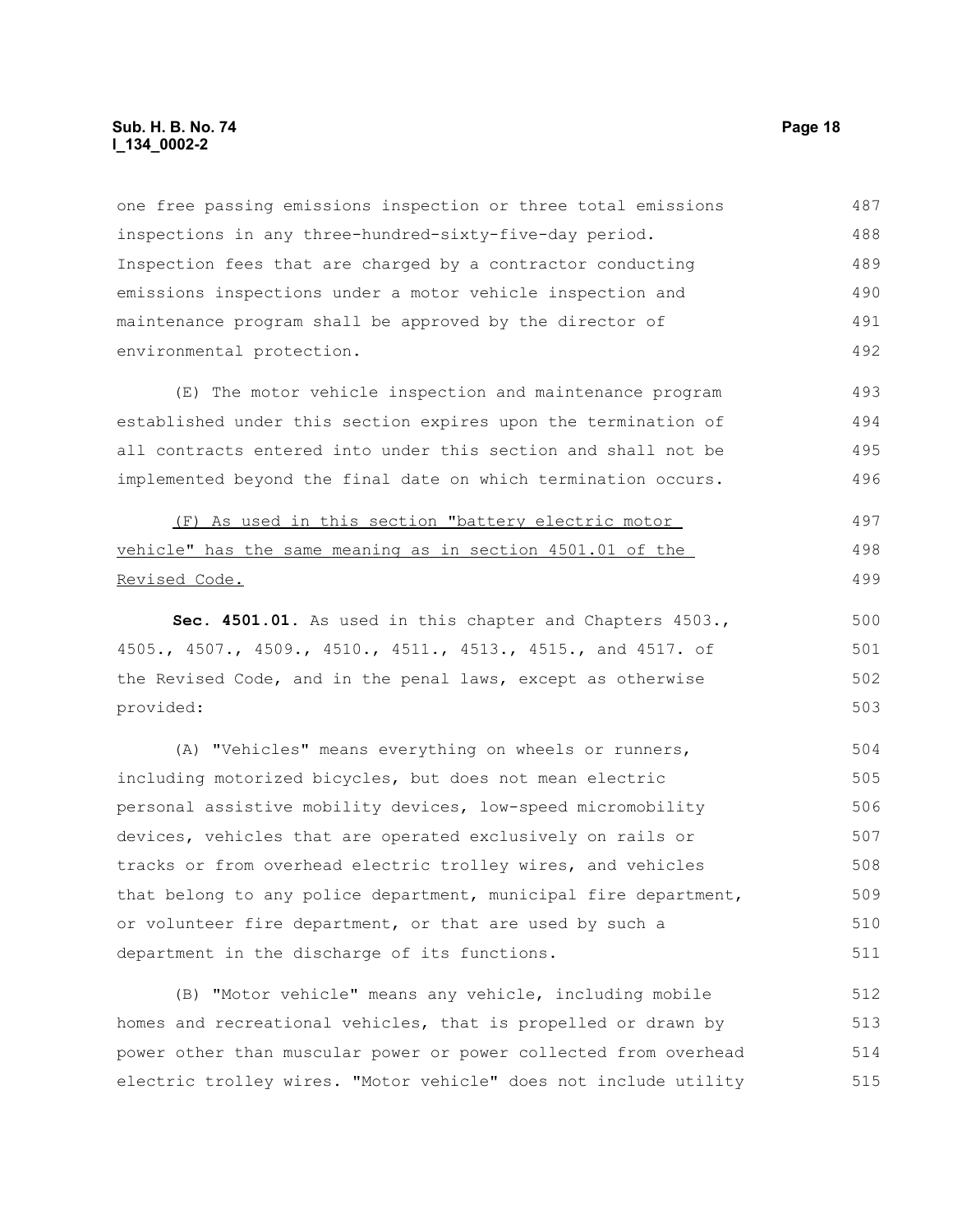one free passing emissions inspection or three total emissions inspections in any three-hundred-sixty-five-day period. Inspection fees that are charged by a contractor conducting emissions inspections under a motor vehicle inspection and maintenance program shall be approved by the director of environmental protection.

(E) The motor vehicle inspection and maintenance program established under this section expires upon the termination of all contracts entered into under this section and shall not be implemented beyond the final date on which termination occurs.

<u>(F) As used in this section "battery electric motor vehicle" has the same meaning as in section 4501.01 of the Revised Code.</u>

**Sec. 4501.01.** As used in this chapter and Chapters 4503., 4505., 4507., 4509., 4510., 4511., 4513., 4515., and 4517. of the Revised Code, and in the penal laws, except as otherwise provided:

(A) "Vehicles" means everything on wheels or runners, including motorized bicycles, but does not mean electric personal assistive mobility devices, low-speed micromobility devices, vehicles that are operated exclusively on rails or tracks or from overhead electric trolley wires, and vehicles that belong to any police department, municipal fire department, or volunteer fire department, or that are used by such a department in the discharge of its functions.

(B) "Motor vehicle" means any vehicle, including mobile homes and recreational vehicles, that is propelled or drawn by power other than muscular power or power collected from overhead electric trolley wires. "Motor vehicle" does not include utility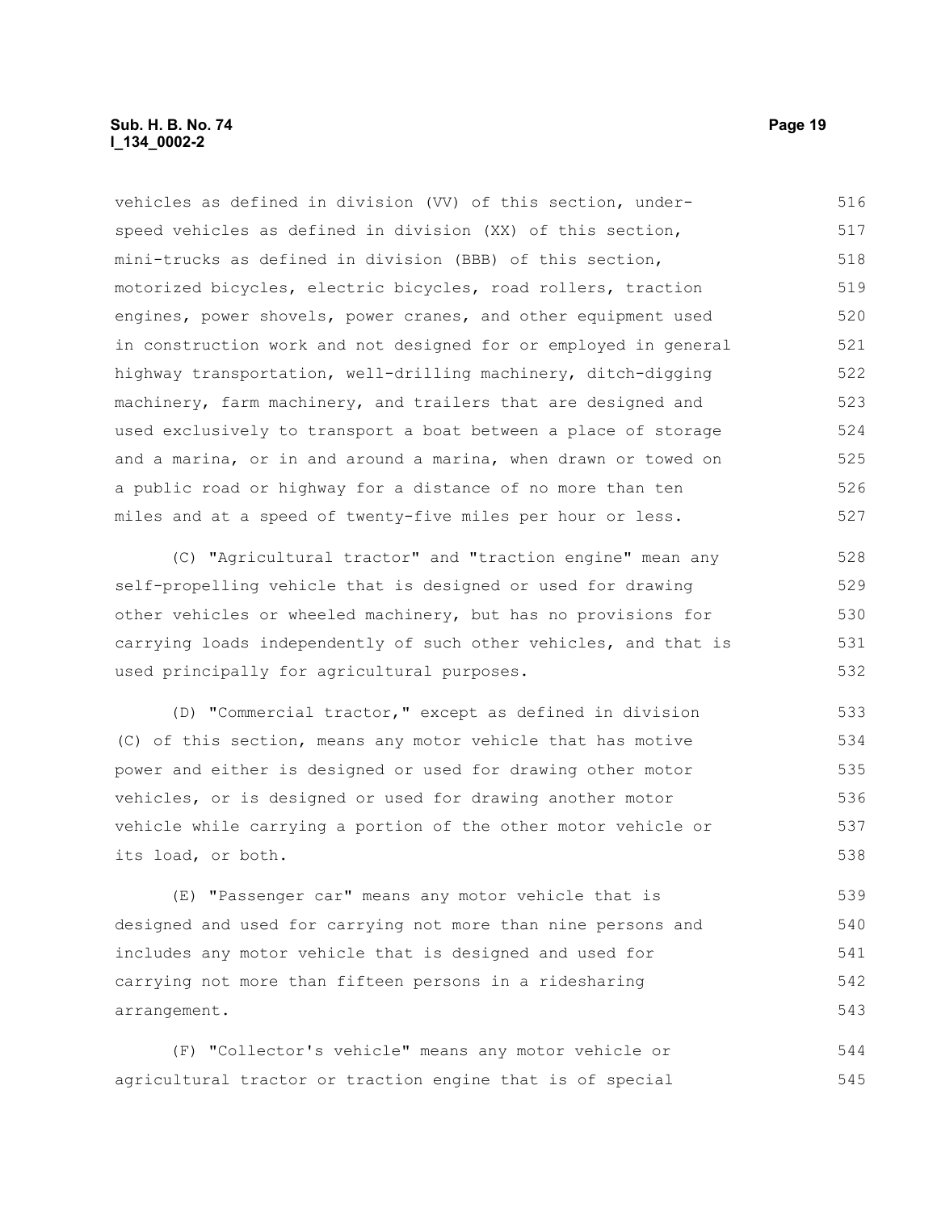vehicles as defined in division (VV) of this section, under-speed vehicles as defined in division (XX) of this section, mini-trucks as defined in division (BBB) of this section, motorized bicycles, electric bicycles, road rollers, traction engines, power shovels, power cranes, and other equipment used in construction work and not designed for or employed in general highway transportation, well-drilling machinery, ditch-digging machinery, farm machinery, and trailers that are designed and used exclusively to transport a boat between a place of storage and a marina, or in and around a marina, when drawn or towed on a public road or highway for a distance of no more than ten miles and at a speed of twenty-five miles per hour or less.

(C) "Agricultural tractor" and "traction engine" mean any self-propelling vehicle that is designed or used for drawing other vehicles or wheeled machinery, but has no provisions for carrying loads independently of such other vehicles, and that is used principally for agricultural purposes.

(D) "Commercial tractor," except as defined in division (C) of this section, means any motor vehicle that has motive power and either is designed or used for drawing other motor vehicles, or is designed or used for drawing another motor vehicle while carrying a portion of the other motor vehicle or its load, or both.

(E) "Passenger car" means any motor vehicle that is designed and used for carrying not more than nine persons and includes any motor vehicle that is designed and used for carrying not more than fifteen persons in a ridesharing arrangement.

(F) "Collector's vehicle" means any motor vehicle or agricultural tractor or traction engine that is of special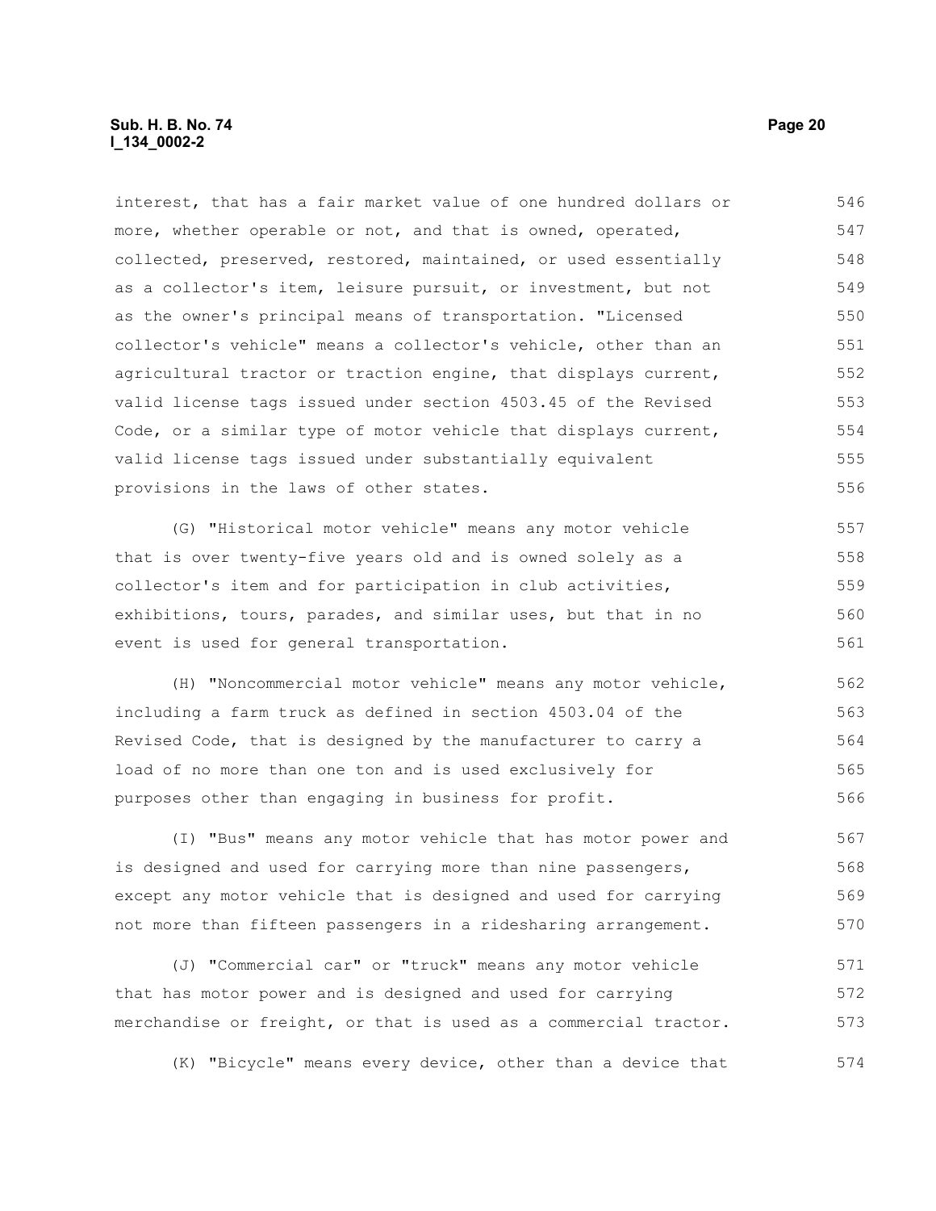interest, that has a fair market value of one hundred dollars or more, whether operable or not, and that is owned, operated, collected, preserved, restored, maintained, or used essentially as a collector's item, leisure pursuit, or investment, but not as the owner's principal means of transportation. "Licensed collector's vehicle" means a collector's vehicle, other than an agricultural tractor or traction engine, that displays current, valid license tags issued under section 4503.45 of the Revised Code, or a similar type of motor vehicle that displays current, valid license tags issued under substantially equivalent provisions in the laws of other states.

(G) "Historical motor vehicle" means any motor vehicle that is over twenty-five years old and is owned solely as a collector's item and for participation in club activities, exhibitions, tours, parades, and similar uses, but that in no event is used for general transportation.

(H) "Noncommercial motor vehicle" means any motor vehicle, including a farm truck as defined in section 4503.04 of the Revised Code, that is designed by the manufacturer to carry a load of no more than one ton and is used exclusively for purposes other than engaging in business for profit.

(I) "Bus" means any motor vehicle that has motor power and is designed and used for carrying more than nine passengers, except any motor vehicle that is designed and used for carrying not more than fifteen passengers in a ridesharing arrangement.

(J) "Commercial car" or "truck" means any motor vehicle that has motor power and is designed and used for carrying merchandise or freight, or that is used as a commercial tractor.

(K) "Bicycle" means every device, other than a device that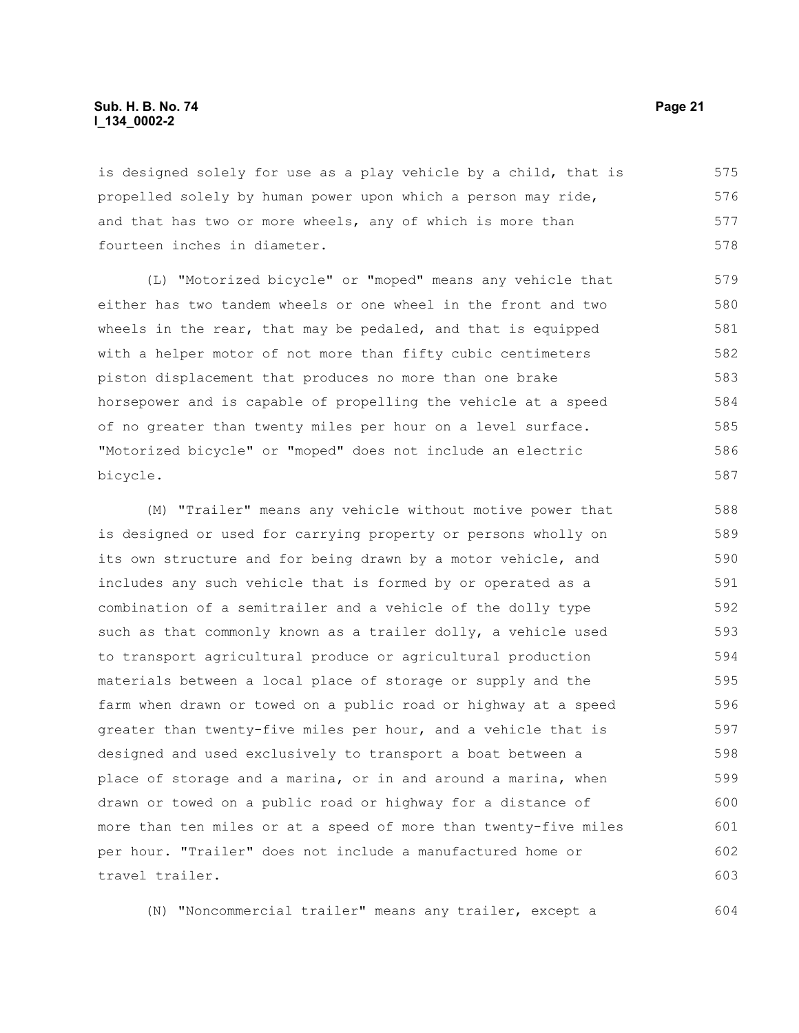is designed solely for use as a play vehicle by a child, that is propelled solely by human power upon which a person may ride, and that has two or more wheels, any of which is more than fourteen inches in diameter.

(L) "Motorized bicycle" or "moped" means any vehicle that either has two tandem wheels or one wheel in the front and two wheels in the rear, that may be pedaled, and that is equipped with a helper motor of not more than fifty cubic centimeters piston displacement that produces no more than one brake horsepower and is capable of propelling the vehicle at a speed of no greater than twenty miles per hour on a level surface. "Motorized bicycle" or "moped" does not include an electric bicycle.

(M) "Trailer" means any vehicle without motive power that is designed or used for carrying property or persons wholly on its own structure and for being drawn by a motor vehicle, and includes any such vehicle that is formed by or operated as a combination of a semitrailer and a vehicle of the dolly type such as that commonly known as a trailer dolly, a vehicle used to transport agricultural produce or agricultural production materials between a local place of storage or supply and the farm when drawn or towed on a public road or highway at a speed greater than twenty-five miles per hour, and a vehicle that is designed and used exclusively to transport a boat between a place of storage and a marina, or in and around a marina, when drawn or towed on a public road or highway for a distance of more than ten miles or at a speed of more than twenty-five miles per hour. "Trailer" does not include a manufactured home or travel trailer.

(N) "Noncommercial trailer" means any trailer, except a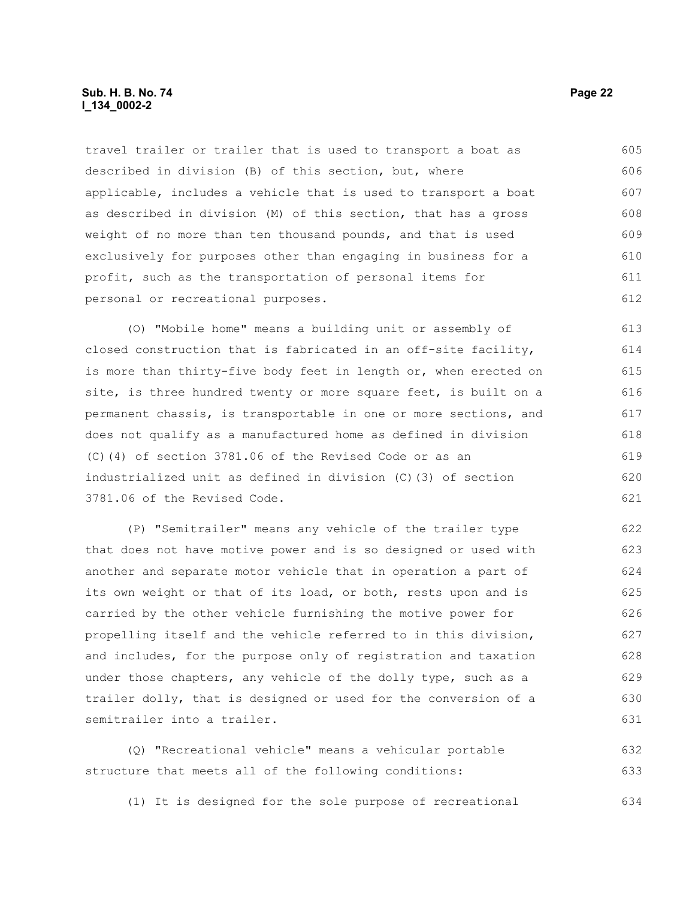travel trailer or trailer that is used to transport a boat as described in division (B) of this section, but, where applicable, includes a vehicle that is used to transport a boat as described in division (M) of this section, that has a gross weight of no more than ten thousand pounds, and that is used exclusively for purposes other than engaging in business for a profit, such as the transportation of personal items for personal or recreational purposes.

(O) "Mobile home" means a building unit or assembly of closed construction that is fabricated in an off-site facility, is more than thirty-five body feet in length or, when erected on site, is three hundred twenty or more square feet, is built on a permanent chassis, is transportable in one or more sections, and does not qualify as a manufactured home as defined in division (C)(4) of section 3781.06 of the Revised Code or as an industrialized unit as defined in division (C)(3) of section 3781.06 of the Revised Code.

(P) "Semitrailer" means any vehicle of the trailer type that does not have motive power and is so designed or used with another and separate motor vehicle that in operation a part of its own weight or that of its load, or both, rests upon and is carried by the other vehicle furnishing the motive power for propelling itself and the vehicle referred to in this division, and includes, for the purpose only of registration and taxation under those chapters, any vehicle of the dolly type, such as a trailer dolly, that is designed or used for the conversion of a semitrailer into a trailer.

(Q) "Recreational vehicle" means a vehicular portable structure that meets all of the following conditions:

(1) It is designed for the sole purpose of recreational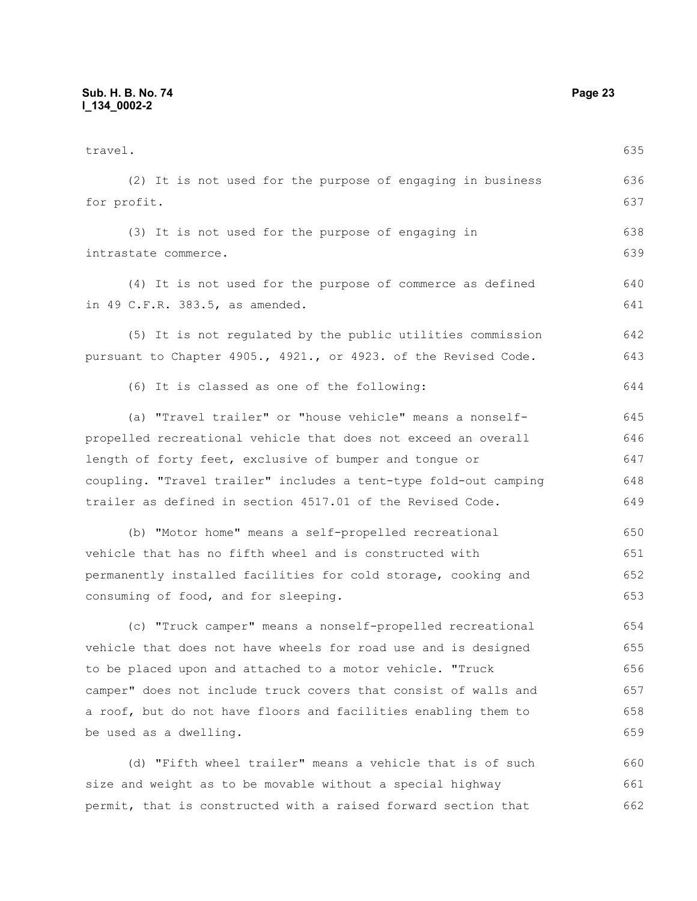travel.

(2) It is not used for the purpose of engaging in business for profit.

(3) It is not used for the purpose of engaging in intrastate commerce.

(4) It is not used for the purpose of commerce as defined in 49 C.F.R. 383.5, as amended.

(5) It is not regulated by the public utilities commission pursuant to Chapter 4905., 4921., or 4923. of the Revised Code.

(6) It is classed as one of the following:

(a) "Travel trailer" or "house vehicle" means a nonself-propelled recreational vehicle that does not exceed an overall length of forty feet, exclusive of bumper and tongue or coupling. "Travel trailer" includes a tent-type fold-out camping trailer as defined in section 4517.01 of the Revised Code.

(b) "Motor home" means a self-propelled recreational vehicle that has no fifth wheel and is constructed with permanently installed facilities for cold storage, cooking and consuming of food, and for sleeping.

(c) "Truck camper" means a nonself-propelled recreational vehicle that does not have wheels for road use and is designed to be placed upon and attached to a motor vehicle. "Truck camper" does not include truck covers that consist of walls and a roof, but do not have floors and facilities enabling them to be used as a dwelling.

(d) "Fifth wheel trailer" means a vehicle that is of such size and weight as to be movable without a special highway permit, that is constructed with a raised forward section that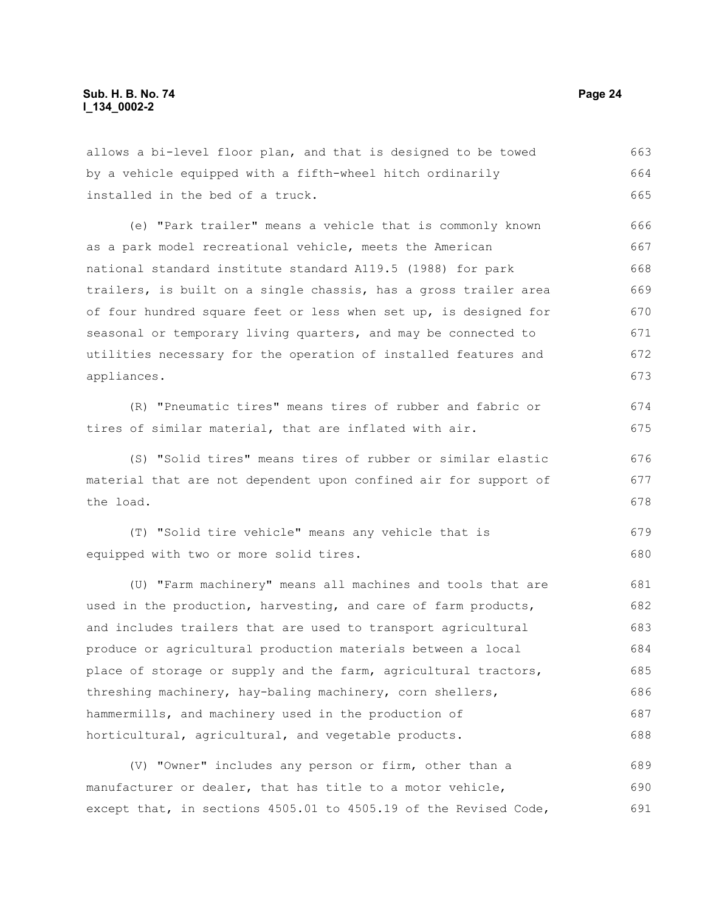allows a bi-level floor plan, and that is designed to be towed by a vehicle equipped with a fifth-wheel hitch ordinarily installed in the bed of a truck.

(e) "Park trailer" means a vehicle that is commonly known as a park model recreational vehicle, meets the American national standard institute standard A119.5 (1988) for park trailers, is built on a single chassis, has a gross trailer area of four hundred square feet or less when set up, is designed for seasonal or temporary living quarters, and may be connected to utilities necessary for the operation of installed features and appliances.

(R) "Pneumatic tires" means tires of rubber and fabric or tires of similar material, that are inflated with air.

(S) "Solid tires" means tires of rubber or similar elastic material that are not dependent upon confined air for support of the load.

(T) "Solid tire vehicle" means any vehicle that is equipped with two or more solid tires.

(U) "Farm machinery" means all machines and tools that are used in the production, harvesting, and care of farm products, and includes trailers that are used to transport agricultural produce or agricultural production materials between a local place of storage or supply and the farm, agricultural tractors, threshing machinery, hay-baling machinery, corn shellers, hammermills, and machinery used in the production of horticultural, agricultural, and vegetable products.

(V) "Owner" includes any person or firm, other than a manufacturer or dealer, that has title to a motor vehicle, except that, in sections 4505.01 to 4505.19 of the Revised Code,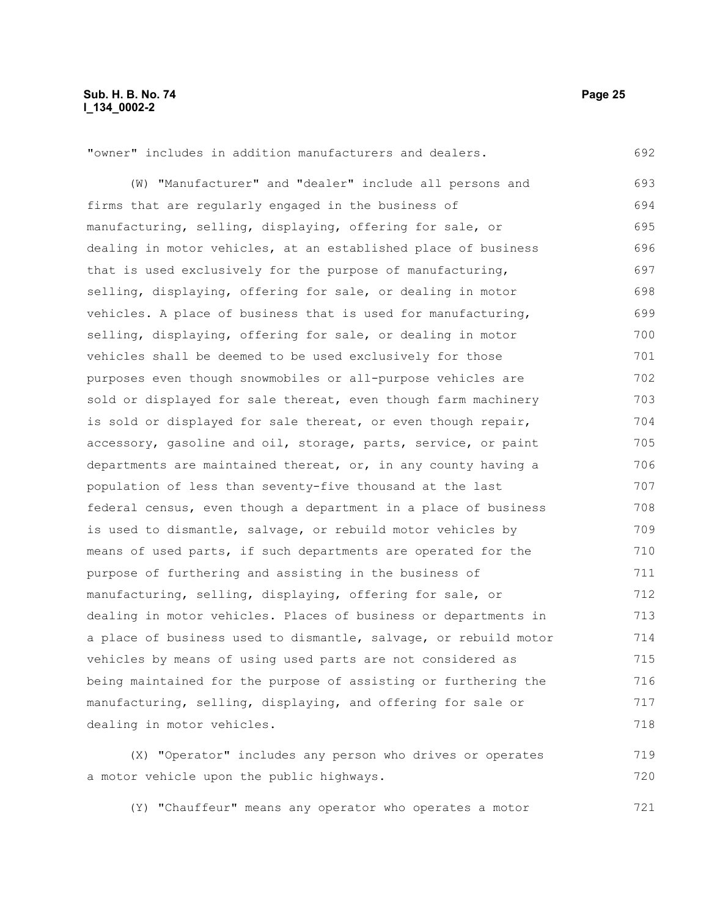"owner" includes in addition manufacturers and dealers.

(W) "Manufacturer" and "dealer" include all persons and firms that are regularly engaged in the business of manufacturing, selling, displaying, offering for sale, or dealing in motor vehicles, at an established place of business that is used exclusively for the purpose of manufacturing, selling, displaying, offering for sale, or dealing in motor vehicles. A place of business that is used for manufacturing, selling, displaying, offering for sale, or dealing in motor vehicles shall be deemed to be used exclusively for those purposes even though snowmobiles or all-purpose vehicles are sold or displayed for sale thereat, even though farm machinery is sold or displayed for sale thereat, or even though repair, accessory, gasoline and oil, storage, parts, service, or paint departments are maintained thereat, or, in any county having a population of less than seventy-five thousand at the last federal census, even though a department in a place of business is used to dismantle, salvage, or rebuild motor vehicles by means of used parts, if such departments are operated for the purpose of furthering and assisting in the business of manufacturing, selling, displaying, offering for sale, or dealing in motor vehicles. Places of business or departments in a place of business used to dismantle, salvage, or rebuild motor vehicles by means of using used parts are not considered as being maintained for the purpose of assisting or furthering the manufacturing, selling, displaying, and offering for sale or dealing in motor vehicles.

(X) "Operator" includes any person who drives or operates a motor vehicle upon the public highways.

(Y) "Chauffeur" means any operator who operates a motor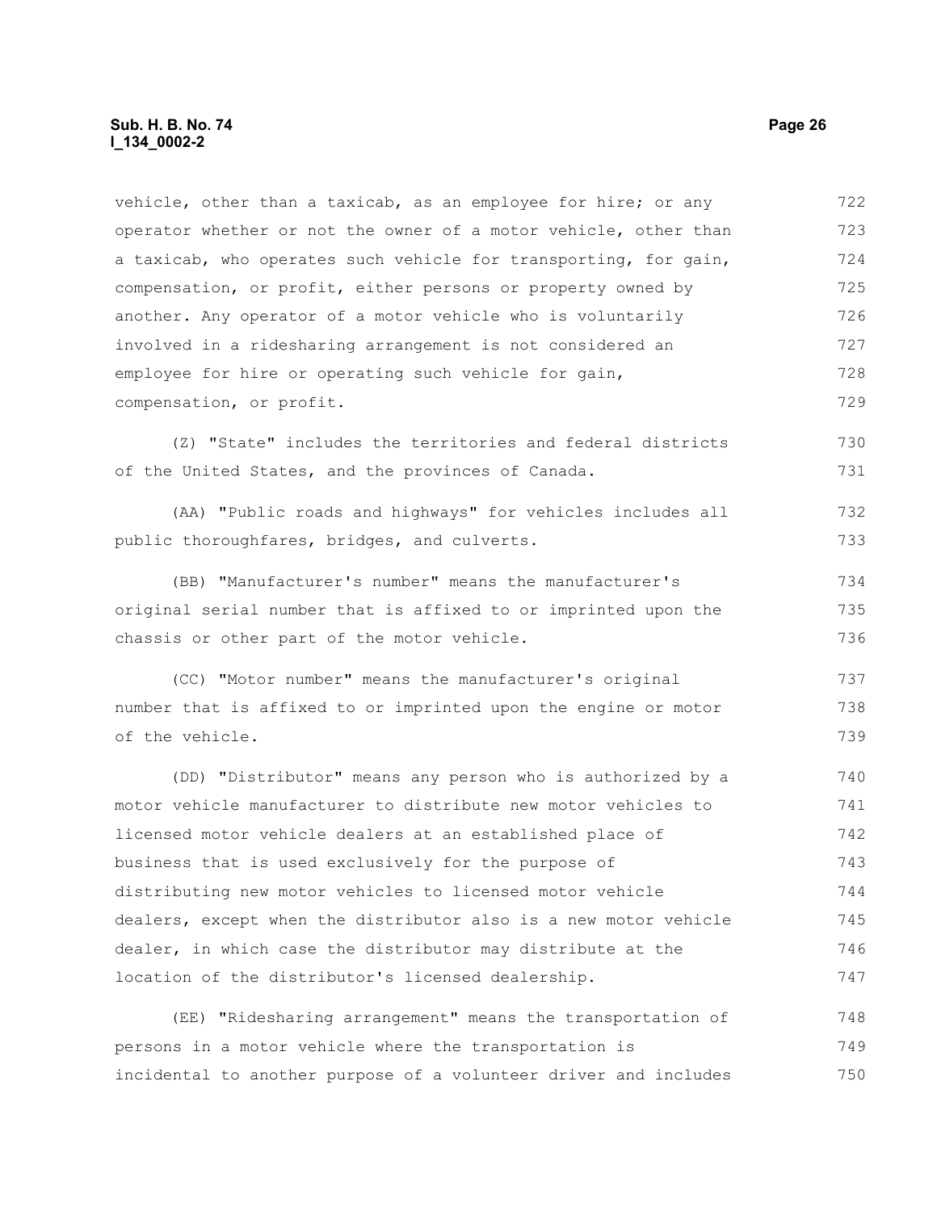vehicle, other than a taxicab, as an employee for hire; or any operator whether or not the owner of a motor vehicle, other than a taxicab, who operates such vehicle for transporting, for gain, compensation, or profit, either persons or property owned by another. Any operator of a motor vehicle who is voluntarily involved in a ridesharing arrangement is not considered an employee for hire or operating such vehicle for gain, compensation, or profit.

(Z) "State" includes the territories and federal districts of the United States, and the provinces of Canada.

(AA) "Public roads and highways" for vehicles includes all public thoroughfares, bridges, and culverts.

(BB) "Manufacturer's number" means the manufacturer's original serial number that is affixed to or imprinted upon the chassis or other part of the motor vehicle.

(CC) "Motor number" means the manufacturer's original number that is affixed to or imprinted upon the engine or motor of the vehicle.

(DD) "Distributor" means any person who is authorized by a motor vehicle manufacturer to distribute new motor vehicles to licensed motor vehicle dealers at an established place of business that is used exclusively for the purpose of distributing new motor vehicles to licensed motor vehicle dealers, except when the distributor also is a new motor vehicle dealer, in which case the distributor may distribute at the location of the distributor's licensed dealership.

(EE) "Ridesharing arrangement" means the transportation of persons in a motor vehicle where the transportation is incidental to another purpose of a volunteer driver and includes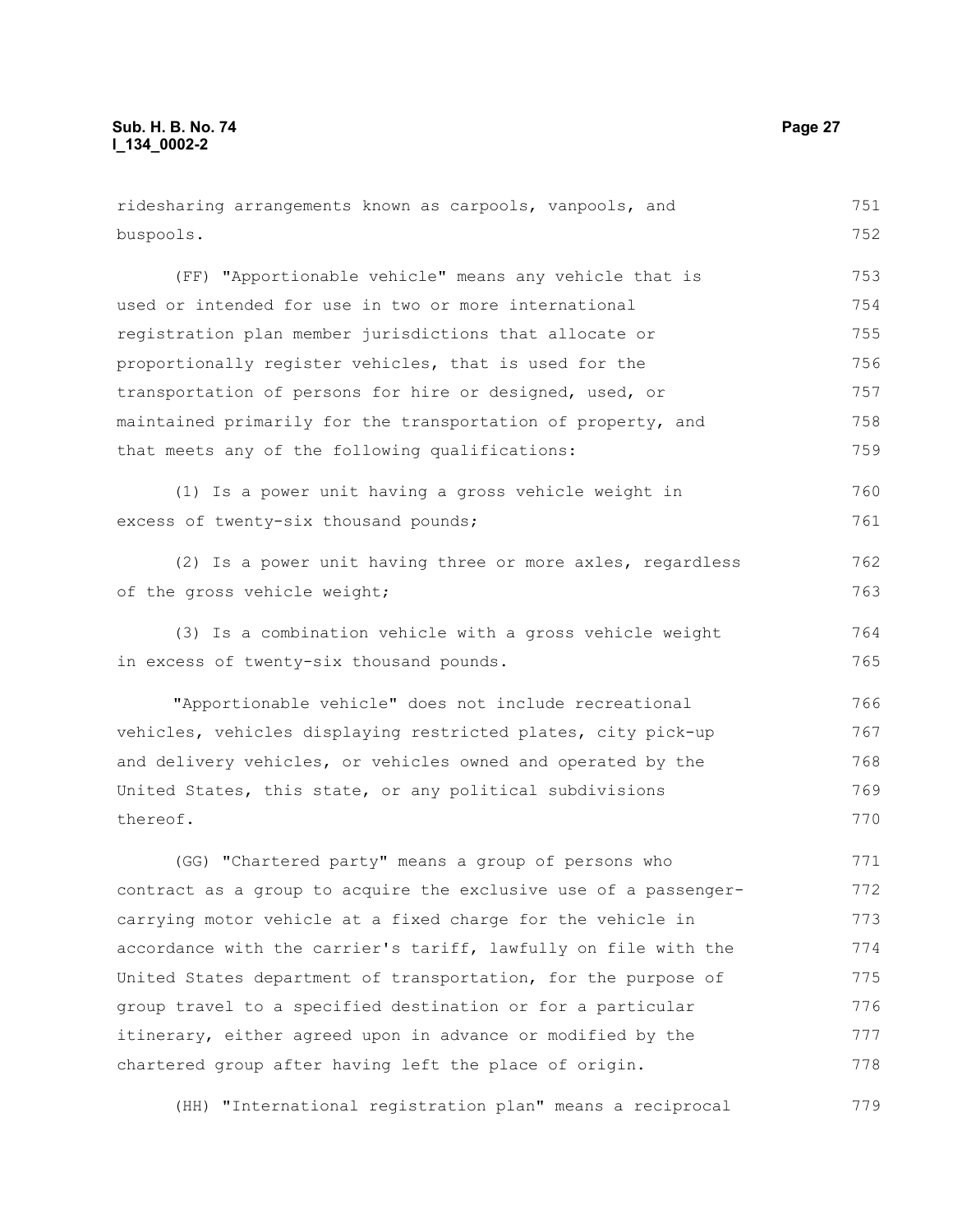ridesharing arrangements known as carpools, vanpools, and buspools.

(FF) "Apportionable vehicle" means any vehicle that is used or intended for use in two or more international registration plan member jurisdictions that allocate or proportionally register vehicles, that is used for the transportation of persons for hire or designed, used, or maintained primarily for the transportation of property, and that meets any of the following qualifications:

(1) Is a power unit having a gross vehicle weight in excess of twenty-six thousand pounds;

(2) Is a power unit having three or more axles, regardless of the gross vehicle weight;

(3) Is a combination vehicle with a gross vehicle weight in excess of twenty-six thousand pounds.

"Apportionable vehicle" does not include recreational vehicles, vehicles displaying restricted plates, city pick-up and delivery vehicles, or vehicles owned and operated by the United States, this state, or any political subdivisions thereof.

(GG) "Chartered party" means a group of persons who contract as a group to acquire the exclusive use of a passenger-carrying motor vehicle at a fixed charge for the vehicle in accordance with the carrier's tariff, lawfully on file with the United States department of transportation, for the purpose of group travel to a specified destination or for a particular itinerary, either agreed upon in advance or modified by the chartered group after having left the place of origin.

(HH) "International registration plan" means a reciprocal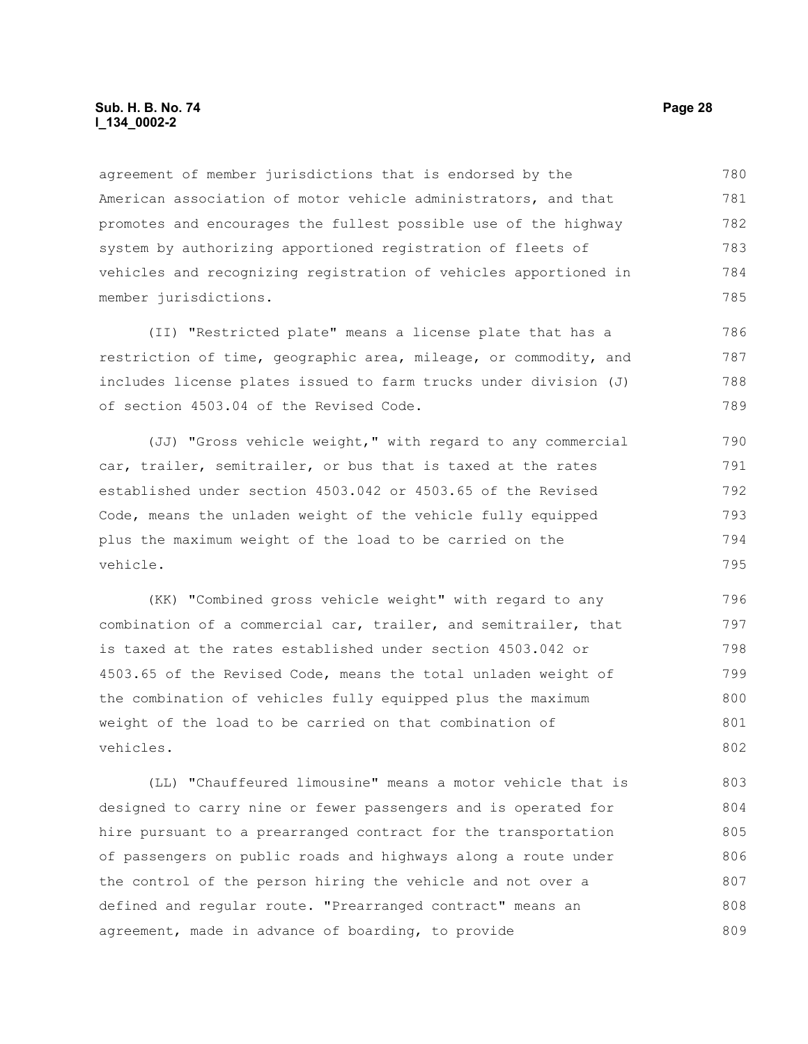agreement of member jurisdictions that is endorsed by the American association of motor vehicle administrators, and that promotes and encourages the fullest possible use of the highway system by authorizing apportioned registration of fleets of vehicles and recognizing registration of vehicles apportioned in member jurisdictions.

(II) "Restricted plate" means a license plate that has a restriction of time, geographic area, mileage, or commodity, and includes license plates issued to farm trucks under division (J) of section 4503.04 of the Revised Code.

(JJ) "Gross vehicle weight," with regard to any commercial car, trailer, semitrailer, or bus that is taxed at the rates established under section 4503.042 or 4503.65 of the Revised Code, means the unladen weight of the vehicle fully equipped plus the maximum weight of the load to be carried on the vehicle.

(KK) "Combined gross vehicle weight" with regard to any combination of a commercial car, trailer, and semitrailer, that is taxed at the rates established under section 4503.042 or 4503.65 of the Revised Code, means the total unladen weight of the combination of vehicles fully equipped plus the maximum weight of the load to be carried on that combination of vehicles.

(LL) "Chauffeured limousine" means a motor vehicle that is designed to carry nine or fewer passengers and is operated for hire pursuant to a prearranged contract for the transportation of passengers on public roads and highways along a route under the control of the person hiring the vehicle and not over a defined and regular route. "Prearranged contract" means an agreement, made in advance of boarding, to provide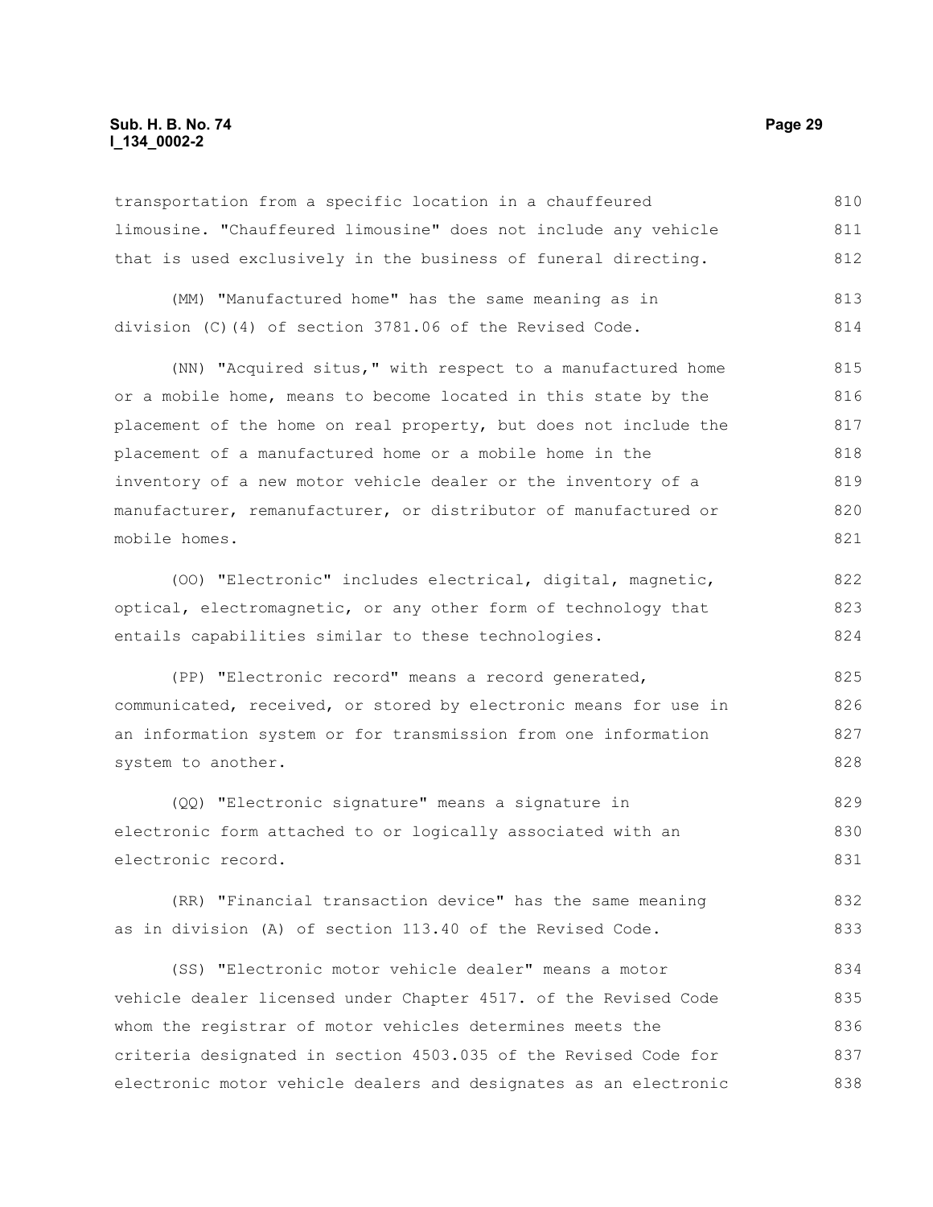transportation from a specific location in a chauffeured limousine. "Chauffeured limousine" does not include any vehicle that is used exclusively in the business of funeral directing.

(MM) "Manufactured home" has the same meaning as in division (C)(4) of section 3781.06 of the Revised Code.

(NN) "Acquired situs," with respect to a manufactured home or a mobile home, means to become located in this state by the placement of the home on real property, but does not include the placement of a manufactured home or a mobile home in the inventory of a new motor vehicle dealer or the inventory of a manufacturer, remanufacturer, or distributor of manufactured or mobile homes.

(OO) "Electronic" includes electrical, digital, magnetic, optical, electromagnetic, or any other form of technology that entails capabilities similar to these technologies.

(PP) "Electronic record" means a record generated, communicated, received, or stored by electronic means for use in an information system or for transmission from one information system to another.

(QQ) "Electronic signature" means a signature in electronic form attached to or logically associated with an electronic record.

(RR) "Financial transaction device" has the same meaning as in division (A) of section 113.40 of the Revised Code.

(SS) "Electronic motor vehicle dealer" means a motor vehicle dealer licensed under Chapter 4517. of the Revised Code whom the registrar of motor vehicles determines meets the criteria designated in section 4503.035 of the Revised Code for electronic motor vehicle dealers and designates as an electronic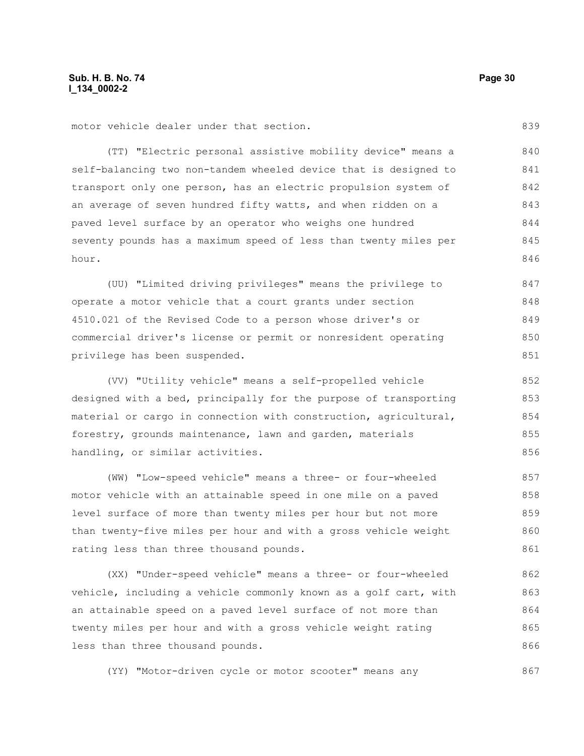motor vehicle dealer under that section.

(TT) "Electric personal assistive mobility device" means a self-balancing two non-tandem wheeled device that is designed to transport only one person, has an electric propulsion system of an average of seven hundred fifty watts, and when ridden on a paved level surface by an operator who weighs one hundred seventy pounds has a maximum speed of less than twenty miles per hour.

(UU) "Limited driving privileges" means the privilege to operate a motor vehicle that a court grants under section 4510.021 of the Revised Code to a person whose driver's or commercial driver's license or permit or nonresident operating privilege has been suspended.

(VV) "Utility vehicle" means a self-propelled vehicle designed with a bed, principally for the purpose of transporting material or cargo in connection with construction, agricultural, forestry, grounds maintenance, lawn and garden, materials handling, or similar activities.

(WW) "Low-speed vehicle" means a three- or four-wheeled motor vehicle with an attainable speed in one mile on a paved level surface of more than twenty miles per hour but not more than twenty-five miles per hour and with a gross vehicle weight rating less than three thousand pounds.

(XX) "Under-speed vehicle" means a three- or four-wheeled vehicle, including a vehicle commonly known as a golf cart, with an attainable speed on a paved level surface of not more than twenty miles per hour and with a gross vehicle weight rating less than three thousand pounds.

(YY) "Motor-driven cycle or motor scooter" means any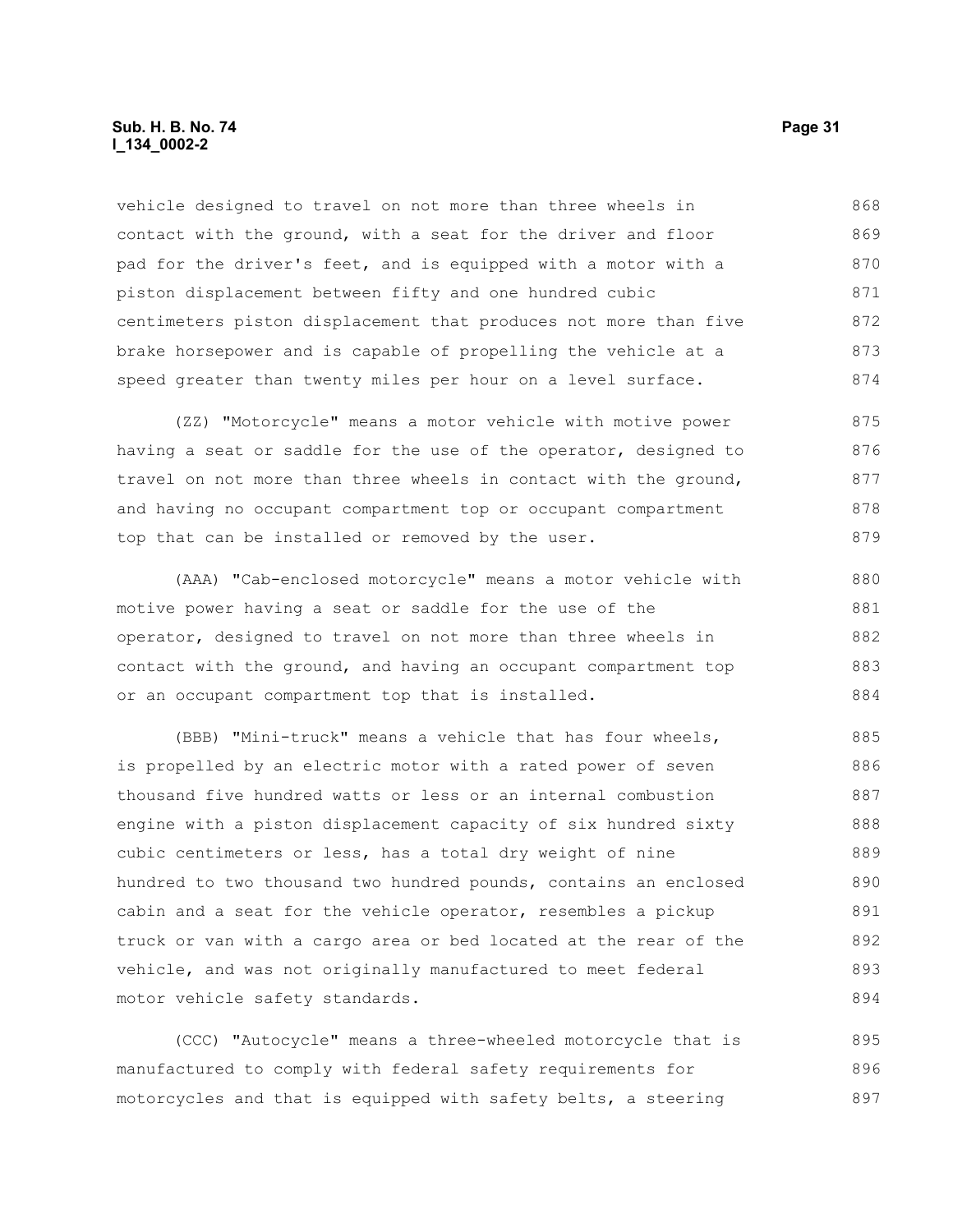vehicle designed to travel on not more than three wheels in contact with the ground, with a seat for the driver and floor pad for the driver's feet, and is equipped with a motor with a piston displacement between fifty and one hundred cubic centimeters piston displacement that produces not more than five brake horsepower and is capable of propelling the vehicle at a speed greater than twenty miles per hour on a level surface.

(ZZ) "Motorcycle" means a motor vehicle with motive power having a seat or saddle for the use of the operator, designed to travel on not more than three wheels in contact with the ground, and having no occupant compartment top or occupant compartment top that can be installed or removed by the user.

(AAA) "Cab-enclosed motorcycle" means a motor vehicle with motive power having a seat or saddle for the use of the operator, designed to travel on not more than three wheels in contact with the ground, and having an occupant compartment top or an occupant compartment top that is installed.

(BBB) "Mini-truck" means a vehicle that has four wheels, is propelled by an electric motor with a rated power of seven thousand five hundred watts or less or an internal combustion engine with a piston displacement capacity of six hundred sixty cubic centimeters or less, has a total dry weight of nine hundred to two thousand two hundred pounds, contains an enclosed cabin and a seat for the vehicle operator, resembles a pickup truck or van with a cargo area or bed located at the rear of the vehicle, and was not originally manufactured to meet federal motor vehicle safety standards.

(CCC) "Autocycle" means a three-wheeled motorcycle that is manufactured to comply with federal safety requirements for motorcycles and that is equipped with safety belts, a steering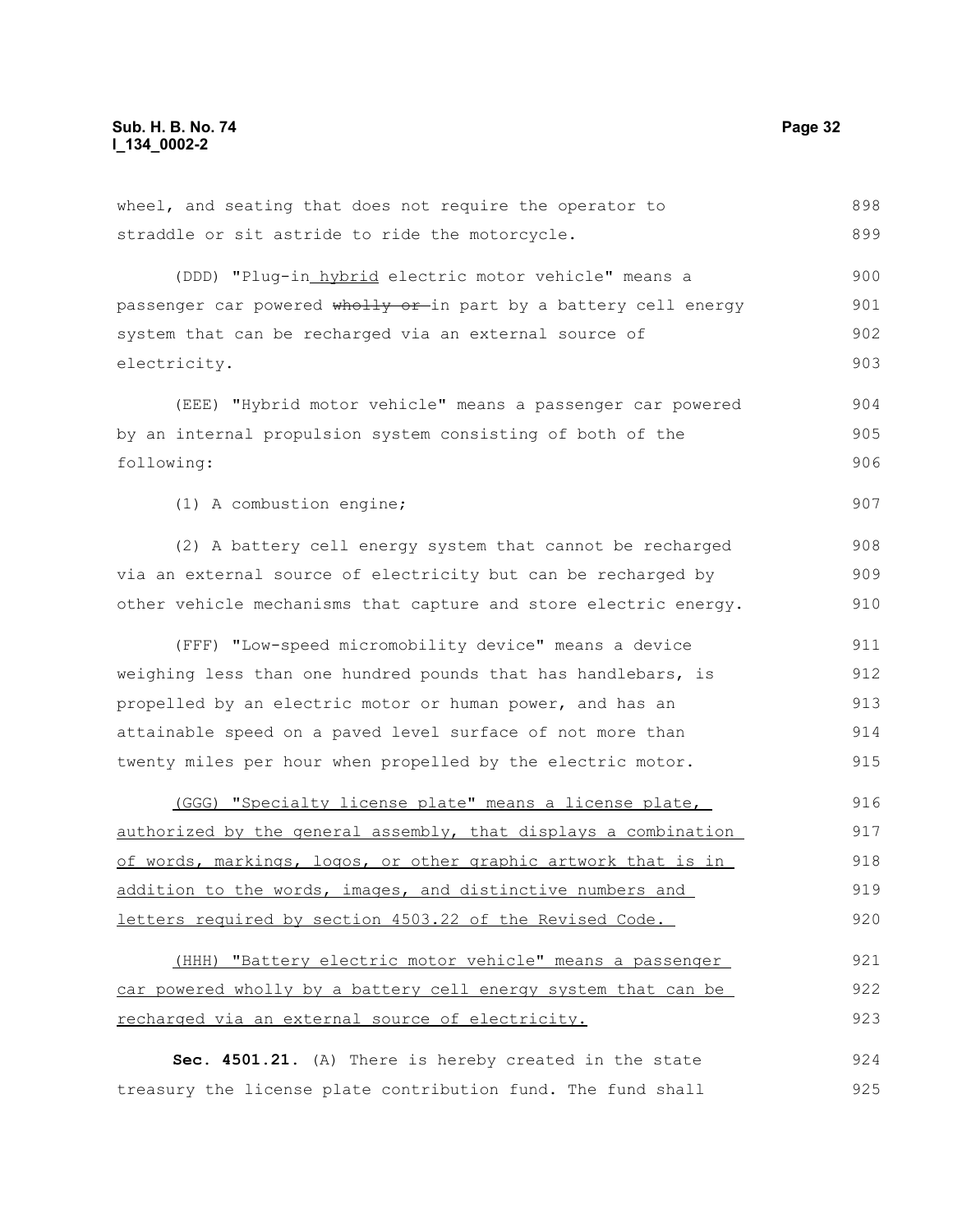wheel, and seating that does not require the operator to straddle or sit astride to ride the motorcycle.

(DDD) "Plug-in hybrid electric motor vehicle" means a passenger car powered ~~wholly or~~ in part by a battery cell energy system that can be recharged via an external source of electricity.

(EEE) "Hybrid motor vehicle" means a passenger car powered by an internal propulsion system consisting of both of the following:

(1) A combustion engine;

(2) A battery cell energy system that cannot be recharged via an external source of electricity but can be recharged by other vehicle mechanisms that capture and store electric energy.

(FFF) "Low-speed micromobility device" means a device weighing less than one hundred pounds that has handlebars, is propelled by an electric motor or human power, and has an attainable speed on a paved level surface of not more than twenty miles per hour when propelled by the electric motor.

(GGG) "Specialty license plate" means a license plate, authorized by the general assembly, that displays a combination of words, markings, logos, or other graphic artwork that is in addition to the words, images, and distinctive numbers and letters required by section 4503.22 of the Revised Code.

(HHH) "Battery electric motor vehicle" means a passenger car powered wholly by a battery cell energy system that can be recharged via an external source of electricity.

**Sec. 4501.21.** (A) There is hereby created in the state treasury the license plate contribution fund. The fund shall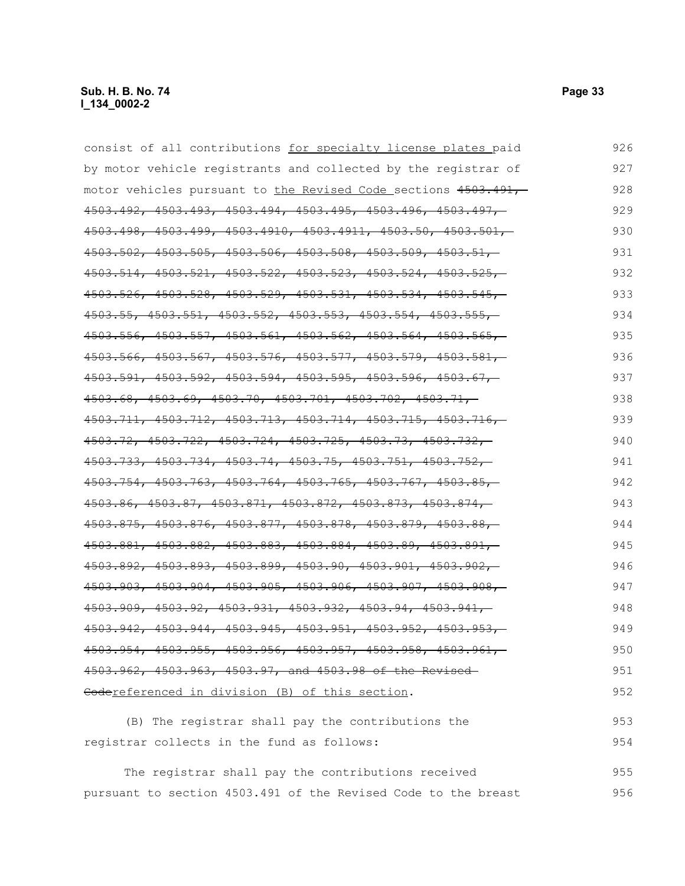consist of all contributions <u>for specialty license plates</u> paid by motor vehicle registrants and collected by the registrar of motor vehicles pursuant to <u>the Revised Code</u> sections ~~4503.491, 4503.492, 4503.493, 4503.494, 4503.495, 4503.496, 4503.497, 4503.498, 4503.499, 4503.4910, 4503.4911, 4503.50, 4503.501, 4503.502, 4503.505, 4503.506, 4503.508, 4503.509, 4503.51, 4503.514, 4503.521, 4503.522, 4503.523, 4503.524, 4503.525, 4503.526, 4503.528, 4503.529, 4503.531, 4503.534, 4503.545, 4503.55, 4503.551, 4503.552, 4503.553, 4503.554, 4503.555, 4503.556, 4503.557, 4503.561, 4503.562, 4503.564, 4503.565, 4503.566, 4503.567, 4503.576, 4503.577, 4503.579, 4503.581, 4503.591, 4503.592, 4503.594, 4503.595, 4503.596, 4503.67, 4503.68, 4503.69, 4503.70, 4503.701, 4503.702, 4503.71, 4503.711, 4503.712, 4503.713, 4503.714, 4503.715, 4503.716, 4503.72, 4503.722, 4503.724, 4503.725, 4503.73, 4503.732, 4503.733, 4503.734, 4503.74, 4503.75, 4503.751, 4503.752, 4503.754, 4503.763, 4503.764, 4503.765, 4503.767, 4503.85, 4503.86, 4503.87, 4503.871, 4503.872, 4503.873, 4503.874, 4503.875, 4503.876, 4503.877, 4503.878, 4503.879, 4503.88, 4503.881, 4503.882, 4503.883, 4503.884, 4503.89, 4503.891, 4503.892, 4503.893, 4503.899, 4503.90, 4503.901, 4503.902, 4503.903, 4503.904, 4503.905, 4503.906, 4503.907, 4503.908, 4503.909, 4503.92, 4503.931, 4503.932, 4503.94, 4503.941, 4503.942, 4503.944, 4503.945, 4503.951, 4503.952, 4503.953, 4503.954, 4503.955, 4503.956, 4503.957, 4503.958, 4503.961, 4503.962, 4503.963, 4503.97, and 4503.98 of the Revised Code~~<u>referenced in division (B) of this section</u>.

(B) The registrar shall pay the contributions the registrar collects in the fund as follows:

The registrar shall pay the contributions received pursuant to section 4503.491 of the Revised Code to the breast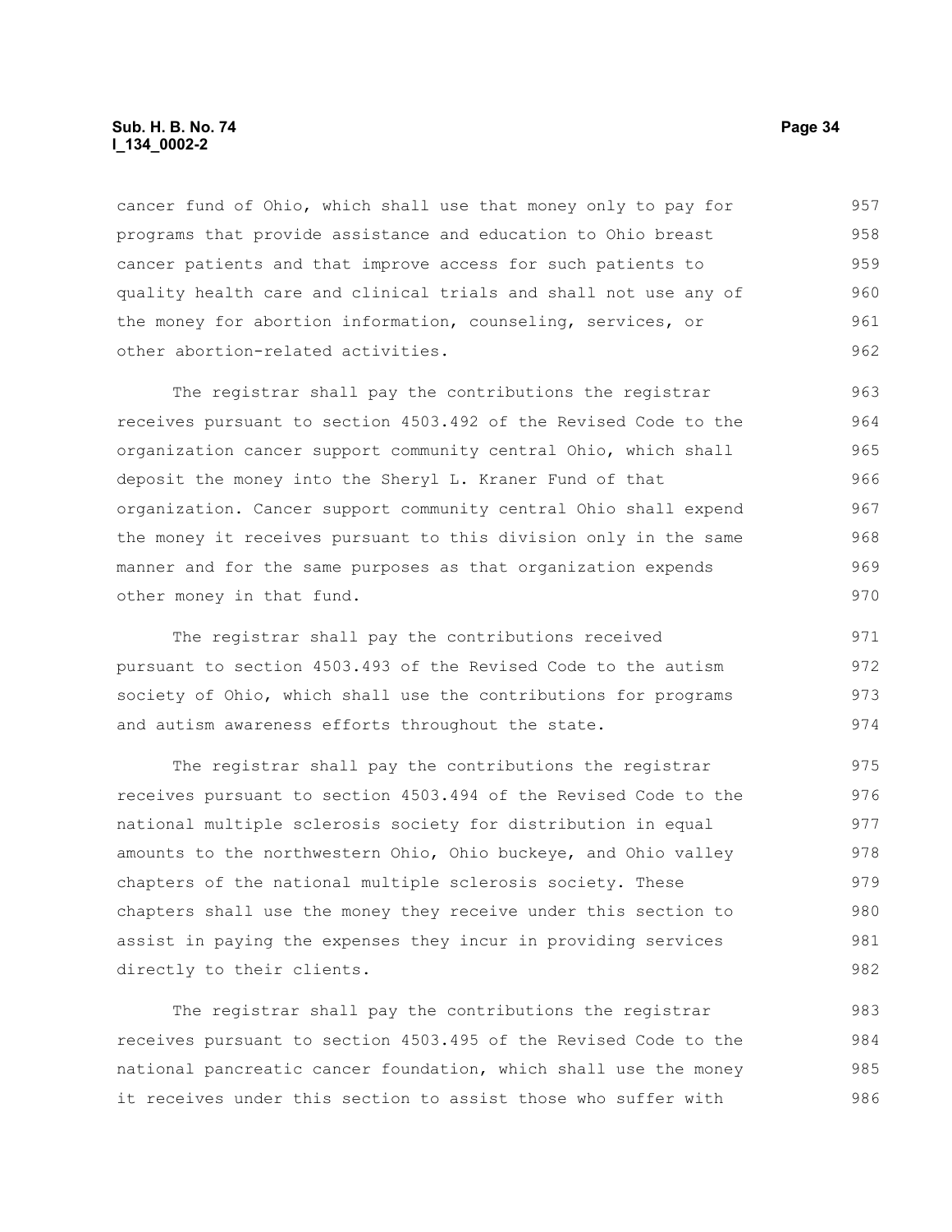cancer fund of Ohio, which shall use that money only to pay for programs that provide assistance and education to Ohio breast cancer patients and that improve access for such patients to quality health care and clinical trials and shall not use any of the money for abortion information, counseling, services, or other abortion-related activities.

The registrar shall pay the contributions the registrar receives pursuant to section 4503.492 of the Revised Code to the organization cancer support community central Ohio, which shall deposit the money into the Sheryl L. Kraner Fund of that organization. Cancer support community central Ohio shall expend the money it receives pursuant to this division only in the same manner and for the same purposes as that organization expends other money in that fund.

The registrar shall pay the contributions received pursuant to section 4503.493 of the Revised Code to the autism society of Ohio, which shall use the contributions for programs and autism awareness efforts throughout the state.

The registrar shall pay the contributions the registrar receives pursuant to section 4503.494 of the Revised Code to the national multiple sclerosis society for distribution in equal amounts to the northwestern Ohio, Ohio buckeye, and Ohio valley chapters of the national multiple sclerosis society. These chapters shall use the money they receive under this section to assist in paying the expenses they incur in providing services directly to their clients.

The registrar shall pay the contributions the registrar receives pursuant to section 4503.495 of the Revised Code to the national pancreatic cancer foundation, which shall use the money it receives under this section to assist those who suffer with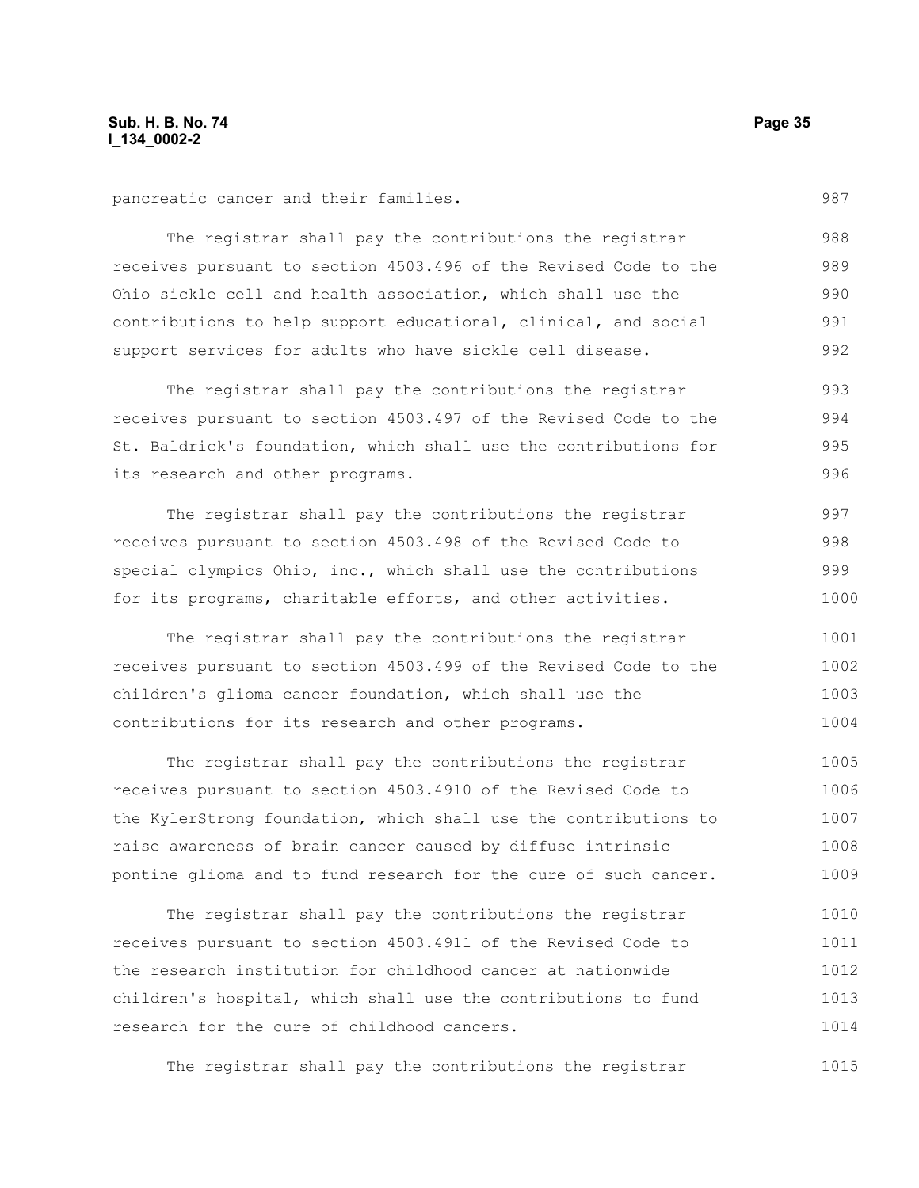pancreatic cancer and their families.

The registrar shall pay the contributions the registrar receives pursuant to section 4503.496 of the Revised Code to the Ohio sickle cell and health association, which shall use the contributions to help support educational, clinical, and social support services for adults who have sickle cell disease.

The registrar shall pay the contributions the registrar receives pursuant to section 4503.497 of the Revised Code to the St. Baldrick's foundation, which shall use the contributions for its research and other programs.

The registrar shall pay the contributions the registrar receives pursuant to section 4503.498 of the Revised Code to special olympics Ohio, inc., which shall use the contributions for its programs, charitable efforts, and other activities.

The registrar shall pay the contributions the registrar receives pursuant to section 4503.499 of the Revised Code to the children's glioma cancer foundation, which shall use the contributions for its research and other programs.

The registrar shall pay the contributions the registrar receives pursuant to section 4503.4910 of the Revised Code to the KylerStrong foundation, which shall use the contributions to raise awareness of brain cancer caused by diffuse intrinsic pontine glioma and to fund research for the cure of such cancer.

The registrar shall pay the contributions the registrar receives pursuant to section 4503.4911 of the Revised Code to the research institution for childhood cancer at nationwide children's hospital, which shall use the contributions to fund research for the cure of childhood cancers.

The registrar shall pay the contributions the registrar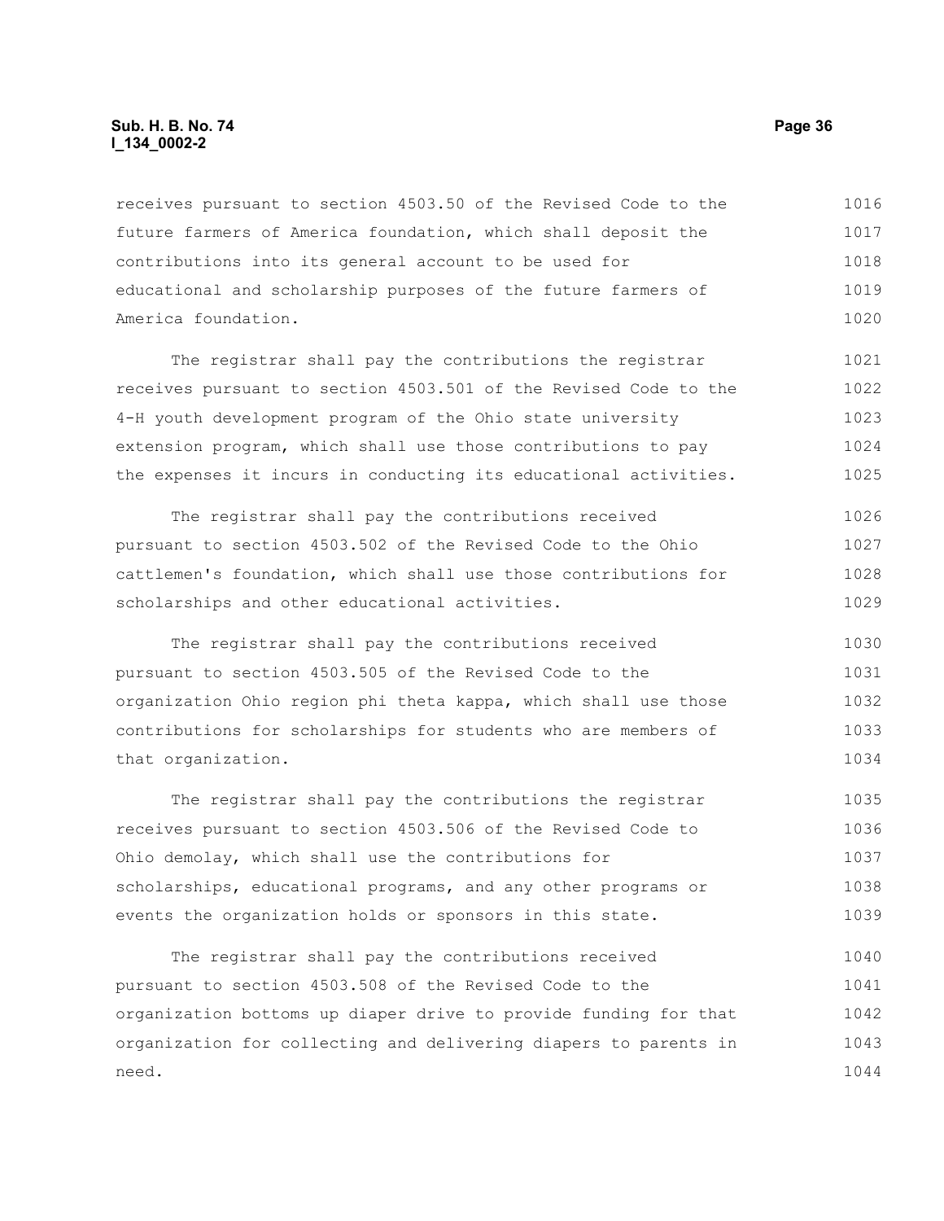receives pursuant to section 4503.50 of the Revised Code to the future farmers of America foundation, which shall deposit the contributions into its general account to be used for educational and scholarship purposes of the future farmers of America foundation.

The registrar shall pay the contributions the registrar receives pursuant to section 4503.501 of the Revised Code to the 4-H youth development program of the Ohio state university extension program, which shall use those contributions to pay the expenses it incurs in conducting its educational activities.

The registrar shall pay the contributions received pursuant to section 4503.502 of the Revised Code to the Ohio cattlemen's foundation, which shall use those contributions for scholarships and other educational activities.

The registrar shall pay the contributions received pursuant to section 4503.505 of the Revised Code to the organization Ohio region phi theta kappa, which shall use those contributions for scholarships for students who are members of that organization.

The registrar shall pay the contributions the registrar receives pursuant to section 4503.506 of the Revised Code to Ohio demolay, which shall use the contributions for scholarships, educational programs, and any other programs or events the organization holds or sponsors in this state.

The registrar shall pay the contributions received pursuant to section 4503.508 of the Revised Code to the organization bottoms up diaper drive to provide funding for that organization for collecting and delivering diapers to parents in need.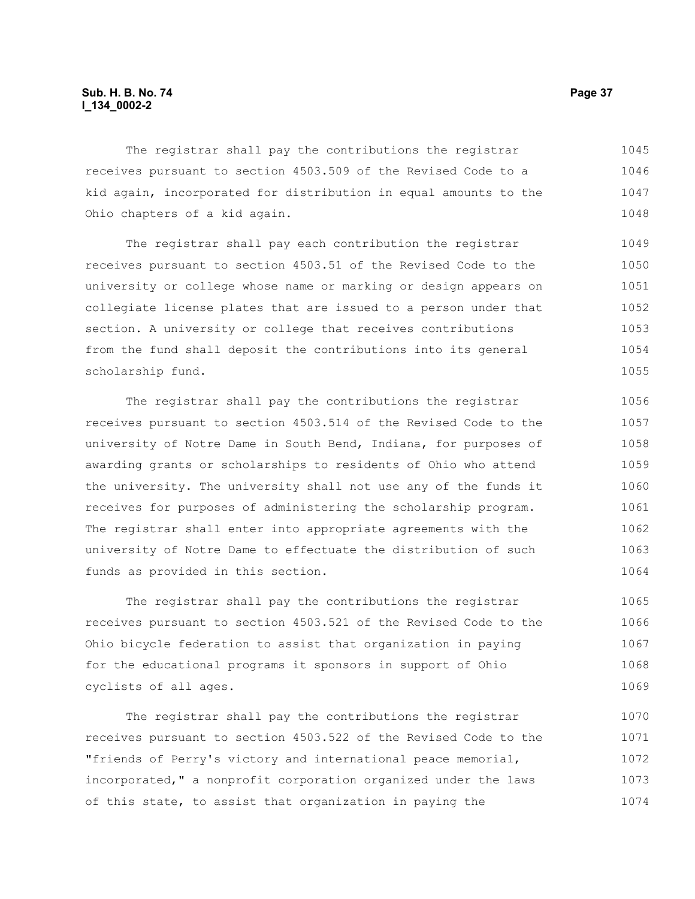The registrar shall pay the contributions the registrar receives pursuant to section 4503.509 of the Revised Code to a kid again, incorporated for distribution in equal amounts to the Ohio chapters of a kid again.

The registrar shall pay each contribution the registrar receives pursuant to section 4503.51 of the Revised Code to the university or college whose name or marking or design appears on collegiate license plates that are issued to a person under that section. A university or college that receives contributions from the fund shall deposit the contributions into its general scholarship fund.

The registrar shall pay the contributions the registrar receives pursuant to section 4503.514 of the Revised Code to the university of Notre Dame in South Bend, Indiana, for purposes of awarding grants or scholarships to residents of Ohio who attend the university. The university shall not use any of the funds it receives for purposes of administering the scholarship program. The registrar shall enter into appropriate agreements with the university of Notre Dame to effectuate the distribution of such funds as provided in this section.

The registrar shall pay the contributions the registrar receives pursuant to section 4503.521 of the Revised Code to the Ohio bicycle federation to assist that organization in paying for the educational programs it sponsors in support of Ohio cyclists of all ages.

The registrar shall pay the contributions the registrar receives pursuant to section 4503.522 of the Revised Code to the "friends of Perry's victory and international peace memorial, incorporated," a nonprofit corporation organized under the laws of this state, to assist that organization in paying the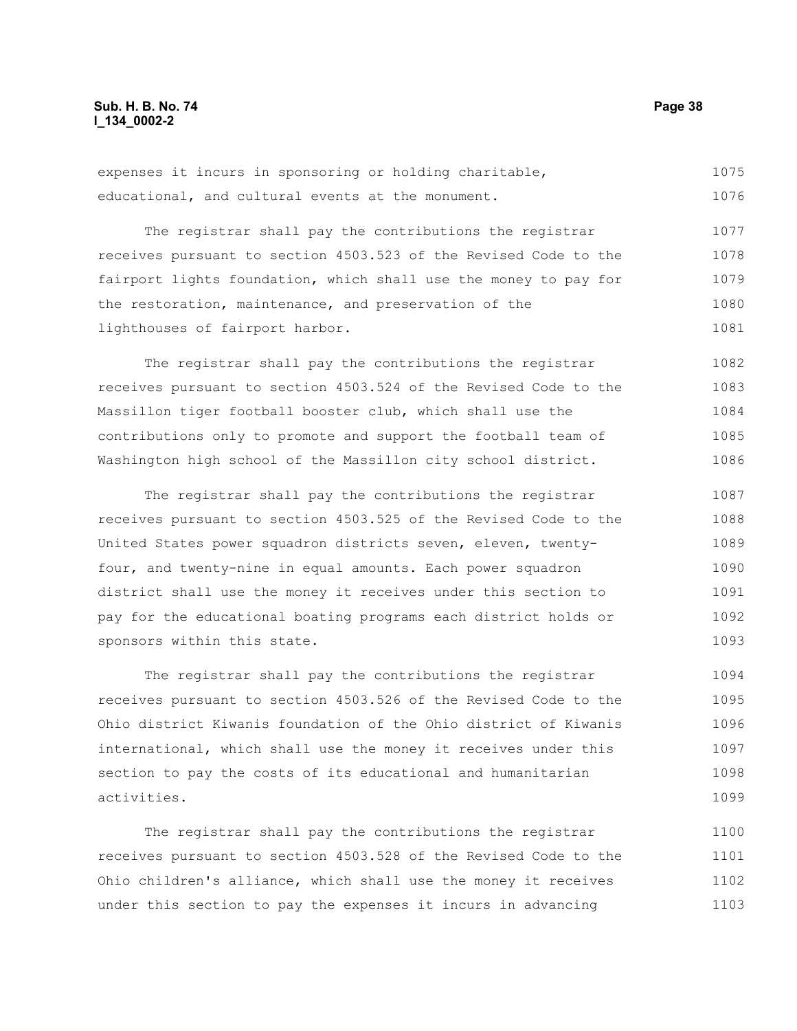expenses it incurs in sponsoring or holding charitable, educational, and cultural events at the monument.

The registrar shall pay the contributions the registrar receives pursuant to section 4503.523 of the Revised Code to the fairport lights foundation, which shall use the money to pay for the restoration, maintenance, and preservation of the lighthouses of fairport harbor.

The registrar shall pay the contributions the registrar receives pursuant to section 4503.524 of the Revised Code to the Massillon tiger football booster club, which shall use the contributions only to promote and support the football team of Washington high school of the Massillon city school district.

The registrar shall pay the contributions the registrar receives pursuant to section 4503.525 of the Revised Code to the United States power squadron districts seven, eleven, twenty-four, and twenty-nine in equal amounts. Each power squadron district shall use the money it receives under this section to pay for the educational boating programs each district holds or sponsors within this state.

The registrar shall pay the contributions the registrar receives pursuant to section 4503.526 of the Revised Code to the Ohio district Kiwanis foundation of the Ohio district of Kiwanis international, which shall use the money it receives under this section to pay the costs of its educational and humanitarian activities.

The registrar shall pay the contributions the registrar receives pursuant to section 4503.528 of the Revised Code to the Ohio children's alliance, which shall use the money it receives under this section to pay the expenses it incurs in advancing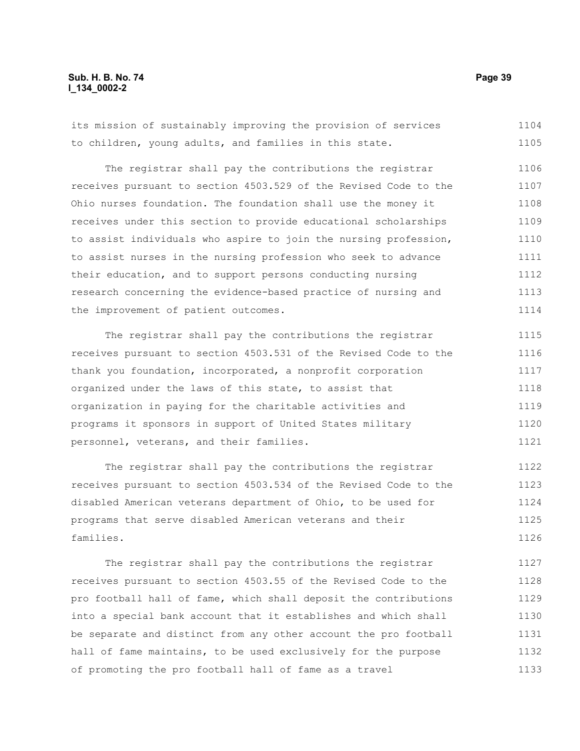its mission of sustainably improving the provision of services to children, young adults, and families in this state.

The registrar shall pay the contributions the registrar receives pursuant to section 4503.529 of the Revised Code to the Ohio nurses foundation. The foundation shall use the money it receives under this section to provide educational scholarships to assist individuals who aspire to join the nursing profession, to assist nurses in the nursing profession who seek to advance their education, and to support persons conducting nursing research concerning the evidence-based practice of nursing and the improvement of patient outcomes.

The registrar shall pay the contributions the registrar receives pursuant to section 4503.531 of the Revised Code to the thank you foundation, incorporated, a nonprofit corporation organized under the laws of this state, to assist that organization in paying for the charitable activities and programs it sponsors in support of United States military personnel, veterans, and their families.

The registrar shall pay the contributions the registrar receives pursuant to section 4503.534 of the Revised Code to the disabled American veterans department of Ohio, to be used for programs that serve disabled American veterans and their families.

The registrar shall pay the contributions the registrar receives pursuant to section 4503.55 of the Revised Code to the pro football hall of fame, which shall deposit the contributions into a special bank account that it establishes and which shall be separate and distinct from any other account the pro football hall of fame maintains, to be used exclusively for the purpose of promoting the pro football hall of fame as a travel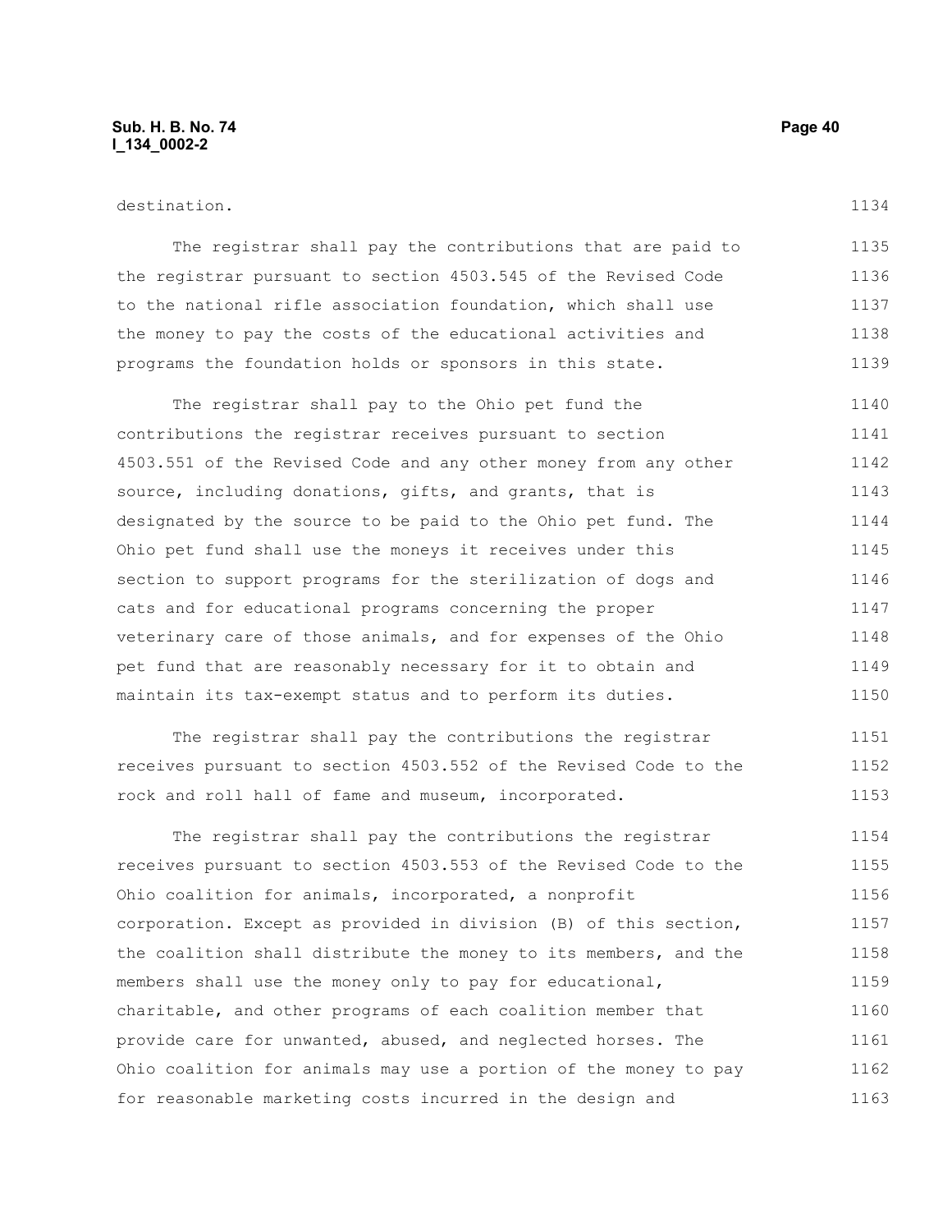destination.

The registrar shall pay the contributions that are paid to the registrar pursuant to section 4503.545 of the Revised Code to the national rifle association foundation, which shall use the money to pay the costs of the educational activities and programs the foundation holds or sponsors in this state.

The registrar shall pay to the Ohio pet fund the contributions the registrar receives pursuant to section 4503.551 of the Revised Code and any other money from any other source, including donations, gifts, and grants, that is designated by the source to be paid to the Ohio pet fund. The Ohio pet fund shall use the moneys it receives under this section to support programs for the sterilization of dogs and cats and for educational programs concerning the proper veterinary care of those animals, and for expenses of the Ohio pet fund that are reasonably necessary for it to obtain and maintain its tax-exempt status and to perform its duties.

The registrar shall pay the contributions the registrar receives pursuant to section 4503.552 of the Revised Code to the rock and roll hall of fame and museum, incorporated.

The registrar shall pay the contributions the registrar receives pursuant to section 4503.553 of the Revised Code to the Ohio coalition for animals, incorporated, a nonprofit corporation. Except as provided in division (B) of this section, the coalition shall distribute the money to its members, and the members shall use the money only to pay for educational, charitable, and other programs of each coalition member that provide care for unwanted, abused, and neglected horses. The Ohio coalition for animals may use a portion of the money to pay for reasonable marketing costs incurred in the design and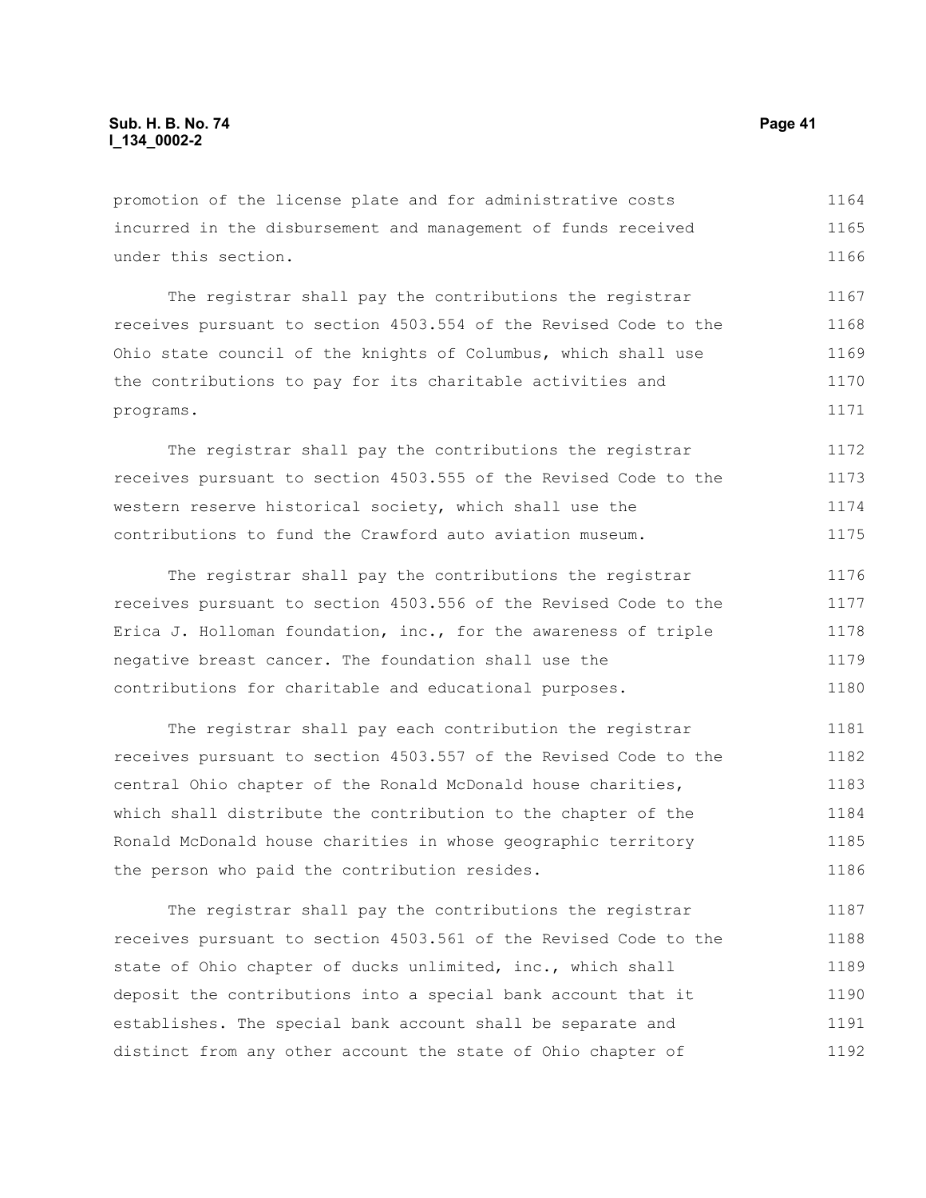promotion of the license plate and for administrative costs incurred in the disbursement and management of funds received under this section.

The registrar shall pay the contributions the registrar receives pursuant to section 4503.554 of the Revised Code to the Ohio state council of the knights of Columbus, which shall use the contributions to pay for its charitable activities and programs.

The registrar shall pay the contributions the registrar receives pursuant to section 4503.555 of the Revised Code to the western reserve historical society, which shall use the contributions to fund the Crawford auto aviation museum.

The registrar shall pay the contributions the registrar receives pursuant to section 4503.556 of the Revised Code to the Erica J. Holloman foundation, inc., for the awareness of triple negative breast cancer. The foundation shall use the contributions for charitable and educational purposes.

The registrar shall pay each contribution the registrar receives pursuant to section 4503.557 of the Revised Code to the central Ohio chapter of the Ronald McDonald house charities, which shall distribute the contribution to the chapter of the Ronald McDonald house charities in whose geographic territory the person who paid the contribution resides.

The registrar shall pay the contributions the registrar receives pursuant to section 4503.561 of the Revised Code to the state of Ohio chapter of ducks unlimited, inc., which shall deposit the contributions into a special bank account that it establishes. The special bank account shall be separate and distinct from any other account the state of Ohio chapter of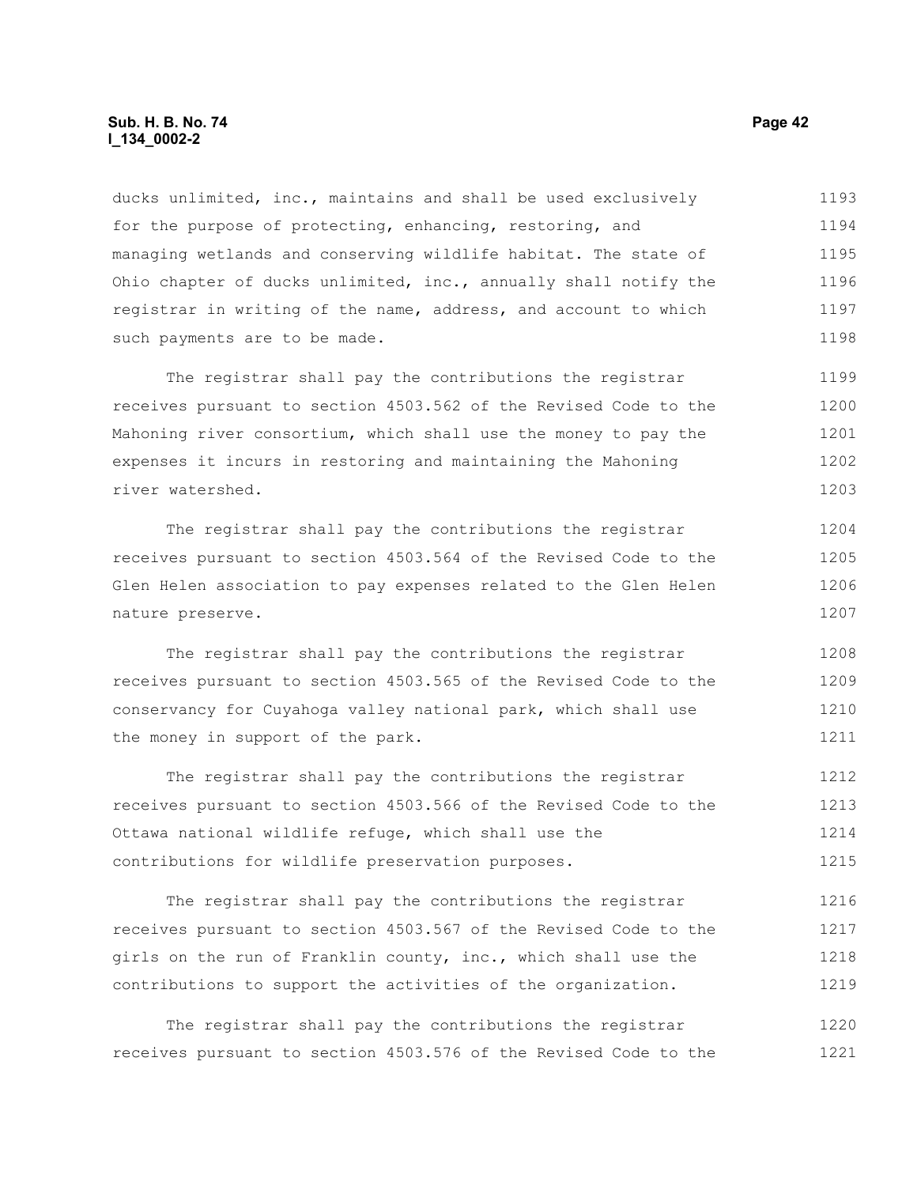ducks unlimited, inc., maintains and shall be used exclusively for the purpose of protecting, enhancing, restoring, and managing wetlands and conserving wildlife habitat. The state of Ohio chapter of ducks unlimited, inc., annually shall notify the registrar in writing of the name, address, and account to which such payments are to be made.

The registrar shall pay the contributions the registrar receives pursuant to section 4503.562 of the Revised Code to the Mahoning river consortium, which shall use the money to pay the expenses it incurs in restoring and maintaining the Mahoning river watershed.

The registrar shall pay the contributions the registrar receives pursuant to section 4503.564 of the Revised Code to the Glen Helen association to pay expenses related to the Glen Helen nature preserve.

The registrar shall pay the contributions the registrar receives pursuant to section 4503.565 of the Revised Code to the conservancy for Cuyahoga valley national park, which shall use the money in support of the park.

The registrar shall pay the contributions the registrar receives pursuant to section 4503.566 of the Revised Code to the Ottawa national wildlife refuge, which shall use the contributions for wildlife preservation purposes.

The registrar shall pay the contributions the registrar receives pursuant to section 4503.567 of the Revised Code to the girls on the run of Franklin county, inc., which shall use the contributions to support the activities of the organization.

The registrar shall pay the contributions the registrar receives pursuant to section 4503.576 of the Revised Code to the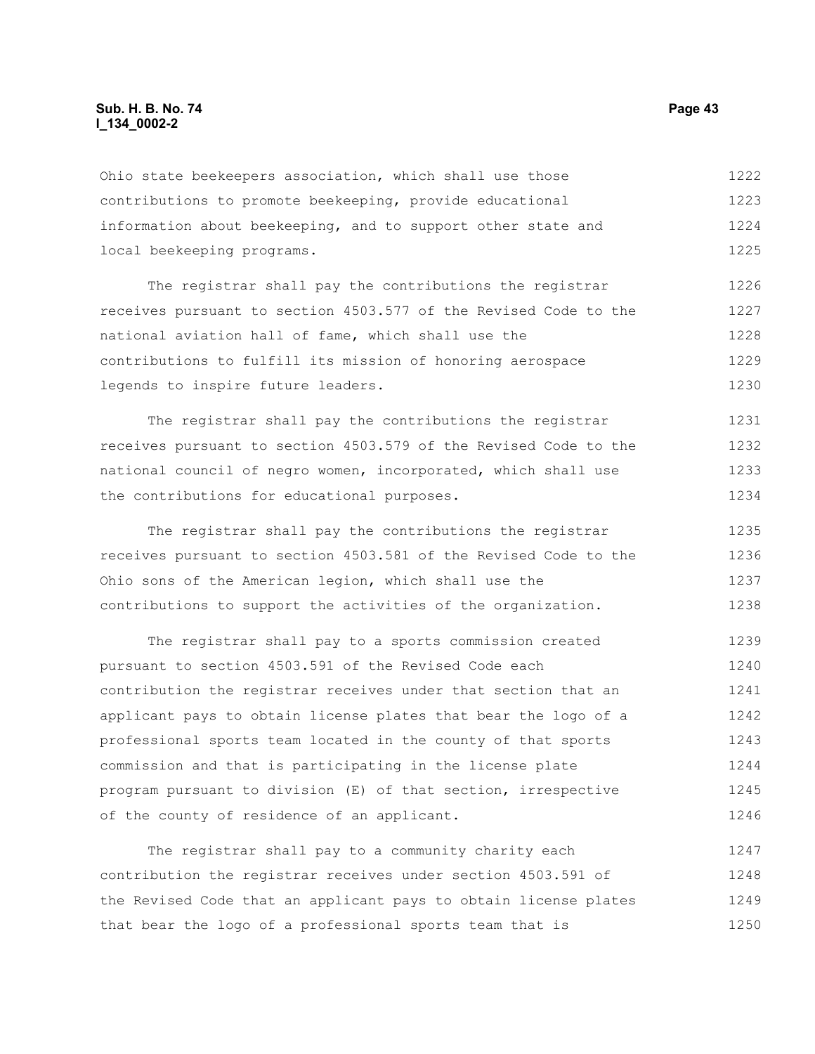Ohio state beekeepers association, which shall use those contributions to promote beekeeping, provide educational information about beekeeping, and to support other state and local beekeeping programs.

The registrar shall pay the contributions the registrar receives pursuant to section 4503.577 of the Revised Code to the national aviation hall of fame, which shall use the contributions to fulfill its mission of honoring aerospace legends to inspire future leaders.

The registrar shall pay the contributions the registrar receives pursuant to section 4503.579 of the Revised Code to the national council of negro women, incorporated, which shall use the contributions for educational purposes.

The registrar shall pay the contributions the registrar receives pursuant to section 4503.581 of the Revised Code to the Ohio sons of the American legion, which shall use the contributions to support the activities of the organization.

The registrar shall pay to a sports commission created pursuant to section 4503.591 of the Revised Code each contribution the registrar receives under that section that an applicant pays to obtain license plates that bear the logo of a professional sports team located in the county of that sports commission and that is participating in the license plate program pursuant to division (E) of that section, irrespective of the county of residence of an applicant.

The registrar shall pay to a community charity each contribution the registrar receives under section 4503.591 of the Revised Code that an applicant pays to obtain license plates that bear the logo of a professional sports team that is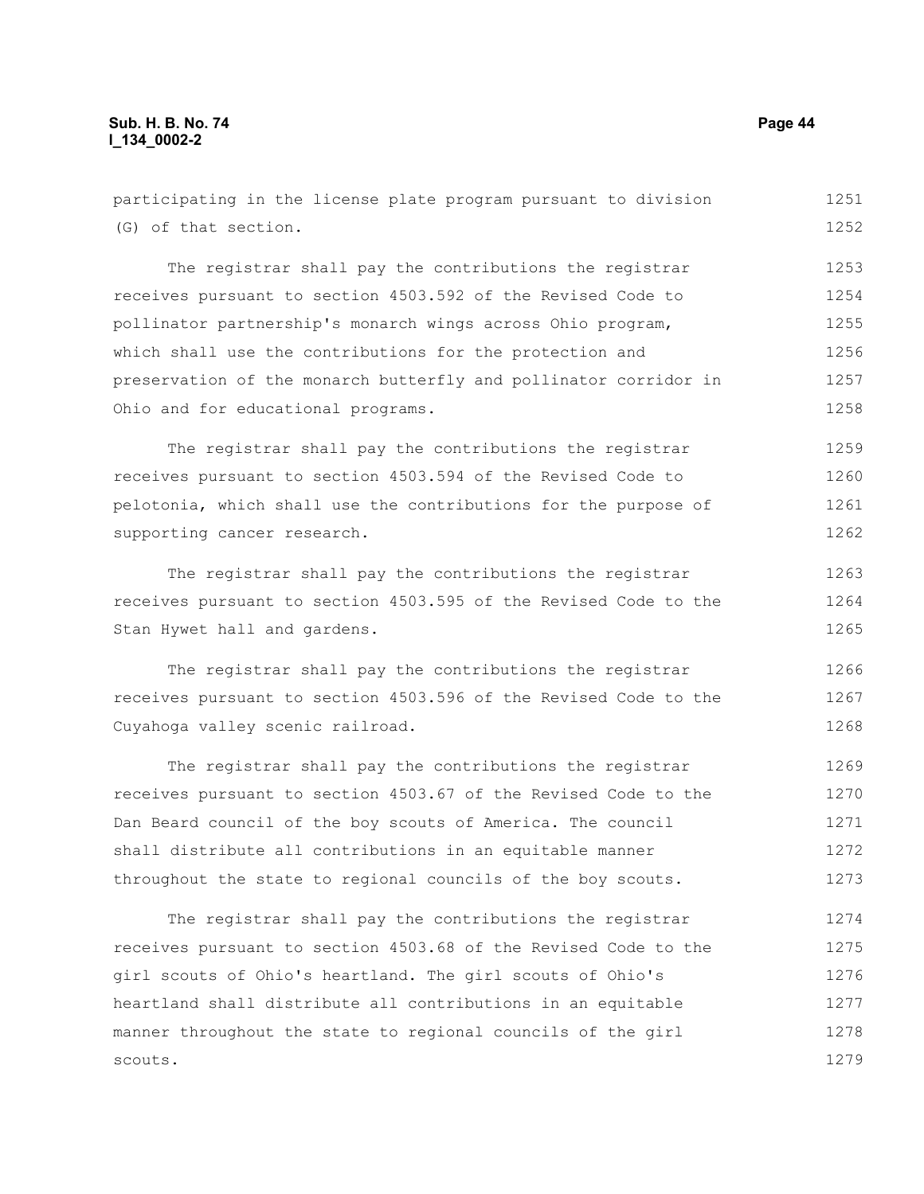participating in the license plate program pursuant to division (G) of that section.

The registrar shall pay the contributions the registrar receives pursuant to section 4503.592 of the Revised Code to pollinator partnership's monarch wings across Ohio program, which shall use the contributions for the protection and preservation of the monarch butterfly and pollinator corridor in Ohio and for educational programs.

The registrar shall pay the contributions the registrar receives pursuant to section 4503.594 of the Revised Code to pelotonia, which shall use the contributions for the purpose of supporting cancer research.

The registrar shall pay the contributions the registrar receives pursuant to section 4503.595 of the Revised Code to the Stan Hywet hall and gardens.

The registrar shall pay the contributions the registrar receives pursuant to section 4503.596 of the Revised Code to the Cuyahoga valley scenic railroad.

The registrar shall pay the contributions the registrar receives pursuant to section 4503.67 of the Revised Code to the Dan Beard council of the boy scouts of America. The council shall distribute all contributions in an equitable manner throughout the state to regional councils of the boy scouts.

The registrar shall pay the contributions the registrar receives pursuant to section 4503.68 of the Revised Code to the girl scouts of Ohio's heartland. The girl scouts of Ohio's heartland shall distribute all contributions in an equitable manner throughout the state to regional councils of the girl scouts.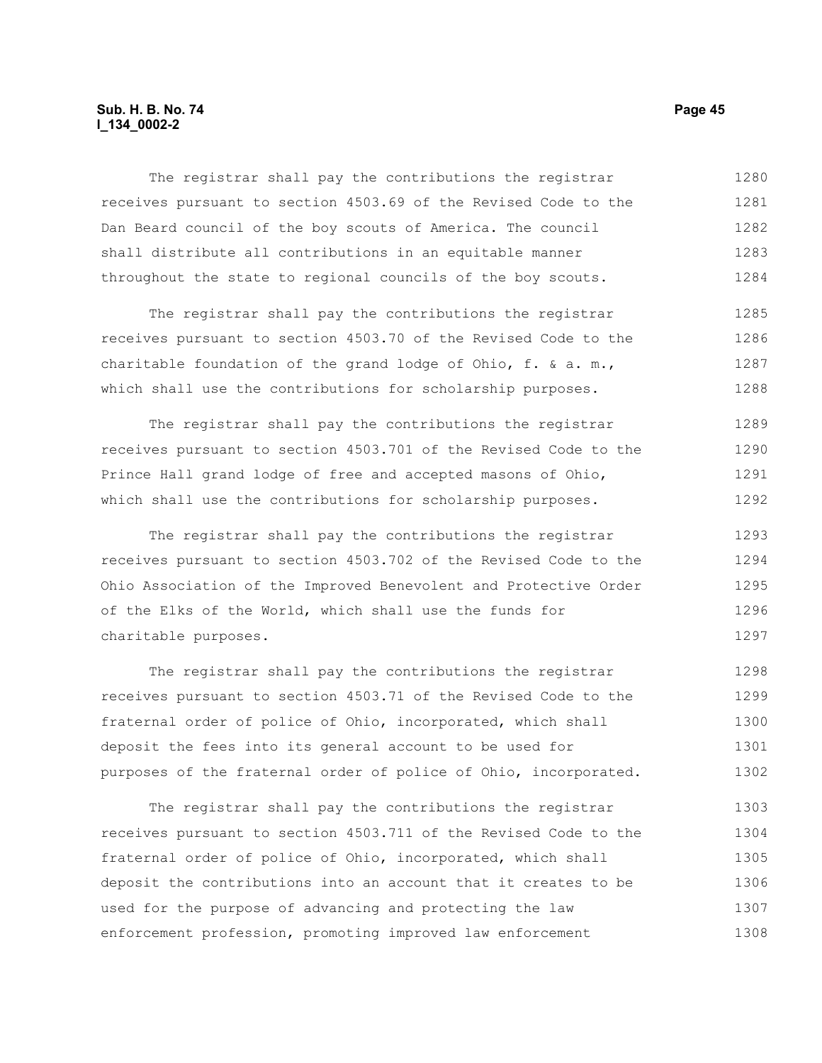The registrar shall pay the contributions the registrar receives pursuant to section 4503.69 of the Revised Code to the Dan Beard council of the boy scouts of America. The council shall distribute all contributions in an equitable manner throughout the state to regional councils of the boy scouts.

The registrar shall pay the contributions the registrar receives pursuant to section 4503.70 of the Revised Code to the charitable foundation of the grand lodge of Ohio, f. & a. m., which shall use the contributions for scholarship purposes.

The registrar shall pay the contributions the registrar receives pursuant to section 4503.701 of the Revised Code to the Prince Hall grand lodge of free and accepted masons of Ohio, which shall use the contributions for scholarship purposes.

The registrar shall pay the contributions the registrar receives pursuant to section 4503.702 of the Revised Code to the Ohio Association of the Improved Benevolent and Protective Order of the Elks of the World, which shall use the funds for charitable purposes.

The registrar shall pay the contributions the registrar receives pursuant to section 4503.71 of the Revised Code to the fraternal order of police of Ohio, incorporated, which shall deposit the fees into its general account to be used for purposes of the fraternal order of police of Ohio, incorporated.

The registrar shall pay the contributions the registrar receives pursuant to section 4503.711 of the Revised Code to the fraternal order of police of Ohio, incorporated, which shall deposit the contributions into an account that it creates to be used for the purpose of advancing and protecting the law enforcement profession, promoting improved law enforcement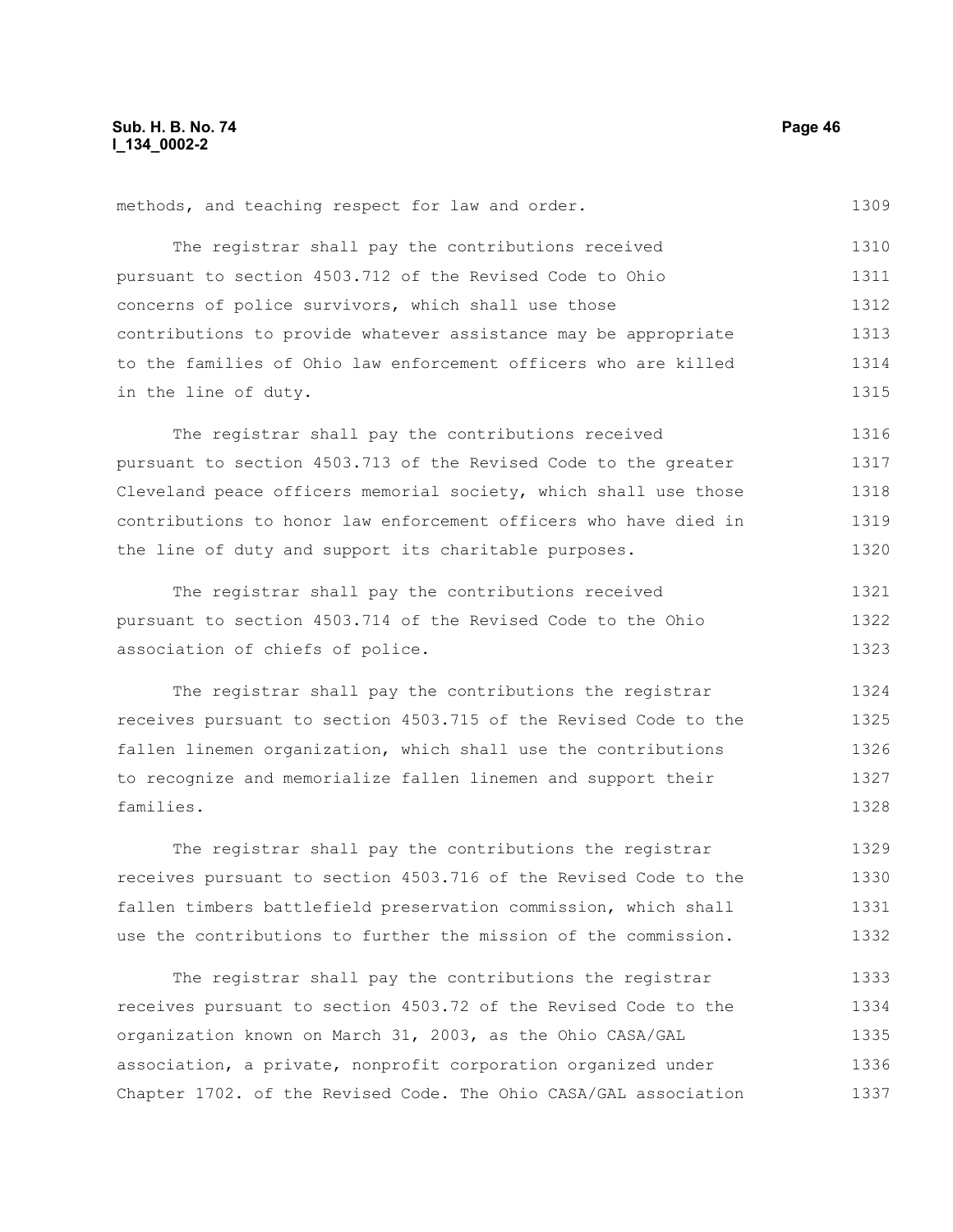methods, and teaching respect for law and order.

The registrar shall pay the contributions received pursuant to section 4503.712 of the Revised Code to Ohio concerns of police survivors, which shall use those contributions to provide whatever assistance may be appropriate to the families of Ohio law enforcement officers who are killed in the line of duty.

The registrar shall pay the contributions received pursuant to section 4503.713 of the Revised Code to the greater Cleveland peace officers memorial society, which shall use those contributions to honor law enforcement officers who have died in the line of duty and support its charitable purposes.

The registrar shall pay the contributions received pursuant to section 4503.714 of the Revised Code to the Ohio association of chiefs of police.

The registrar shall pay the contributions the registrar receives pursuant to section 4503.715 of the Revised Code to the fallen linemen organization, which shall use the contributions to recognize and memorialize fallen linemen and support their families.

The registrar shall pay the contributions the registrar receives pursuant to section 4503.716 of the Revised Code to the fallen timbers battlefield preservation commission, which shall use the contributions to further the mission of the commission.

The registrar shall pay the contributions the registrar receives pursuant to section 4503.72 of the Revised Code to the organization known on March 31, 2003, as the Ohio CASA/GAL association, a private, nonprofit corporation organized under Chapter 1702. of the Revised Code. The Ohio CASA/GAL association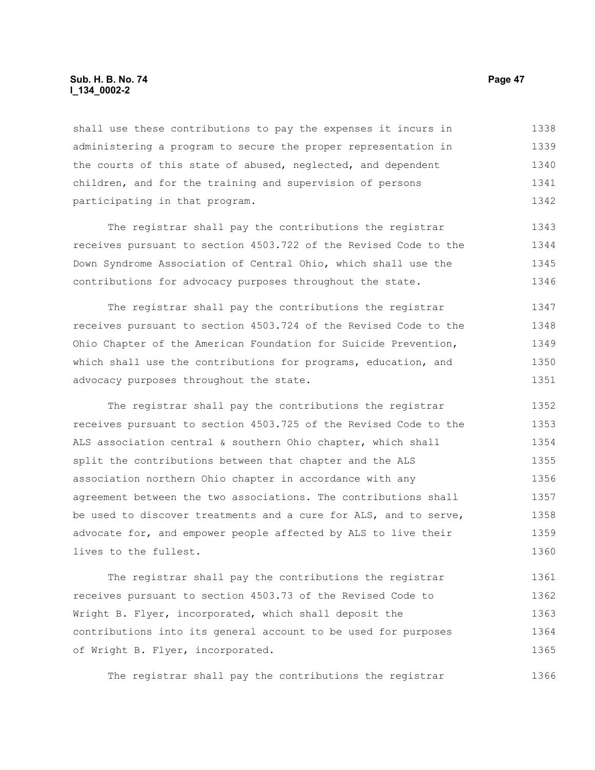shall use these contributions to pay the expenses it incurs in administering a program to secure the proper representation in the courts of this state of abused, neglected, and dependent children, and for the training and supervision of persons participating in that program.

The registrar shall pay the contributions the registrar receives pursuant to section 4503.722 of the Revised Code to the Down Syndrome Association of Central Ohio, which shall use the contributions for advocacy purposes throughout the state.

The registrar shall pay the contributions the registrar receives pursuant to section 4503.724 of the Revised Code to the Ohio Chapter of the American Foundation for Suicide Prevention, which shall use the contributions for programs, education, and advocacy purposes throughout the state.

The registrar shall pay the contributions the registrar receives pursuant to section 4503.725 of the Revised Code to the ALS association central & southern Ohio chapter, which shall split the contributions between that chapter and the ALS association northern Ohio chapter in accordance with any agreement between the two associations. The contributions shall be used to discover treatments and a cure for ALS, and to serve, advocate for, and empower people affected by ALS to live their lives to the fullest.

The registrar shall pay the contributions the registrar receives pursuant to section 4503.73 of the Revised Code to Wright B. Flyer, incorporated, which shall deposit the contributions into its general account to be used for purposes of Wright B. Flyer, incorporated.

The registrar shall pay the contributions the registrar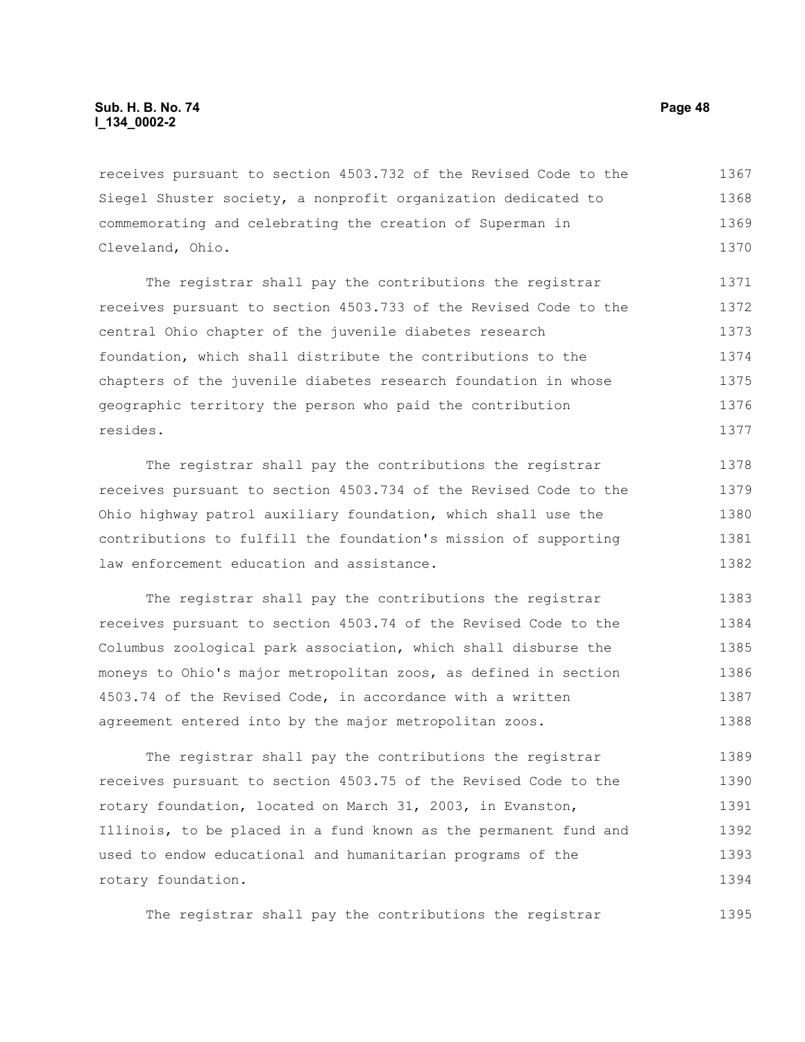receives pursuant to section 4503.732 of the Revised Code to the Siegel Shuster society, a nonprofit organization dedicated to commemorating and celebrating the creation of Superman in Cleveland, Ohio.

The registrar shall pay the contributions the registrar receives pursuant to section 4503.733 of the Revised Code to the central Ohio chapter of the juvenile diabetes research foundation, which shall distribute the contributions to the chapters of the juvenile diabetes research foundation in whose geographic territory the person who paid the contribution resides.

The registrar shall pay the contributions the registrar receives pursuant to section 4503.734 of the Revised Code to the Ohio highway patrol auxiliary foundation, which shall use the contributions to fulfill the foundation's mission of supporting law enforcement education and assistance.

The registrar shall pay the contributions the registrar receives pursuant to section 4503.74 of the Revised Code to the Columbus zoological park association, which shall disburse the moneys to Ohio's major metropolitan zoos, as defined in section 4503.74 of the Revised Code, in accordance with a written agreement entered into by the major metropolitan zoos.

The registrar shall pay the contributions the registrar receives pursuant to section 4503.75 of the Revised Code to the rotary foundation, located on March 31, 2003, in Evanston, Illinois, to be placed in a fund known as the permanent fund and used to endow educational and humanitarian programs of the rotary foundation.

The registrar shall pay the contributions the registrar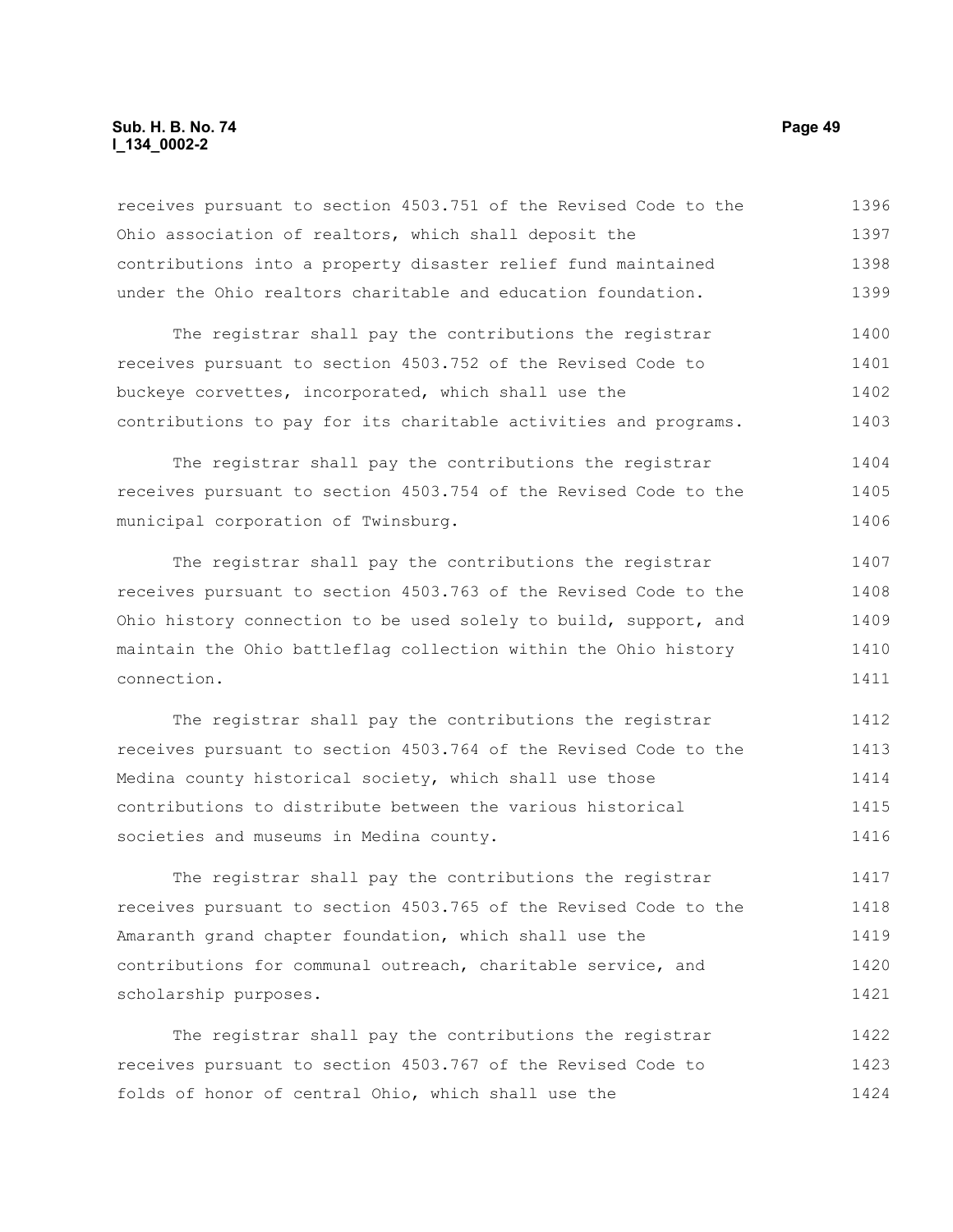receives pursuant to section 4503.751 of the Revised Code to the Ohio association of realtors, which shall deposit the contributions into a property disaster relief fund maintained under the Ohio realtors charitable and education foundation.

The registrar shall pay the contributions the registrar receives pursuant to section 4503.752 of the Revised Code to buckeye corvettes, incorporated, which shall use the contributions to pay for its charitable activities and programs.

The registrar shall pay the contributions the registrar receives pursuant to section 4503.754 of the Revised Code to the municipal corporation of Twinsburg.

The registrar shall pay the contributions the registrar receives pursuant to section 4503.763 of the Revised Code to the Ohio history connection to be used solely to build, support, and maintain the Ohio battleflag collection within the Ohio history connection.

The registrar shall pay the contributions the registrar receives pursuant to section 4503.764 of the Revised Code to the Medina county historical society, which shall use those contributions to distribute between the various historical societies and museums in Medina county.

The registrar shall pay the contributions the registrar receives pursuant to section 4503.765 of the Revised Code to the Amaranth grand chapter foundation, which shall use the contributions for communal outreach, charitable service, and scholarship purposes.

The registrar shall pay the contributions the registrar receives pursuant to section 4503.767 of the Revised Code to folds of honor of central Ohio, which shall use the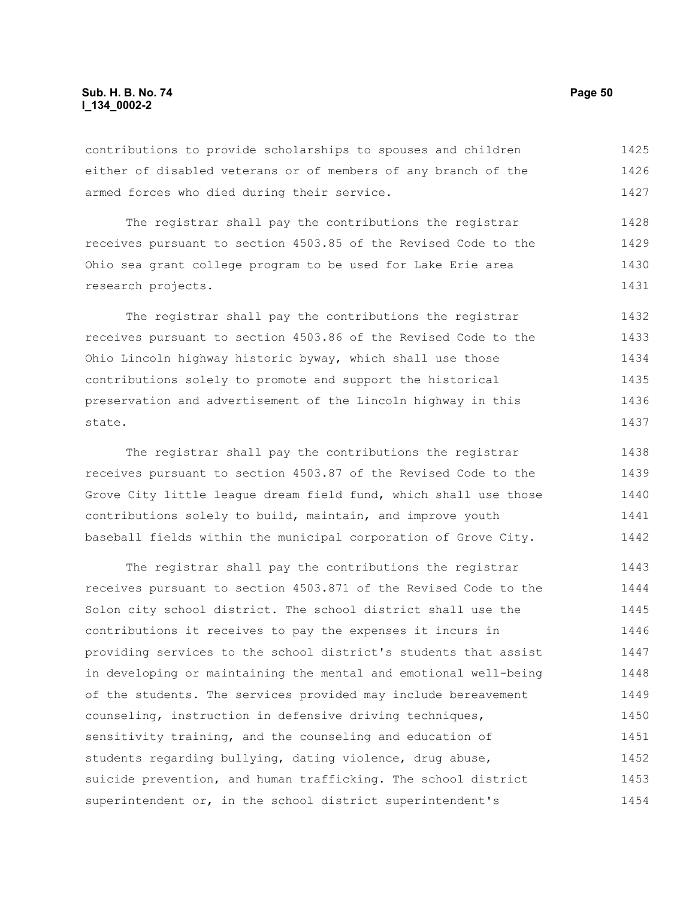contributions to provide scholarships to spouses and children either of disabled veterans or of members of any branch of the armed forces who died during their service.

The registrar shall pay the contributions the registrar receives pursuant to section 4503.85 of the Revised Code to the Ohio sea grant college program to be used for Lake Erie area research projects.

The registrar shall pay the contributions the registrar receives pursuant to section 4503.86 of the Revised Code to the Ohio Lincoln highway historic byway, which shall use those contributions solely to promote and support the historical preservation and advertisement of the Lincoln highway in this state.

The registrar shall pay the contributions the registrar receives pursuant to section 4503.87 of the Revised Code to the Grove City little league dream field fund, which shall use those contributions solely to build, maintain, and improve youth baseball fields within the municipal corporation of Grove City.

The registrar shall pay the contributions the registrar receives pursuant to section 4503.871 of the Revised Code to the Solon city school district. The school district shall use the contributions it receives to pay the expenses it incurs in providing services to the school district's students that assist in developing or maintaining the mental and emotional well-being of the students. The services provided may include bereavement counseling, instruction in defensive driving techniques, sensitivity training, and the counseling and education of students regarding bullying, dating violence, drug abuse, suicide prevention, and human trafficking. The school district superintendent or, in the school district superintendent's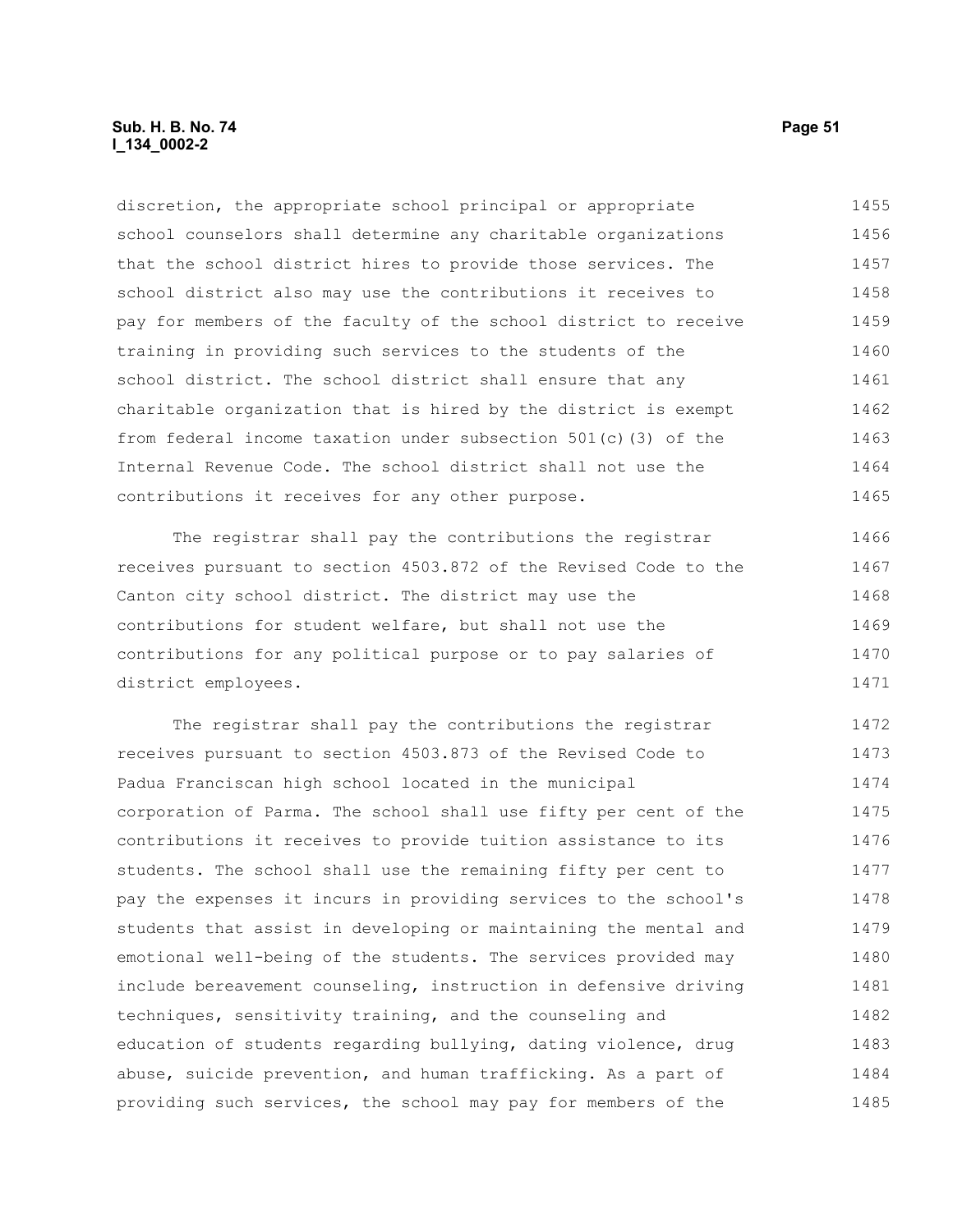discretion, the appropriate school principal or appropriate school counselors shall determine any charitable organizations that the school district hires to provide those services. The school district also may use the contributions it receives to pay for members of the faculty of the school district to receive training in providing such services to the students of the school district. The school district shall ensure that any charitable organization that is hired by the district is exempt from federal income taxation under subsection 501(c)(3) of the Internal Revenue Code. The school district shall not use the contributions it receives for any other purpose.

The registrar shall pay the contributions the registrar receives pursuant to section 4503.872 of the Revised Code to the Canton city school district. The district may use the contributions for student welfare, but shall not use the contributions for any political purpose or to pay salaries of district employees.

The registrar shall pay the contributions the registrar receives pursuant to section 4503.873 of the Revised Code to Padua Franciscan high school located in the municipal corporation of Parma. The school shall use fifty per cent of the contributions it receives to provide tuition assistance to its students. The school shall use the remaining fifty per cent to pay the expenses it incurs in providing services to the school's students that assist in developing or maintaining the mental and emotional well-being of the students. The services provided may include bereavement counseling, instruction in defensive driving techniques, sensitivity training, and the counseling and education of students regarding bullying, dating violence, drug abuse, suicide prevention, and human trafficking. As a part of providing such services, the school may pay for members of the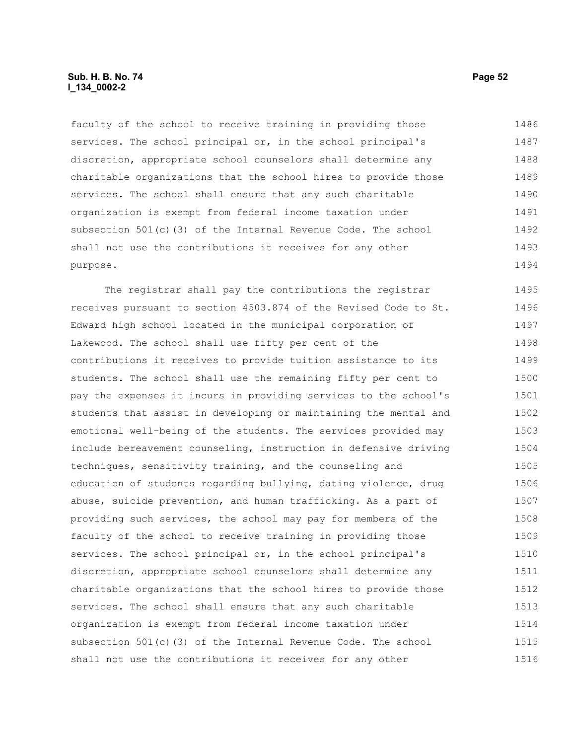faculty of the school to receive training in providing those services. The school principal or, in the school principal's discretion, appropriate school counselors shall determine any charitable organizations that the school hires to provide those services. The school shall ensure that any such charitable organization is exempt from federal income taxation under subsection 501(c)(3) of the Internal Revenue Code. The school shall not use the contributions it receives for any other purpose.

The registrar shall pay the contributions the registrar receives pursuant to section 4503.874 of the Revised Code to St. Edward high school located in the municipal corporation of Lakewood. The school shall use fifty per cent of the contributions it receives to provide tuition assistance to its students. The school shall use the remaining fifty per cent to pay the expenses it incurs in providing services to the school's students that assist in developing or maintaining the mental and emotional well-being of the students. The services provided may include bereavement counseling, instruction in defensive driving techniques, sensitivity training, and the counseling and education of students regarding bullying, dating violence, drug abuse, suicide prevention, and human trafficking. As a part of providing such services, the school may pay for members of the faculty of the school to receive training in providing those services. The school principal or, in the school principal's discretion, appropriate school counselors shall determine any charitable organizations that the school hires to provide those services. The school shall ensure that any such charitable organization is exempt from federal income taxation under subsection 501(c)(3) of the Internal Revenue Code. The school shall not use the contributions it receives for any other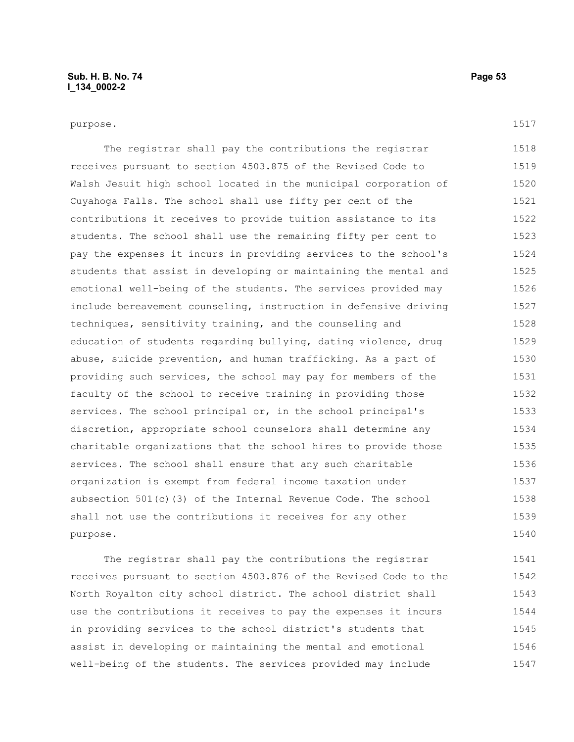purpose.

The registrar shall pay the contributions the registrar receives pursuant to section 4503.875 of the Revised Code to Walsh Jesuit high school located in the municipal corporation of Cuyahoga Falls. The school shall use fifty per cent of the contributions it receives to provide tuition assistance to its students. The school shall use the remaining fifty per cent to pay the expenses it incurs in providing services to the school's students that assist in developing or maintaining the mental and emotional well-being of the students. The services provided may include bereavement counseling, instruction in defensive driving techniques, sensitivity training, and the counseling and education of students regarding bullying, dating violence, drug abuse, suicide prevention, and human trafficking. As a part of providing such services, the school may pay for members of the faculty of the school to receive training in providing those services. The school principal or, in the school principal's discretion, appropriate school counselors shall determine any charitable organizations that the school hires to provide those services. The school shall ensure that any such charitable organization is exempt from federal income taxation under subsection 501(c)(3) of the Internal Revenue Code. The school shall not use the contributions it receives for any other purpose.

The registrar shall pay the contributions the registrar receives pursuant to section 4503.876 of the Revised Code to the North Royalton city school district. The school district shall use the contributions it receives to pay the expenses it incurs in providing services to the school district's students that assist in developing or maintaining the mental and emotional well-being of the students. The services provided may include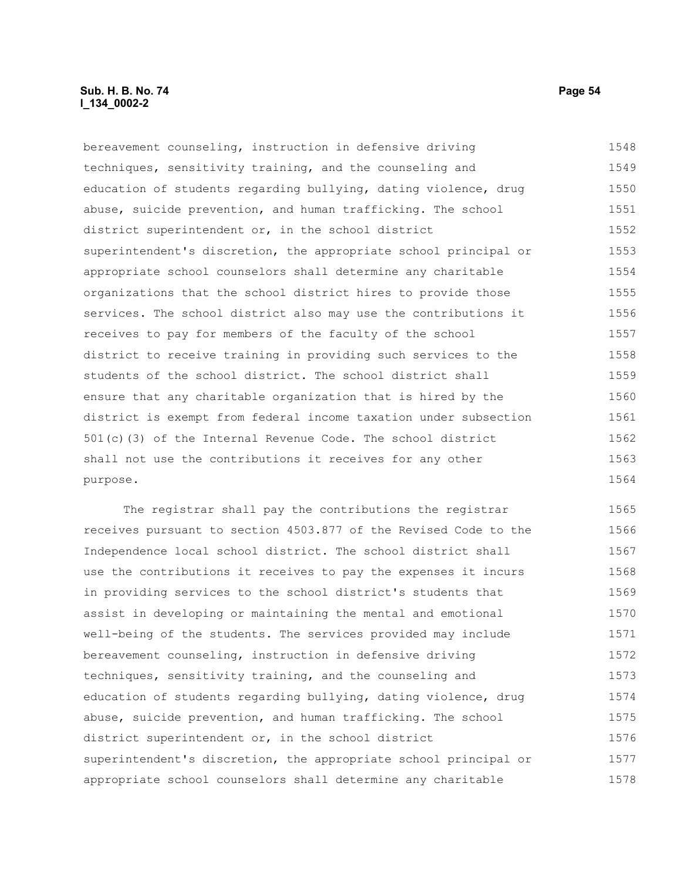bereavement counseling, instruction in defensive driving techniques, sensitivity training, and the counseling and education of students regarding bullying, dating violence, drug abuse, suicide prevention, and human trafficking. The school district superintendent or, in the school district superintendent's discretion, the appropriate school principal or appropriate school counselors shall determine any charitable organizations that the school district hires to provide those services. The school district also may use the contributions it receives to pay for members of the faculty of the school district to receive training in providing such services to the students of the school district. The school district shall ensure that any charitable organization that is hired by the district is exempt from federal income taxation under subsection 501(c)(3) of the Internal Revenue Code. The school district shall not use the contributions it receives for any other purpose.

The registrar shall pay the contributions the registrar receives pursuant to section 4503.877 of the Revised Code to the Independence local school district. The school district shall use the contributions it receives to pay the expenses it incurs in providing services to the school district's students that assist in developing or maintaining the mental and emotional well-being of the students. The services provided may include bereavement counseling, instruction in defensive driving techniques, sensitivity training, and the counseling and education of students regarding bullying, dating violence, drug abuse, suicide prevention, and human trafficking. The school district superintendent or, in the school district superintendent's discretion, the appropriate school principal or appropriate school counselors shall determine any charitable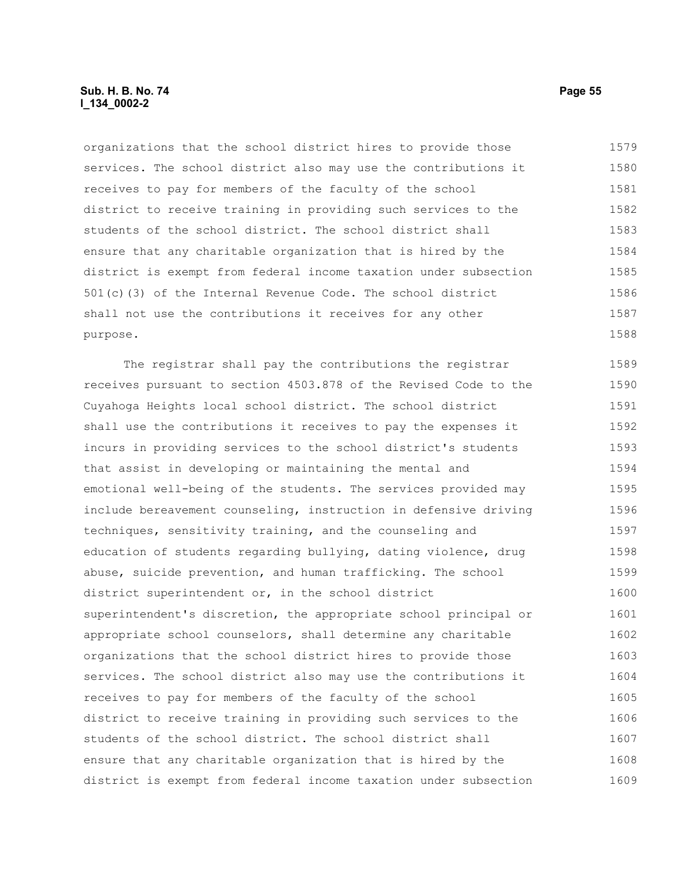organizations that the school district hires to provide those services. The school district also may use the contributions it receives to pay for members of the faculty of the school district to receive training in providing such services to the students of the school district. The school district shall ensure that any charitable organization that is hired by the district is exempt from federal income taxation under subsection 501(c)(3) of the Internal Revenue Code. The school district shall not use the contributions it receives for any other purpose.

The registrar shall pay the contributions the registrar receives pursuant to section 4503.878 of the Revised Code to the Cuyahoga Heights local school district. The school district shall use the contributions it receives to pay the expenses it incurs in providing services to the school district's students that assist in developing or maintaining the mental and emotional well-being of the students. The services provided may include bereavement counseling, instruction in defensive driving techniques, sensitivity training, and the counseling and education of students regarding bullying, dating violence, drug abuse, suicide prevention, and human trafficking. The school district superintendent or, in the school district superintendent's discretion, the appropriate school principal or appropriate school counselors, shall determine any charitable organizations that the school district hires to provide those services. The school district also may use the contributions it receives to pay for members of the faculty of the school district to receive training in providing such services to the students of the school district. The school district shall ensure that any charitable organization that is hired by the district is exempt from federal income taxation under subsection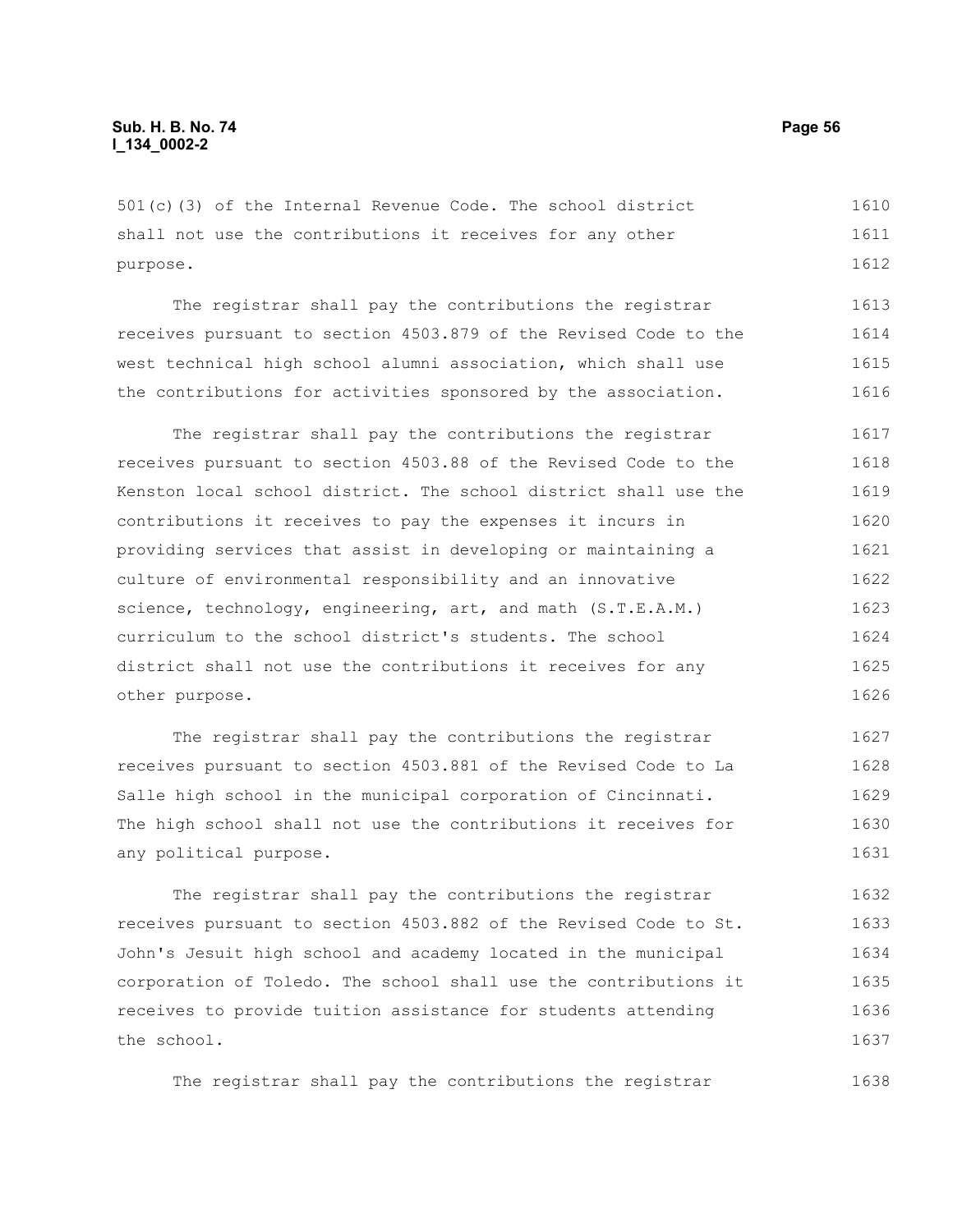501(c)(3) of the Internal Revenue Code. The school district shall not use the contributions it receives for any other purpose.

The registrar shall pay the contributions the registrar receives pursuant to section 4503.879 of the Revised Code to the west technical high school alumni association, which shall use the contributions for activities sponsored by the association.

The registrar shall pay the contributions the registrar receives pursuant to section 4503.88 of the Revised Code to the Kenston local school district. The school district shall use the contributions it receives to pay the expenses it incurs in providing services that assist in developing or maintaining a culture of environmental responsibility and an innovative science, technology, engineering, art, and math (S.T.E.A.M.) curriculum to the school district's students. The school district shall not use the contributions it receives for any other purpose.

The registrar shall pay the contributions the registrar receives pursuant to section 4503.881 of the Revised Code to La Salle high school in the municipal corporation of Cincinnati. The high school shall not use the contributions it receives for any political purpose.

The registrar shall pay the contributions the registrar receives pursuant to section 4503.882 of the Revised Code to St. John's Jesuit high school and academy located in the municipal corporation of Toledo. The school shall use the contributions it receives to provide tuition assistance for students attending the school.

The registrar shall pay the contributions the registrar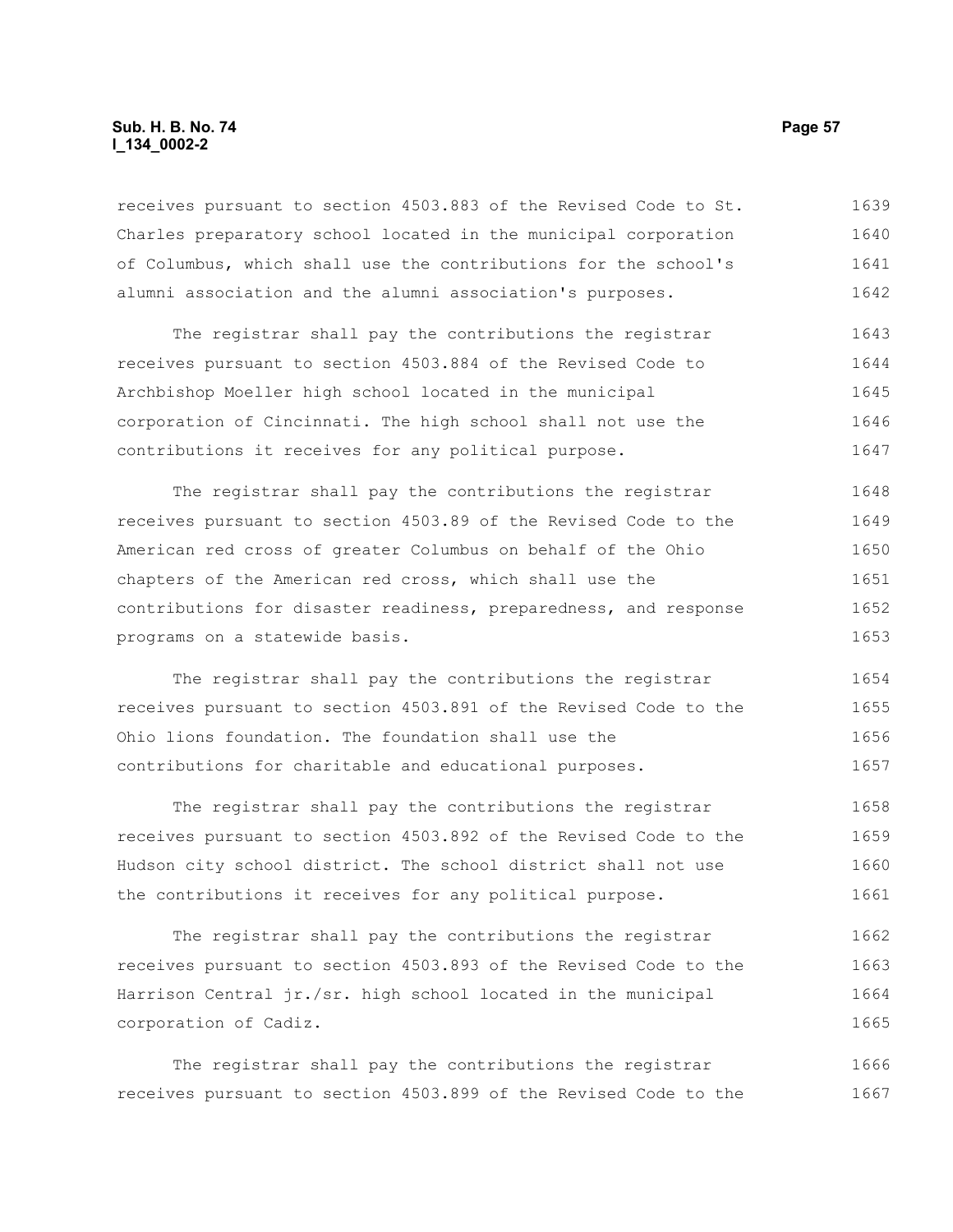receives pursuant to section 4503.883 of the Revised Code to St. Charles preparatory school located in the municipal corporation of Columbus, which shall use the contributions for the school's alumni association and the alumni association's purposes.

The registrar shall pay the contributions the registrar receives pursuant to section 4503.884 of the Revised Code to Archbishop Moeller high school located in the municipal corporation of Cincinnati. The high school shall not use the contributions it receives for any political purpose.

The registrar shall pay the contributions the registrar receives pursuant to section 4503.89 of the Revised Code to the American red cross of greater Columbus on behalf of the Ohio chapters of the American red cross, which shall use the contributions for disaster readiness, preparedness, and response programs on a statewide basis.

The registrar shall pay the contributions the registrar receives pursuant to section 4503.891 of the Revised Code to the Ohio lions foundation. The foundation shall use the contributions for charitable and educational purposes.

The registrar shall pay the contributions the registrar receives pursuant to section 4503.892 of the Revised Code to the Hudson city school district. The school district shall not use the contributions it receives for any political purpose.

The registrar shall pay the contributions the registrar receives pursuant to section 4503.893 of the Revised Code to the Harrison Central jr./sr. high school located in the municipal corporation of Cadiz.

The registrar shall pay the contributions the registrar receives pursuant to section 4503.899 of the Revised Code to the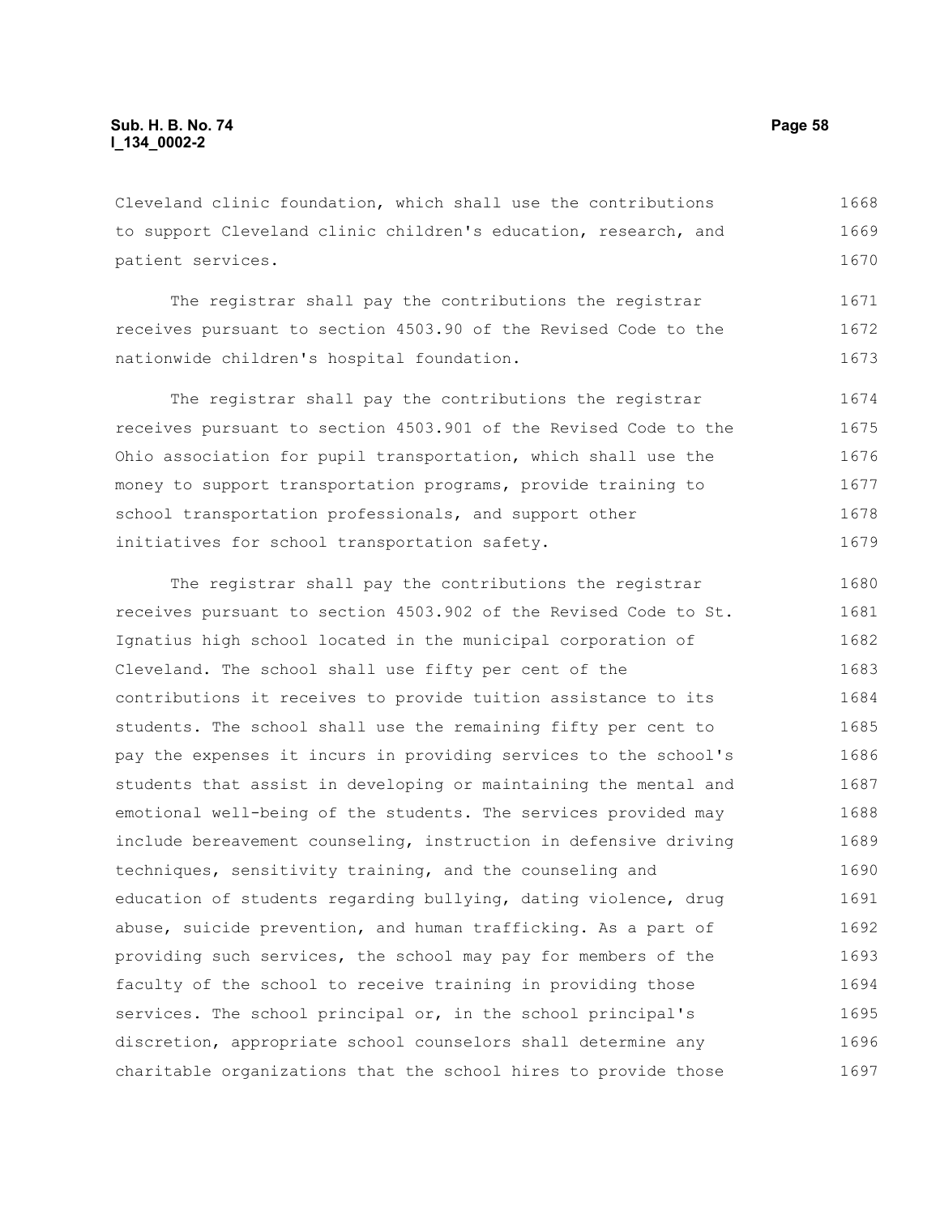Cleveland clinic foundation, which shall use the contributions to support Cleveland clinic children's education, research, and patient services.

The registrar shall pay the contributions the registrar receives pursuant to section 4503.90 of the Revised Code to the nationwide children's hospital foundation.

The registrar shall pay the contributions the registrar receives pursuant to section 4503.901 of the Revised Code to the Ohio association for pupil transportation, which shall use the money to support transportation programs, provide training to school transportation professionals, and support other initiatives for school transportation safety.

The registrar shall pay the contributions the registrar receives pursuant to section 4503.902 of the Revised Code to St. Ignatius high school located in the municipal corporation of Cleveland. The school shall use fifty per cent of the contributions it receives to provide tuition assistance to its students. The school shall use the remaining fifty per cent to pay the expenses it incurs in providing services to the school's students that assist in developing or maintaining the mental and emotional well-being of the students. The services provided may include bereavement counseling, instruction in defensive driving techniques, sensitivity training, and the counseling and education of students regarding bullying, dating violence, drug abuse, suicide prevention, and human trafficking. As a part of providing such services, the school may pay for members of the faculty of the school to receive training in providing those services. The school principal or, in the school principal's discretion, appropriate school counselors shall determine any charitable organizations that the school hires to provide those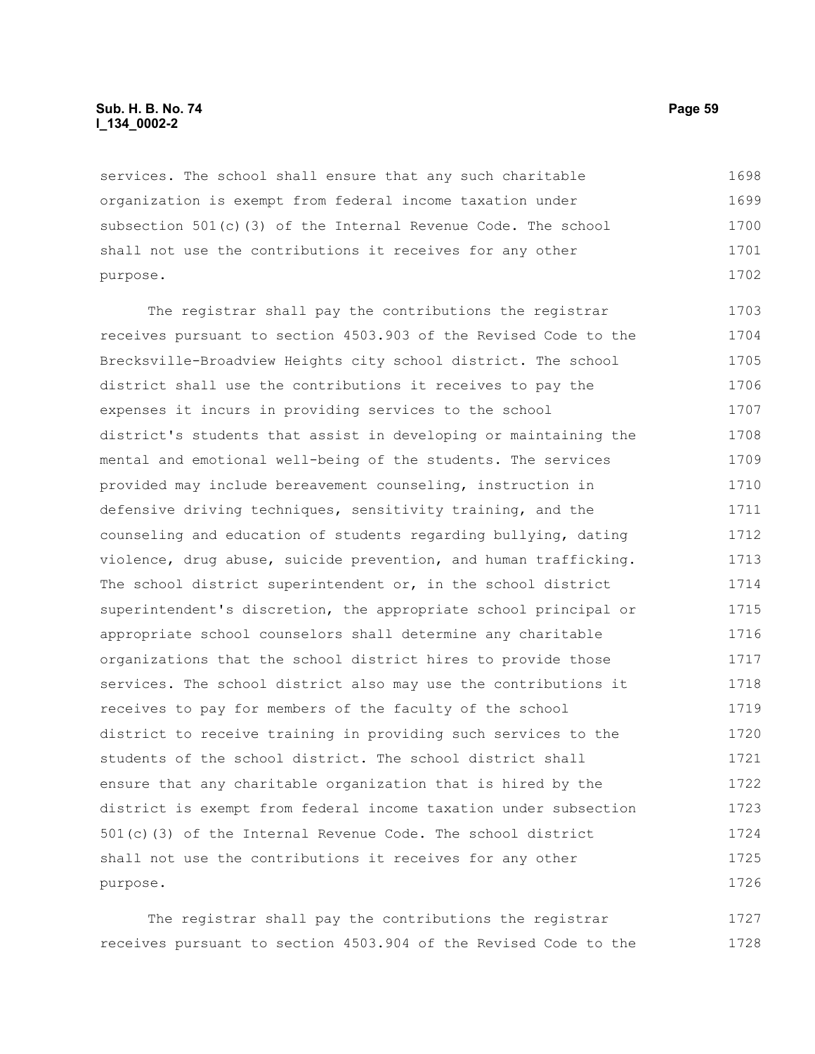services. The school shall ensure that any such charitable organization is exempt from federal income taxation under subsection 501(c)(3) of the Internal Revenue Code. The school shall not use the contributions it receives for any other purpose.

The registrar shall pay the contributions the registrar receives pursuant to section 4503.903 of the Revised Code to the Brecksville-Broadview Heights city school district. The school district shall use the contributions it receives to pay the expenses it incurs in providing services to the school district's students that assist in developing or maintaining the mental and emotional well-being of the students. The services provided may include bereavement counseling, instruction in defensive driving techniques, sensitivity training, and the counseling and education of students regarding bullying, dating violence, drug abuse, suicide prevention, and human trafficking. The school district superintendent or, in the school district superintendent's discretion, the appropriate school principal or appropriate school counselors shall determine any charitable organizations that the school district hires to provide those services. The school district also may use the contributions it receives to pay for members of the faculty of the school district to receive training in providing such services to the students of the school district. The school district shall ensure that any charitable organization that is hired by the district is exempt from federal income taxation under subsection 501(c)(3) of the Internal Revenue Code. The school district shall not use the contributions it receives for any other purpose.

The registrar shall pay the contributions the registrar receives pursuant to section 4503.904 of the Revised Code to the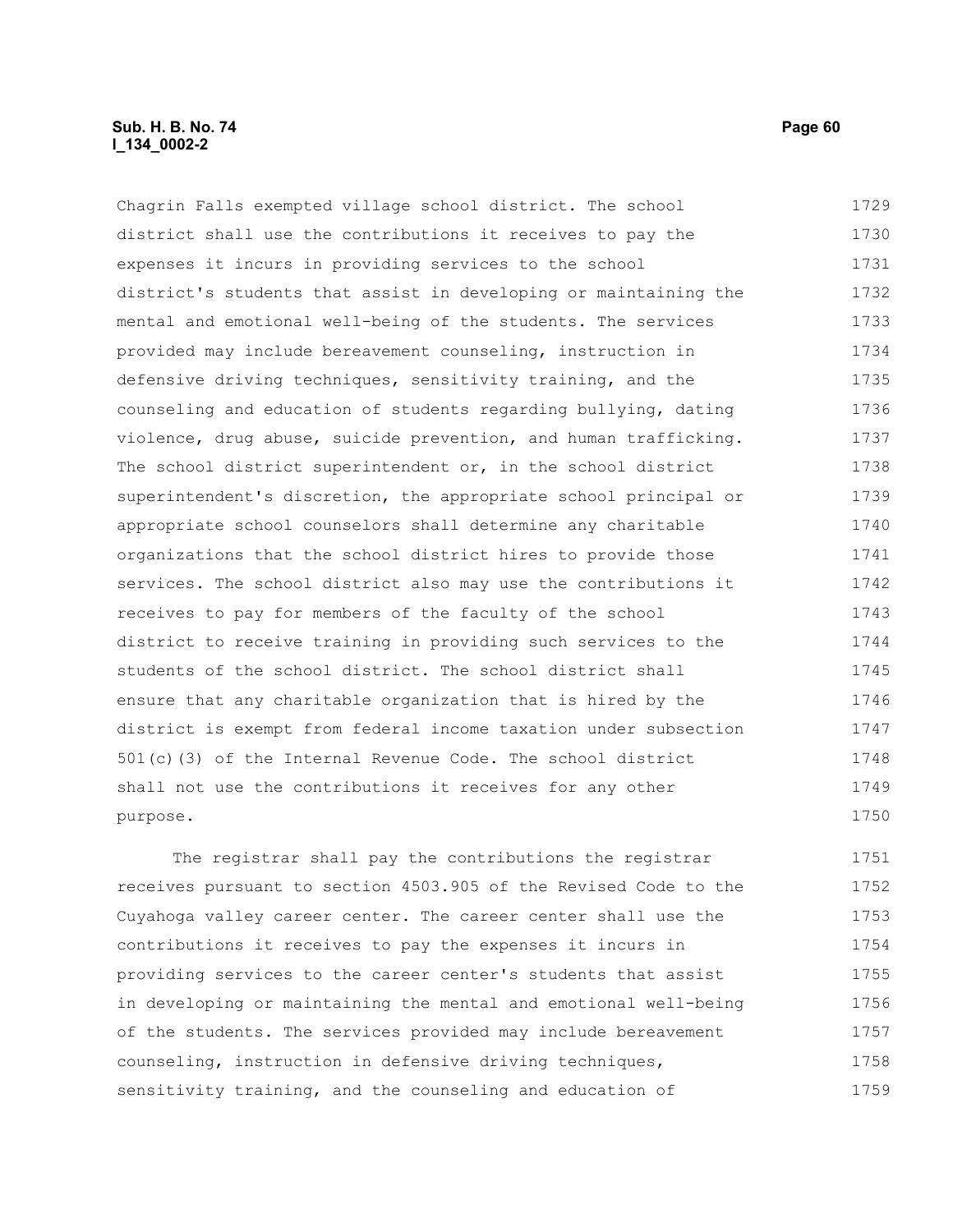Chagrin Falls exempted village school district. The school district shall use the contributions it receives to pay the expenses it incurs in providing services to the school district's students that assist in developing or maintaining the mental and emotional well-being of the students. The services provided may include bereavement counseling, instruction in defensive driving techniques, sensitivity training, and the counseling and education of students regarding bullying, dating violence, drug abuse, suicide prevention, and human trafficking. The school district superintendent or, in the school district superintendent's discretion, the appropriate school principal or appropriate school counselors shall determine any charitable organizations that the school district hires to provide those services. The school district also may use the contributions it receives to pay for members of the faculty of the school district to receive training in providing such services to the students of the school district. The school district shall ensure that any charitable organization that is hired by the district is exempt from federal income taxation under subsection 501(c)(3) of the Internal Revenue Code. The school district shall not use the contributions it receives for any other purpose.

The registrar shall pay the contributions the registrar receives pursuant to section 4503.905 of the Revised Code to the Cuyahoga valley career center. The career center shall use the contributions it receives to pay the expenses it incurs in providing services to the career center's students that assist in developing or maintaining the mental and emotional well-being of the students. The services provided may include bereavement counseling, instruction in defensive driving techniques, sensitivity training, and the counseling and education of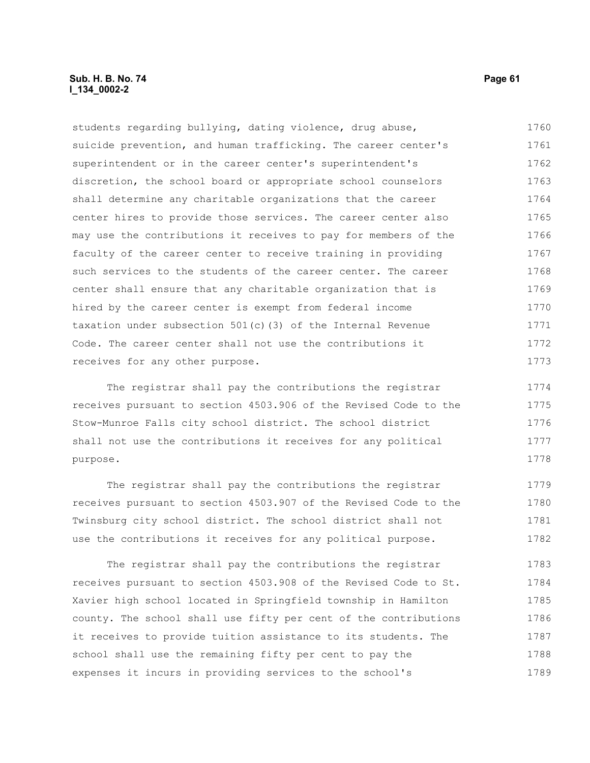students regarding bullying, dating violence, drug abuse, suicide prevention, and human trafficking. The career center's superintendent or in the career center's superintendent's discretion, the school board or appropriate school counselors shall determine any charitable organizations that the career center hires to provide those services. The career center also may use the contributions it receives to pay for members of the faculty of the career center to receive training in providing such services to the students of the career center. The career center shall ensure that any charitable organization that is hired by the career center is exempt from federal income taxation under subsection 501(c)(3) of the Internal Revenue Code. The career center shall not use the contributions it receives for any other purpose.

The registrar shall pay the contributions the registrar receives pursuant to section 4503.906 of the Revised Code to the Stow-Munroe Falls city school district. The school district shall not use the contributions it receives for any political purpose.

The registrar shall pay the contributions the registrar receives pursuant to section 4503.907 of the Revised Code to the Twinsburg city school district. The school district shall not use the contributions it receives for any political purpose.

The registrar shall pay the contributions the registrar receives pursuant to section 4503.908 of the Revised Code to St. Xavier high school located in Springfield township in Hamilton county. The school shall use fifty per cent of the contributions it receives to provide tuition assistance to its students. The school shall use the remaining fifty per cent to pay the expenses it incurs in providing services to the school's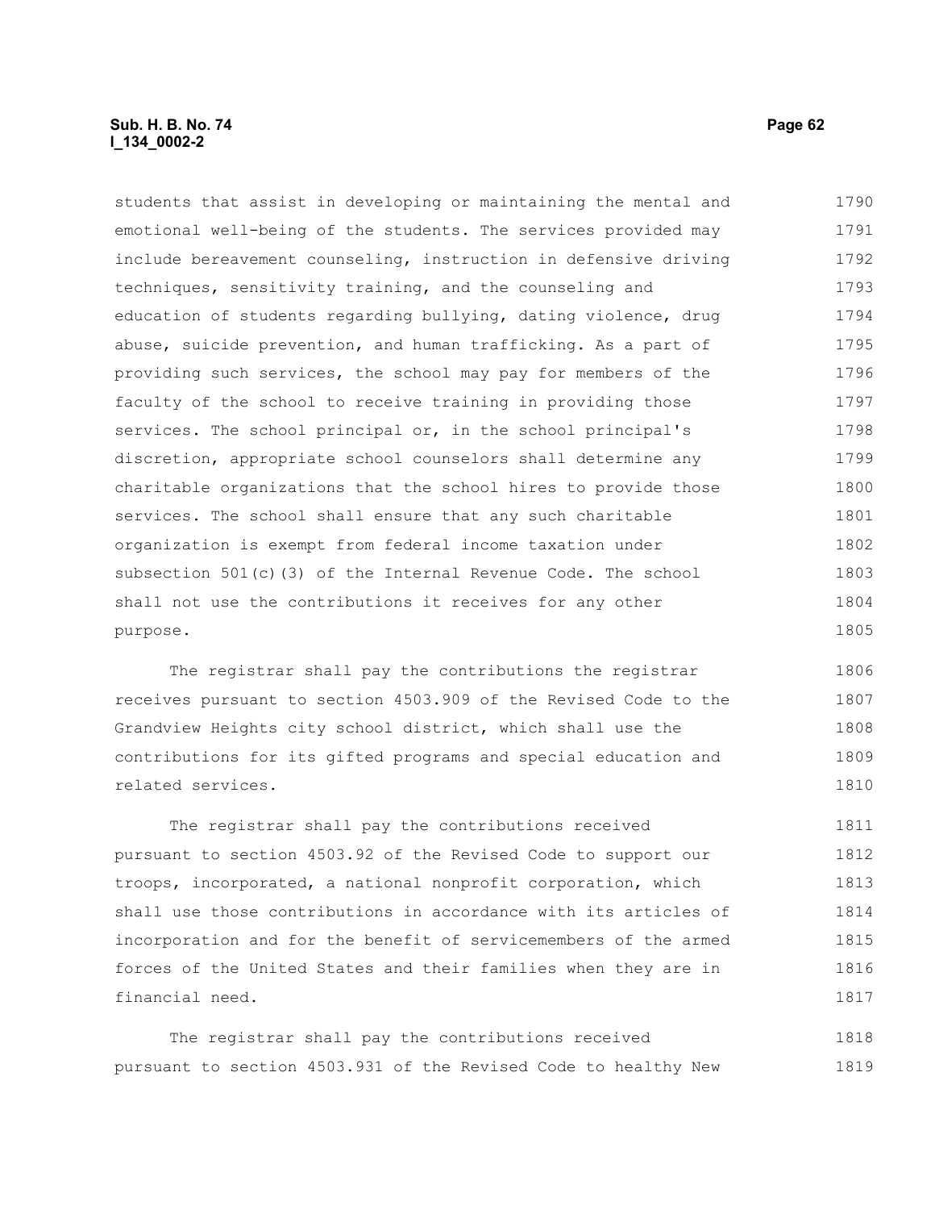students that assist in developing or maintaining the mental and emotional well-being of the students. The services provided may include bereavement counseling, instruction in defensive driving techniques, sensitivity training, and the counseling and education of students regarding bullying, dating violence, drug abuse, suicide prevention, and human trafficking. As a part of providing such services, the school may pay for members of the faculty of the school to receive training in providing those services. The school principal or, in the school principal's discretion, appropriate school counselors shall determine any charitable organizations that the school hires to provide those services. The school shall ensure that any such charitable organization is exempt from federal income taxation under subsection 501(c)(3) of the Internal Revenue Code. The school shall not use the contributions it receives for any other purpose.

The registrar shall pay the contributions the registrar receives pursuant to section 4503.909 of the Revised Code to the Grandview Heights city school district, which shall use the contributions for its gifted programs and special education and related services.

The registrar shall pay the contributions received pursuant to section 4503.92 of the Revised Code to support our troops, incorporated, a national nonprofit corporation, which shall use those contributions in accordance with its articles of incorporation and for the benefit of servicemembers of the armed forces of the United States and their families when they are in financial need.

The registrar shall pay the contributions received pursuant to section 4503.931 of the Revised Code to healthy New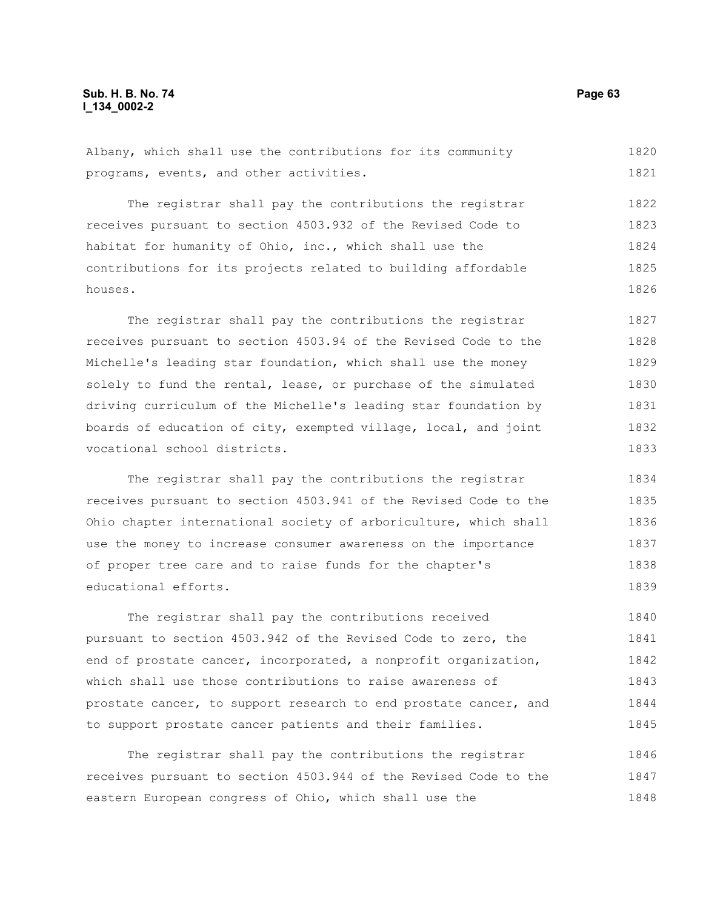Albany, which shall use the contributions for its community programs, events, and other activities.

The registrar shall pay the contributions the registrar receives pursuant to section 4503.932 of the Revised Code to habitat for humanity of Ohio, inc., which shall use the contributions for its projects related to building affordable houses.

The registrar shall pay the contributions the registrar receives pursuant to section 4503.94 of the Revised Code to the Michelle's leading star foundation, which shall use the money solely to fund the rental, lease, or purchase of the simulated driving curriculum of the Michelle's leading star foundation by boards of education of city, exempted village, local, and joint vocational school districts.

The registrar shall pay the contributions the registrar receives pursuant to section 4503.941 of the Revised Code to the Ohio chapter international society of arboriculture, which shall use the money to increase consumer awareness on the importance of proper tree care and to raise funds for the chapter's educational efforts.

The registrar shall pay the contributions received pursuant to section 4503.942 of the Revised Code to zero, the end of prostate cancer, incorporated, a nonprofit organization, which shall use those contributions to raise awareness of prostate cancer, to support research to end prostate cancer, and to support prostate cancer patients and their families.

The registrar shall pay the contributions the registrar receives pursuant to section 4503.944 of the Revised Code to the eastern European congress of Ohio, which shall use the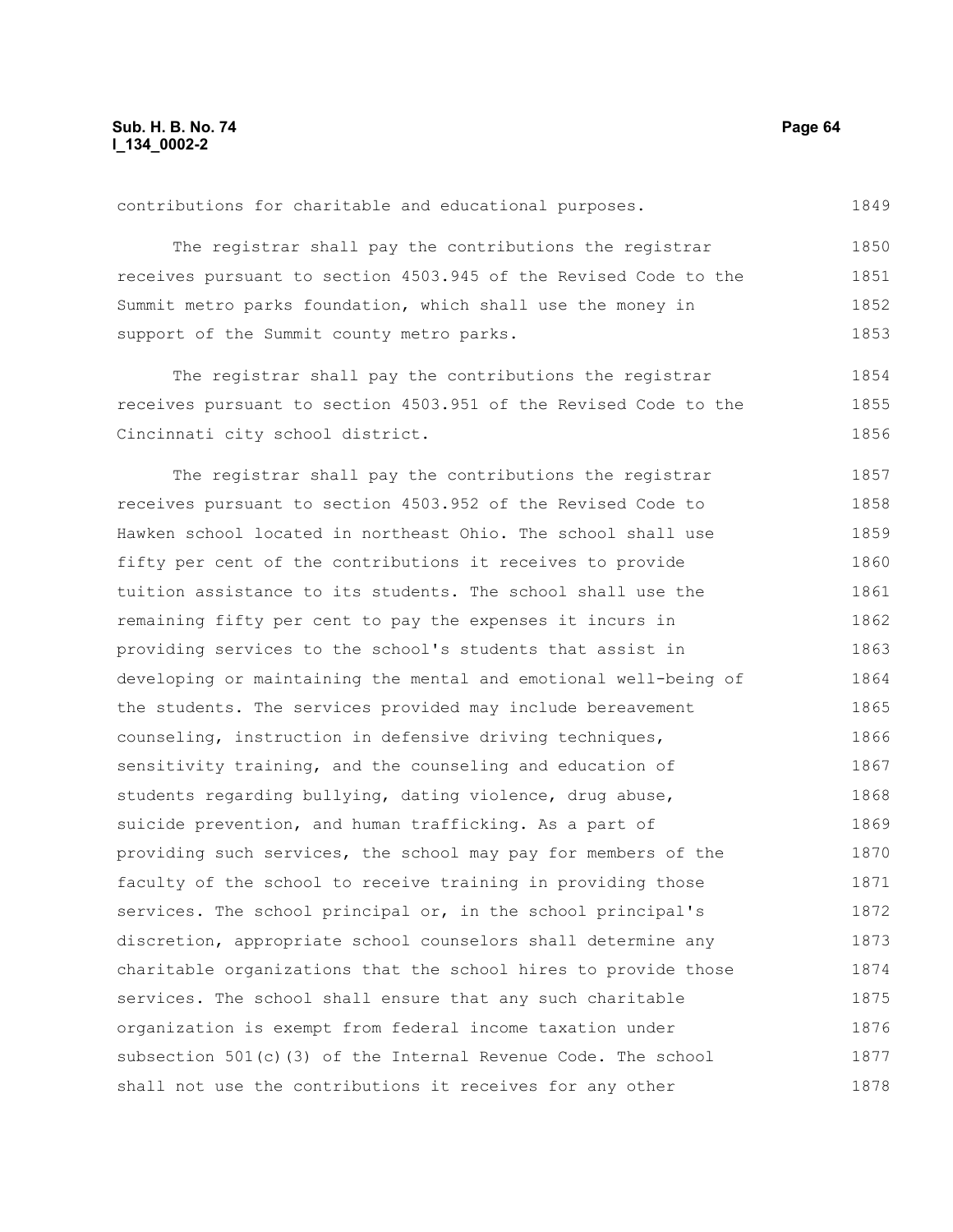contributions for charitable and educational purposes.

The registrar shall pay the contributions the registrar receives pursuant to section 4503.945 of the Revised Code to the Summit metro parks foundation, which shall use the money in support of the Summit county metro parks.

The registrar shall pay the contributions the registrar receives pursuant to section 4503.951 of the Revised Code to the Cincinnati city school district.

The registrar shall pay the contributions the registrar receives pursuant to section 4503.952 of the Revised Code to Hawken school located in northeast Ohio. The school shall use fifty per cent of the contributions it receives to provide tuition assistance to its students. The school shall use the remaining fifty per cent to pay the expenses it incurs in providing services to the school's students that assist in developing or maintaining the mental and emotional well-being of the students. The services provided may include bereavement counseling, instruction in defensive driving techniques, sensitivity training, and the counseling and education of students regarding bullying, dating violence, drug abuse, suicide prevention, and human trafficking. As a part of providing such services, the school may pay for members of the faculty of the school to receive training in providing those services. The school principal or, in the school principal's discretion, appropriate school counselors shall determine any charitable organizations that the school hires to provide those services. The school shall ensure that any such charitable organization is exempt from federal income taxation under subsection 501(c)(3) of the Internal Revenue Code. The school shall not use the contributions it receives for any other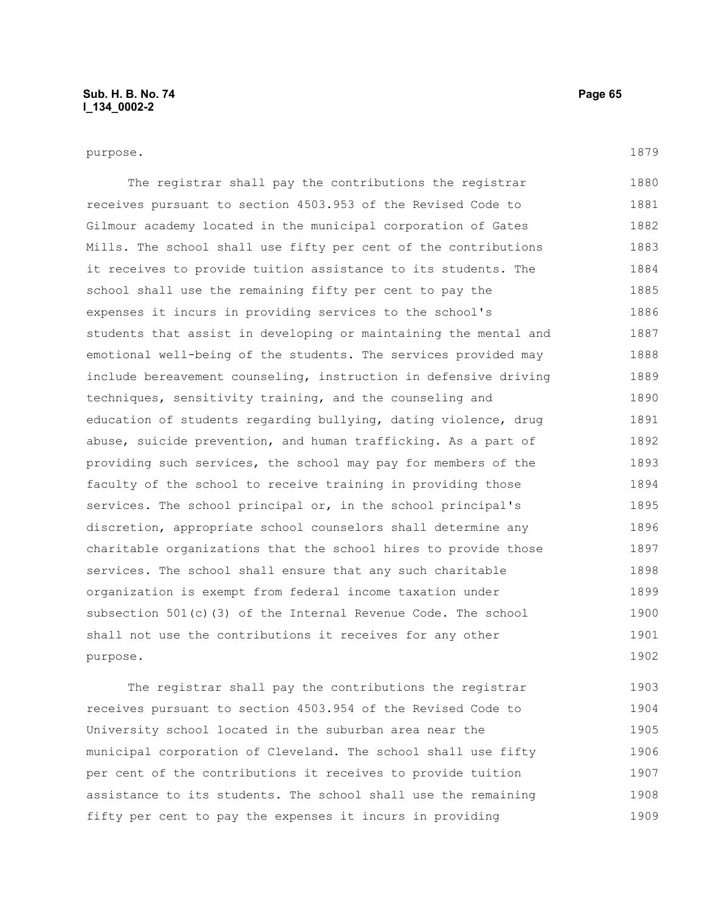purpose.

The registrar shall pay the contributions the registrar receives pursuant to section 4503.953 of the Revised Code to Gilmour academy located in the municipal corporation of Gates Mills. The school shall use fifty per cent of the contributions it receives to provide tuition assistance to its students. The school shall use the remaining fifty per cent to pay the expenses it incurs in providing services to the school's students that assist in developing or maintaining the mental and emotional well-being of the students. The services provided may include bereavement counseling, instruction in defensive driving techniques, sensitivity training, and the counseling and education of students regarding bullying, dating violence, drug abuse, suicide prevention, and human trafficking. As a part of providing such services, the school may pay for members of the faculty of the school to receive training in providing those services. The school principal or, in the school principal's discretion, appropriate school counselors shall determine any charitable organizations that the school hires to provide those services. The school shall ensure that any such charitable organization is exempt from federal income taxation under subsection 501(c)(3) of the Internal Revenue Code. The school shall not use the contributions it receives for any other purpose.

The registrar shall pay the contributions the registrar receives pursuant to section 4503.954 of the Revised Code to University school located in the suburban area near the municipal corporation of Cleveland. The school shall use fifty per cent of the contributions it receives to provide tuition assistance to its students. The school shall use the remaining fifty per cent to pay the expenses it incurs in providing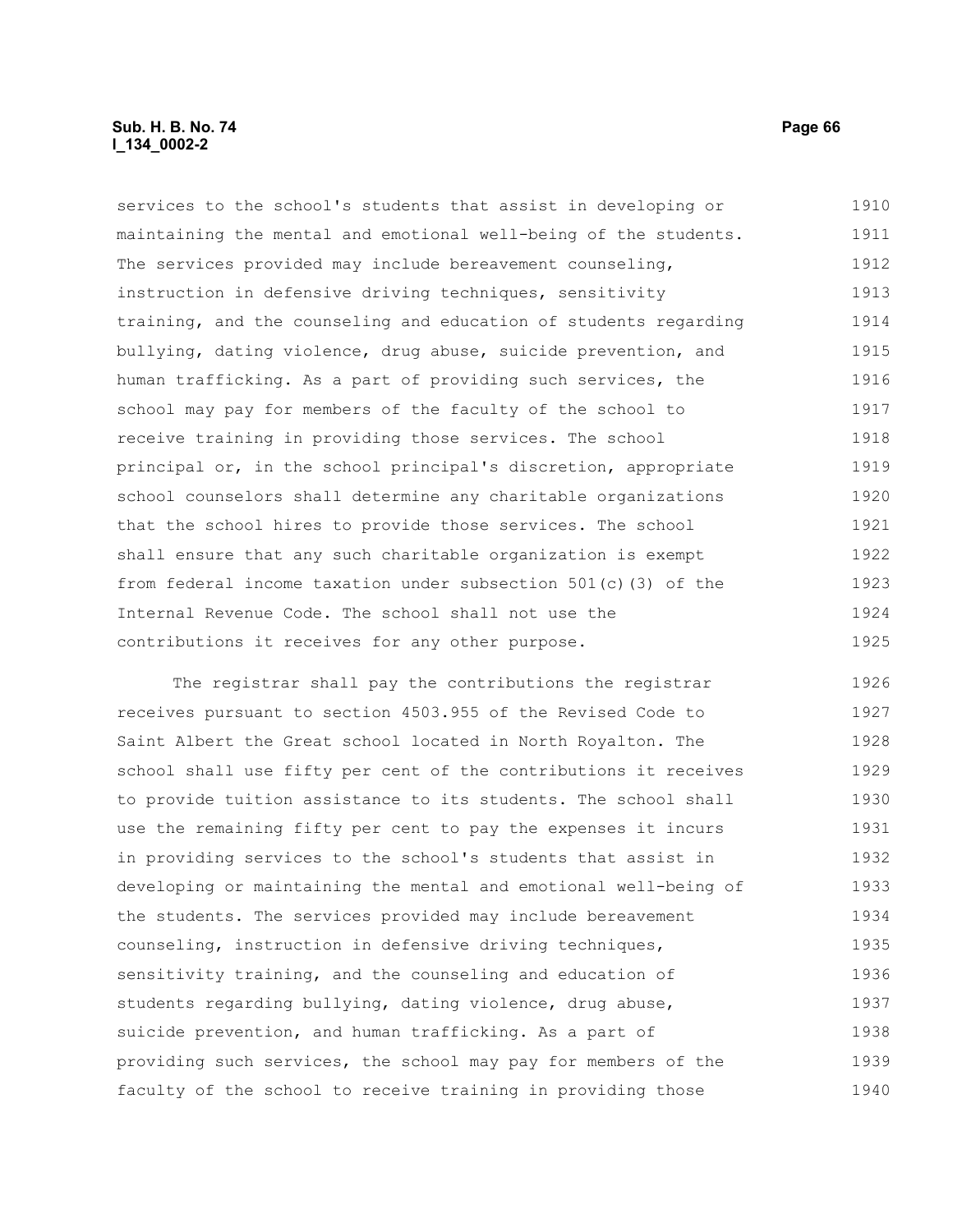services to the school's students that assist in developing or maintaining the mental and emotional well-being of the students. The services provided may include bereavement counseling, instruction in defensive driving techniques, sensitivity training, and the counseling and education of students regarding bullying, dating violence, drug abuse, suicide prevention, and human trafficking. As a part of providing such services, the school may pay for members of the faculty of the school to receive training in providing those services. The school principal or, in the school principal's discretion, appropriate school counselors shall determine any charitable organizations that the school hires to provide those services. The school shall ensure that any such charitable organization is exempt from federal income taxation under subsection 501(c)(3) of the Internal Revenue Code. The school shall not use the contributions it receives for any other purpose.

The registrar shall pay the contributions the registrar receives pursuant to section 4503.955 of the Revised Code to Saint Albert the Great school located in North Royalton. The school shall use fifty per cent of the contributions it receives to provide tuition assistance to its students. The school shall use the remaining fifty per cent to pay the expenses it incurs in providing services to the school's students that assist in developing or maintaining the mental and emotional well-being of the students. The services provided may include bereavement counseling, instruction in defensive driving techniques, sensitivity training, and the counseling and education of students regarding bullying, dating violence, drug abuse, suicide prevention, and human trafficking. As a part of providing such services, the school may pay for members of the faculty of the school to receive training in providing those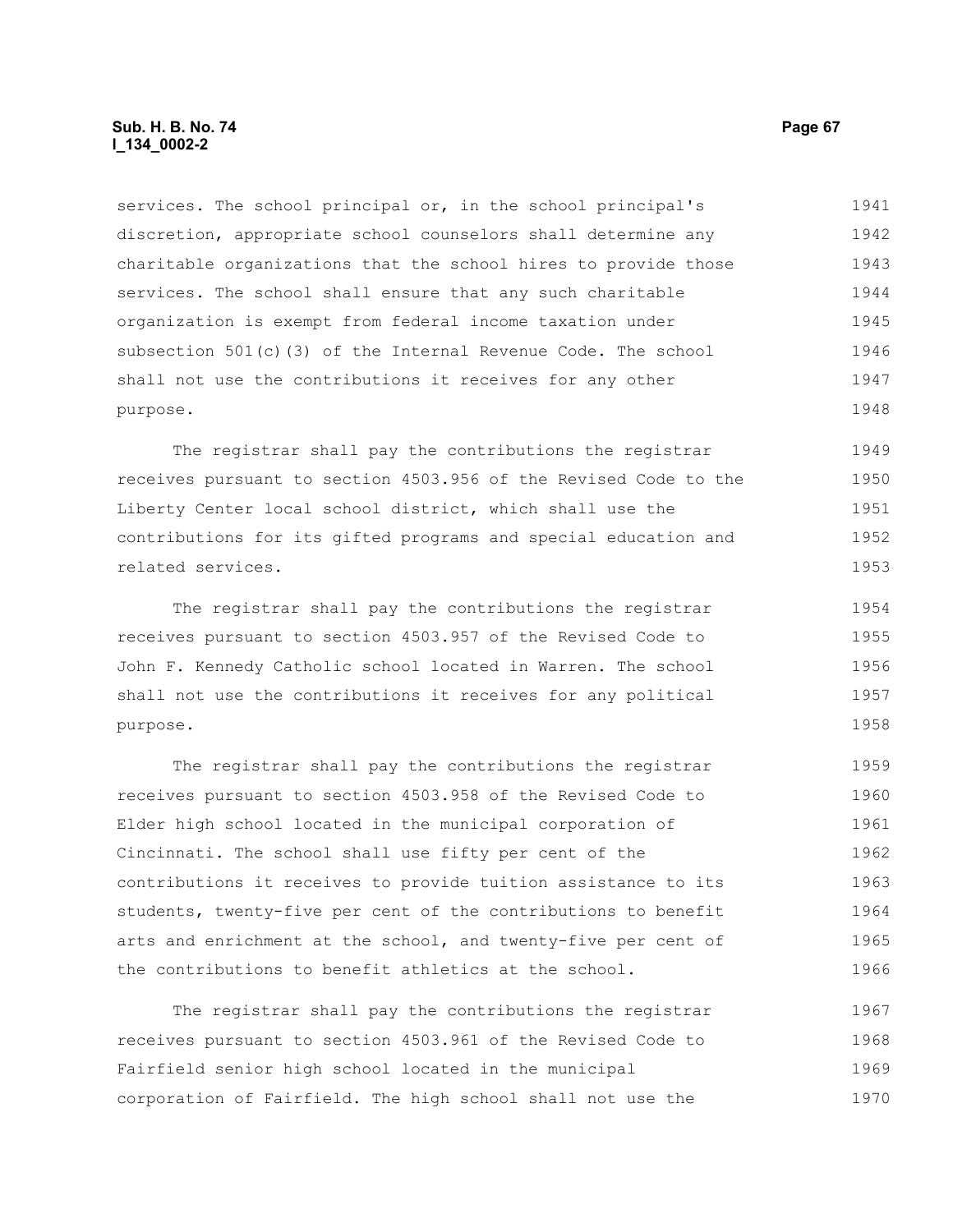services. The school principal or, in the school principal's discretion, appropriate school counselors shall determine any charitable organizations that the school hires to provide those services. The school shall ensure that any such charitable organization is exempt from federal income taxation under subsection 501(c)(3) of the Internal Revenue Code. The school shall not use the contributions it receives for any other purpose.

The registrar shall pay the contributions the registrar receives pursuant to section 4503.956 of the Revised Code to the Liberty Center local school district, which shall use the contributions for its gifted programs and special education and related services.

The registrar shall pay the contributions the registrar receives pursuant to section 4503.957 of the Revised Code to John F. Kennedy Catholic school located in Warren. The school shall not use the contributions it receives for any political purpose.

The registrar shall pay the contributions the registrar receives pursuant to section 4503.958 of the Revised Code to Elder high school located in the municipal corporation of Cincinnati. The school shall use fifty per cent of the contributions it receives to provide tuition assistance to its students, twenty-five per cent of the contributions to benefit arts and enrichment at the school, and twenty-five per cent of the contributions to benefit athletics at the school.

The registrar shall pay the contributions the registrar receives pursuant to section 4503.961 of the Revised Code to Fairfield senior high school located in the municipal corporation of Fairfield. The high school shall not use the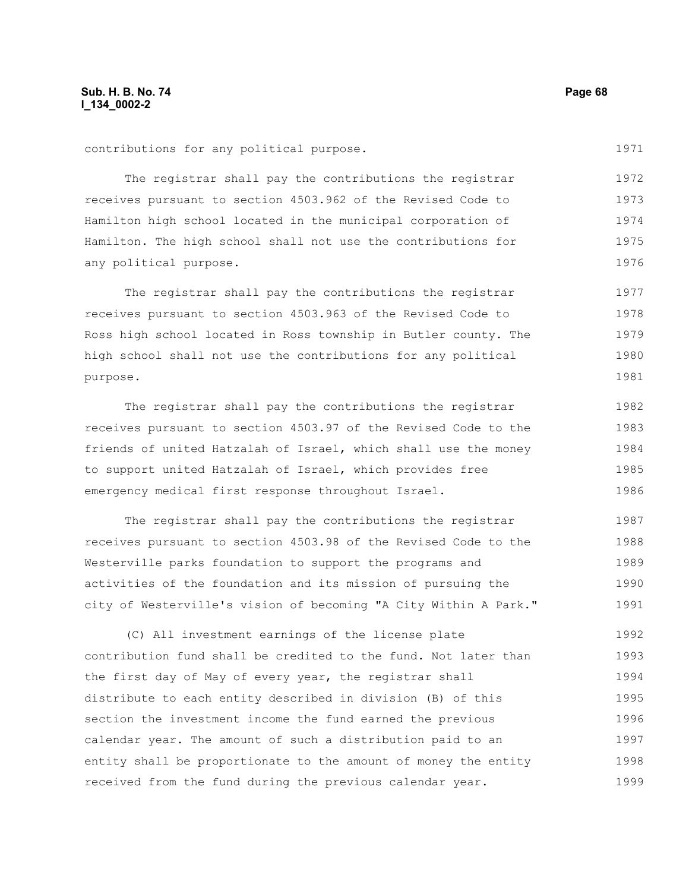contributions for any political purpose.

The registrar shall pay the contributions the registrar receives pursuant to section 4503.962 of the Revised Code to Hamilton high school located in the municipal corporation of Hamilton. The high school shall not use the contributions for any political purpose.

The registrar shall pay the contributions the registrar receives pursuant to section 4503.963 of the Revised Code to Ross high school located in Ross township in Butler county. The high school shall not use the contributions for any political purpose.

The registrar shall pay the contributions the registrar receives pursuant to section 4503.97 of the Revised Code to the friends of united Hatzalah of Israel, which shall use the money to support united Hatzalah of Israel, which provides free emergency medical first response throughout Israel.

The registrar shall pay the contributions the registrar receives pursuant to section 4503.98 of the Revised Code to the Westerville parks foundation to support the programs and activities of the foundation and its mission of pursuing the city of Westerville's vision of becoming "A City Within A Park."

(C) All investment earnings of the license plate contribution fund shall be credited to the fund. Not later than the first day of May of every year, the registrar shall distribute to each entity described in division (B) of this section the investment income the fund earned the previous calendar year. The amount of such a distribution paid to an entity shall be proportionate to the amount of money the entity received from the fund during the previous calendar year.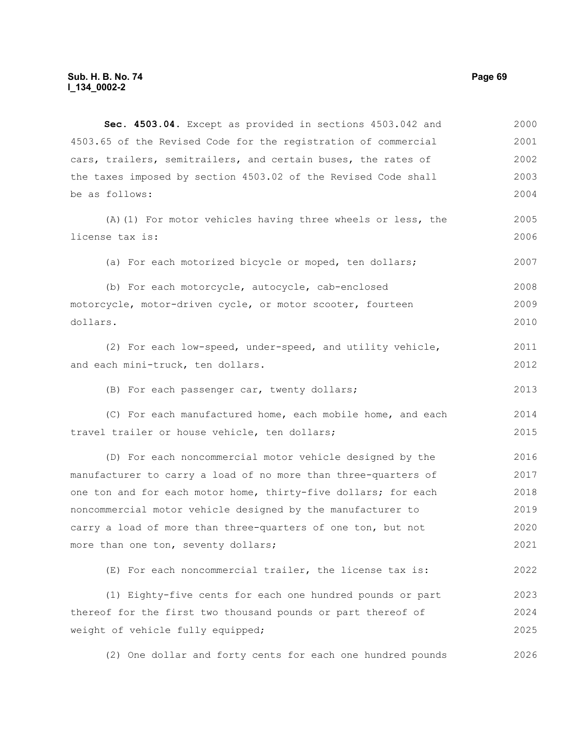**Sec. 4503.04.** Except as provided in sections 4503.042 and 4503.65 of the Revised Code for the registration of commercial cars, trailers, semitrailers, and certain buses, the rates of the taxes imposed by section 4503.02 of the Revised Code shall be as follows:

(A)(1) For motor vehicles having three wheels or less, the license tax is:

(a) For each motorized bicycle or moped, ten dollars;

(b) For each motorcycle, autocycle, cab-enclosed motorcycle, motor-driven cycle, or motor scooter, fourteen dollars.

(2) For each low-speed, under-speed, and utility vehicle, and each mini-truck, ten dollars.

(B) For each passenger car, twenty dollars;

(C) For each manufactured home, each mobile home, and each travel trailer or house vehicle, ten dollars;

(D) For each noncommercial motor vehicle designed by the manufacturer to carry a load of no more than three-quarters of one ton and for each motor home, thirty-five dollars; for each noncommercial motor vehicle designed by the manufacturer to carry a load of more than three-quarters of one ton, but not more than one ton, seventy dollars;

(E) For each noncommercial trailer, the license tax is:

(1) Eighty-five cents for each one hundred pounds or part thereof for the first two thousand pounds or part thereof of weight of vehicle fully equipped;

(2) One dollar and forty cents for each one hundred pounds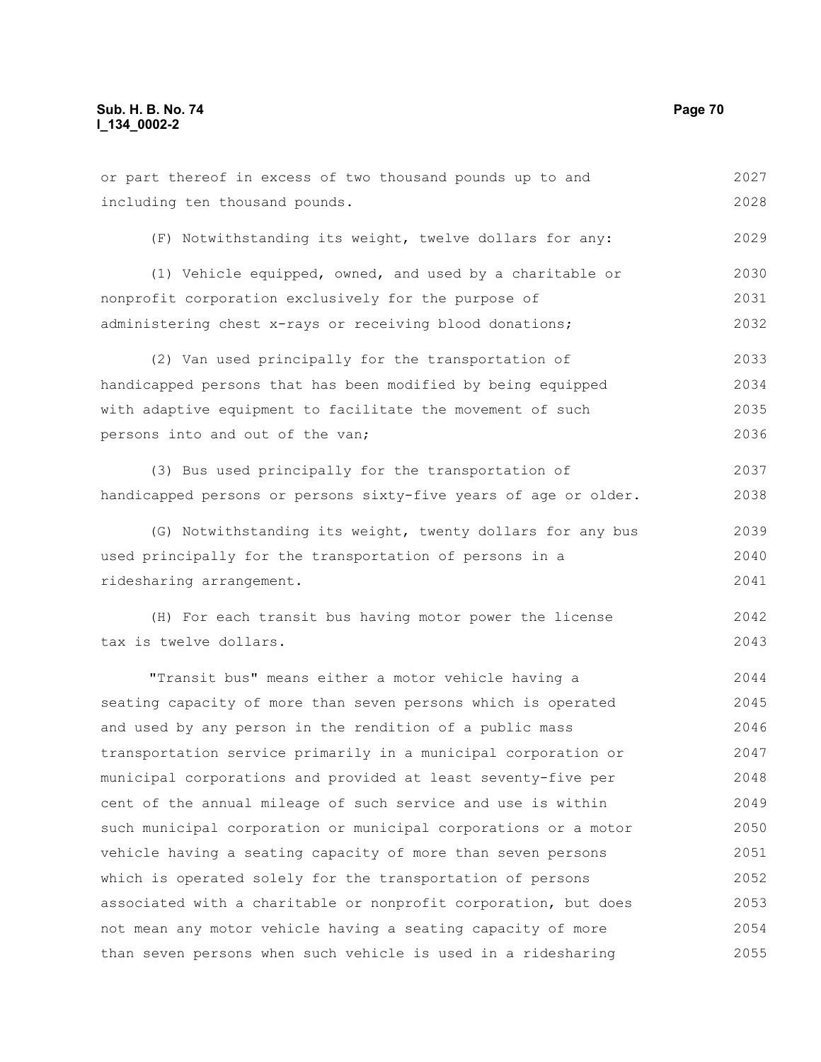or part thereof in excess of two thousand pounds up to and including ten thousand pounds.

(F) Notwithstanding its weight, twelve dollars for any:

(1) Vehicle equipped, owned, and used by a charitable or nonprofit corporation exclusively for the purpose of administering chest x-rays or receiving blood donations;

(2) Van used principally for the transportation of handicapped persons that has been modified by being equipped with adaptive equipment to facilitate the movement of such persons into and out of the van;

(3) Bus used principally for the transportation of handicapped persons or persons sixty-five years of age or older.

(G) Notwithstanding its weight, twenty dollars for any bus used principally for the transportation of persons in a ridesharing arrangement.

(H) For each transit bus having motor power the license tax is twelve dollars.

"Transit bus" means either a motor vehicle having a seating capacity of more than seven persons which is operated and used by any person in the rendition of a public mass transportation service primarily in a municipal corporation or municipal corporations and provided at least seventy-five per cent of the annual mileage of such service and use is within such municipal corporation or municipal corporations or a motor vehicle having a seating capacity of more than seven persons which is operated solely for the transportation of persons associated with a charitable or nonprofit corporation, but does not mean any motor vehicle having a seating capacity of more than seven persons when such vehicle is used in a ridesharing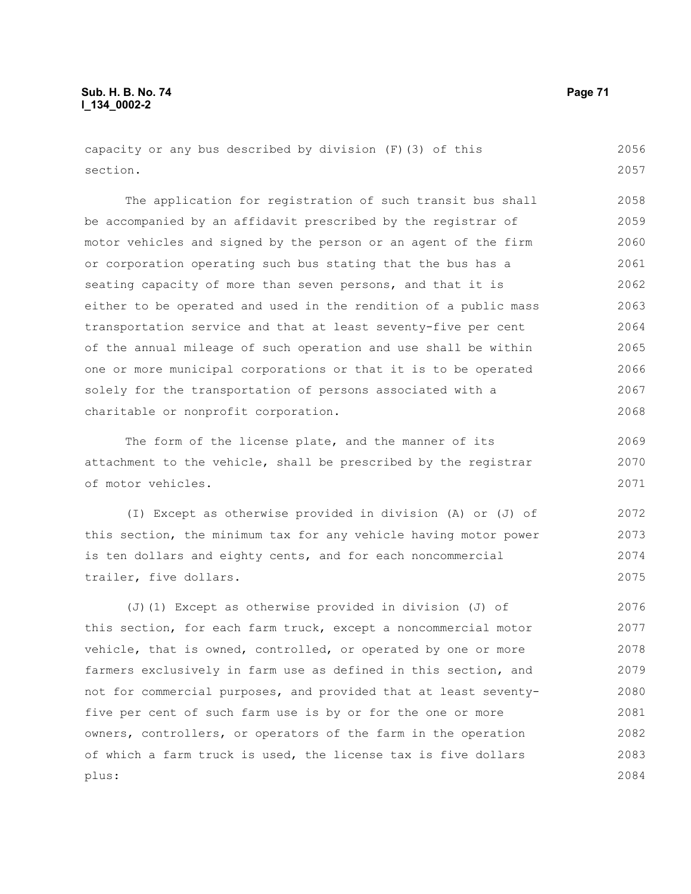capacity or any bus described by division (F)(3) of this section.

The application for registration of such transit bus shall be accompanied by an affidavit prescribed by the registrar of motor vehicles and signed by the person or an agent of the firm or corporation operating such bus stating that the bus has a seating capacity of more than seven persons, and that it is either to be operated and used in the rendition of a public mass transportation service and that at least seventy-five per cent of the annual mileage of such operation and use shall be within one or more municipal corporations or that it is to be operated solely for the transportation of persons associated with a charitable or nonprofit corporation.

The form of the license plate, and the manner of its attachment to the vehicle, shall be prescribed by the registrar of motor vehicles.

(I) Except as otherwise provided in division (A) or (J) of this section, the minimum tax for any vehicle having motor power is ten dollars and eighty cents, and for each noncommercial trailer, five dollars.

(J)(1) Except as otherwise provided in division (J) of this section, for each farm truck, except a noncommercial motor vehicle, that is owned, controlled, or operated by one or more farmers exclusively in farm use as defined in this section, and not for commercial purposes, and provided that at least seventy-five per cent of such farm use is by or for the one or more owners, controllers, or operators of the farm in the operation of which a farm truck is used, the license tax is five dollars plus: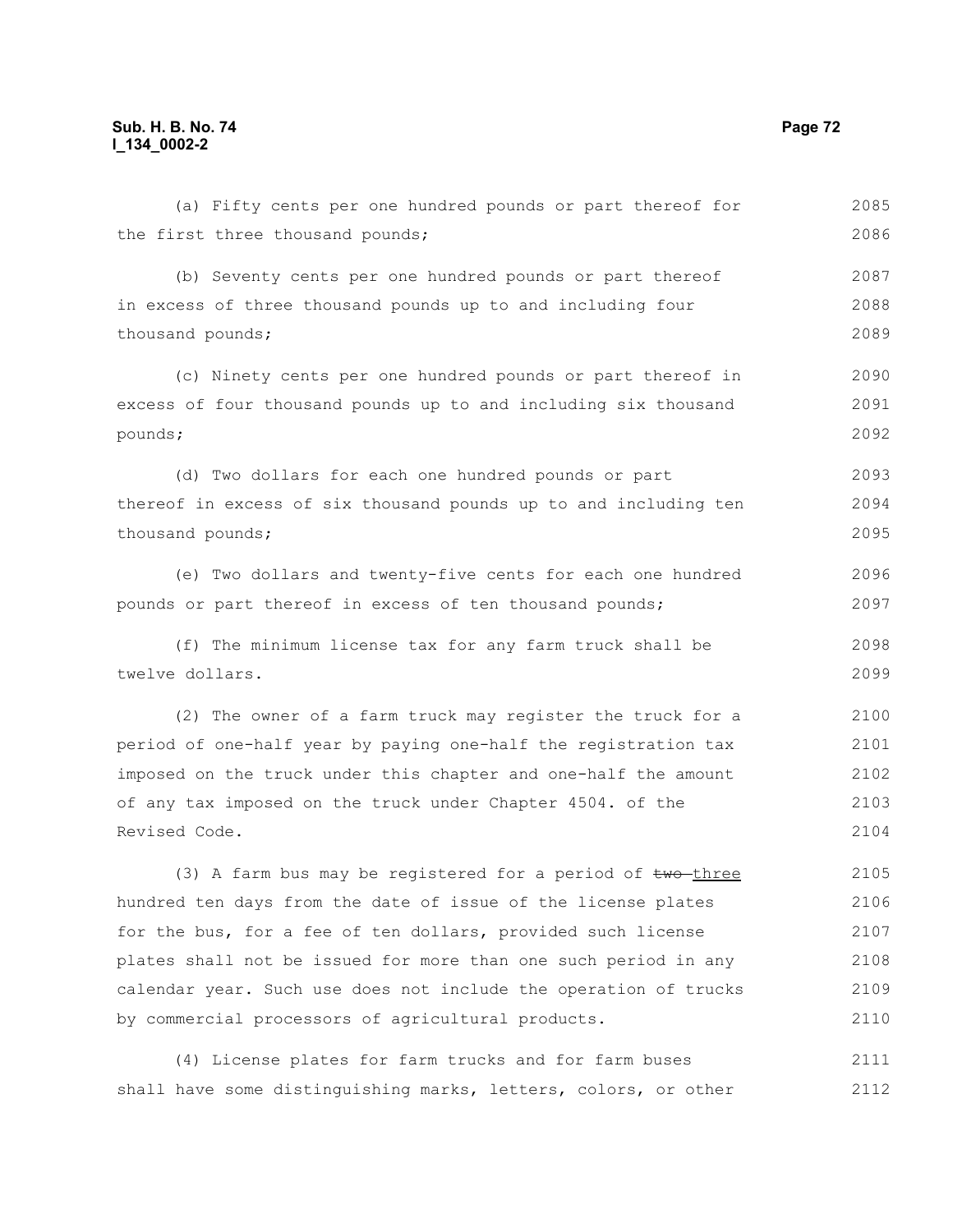(a) Fifty cents per one hundred pounds or part thereof for the first three thousand pounds;

(b) Seventy cents per one hundred pounds or part thereof in excess of three thousand pounds up to and including four thousand pounds;

(c) Ninety cents per one hundred pounds or part thereof in excess of four thousand pounds up to and including six thousand pounds;

(d) Two dollars for each one hundred pounds or part thereof in excess of six thousand pounds up to and including ten thousand pounds;

(e) Two dollars and twenty-five cents for each one hundred pounds or part thereof in excess of ten thousand pounds;

(f) The minimum license tax for any farm truck shall be twelve dollars.

(2) The owner of a farm truck may register the truck for a period of one-half year by paying one-half the registration tax imposed on the truck under this chapter and one-half the amount of any tax imposed on the truck under Chapter 4504. of the Revised Code.

(3) A farm bus may be registered for a period of ~~two~~ three hundred ten days from the date of issue of the license plates for the bus, for a fee of ten dollars, provided such license plates shall not be issued for more than one such period in any calendar year. Such use does not include the operation of trucks by commercial processors of agricultural products.

(4) License plates for farm trucks and for farm buses shall have some distinguishing marks, letters, colors, or other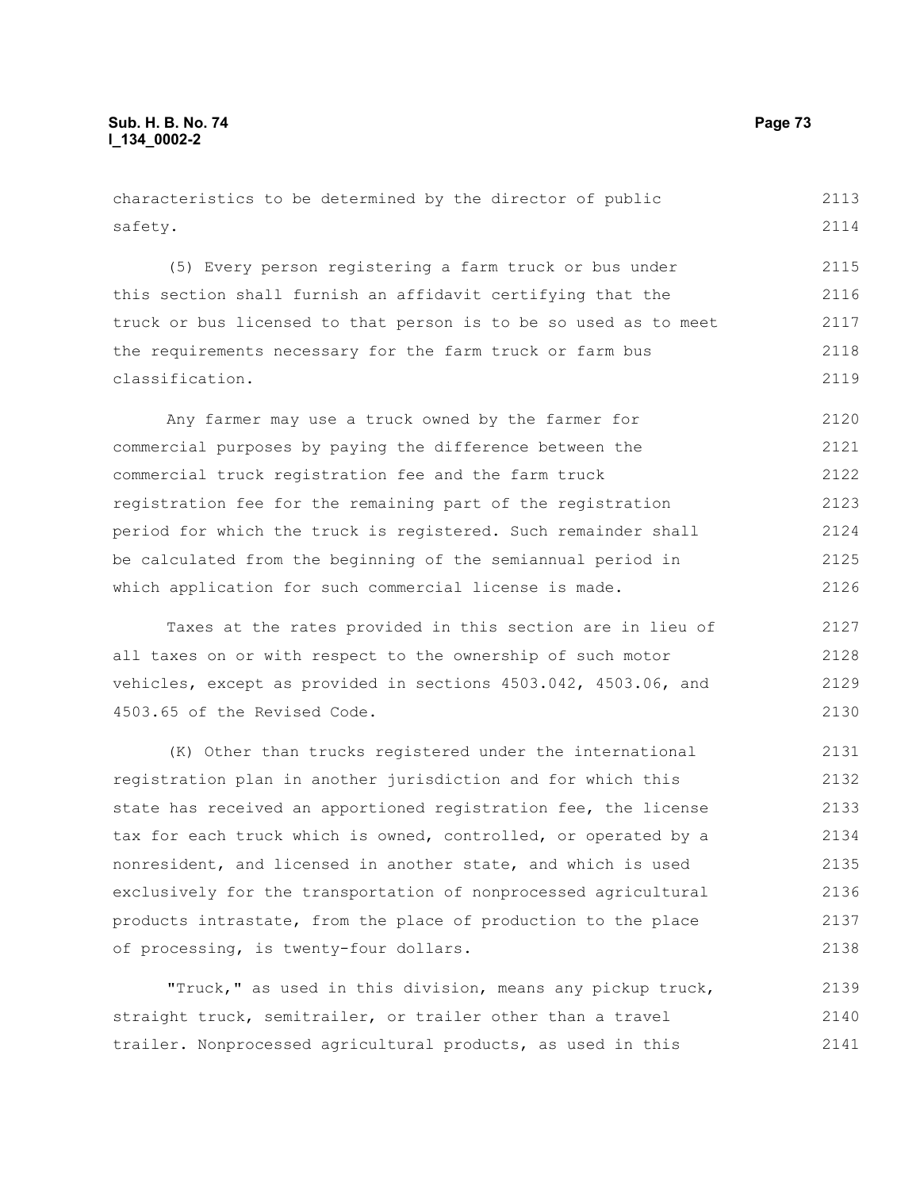characteristics to be determined by the director of public safety.

(5) Every person registering a farm truck or bus under this section shall furnish an affidavit certifying that the truck or bus licensed to that person is to be so used as to meet the requirements necessary for the farm truck or farm bus classification.

Any farmer may use a truck owned by the farmer for commercial purposes by paying the difference between the commercial truck registration fee and the farm truck registration fee for the remaining part of the registration period for which the truck is registered. Such remainder shall be calculated from the beginning of the semiannual period in which application for such commercial license is made.

Taxes at the rates provided in this section are in lieu of all taxes on or with respect to the ownership of such motor vehicles, except as provided in sections 4503.042, 4503.06, and 4503.65 of the Revised Code.

(K) Other than trucks registered under the international registration plan in another jurisdiction and for which this state has received an apportioned registration fee, the license tax for each truck which is owned, controlled, or operated by a nonresident, and licensed in another state, and which is used exclusively for the transportation of nonprocessed agricultural products intrastate, from the place of production to the place of processing, is twenty-four dollars.

"Truck," as used in this division, means any pickup truck, straight truck, semitrailer, or trailer other than a travel trailer. Nonprocessed agricultural products, as used in this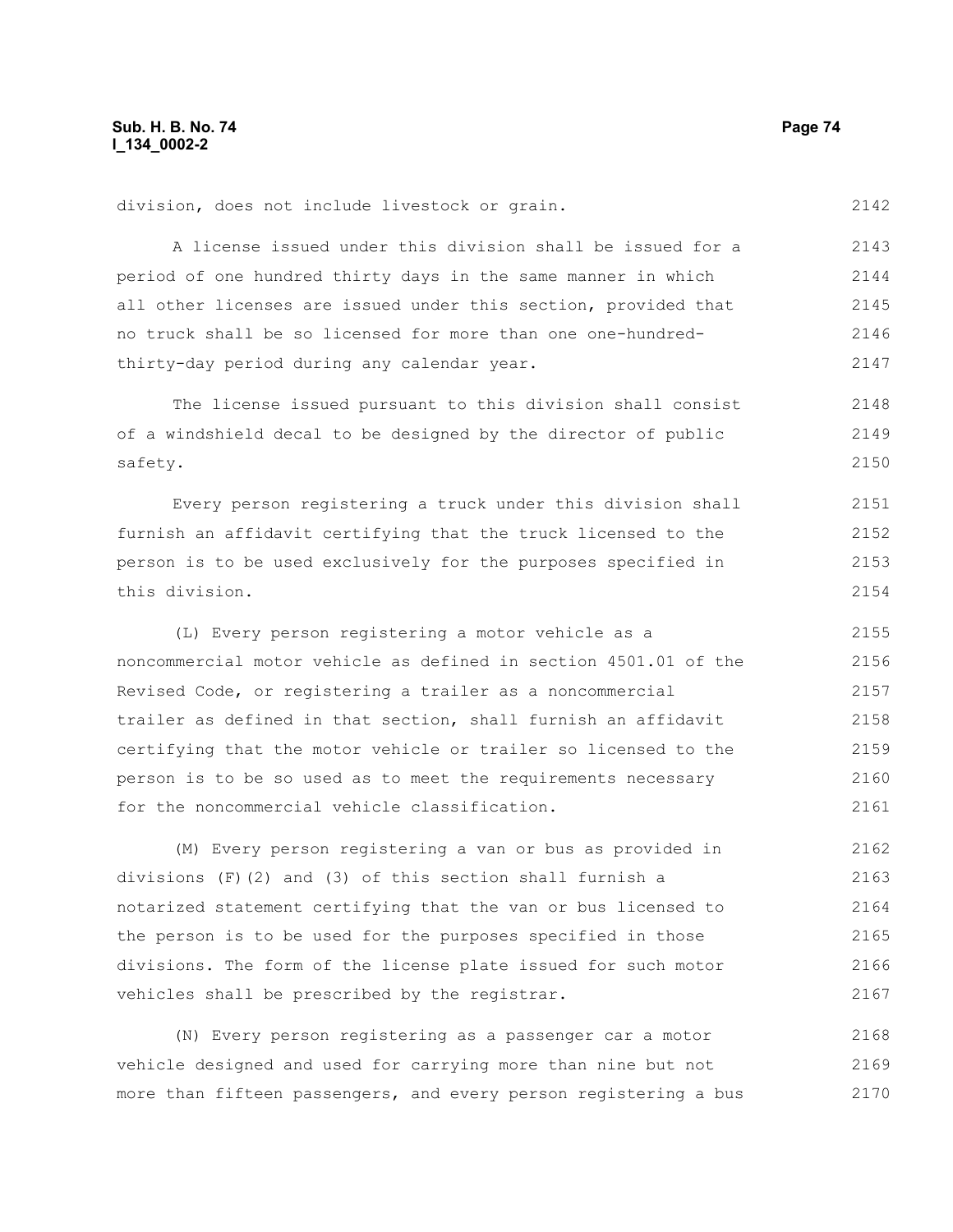division, does not include livestock or grain.

A license issued under this division shall be issued for a period of one hundred thirty days in the same manner in which all other licenses are issued under this section, provided that no truck shall be so licensed for more than one one-hundred-thirty-day period during any calendar year.

The license issued pursuant to this division shall consist of a windshield decal to be designed by the director of public safety.

Every person registering a truck under this division shall furnish an affidavit certifying that the truck licensed to the person is to be used exclusively for the purposes specified in this division.

(L) Every person registering a motor vehicle as a noncommercial motor vehicle as defined in section 4501.01 of the Revised Code, or registering a trailer as a noncommercial trailer as defined in that section, shall furnish an affidavit certifying that the motor vehicle or trailer so licensed to the person is to be so used as to meet the requirements necessary for the noncommercial vehicle classification.

(M) Every person registering a van or bus as provided in divisions (F)(2) and (3) of this section shall furnish a notarized statement certifying that the van or bus licensed to the person is to be used for the purposes specified in those divisions. The form of the license plate issued for such motor vehicles shall be prescribed by the registrar.

(N) Every person registering as a passenger car a motor vehicle designed and used for carrying more than nine but not more than fifteen passengers, and every person registering a bus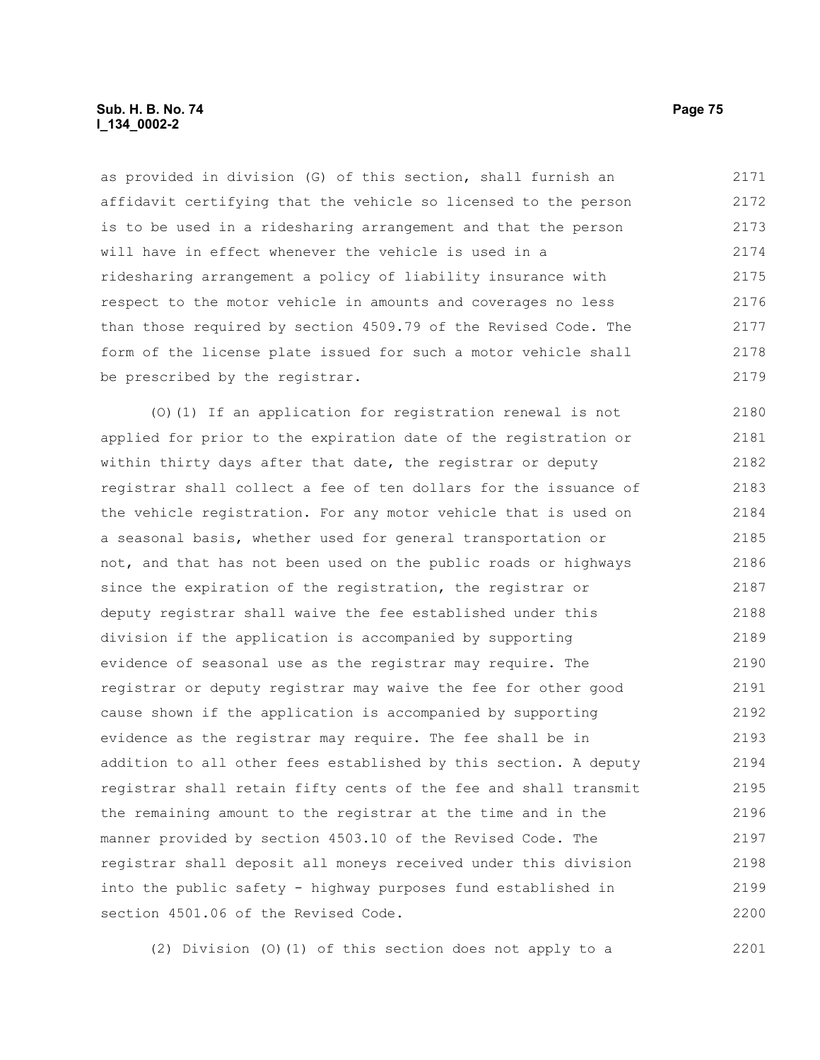as provided in division (G) of this section, shall furnish an affidavit certifying that the vehicle so licensed to the person is to be used in a ridesharing arrangement and that the person will have in effect whenever the vehicle is used in a ridesharing arrangement a policy of liability insurance with respect to the motor vehicle in amounts and coverages no less than those required by section 4509.79 of the Revised Code. The form of the license plate issued for such a motor vehicle shall be prescribed by the registrar.

(O)(1) If an application for registration renewal is not applied for prior to the expiration date of the registration or within thirty days after that date, the registrar or deputy registrar shall collect a fee of ten dollars for the issuance of the vehicle registration. For any motor vehicle that is used on a seasonal basis, whether used for general transportation or not, and that has not been used on the public roads or highways since the expiration of the registration, the registrar or deputy registrar shall waive the fee established under this division if the application is accompanied by supporting evidence of seasonal use as the registrar may require. The registrar or deputy registrar may waive the fee for other good cause shown if the application is accompanied by supporting evidence as the registrar may require. The fee shall be in addition to all other fees established by this section. A deputy registrar shall retain fifty cents of the fee and shall transmit the remaining amount to the registrar at the time and in the manner provided by section 4503.10 of the Revised Code. The registrar shall deposit all moneys received under this division into the public safety - highway purposes fund established in section 4501.06 of the Revised Code.

(2) Division (O)(1) of this section does not apply to a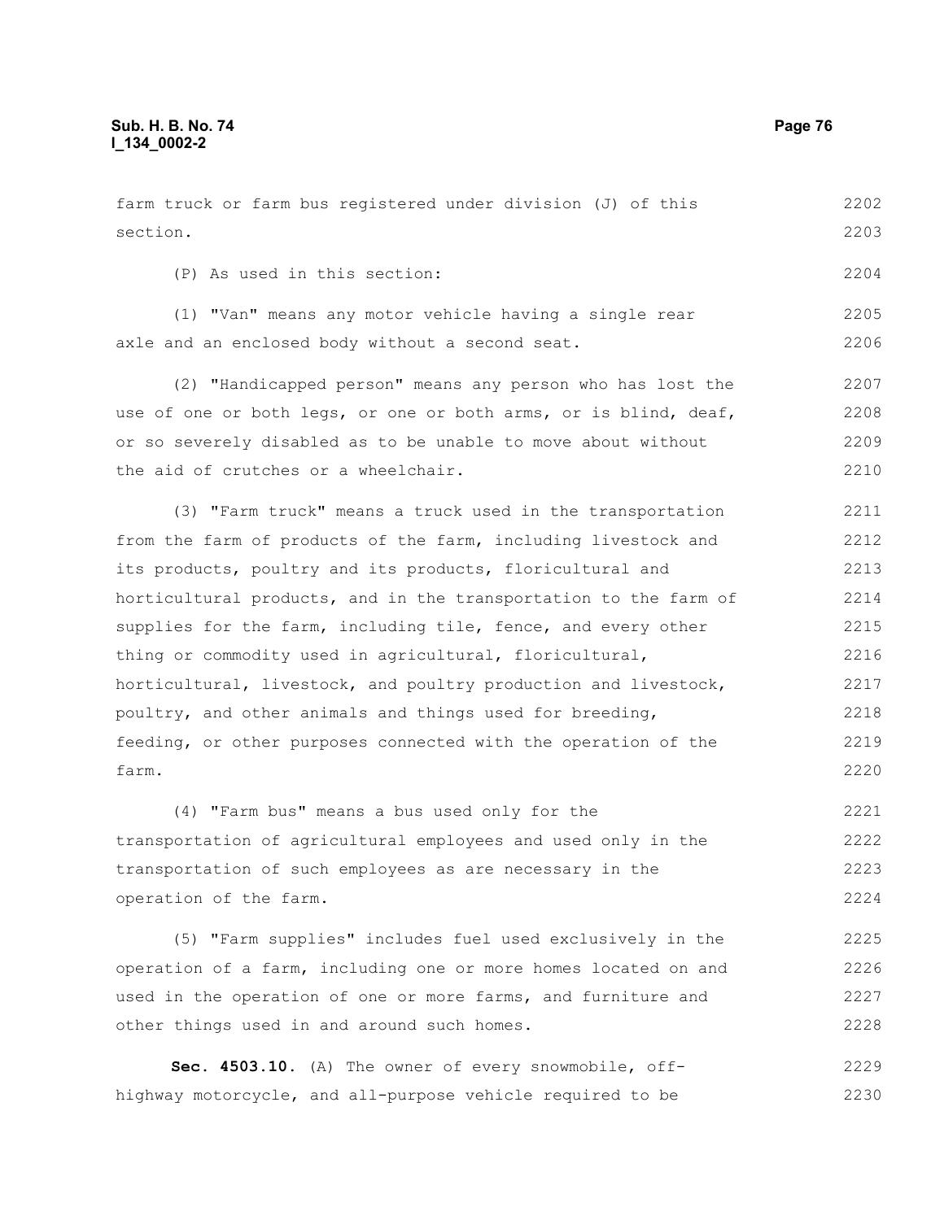farm truck or farm bus registered under division (J) of this section.

(P) As used in this section:

(1) "Van" means any motor vehicle having a single rear axle and an enclosed body without a second seat.

(2) "Handicapped person" means any person who has lost the use of one or both legs, or one or both arms, or is blind, deaf, or so severely disabled as to be unable to move about without the aid of crutches or a wheelchair.

(3) "Farm truck" means a truck used in the transportation from the farm of products of the farm, including livestock and its products, poultry and its products, floricultural and horticultural products, and in the transportation to the farm of supplies for the farm, including tile, fence, and every other thing or commodity used in agricultural, floricultural, horticultural, livestock, and poultry production and livestock, poultry, and other animals and things used for breeding, feeding, or other purposes connected with the operation of the farm.

(4) "Farm bus" means a bus used only for the transportation of agricultural employees and used only in the transportation of such employees as are necessary in the operation of the farm.

(5) "Farm supplies" includes fuel used exclusively in the operation of a farm, including one or more homes located on and used in the operation of one or more farms, and furniture and other things used in and around such homes.

**Sec. 4503.10.** (A) The owner of every snowmobile, off-highway motorcycle, and all-purpose vehicle required to be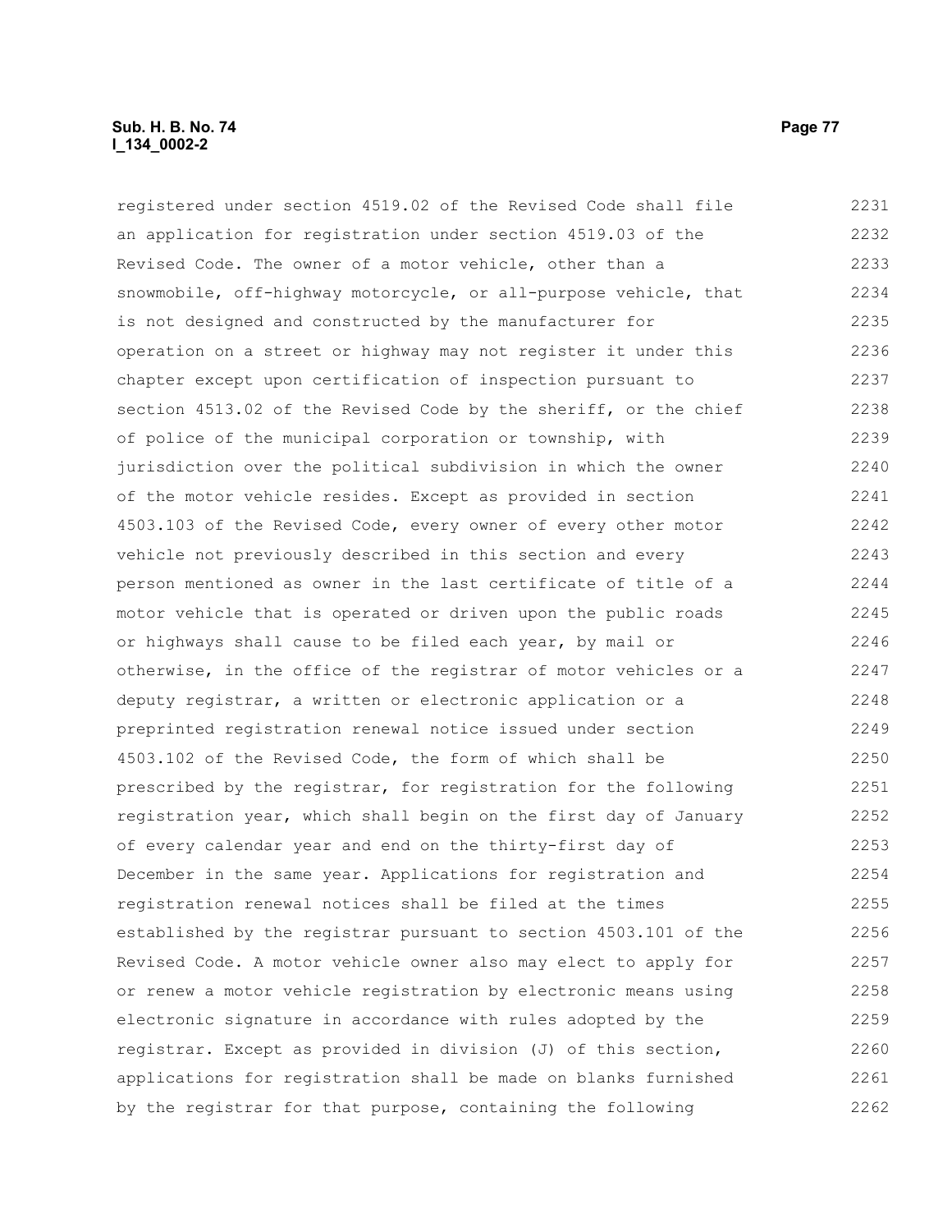registered under section 4519.02 of the Revised Code shall file an application for registration under section 4519.03 of the Revised Code. The owner of a motor vehicle, other than a snowmobile, off-highway motorcycle, or all-purpose vehicle, that is not designed and constructed by the manufacturer for operation on a street or highway may not register it under this chapter except upon certification of inspection pursuant to section 4513.02 of the Revised Code by the sheriff, or the chief of police of the municipal corporation or township, with jurisdiction over the political subdivision in which the owner of the motor vehicle resides. Except as provided in section 4503.103 of the Revised Code, every owner of every other motor vehicle not previously described in this section and every person mentioned as owner in the last certificate of title of a motor vehicle that is operated or driven upon the public roads or highways shall cause to be filed each year, by mail or otherwise, in the office of the registrar of motor vehicles or a deputy registrar, a written or electronic application or a preprinted registration renewal notice issued under section 4503.102 of the Revised Code, the form of which shall be prescribed by the registrar, for registration for the following registration year, which shall begin on the first day of January of every calendar year and end on the thirty-first day of December in the same year. Applications for registration and registration renewal notices shall be filed at the times established by the registrar pursuant to section 4503.101 of the Revised Code. A motor vehicle owner also may elect to apply for or renew a motor vehicle registration by electronic means using electronic signature in accordance with rules adopted by the registrar. Except as provided in division (J) of this section, applications for registration shall be made on blanks furnished by the registrar for that purpose, containing the following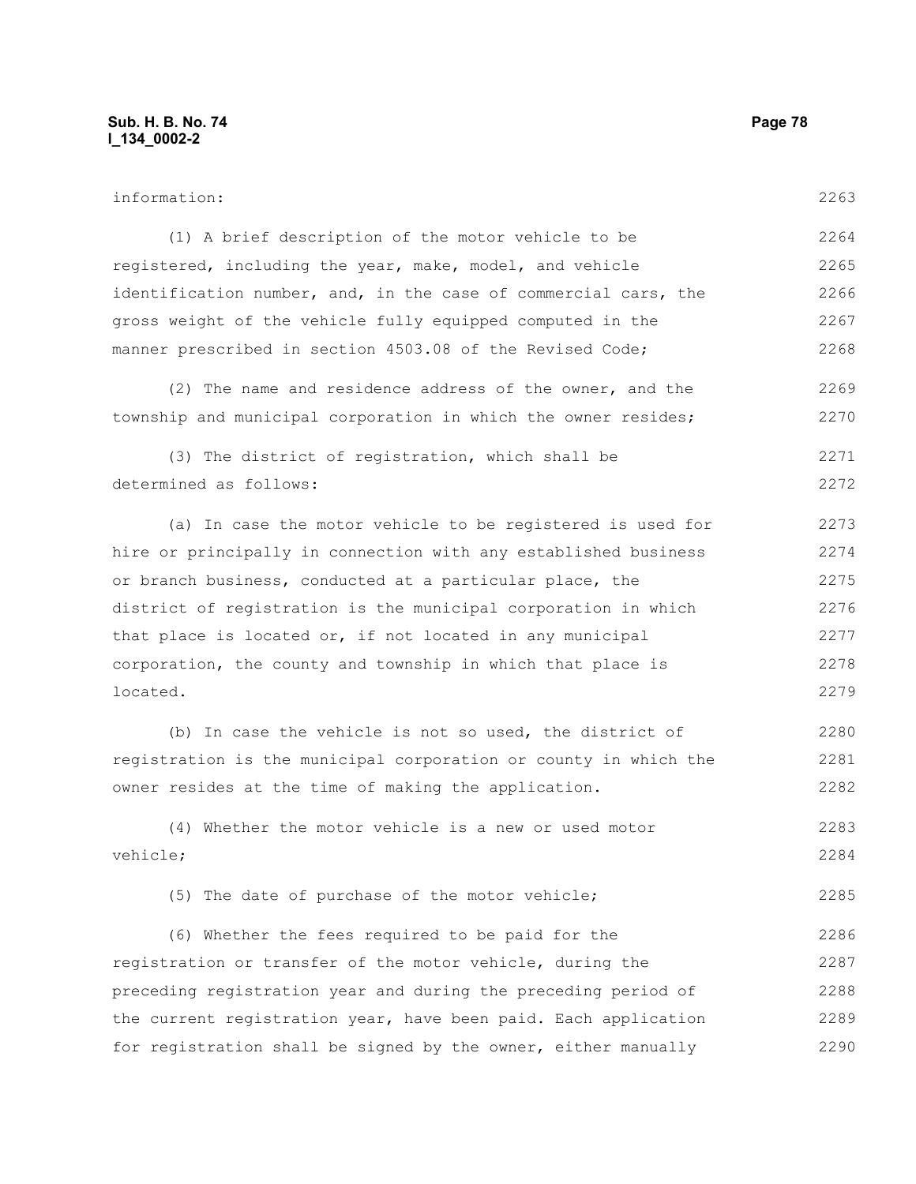information:

(1) A brief description of the motor vehicle to be registered, including the year, make, model, and vehicle identification number, and, in the case of commercial cars, the gross weight of the vehicle fully equipped computed in the manner prescribed in section 4503.08 of the Revised Code;

(2) The name and residence address of the owner, and the township and municipal corporation in which the owner resides;

(3) The district of registration, which shall be determined as follows:

(a) In case the motor vehicle to be registered is used for hire or principally in connection with any established business or branch business, conducted at a particular place, the district of registration is the municipal corporation in which that place is located or, if not located in any municipal corporation, the county and township in which that place is located.

(b) In case the vehicle is not so used, the district of registration is the municipal corporation or county in which the owner resides at the time of making the application.

(4) Whether the motor vehicle is a new or used motor vehicle;

(5) The date of purchase of the motor vehicle;

(6) Whether the fees required to be paid for the registration or transfer of the motor vehicle, during the preceding registration year and during the preceding period of the current registration year, have been paid. Each application for registration shall be signed by the owner, either manually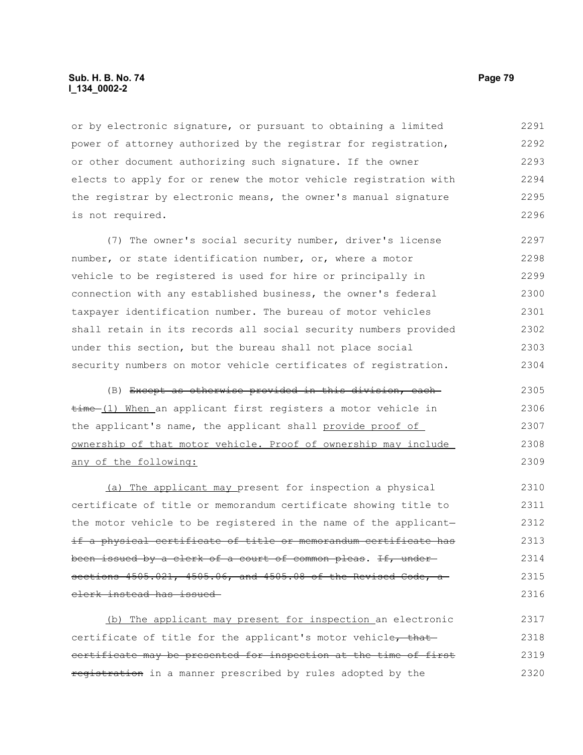or by electronic signature, or pursuant to obtaining a limited power of attorney authorized by the registrar for registration, or other document authorizing such signature. If the owner elects to apply for or renew the motor vehicle registration with the registrar by electronic means, the owner's manual signature is not required.

(7) The owner's social security number, driver's license number, or state identification number, or, where a motor vehicle to be registered is used for hire or principally in connection with any established business, the owner's federal taxpayer identification number. The bureau of motor vehicles shall retain in its records all social security numbers provided under this section, but the bureau shall not place social security numbers on motor vehicle certificates of registration.

(B) ~~Except as otherwise provided in this division, each time~~ <u>(1) When</u> an applicant first registers a motor vehicle in the applicant's name, the applicant shall <u>provide proof of ownership of that motor vehicle. Proof of ownership may include any of the following:</u>

<u>(a) The applicant may</u> present for inspection a physical certificate of title or memorandum certificate showing title to the motor vehicle to be registered in the name of the applicant~~—if a physical certificate of title or memorandum certificate has been issued by a clerk of a court of common pleas~~. ~~If, under sections 4505.021, 4505.06, and 4505.08 of the Revised Code, a clerk instead has issued~~

<u>(b) The applicant may present for inspection</u> an electronic certificate of title for the applicant's motor vehicle~~, that certificate may be presented for inspection at the time of first registration~~ in a manner prescribed by rules adopted by the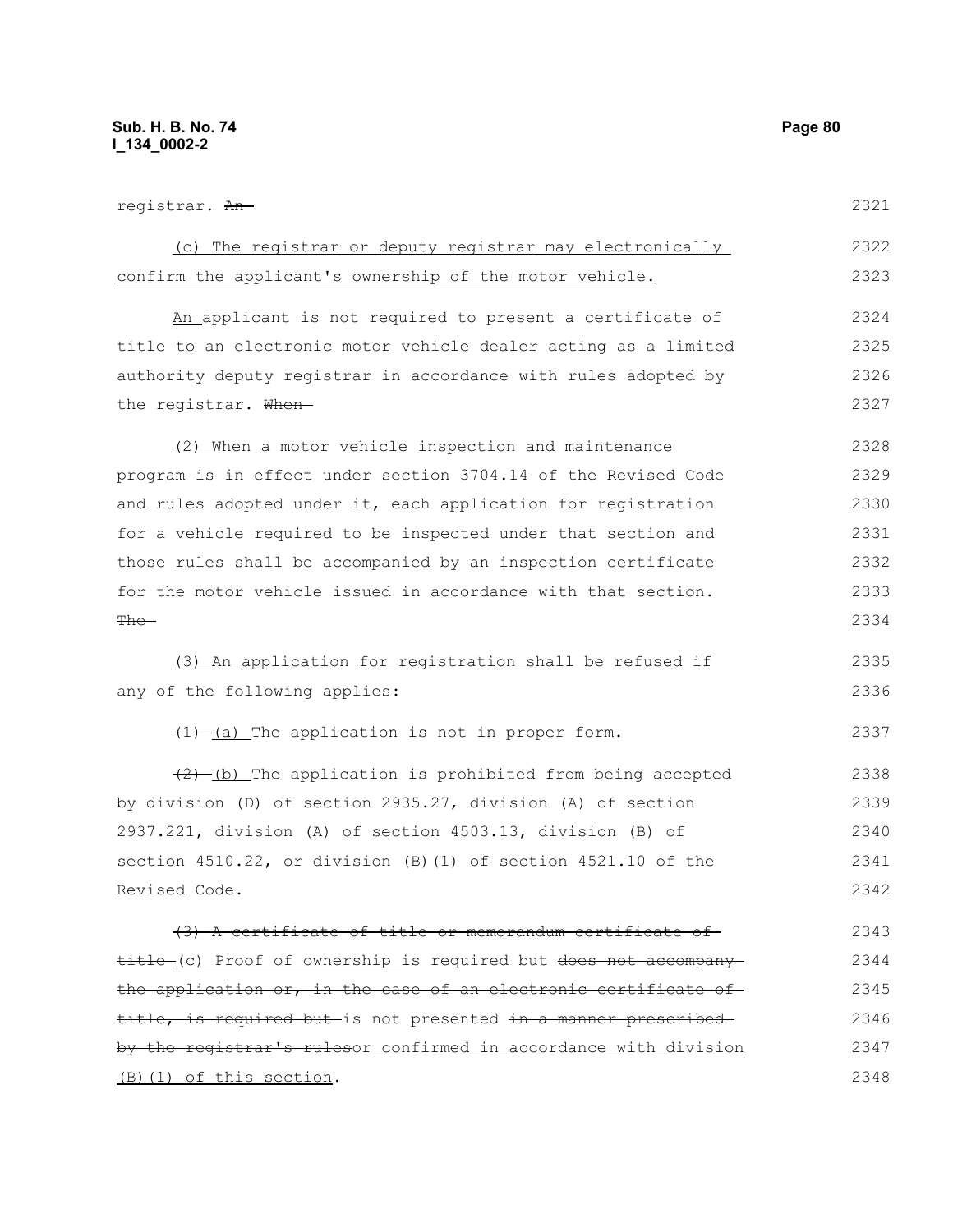registrar. ~~An~~

(c) The registrar or deputy registrar may electronically confirm the applicant's ownership of the motor vehicle.

An applicant is not required to present a certificate of title to an electronic motor vehicle dealer acting as a limited authority deputy registrar in accordance with rules adopted by the registrar. ~~When~~

(2) When a motor vehicle inspection and maintenance program is in effect under section 3704.14 of the Revised Code and rules adopted under it, each application for registration for a vehicle required to be inspected under that section and those rules shall be accompanied by an inspection certificate for the motor vehicle issued in accordance with that section. ~~The~~

(3) An application for registration shall be refused if any of the following applies:

~~(1)~~ (a) The application is not in proper form.

~~(2)~~ (b) The application is prohibited from being accepted by division (D) of section 2935.27, division (A) of section 2937.221, division (A) of section 4503.13, division (B) of section 4510.22, or division (B)(1) of section 4521.10 of the Revised Code.

~~(3) A certificate of title or memorandum certificate of title~~ (c) Proof of ownership is required but ~~does not accompany the application or, in the case of an electronic certificate of title, is required but~~ is not presented ~~in a manner prescribed by the registrar's rules~~or confirmed in accordance with division (B)(1) of this section.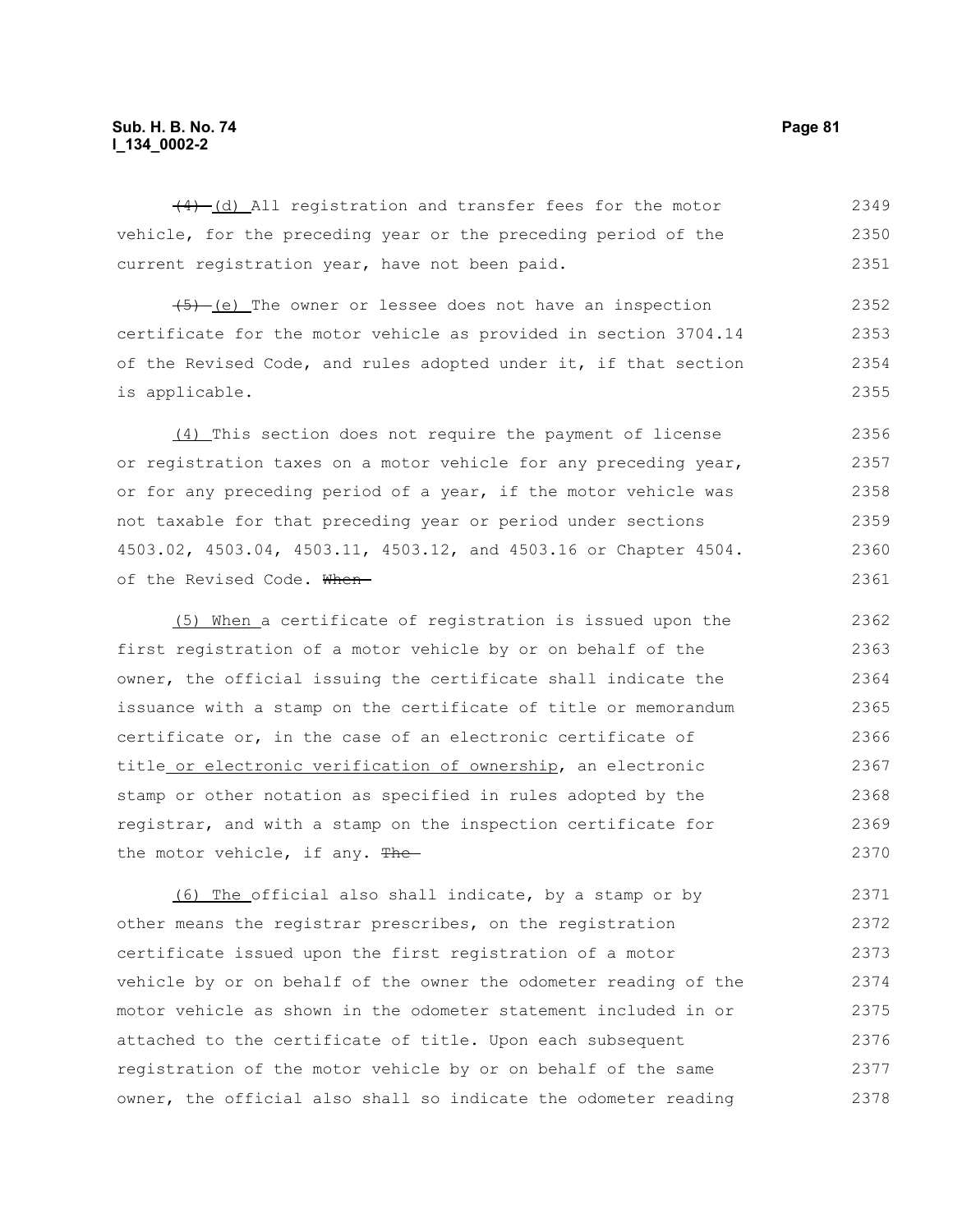~~(4)~~ (d) All registration and transfer fees for the motor vehicle, for the preceding year or the preceding period of the current registration year, have not been paid.

~~(5)~~ (e) The owner or lessee does not have an inspection certificate for the motor vehicle as provided in section 3704.14 of the Revised Code, and rules adopted under it, if that section is applicable.

(4) This section does not require the payment of license or registration taxes on a motor vehicle for any preceding year, or for any preceding period of a year, if the motor vehicle was not taxable for that preceding year or period under sections 4503.02, 4503.04, 4503.11, 4503.12, and 4503.16 or Chapter 4504. of the Revised Code. ~~When~~

(5) When a certificate of registration is issued upon the first registration of a motor vehicle by or on behalf of the owner, the official issuing the certificate shall indicate the issuance with a stamp on the certificate of title or memorandum certificate or, in the case of an electronic certificate of title or electronic verification of ownership, an electronic stamp or other notation as specified in rules adopted by the registrar, and with a stamp on the inspection certificate for the motor vehicle, if any. ~~The~~

(6) The official also shall indicate, by a stamp or by other means the registrar prescribes, on the registration certificate issued upon the first registration of a motor vehicle by or on behalf of the owner the odometer reading of the motor vehicle as shown in the odometer statement included in or attached to the certificate of title. Upon each subsequent registration of the motor vehicle by or on behalf of the same owner, the official also shall so indicate the odometer reading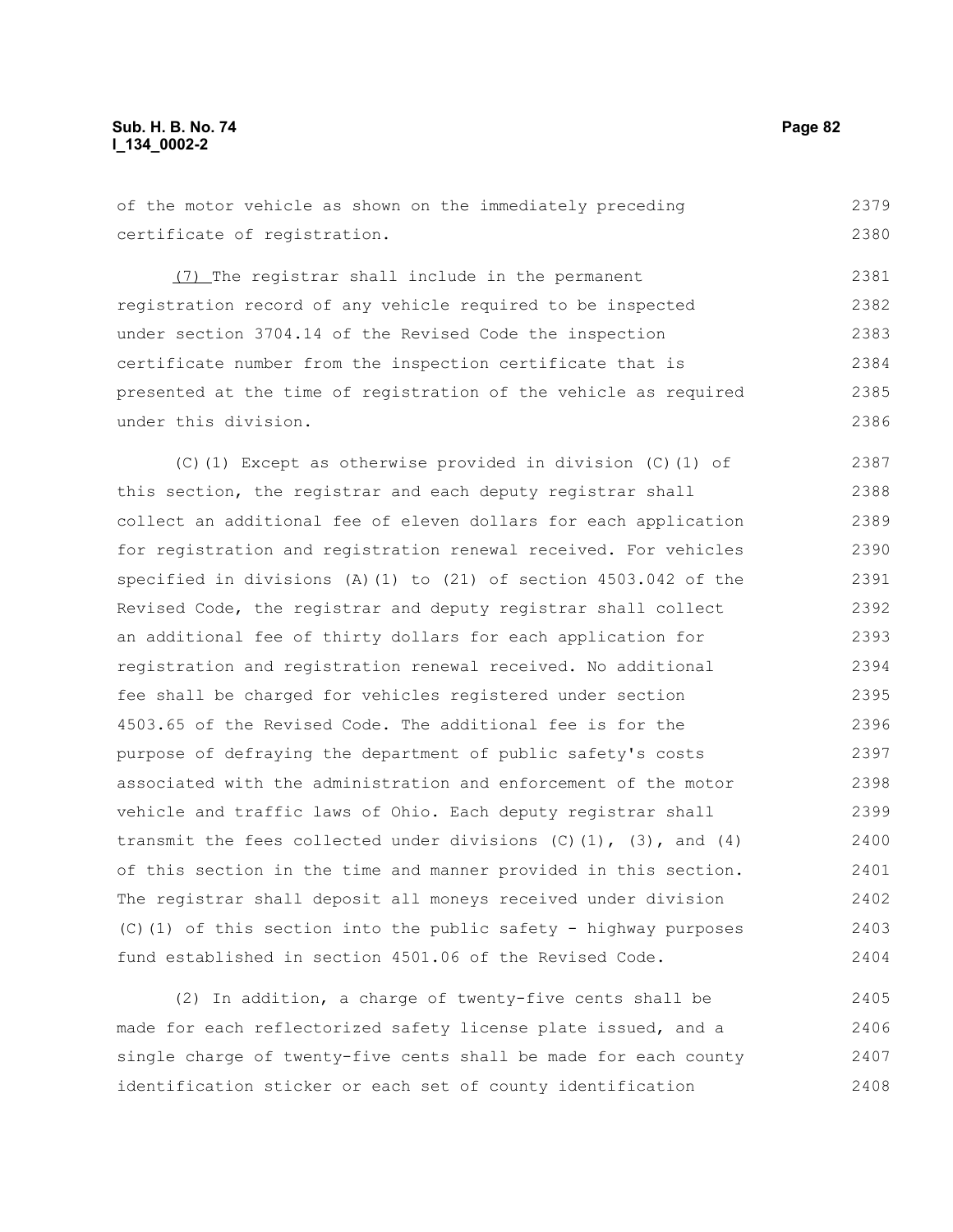of the motor vehicle as shown on the immediately preceding certificate of registration.

(7) The registrar shall include in the permanent registration record of any vehicle required to be inspected under section 3704.14 of the Revised Code the inspection certificate number from the inspection certificate that is presented at the time of registration of the vehicle as required under this division.

(C)(1) Except as otherwise provided in division (C)(1) of this section, the registrar and each deputy registrar shall collect an additional fee of eleven dollars for each application for registration and registration renewal received. For vehicles specified in divisions (A)(1) to (21) of section 4503.042 of the Revised Code, the registrar and deputy registrar shall collect an additional fee of thirty dollars for each application for registration and registration renewal received. No additional fee shall be charged for vehicles registered under section 4503.65 of the Revised Code. The additional fee is for the purpose of defraying the department of public safety's costs associated with the administration and enforcement of the motor vehicle and traffic laws of Ohio. Each deputy registrar shall transmit the fees collected under divisions (C)(1), (3), and (4) of this section in the time and manner provided in this section. The registrar shall deposit all moneys received under division (C)(1) of this section into the public safety - highway purposes fund established in section 4501.06 of the Revised Code.

(2) In addition, a charge of twenty-five cents shall be made for each reflectorized safety license plate issued, and a single charge of twenty-five cents shall be made for each county identification sticker or each set of county identification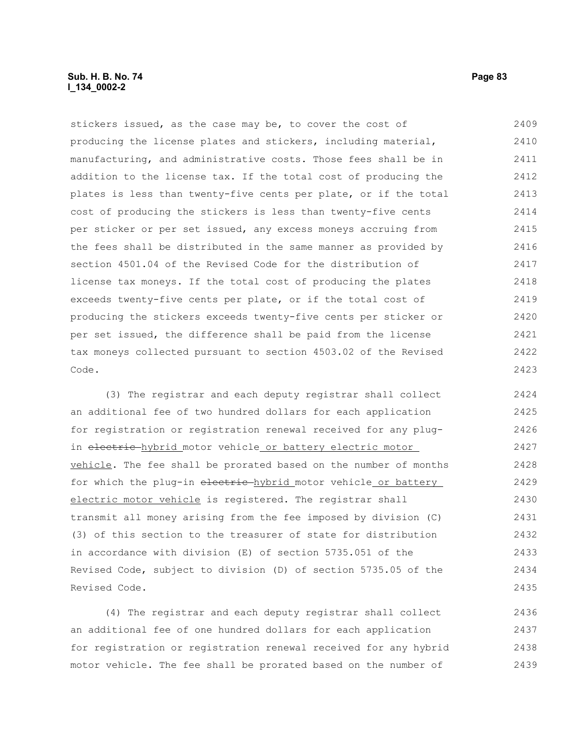stickers issued, as the case may be, to cover the cost of producing the license plates and stickers, including material, manufacturing, and administrative costs. Those fees shall be in addition to the license tax. If the total cost of producing the plates is less than twenty-five cents per plate, or if the total cost of producing the stickers is less than twenty-five cents per sticker or per set issued, any excess moneys accruing from the fees shall be distributed in the same manner as provided by section 4501.04 of the Revised Code for the distribution of license tax moneys. If the total cost of producing the plates exceeds twenty-five cents per plate, or if the total cost of producing the stickers exceeds twenty-five cents per sticker or per set issued, the difference shall be paid from the license tax moneys collected pursuant to section 4503.02 of the Revised Code.

(3) The registrar and each deputy registrar shall collect an additional fee of two hundred dollars for each application for registration or registration renewal received for any plug-in ~~electric~~ hybrid motor vehicle or battery electric motor vehicle. The fee shall be prorated based on the number of months for which the plug-in ~~electric~~ hybrid motor vehicle or battery electric motor vehicle is registered. The registrar shall transmit all money arising from the fee imposed by division (C)(3) of this section to the treasurer of state for distribution in accordance with division (E) of section 5735.051 of the Revised Code, subject to division (D) of section 5735.05 of the Revised Code.

(4) The registrar and each deputy registrar shall collect an additional fee of one hundred dollars for each application for registration or registration renewal received for any hybrid motor vehicle. The fee shall be prorated based on the number of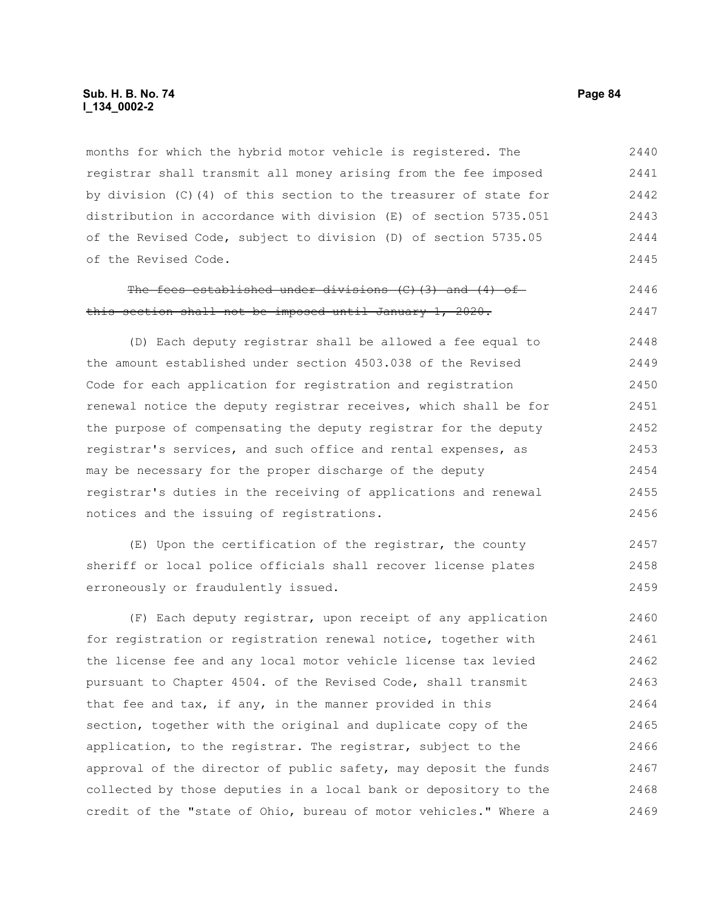months for which the hybrid motor vehicle is registered. The registrar shall transmit all money arising from the fee imposed by division (C)(4) of this section to the treasurer of state for distribution in accordance with division (E) of section 5735.051 of the Revised Code, subject to division (D) of section 5735.05 of the Revised Code.

~~The fees established under divisions (C)(3) and (4) of this section shall not be imposed until January 1, 2020.~~

(D) Each deputy registrar shall be allowed a fee equal to the amount established under section 4503.038 of the Revised Code for each application for registration and registration renewal notice the deputy registrar receives, which shall be for the purpose of compensating the deputy registrar for the deputy registrar's services, and such office and rental expenses, as may be necessary for the proper discharge of the deputy registrar's duties in the receiving of applications and renewal notices and the issuing of registrations.

(E) Upon the certification of the registrar, the county sheriff or local police officials shall recover license plates erroneously or fraudulently issued.

(F) Each deputy registrar, upon receipt of any application for registration or registration renewal notice, together with the license fee and any local motor vehicle license tax levied pursuant to Chapter 4504. of the Revised Code, shall transmit that fee and tax, if any, in the manner provided in this section, together with the original and duplicate copy of the application, to the registrar. The registrar, subject to the approval of the director of public safety, may deposit the funds collected by those deputies in a local bank or depository to the credit of the "state of Ohio, bureau of motor vehicles." Where a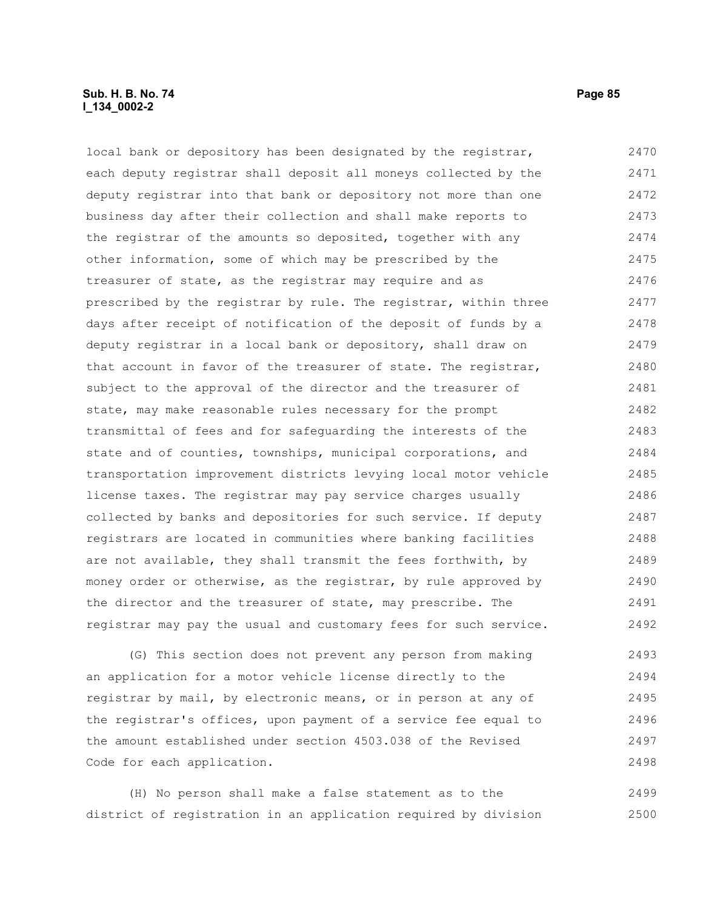local bank or depository has been designated by the registrar, each deputy registrar shall deposit all moneys collected by the deputy registrar into that bank or depository not more than one business day after their collection and shall make reports to the registrar of the amounts so deposited, together with any other information, some of which may be prescribed by the treasurer of state, as the registrar may require and as prescribed by the registrar by rule. The registrar, within three days after receipt of notification of the deposit of funds by a deputy registrar in a local bank or depository, shall draw on that account in favor of the treasurer of state. The registrar, subject to the approval of the director and the treasurer of state, may make reasonable rules necessary for the prompt transmittal of fees and for safeguarding the interests of the state and of counties, townships, municipal corporations, and transportation improvement districts levying local motor vehicle license taxes. The registrar may pay service charges usually collected by banks and depositories for such service. If deputy registrars are located in communities where banking facilities are not available, they shall transmit the fees forthwith, by money order or otherwise, as the registrar, by rule approved by the director and the treasurer of state, may prescribe. The registrar may pay the usual and customary fees for such service.

(G) This section does not prevent any person from making an application for a motor vehicle license directly to the registrar by mail, by electronic means, or in person at any of the registrar's offices, upon payment of a service fee equal to the amount established under section 4503.038 of the Revised Code for each application.

(H) No person shall make a false statement as to the district of registration in an application required by division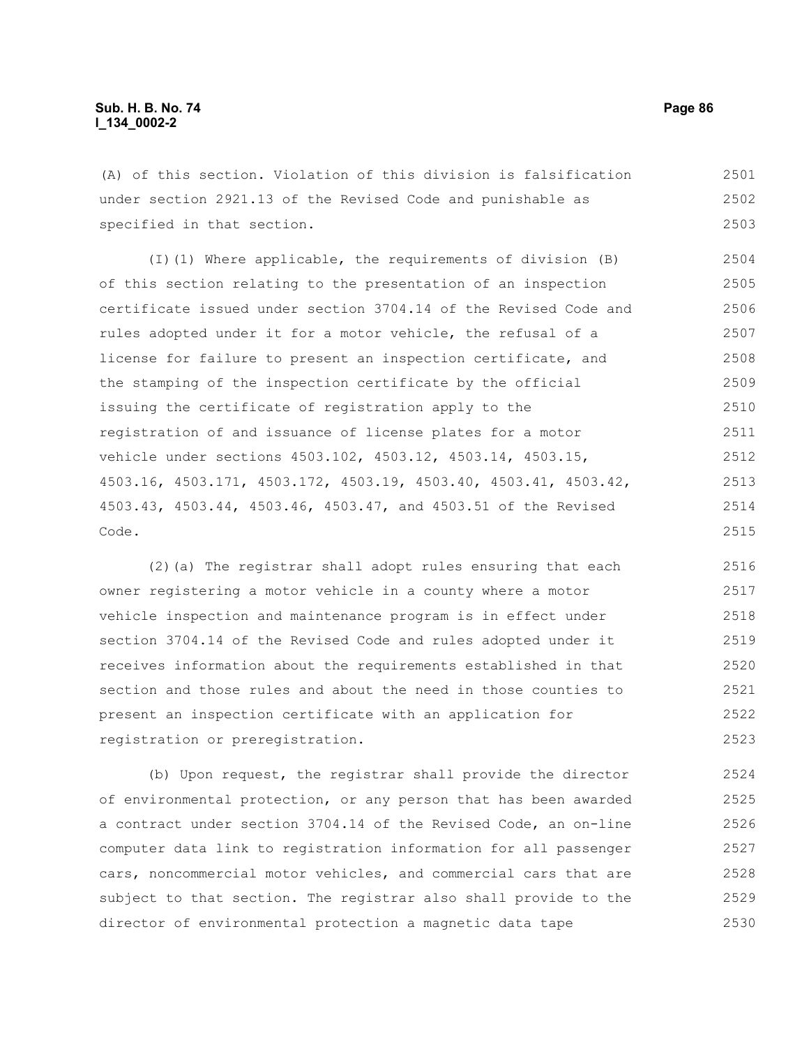(A) of this section. Violation of this division is falsification under section 2921.13 of the Revised Code and punishable as specified in that section.

(I)(1) Where applicable, the requirements of division (B) of this section relating to the presentation of an inspection certificate issued under section 3704.14 of the Revised Code and rules adopted under it for a motor vehicle, the refusal of a license for failure to present an inspection certificate, and the stamping of the inspection certificate by the official issuing the certificate of registration apply to the registration of and issuance of license plates for a motor vehicle under sections 4503.102, 4503.12, 4503.14, 4503.15, 4503.16, 4503.171, 4503.172, 4503.19, 4503.40, 4503.41, 4503.42, 4503.43, 4503.44, 4503.46, 4503.47, and 4503.51 of the Revised Code.

(2)(a) The registrar shall adopt rules ensuring that each owner registering a motor vehicle in a county where a motor vehicle inspection and maintenance program is in effect under section 3704.14 of the Revised Code and rules adopted under it receives information about the requirements established in that section and those rules and about the need in those counties to present an inspection certificate with an application for registration or preregistration.

(b) Upon request, the registrar shall provide the director of environmental protection, or any person that has been awarded a contract under section 3704.14 of the Revised Code, an on-line computer data link to registration information for all passenger cars, noncommercial motor vehicles, and commercial cars that are subject to that section. The registrar also shall provide to the director of environmental protection a magnetic data tape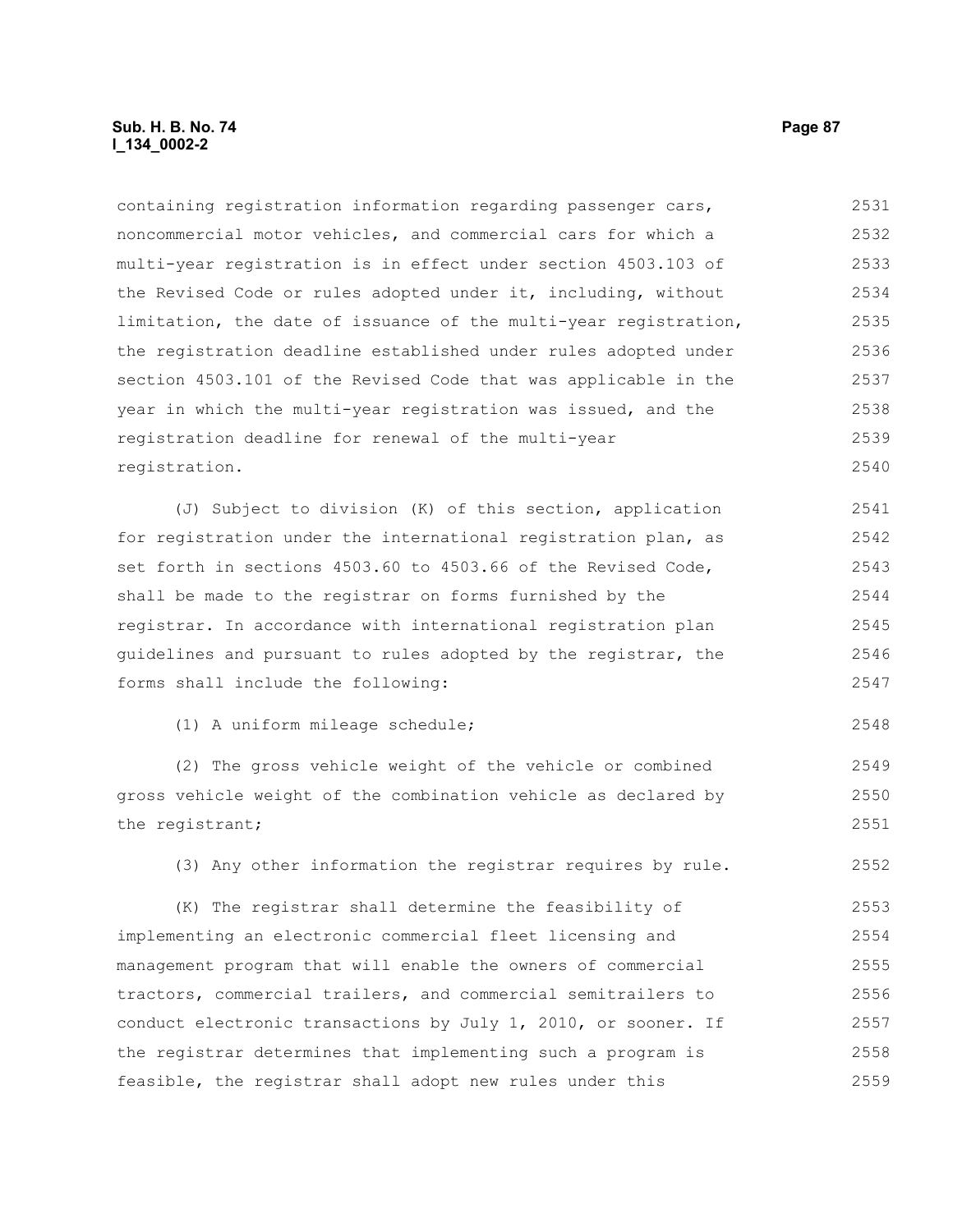containing registration information regarding passenger cars, noncommercial motor vehicles, and commercial cars for which a multi-year registration is in effect under section 4503.103 of the Revised Code or rules adopted under it, including, without limitation, the date of issuance of the multi-year registration, the registration deadline established under rules adopted under section 4503.101 of the Revised Code that was applicable in the year in which the multi-year registration was issued, and the registration deadline for renewal of the multi-year registration.

(J) Subject to division (K) of this section, application for registration under the international registration plan, as set forth in sections 4503.60 to 4503.66 of the Revised Code, shall be made to the registrar on forms furnished by the registrar. In accordance with international registration plan guidelines and pursuant to rules adopted by the registrar, the forms shall include the following:

(1) A uniform mileage schedule;

(2) The gross vehicle weight of the vehicle or combined gross vehicle weight of the combination vehicle as declared by the registrant;

(3) Any other information the registrar requires by rule.

(K) The registrar shall determine the feasibility of implementing an electronic commercial fleet licensing and management program that will enable the owners of commercial tractors, commercial trailers, and commercial semitrailers to conduct electronic transactions by July 1, 2010, or sooner. If the registrar determines that implementing such a program is feasible, the registrar shall adopt new rules under this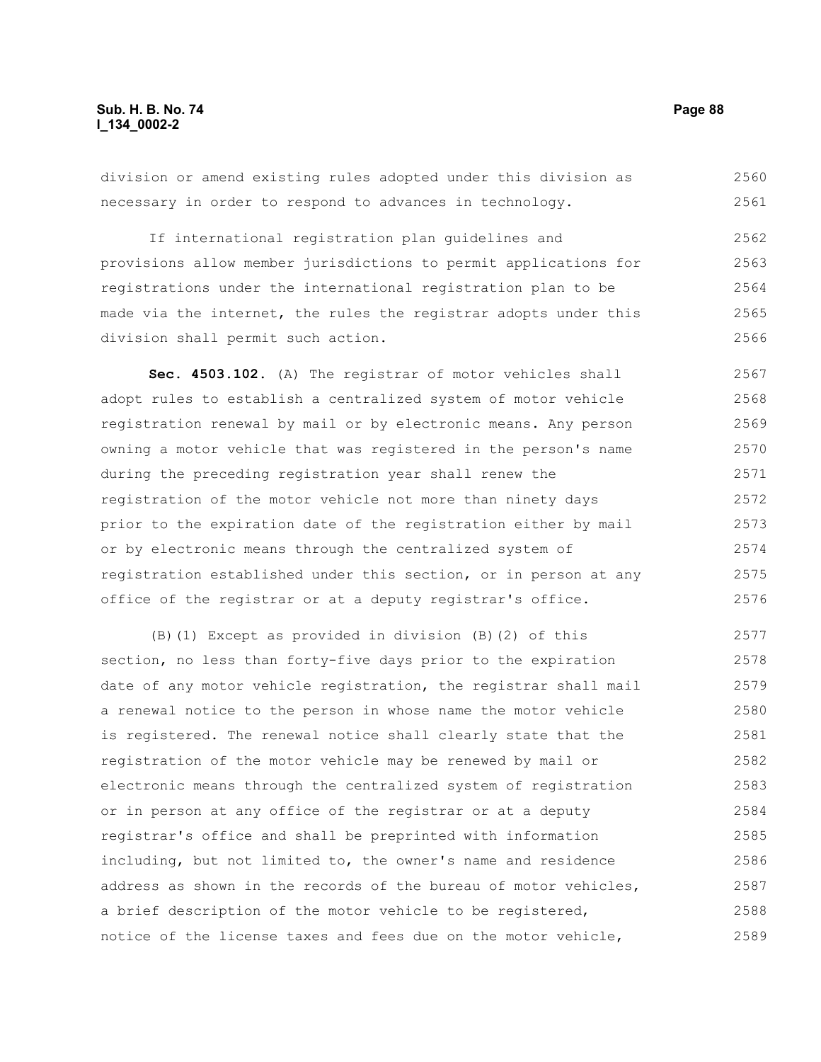division or amend existing rules adopted under this division as necessary in order to respond to advances in technology.

If international registration plan guidelines and provisions allow member jurisdictions to permit applications for registrations under the international registration plan to be made via the internet, the rules the registrar adopts under this division shall permit such action.

**Sec. 4503.102.** (A) The registrar of motor vehicles shall adopt rules to establish a centralized system of motor vehicle registration renewal by mail or by electronic means. Any person owning a motor vehicle that was registered in the person's name during the preceding registration year shall renew the registration of the motor vehicle not more than ninety days prior to the expiration date of the registration either by mail or by electronic means through the centralized system of registration established under this section, or in person at any office of the registrar or at a deputy registrar's office.

(B)(1) Except as provided in division (B)(2) of this section, no less than forty-five days prior to the expiration date of any motor vehicle registration, the registrar shall mail a renewal notice to the person in whose name the motor vehicle is registered. The renewal notice shall clearly state that the registration of the motor vehicle may be renewed by mail or electronic means through the centralized system of registration or in person at any office of the registrar or at a deputy registrar's office and shall be preprinted with information including, but not limited to, the owner's name and residence address as shown in the records of the bureau of motor vehicles, a brief description of the motor vehicle to be registered, notice of the license taxes and fees due on the motor vehicle,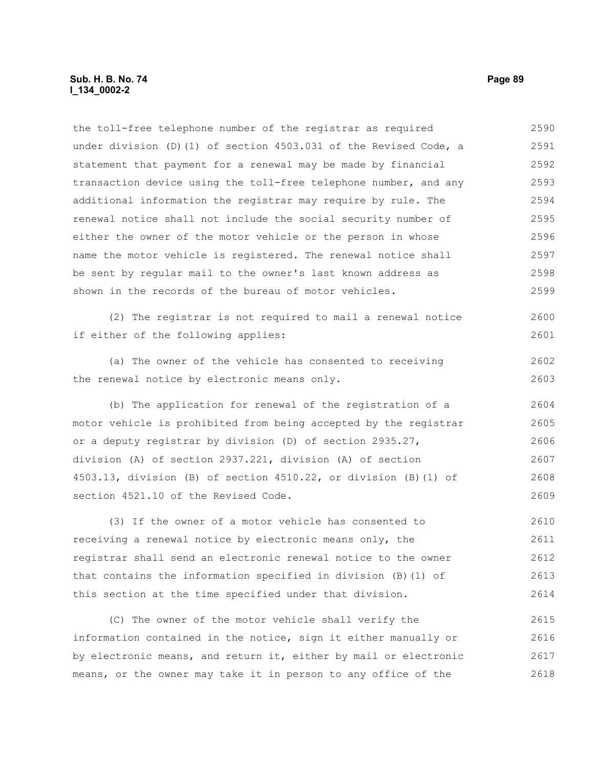the toll-free telephone number of the registrar as required under division (D)(1) of section 4503.031 of the Revised Code, a statement that payment for a renewal may be made by financial transaction device using the toll-free telephone number, and any additional information the registrar may require by rule. The renewal notice shall not include the social security number of either the owner of the motor vehicle or the person in whose name the motor vehicle is registered. The renewal notice shall be sent by regular mail to the owner's last known address as shown in the records of the bureau of motor vehicles.

(2) The registrar is not required to mail a renewal notice if either of the following applies:

(a) The owner of the vehicle has consented to receiving the renewal notice by electronic means only.

(b) The application for renewal of the registration of a motor vehicle is prohibited from being accepted by the registrar or a deputy registrar by division (D) of section 2935.27, division (A) of section 2937.221, division (A) of section 4503.13, division (B) of section 4510.22, or division (B)(1) of section 4521.10 of the Revised Code.

(3) If the owner of a motor vehicle has consented to receiving a renewal notice by electronic means only, the registrar shall send an electronic renewal notice to the owner that contains the information specified in division (B)(1) of this section at the time specified under that division.

(C) The owner of the motor vehicle shall verify the information contained in the notice, sign it either manually or by electronic means, and return it, either by mail or electronic means, or the owner may take it in person to any office of the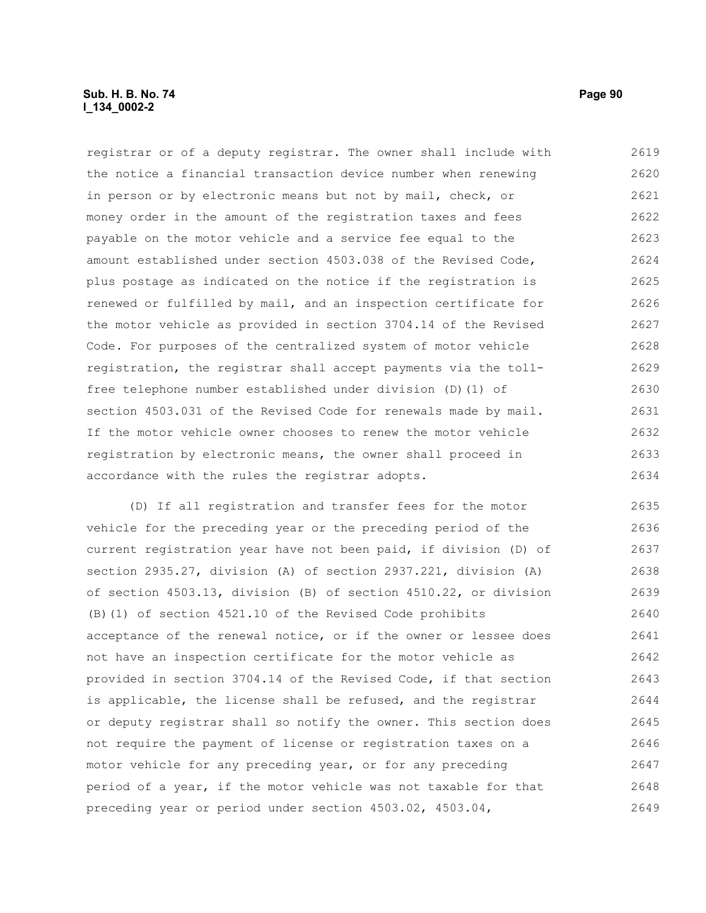registrar or of a deputy registrar. The owner shall include with the notice a financial transaction device number when renewing in person or by electronic means but not by mail, check, or money order in the amount of the registration taxes and fees payable on the motor vehicle and a service fee equal to the amount established under section 4503.038 of the Revised Code, plus postage as indicated on the notice if the registration is renewed or fulfilled by mail, and an inspection certificate for the motor vehicle as provided in section 3704.14 of the Revised Code. For purposes of the centralized system of motor vehicle registration, the registrar shall accept payments via the toll-free telephone number established under division (D)(1) of section 4503.031 of the Revised Code for renewals made by mail. If the motor vehicle owner chooses to renew the motor vehicle registration by electronic means, the owner shall proceed in accordance with the rules the registrar adopts.

(D) If all registration and transfer fees for the motor vehicle for the preceding year or the preceding period of the current registration year have not been paid, if division (D) of section 2935.27, division (A) of section 2937.221, division (A) of section 4503.13, division (B) of section 4510.22, or division (B)(1) of section 4521.10 of the Revised Code prohibits acceptance of the renewal notice, or if the owner or lessee does not have an inspection certificate for the motor vehicle as provided in section 3704.14 of the Revised Code, if that section is applicable, the license shall be refused, and the registrar or deputy registrar shall so notify the owner. This section does not require the payment of license or registration taxes on a motor vehicle for any preceding year, or for any preceding period of a year, if the motor vehicle was not taxable for that preceding year or period under section 4503.02, 4503.04,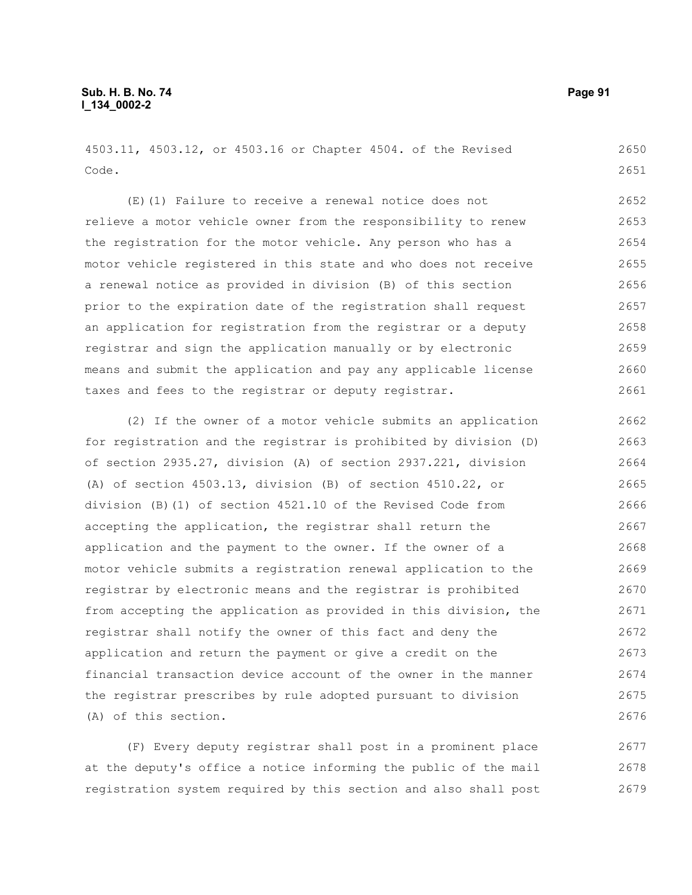4503.11, 4503.12, or 4503.16 or Chapter 4504. of the Revised Code.

(E)(1) Failure to receive a renewal notice does not relieve a motor vehicle owner from the responsibility to renew the registration for the motor vehicle. Any person who has a motor vehicle registered in this state and who does not receive a renewal notice as provided in division (B) of this section prior to the expiration date of the registration shall request an application for registration from the registrar or a deputy registrar and sign the application manually or by electronic means and submit the application and pay any applicable license taxes and fees to the registrar or deputy registrar.

(2) If the owner of a motor vehicle submits an application for registration and the registrar is prohibited by division (D) of section 2935.27, division (A) of section 2937.221, division (A) of section 4503.13, division (B) of section 4510.22, or division (B)(1) of section 4521.10 of the Revised Code from accepting the application, the registrar shall return the application and the payment to the owner. If the owner of a motor vehicle submits a registration renewal application to the registrar by electronic means and the registrar is prohibited from accepting the application as provided in this division, the registrar shall notify the owner of this fact and deny the application and return the payment or give a credit on the financial transaction device account of the owner in the manner the registrar prescribes by rule adopted pursuant to division (A) of this section.

(F) Every deputy registrar shall post in a prominent place at the deputy's office a notice informing the public of the mail registration system required by this section and also shall post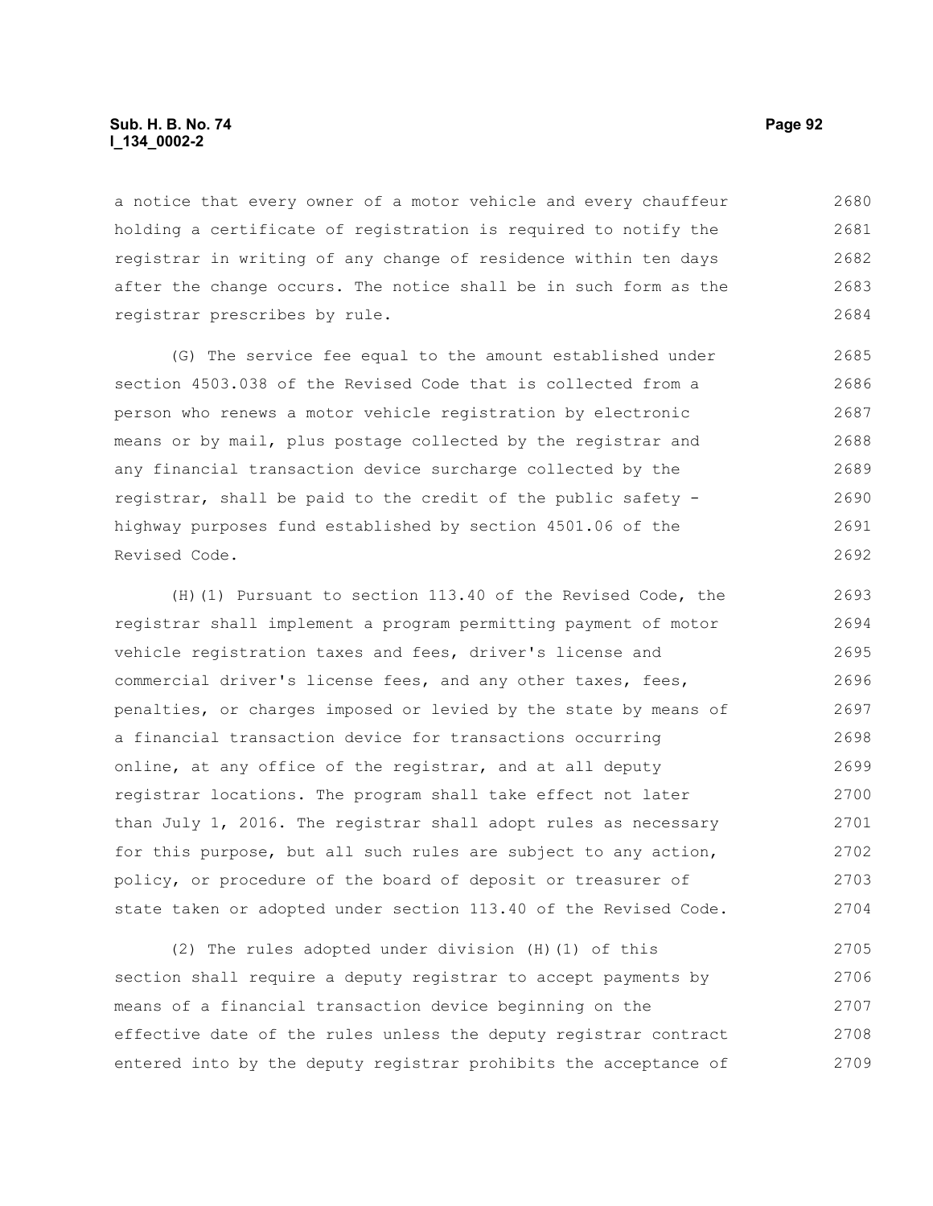a notice that every owner of a motor vehicle and every chauffeur holding a certificate of registration is required to notify the registrar in writing of any change of residence within ten days after the change occurs. The notice shall be in such form as the registrar prescribes by rule.

(G) The service fee equal to the amount established under section 4503.038 of the Revised Code that is collected from a person who renews a motor vehicle registration by electronic means or by mail, plus postage collected by the registrar and any financial transaction device surcharge collected by the registrar, shall be paid to the credit of the public safety - highway purposes fund established by section 4501.06 of the Revised Code.

(H)(1) Pursuant to section 113.40 of the Revised Code, the registrar shall implement a program permitting payment of motor vehicle registration taxes and fees, driver's license and commercial driver's license fees, and any other taxes, fees, penalties, or charges imposed or levied by the state by means of a financial transaction device for transactions occurring online, at any office of the registrar, and at all deputy registrar locations. The program shall take effect not later than July 1, 2016. The registrar shall adopt rules as necessary for this purpose, but all such rules are subject to any action, policy, or procedure of the board of deposit or treasurer of state taken or adopted under section 113.40 of the Revised Code.

(2) The rules adopted under division (H)(1) of this section shall require a deputy registrar to accept payments by means of a financial transaction device beginning on the effective date of the rules unless the deputy registrar contract entered into by the deputy registrar prohibits the acceptance of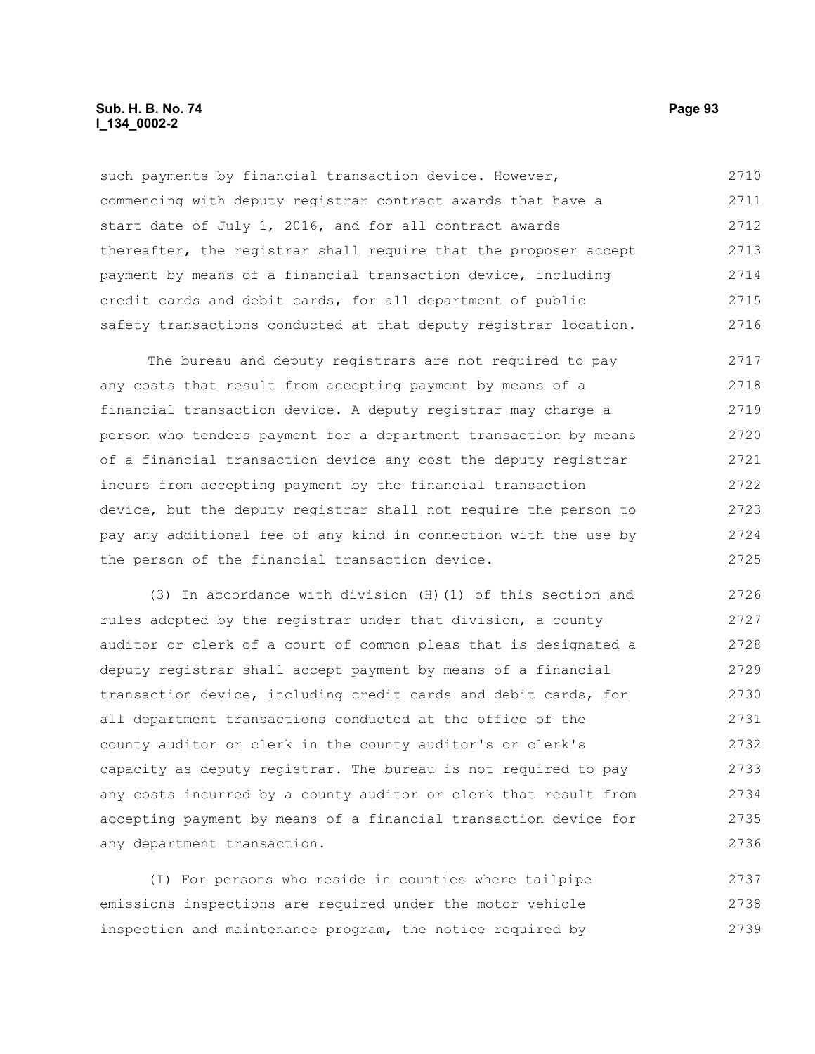such payments by financial transaction device. However, commencing with deputy registrar contract awards that have a start date of July 1, 2016, and for all contract awards thereafter, the registrar shall require that the proposer accept payment by means of a financial transaction device, including credit cards and debit cards, for all department of public safety transactions conducted at that deputy registrar location.

The bureau and deputy registrars are not required to pay any costs that result from accepting payment by means of a financial transaction device. A deputy registrar may charge a person who tenders payment for a department transaction by means of a financial transaction device any cost the deputy registrar incurs from accepting payment by the financial transaction device, but the deputy registrar shall not require the person to pay any additional fee of any kind in connection with the use by the person of the financial transaction device.

(3) In accordance with division (H)(1) of this section and rules adopted by the registrar under that division, a county auditor or clerk of a court of common pleas that is designated a deputy registrar shall accept payment by means of a financial transaction device, including credit cards and debit cards, for all department transactions conducted at the office of the county auditor or clerk in the county auditor's or clerk's capacity as deputy registrar. The bureau is not required to pay any costs incurred by a county auditor or clerk that result from accepting payment by means of a financial transaction device for any department transaction.

(I) For persons who reside in counties where tailpipe emissions inspections are required under the motor vehicle inspection and maintenance program, the notice required by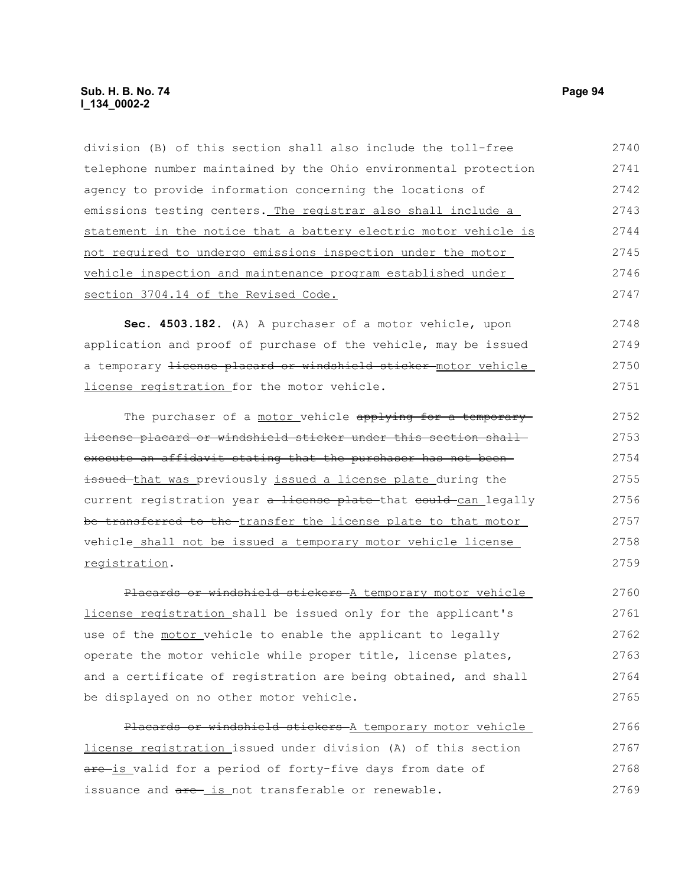division (B) of this section shall also include the toll-free telephone number maintained by the Ohio environmental protection agency to provide information concerning the locations of emissions testing centers. The registrar also shall include a statement in the notice that a battery electric motor vehicle is not required to undergo emissions inspection under the motor vehicle inspection and maintenance program established under section 3704.14 of the Revised Code.

**Sec. 4503.182.** (A) A purchaser of a motor vehicle, upon application and proof of purchase of the vehicle, may be issued a temporary ~~license placard or windshield sticker~~ motor vehicle license registration for the motor vehicle.

The purchaser of a motor vehicle ~~applying for a temporary license placard or windshield sticker under this section shall execute an affidavit stating that the purchaser has not been issued~~ that was previously issued a license plate during the current registration year ~~a license plate~~ that ~~could~~ can legally ~~be transferred to the~~ transfer the license plate to that motor vehicle shall not be issued a temporary motor vehicle license registration.

~~Placards or windshield stickers~~ A temporary motor vehicle license registration shall be issued only for the applicant's use of the motor vehicle to enable the applicant to legally operate the motor vehicle while proper title, license plates, and a certificate of registration are being obtained, and shall be displayed on no other motor vehicle.

~~Placards or windshield stickers~~ A temporary motor vehicle license registration issued under division (A) of this section ~~are~~ is valid for a period of forty-five days from date of issuance and ~~are~~ is not transferable or renewable.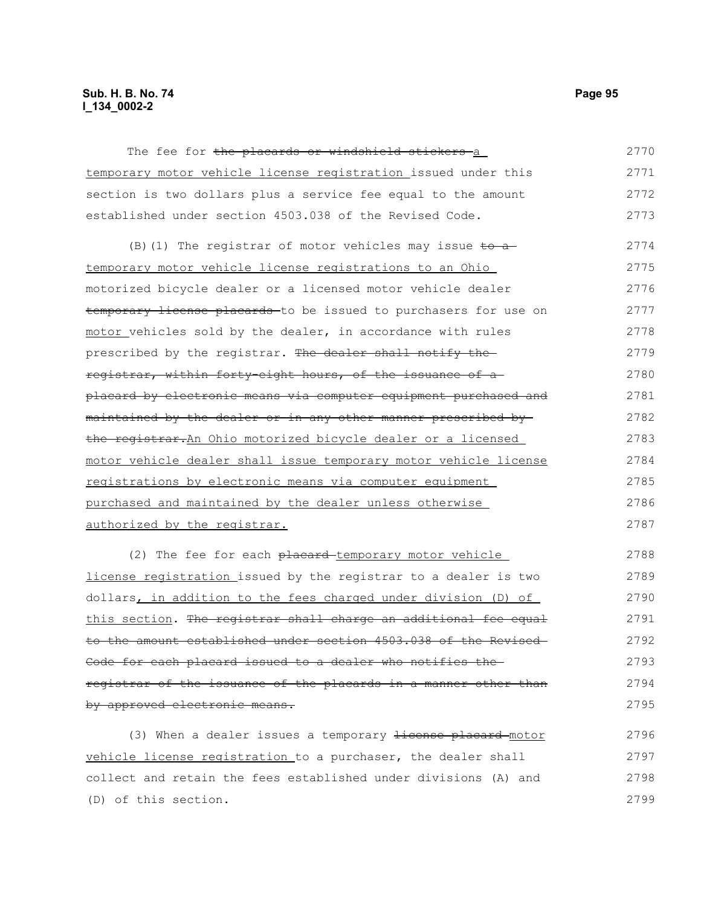The fee for ~~the placards or windshield stickers~~ a temporary motor vehicle license registration issued under this section is two dollars plus a service fee equal to the amount established under section 4503.038 of the Revised Code.

(B)(1) The registrar of motor vehicles may issue ~~to a~~ temporary motor vehicle license registrations to an Ohio motorized bicycle dealer or a licensed motor vehicle dealer ~~temporary license placards~~ to be issued to purchasers for use on motor vehicles sold by the dealer, in accordance with rules prescribed by the registrar. ~~The dealer shall notify the registrar, within forty-eight hours, of the issuance of a placard by electronic means via computer equipment purchased and maintained by the dealer or in any other manner prescribed by the registrar.~~An Ohio motorized bicycle dealer or a licensed motor vehicle dealer shall issue temporary motor vehicle license registrations by electronic means via computer equipment purchased and maintained by the dealer unless otherwise authorized by the registrar.

(2) The fee for each ~~placard~~ temporary motor vehicle license registration issued by the registrar to a dealer is two dollars, in addition to the fees charged under division (D) of this section. ~~The registrar shall charge an additional fee equal to the amount established under section 4503.038 of the Revised Code for each placard issued to a dealer who notifies the registrar of the issuance of the placards in a manner other than by approved electronic means.~~

(3) When a dealer issues a temporary ~~license placard~~ motor vehicle license registration to a purchaser, the dealer shall collect and retain the fees established under divisions (A) and (D) of this section.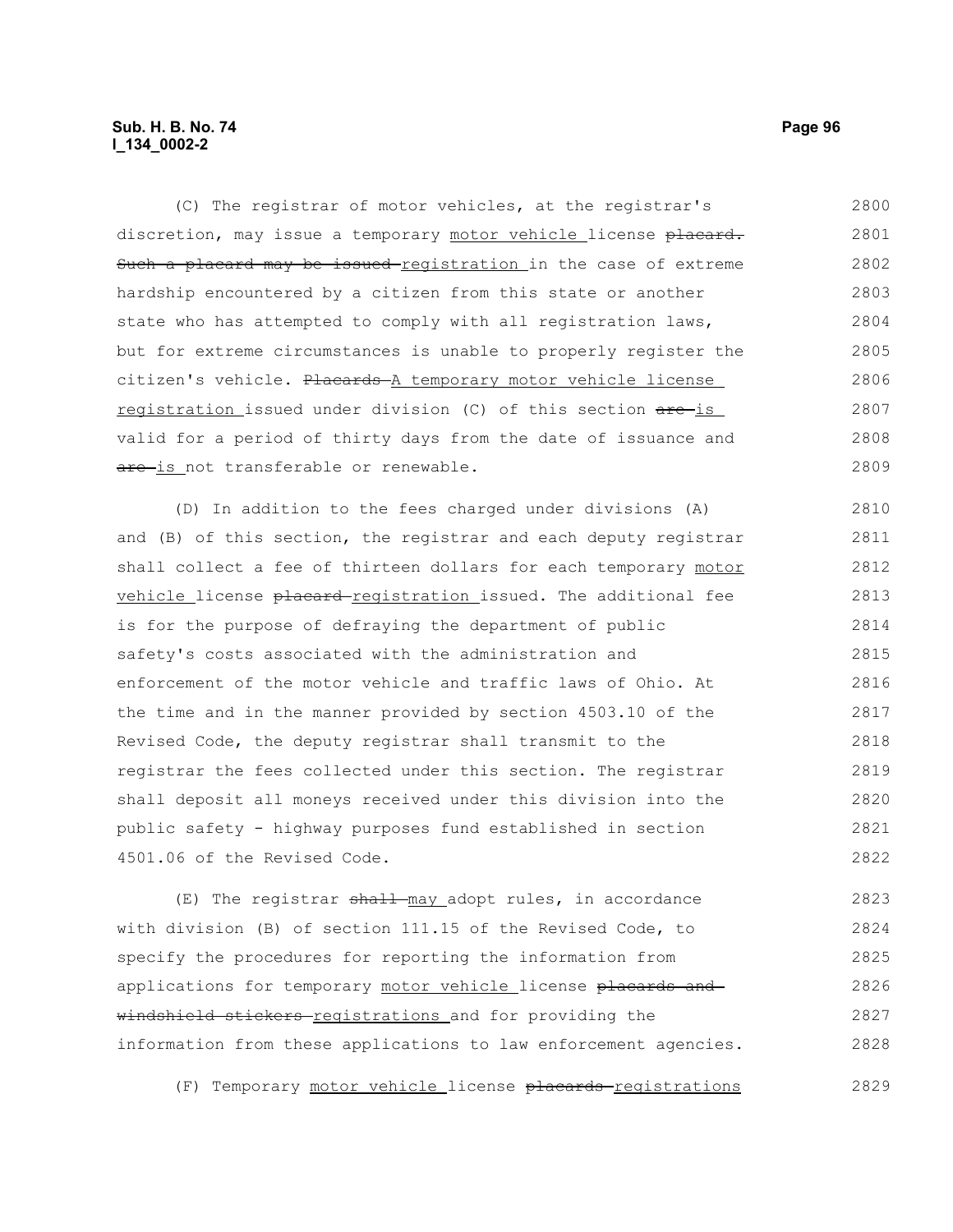(C) The registrar of motor vehicles, at the registrar's discretion, may issue a temporary motor vehicle license ~~placard. Such a placard may be issued~~ registration in the case of extreme hardship encountered by a citizen from this state or another state who has attempted to comply with all registration laws, but for extreme circumstances is unable to properly register the citizen's vehicle. ~~Placards~~ A temporary motor vehicle license registration issued under division (C) of this section ~~are~~ is valid for a period of thirty days from the date of issuance and ~~are~~ is not transferable or renewable.

(D) In addition to the fees charged under divisions (A) and (B) of this section, the registrar and each deputy registrar shall collect a fee of thirteen dollars for each temporary motor vehicle license ~~placard~~ registration issued. The additional fee is for the purpose of defraying the department of public safety's costs associated with the administration and enforcement of the motor vehicle and traffic laws of Ohio. At the time and in the manner provided by section 4503.10 of the Revised Code, the deputy registrar shall transmit to the registrar the fees collected under this section. The registrar shall deposit all moneys received under this division into the public safety - highway purposes fund established in section 4501.06 of the Revised Code.

(E) The registrar ~~shall~~ may adopt rules, in accordance with division (B) of section 111.15 of the Revised Code, to specify the procedures for reporting the information from applications for temporary motor vehicle license ~~placards and windshield stickers~~ registrations and for providing the information from these applications to law enforcement agencies.

(F) Temporary motor vehicle license ~~placards~~ registrations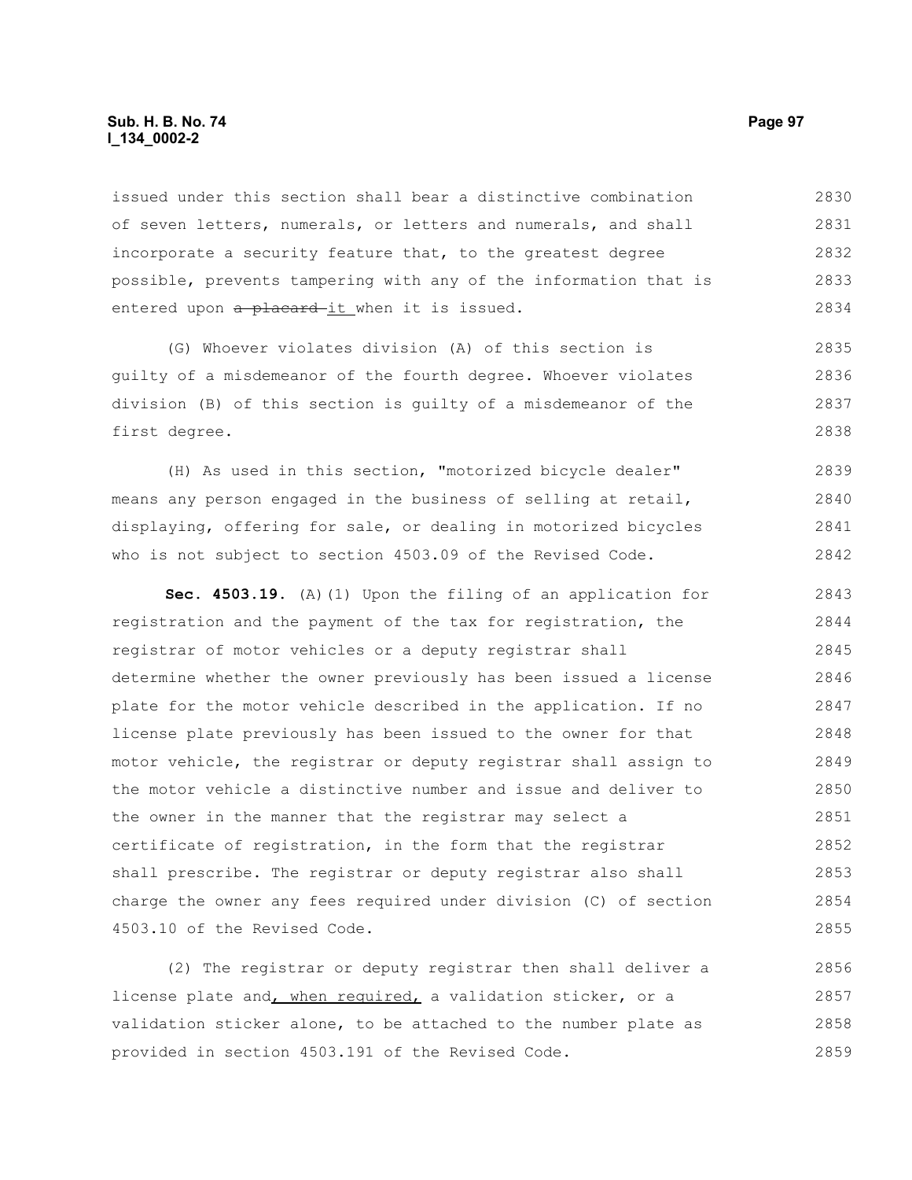issued under this section shall bear a distinctive combination of seven letters, numerals, or letters and numerals, and shall incorporate a security feature that, to the greatest degree possible, prevents tampering with any of the information that is entered upon ~~a placard~~ it when it is issued.

(G) Whoever violates division (A) of this section is guilty of a misdemeanor of the fourth degree. Whoever violates division (B) of this section is guilty of a misdemeanor of the first degree.

(H) As used in this section, "motorized bicycle dealer" means any person engaged in the business of selling at retail, displaying, offering for sale, or dealing in motorized bicycles who is not subject to section 4503.09 of the Revised Code.

**Sec. 4503.19.** (A)(1) Upon the filing of an application for registration and the payment of the tax for registration, the registrar of motor vehicles or a deputy registrar shall determine whether the owner previously has been issued a license plate for the motor vehicle described in the application. If no license plate previously has been issued to the owner for that motor vehicle, the registrar or deputy registrar shall assign to the motor vehicle a distinctive number and issue and deliver to the owner in the manner that the registrar may select a certificate of registration, in the form that the registrar shall prescribe. The registrar or deputy registrar also shall charge the owner any fees required under division (C) of section 4503.10 of the Revised Code.

(2) The registrar or deputy registrar then shall deliver a license plate and, when required, a validation sticker, or a validation sticker alone, to be attached to the number plate as provided in section 4503.191 of the Revised Code.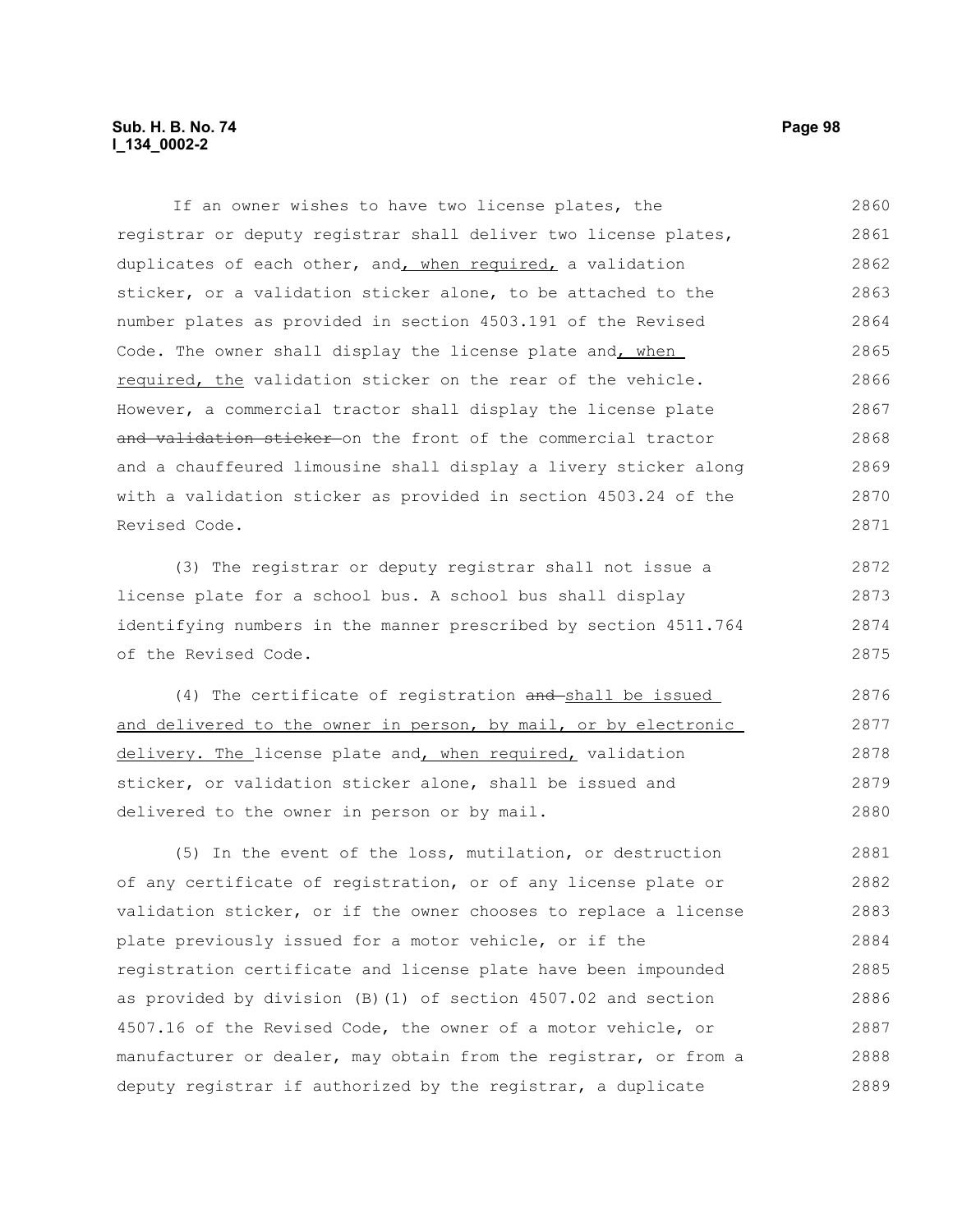If an owner wishes to have two license plates, the registrar or deputy registrar shall deliver two license plates, duplicates of each other, and<u>, when required,</u> a validation sticker, or a validation sticker alone, to be attached to the number plates as provided in section 4503.191 of the Revised Code. The owner shall display the license plate and<u>, when required, the</u> validation sticker on the rear of the vehicle. However, a commercial tractor shall display the license plate ~~and validation sticker~~ on the front of the commercial tractor and a chauffeured limousine shall display a livery sticker along with a validation sticker as provided in section 4503.24 of the Revised Code.

(3) The registrar or deputy registrar shall not issue a license plate for a school bus. A school bus shall display identifying numbers in the manner prescribed by section 4511.764 of the Revised Code.

(4) The certificate of registration ~~and~~ <u>shall be issued and delivered to the owner in person, by mail, or by electronic delivery. The</u> license plate and<u>, when required,</u> validation sticker, or validation sticker alone, shall be issued and delivered to the owner in person or by mail.

(5) In the event of the loss, mutilation, or destruction of any certificate of registration, or of any license plate or validation sticker, or if the owner chooses to replace a license plate previously issued for a motor vehicle, or if the registration certificate and license plate have been impounded as provided by division (B)(1) of section 4507.02 and section 4507.16 of the Revised Code, the owner of a motor vehicle, or manufacturer or dealer, may obtain from the registrar, or from a deputy registrar if authorized by the registrar, a duplicate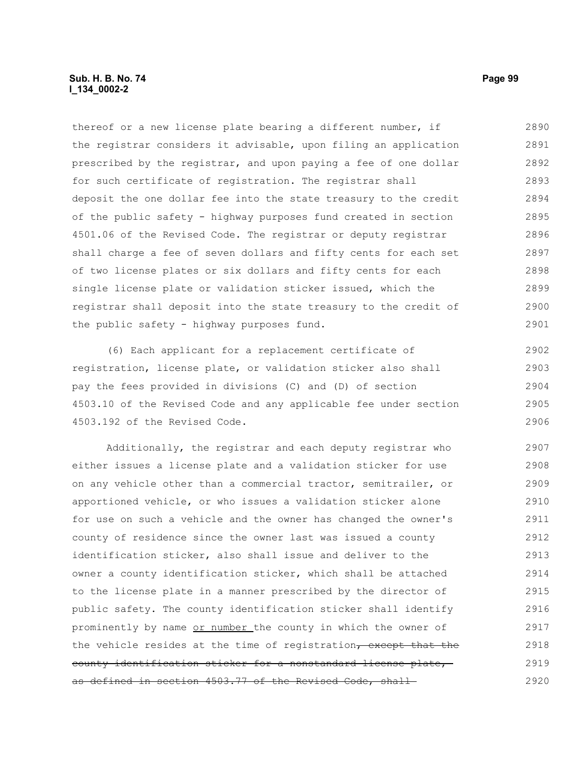thereof or a new license plate bearing a different number, if the registrar considers it advisable, upon filing an application prescribed by the registrar, and upon paying a fee of one dollar for such certificate of registration. The registrar shall deposit the one dollar fee into the state treasury to the credit of the public safety - highway purposes fund created in section 4501.06 of the Revised Code. The registrar or deputy registrar shall charge a fee of seven dollars and fifty cents for each set of two license plates or six dollars and fifty cents for each single license plate or validation sticker issued, which the registrar shall deposit into the state treasury to the credit of the public safety - highway purposes fund.

(6) Each applicant for a replacement certificate of registration, license plate, or validation sticker also shall pay the fees provided in divisions (C) and (D) of section 4503.10 of the Revised Code and any applicable fee under section 4503.192 of the Revised Code.

Additionally, the registrar and each deputy registrar who either issues a license plate and a validation sticker for use on any vehicle other than a commercial tractor, semitrailer, or apportioned vehicle, or who issues a validation sticker alone for use on such a vehicle and the owner has changed the owner's county of residence since the owner last was issued a county identification sticker, also shall issue and deliver to the owner a county identification sticker, which shall be attached to the license plate in a manner prescribed by the director of public safety. The county identification sticker shall identify prominently by name <u>or number</u> the county in which the owner of the vehicle resides at the time of registration~~, except that the county identification sticker for a nonstandard license plate, as defined in section 4503.77 of the Revised Code, shall~~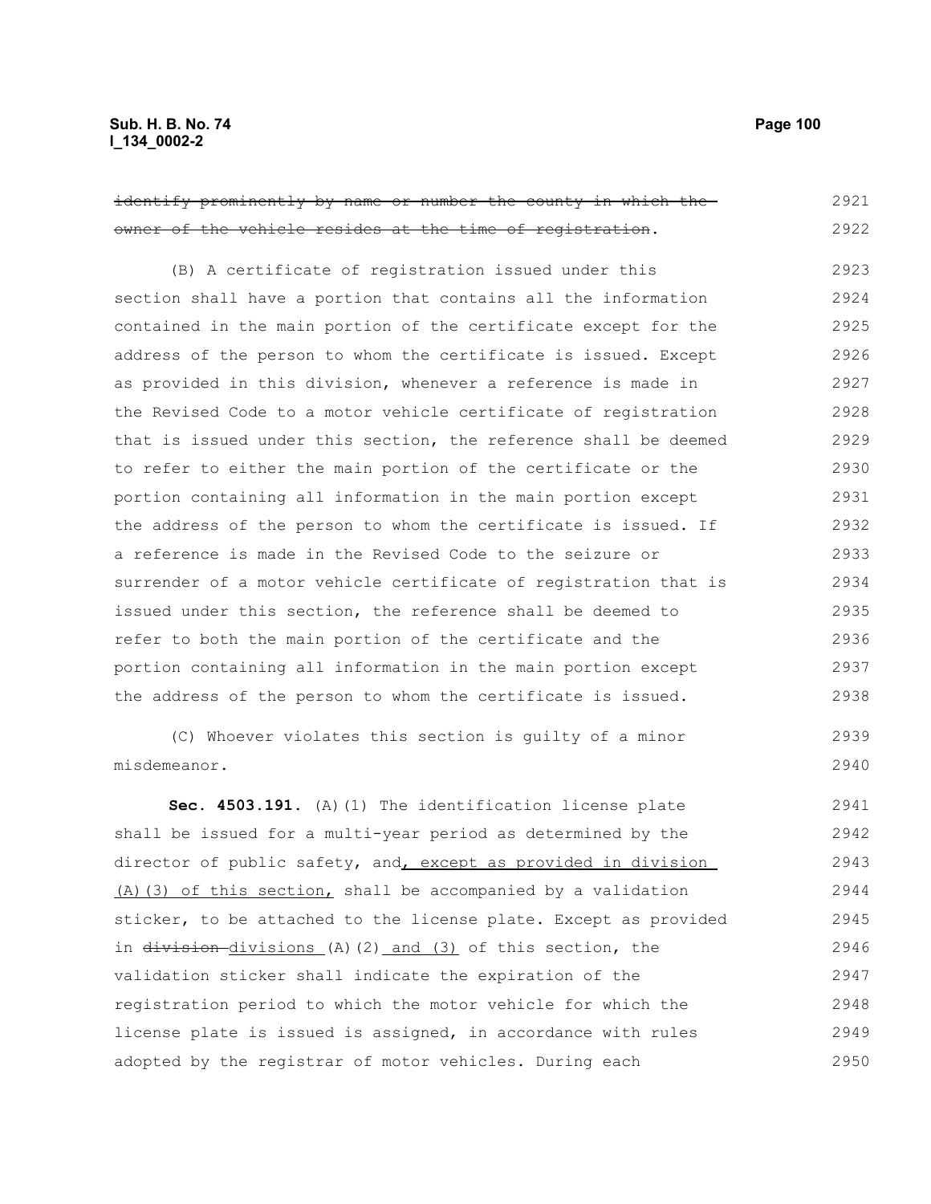~~identify prominently by name or number the county in which the owner of the vehicle resides at the time of registration~~.

(B) A certificate of registration issued under this section shall have a portion that contains all the information contained in the main portion of the certificate except for the address of the person to whom the certificate is issued. Except as provided in this division, whenever a reference is made in the Revised Code to a motor vehicle certificate of registration that is issued under this section, the reference shall be deemed to refer to either the main portion of the certificate or the portion containing all information in the main portion except the address of the person to whom the certificate is issued. If a reference is made in the Revised Code to the seizure or surrender of a motor vehicle certificate of registration that is issued under this section, the reference shall be deemed to refer to both the main portion of the certificate and the portion containing all information in the main portion except the address of the person to whom the certificate is issued.

(C) Whoever violates this section is guilty of a minor misdemeanor.

**Sec. 4503.191.** (A)(1) The identification license plate shall be issued for a multi-year period as determined by the director of public safety, and<u>, except as provided in division (A)(3) of this section,</u> shall be accompanied by a validation sticker, to be attached to the license plate. Except as provided in ~~division~~ <u>divisions</u> (A)(2) <u>and (3)</u> of this section, the validation sticker shall indicate the expiration of the registration period to which the motor vehicle for which the license plate is issued is assigned, in accordance with rules adopted by the registrar of motor vehicles. During each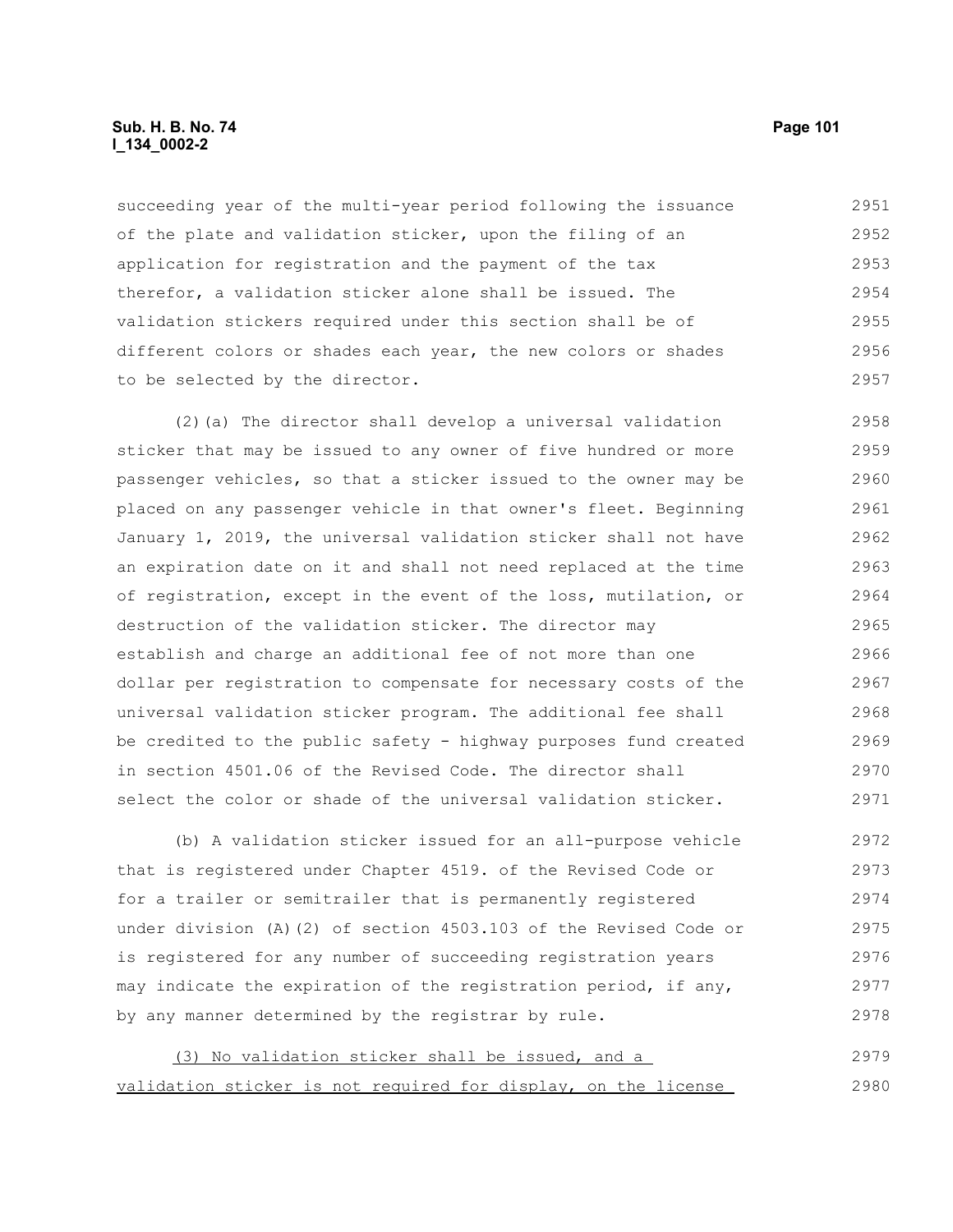succeeding year of the multi-year period following the issuance of the plate and validation sticker, upon the filing of an application for registration and the payment of the tax therefor, a validation sticker alone shall be issued. The validation stickers required under this section shall be of different colors or shades each year, the new colors or shades to be selected by the director.

(2)(a) The director shall develop a universal validation sticker that may be issued to any owner of five hundred or more passenger vehicles, so that a sticker issued to the owner may be placed on any passenger vehicle in that owner's fleet. Beginning January 1, 2019, the universal validation sticker shall not have an expiration date on it and shall not need replaced at the time of registration, except in the event of the loss, mutilation, or destruction of the validation sticker. The director may establish and charge an additional fee of not more than one dollar per registration to compensate for necessary costs of the universal validation sticker program. The additional fee shall be credited to the public safety - highway purposes fund created in section 4501.06 of the Revised Code. The director shall select the color or shade of the universal validation sticker.

(b) A validation sticker issued for an all-purpose vehicle that is registered under Chapter 4519. of the Revised Code or for a trailer or semitrailer that is permanently registered under division (A)(2) of section 4503.103 of the Revised Code or is registered for any number of succeeding registration years may indicate the expiration of the registration period, if any, by any manner determined by the registrar by rule.

<u>(3) No validation sticker shall be issued, and a validation sticker is not required for display, on the license</u>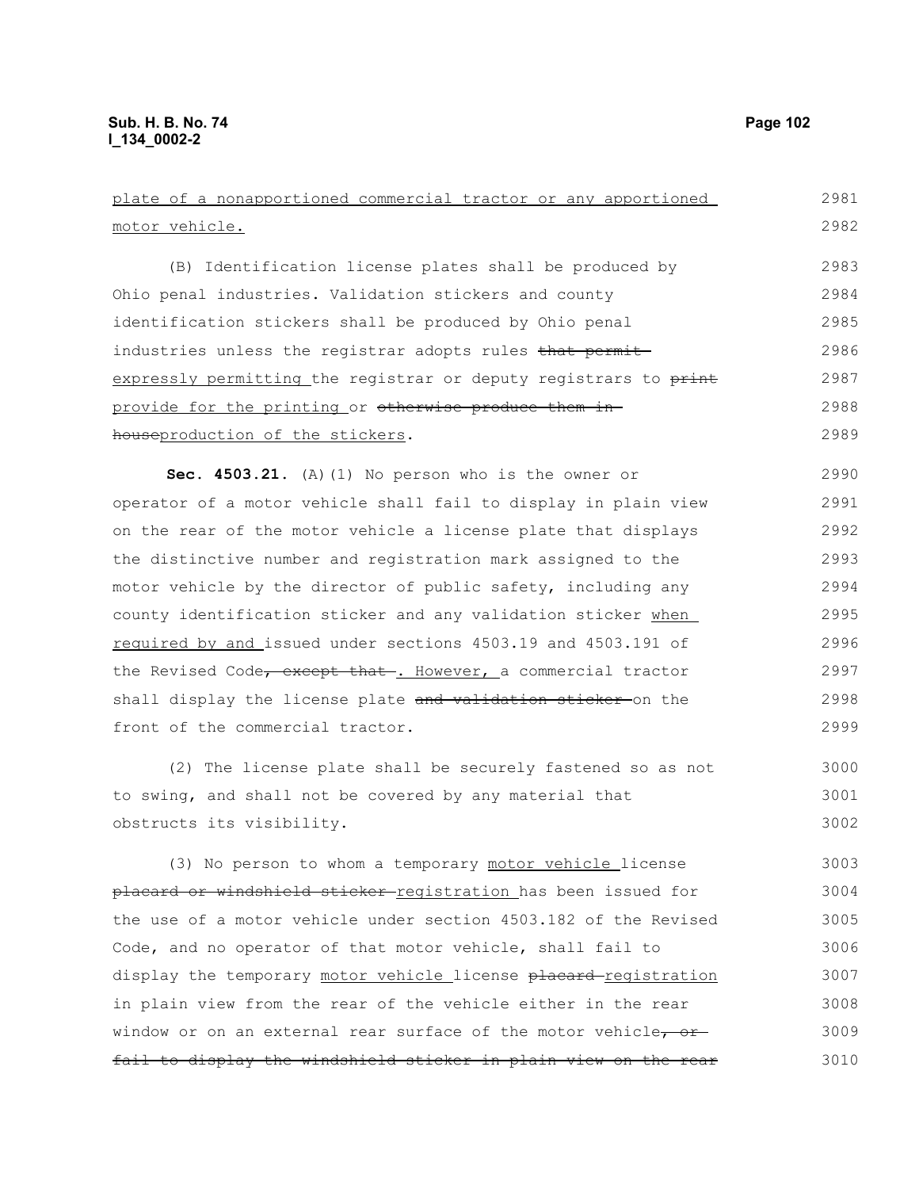plate of a nonapportioned commercial tractor or any apportioned motor vehicle.

(B) Identification license plates shall be produced by Ohio penal industries. Validation stickers and county identification stickers shall be produced by Ohio penal industries unless the registrar adopts rules ~~that permit~~ expressly permitting the registrar or deputy registrars to ~~print~~ provide for the printing or ~~otherwise produce them in-house~~production of the stickers.

**Sec. 4503.21.** (A)(1) No person who is the owner or operator of a motor vehicle shall fail to display in plain view on the rear of the motor vehicle a license plate that displays the distinctive number and registration mark assigned to the motor vehicle by the director of public safety, including any county identification sticker and any validation sticker when required by and issued under sections 4503.19 and 4503.191 of the Revised Code~~, except that~~. However, a commercial tractor shall display the license plate ~~and validation sticker~~ on the front of the commercial tractor.

(2) The license plate shall be securely fastened so as not to swing, and shall not be covered by any material that obstructs its visibility.

(3) No person to whom a temporary motor vehicle license ~~placard or windshield sticker~~ registration has been issued for the use of a motor vehicle under section 4503.182 of the Revised Code, and no operator of that motor vehicle, shall fail to display the temporary motor vehicle license ~~placard~~ registration in plain view from the rear of the vehicle either in the rear window or on an external rear surface of the motor vehicle~~, or fail to display the windshield sticker in plain view on the rear~~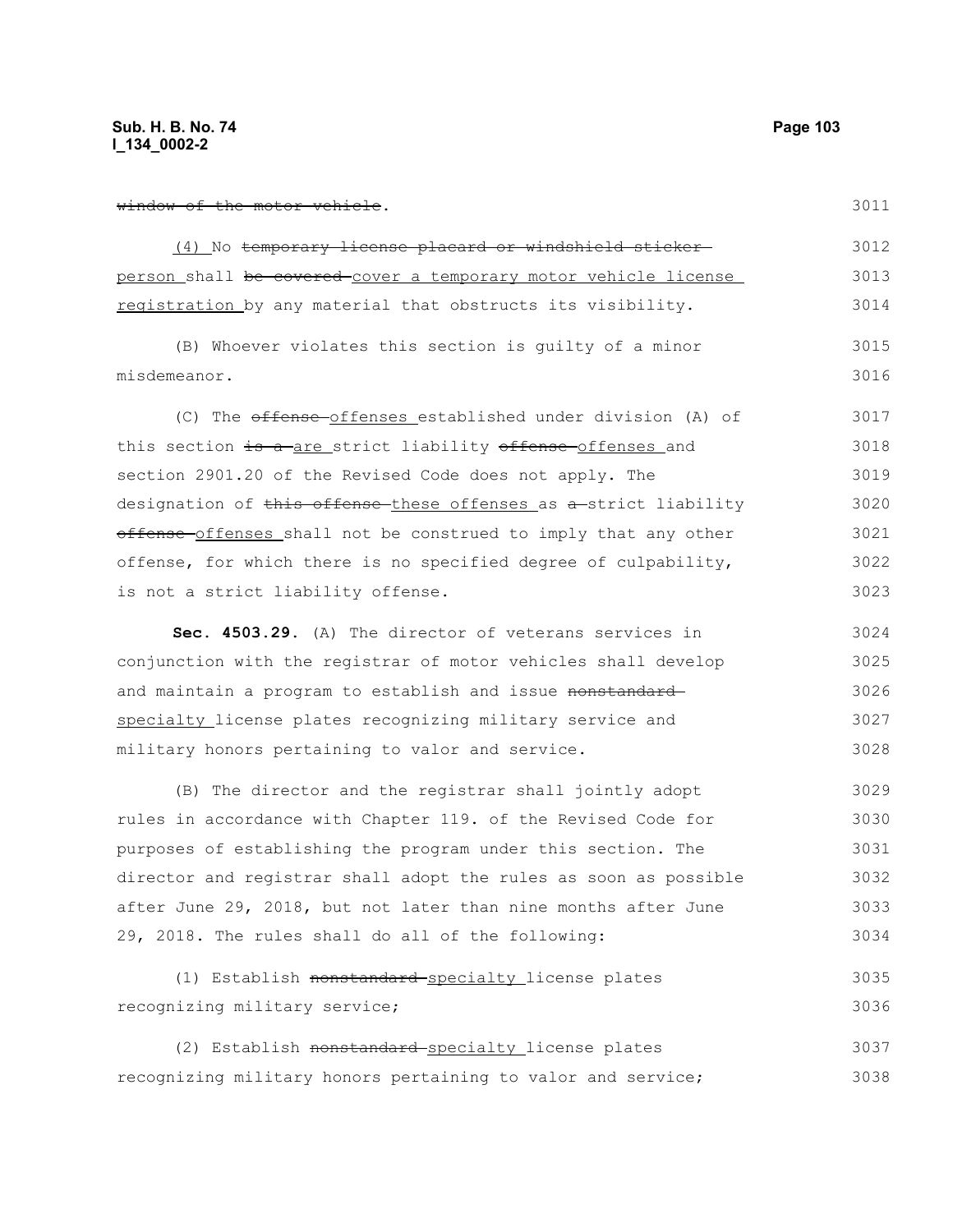~~window of the motor vehicle~~.

(4) No ~~temporary license placard or windshield sticker~~ person shall ~~be covered~~ cover a temporary motor vehicle license registration by any material that obstructs its visibility.

(B) Whoever violates this section is guilty of a minor misdemeanor.

(C) The ~~offense~~ offenses established under division (A) of this section ~~is a~~ are strict liability ~~offense~~ offenses and section 2901.20 of the Revised Code does not apply. The designation of ~~this offense~~ these offenses as ~~a~~ strict liability ~~offense~~ offenses shall not be construed to imply that any other offense, for which there is no specified degree of culpability, is not a strict liability offense.

**Sec. 4503.29.** (A) The director of veterans services in conjunction with the registrar of motor vehicles shall develop and maintain a program to establish and issue ~~nonstandard~~ specialty license plates recognizing military service and military honors pertaining to valor and service.

(B) The director and the registrar shall jointly adopt rules in accordance with Chapter 119. of the Revised Code for purposes of establishing the program under this section. The director and registrar shall adopt the rules as soon as possible after June 29, 2018, but not later than nine months after June 29, 2018. The rules shall do all of the following:

(1) Establish ~~nonstandard~~ specialty license plates recognizing military service;

(2) Establish ~~nonstandard~~ specialty license plates recognizing military honors pertaining to valor and service;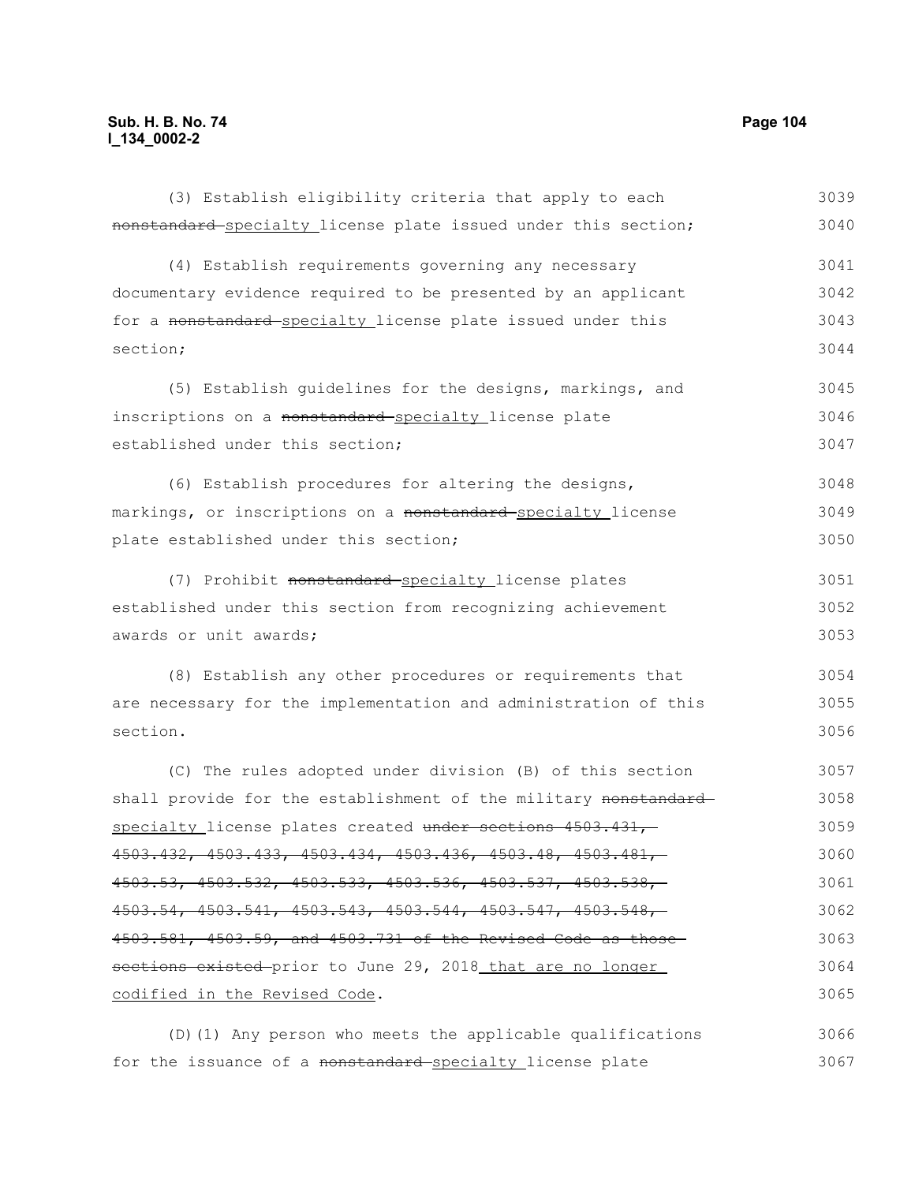(3) Establish eligibility criteria that apply to each ~~nonstandard~~ specialty license plate issued under this section;

(4) Establish requirements governing any necessary documentary evidence required to be presented by an applicant for a ~~nonstandard~~ specialty license plate issued under this section;

(5) Establish guidelines for the designs, markings, and inscriptions on a ~~nonstandard~~ specialty license plate established under this section;

(6) Establish procedures for altering the designs, markings, or inscriptions on a ~~nonstandard~~ specialty license plate established under this section;

(7) Prohibit ~~nonstandard~~ specialty license plates established under this section from recognizing achievement awards or unit awards;

(8) Establish any other procedures or requirements that are necessary for the implementation and administration of this section.

(C) The rules adopted under division (B) of this section shall provide for the establishment of the military ~~nonstandard~~ specialty license plates created ~~under sections 4503.431, 4503.432, 4503.433, 4503.434, 4503.436, 4503.48, 4503.481, 4503.53, 4503.532, 4503.533, 4503.536, 4503.537, 4503.538, 4503.54, 4503.541, 4503.543, 4503.544, 4503.547, 4503.548, 4503.581, 4503.59, and 4503.731 of the Revised Code as those sections existed~~ prior to June 29, 2018 that are no longer codified in the Revised Code.

(D)(1) Any person who meets the applicable qualifications for the issuance of a ~~nonstandard~~ specialty license plate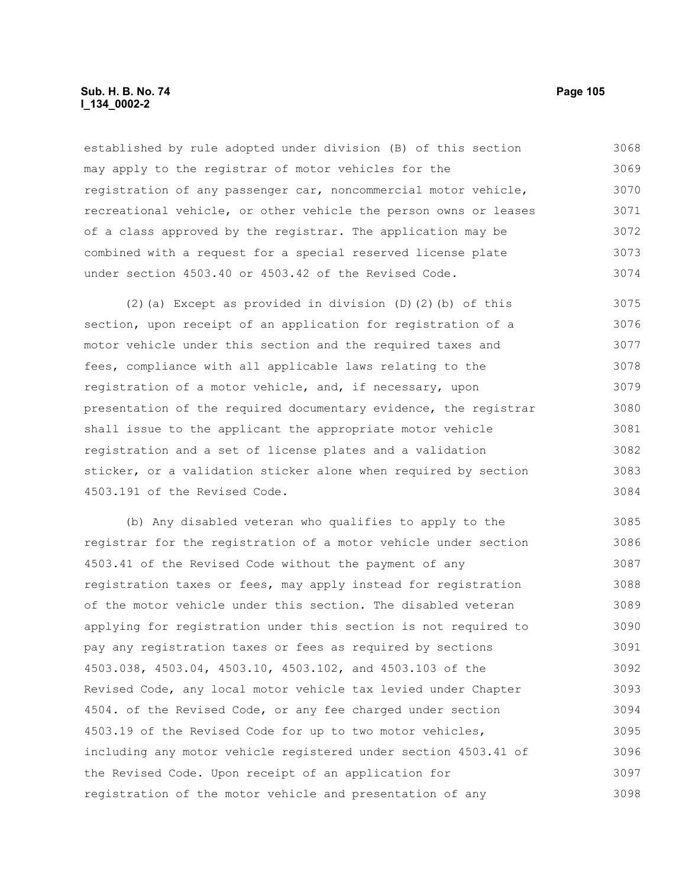established by rule adopted under division (B) of this section may apply to the registrar of motor vehicles for the registration of any passenger car, noncommercial motor vehicle, recreational vehicle, or other vehicle the person owns or leases of a class approved by the registrar. The application may be combined with a request for a special reserved license plate under section 4503.40 or 4503.42 of the Revised Code.

(2)(a) Except as provided in division (D)(2)(b) of this section, upon receipt of an application for registration of a motor vehicle under this section and the required taxes and fees, compliance with all applicable laws relating to the registration of a motor vehicle, and, if necessary, upon presentation of the required documentary evidence, the registrar shall issue to the applicant the appropriate motor vehicle registration and a set of license plates and a validation sticker, or a validation sticker alone when required by section 4503.191 of the Revised Code.

(b) Any disabled veteran who qualifies to apply to the registrar for the registration of a motor vehicle under section 4503.41 of the Revised Code without the payment of any registration taxes or fees, may apply instead for registration of the motor vehicle under this section. The disabled veteran applying for registration under this section is not required to pay any registration taxes or fees as required by sections 4503.038, 4503.04, 4503.10, 4503.102, and 4503.103 of the Revised Code, any local motor vehicle tax levied under Chapter 4504. of the Revised Code, or any fee charged under section 4503.19 of the Revised Code for up to two motor vehicles, including any motor vehicle registered under section 4503.41 of the Revised Code. Upon receipt of an application for registration of the motor vehicle and presentation of any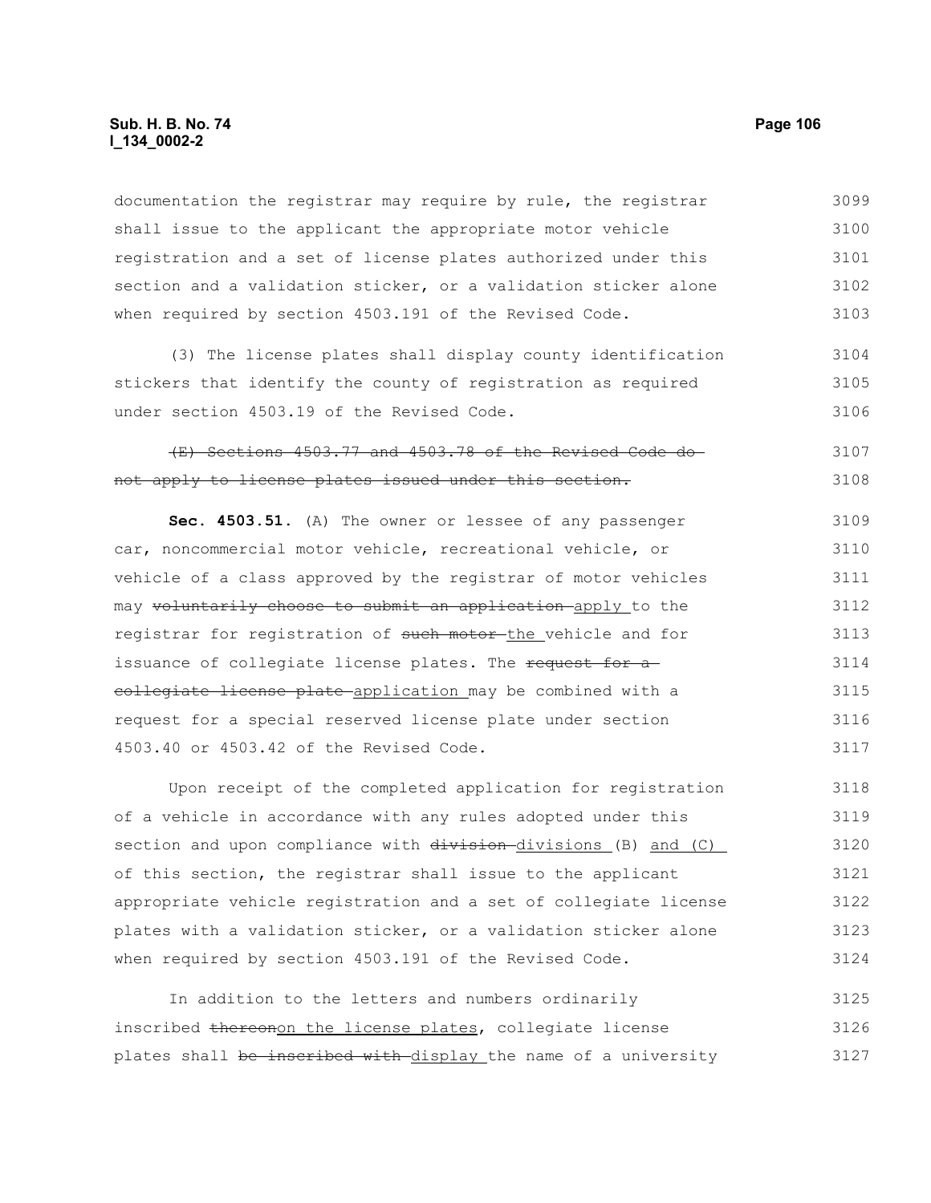documentation the registrar may require by rule, the registrar shall issue to the applicant the appropriate motor vehicle registration and a set of license plates authorized under this section and a validation sticker, or a validation sticker alone when required by section 4503.191 of the Revised Code.

(3) The license plates shall display county identification stickers that identify the county of registration as required under section 4503.19 of the Revised Code.

~~(E) Sections 4503.77 and 4503.78 of the Revised Code do not apply to license plates issued under this section.~~

**Sec. 4503.51.** (A) The owner or lessee of any passenger car, noncommercial motor vehicle, recreational vehicle, or vehicle of a class approved by the registrar of motor vehicles may ~~voluntarily choose to submit an application~~ apply to the registrar for registration of ~~such motor~~ the vehicle and for issuance of collegiate license plates. The ~~request for a collegiate license plate~~ application may be combined with a request for a special reserved license plate under section 4503.40 or 4503.42 of the Revised Code.

Upon receipt of the completed application for registration of a vehicle in accordance with any rules adopted under this section and upon compliance with ~~division~~ divisions (B) and (C) of this section, the registrar shall issue to the applicant appropriate vehicle registration and a set of collegiate license plates with a validation sticker, or a validation sticker alone when required by section 4503.191 of the Revised Code.

In addition to the letters and numbers ordinarily inscribed ~~thereon~~on the license plates, collegiate license plates shall ~~be inscribed with~~ display the name of a university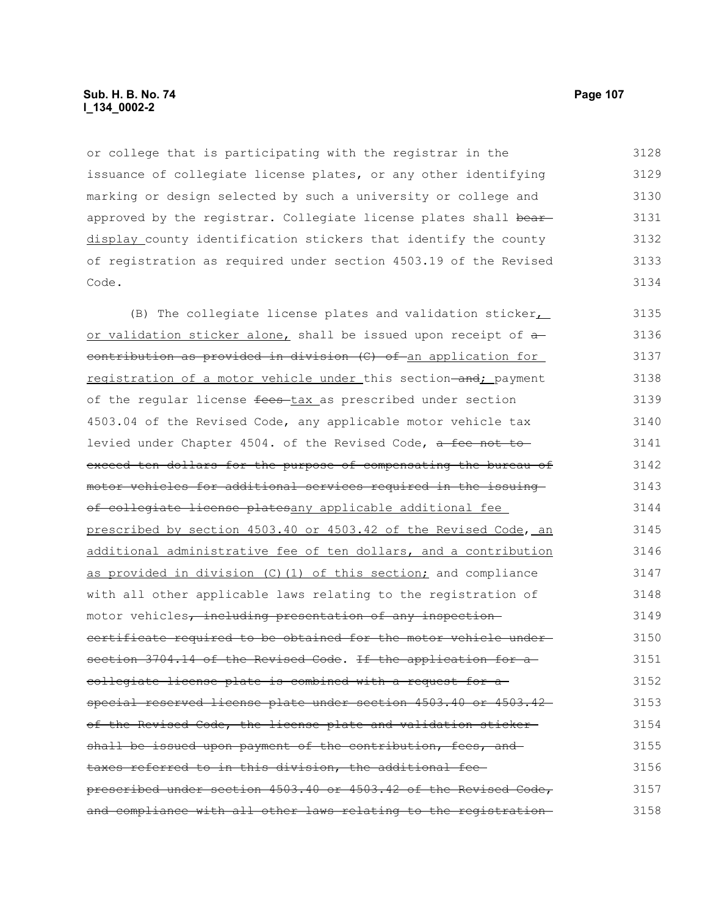or college that is participating with the registrar in the issuance of collegiate license plates, or any other identifying marking or design selected by such a university or college and approved by the registrar. Collegiate license plates shall ~~bear~~ display county identification stickers that identify the county of registration as required under section 4503.19 of the Revised Code.

(B) The collegiate license plates and validation sticker, or validation sticker alone, shall be issued upon receipt of ~~a contribution as provided in division (C) of~~ an application for registration of a motor vehicle under this section ~~and~~; payment of the regular license ~~fees~~ tax as prescribed under section 4503.04 of the Revised Code, any applicable motor vehicle tax levied under Chapter 4504. of the Revised Code, ~~a fee not to exceed ten dollars for the purpose of compensating the bureau of motor vehicles for additional services required in the issuing of collegiate license plates~~any applicable additional fee prescribed by section 4503.40 or 4503.42 of the Revised Code, an additional administrative fee of ten dollars, and a contribution as provided in division (C)(1) of this section; and compliance with all other applicable laws relating to the registration of motor vehicles~~, including presentation of any inspection certificate required to be obtained for the motor vehicle under section 3704.14 of the Revised Code~~. ~~If the application for a collegiate license plate is combined with a request for a special reserved license plate under section 4503.40 or 4503.42 of the Revised Code, the license plate and validation sticker shall be issued upon payment of the contribution, fees, and taxes referred to in this division, the additional fee prescribed under section 4503.40 or 4503.42 of the Revised Code, and compliance with all other laws relating to the registration~~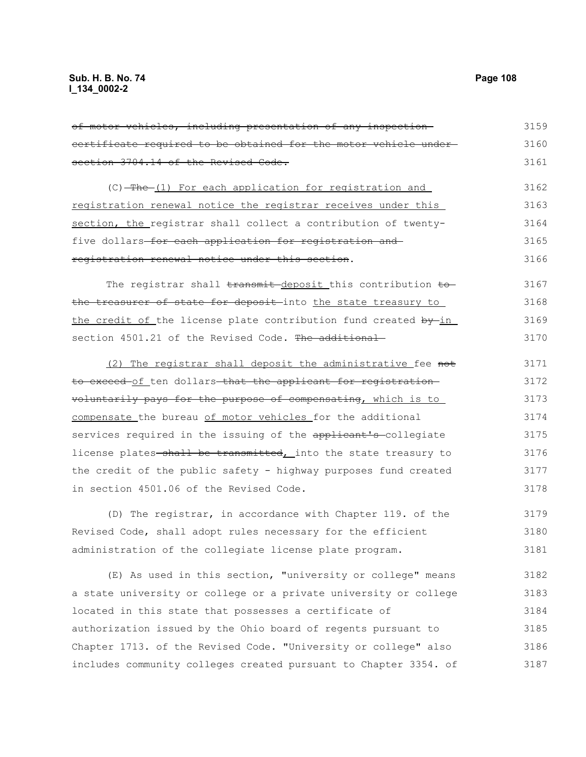of motor vehicles, including presentation of any inspection certificate required to be obtained for the motor vehicle under section 3704.14 of the Revised Code.

(C) The (1) For each application for registration and registration renewal notice the registrar receives under this section, the registrar shall collect a contribution of twenty-five dollars for each application for registration and registration renewal notice under this section.

The registrar shall transmit deposit this contribution to the treasurer of state for deposit into the state treasury to the credit of the license plate contribution fund created by in section 4501.21 of the Revised Code. The additional

(2) The registrar shall deposit the administrative fee not to exceed of ten dollars that the applicant for registration voluntarily pays for the purpose of compensating, which is to compensate the bureau of motor vehicles for the additional services required in the issuing of the applicant's collegiate license plates shall be transmitted, into the state treasury to the credit of the public safety - highway purposes fund created in section 4501.06 of the Revised Code.

(D) The registrar, in accordance with Chapter 119. of the Revised Code, shall adopt rules necessary for the efficient administration of the collegiate license plate program.

(E) As used in this section, "university or college" means a state university or college or a private university or college located in this state that possesses a certificate of authorization issued by the Ohio board of regents pursuant to Chapter 1713. of the Revised Code. "University or college" also includes community colleges created pursuant to Chapter 3354. of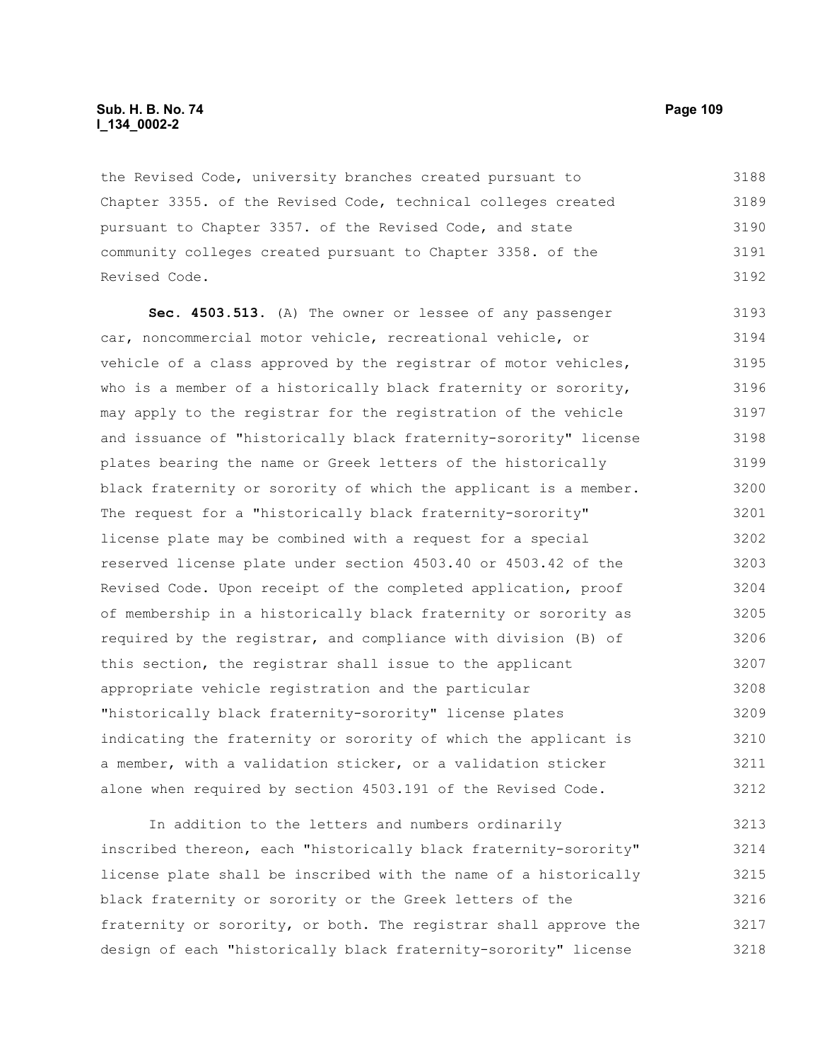the Revised Code, university branches created pursuant to Chapter 3355. of the Revised Code, technical colleges created pursuant to Chapter 3357. of the Revised Code, and state community colleges created pursuant to Chapter 3358. of the Revised Code.

**Sec. 4503.513.** (A) The owner or lessee of any passenger car, noncommercial motor vehicle, recreational vehicle, or vehicle of a class approved by the registrar of motor vehicles, who is a member of a historically black fraternity or sorority, may apply to the registrar for the registration of the vehicle and issuance of "historically black fraternity-sorority" license plates bearing the name or Greek letters of the historically black fraternity or sorority of which the applicant is a member. The request for a "historically black fraternity-sorority" license plate may be combined with a request for a special reserved license plate under section 4503.40 or 4503.42 of the Revised Code. Upon receipt of the completed application, proof of membership in a historically black fraternity or sorority as required by the registrar, and compliance with division (B) of this section, the registrar shall issue to the applicant appropriate vehicle registration and the particular "historically black fraternity-sorority" license plates indicating the fraternity or sorority of which the applicant is a member, with a validation sticker, or a validation sticker alone when required by section 4503.191 of the Revised Code.

In addition to the letters and numbers ordinarily inscribed thereon, each "historically black fraternity-sorority" license plate shall be inscribed with the name of a historically black fraternity or sorority or the Greek letters of the fraternity or sorority, or both. The registrar shall approve the design of each "historically black fraternity-sorority" license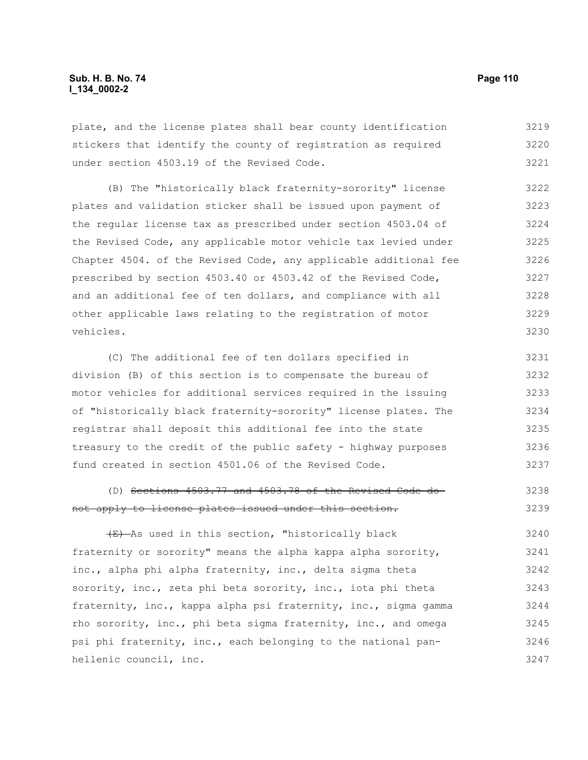plate, and the license plates shall bear county identification stickers that identify the county of registration as required under section 4503.19 of the Revised Code.

(B) The "historically black fraternity-sorority" license plates and validation sticker shall be issued upon payment of the regular license tax as prescribed under section 4503.04 of the Revised Code, any applicable motor vehicle tax levied under Chapter 4504. of the Revised Code, any applicable additional fee prescribed by section 4503.40 or 4503.42 of the Revised Code, and an additional fee of ten dollars, and compliance with all other applicable laws relating to the registration of motor vehicles.

(C) The additional fee of ten dollars specified in division (B) of this section is to compensate the bureau of motor vehicles for additional services required in the issuing of "historically black fraternity-sorority" license plates. The registrar shall deposit this additional fee into the state treasury to the credit of the public safety - highway purposes fund created in section 4501.06 of the Revised Code.

(D) ~~Sections 4503.77 and 4503.78 of the Revised Code do not apply to license plates issued under this section.~~

~~(E)~~ As used in this section, "historically black fraternity or sorority" means the alpha kappa alpha sorority, inc., alpha phi alpha fraternity, inc., delta sigma theta sorority, inc., zeta phi beta sorority, inc., iota phi theta fraternity, inc., kappa alpha psi fraternity, inc., sigma gamma rho sorority, inc., phi beta sigma fraternity, inc., and omega psi phi fraternity, inc., each belonging to the national pan-hellenic council, inc.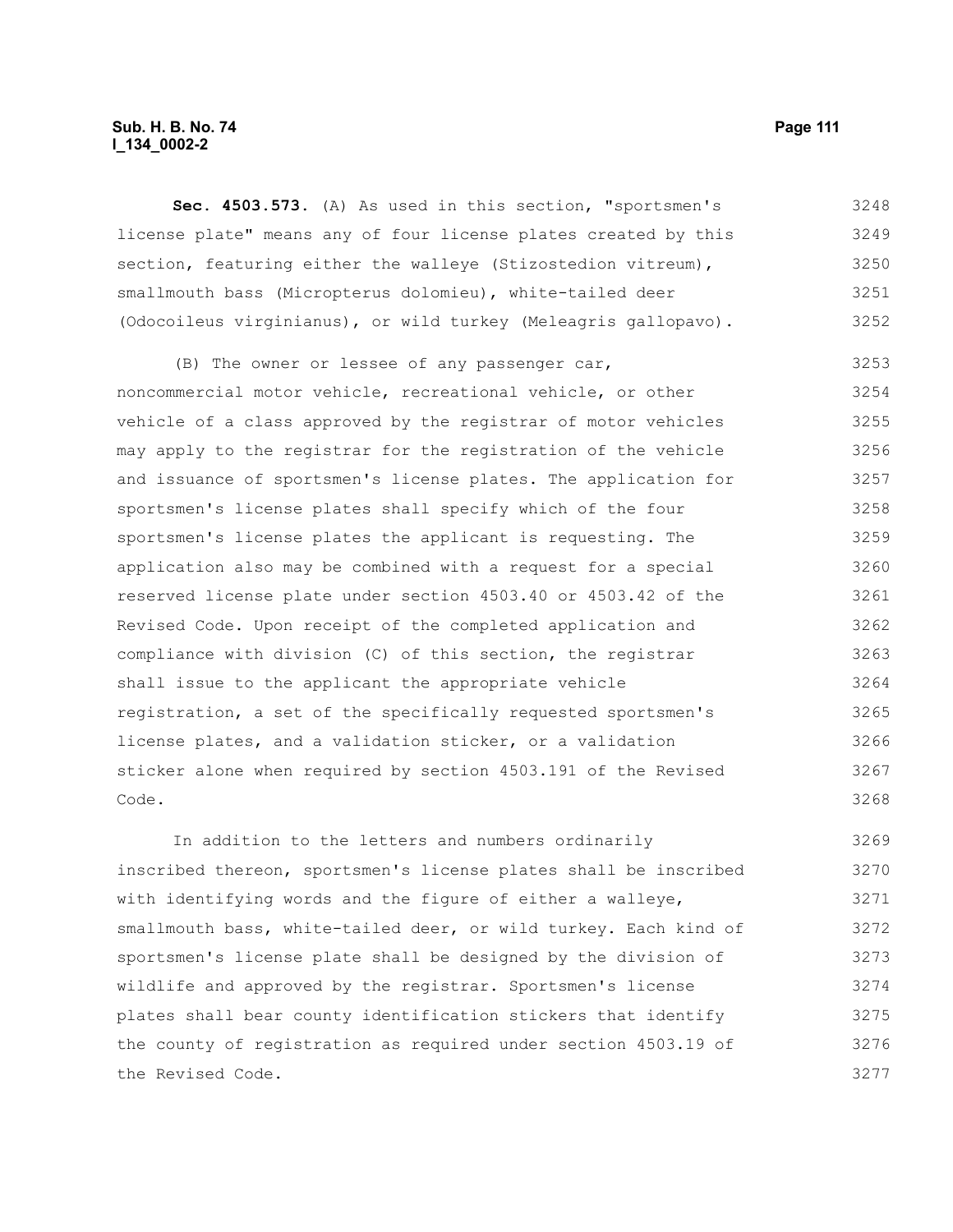**Sec. 4503.573.** (A) As used in this section, "sportsmen's license plate" means any of four license plates created by this section, featuring either the walleye (Stizostedion vitreum), smallmouth bass (Micropterus dolomieu), white-tailed deer (Odocoileus virginianus), or wild turkey (Meleagris gallopavo).

(B) The owner or lessee of any passenger car, noncommercial motor vehicle, recreational vehicle, or other vehicle of a class approved by the registrar of motor vehicles may apply to the registrar for the registration of the vehicle and issuance of sportsmen's license plates. The application for sportsmen's license plates shall specify which of the four sportsmen's license plates the applicant is requesting. The application also may be combined with a request for a special reserved license plate under section 4503.40 or 4503.42 of the Revised Code. Upon receipt of the completed application and compliance with division (C) of this section, the registrar shall issue to the applicant the appropriate vehicle registration, a set of the specifically requested sportsmen's license plates, and a validation sticker, or a validation sticker alone when required by section 4503.191 of the Revised Code.

In addition to the letters and numbers ordinarily inscribed thereon, sportsmen's license plates shall be inscribed with identifying words and the figure of either a walleye, smallmouth bass, white-tailed deer, or wild turkey. Each kind of sportsmen's license plate shall be designed by the division of wildlife and approved by the registrar. Sportsmen's license plates shall bear county identification stickers that identify the county of registration as required under section 4503.19 of the Revised Code.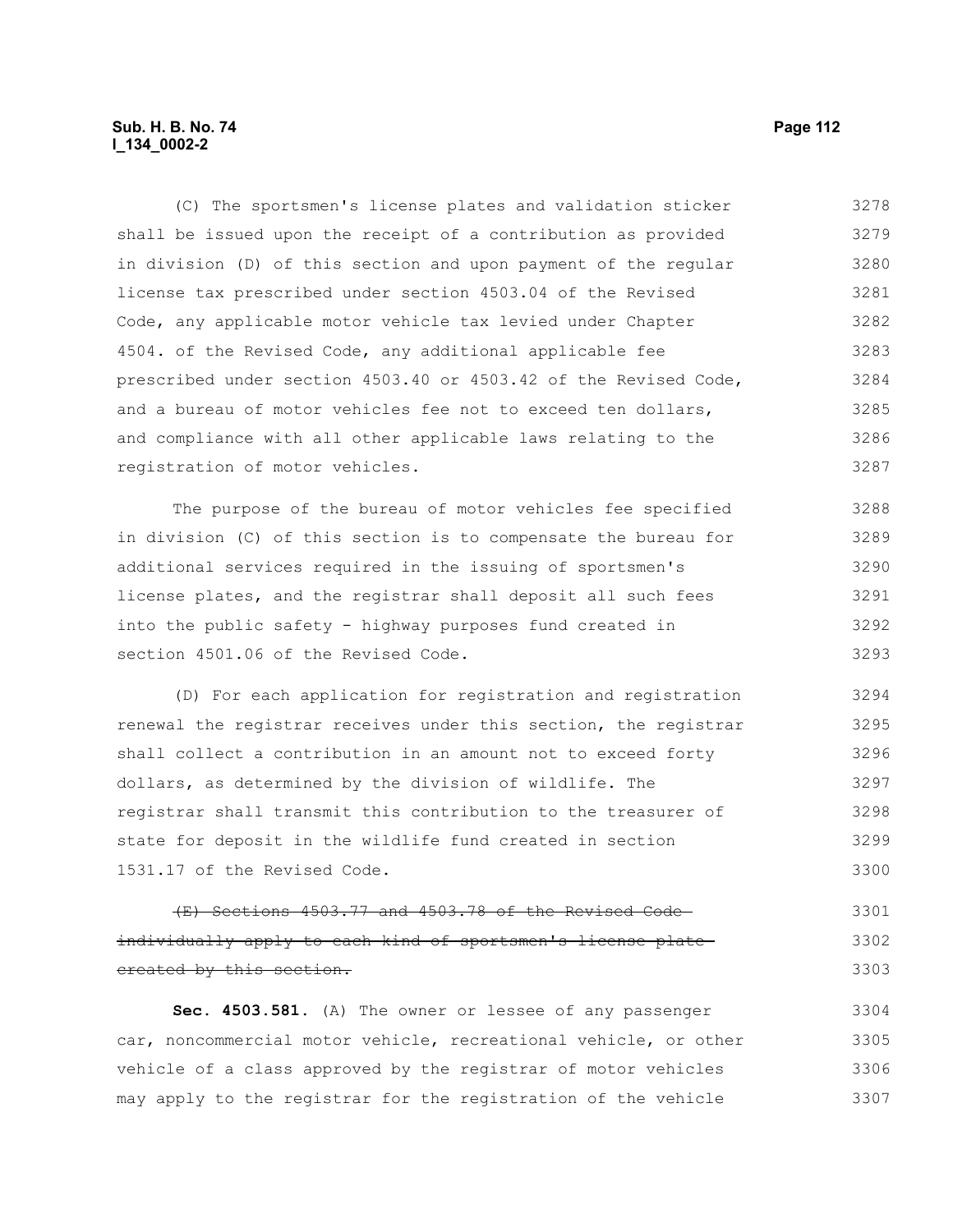(C) The sportsmen's license plates and validation sticker shall be issued upon the receipt of a contribution as provided in division (D) of this section and upon payment of the regular license tax prescribed under section 4503.04 of the Revised Code, any applicable motor vehicle tax levied under Chapter 4504. of the Revised Code, any additional applicable fee prescribed under section 4503.40 or 4503.42 of the Revised Code, and a bureau of motor vehicles fee not to exceed ten dollars, and compliance with all other applicable laws relating to the registration of motor vehicles.

The purpose of the bureau of motor vehicles fee specified in division (C) of this section is to compensate the bureau for additional services required in the issuing of sportsmen's license plates, and the registrar shall deposit all such fees into the public safety - highway purposes fund created in section 4501.06 of the Revised Code.

(D) For each application for registration and registration renewal the registrar receives under this section, the registrar shall collect a contribution in an amount not to exceed forty dollars, as determined by the division of wildlife. The registrar shall transmit this contribution to the treasurer of state for deposit in the wildlife fund created in section 1531.17 of the Revised Code.

~~(E) Sections 4503.77 and 4503.78 of the Revised Code individually apply to each kind of sportsmen's license plate created by this section.~~

**Sec. 4503.581.** (A) The owner or lessee of any passenger car, noncommercial motor vehicle, recreational vehicle, or other vehicle of a class approved by the registrar of motor vehicles may apply to the registrar for the registration of the vehicle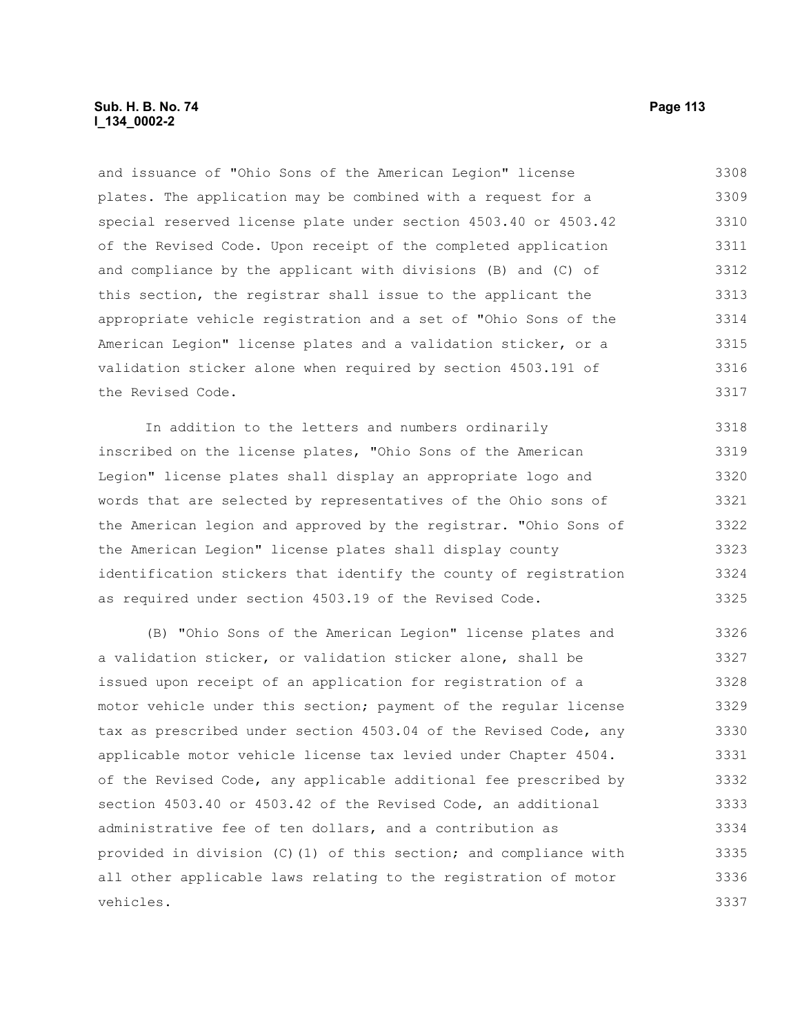and issuance of "Ohio Sons of the American Legion" license plates. The application may be combined with a request for a special reserved license plate under section 4503.40 or 4503.42 of the Revised Code. Upon receipt of the completed application and compliance by the applicant with divisions (B) and (C) of this section, the registrar shall issue to the applicant the appropriate vehicle registration and a set of "Ohio Sons of the American Legion" license plates and a validation sticker, or a validation sticker alone when required by section 4503.191 of the Revised Code.

In addition to the letters and numbers ordinarily inscribed on the license plates, "Ohio Sons of the American Legion" license plates shall display an appropriate logo and words that are selected by representatives of the Ohio sons of the American legion and approved by the registrar. "Ohio Sons of the American Legion" license plates shall display county identification stickers that identify the county of registration as required under section 4503.19 of the Revised Code.

(B) "Ohio Sons of the American Legion" license plates and a validation sticker, or validation sticker alone, shall be issued upon receipt of an application for registration of a motor vehicle under this section; payment of the regular license tax as prescribed under section 4503.04 of the Revised Code, any applicable motor vehicle license tax levied under Chapter 4504. of the Revised Code, any applicable additional fee prescribed by section 4503.40 or 4503.42 of the Revised Code, an additional administrative fee of ten dollars, and a contribution as provided in division (C)(1) of this section; and compliance with all other applicable laws relating to the registration of motor vehicles.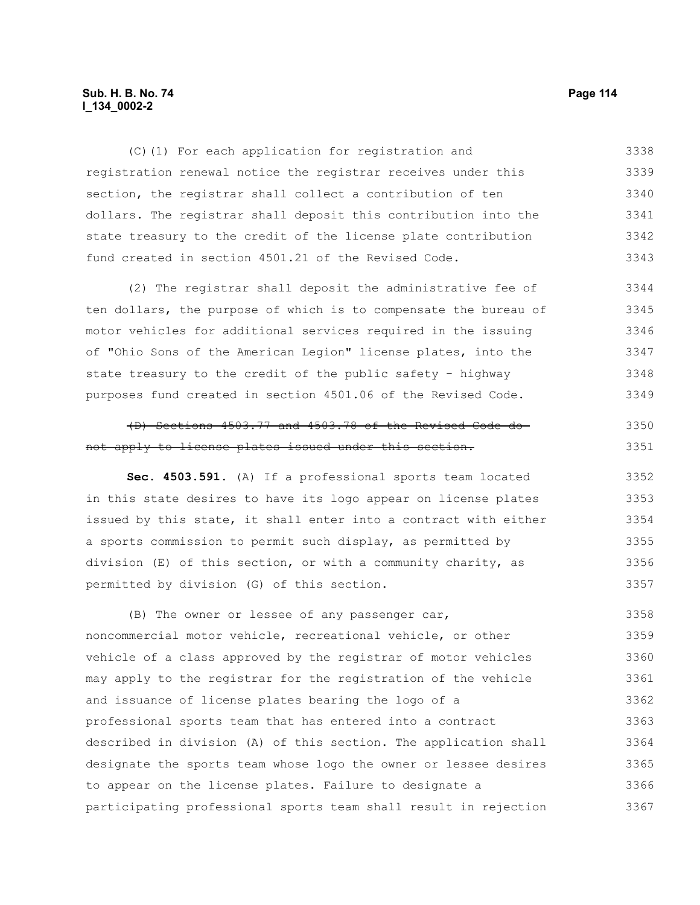(C)(1) For each application for registration and registration renewal notice the registrar receives under this section, the registrar shall collect a contribution of ten dollars. The registrar shall deposit this contribution into the state treasury to the credit of the license plate contribution fund created in section 4501.21 of the Revised Code.

(2) The registrar shall deposit the administrative fee of ten dollars, the purpose of which is to compensate the bureau of motor vehicles for additional services required in the issuing of "Ohio Sons of the American Legion" license plates, into the state treasury to the credit of the public safety - highway purposes fund created in section 4501.06 of the Revised Code.

~~(D) Sections 4503.77 and 4503.78 of the Revised Code do not apply to license plates issued under this section.~~

**Sec. 4503.591.** (A) If a professional sports team located in this state desires to have its logo appear on license plates issued by this state, it shall enter into a contract with either a sports commission to permit such display, as permitted by division (E) of this section, or with a community charity, as permitted by division (G) of this section.

(B) The owner or lessee of any passenger car, noncommercial motor vehicle, recreational vehicle, or other vehicle of a class approved by the registrar of motor vehicles may apply to the registrar for the registration of the vehicle and issuance of license plates bearing the logo of a professional sports team that has entered into a contract described in division (A) of this section. The application shall designate the sports team whose logo the owner or lessee desires to appear on the license plates. Failure to designate a participating professional sports team shall result in rejection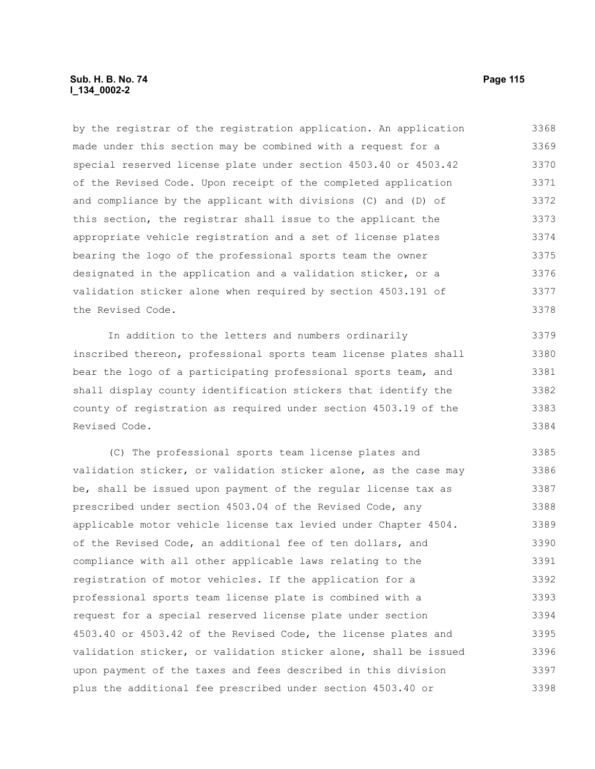by the registrar of the registration application. An application made under this section may be combined with a request for a special reserved license plate under section 4503.40 or 4503.42 of the Revised Code. Upon receipt of the completed application and compliance by the applicant with divisions (C) and (D) of this section, the registrar shall issue to the applicant the appropriate vehicle registration and a set of license plates bearing the logo of the professional sports team the owner designated in the application and a validation sticker, or a validation sticker alone when required by section 4503.191 of the Revised Code.

In addition to the letters and numbers ordinarily inscribed thereon, professional sports team license plates shall bear the logo of a participating professional sports team, and shall display county identification stickers that identify the county of registration as required under section 4503.19 of the Revised Code.

(C) The professional sports team license plates and validation sticker, or validation sticker alone, as the case may be, shall be issued upon payment of the regular license tax as prescribed under section 4503.04 of the Revised Code, any applicable motor vehicle license tax levied under Chapter 4504. of the Revised Code, an additional fee of ten dollars, and compliance with all other applicable laws relating to the registration of motor vehicles. If the application for a professional sports team license plate is combined with a request for a special reserved license plate under section 4503.40 or 4503.42 of the Revised Code, the license plates and validation sticker, or validation sticker alone, shall be issued upon payment of the taxes and fees described in this division plus the additional fee prescribed under section 4503.40 or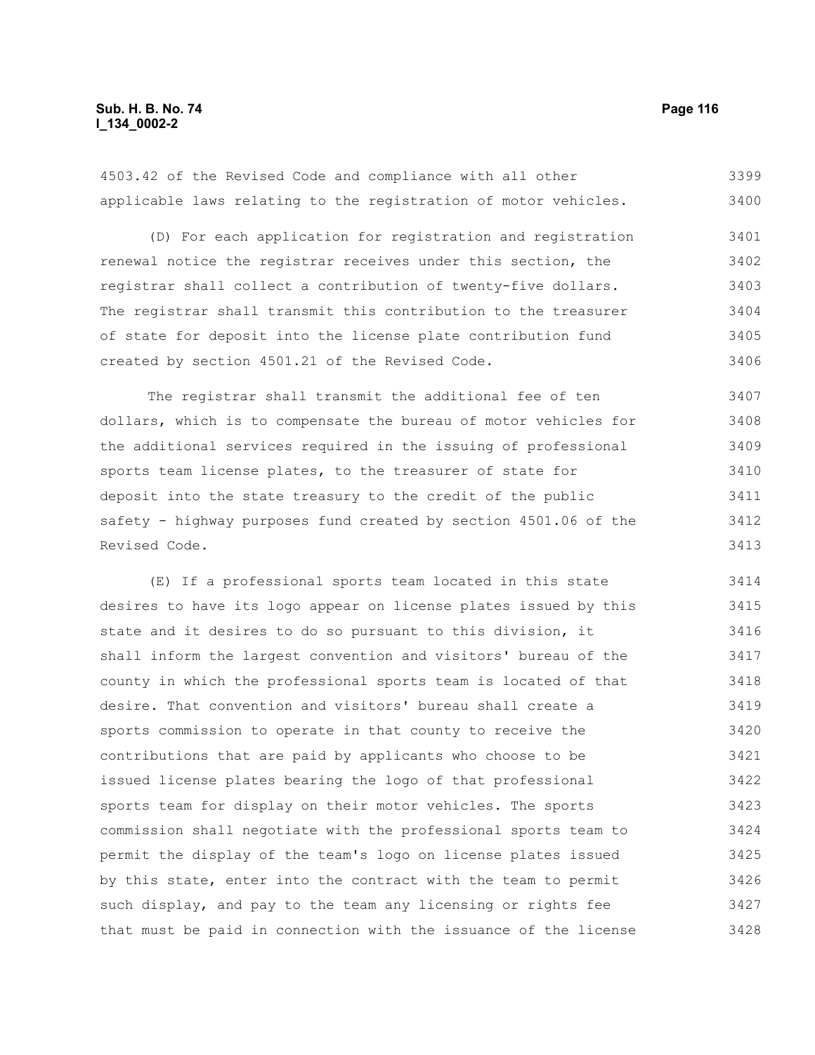4503.42 of the Revised Code and compliance with all other applicable laws relating to the registration of motor vehicles.

(D) For each application for registration and registration renewal notice the registrar receives under this section, the registrar shall collect a contribution of twenty-five dollars. The registrar shall transmit this contribution to the treasurer of state for deposit into the license plate contribution fund created by section 4501.21 of the Revised Code.

The registrar shall transmit the additional fee of ten dollars, which is to compensate the bureau of motor vehicles for the additional services required in the issuing of professional sports team license plates, to the treasurer of state for deposit into the state treasury to the credit of the public safety - highway purposes fund created by section 4501.06 of the Revised Code.

(E) If a professional sports team located in this state desires to have its logo appear on license plates issued by this state and it desires to do so pursuant to this division, it shall inform the largest convention and visitors' bureau of the county in which the professional sports team is located of that desire. That convention and visitors' bureau shall create a sports commission to operate in that county to receive the contributions that are paid by applicants who choose to be issued license plates bearing the logo of that professional sports team for display on their motor vehicles. The sports commission shall negotiate with the professional sports team to permit the display of the team's logo on license plates issued by this state, enter into the contract with the team to permit such display, and pay to the team any licensing or rights fee that must be paid in connection with the issuance of the license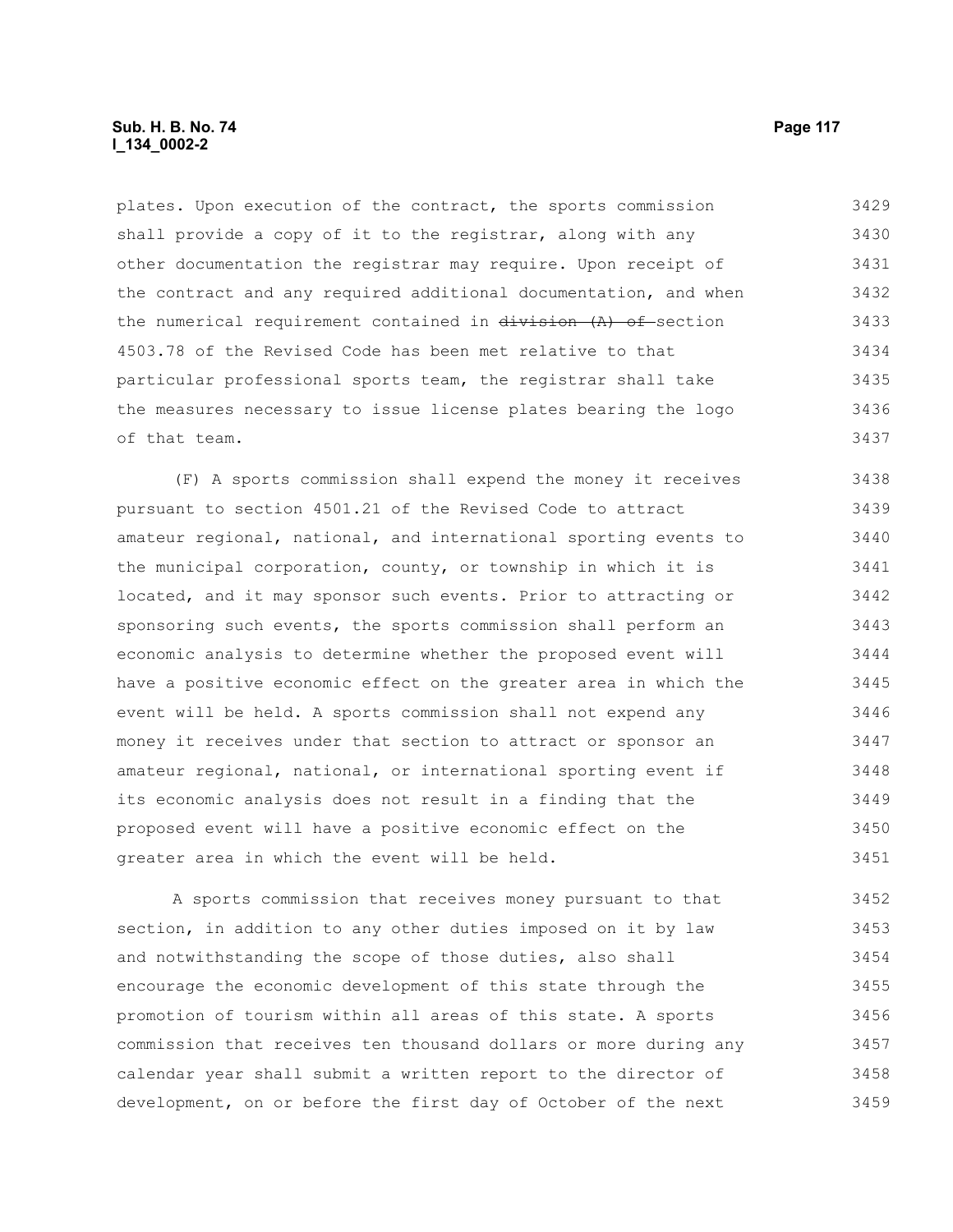plates. Upon execution of the contract, the sports commission shall provide a copy of it to the registrar, along with any other documentation the registrar may require. Upon receipt of the contract and any required additional documentation, and when the numerical requirement contained in ~~division (A) of~~ section 4503.78 of the Revised Code has been met relative to that particular professional sports team, the registrar shall take the measures necessary to issue license plates bearing the logo of that team.

(F) A sports commission shall expend the money it receives pursuant to section 4501.21 of the Revised Code to attract amateur regional, national, and international sporting events to the municipal corporation, county, or township in which it is located, and it may sponsor such events. Prior to attracting or sponsoring such events, the sports commission shall perform an economic analysis to determine whether the proposed event will have a positive economic effect on the greater area in which the event will be held. A sports commission shall not expend any money it receives under that section to attract or sponsor an amateur regional, national, or international sporting event if its economic analysis does not result in a finding that the proposed event will have a positive economic effect on the greater area in which the event will be held.

A sports commission that receives money pursuant to that section, in addition to any other duties imposed on it by law and notwithstanding the scope of those duties, also shall encourage the economic development of this state through the promotion of tourism within all areas of this state. A sports commission that receives ten thousand dollars or more during any calendar year shall submit a written report to the director of development, on or before the first day of October of the next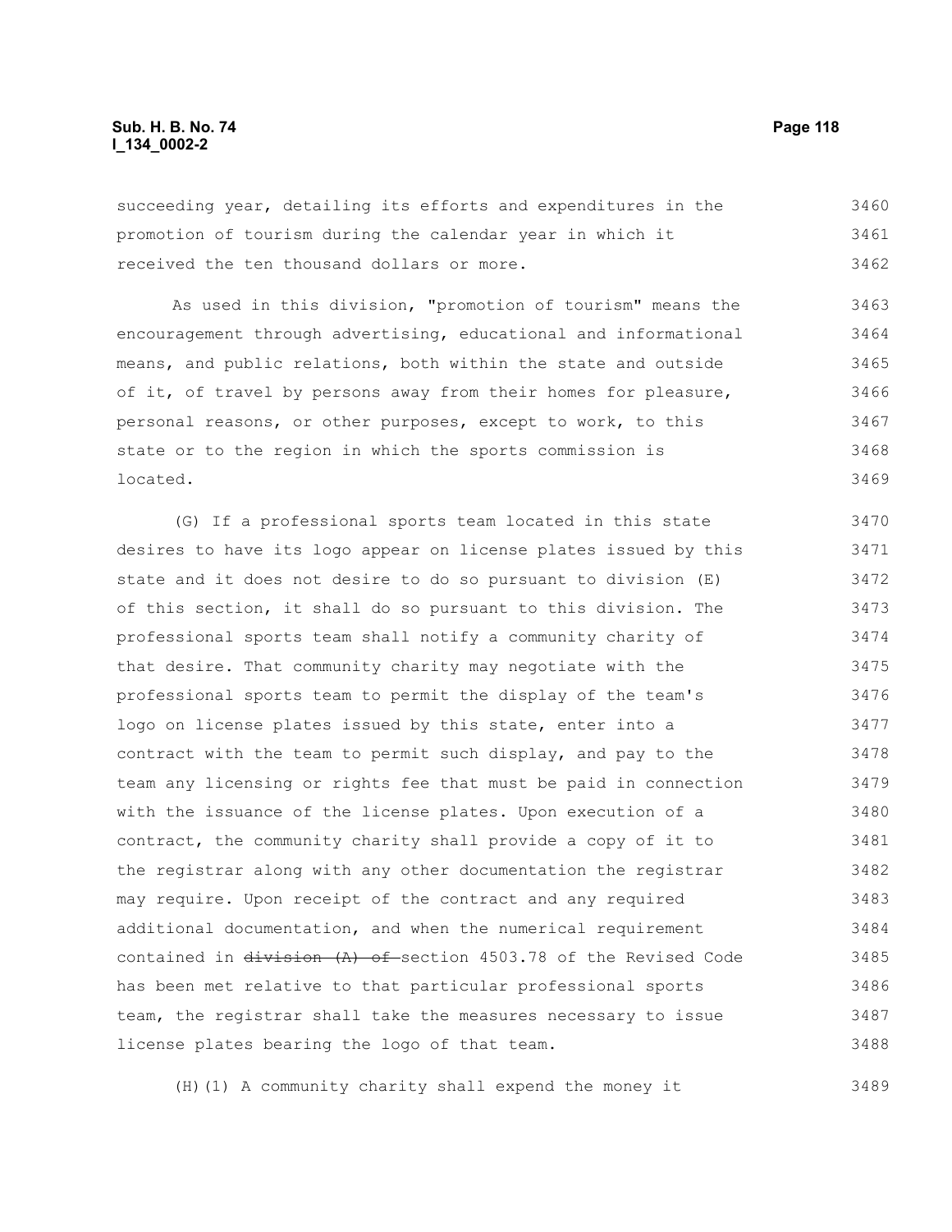succeeding year, detailing its efforts and expenditures in the promotion of tourism during the calendar year in which it received the ten thousand dollars or more.

As used in this division, "promotion of tourism" means the encouragement through advertising, educational and informational means, and public relations, both within the state and outside of it, of travel by persons away from their homes for pleasure, personal reasons, or other purposes, except to work, to this state or to the region in which the sports commission is located.

(G) If a professional sports team located in this state desires to have its logo appear on license plates issued by this state and it does not desire to do so pursuant to division (E) of this section, it shall do so pursuant to this division. The professional sports team shall notify a community charity of that desire. That community charity may negotiate with the professional sports team to permit the display of the team's logo on license plates issued by this state, enter into a contract with the team to permit such display, and pay to the team any licensing or rights fee that must be paid in connection with the issuance of the license plates. Upon execution of a contract, the community charity shall provide a copy of it to the registrar along with any other documentation the registrar may require. Upon receipt of the contract and any required additional documentation, and when the numerical requirement contained in ~~division (A) of~~ section 4503.78 of the Revised Code has been met relative to that particular professional sports team, the registrar shall take the measures necessary to issue license plates bearing the logo of that team.

(H)(1) A community charity shall expend the money it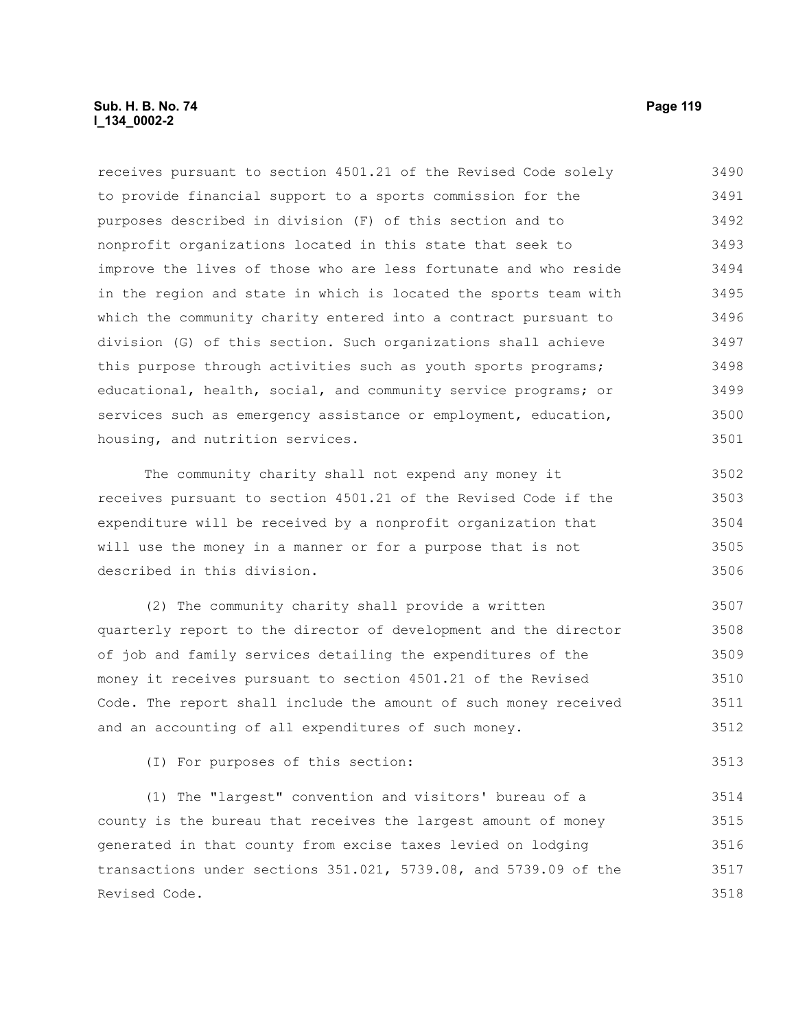receives pursuant to section 4501.21 of the Revised Code solely to provide financial support to a sports commission for the purposes described in division (F) of this section and to nonprofit organizations located in this state that seek to improve the lives of those who are less fortunate and who reside in the region and state in which is located the sports team with which the community charity entered into a contract pursuant to division (G) of this section. Such organizations shall achieve this purpose through activities such as youth sports programs; educational, health, social, and community service programs; or services such as emergency assistance or employment, education, housing, and nutrition services.

The community charity shall not expend any money it receives pursuant to section 4501.21 of the Revised Code if the expenditure will be received by a nonprofit organization that will use the money in a manner or for a purpose that is not described in this division.

(2) The community charity shall provide a written quarterly report to the director of development and the director of job and family services detailing the expenditures of the money it receives pursuant to section 4501.21 of the Revised Code. The report shall include the amount of such money received and an accounting of all expenditures of such money.

(I) For purposes of this section:

(1) The "largest" convention and visitors' bureau of a county is the bureau that receives the largest amount of money generated in that county from excise taxes levied on lodging transactions under sections 351.021, 5739.08, and 5739.09 of the Revised Code.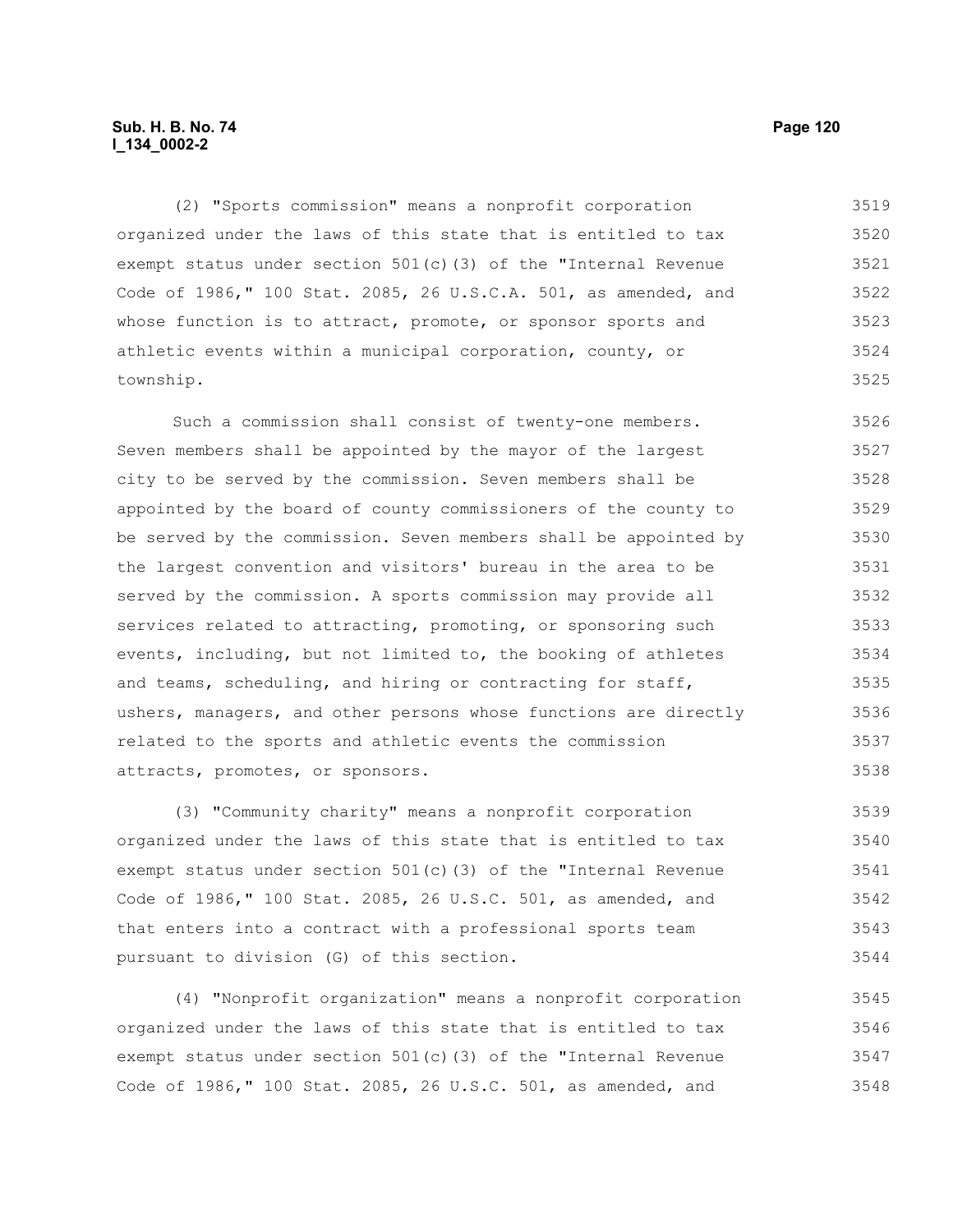(2) "Sports commission" means a nonprofit corporation organized under the laws of this state that is entitled to tax exempt status under section 501(c)(3) of the "Internal Revenue Code of 1986," 100 Stat. 2085, 26 U.S.C.A. 501, as amended, and whose function is to attract, promote, or sponsor sports and athletic events within a municipal corporation, county, or township.

Such a commission shall consist of twenty-one members. Seven members shall be appointed by the mayor of the largest city to be served by the commission. Seven members shall be appointed by the board of county commissioners of the county to be served by the commission. Seven members shall be appointed by the largest convention and visitors' bureau in the area to be served by the commission. A sports commission may provide all services related to attracting, promoting, or sponsoring such events, including, but not limited to, the booking of athletes and teams, scheduling, and hiring or contracting for staff, ushers, managers, and other persons whose functions are directly related to the sports and athletic events the commission attracts, promotes, or sponsors.

(3) "Community charity" means a nonprofit corporation organized under the laws of this state that is entitled to tax exempt status under section 501(c)(3) of the "Internal Revenue Code of 1986," 100 Stat. 2085, 26 U.S.C. 501, as amended, and that enters into a contract with a professional sports team pursuant to division (G) of this section.

(4) "Nonprofit organization" means a nonprofit corporation organized under the laws of this state that is entitled to tax exempt status under section 501(c)(3) of the "Internal Revenue Code of 1986," 100 Stat. 2085, 26 U.S.C. 501, as amended, and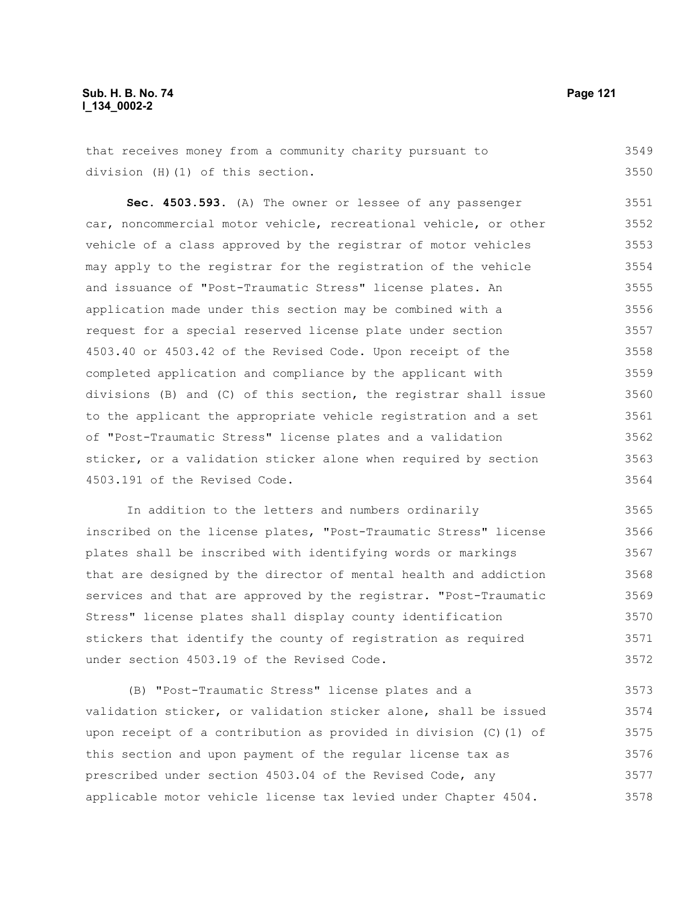that receives money from a community charity pursuant to division (H)(1) of this section.

**Sec. 4503.593.** (A) The owner or lessee of any passenger car, noncommercial motor vehicle, recreational vehicle, or other vehicle of a class approved by the registrar of motor vehicles may apply to the registrar for the registration of the vehicle and issuance of "Post-Traumatic Stress" license plates. An application made under this section may be combined with a request for a special reserved license plate under section 4503.40 or 4503.42 of the Revised Code. Upon receipt of the completed application and compliance by the applicant with divisions (B) and (C) of this section, the registrar shall issue to the applicant the appropriate vehicle registration and a set of "Post-Traumatic Stress" license plates and a validation sticker, or a validation sticker alone when required by section 4503.191 of the Revised Code.

In addition to the letters and numbers ordinarily inscribed on the license plates, "Post-Traumatic Stress" license plates shall be inscribed with identifying words or markings that are designed by the director of mental health and addiction services and that are approved by the registrar. "Post-Traumatic Stress" license plates shall display county identification stickers that identify the county of registration as required under section 4503.19 of the Revised Code.

(B) "Post-Traumatic Stress" license plates and a validation sticker, or validation sticker alone, shall be issued upon receipt of a contribution as provided in division (C)(1) of this section and upon payment of the regular license tax as prescribed under section 4503.04 of the Revised Code, any applicable motor vehicle license tax levied under Chapter 4504.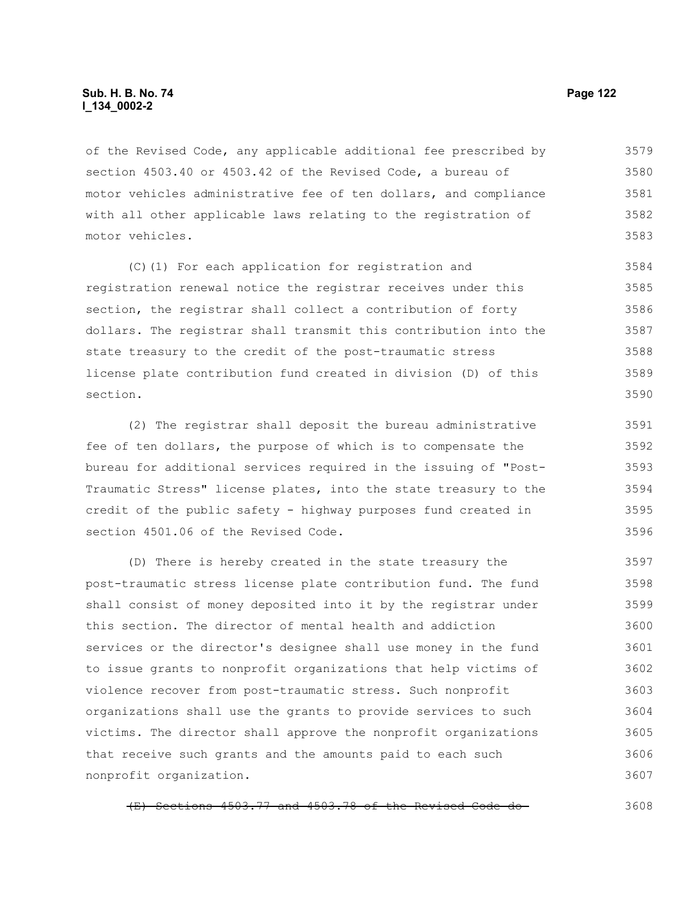of the Revised Code, any applicable additional fee prescribed by section 4503.40 or 4503.42 of the Revised Code, a bureau of motor vehicles administrative fee of ten dollars, and compliance with all other applicable laws relating to the registration of motor vehicles.

(C)(1) For each application for registration and registration renewal notice the registrar receives under this section, the registrar shall collect a contribution of forty dollars. The registrar shall transmit this contribution into the state treasury to the credit of the post-traumatic stress license plate contribution fund created in division (D) of this section.

(2) The registrar shall deposit the bureau administrative fee of ten dollars, the purpose of which is to compensate the bureau for additional services required in the issuing of "Post-Traumatic Stress" license plates, into the state treasury to the credit of the public safety - highway purposes fund created in section 4501.06 of the Revised Code.

(D) There is hereby created in the state treasury the post-traumatic stress license plate contribution fund. The fund shall consist of money deposited into it by the registrar under this section. The director of mental health and addiction services or the director's designee shall use money in the fund to issue grants to nonprofit organizations that help victims of violence recover from post-traumatic stress. Such nonprofit organizations shall use the grants to provide services to such victims. The director shall approve the nonprofit organizations that receive such grants and the amounts paid to each such nonprofit organization.

~~(E) Sections 4503.77 and 4503.78 of the Revised Code do~~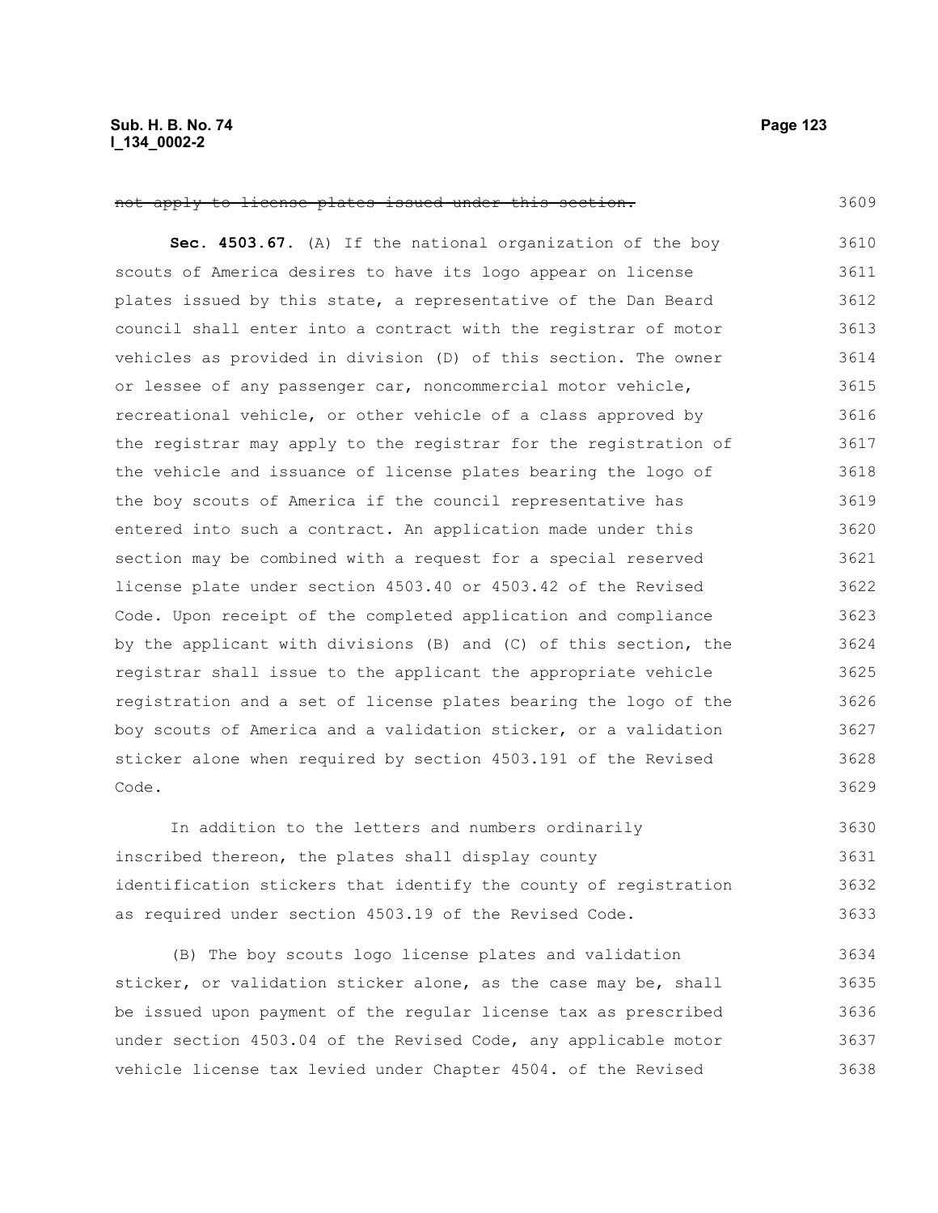~~not apply to license plates issued under this section.~~

**Sec. 4503.67.** (A) If the national organization of the boy scouts of America desires to have its logo appear on license plates issued by this state, a representative of the Dan Beard council shall enter into a contract with the registrar of motor vehicles as provided in division (D) of this section. The owner or lessee of any passenger car, noncommercial motor vehicle, recreational vehicle, or other vehicle of a class approved by the registrar may apply to the registrar for the registration of the vehicle and issuance of license plates bearing the logo of the boy scouts of America if the council representative has entered into such a contract. An application made under this section may be combined with a request for a special reserved license plate under section 4503.40 or 4503.42 of the Revised Code. Upon receipt of the completed application and compliance by the applicant with divisions (B) and (C) of this section, the registrar shall issue to the applicant the appropriate vehicle registration and a set of license plates bearing the logo of the boy scouts of America and a validation sticker, or a validation sticker alone when required by section 4503.191 of the Revised Code.

In addition to the letters and numbers ordinarily inscribed thereon, the plates shall display county identification stickers that identify the county of registration as required under section 4503.19 of the Revised Code.

(B) The boy scouts logo license plates and validation sticker, or validation sticker alone, as the case may be, shall be issued upon payment of the regular license tax as prescribed under section 4503.04 of the Revised Code, any applicable motor vehicle license tax levied under Chapter 4504. of the Revised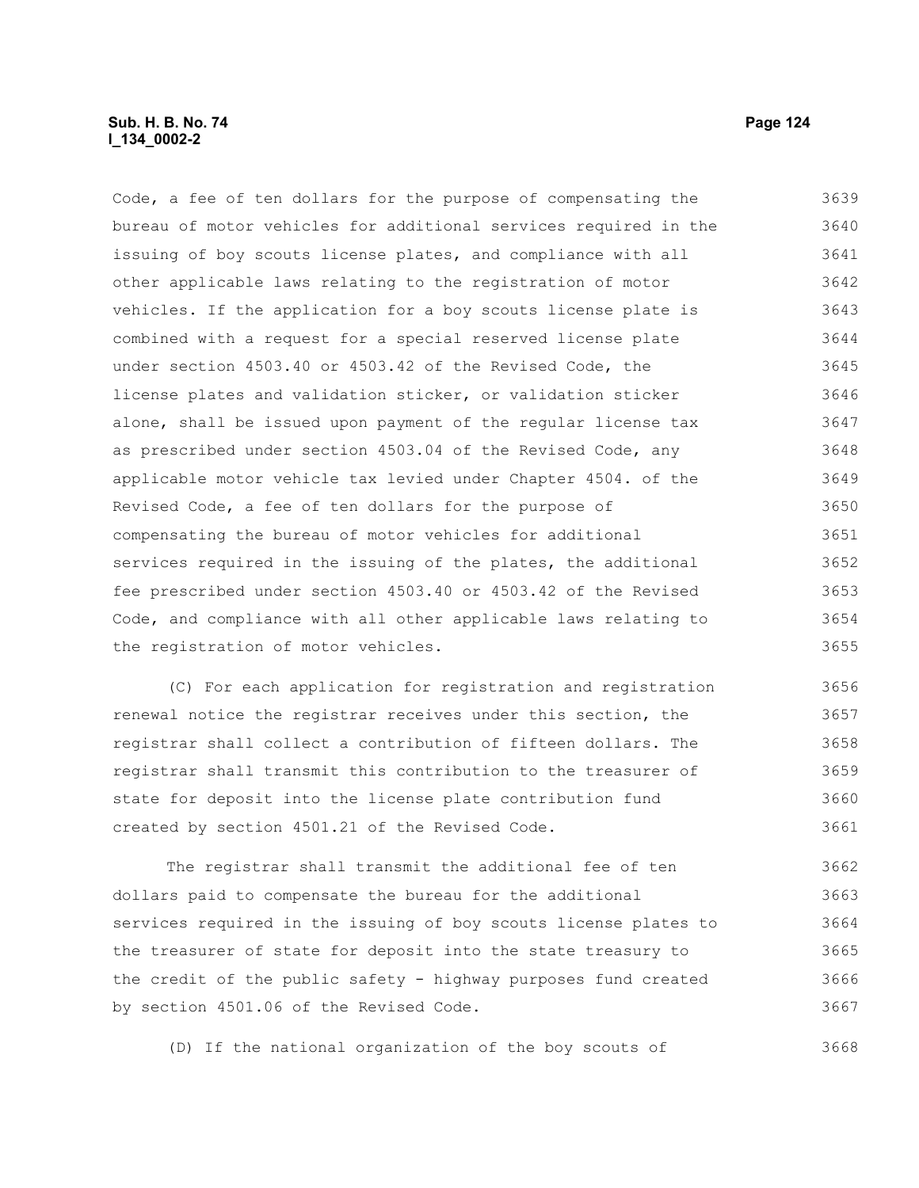Code, a fee of ten dollars for the purpose of compensating the bureau of motor vehicles for additional services required in the issuing of boy scouts license plates, and compliance with all other applicable laws relating to the registration of motor vehicles. If the application for a boy scouts license plate is combined with a request for a special reserved license plate under section 4503.40 or 4503.42 of the Revised Code, the license plates and validation sticker, or validation sticker alone, shall be issued upon payment of the regular license tax as prescribed under section 4503.04 of the Revised Code, any applicable motor vehicle tax levied under Chapter 4504. of the Revised Code, a fee of ten dollars for the purpose of compensating the bureau of motor vehicles for additional services required in the issuing of the plates, the additional fee prescribed under section 4503.40 or 4503.42 of the Revised Code, and compliance with all other applicable laws relating to the registration of motor vehicles.

(C) For each application for registration and registration renewal notice the registrar receives under this section, the registrar shall collect a contribution of fifteen dollars. The registrar shall transmit this contribution to the treasurer of state for deposit into the license plate contribution fund created by section 4501.21 of the Revised Code.

The registrar shall transmit the additional fee of ten dollars paid to compensate the bureau for the additional services required in the issuing of boy scouts license plates to the treasurer of state for deposit into the state treasury to the credit of the public safety - highway purposes fund created by section 4501.06 of the Revised Code.

(D) If the national organization of the boy scouts of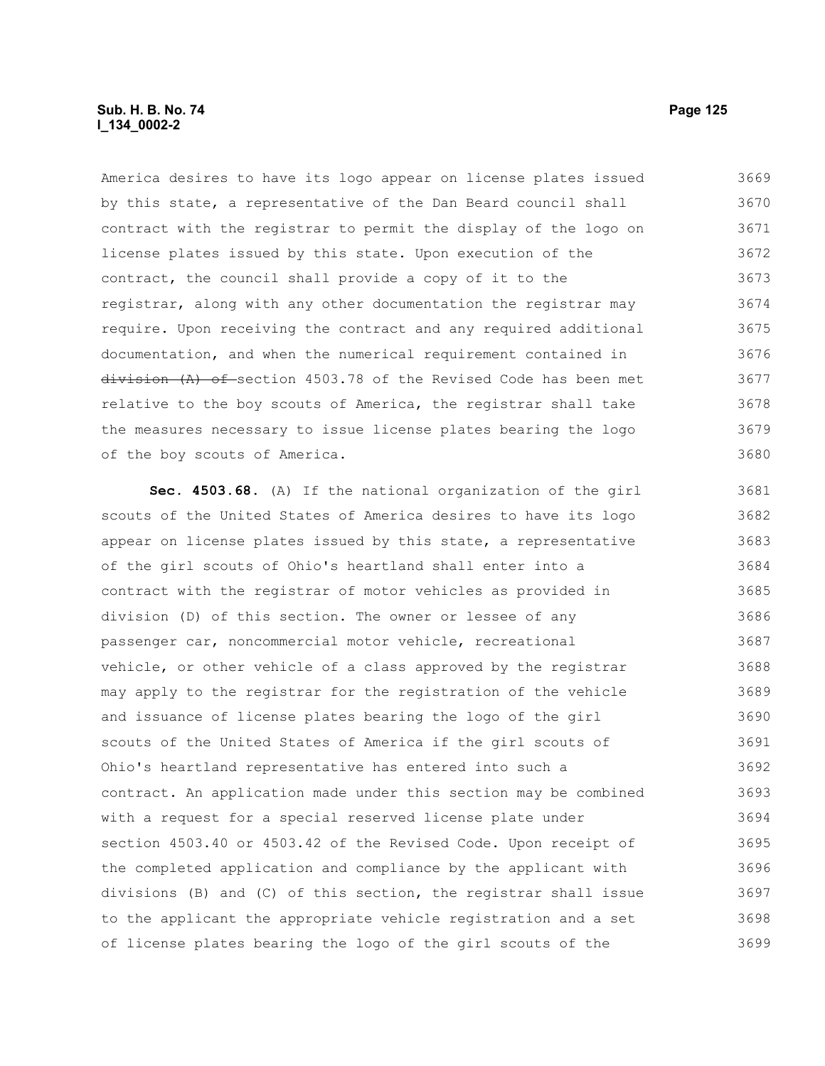America desires to have its logo appear on license plates issued by this state, a representative of the Dan Beard council shall contract with the registrar to permit the display of the logo on license plates issued by this state. Upon execution of the contract, the council shall provide a copy of it to the registrar, along with any other documentation the registrar may require. Upon receiving the contract and any required additional documentation, and when the numerical requirement contained in ~~division (A) of~~ section 4503.78 of the Revised Code has been met relative to the boy scouts of America, the registrar shall take the measures necessary to issue license plates bearing the logo of the boy scouts of America.

**Sec. 4503.68.** (A) If the national organization of the girl scouts of the United States of America desires to have its logo appear on license plates issued by this state, a representative of the girl scouts of Ohio's heartland shall enter into a contract with the registrar of motor vehicles as provided in division (D) of this section. The owner or lessee of any passenger car, noncommercial motor vehicle, recreational vehicle, or other vehicle of a class approved by the registrar may apply to the registrar for the registration of the vehicle and issuance of license plates bearing the logo of the girl scouts of the United States of America if the girl scouts of Ohio's heartland representative has entered into such a contract. An application made under this section may be combined with a request for a special reserved license plate under section 4503.40 or 4503.42 of the Revised Code. Upon receipt of the completed application and compliance by the applicant with divisions (B) and (C) of this section, the registrar shall issue to the applicant the appropriate vehicle registration and a set of license plates bearing the logo of the girl scouts of the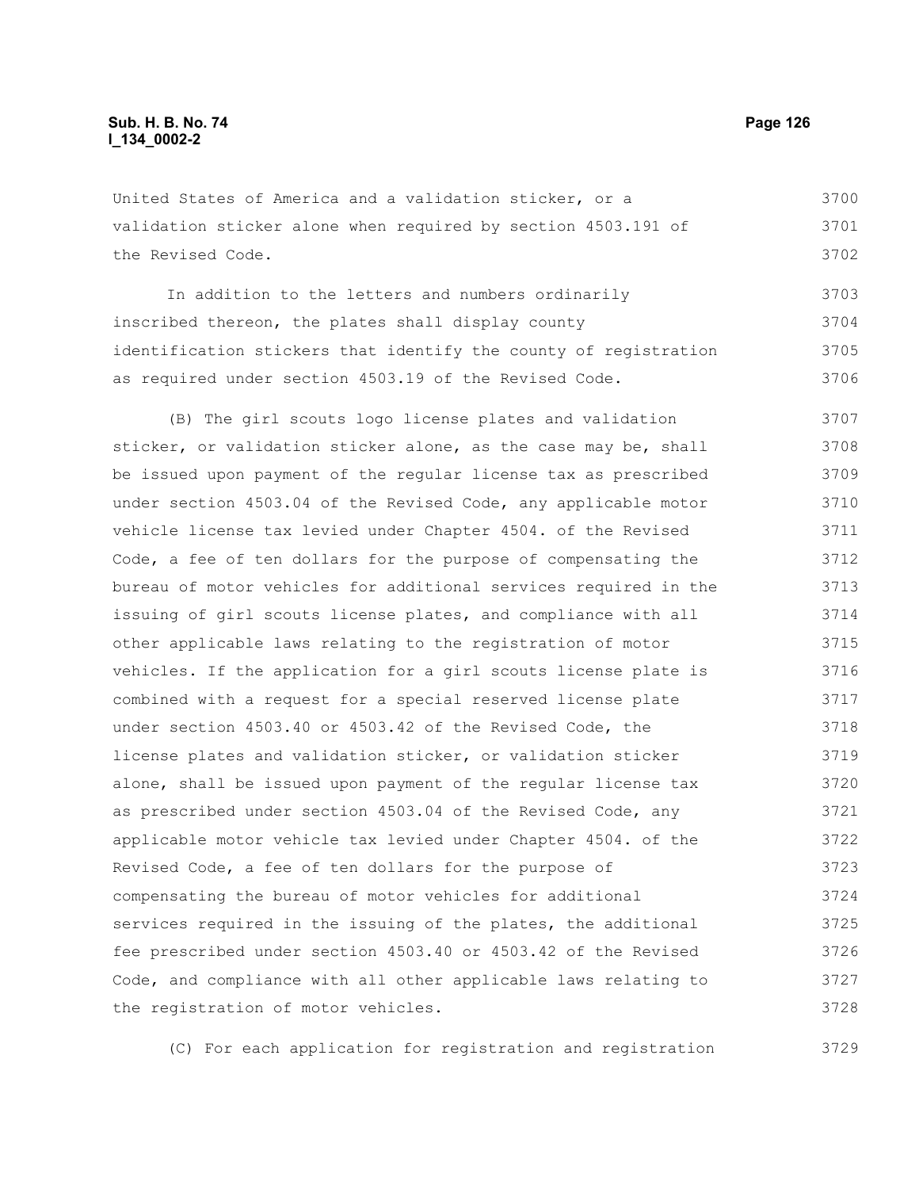United States of America and a validation sticker, or a validation sticker alone when required by section 4503.191 of the Revised Code.

In addition to the letters and numbers ordinarily inscribed thereon, the plates shall display county identification stickers that identify the county of registration as required under section 4503.19 of the Revised Code.

(B) The girl scouts logo license plates and validation sticker, or validation sticker alone, as the case may be, shall be issued upon payment of the regular license tax as prescribed under section 4503.04 of the Revised Code, any applicable motor vehicle license tax levied under Chapter 4504. of the Revised Code, a fee of ten dollars for the purpose of compensating the bureau of motor vehicles for additional services required in the issuing of girl scouts license plates, and compliance with all other applicable laws relating to the registration of motor vehicles. If the application for a girl scouts license plate is combined with a request for a special reserved license plate under section 4503.40 or 4503.42 of the Revised Code, the license plates and validation sticker, or validation sticker alone, shall be issued upon payment of the regular license tax as prescribed under section 4503.04 of the Revised Code, any applicable motor vehicle tax levied under Chapter 4504. of the Revised Code, a fee of ten dollars for the purpose of compensating the bureau of motor vehicles for additional services required in the issuing of the plates, the additional fee prescribed under section 4503.40 or 4503.42 of the Revised Code, and compliance with all other applicable laws relating to the registration of motor vehicles.

(C) For each application for registration and registration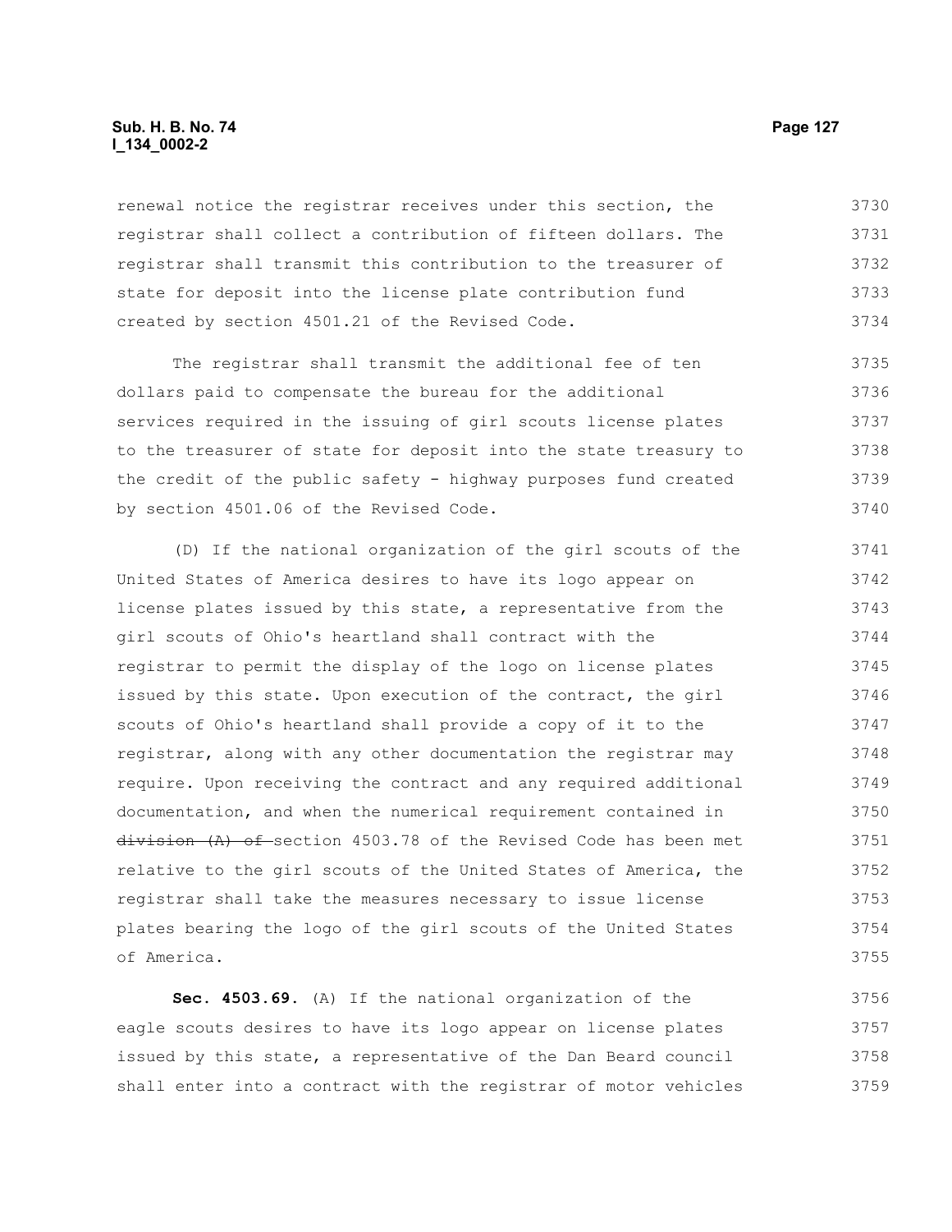renewal notice the registrar receives under this section, the registrar shall collect a contribution of fifteen dollars. The registrar shall transmit this contribution to the treasurer of state for deposit into the license plate contribution fund created by section 4501.21 of the Revised Code.

The registrar shall transmit the additional fee of ten dollars paid to compensate the bureau for the additional services required in the issuing of girl scouts license plates to the treasurer of state for deposit into the state treasury to the credit of the public safety - highway purposes fund created by section 4501.06 of the Revised Code.

(D) If the national organization of the girl scouts of the United States of America desires to have its logo appear on license plates issued by this state, a representative from the girl scouts of Ohio's heartland shall contract with the registrar to permit the display of the logo on license plates issued by this state. Upon execution of the contract, the girl scouts of Ohio's heartland shall provide a copy of it to the registrar, along with any other documentation the registrar may require. Upon receiving the contract and any required additional documentation, and when the numerical requirement contained in ~~division (A) of~~ section 4503.78 of the Revised Code has been met relative to the girl scouts of the United States of America, the registrar shall take the measures necessary to issue license plates bearing the logo of the girl scouts of the United States of America.

**Sec. 4503.69.** (A) If the national organization of the eagle scouts desires to have its logo appear on license plates issued by this state, a representative of the Dan Beard council shall enter into a contract with the registrar of motor vehicles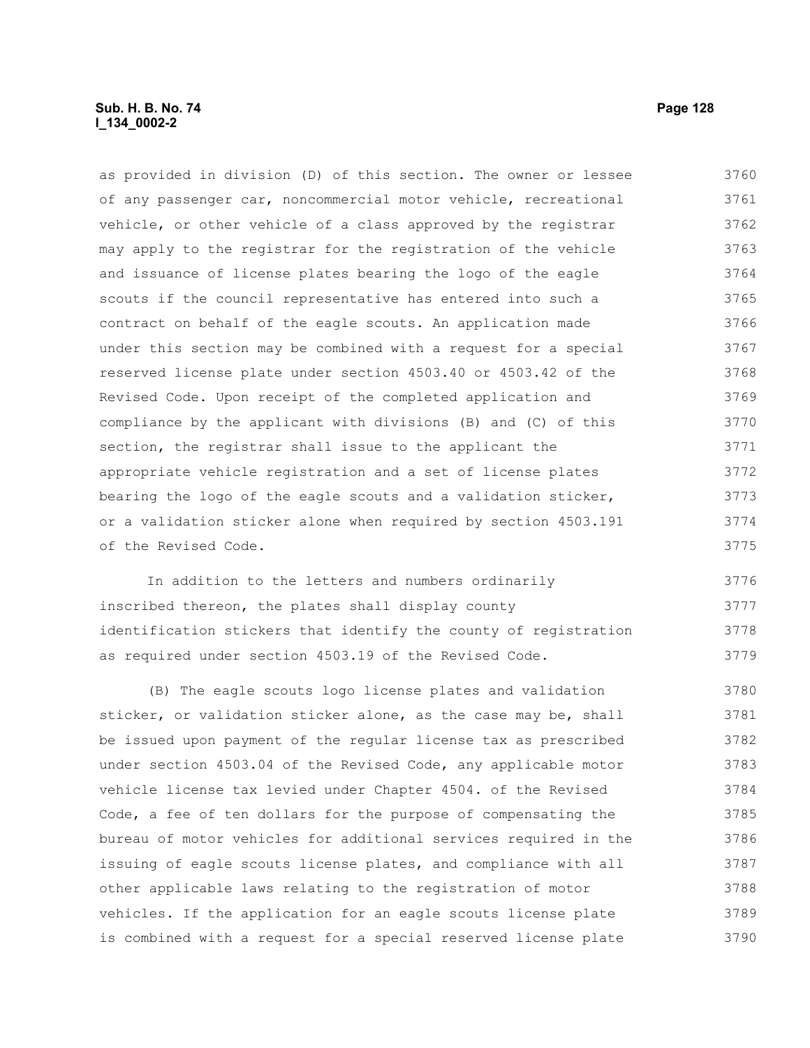as provided in division (D) of this section. The owner or lessee of any passenger car, noncommercial motor vehicle, recreational vehicle, or other vehicle of a class approved by the registrar may apply to the registrar for the registration of the vehicle and issuance of license plates bearing the logo of the eagle scouts if the council representative has entered into such a contract on behalf of the eagle scouts. An application made under this section may be combined with a request for a special reserved license plate under section 4503.40 or 4503.42 of the Revised Code. Upon receipt of the completed application and compliance by the applicant with divisions (B) and (C) of this section, the registrar shall issue to the applicant the appropriate vehicle registration and a set of license plates bearing the logo of the eagle scouts and a validation sticker, or a validation sticker alone when required by section 4503.191 of the Revised Code.

In addition to the letters and numbers ordinarily inscribed thereon, the plates shall display county identification stickers that identify the county of registration as required under section 4503.19 of the Revised Code.

(B) The eagle scouts logo license plates and validation sticker, or validation sticker alone, as the case may be, shall be issued upon payment of the regular license tax as prescribed under section 4503.04 of the Revised Code, any applicable motor vehicle license tax levied under Chapter 4504. of the Revised Code, a fee of ten dollars for the purpose of compensating the bureau of motor vehicles for additional services required in the issuing of eagle scouts license plates, and compliance with all other applicable laws relating to the registration of motor vehicles. If the application for an eagle scouts license plate is combined with a request for a special reserved license plate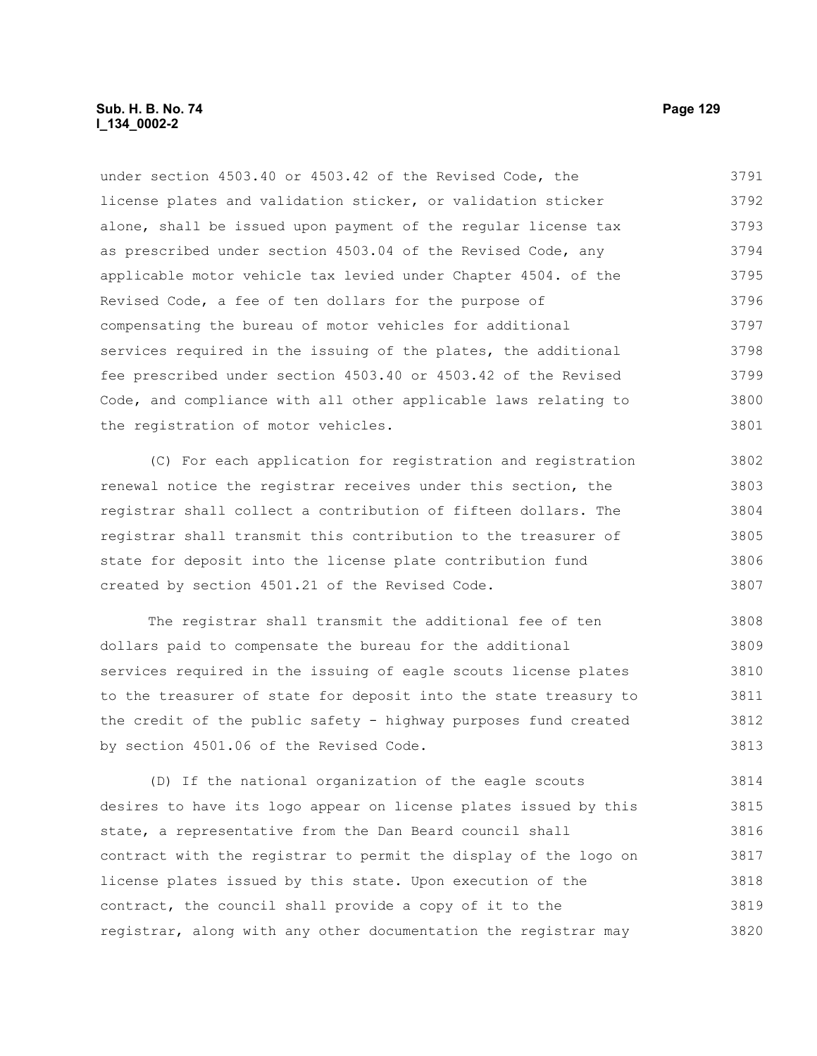under section 4503.40 or 4503.42 of the Revised Code, the license plates and validation sticker, or validation sticker alone, shall be issued upon payment of the regular license tax as prescribed under section 4503.04 of the Revised Code, any applicable motor vehicle tax levied under Chapter 4504. of the Revised Code, a fee of ten dollars for the purpose of compensating the bureau of motor vehicles for additional services required in the issuing of the plates, the additional fee prescribed under section 4503.40 or 4503.42 of the Revised Code, and compliance with all other applicable laws relating to the registration of motor vehicles.

(C) For each application for registration and registration renewal notice the registrar receives under this section, the registrar shall collect a contribution of fifteen dollars. The registrar shall transmit this contribution to the treasurer of state for deposit into the license plate contribution fund created by section 4501.21 of the Revised Code.

The registrar shall transmit the additional fee of ten dollars paid to compensate the bureau for the additional services required in the issuing of eagle scouts license plates to the treasurer of state for deposit into the state treasury to the credit of the public safety - highway purposes fund created by section 4501.06 of the Revised Code.

(D) If the national organization of the eagle scouts desires to have its logo appear on license plates issued by this state, a representative from the Dan Beard council shall contract with the registrar to permit the display of the logo on license plates issued by this state. Upon execution of the contract, the council shall provide a copy of it to the registrar, along with any other documentation the registrar may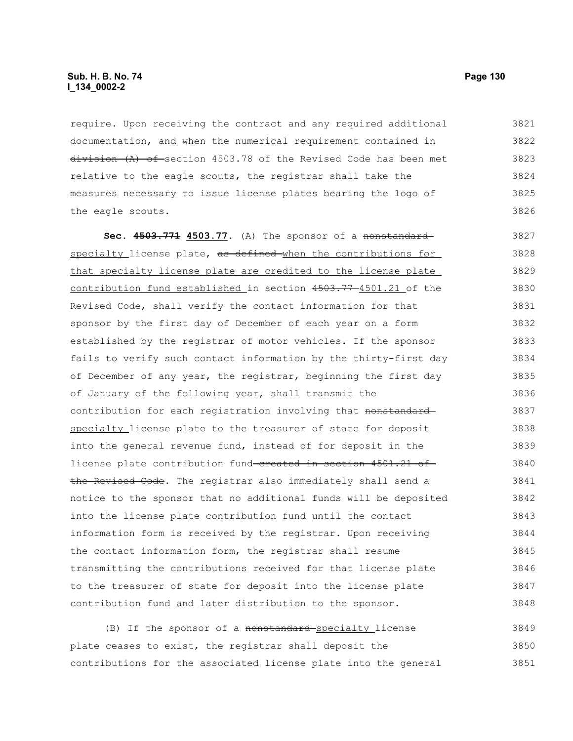require. Upon receiving the contract and any required additional documentation, and when the numerical requirement contained in ~~division (A) of~~ section 4503.78 of the Revised Code has been met relative to the eagle scouts, the registrar shall take the measures necessary to issue license plates bearing the logo of the eagle scouts.

**Sec. ~~4503.771~~ 4503.77.** (A) The sponsor of a ~~nonstandard~~ specialty license plate, ~~as defined~~ when the contributions for that specialty license plate are credited to the license plate contribution fund established in section ~~4503.77~~ 4501.21 of the Revised Code, shall verify the contact information for that sponsor by the first day of December of each year on a form established by the registrar of motor vehicles. If the sponsor fails to verify such contact information by the thirty-first day of December of any year, the registrar, beginning the first day of January of the following year, shall transmit the contribution for each registration involving that ~~nonstandard~~ specialty license plate to the treasurer of state for deposit into the general revenue fund, instead of for deposit in the license plate contribution fund ~~created in section 4501.21 of the Revised Code~~. The registrar also immediately shall send a notice to the sponsor that no additional funds will be deposited into the license plate contribution fund until the contact information form is received by the registrar. Upon receiving the contact information form, the registrar shall resume transmitting the contributions received for that license plate to the treasurer of state for deposit into the license plate contribution fund and later distribution to the sponsor.

(B) If the sponsor of a ~~nonstandard~~ specialty license plate ceases to exist, the registrar shall deposit the contributions for the associated license plate into the general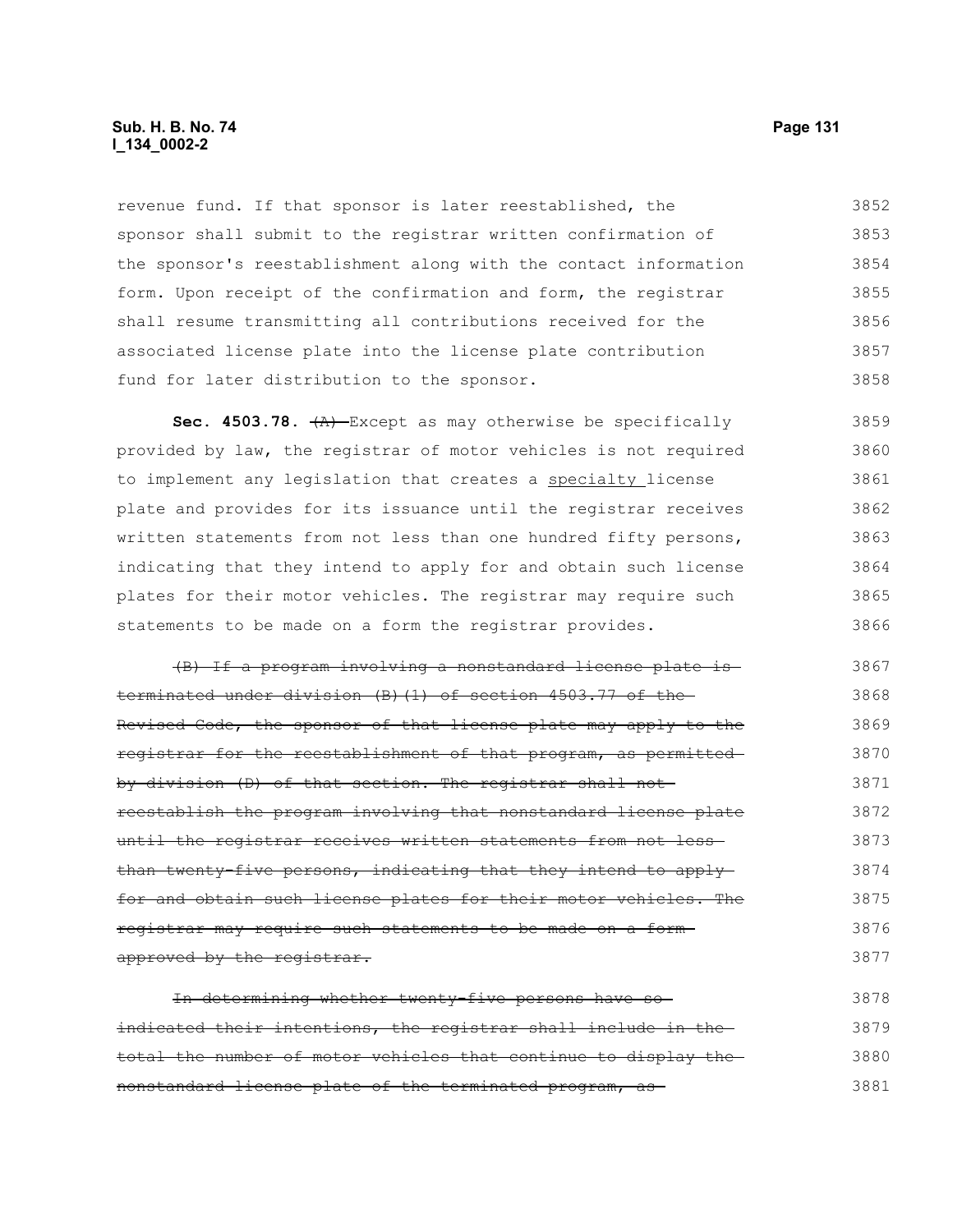revenue fund. If that sponsor is later reestablished, the sponsor shall submit to the registrar written confirmation of the sponsor's reestablishment along with the contact information form. Upon receipt of the confirmation and form, the registrar shall resume transmitting all contributions received for the associated license plate into the license plate contribution fund for later distribution to the sponsor.

**Sec. 4503.78.** ~~(A)~~ Except as may otherwise be specifically provided by law, the registrar of motor vehicles is not required to implement any legislation that creates a specialty license plate and provides for its issuance until the registrar receives written statements from not less than one hundred fifty persons, indicating that they intend to apply for and obtain such license plates for their motor vehicles. The registrar may require such statements to be made on a form the registrar provides.

~~(B) If a program involving a nonstandard license plate is terminated under division (B)(1) of section 4503.77 of the Revised Code, the sponsor of that license plate may apply to the registrar for the reestablishment of that program, as permitted by division (D) of that section. The registrar shall not reestablish the program involving that nonstandard license plate until the registrar receives written statements from not less than twenty-five persons, indicating that they intend to apply for and obtain such license plates for their motor vehicles. The registrar may require such statements to be made on a form approved by the registrar.~~

~~In determining whether twenty-five persons have so indicated their intentions, the registrar shall include in the total the number of motor vehicles that continue to display the nonstandard license plate of the terminated program, as~~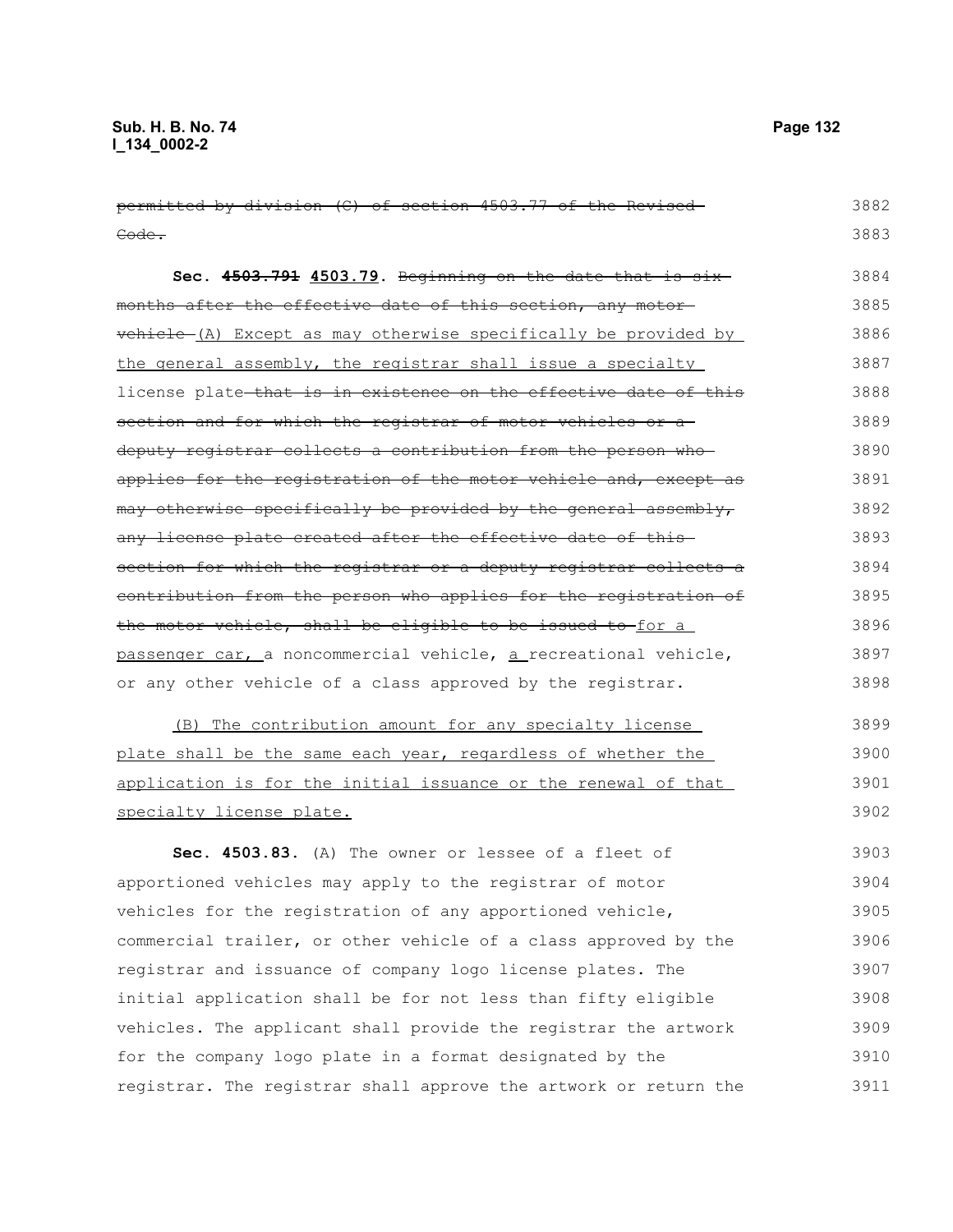~~permitted by division (C) of section 4503.77 of the Revised Code.~~

**Sec. ~~4503.791~~ 4503.79.** ~~Beginning on the date that is six months after the effective date of this section, any motor vehicle~~ (A) Except as may otherwise specifically be provided by the general assembly, the registrar shall issue a specialty license plate ~~that is in existence on the effective date of this section and for which the registrar of motor vehicles or a deputy registrar collects a contribution from the person who applies for the registration of the motor vehicle and, except as may otherwise specifically be provided by the general assembly, any license plate created after the effective date of this section for which the registrar or a deputy registrar collects a contribution from the person who applies for the registration of the motor vehicle, shall be eligible to be issued to~~ for a passenger car, a noncommercial vehicle, a recreational vehicle, or any other vehicle of a class approved by the registrar.

(B) The contribution amount for any specialty license plate shall be the same each year, regardless of whether the application is for the initial issuance or the renewal of that specialty license plate.

**Sec. 4503.83.** (A) The owner or lessee of a fleet of apportioned vehicles may apply to the registrar of motor vehicles for the registration of any apportioned vehicle, commercial trailer, or other vehicle of a class approved by the registrar and issuance of company logo license plates. The initial application shall be for not less than fifty eligible vehicles. The applicant shall provide the registrar the artwork for the company logo plate in a format designated by the registrar. The registrar shall approve the artwork or return the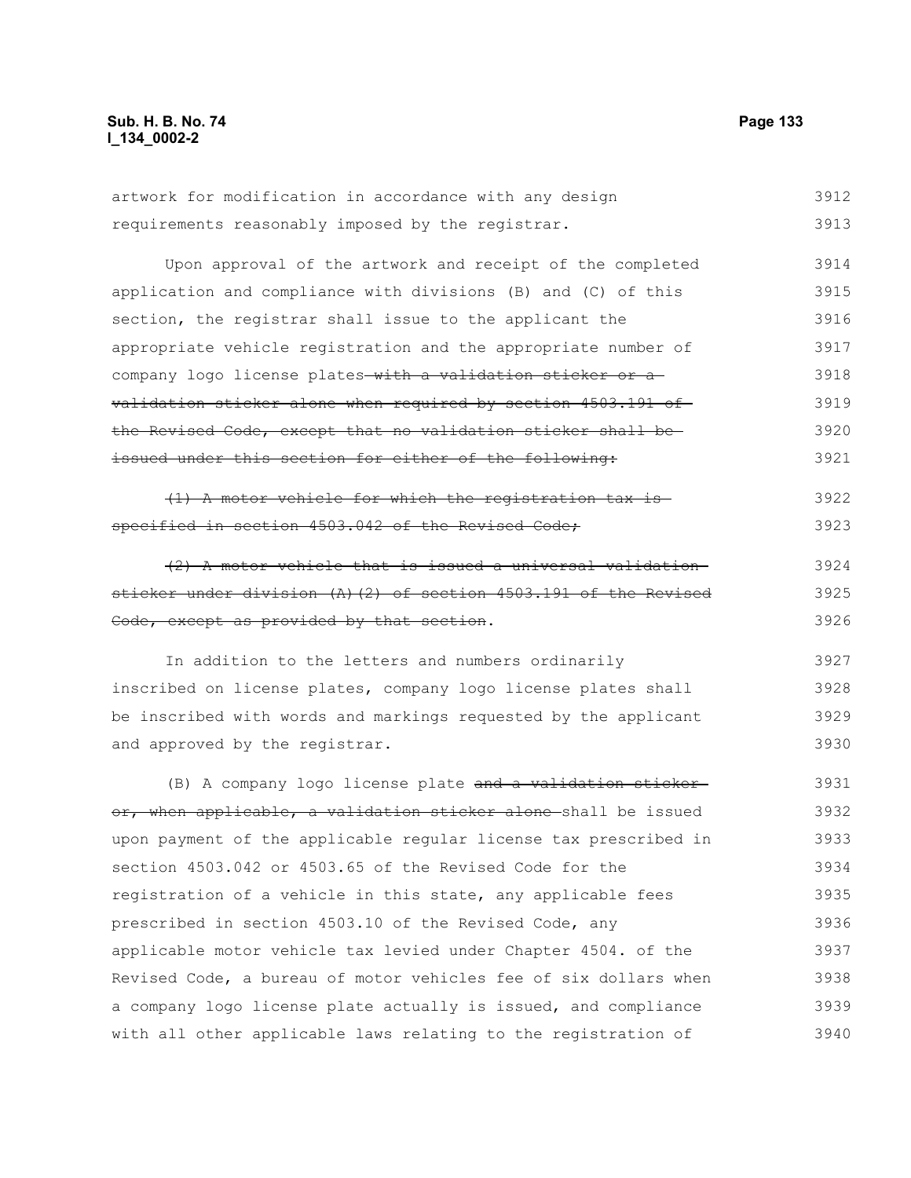artwork for modification in accordance with any design requirements reasonably imposed by the registrar.

Upon approval of the artwork and receipt of the completed application and compliance with divisions (B) and (C) of this section, the registrar shall issue to the applicant the appropriate vehicle registration and the appropriate number of company logo license plates ~~with a validation sticker or a validation sticker alone when required by section 4503.191 of the Revised Code, except that no validation sticker shall be issued under this section for either of the following:~~

~~(1) A motor vehicle for which the registration tax is specified in section 4503.042 of the Revised Code;~~

~~(2) A motor vehicle that is issued a universal validation sticker under division (A)(2) of section 4503.191 of the Revised Code, except as provided by that section~~.

In addition to the letters and numbers ordinarily inscribed on license plates, company logo license plates shall be inscribed with words and markings requested by the applicant and approved by the registrar.

(B) A company logo license plate ~~and a validation sticker or, when applicable, a validation sticker alone~~ shall be issued upon payment of the applicable regular license tax prescribed in section 4503.042 or 4503.65 of the Revised Code for the registration of a vehicle in this state, any applicable fees prescribed in section 4503.10 of the Revised Code, any applicable motor vehicle tax levied under Chapter 4504. of the Revised Code, a bureau of motor vehicles fee of six dollars when a company logo license plate actually is issued, and compliance with all other applicable laws relating to the registration of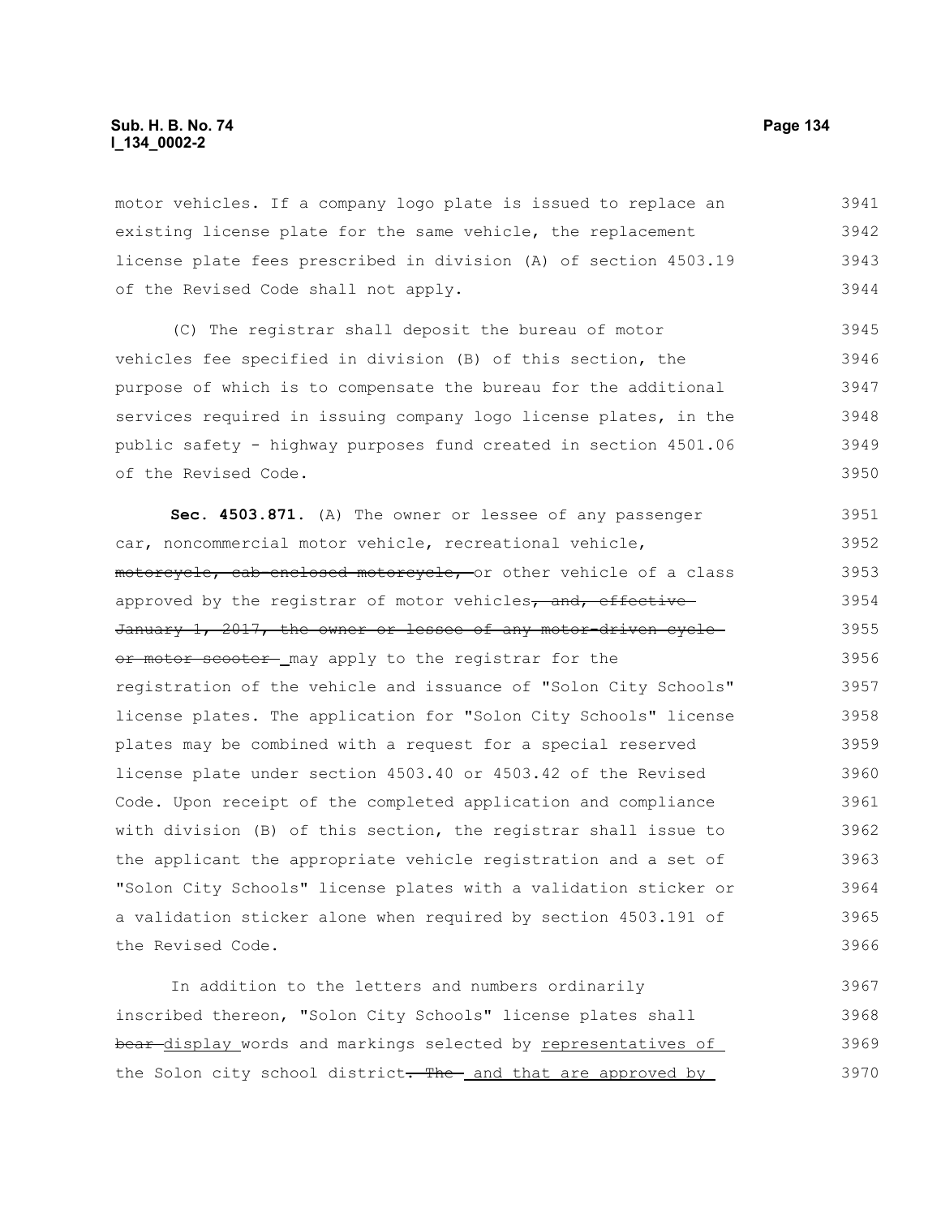motor vehicles. If a company logo plate is issued to replace an existing license plate for the same vehicle, the replacement license plate fees prescribed in division (A) of section 4503.19 of the Revised Code shall not apply.

(C) The registrar shall deposit the bureau of motor vehicles fee specified in division (B) of this section, the purpose of which is to compensate the bureau for the additional services required in issuing company logo license plates, in the public safety - highway purposes fund created in section 4501.06 of the Revised Code.

**Sec. 4503.871.** (A) The owner or lessee of any passenger car, noncommercial motor vehicle, recreational vehicle, ~~motorcycle, cab-enclosed motorcycle,~~ or other vehicle of a class approved by the registrar of motor vehicles~~, and, effective January 1, 2017, the owner or lessee of any motor-driven cycle or motor scooter~~ may apply to the registrar for the registration of the vehicle and issuance of "Solon City Schools" license plates. The application for "Solon City Schools" license plates may be combined with a request for a special reserved license plate under section 4503.40 or 4503.42 of the Revised Code. Upon receipt of the completed application and compliance with division (B) of this section, the registrar shall issue to the applicant the appropriate vehicle registration and a set of "Solon City Schools" license plates with a validation sticker or a validation sticker alone when required by section 4503.191 of the Revised Code.

In addition to the letters and numbers ordinarily inscribed thereon, "Solon City Schools" license plates shall ~~bear~~ display words and markings selected by representatives of the Solon city school district~~. The~~ and that are approved by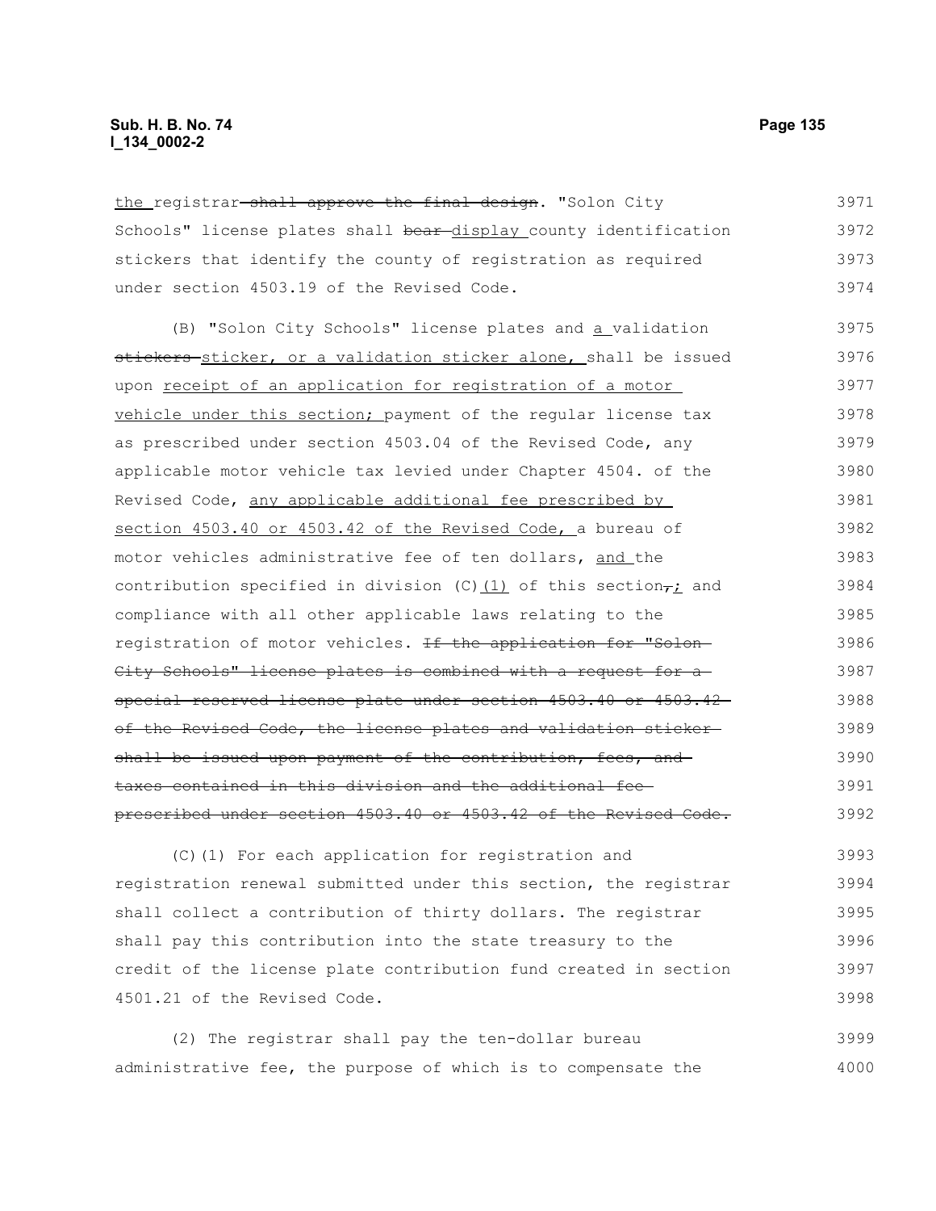the registrar shall approve the final design. "Solon City Schools" license plates shall bear display county identification stickers that identify the county of registration as required under section 4503.19 of the Revised Code.

(B) "Solon City Schools" license plates and a validation stickers sticker, or a validation sticker alone, shall be issued upon receipt of an application for registration of a motor vehicle under this section; payment of the regular license tax as prescribed under section 4503.04 of the Revised Code, any applicable motor vehicle tax levied under Chapter 4504. of the Revised Code, any applicable additional fee prescribed by section 4503.40 or 4503.42 of the Revised Code, a bureau of motor vehicles administrative fee of ten dollars, and the contribution specified in division (C)(1) of this section,; and compliance with all other applicable laws relating to the registration of motor vehicles. If the application for "Solon City Schools" license plates is combined with a request for a special reserved license plate under section 4503.40 or 4503.42 of the Revised Code, the license plates and validation sticker shall be issued upon payment of the contribution, fees, and taxes contained in this division and the additional fee prescribed under section 4503.40 or 4503.42 of the Revised Code.

(C)(1) For each application for registration and registration renewal submitted under this section, the registrar shall collect a contribution of thirty dollars. The registrar shall pay this contribution into the state treasury to the credit of the license plate contribution fund created in section 4501.21 of the Revised Code.

(2) The registrar shall pay the ten-dollar bureau administrative fee, the purpose of which is to compensate the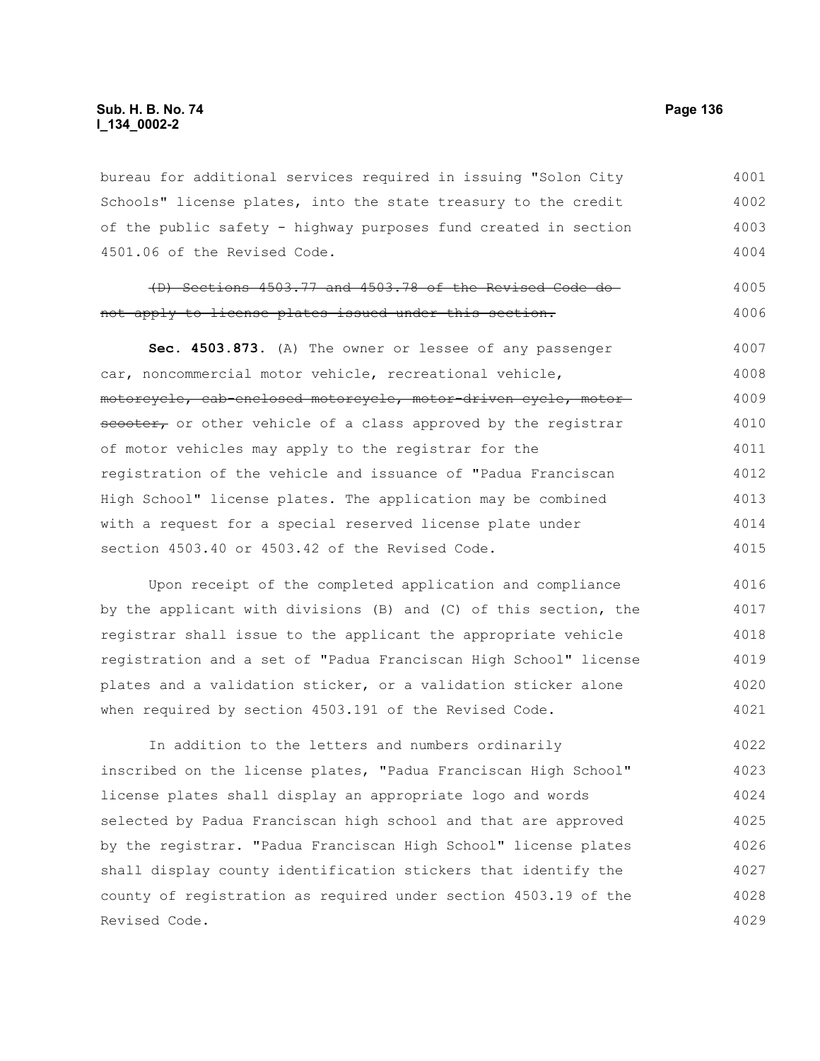bureau for additional services required in issuing "Solon City Schools" license plates, into the state treasury to the credit of the public safety - highway purposes fund created in section 4501.06 of the Revised Code.

~~(D) Sections 4503.77 and 4503.78 of the Revised Code do not apply to license plates issued under this section.~~

**Sec. 4503.873.** (A) The owner or lessee of any passenger car, noncommercial motor vehicle, recreational vehicle, ~~motorcycle, cab-enclosed motorcycle, motor-driven cycle, motor scooter,~~ or other vehicle of a class approved by the registrar of motor vehicles may apply to the registrar for the registration of the vehicle and issuance of "Padua Franciscan High School" license plates. The application may be combined with a request for a special reserved license plate under section 4503.40 or 4503.42 of the Revised Code.

Upon receipt of the completed application and compliance by the applicant with divisions (B) and (C) of this section, the registrar shall issue to the applicant the appropriate vehicle registration and a set of "Padua Franciscan High School" license plates and a validation sticker, or a validation sticker alone when required by section 4503.191 of the Revised Code.

In addition to the letters and numbers ordinarily inscribed on the license plates, "Padua Franciscan High School" license plates shall display an appropriate logo and words selected by Padua Franciscan high school and that are approved by the registrar. "Padua Franciscan High School" license plates shall display county identification stickers that identify the county of registration as required under section 4503.19 of the Revised Code.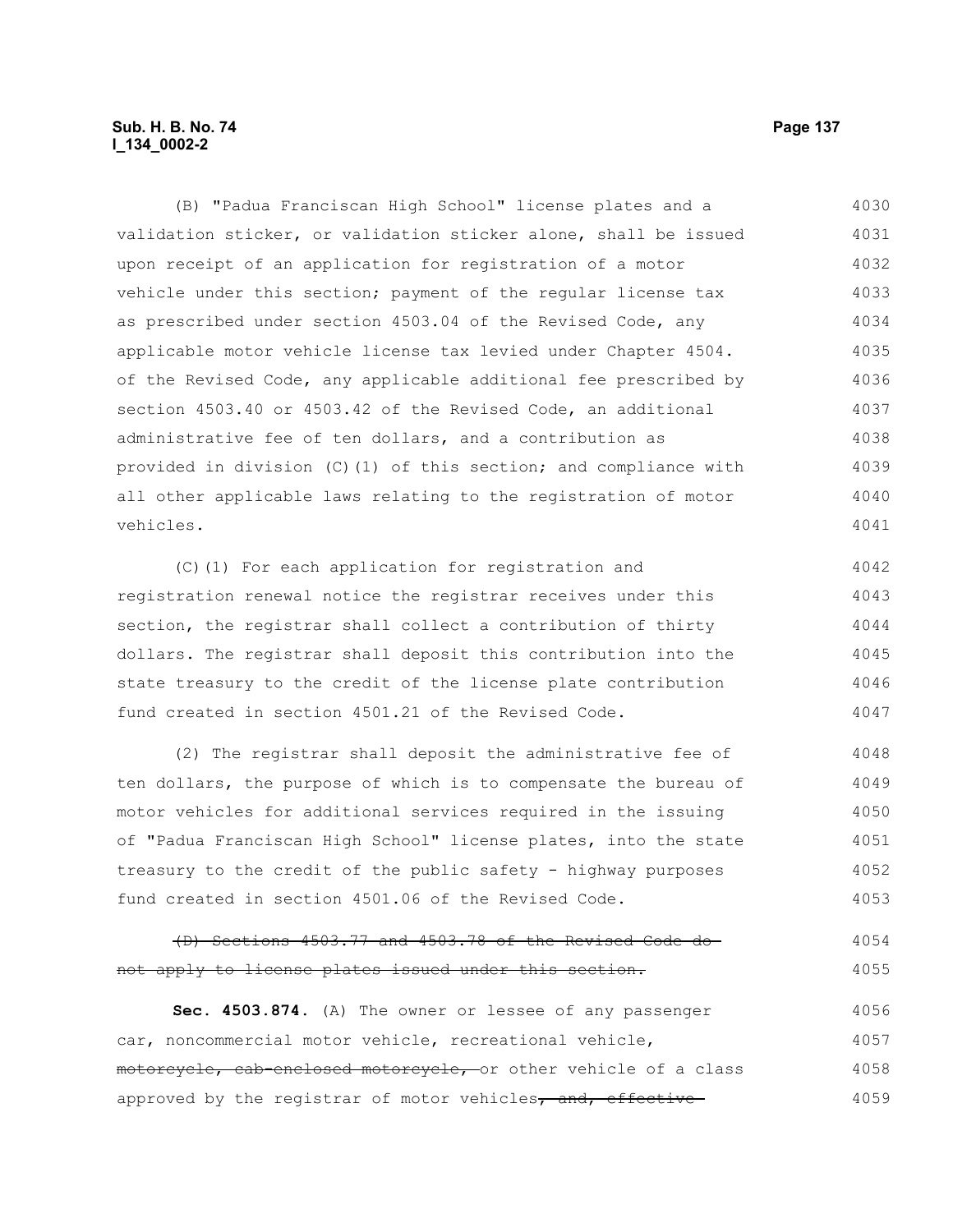(B) "Padua Franciscan High School" license plates and a validation sticker, or validation sticker alone, shall be issued upon receipt of an application for registration of a motor vehicle under this section; payment of the regular license tax as prescribed under section 4503.04 of the Revised Code, any applicable motor vehicle license tax levied under Chapter 4504. of the Revised Code, any applicable additional fee prescribed by section 4503.40 or 4503.42 of the Revised Code, an additional administrative fee of ten dollars, and a contribution as provided in division (C)(1) of this section; and compliance with all other applicable laws relating to the registration of motor vehicles.

(C)(1) For each application for registration and registration renewal notice the registrar receives under this section, the registrar shall collect a contribution of thirty dollars. The registrar shall deposit this contribution into the state treasury to the credit of the license plate contribution fund created in section 4501.21 of the Revised Code.

(2) The registrar shall deposit the administrative fee of ten dollars, the purpose of which is to compensate the bureau of motor vehicles for additional services required in the issuing of "Padua Franciscan High School" license plates, into the state treasury to the credit of the public safety - highway purposes fund created in section 4501.06 of the Revised Code.

~~(D) Sections 4503.77 and 4503.78 of the Revised Code do not apply to license plates issued under this section.~~

**Sec. 4503.874.** (A) The owner or lessee of any passenger car, noncommercial motor vehicle, recreational vehicle, ~~motorcycle, cab-enclosed motorcycle,~~ or other vehicle of a class approved by the registrar of motor vehicles~~, and, effective~~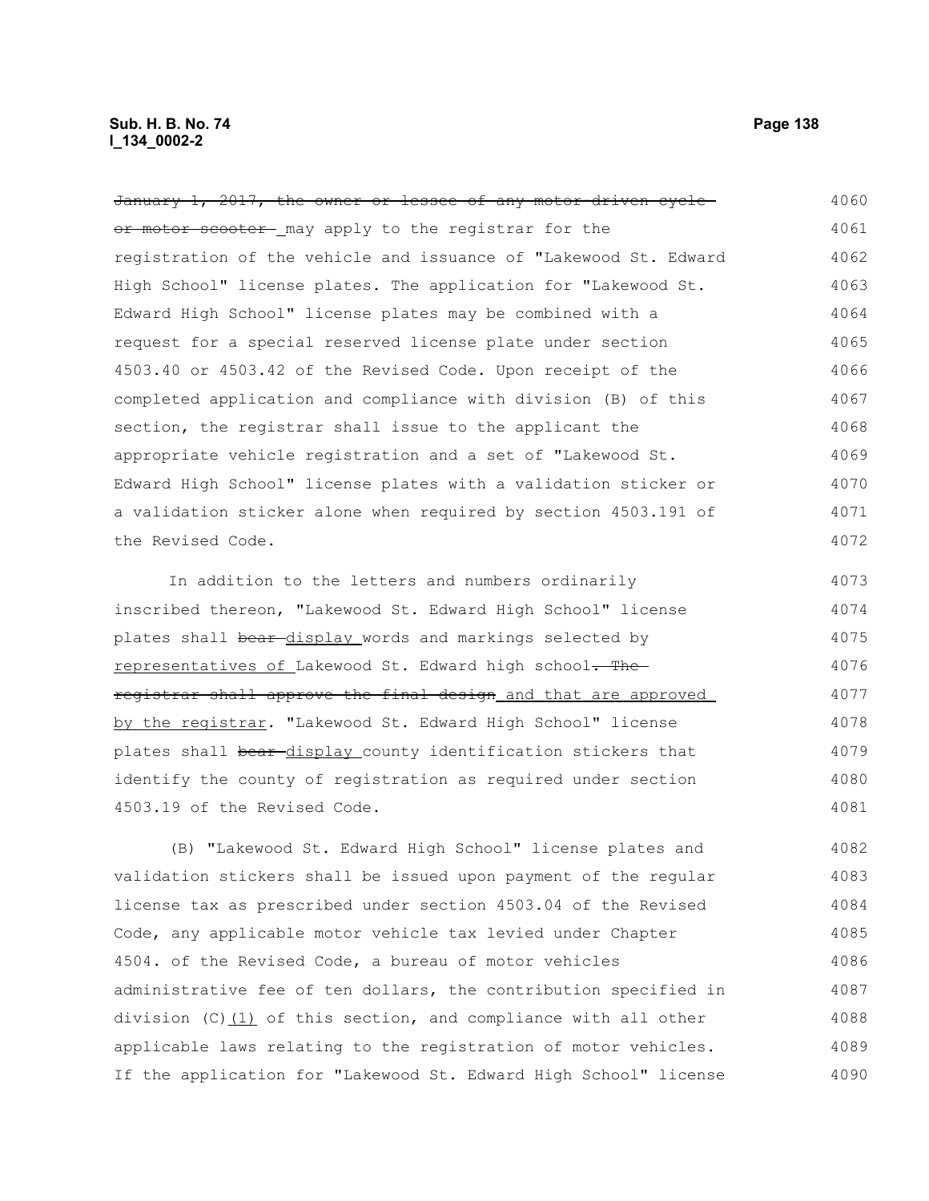~~January 1, 2017, the owner or lessee of any motor-driven cycle or motor scooter~~ may apply to the registrar for the registration of the vehicle and issuance of "Lakewood St. Edward High School" license plates. The application for "Lakewood St. Edward High School" license plates may be combined with a request for a special reserved license plate under section 4503.40 or 4503.42 of the Revised Code. Upon receipt of the completed application and compliance with division (B) of this section, the registrar shall issue to the applicant the appropriate vehicle registration and a set of "Lakewood St. Edward High School" license plates with a validation sticker or a validation sticker alone when required by section 4503.191 of the Revised Code.

In addition to the letters and numbers ordinarily inscribed thereon, "Lakewood St. Edward High School" license plates shall ~~bear~~ display words and markings selected by representatives of Lakewood St. Edward high school~~. The registrar shall approve the final design~~ and that are approved by the registrar. "Lakewood St. Edward High School" license plates shall ~~bear~~ display county identification stickers that identify the county of registration as required under section 4503.19 of the Revised Code.

(B) "Lakewood St. Edward High School" license plates and validation stickers shall be issued upon payment of the regular license tax as prescribed under section 4503.04 of the Revised Code, any applicable motor vehicle tax levied under Chapter 4504. of the Revised Code, a bureau of motor vehicles administrative fee of ten dollars, the contribution specified in division (C)(1) of this section, and compliance with all other applicable laws relating to the registration of motor vehicles. If the application for "Lakewood St. Edward High School" license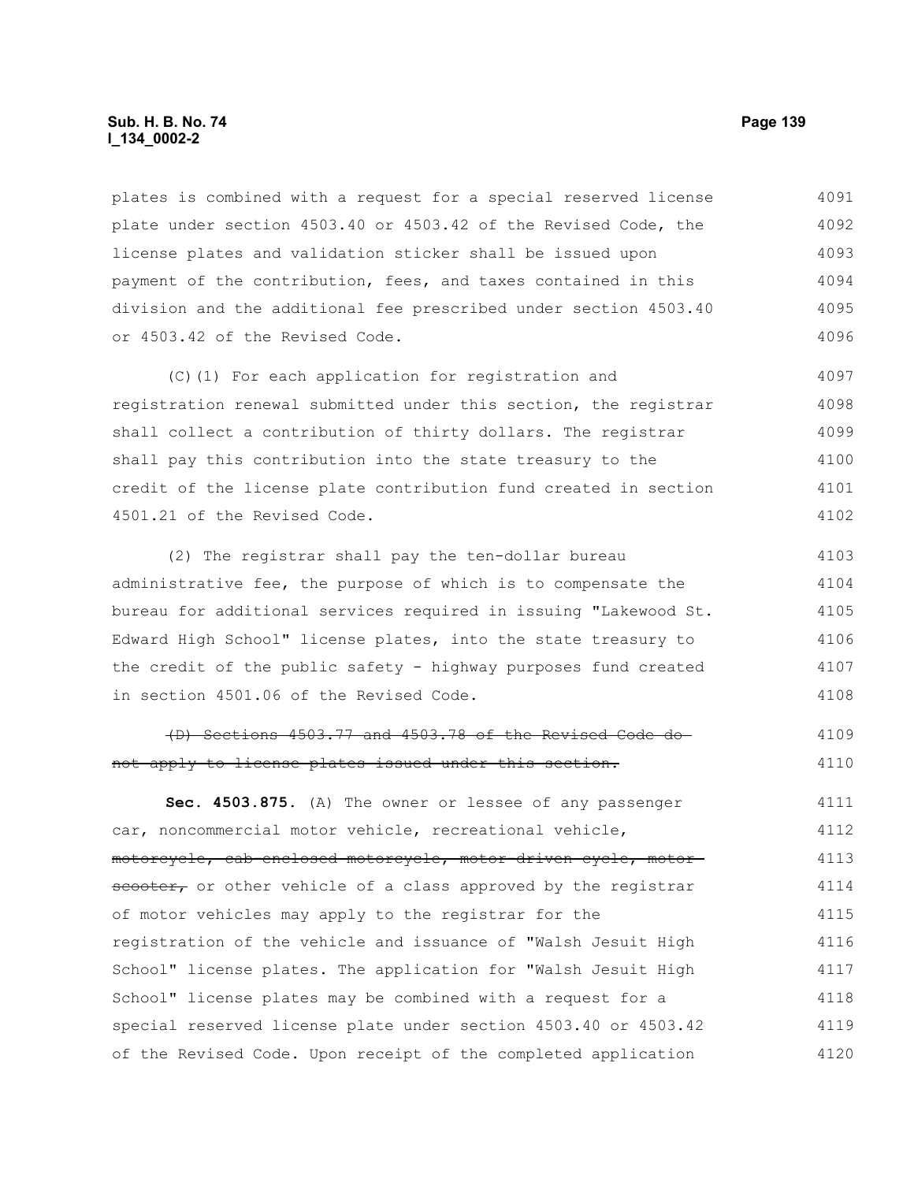plates is combined with a request for a special reserved license plate under section 4503.40 or 4503.42 of the Revised Code, the license plates and validation sticker shall be issued upon payment of the contribution, fees, and taxes contained in this division and the additional fee prescribed under section 4503.40 or 4503.42 of the Revised Code.

(C)(1) For each application for registration and registration renewal submitted under this section, the registrar shall collect a contribution of thirty dollars. The registrar shall pay this contribution into the state treasury to the credit of the license plate contribution fund created in section 4501.21 of the Revised Code.

(2) The registrar shall pay the ten-dollar bureau administrative fee, the purpose of which is to compensate the bureau for additional services required in issuing "Lakewood St. Edward High School" license plates, into the state treasury to the credit of the public safety - highway purposes fund created in section 4501.06 of the Revised Code.

~~(D) Sections 4503.77 and 4503.78 of the Revised Code do not apply to license plates issued under this section.~~

**Sec. 4503.875.** (A) The owner or lessee of any passenger car, noncommercial motor vehicle, recreational vehicle, ~~motorcycle, cab-enclosed motorcycle, motor-driven cycle, motor scooter,~~ or other vehicle of a class approved by the registrar of motor vehicles may apply to the registrar for the registration of the vehicle and issuance of "Walsh Jesuit High School" license plates. The application for "Walsh Jesuit High School" license plates may be combined with a request for a special reserved license plate under section 4503.40 or 4503.42 of the Revised Code. Upon receipt of the completed application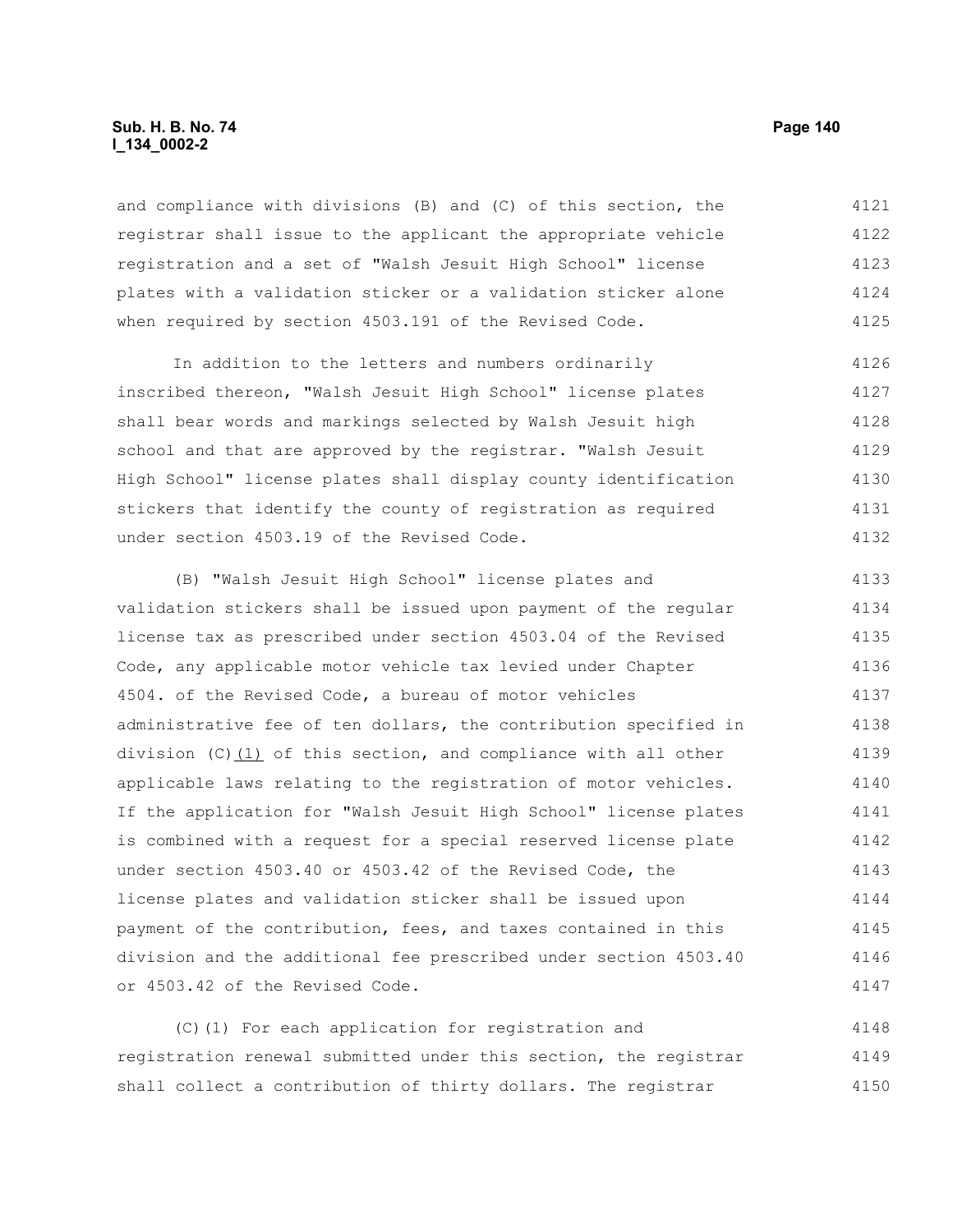and compliance with divisions (B) and (C) of this section, the registrar shall issue to the applicant the appropriate vehicle registration and a set of "Walsh Jesuit High School" license plates with a validation sticker or a validation sticker alone when required by section 4503.191 of the Revised Code.

In addition to the letters and numbers ordinarily inscribed thereon, "Walsh Jesuit High School" license plates shall bear words and markings selected by Walsh Jesuit high school and that are approved by the registrar. "Walsh Jesuit High School" license plates shall display county identification stickers that identify the county of registration as required under section 4503.19 of the Revised Code.

(B) "Walsh Jesuit High School" license plates and validation stickers shall be issued upon payment of the regular license tax as prescribed under section 4503.04 of the Revised Code, any applicable motor vehicle tax levied under Chapter 4504. of the Revised Code, a bureau of motor vehicles administrative fee of ten dollars, the contribution specified in division (C)(1) of this section, and compliance with all other applicable laws relating to the registration of motor vehicles. If the application for "Walsh Jesuit High School" license plates is combined with a request for a special reserved license plate under section 4503.40 or 4503.42 of the Revised Code, the license plates and validation sticker shall be issued upon payment of the contribution, fees, and taxes contained in this division and the additional fee prescribed under section 4503.40 or 4503.42 of the Revised Code.

(C)(1) For each application for registration and registration renewal submitted under this section, the registrar shall collect a contribution of thirty dollars. The registrar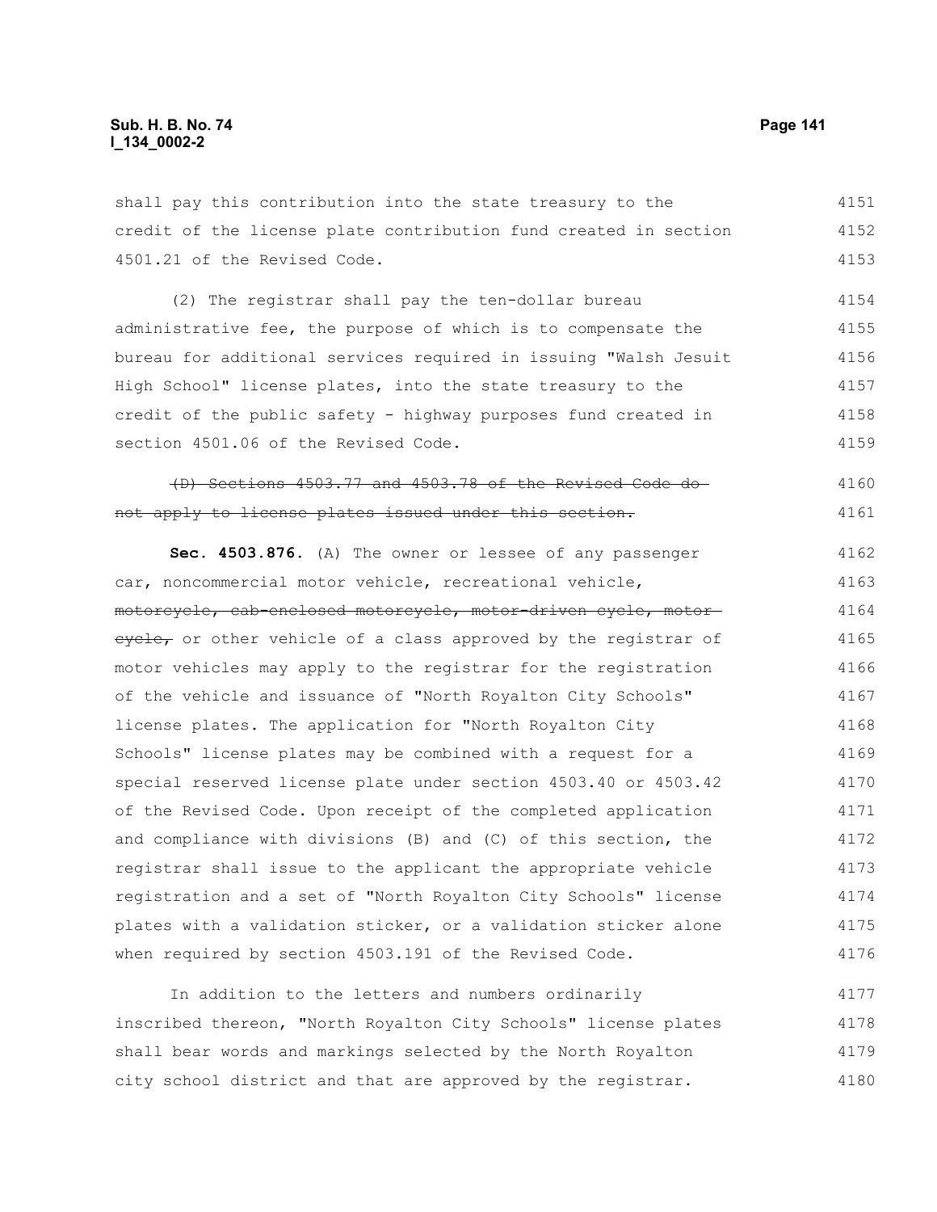shall pay this contribution into the state treasury to the credit of the license plate contribution fund created in section 4501.21 of the Revised Code.

(2) The registrar shall pay the ten-dollar bureau administrative fee, the purpose of which is to compensate the bureau for additional services required in issuing "Walsh Jesuit High School" license plates, into the state treasury to the credit of the public safety - highway purposes fund created in section 4501.06 of the Revised Code.

~~(D) Sections 4503.77 and 4503.78 of the Revised Code do not apply to license plates issued under this section.~~

**Sec. 4503.876.** (A) The owner or lessee of any passenger car, noncommercial motor vehicle, recreational vehicle, ~~motorcycle, cab-enclosed motorcycle, motor-driven cycle, motor cycle,~~ or other vehicle of a class approved by the registrar of motor vehicles may apply to the registrar for the registration of the vehicle and issuance of "North Royalton City Schools" license plates. The application for "North Royalton City Schools" license plates may be combined with a request for a special reserved license plate under section 4503.40 or 4503.42 of the Revised Code. Upon receipt of the completed application and compliance with divisions (B) and (C) of this section, the registrar shall issue to the applicant the appropriate vehicle registration and a set of "North Royalton City Schools" license plates with a validation sticker, or a validation sticker alone when required by section 4503.191 of the Revised Code.

In addition to the letters and numbers ordinarily inscribed thereon, "North Royalton City Schools" license plates shall bear words and markings selected by the North Royalton city school district and that are approved by the registrar.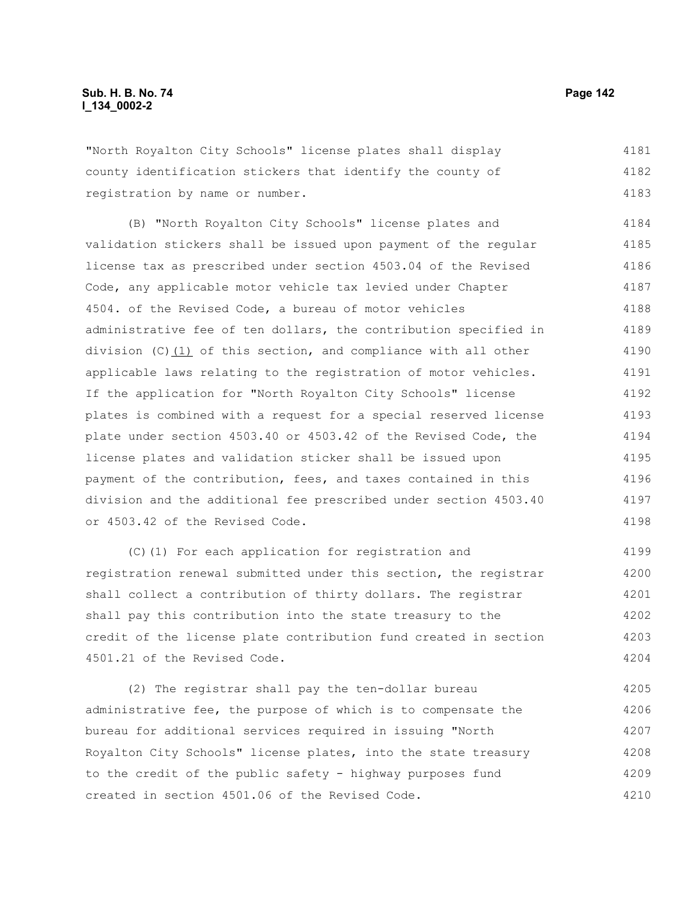"North Royalton City Schools" license plates shall display county identification stickers that identify the county of registration by name or number.

(B) "North Royalton City Schools" license plates and validation stickers shall be issued upon payment of the regular license tax as prescribed under section 4503.04 of the Revised Code, any applicable motor vehicle tax levied under Chapter 4504. of the Revised Code, a bureau of motor vehicles administrative fee of ten dollars, the contribution specified in division (C)(1) of this section, and compliance with all other applicable laws relating to the registration of motor vehicles. If the application for "North Royalton City Schools" license plates is combined with a request for a special reserved license plate under section 4503.40 or 4503.42 of the Revised Code, the license plates and validation sticker shall be issued upon payment of the contribution, fees, and taxes contained in this division and the additional fee prescribed under section 4503.40 or 4503.42 of the Revised Code.

(C)(1) For each application for registration and registration renewal submitted under this section, the registrar shall collect a contribution of thirty dollars. The registrar shall pay this contribution into the state treasury to the credit of the license plate contribution fund created in section 4501.21 of the Revised Code.

(2) The registrar shall pay the ten-dollar bureau administrative fee, the purpose of which is to compensate the bureau for additional services required in issuing "North Royalton City Schools" license plates, into the state treasury to the credit of the public safety - highway purposes fund created in section 4501.06 of the Revised Code.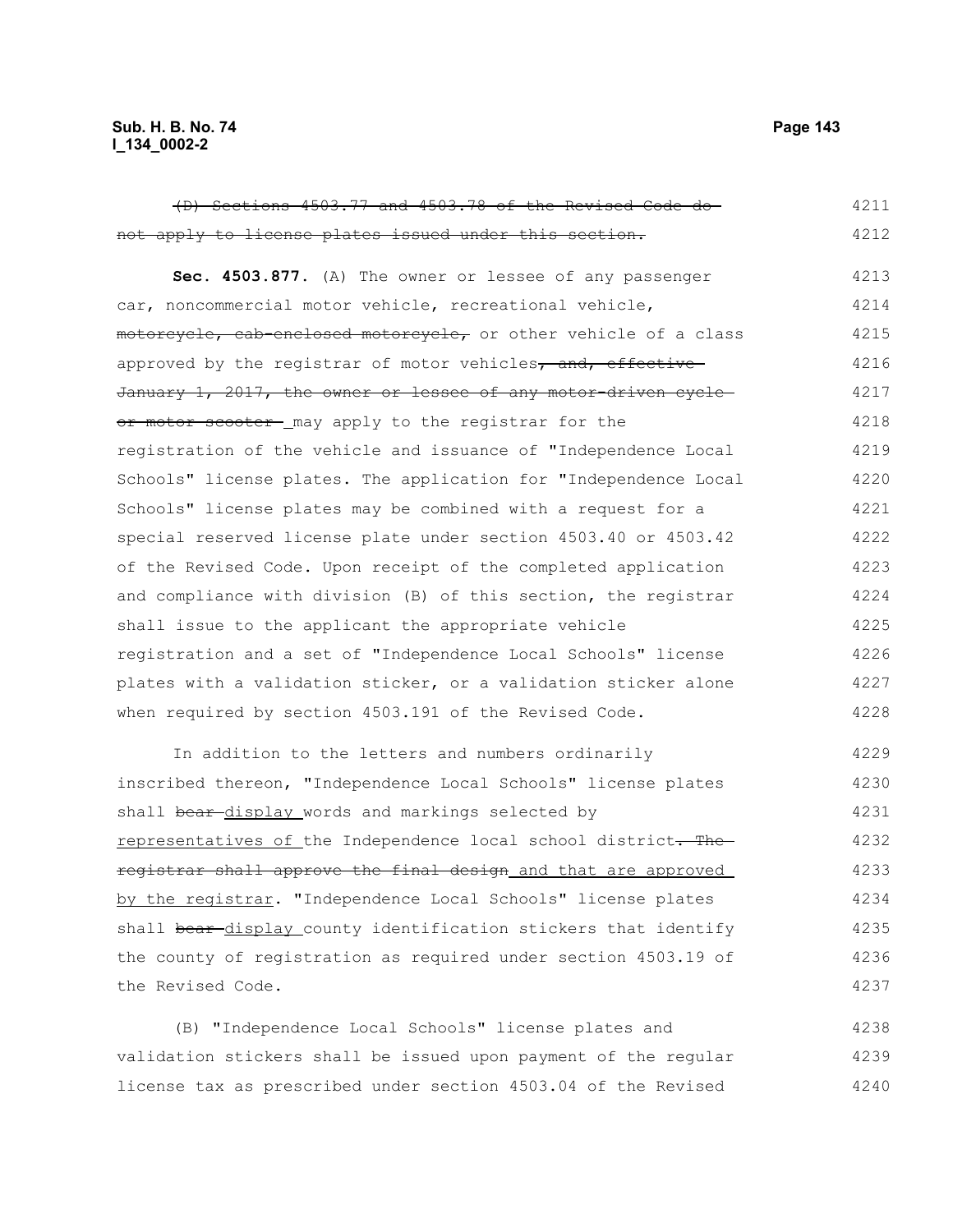~~(D) Sections 4503.77 and 4503.78 of the Revised Code do not apply to license plates issued under this section.~~ 4211 4212

**Sec. 4503.877.** (A) The owner or lessee of any passenger car, noncommercial motor vehicle, recreational vehicle, ~~motorcycle, cab-enclosed motorcycle,~~ or other vehicle of a class approved by the registrar of motor vehicles~~, and, effective January 1, 2017, the owner or lessee of any motor-driven cycle or motor scooter~~ may apply to the registrar for the registration of the vehicle and issuance of "Independence Local Schools" license plates. The application for "Independence Local Schools" license plates may be combined with a request for a special reserved license plate under section 4503.40 or 4503.42 of the Revised Code. Upon receipt of the completed application and compliance with division (B) of this section, the registrar shall issue to the applicant the appropriate vehicle registration and a set of "Independence Local Schools" license plates with a validation sticker, or a validation sticker alone when required by section 4503.191 of the Revised Code. 4213 4214 4215 4216 4217 4218 4219 4220 4221 4222 4223 4224 4225 4226 4227 4228

In addition to the letters and numbers ordinarily inscribed thereon, "Independence Local Schools" license plates shall ~~bear~~ <u>display</u> words and markings selected by <u>representatives of</u> the Independence local school district~~. The registrar shall approve the final design~~ <u>and that are approved by the registrar</u>. "Independence Local Schools" license plates shall ~~bear~~ <u>display</u> county identification stickers that identify the county of registration as required under section 4503.19 of the Revised Code. 4229 4230 4231 4232 4233 4234 4235 4236 4237

(B) "Independence Local Schools" license plates and validation stickers shall be issued upon payment of the regular license tax as prescribed under section 4503.04 of the Revised 4238 4239 4240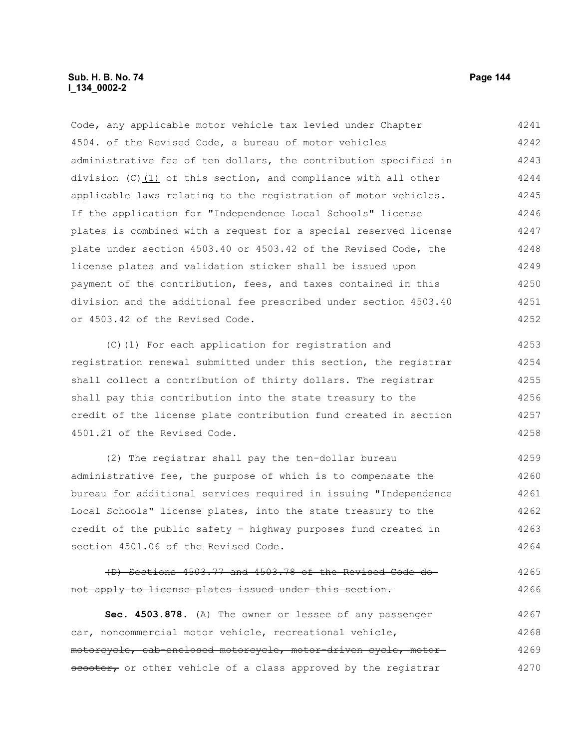Code, any applicable motor vehicle tax levied under Chapter 4504. of the Revised Code, a bureau of motor vehicles administrative fee of ten dollars, the contribution specified in division (C)(1) of this section, and compliance with all other applicable laws relating to the registration of motor vehicles. If the application for "Independence Local Schools" license plates is combined with a request for a special reserved license plate under section 4503.40 or 4503.42 of the Revised Code, the license plates and validation sticker shall be issued upon payment of the contribution, fees, and taxes contained in this division and the additional fee prescribed under section 4503.40 or 4503.42 of the Revised Code.

(C)(1) For each application for registration and registration renewal submitted under this section, the registrar shall collect a contribution of thirty dollars. The registrar shall pay this contribution into the state treasury to the credit of the license plate contribution fund created in section 4501.21 of the Revised Code.

(2) The registrar shall pay the ten-dollar bureau administrative fee, the purpose of which is to compensate the bureau for additional services required in issuing "Independence Local Schools" license plates, into the state treasury to the credit of the public safety - highway purposes fund created in section 4501.06 of the Revised Code.

~~(D) Sections 4503.77 and 4503.78 of the Revised Code do not apply to license plates issued under this section.~~

**Sec. 4503.878.** (A) The owner or lessee of any passenger car, noncommercial motor vehicle, recreational vehicle, ~~motorcycle, cab-enclosed motorcycle, motor-driven cycle, motor scooter,~~ or other vehicle of a class approved by the registrar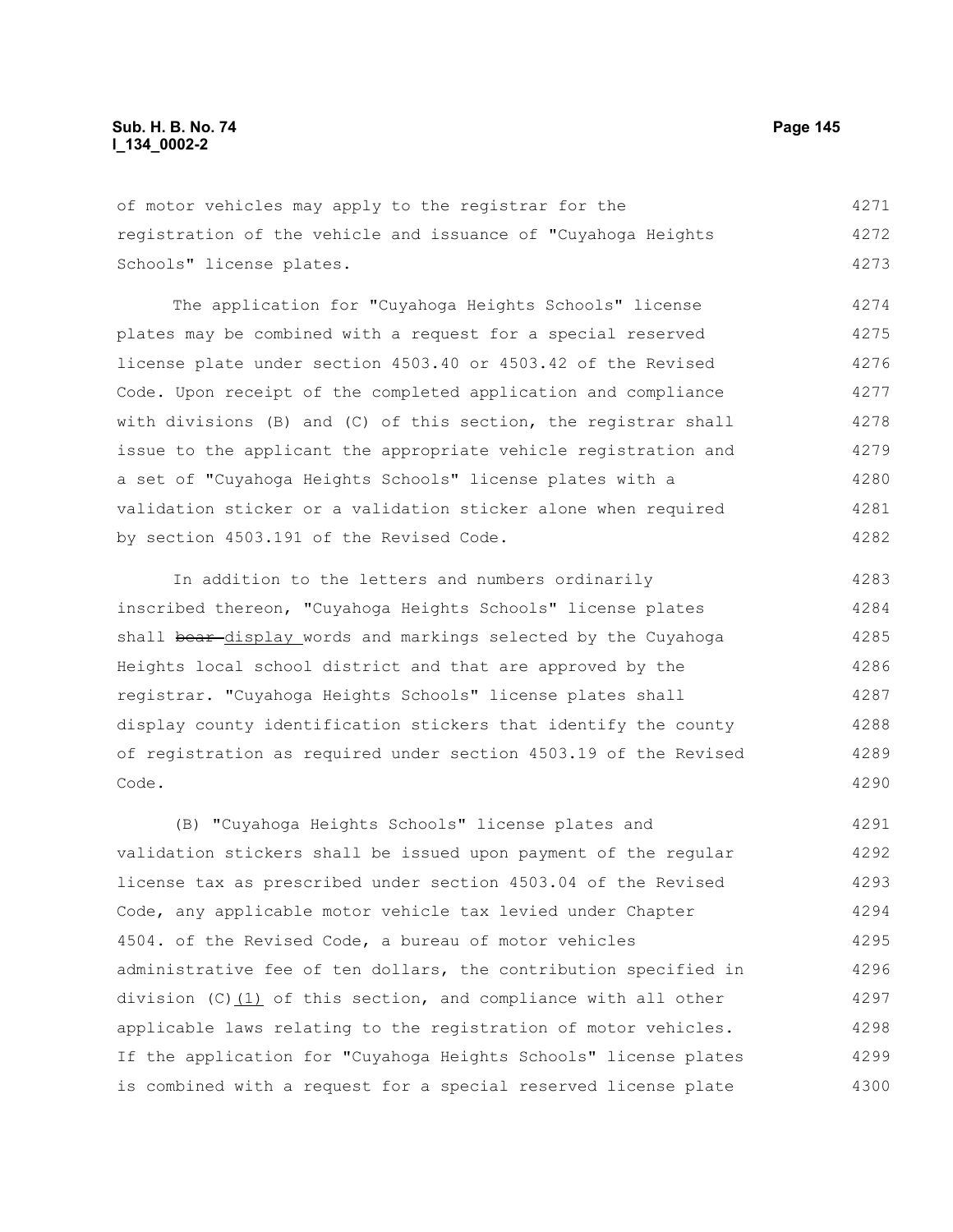of motor vehicles may apply to the registrar for the registration of the vehicle and issuance of "Cuyahoga Heights Schools" license plates.

The application for "Cuyahoga Heights Schools" license plates may be combined with a request for a special reserved license plate under section 4503.40 or 4503.42 of the Revised Code. Upon receipt of the completed application and compliance with divisions (B) and (C) of this section, the registrar shall issue to the applicant the appropriate vehicle registration and a set of "Cuyahoga Heights Schools" license plates with a validation sticker or a validation sticker alone when required by section 4503.191 of the Revised Code.

In addition to the letters and numbers ordinarily inscribed thereon, "Cuyahoga Heights Schools" license plates shall ~~bear~~ display words and markings selected by the Cuyahoga Heights local school district and that are approved by the registrar. "Cuyahoga Heights Schools" license plates shall display county identification stickers that identify the county of registration as required under section 4503.19 of the Revised Code.

(B) "Cuyahoga Heights Schools" license plates and validation stickers shall be issued upon payment of the regular license tax as prescribed under section 4503.04 of the Revised Code, any applicable motor vehicle tax levied under Chapter 4504. of the Revised Code, a bureau of motor vehicles administrative fee of ten dollars, the contribution specified in division (C)(1) of this section, and compliance with all other applicable laws relating to the registration of motor vehicles. If the application for "Cuyahoga Heights Schools" license plates is combined with a request for a special reserved license plate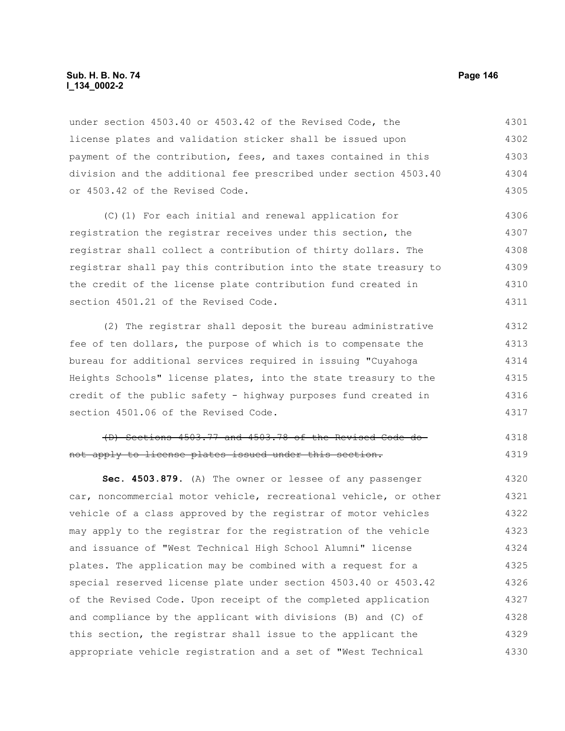under section 4503.40 or 4503.42 of the Revised Code, the license plates and validation sticker shall be issued upon payment of the contribution, fees, and taxes contained in this division and the additional fee prescribed under section 4503.40 or 4503.42 of the Revised Code.

(C)(1) For each initial and renewal application for registration the registrar receives under this section, the registrar shall collect a contribution of thirty dollars. The registrar shall pay this contribution into the state treasury to the credit of the license plate contribution fund created in section 4501.21 of the Revised Code.

(2) The registrar shall deposit the bureau administrative fee of ten dollars, the purpose of which is to compensate the bureau for additional services required in issuing "Cuyahoga Heights Schools" license plates, into the state treasury to the credit of the public safety - highway purposes fund created in section 4501.06 of the Revised Code.

~~(D) Sections 4503.77 and 4503.78 of the Revised Code do not apply to license plates issued under this section.~~

**Sec. 4503.879.** (A) The owner or lessee of any passenger car, noncommercial motor vehicle, recreational vehicle, or other vehicle of a class approved by the registrar of motor vehicles may apply to the registrar for the registration of the vehicle and issuance of "West Technical High School Alumni" license plates. The application may be combined with a request for a special reserved license plate under section 4503.40 or 4503.42 of the Revised Code. Upon receipt of the completed application and compliance by the applicant with divisions (B) and (C) of this section, the registrar shall issue to the applicant the appropriate vehicle registration and a set of "West Technical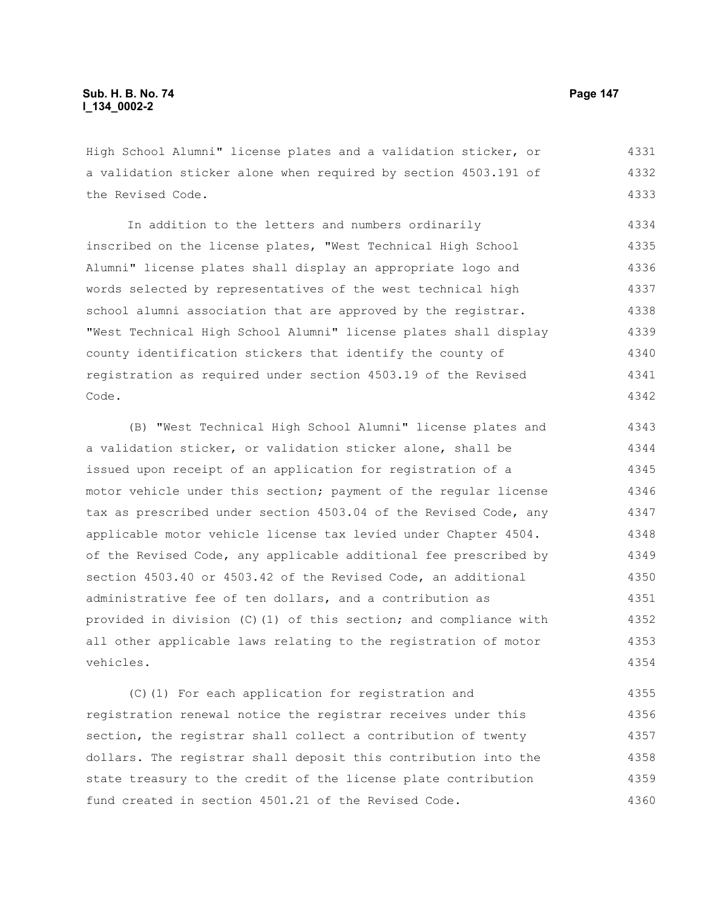High School Alumni" license plates and a validation sticker, or a validation sticker alone when required by section 4503.191 of the Revised Code.

In addition to the letters and numbers ordinarily inscribed on the license plates, "West Technical High School Alumni" license plates shall display an appropriate logo and words selected by representatives of the west technical high school alumni association that are approved by the registrar. "West Technical High School Alumni" license plates shall display county identification stickers that identify the county of registration as required under section 4503.19 of the Revised Code.

(B) "West Technical High School Alumni" license plates and a validation sticker, or validation sticker alone, shall be issued upon receipt of an application for registration of a motor vehicle under this section; payment of the regular license tax as prescribed under section 4503.04 of the Revised Code, any applicable motor vehicle license tax levied under Chapter 4504. of the Revised Code, any applicable additional fee prescribed by section 4503.40 or 4503.42 of the Revised Code, an additional administrative fee of ten dollars, and a contribution as provided in division (C)(1) of this section; and compliance with all other applicable laws relating to the registration of motor vehicles.

(C)(1) For each application for registration and registration renewal notice the registrar receives under this section, the registrar shall collect a contribution of twenty dollars. The registrar shall deposit this contribution into the state treasury to the credit of the license plate contribution fund created in section 4501.21 of the Revised Code.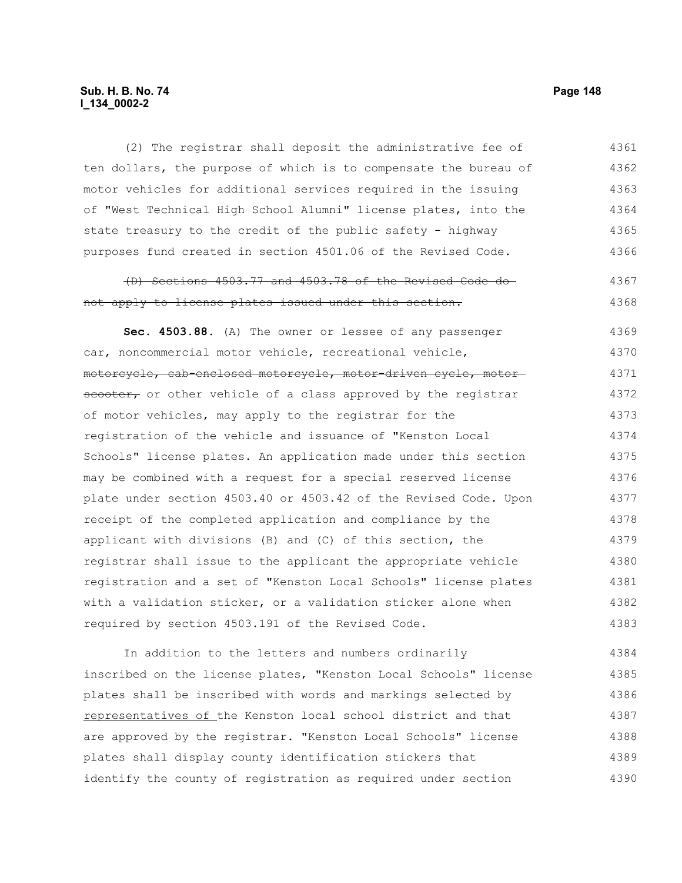(2) The registrar shall deposit the administrative fee of ten dollars, the purpose of which is to compensate the bureau of motor vehicles for additional services required in the issuing of "West Technical High School Alumni" license plates, into the state treasury to the credit of the public safety - highway purposes fund created in section 4501.06 of the Revised Code.

~~(D) Sections 4503.77 and 4503.78 of the Revised Code do not apply to license plates issued under this section.~~

**Sec. 4503.88.** (A) The owner or lessee of any passenger car, noncommercial motor vehicle, recreational vehicle, ~~motorcycle, cab-enclosed motorcycle, motor-driven cycle, motor scooter,~~ or other vehicle of a class approved by the registrar of motor vehicles, may apply to the registrar for the registration of the vehicle and issuance of "Kenston Local Schools" license plates. An application made under this section may be combined with a request for a special reserved license plate under section 4503.40 or 4503.42 of the Revised Code. Upon receipt of the completed application and compliance by the applicant with divisions (B) and (C) of this section, the registrar shall issue to the applicant the appropriate vehicle registration and a set of "Kenston Local Schools" license plates with a validation sticker, or a validation sticker alone when required by section 4503.191 of the Revised Code.

In addition to the letters and numbers ordinarily inscribed on the license plates, "Kenston Local Schools" license plates shall be inscribed with words and markings selected by <u>representatives of</u> the Kenston local school district and that are approved by the registrar. "Kenston Local Schools" license plates shall display county identification stickers that identify the county of registration as required under section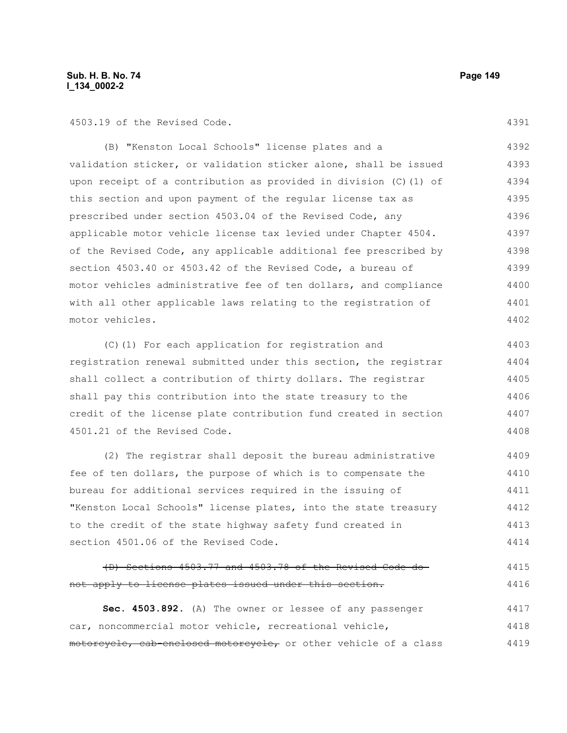4503.19 of the Revised Code.

(B) "Kenston Local Schools" license plates and a validation sticker, or validation sticker alone, shall be issued upon receipt of a contribution as provided in division (C)(1) of this section and upon payment of the regular license tax as prescribed under section 4503.04 of the Revised Code, any applicable motor vehicle license tax levied under Chapter 4504. of the Revised Code, any applicable additional fee prescribed by section 4503.40 or 4503.42 of the Revised Code, a bureau of motor vehicles administrative fee of ten dollars, and compliance with all other applicable laws relating to the registration of motor vehicles.

(C)(1) For each application for registration and registration renewal submitted under this section, the registrar shall collect a contribution of thirty dollars. The registrar shall pay this contribution into the state treasury to the credit of the license plate contribution fund created in section 4501.21 of the Revised Code.

(2) The registrar shall deposit the bureau administrative fee of ten dollars, the purpose of which is to compensate the bureau for additional services required in the issuing of "Kenston Local Schools" license plates, into the state treasury to the credit of the state highway safety fund created in section 4501.06 of the Revised Code.

~~(D) Sections 4503.77 and 4503.78 of the Revised Code do not apply to license plates issued under this section.~~

**Sec. 4503.892.** (A) The owner or lessee of any passenger car, noncommercial motor vehicle, recreational vehicle, ~~motorcycle, cab-enclosed motorcycle,~~ or other vehicle of a class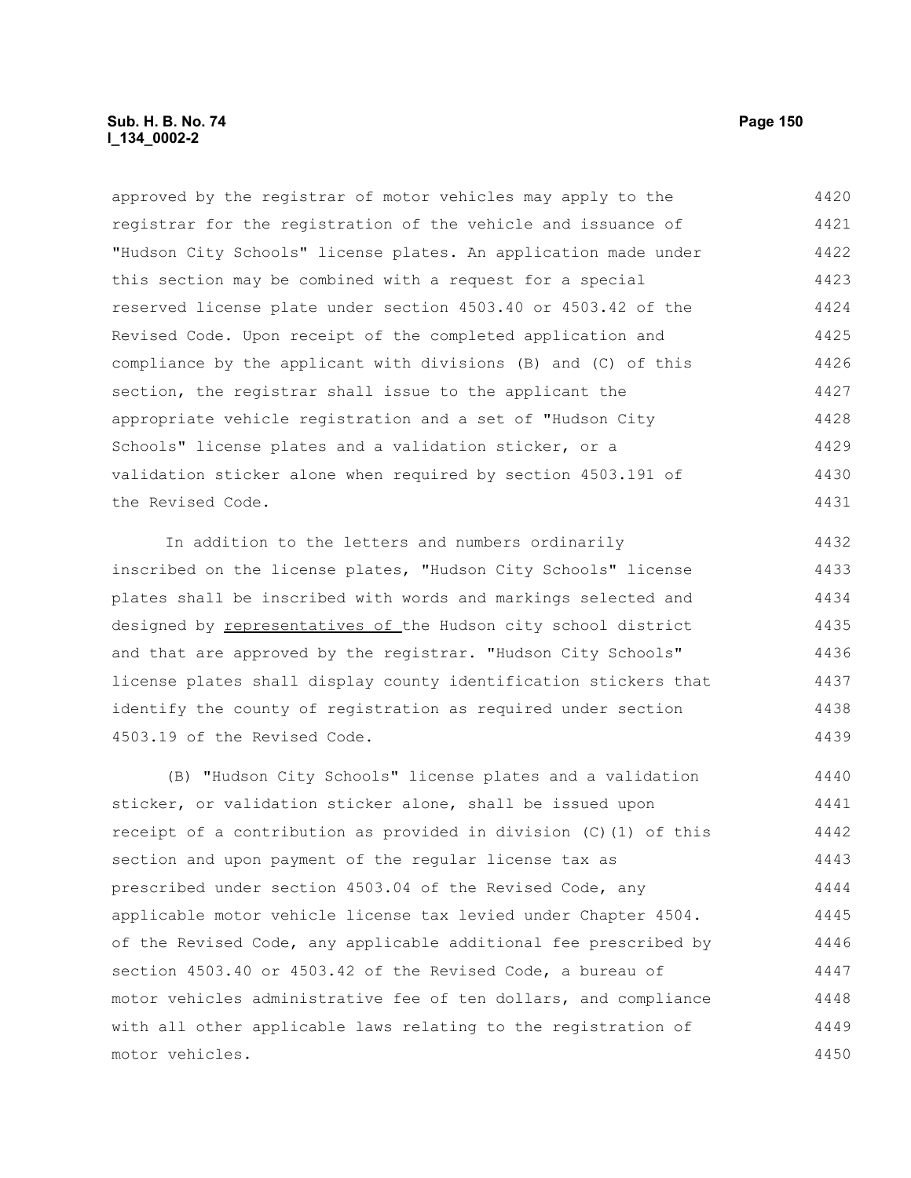approved by the registrar of motor vehicles may apply to the registrar for the registration of the vehicle and issuance of "Hudson City Schools" license plates. An application made under this section may be combined with a request for a special reserved license plate under section 4503.40 or 4503.42 of the Revised Code. Upon receipt of the completed application and compliance by the applicant with divisions (B) and (C) of this section, the registrar shall issue to the applicant the appropriate vehicle registration and a set of "Hudson City Schools" license plates and a validation sticker, or a validation sticker alone when required by section 4503.191 of the Revised Code.

In addition to the letters and numbers ordinarily inscribed on the license plates, "Hudson City Schools" license plates shall be inscribed with words and markings selected and designed by <u>representatives of </u>the Hudson city school district and that are approved by the registrar. "Hudson City Schools" license plates shall display county identification stickers that identify the county of registration as required under section 4503.19 of the Revised Code.

(B) "Hudson City Schools" license plates and a validation sticker, or validation sticker alone, shall be issued upon receipt of a contribution as provided in division (C)(1) of this section and upon payment of the regular license tax as prescribed under section 4503.04 of the Revised Code, any applicable motor vehicle license tax levied under Chapter 4504. of the Revised Code, any applicable additional fee prescribed by section 4503.40 or 4503.42 of the Revised Code, a bureau of motor vehicles administrative fee of ten dollars, and compliance with all other applicable laws relating to the registration of motor vehicles.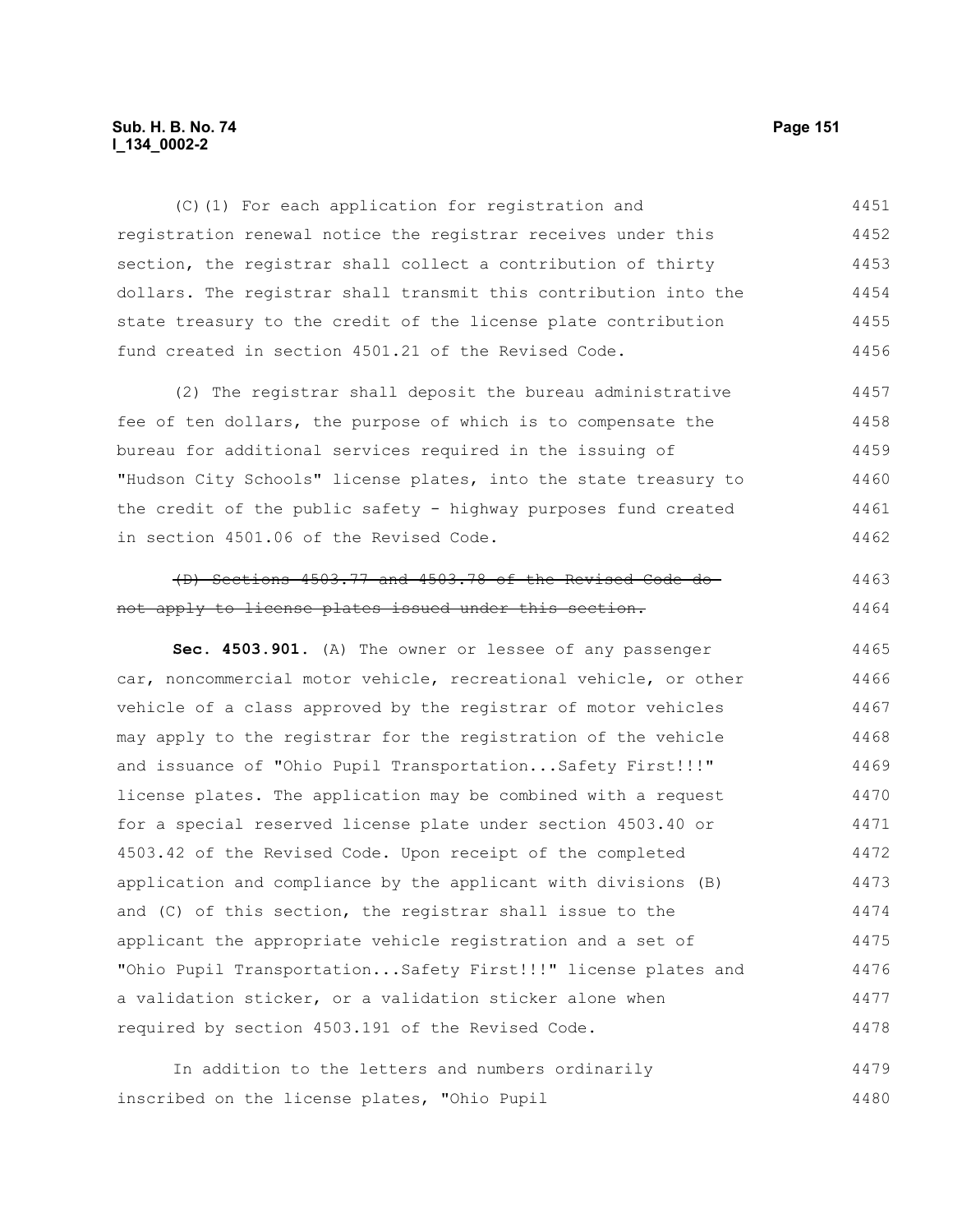(C)(1) For each application for registration and registration renewal notice the registrar receives under this section, the registrar shall collect a contribution of thirty dollars. The registrar shall transmit this contribution into the state treasury to the credit of the license plate contribution fund created in section 4501.21 of the Revised Code.

(2) The registrar shall deposit the bureau administrative fee of ten dollars, the purpose of which is to compensate the bureau for additional services required in the issuing of "Hudson City Schools" license plates, into the state treasury to the credit of the public safety - highway purposes fund created in section 4501.06 of the Revised Code.

~~(D) Sections 4503.77 and 4503.78 of the Revised Code do not apply to license plates issued under this section.~~

**Sec. 4503.901.** (A) The owner or lessee of any passenger car, noncommercial motor vehicle, recreational vehicle, or other vehicle of a class approved by the registrar of motor vehicles may apply to the registrar for the registration of the vehicle and issuance of "Ohio Pupil Transportation...Safety First!!!" license plates. The application may be combined with a request for a special reserved license plate under section 4503.40 or 4503.42 of the Revised Code. Upon receipt of the completed application and compliance by the applicant with divisions (B) and (C) of this section, the registrar shall issue to the applicant the appropriate vehicle registration and a set of "Ohio Pupil Transportation...Safety First!!!" license plates and a validation sticker, or a validation sticker alone when required by section 4503.191 of the Revised Code.

In addition to the letters and numbers ordinarily inscribed on the license plates, "Ohio Pupil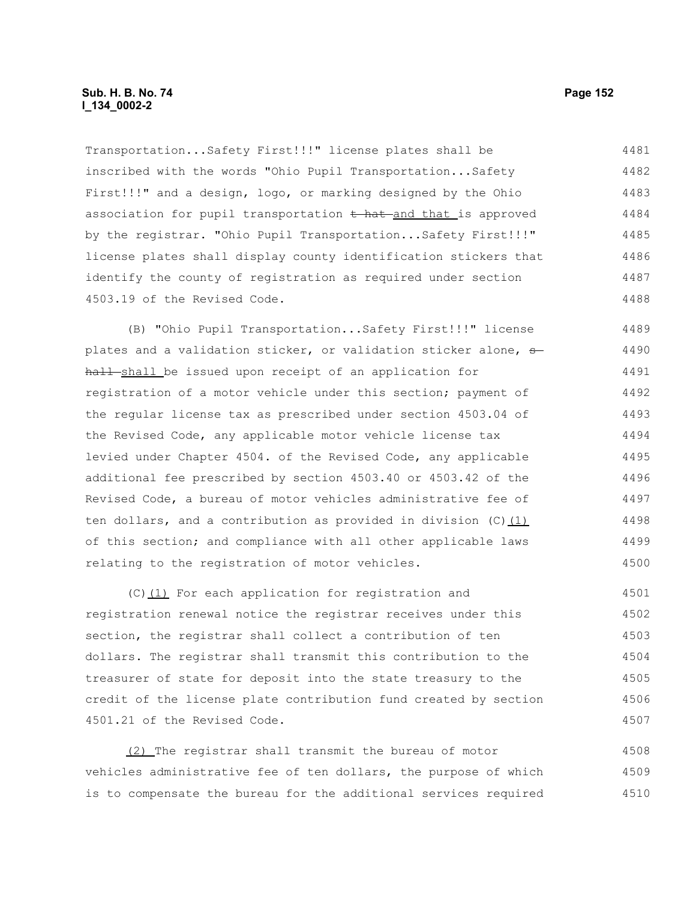Transportation...Safety First!!!" license plates shall be inscribed with the words "Ohio Pupil Transportation...Safety First!!!" and a design, logo, or marking designed by the Ohio association for pupil transportation ~~t hat~~ and that is approved by the registrar. "Ohio Pupil Transportation...Safety First!!!" license plates shall display county identification stickers that identify the county of registration as required under section 4503.19 of the Revised Code.

(B) "Ohio Pupil Transportation...Safety First!!!" license plates and a validation sticker, or validation sticker alone, ~~s hall~~ shall be issued upon receipt of an application for registration of a motor vehicle under this section; payment of the regular license tax as prescribed under section 4503.04 of the Revised Code, any applicable motor vehicle license tax levied under Chapter 4504. of the Revised Code, any applicable additional fee prescribed by section 4503.40 or 4503.42 of the Revised Code, a bureau of motor vehicles administrative fee of ten dollars, and a contribution as provided in division (C)(1) of this section; and compliance with all other applicable laws relating to the registration of motor vehicles.

(C)(1) For each application for registration and registration renewal notice the registrar receives under this section, the registrar shall collect a contribution of ten dollars. The registrar shall transmit this contribution to the treasurer of state for deposit into the state treasury to the credit of the license plate contribution fund created by section 4501.21 of the Revised Code.

(2) The registrar shall transmit the bureau of motor vehicles administrative fee of ten dollars, the purpose of which is to compensate the bureau for the additional services required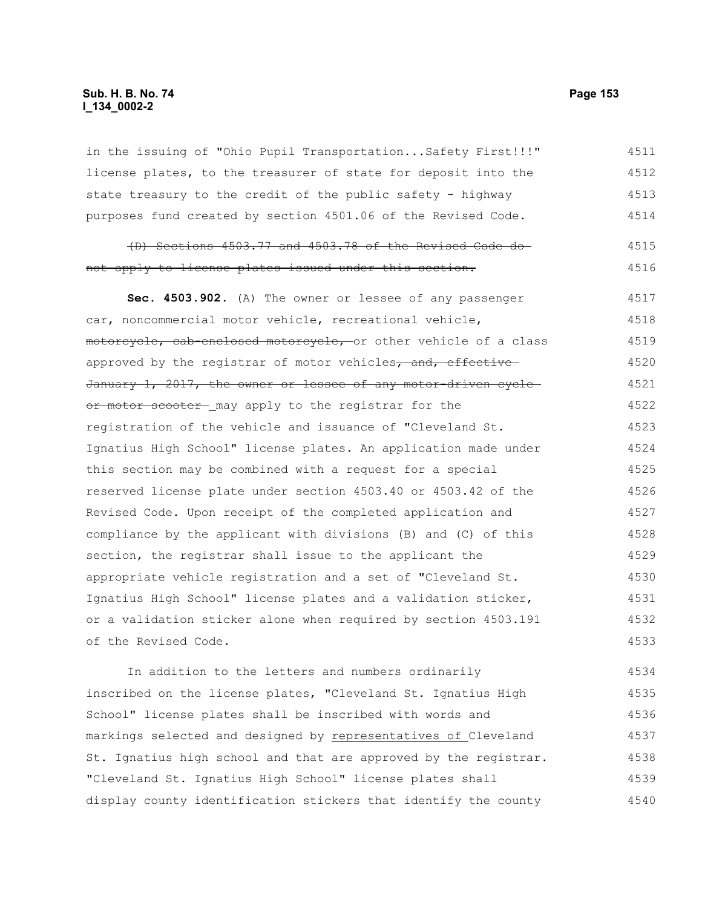in the issuing of "Ohio Pupil Transportation...Safety First!!!" license plates, to the treasurer of state for deposit into the state treasury to the credit of the public safety - highway purposes fund created by section 4501.06 of the Revised Code.

~~(D) Sections 4503.77 and 4503.78 of the Revised Code do not apply to license plates issued under this section.~~

**Sec. 4503.902.** (A) The owner or lessee of any passenger car, noncommercial motor vehicle, recreational vehicle, ~~motorcycle, cab-enclosed motorcycle,~~ or other vehicle of a class approved by the registrar of motor vehicles~~, and, effective January 1, 2017, the owner or lessee of any motor-driven cycle or motor scooter~~ may apply to the registrar for the registration of the vehicle and issuance of "Cleveland St. Ignatius High School" license plates. An application made under this section may be combined with a request for a special reserved license plate under section 4503.40 or 4503.42 of the Revised Code. Upon receipt of the completed application and compliance by the applicant with divisions (B) and (C) of this section, the registrar shall issue to the applicant the appropriate vehicle registration and a set of "Cleveland St. Ignatius High School" license plates and a validation sticker, or a validation sticker alone when required by section 4503.191 of the Revised Code.

In addition to the letters and numbers ordinarily inscribed on the license plates, "Cleveland St. Ignatius High School" license plates shall be inscribed with words and markings selected and designed by <u>representatives of</u> Cleveland St. Ignatius high school and that are approved by the registrar. "Cleveland St. Ignatius High School" license plates shall display county identification stickers that identify the county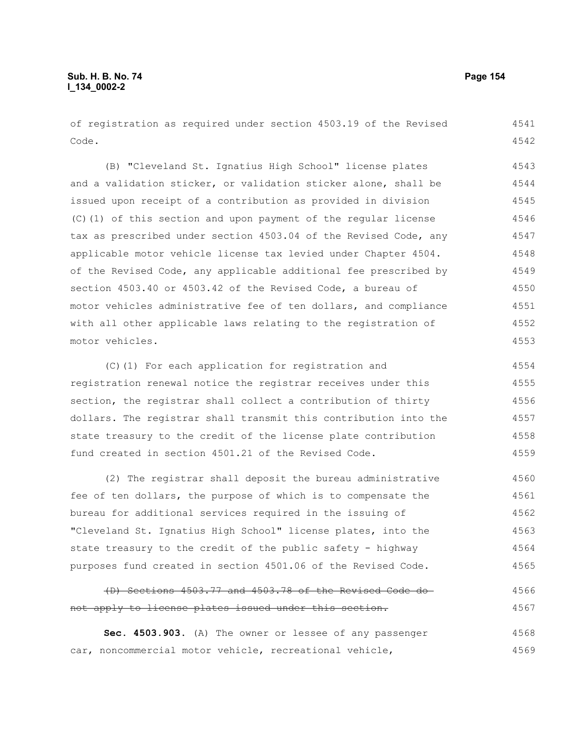of registration as required under section 4503.19 of the Revised Code.

(B) "Cleveland St. Ignatius High School" license plates and a validation sticker, or validation sticker alone, shall be issued upon receipt of a contribution as provided in division (C)(1) of this section and upon payment of the regular license tax as prescribed under section 4503.04 of the Revised Code, any applicable motor vehicle license tax levied under Chapter 4504. of the Revised Code, any applicable additional fee prescribed by section 4503.40 or 4503.42 of the Revised Code, a bureau of motor vehicles administrative fee of ten dollars, and compliance with all other applicable laws relating to the registration of motor vehicles.

(C)(1) For each application for registration and registration renewal notice the registrar receives under this section, the registrar shall collect a contribution of thirty dollars. The registrar shall transmit this contribution into the state treasury to the credit of the license plate contribution fund created in section 4501.21 of the Revised Code.

(2) The registrar shall deposit the bureau administrative fee of ten dollars, the purpose of which is to compensate the bureau for additional services required in the issuing of "Cleveland St. Ignatius High School" license plates, into the state treasury to the credit of the public safety - highway purposes fund created in section 4501.06 of the Revised Code.

~~(D) Sections 4503.77 and 4503.78 of the Revised Code do not apply to license plates issued under this section.~~

**Sec. 4503.903.** (A) The owner or lessee of any passenger car, noncommercial motor vehicle, recreational vehicle,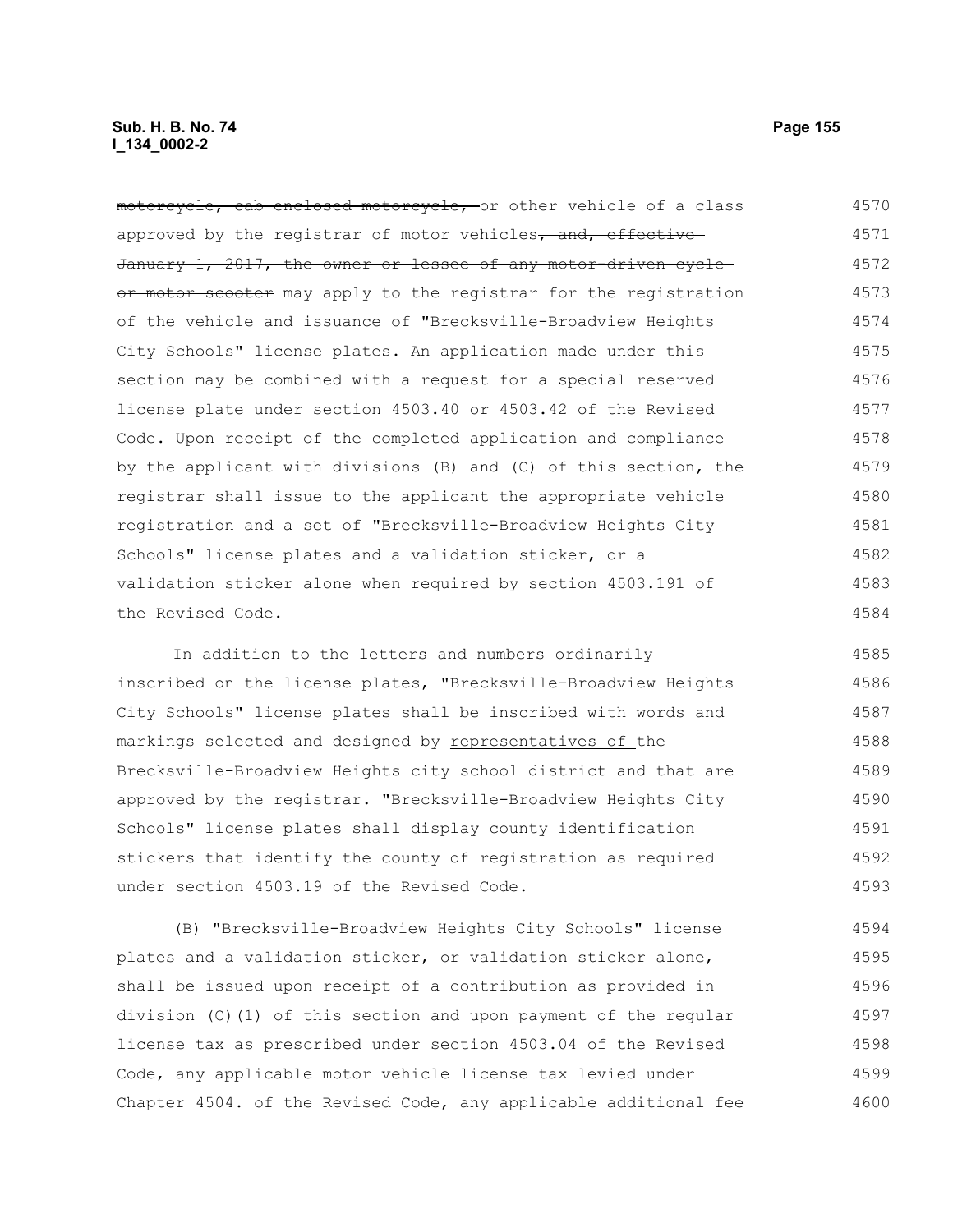~~motorcycle, cab-enclosed motorcycle,~~ or other vehicle of a class approved by the registrar of motor vehicles~~, and, effective January 1, 2017, the owner or lessee of any motor-driven cycle or motor scooter~~ may apply to the registrar for the registration of the vehicle and issuance of "Brecksville-Broadview Heights City Schools" license plates. An application made under this section may be combined with a request for a special reserved license plate under section 4503.40 or 4503.42 of the Revised Code. Upon receipt of the completed application and compliance by the applicant with divisions (B) and (C) of this section, the registrar shall issue to the applicant the appropriate vehicle registration and a set of "Brecksville-Broadview Heights City Schools" license plates and a validation sticker, or a validation sticker alone when required by section 4503.191 of the Revised Code.

In addition to the letters and numbers ordinarily inscribed on the license plates, "Brecksville-Broadview Heights City Schools" license plates shall be inscribed with words and markings selected and designed by <u>representatives of</u> the Brecksville-Broadview Heights city school district and that are approved by the registrar. "Brecksville-Broadview Heights City Schools" license plates shall display county identification stickers that identify the county of registration as required under section 4503.19 of the Revised Code.

(B) "Brecksville-Broadview Heights City Schools" license plates and a validation sticker, or validation sticker alone, shall be issued upon receipt of a contribution as provided in division (C)(1) of this section and upon payment of the regular license tax as prescribed under section 4503.04 of the Revised Code, any applicable motor vehicle license tax levied under Chapter 4504. of the Revised Code, any applicable additional fee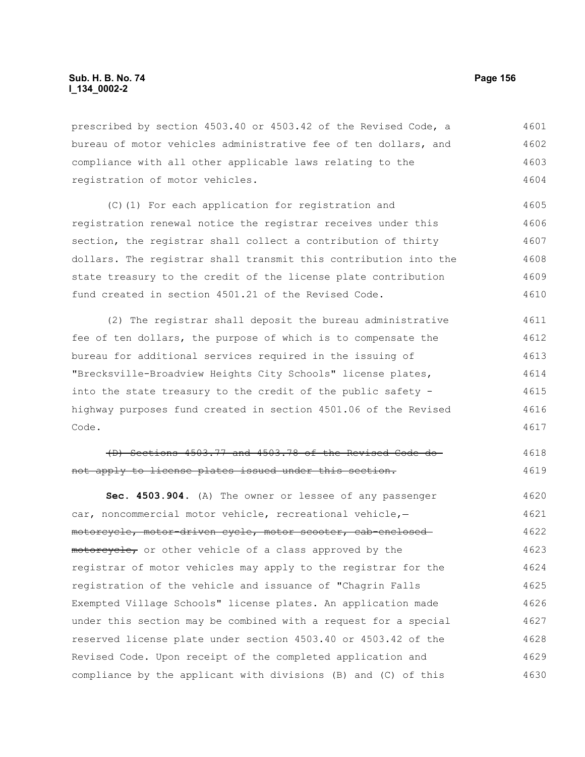prescribed by section 4503.40 or 4503.42 of the Revised Code, a bureau of motor vehicles administrative fee of ten dollars, and compliance with all other applicable laws relating to the registration of motor vehicles.

(C)(1) For each application for registration and registration renewal notice the registrar receives under this section, the registrar shall collect a contribution of thirty dollars. The registrar shall transmit this contribution into the state treasury to the credit of the license plate contribution fund created in section 4501.21 of the Revised Code.

(2) The registrar shall deposit the bureau administrative fee of ten dollars, the purpose of which is to compensate the bureau for additional services required in the issuing of "Brecksville-Broadview Heights City Schools" license plates, into the state treasury to the credit of the public safety - highway purposes fund created in section 4501.06 of the Revised Code.

~~(D) Sections 4503.77 and 4503.78 of the Revised Code do not apply to license plates issued under this section.~~

**Sec. 4503.904.** (A) The owner or lessee of any passenger car, noncommercial motor vehicle, recreational vehicle, ~~motorcycle, motor-driven cycle, motor scooter, cab-enclosed motorcycle,~~ or other vehicle of a class approved by the registrar of motor vehicles may apply to the registrar for the registration of the vehicle and issuance of "Chagrin Falls Exempted Village Schools" license plates. An application made under this section may be combined with a request for a special reserved license plate under section 4503.40 or 4503.42 of the Revised Code. Upon receipt of the completed application and compliance by the applicant with divisions (B) and (C) of this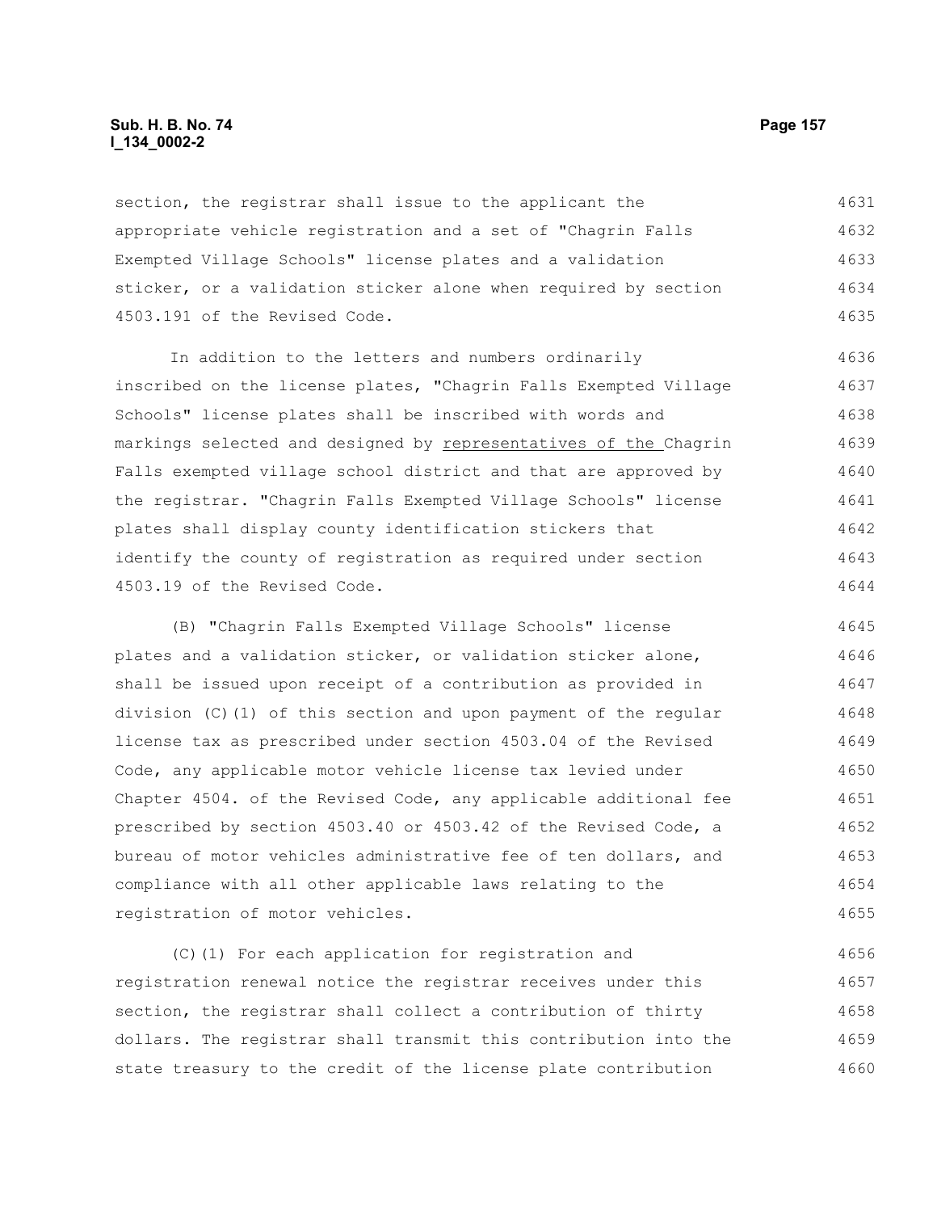section, the registrar shall issue to the applicant the appropriate vehicle registration and a set of "Chagrin Falls Exempted Village Schools" license plates and a validation sticker, or a validation sticker alone when required by section 4503.191 of the Revised Code.

In addition to the letters and numbers ordinarily inscribed on the license plates, "Chagrin Falls Exempted Village Schools" license plates shall be inscribed with words and markings selected and designed by representatives of the Chagrin Falls exempted village school district and that are approved by the registrar. "Chagrin Falls Exempted Village Schools" license plates shall display county identification stickers that identify the county of registration as required under section 4503.19 of the Revised Code.

(B) "Chagrin Falls Exempted Village Schools" license plates and a validation sticker, or validation sticker alone, shall be issued upon receipt of a contribution as provided in division (C)(1) of this section and upon payment of the regular license tax as prescribed under section 4503.04 of the Revised Code, any applicable motor vehicle license tax levied under Chapter 4504. of the Revised Code, any applicable additional fee prescribed by section 4503.40 or 4503.42 of the Revised Code, a bureau of motor vehicles administrative fee of ten dollars, and compliance with all other applicable laws relating to the registration of motor vehicles.

(C)(1) For each application for registration and registration renewal notice the registrar receives under this section, the registrar shall collect a contribution of thirty dollars. The registrar shall transmit this contribution into the state treasury to the credit of the license plate contribution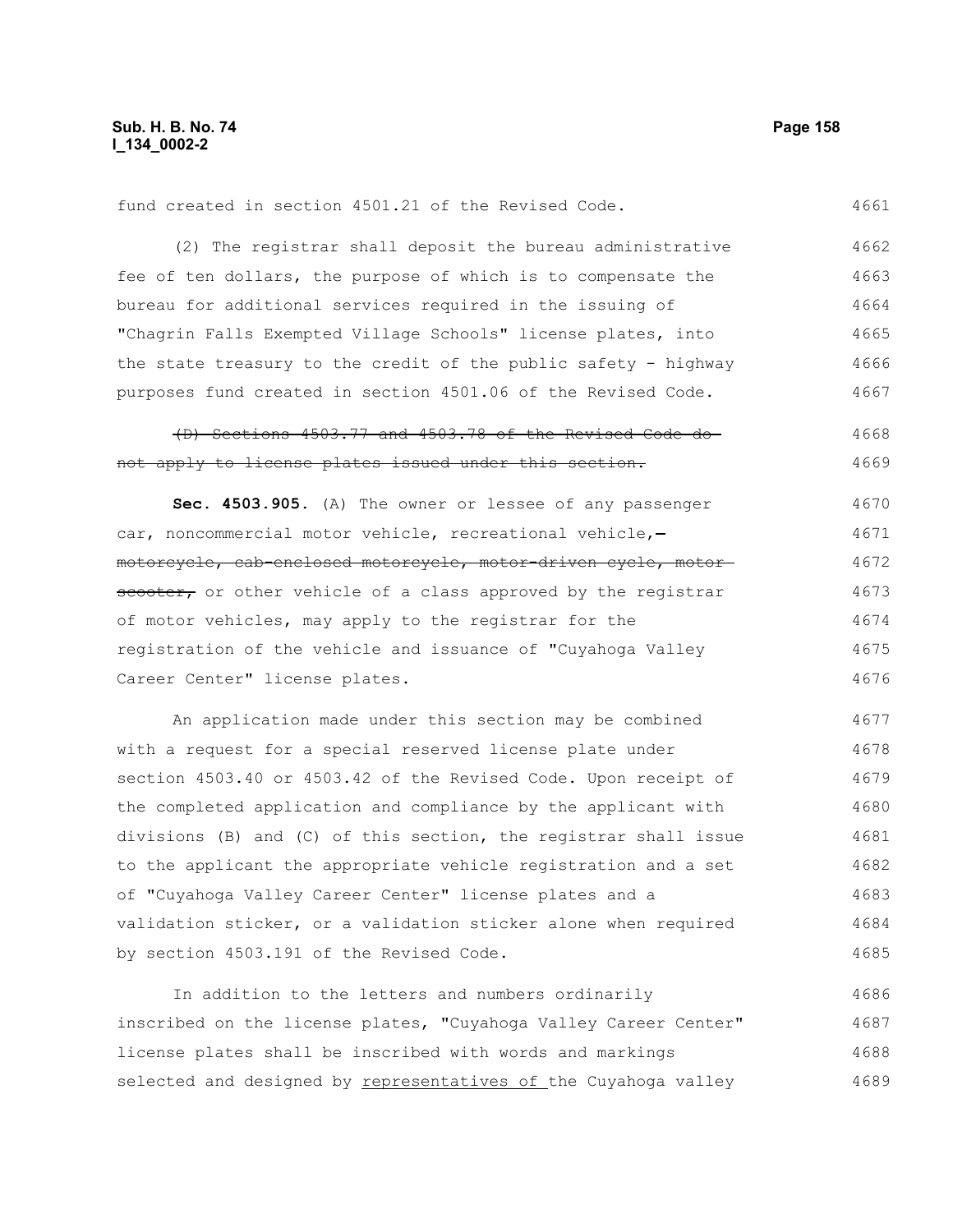fund created in section 4501.21 of the Revised Code.

(2) The registrar shall deposit the bureau administrative fee of ten dollars, the purpose of which is to compensate the bureau for additional services required in the issuing of "Chagrin Falls Exempted Village Schools" license plates, into the state treasury to the credit of the public safety - highway purposes fund created in section 4501.06 of the Revised Code.

~~(D) Sections 4503.77 and 4503.78 of the Revised Code do not apply to license plates issued under this section.~~

**Sec. 4503.905.** (A) The owner or lessee of any passenger car, noncommercial motor vehicle, recreational vehicle, ~~motorcycle, cab-enclosed motorcycle, motor-driven cycle, motor scooter,~~ or other vehicle of a class approved by the registrar of motor vehicles, may apply to the registrar for the registration of the vehicle and issuance of "Cuyahoga Valley Career Center" license plates.

An application made under this section may be combined with a request for a special reserved license plate under section 4503.40 or 4503.42 of the Revised Code. Upon receipt of the completed application and compliance by the applicant with divisions (B) and (C) of this section, the registrar shall issue to the applicant the appropriate vehicle registration and a set of "Cuyahoga Valley Career Center" license plates and a validation sticker, or a validation sticker alone when required by section 4503.191 of the Revised Code.

In addition to the letters and numbers ordinarily inscribed on the license plates, "Cuyahoga Valley Career Center" license plates shall be inscribed with words and markings selected and designed by <u>representatives of</u> the Cuyahoga valley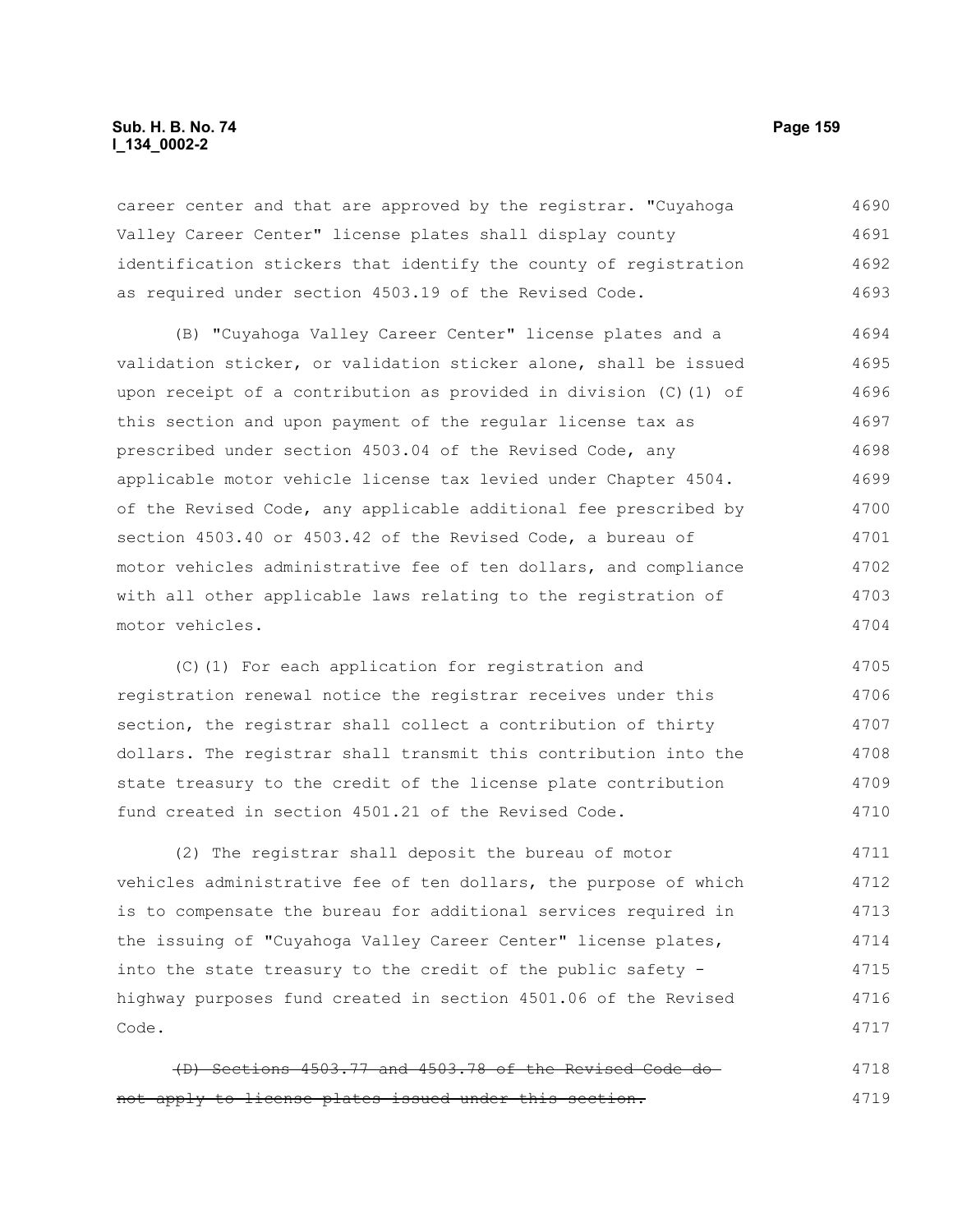career center and that are approved by the registrar. "Cuyahoga Valley Career Center" license plates shall display county identification stickers that identify the county of registration as required under section 4503.19 of the Revised Code.

(B) "Cuyahoga Valley Career Center" license plates and a validation sticker, or validation sticker alone, shall be issued upon receipt of a contribution as provided in division (C)(1) of this section and upon payment of the regular license tax as prescribed under section 4503.04 of the Revised Code, any applicable motor vehicle license tax levied under Chapter 4504. of the Revised Code, any applicable additional fee prescribed by section 4503.40 or 4503.42 of the Revised Code, a bureau of motor vehicles administrative fee of ten dollars, and compliance with all other applicable laws relating to the registration of motor vehicles.

(C)(1) For each application for registration and registration renewal notice the registrar receives under this section, the registrar shall collect a contribution of thirty dollars. The registrar shall transmit this contribution into the state treasury to the credit of the license plate contribution fund created in section 4501.21 of the Revised Code.

(2) The registrar shall deposit the bureau of motor vehicles administrative fee of ten dollars, the purpose of which is to compensate the bureau for additional services required in the issuing of "Cuyahoga Valley Career Center" license plates, into the state treasury to the credit of the public safety - highway purposes fund created in section 4501.06 of the Revised Code.

~~(D) Sections 4503.77 and 4503.78 of the Revised Code do not apply to license plates issued under this section.~~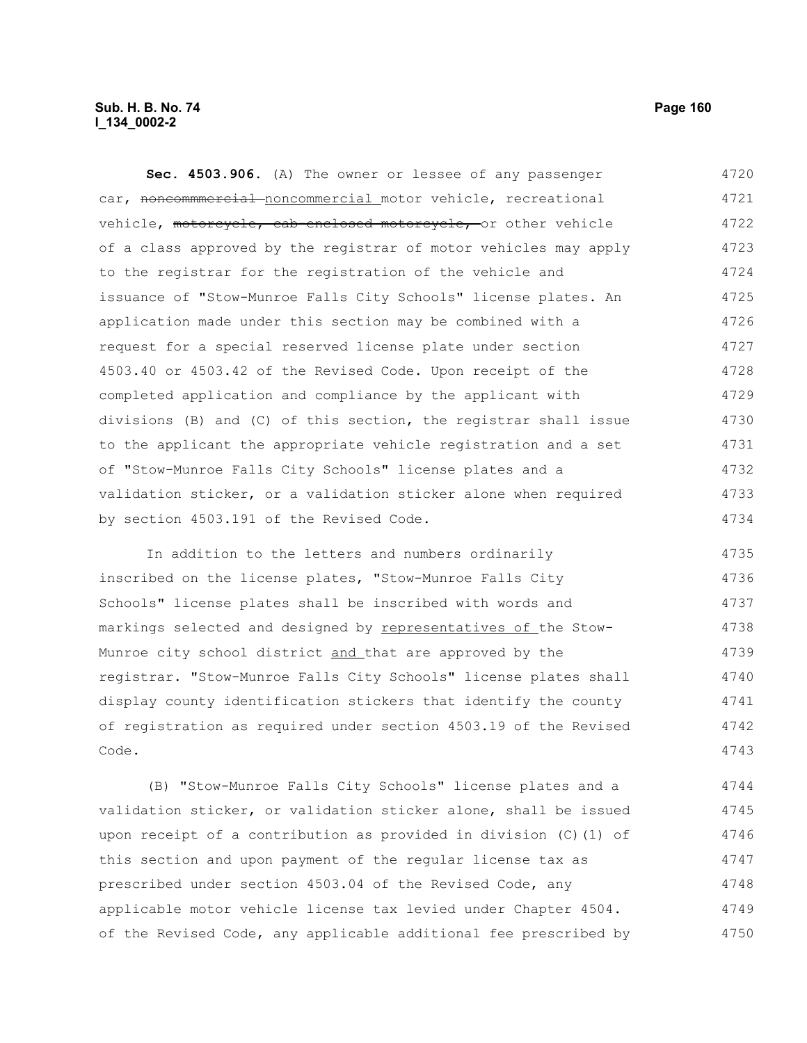**Sec. 4503.906.** (A) The owner or lessee of any passenger car, ~~noncommmercial~~ <u>noncommercial</u> motor vehicle, recreational vehicle, ~~motorcycle, cab-enclosed motorcycle,~~ or other vehicle of a class approved by the registrar of motor vehicles may apply to the registrar for the registration of the vehicle and issuance of "Stow-Munroe Falls City Schools" license plates. An application made under this section may be combined with a request for a special reserved license plate under section 4503.40 or 4503.42 of the Revised Code. Upon receipt of the completed application and compliance by the applicant with divisions (B) and (C) of this section, the registrar shall issue to the applicant the appropriate vehicle registration and a set of "Stow-Munroe Falls City Schools" license plates and a validation sticker, or a validation sticker alone when required by section 4503.191 of the Revised Code.

In addition to the letters and numbers ordinarily inscribed on the license plates, "Stow-Munroe Falls City Schools" license plates shall be inscribed with words and markings selected and designed by <u>representatives of</u> the Stow-Munroe city school district <u>and</u> that are approved by the registrar. "Stow-Munroe Falls City Schools" license plates shall display county identification stickers that identify the county of registration as required under section 4503.19 of the Revised Code.

(B) "Stow-Munroe Falls City Schools" license plates and a validation sticker, or validation sticker alone, shall be issued upon receipt of a contribution as provided in division (C)(1) of this section and upon payment of the regular license tax as prescribed under section 4503.04 of the Revised Code, any applicable motor vehicle license tax levied under Chapter 4504. of the Revised Code, any applicable additional fee prescribed by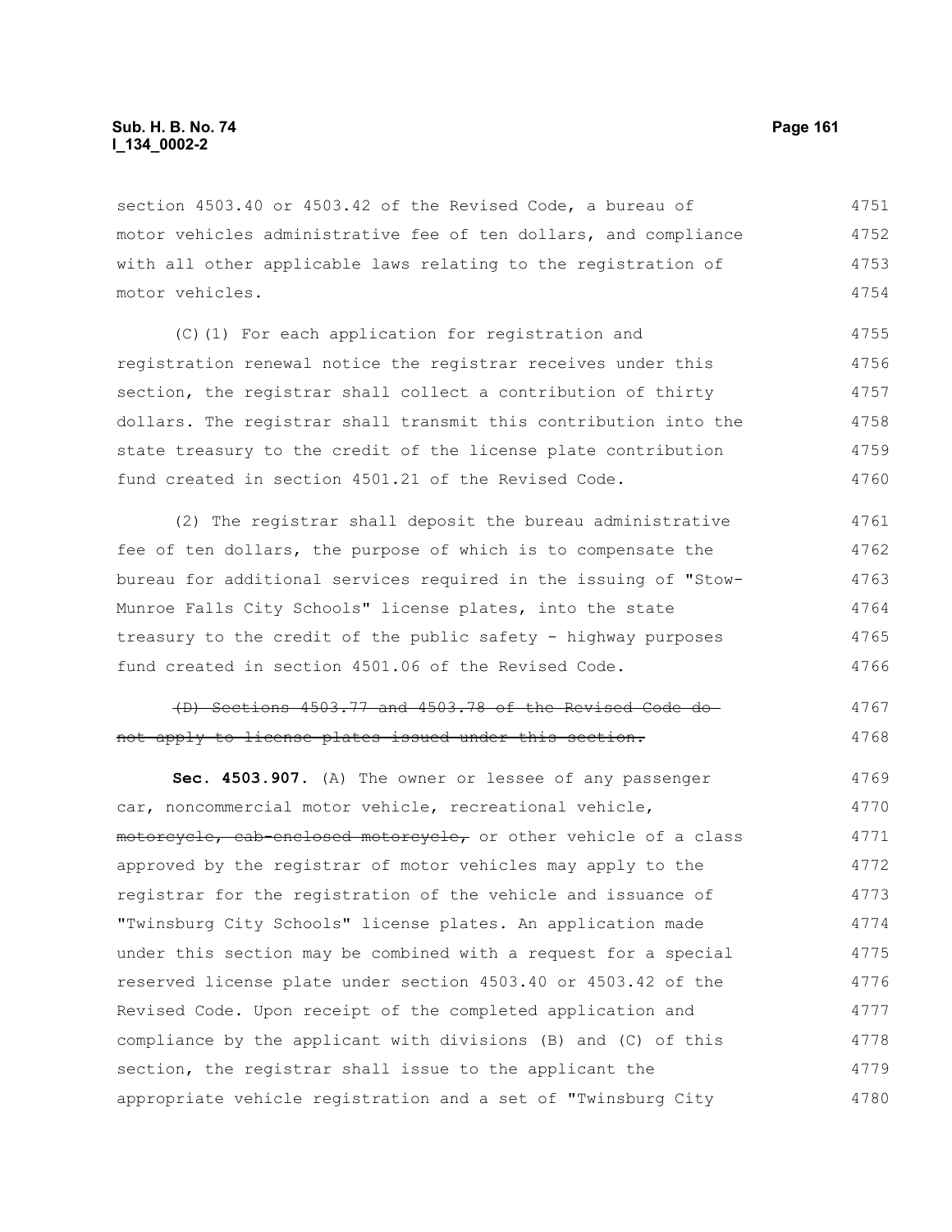section 4503.40 or 4503.42 of the Revised Code, a bureau of motor vehicles administrative fee of ten dollars, and compliance with all other applicable laws relating to the registration of motor vehicles.

(C)(1) For each application for registration and registration renewal notice the registrar receives under this section, the registrar shall collect a contribution of thirty dollars. The registrar shall transmit this contribution into the state treasury to the credit of the license plate contribution fund created in section 4501.21 of the Revised Code.

(2) The registrar shall deposit the bureau administrative fee of ten dollars, the purpose of which is to compensate the bureau for additional services required in the issuing of "Stow-Munroe Falls City Schools" license plates, into the state treasury to the credit of the public safety - highway purposes fund created in section 4501.06 of the Revised Code.

~~(D) Sections 4503.77 and 4503.78 of the Revised Code do not apply to license plates issued under this section.~~

**Sec. 4503.907.** (A) The owner or lessee of any passenger car, noncommercial motor vehicle, recreational vehicle, ~~motorcycle, cab-enclosed motorcycle,~~ or other vehicle of a class approved by the registrar of motor vehicles may apply to the registrar for the registration of the vehicle and issuance of "Twinsburg City Schools" license plates. An application made under this section may be combined with a request for a special reserved license plate under section 4503.40 or 4503.42 of the Revised Code. Upon receipt of the completed application and compliance by the applicant with divisions (B) and (C) of this section, the registrar shall issue to the applicant the appropriate vehicle registration and a set of "Twinsburg City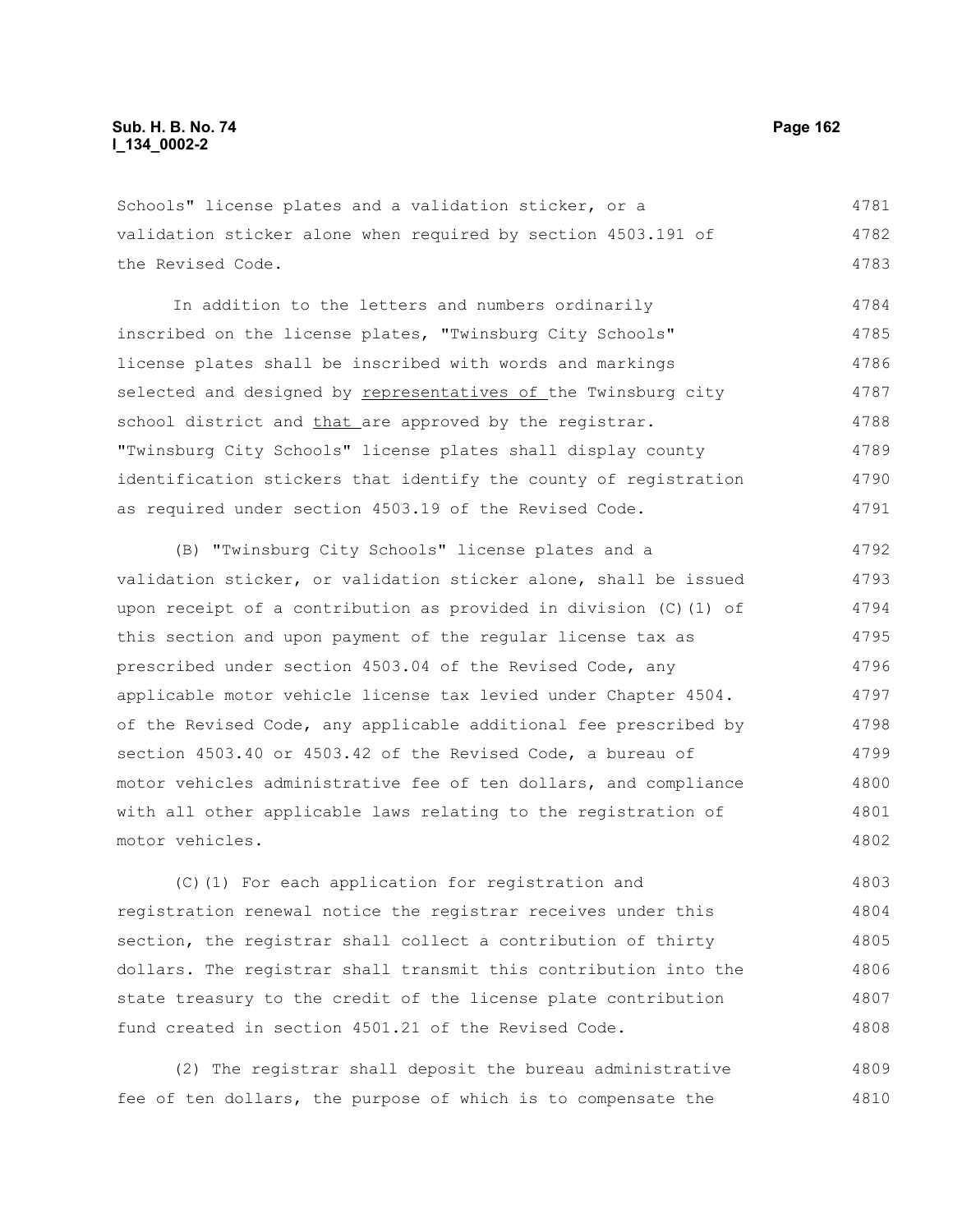Schools" license plates and a validation sticker, or a validation sticker alone when required by section 4503.191 of the Revised Code.

In addition to the letters and numbers ordinarily inscribed on the license plates, "Twinsburg City Schools" license plates shall be inscribed with words and markings selected and designed by <u>representatives of </u>the Twinsburg city school district and <u>that </u>are approved by the registrar. "Twinsburg City Schools" license plates shall display county identification stickers that identify the county of registration as required under section 4503.19 of the Revised Code.

(B) "Twinsburg City Schools" license plates and a validation sticker, or validation sticker alone, shall be issued upon receipt of a contribution as provided in division (C)(1) of this section and upon payment of the regular license tax as prescribed under section 4503.04 of the Revised Code, any applicable motor vehicle license tax levied under Chapter 4504. of the Revised Code, any applicable additional fee prescribed by section 4503.40 or 4503.42 of the Revised Code, a bureau of motor vehicles administrative fee of ten dollars, and compliance with all other applicable laws relating to the registration of motor vehicles.

(C)(1) For each application for registration and registration renewal notice the registrar receives under this section, the registrar shall collect a contribution of thirty dollars. The registrar shall transmit this contribution into the state treasury to the credit of the license plate contribution fund created in section 4501.21 of the Revised Code.

(2) The registrar shall deposit the bureau administrative fee of ten dollars, the purpose of which is to compensate the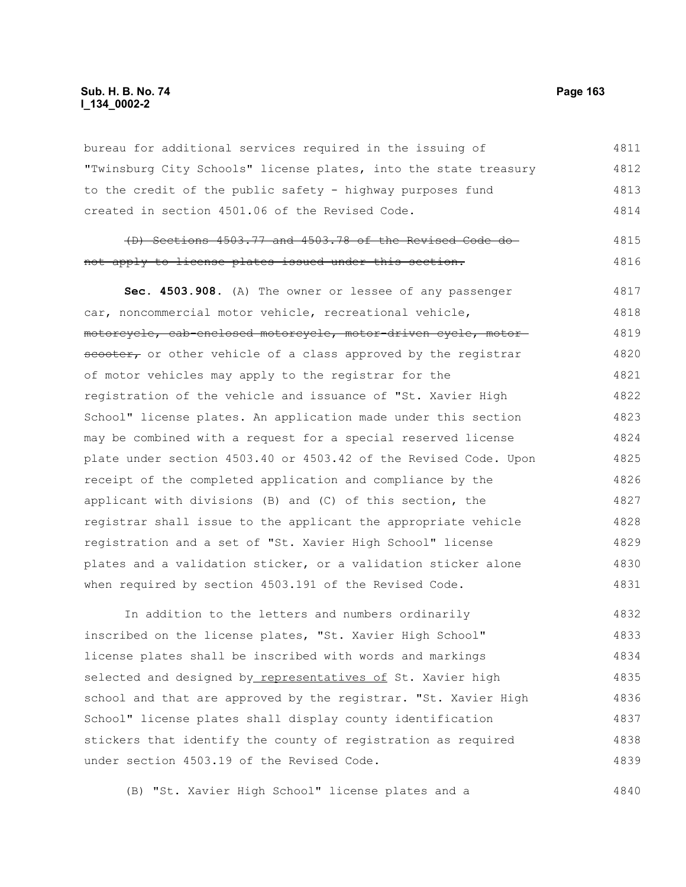bureau for additional services required in the issuing of "Twinsburg City Schools" license plates, into the state treasury to the credit of the public safety - highway purposes fund created in section 4501.06 of the Revised Code.

~~(D) Sections 4503.77 and 4503.78 of the Revised Code do not apply to license plates issued under this section.~~

**Sec. 4503.908.** (A) The owner or lessee of any passenger car, noncommercial motor vehicle, recreational vehicle, ~~motorcycle, cab-enclosed motorcycle, motor-driven cycle, motor scooter,~~ or other vehicle of a class approved by the registrar of motor vehicles may apply to the registrar for the registration of the vehicle and issuance of "St. Xavier High School" license plates. An application made under this section may be combined with a request for a special reserved license plate under section 4503.40 or 4503.42 of the Revised Code. Upon receipt of the completed application and compliance by the applicant with divisions (B) and (C) of this section, the registrar shall issue to the applicant the appropriate vehicle registration and a set of "St. Xavier High School" license plates and a validation sticker, or a validation sticker alone when required by section 4503.191 of the Revised Code.

In addition to the letters and numbers ordinarily inscribed on the license plates, "St. Xavier High School" license plates shall be inscribed with words and markings selected and designed by <u>representatives of</u> St. Xavier high school and that are approved by the registrar. "St. Xavier High School" license plates shall display county identification stickers that identify the county of registration as required under section 4503.19 of the Revised Code.

(B) "St. Xavier High School" license plates and a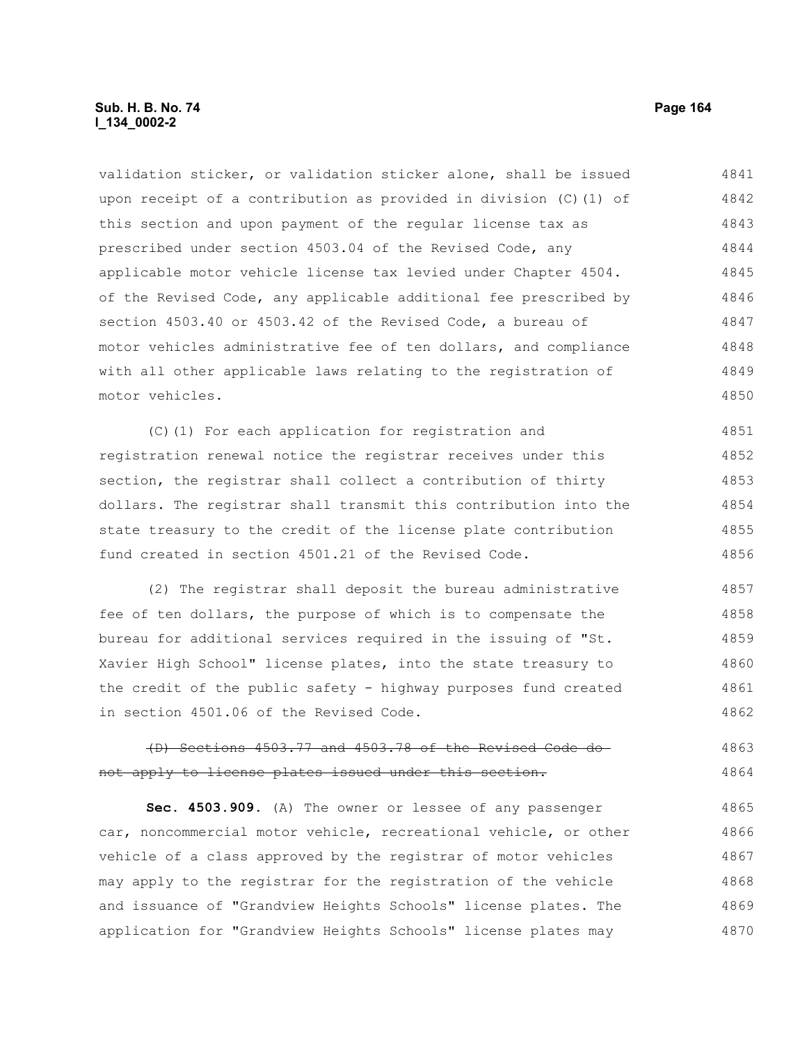validation sticker, or validation sticker alone, shall be issued upon receipt of a contribution as provided in division (C)(1) of this section and upon payment of the regular license tax as prescribed under section 4503.04 of the Revised Code, any applicable motor vehicle license tax levied under Chapter 4504. of the Revised Code, any applicable additional fee prescribed by section 4503.40 or 4503.42 of the Revised Code, a bureau of motor vehicles administrative fee of ten dollars, and compliance with all other applicable laws relating to the registration of motor vehicles.

(C)(1) For each application for registration and registration renewal notice the registrar receives under this section, the registrar shall collect a contribution of thirty dollars. The registrar shall transmit this contribution into the state treasury to the credit of the license plate contribution fund created in section 4501.21 of the Revised Code.

(2) The registrar shall deposit the bureau administrative fee of ten dollars, the purpose of which is to compensate the bureau for additional services required in the issuing of "St. Xavier High School" license plates, into the state treasury to the credit of the public safety - highway purposes fund created in section 4501.06 of the Revised Code.

~~(D) Sections 4503.77 and 4503.78 of the Revised Code do not apply to license plates issued under this section.~~

**Sec. 4503.909.** (A) The owner or lessee of any passenger car, noncommercial motor vehicle, recreational vehicle, or other vehicle of a class approved by the registrar of motor vehicles may apply to the registrar for the registration of the vehicle and issuance of "Grandview Heights Schools" license plates. The application for "Grandview Heights Schools" license plates may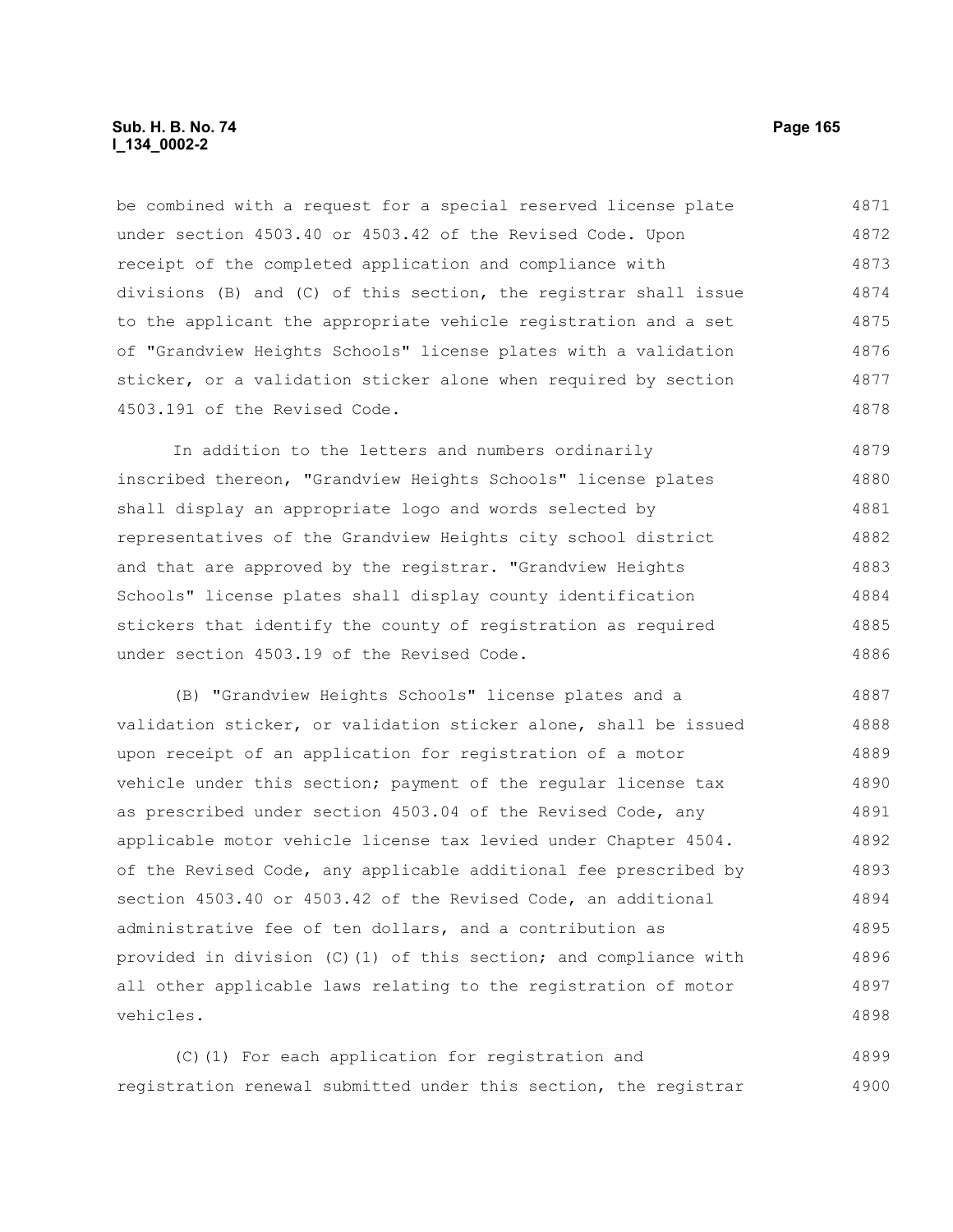be combined with a request for a special reserved license plate under section 4503.40 or 4503.42 of the Revised Code. Upon receipt of the completed application and compliance with divisions (B) and (C) of this section, the registrar shall issue to the applicant the appropriate vehicle registration and a set of "Grandview Heights Schools" license plates with a validation sticker, or a validation sticker alone when required by section 4503.191 of the Revised Code.

In addition to the letters and numbers ordinarily inscribed thereon, "Grandview Heights Schools" license plates shall display an appropriate logo and words selected by representatives of the Grandview Heights city school district and that are approved by the registrar. "Grandview Heights Schools" license plates shall display county identification stickers that identify the county of registration as required under section 4503.19 of the Revised Code.

(B) "Grandview Heights Schools" license plates and a validation sticker, or validation sticker alone, shall be issued upon receipt of an application for registration of a motor vehicle under this section; payment of the regular license tax as prescribed under section 4503.04 of the Revised Code, any applicable motor vehicle license tax levied under Chapter 4504. of the Revised Code, any applicable additional fee prescribed by section 4503.40 or 4503.42 of the Revised Code, an additional administrative fee of ten dollars, and a contribution as provided in division (C)(1) of this section; and compliance with all other applicable laws relating to the registration of motor vehicles.

(C)(1) For each application for registration and registration renewal submitted under this section, the registrar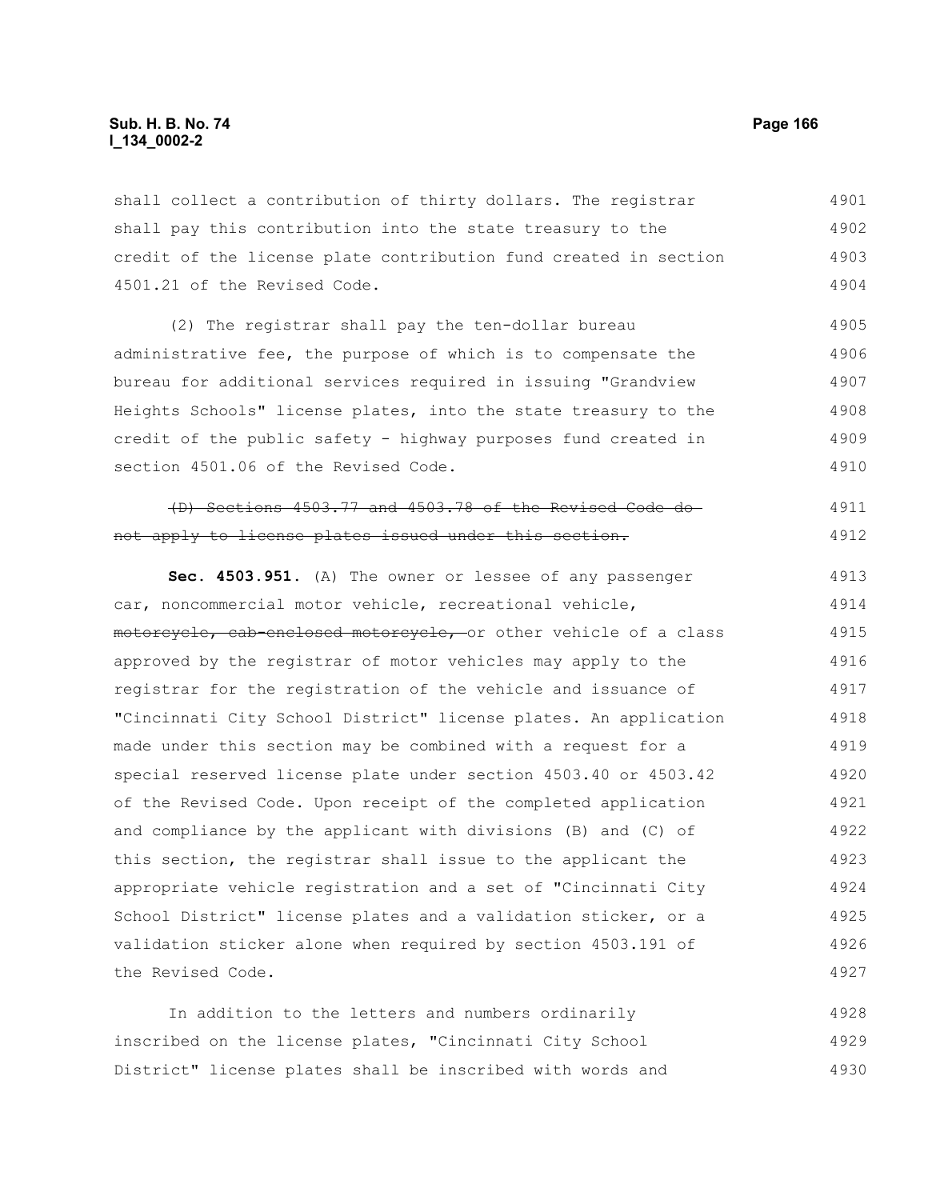shall collect a contribution of thirty dollars. The registrar shall pay this contribution into the state treasury to the credit of the license plate contribution fund created in section 4501.21 of the Revised Code.

(2) The registrar shall pay the ten-dollar bureau administrative fee, the purpose of which is to compensate the bureau for additional services required in issuing "Grandview Heights Schools" license plates, into the state treasury to the credit of the public safety - highway purposes fund created in section 4501.06 of the Revised Code.

~~(D) Sections 4503.77 and 4503.78 of the Revised Code do not apply to license plates issued under this section.~~

**Sec. 4503.951.** (A) The owner or lessee of any passenger car, noncommercial motor vehicle, recreational vehicle, ~~motorcycle, cab-enclosed motorcycle,~~ or other vehicle of a class approved by the registrar of motor vehicles may apply to the registrar for the registration of the vehicle and issuance of "Cincinnati City School District" license plates. An application made under this section may be combined with a request for a special reserved license plate under section 4503.40 or 4503.42 of the Revised Code. Upon receipt of the completed application and compliance by the applicant with divisions (B) and (C) of this section, the registrar shall issue to the applicant the appropriate vehicle registration and a set of "Cincinnati City School District" license plates and a validation sticker, or a validation sticker alone when required by section 4503.191 of the Revised Code.

In addition to the letters and numbers ordinarily inscribed on the license plates, "Cincinnati City School District" license plates shall be inscribed with words and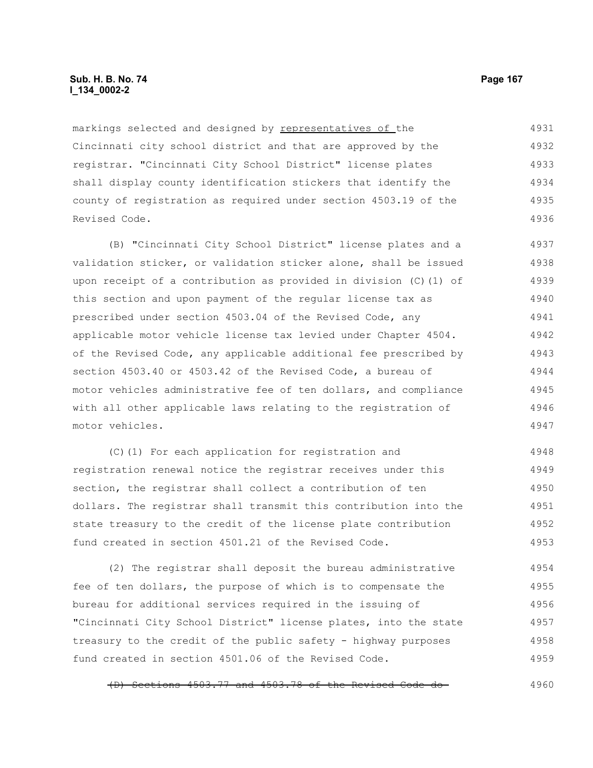markings selected and designed by <u>representatives of </u>the Cincinnati city school district and that are approved by the registrar. "Cincinnati City School District" license plates shall display county identification stickers that identify the county of registration as required under section 4503.19 of the Revised Code.

(B) "Cincinnati City School District" license plates and a validation sticker, or validation sticker alone, shall be issued upon receipt of a contribution as provided in division (C)(1) of this section and upon payment of the regular license tax as prescribed under section 4503.04 of the Revised Code, any applicable motor vehicle license tax levied under Chapter 4504. of the Revised Code, any applicable additional fee prescribed by section 4503.40 or 4503.42 of the Revised Code, a bureau of motor vehicles administrative fee of ten dollars, and compliance with all other applicable laws relating to the registration of motor vehicles.

(C)(1) For each application for registration and registration renewal notice the registrar receives under this section, the registrar shall collect a contribution of ten dollars. The registrar shall transmit this contribution into the state treasury to the credit of the license plate contribution fund created in section 4501.21 of the Revised Code.

(2) The registrar shall deposit the bureau administrative fee of ten dollars, the purpose of which is to compensate the bureau for additional services required in the issuing of "Cincinnati City School District" license plates, into the state treasury to the credit of the public safety - highway purposes fund created in section 4501.06 of the Revised Code.

~~(D) Sections 4503.77 and 4503.78 of the Revised Code do~~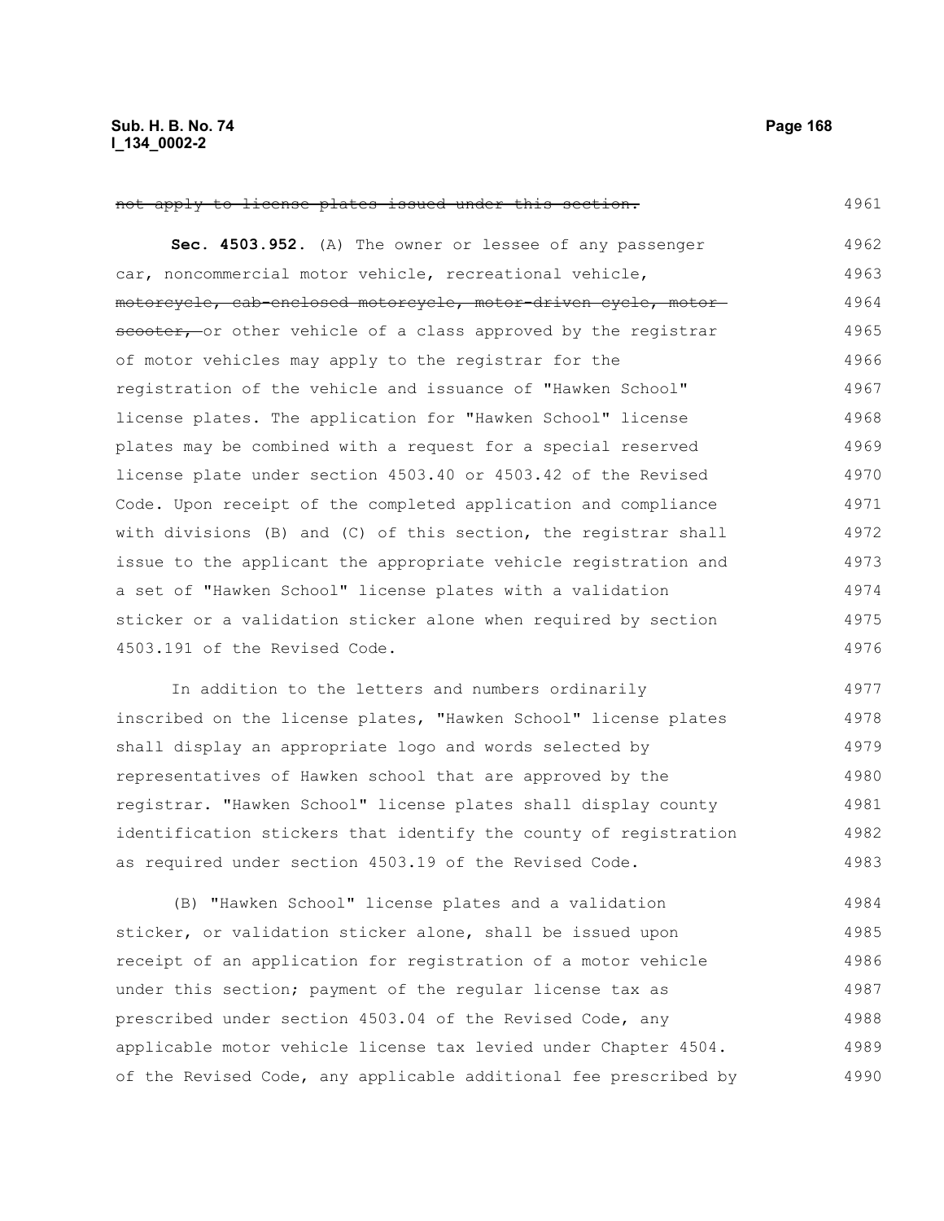~~not apply to license plates issued under this section.~~

**Sec. 4503.952.** (A) The owner or lessee of any passenger car, noncommercial motor vehicle, recreational vehicle, ~~motorcycle, cab-enclosed motorcycle, motor-driven cycle, motor scooter,~~ or other vehicle of a class approved by the registrar of motor vehicles may apply to the registrar for the registration of the vehicle and issuance of "Hawken School" license plates. The application for "Hawken School" license plates may be combined with a request for a special reserved license plate under section 4503.40 or 4503.42 of the Revised Code. Upon receipt of the completed application and compliance with divisions (B) and (C) of this section, the registrar shall issue to the applicant the appropriate vehicle registration and a set of "Hawken School" license plates with a validation sticker or a validation sticker alone when required by section 4503.191 of the Revised Code.

In addition to the letters and numbers ordinarily inscribed on the license plates, "Hawken School" license plates shall display an appropriate logo and words selected by representatives of Hawken school that are approved by the registrar. "Hawken School" license plates shall display county identification stickers that identify the county of registration as required under section 4503.19 of the Revised Code.

(B) "Hawken School" license plates and a validation sticker, or validation sticker alone, shall be issued upon receipt of an application for registration of a motor vehicle under this section; payment of the regular license tax as prescribed under section 4503.04 of the Revised Code, any applicable motor vehicle license tax levied under Chapter 4504. of the Revised Code, any applicable additional fee prescribed by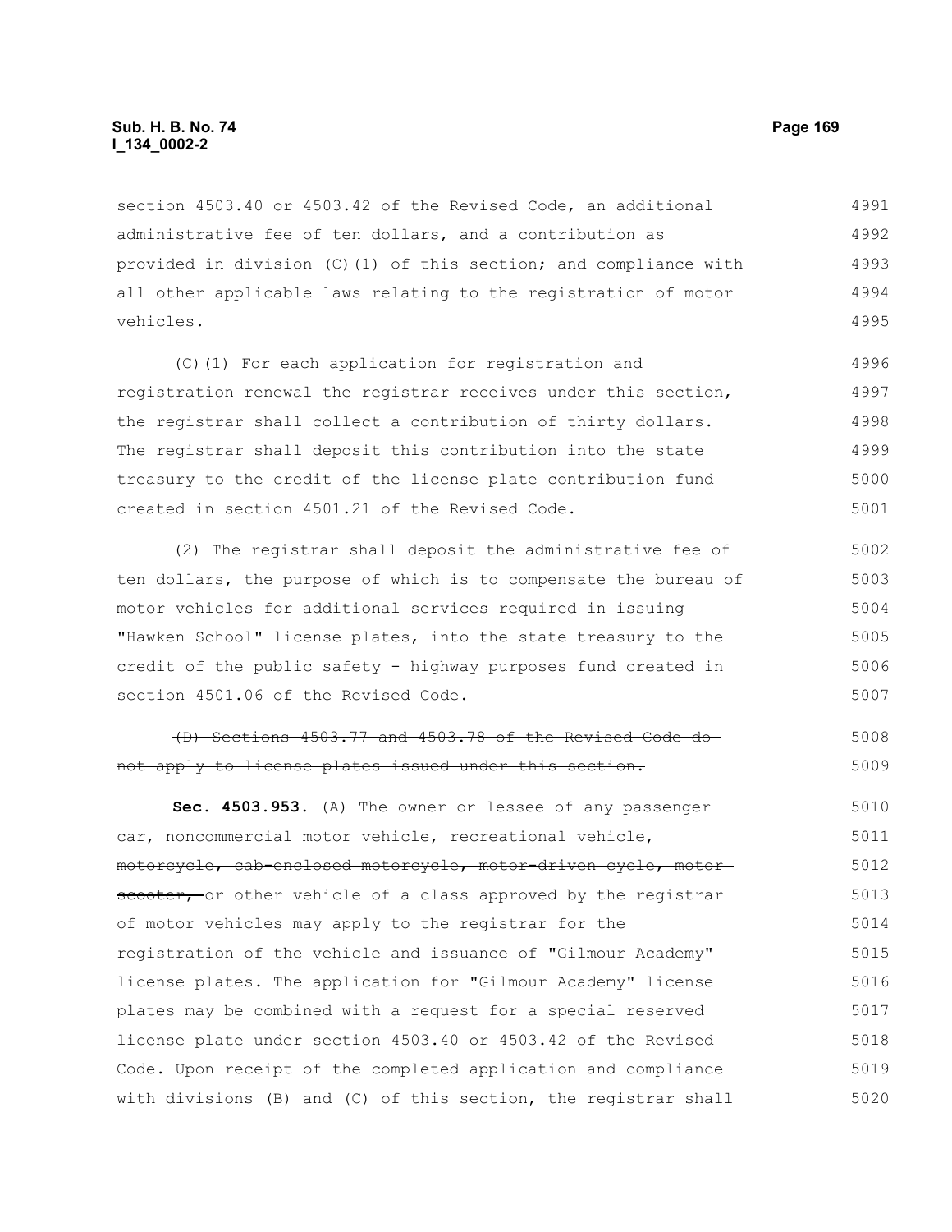section 4503.40 or 4503.42 of the Revised Code, an additional administrative fee of ten dollars, and a contribution as provided in division (C)(1) of this section; and compliance with all other applicable laws relating to the registration of motor vehicles.

(C)(1) For each application for registration and registration renewal the registrar receives under this section, the registrar shall collect a contribution of thirty dollars. The registrar shall deposit this contribution into the state treasury to the credit of the license plate contribution fund created in section 4501.21 of the Revised Code.

(2) The registrar shall deposit the administrative fee of ten dollars, the purpose of which is to compensate the bureau of motor vehicles for additional services required in issuing "Hawken School" license plates, into the state treasury to the credit of the public safety - highway purposes fund created in section 4501.06 of the Revised Code.

~~(D) Sections 4503.77 and 4503.78 of the Revised Code do not apply to license plates issued under this section.~~

**Sec. 4503.953.** (A) The owner or lessee of any passenger car, noncommercial motor vehicle, recreational vehicle, ~~motorcycle, cab-enclosed motorcycle, motor-driven cycle, motor scooter,~~ or other vehicle of a class approved by the registrar of motor vehicles may apply to the registrar for the registration of the vehicle and issuance of "Gilmour Academy" license plates. The application for "Gilmour Academy" license plates may be combined with a request for a special reserved license plate under section 4503.40 or 4503.42 of the Revised Code. Upon receipt of the completed application and compliance with divisions (B) and (C) of this section, the registrar shall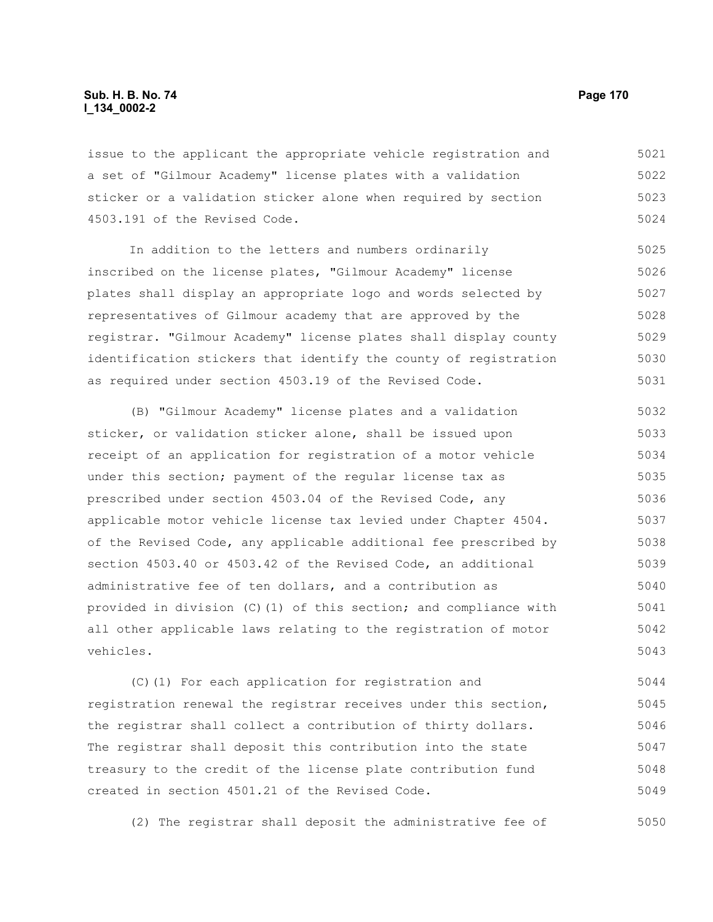issue to the applicant the appropriate vehicle registration and a set of "Gilmour Academy" license plates with a validation sticker or a validation sticker alone when required by section 4503.191 of the Revised Code.

In addition to the letters and numbers ordinarily inscribed on the license plates, "Gilmour Academy" license plates shall display an appropriate logo and words selected by representatives of Gilmour academy that are approved by the registrar. "Gilmour Academy" license plates shall display county identification stickers that identify the county of registration as required under section 4503.19 of the Revised Code.

(B) "Gilmour Academy" license plates and a validation sticker, or validation sticker alone, shall be issued upon receipt of an application for registration of a motor vehicle under this section; payment of the regular license tax as prescribed under section 4503.04 of the Revised Code, any applicable motor vehicle license tax levied under Chapter 4504. of the Revised Code, any applicable additional fee prescribed by section 4503.40 or 4503.42 of the Revised Code, an additional administrative fee of ten dollars, and a contribution as provided in division (C)(1) of this section; and compliance with all other applicable laws relating to the registration of motor vehicles.

(C)(1) For each application for registration and registration renewal the registrar receives under this section, the registrar shall collect a contribution of thirty dollars. The registrar shall deposit this contribution into the state treasury to the credit of the license plate contribution fund created in section 4501.21 of the Revised Code.

(2) The registrar shall deposit the administrative fee of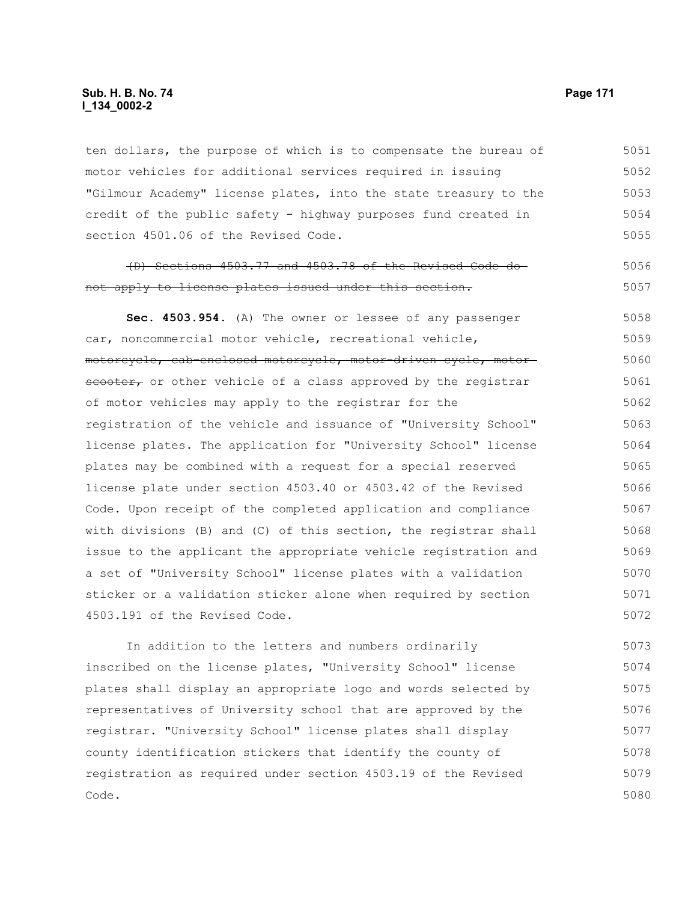ten dollars, the purpose of which is to compensate the bureau of motor vehicles for additional services required in issuing "Gilmour Academy" license plates, into the state treasury to the credit of the public safety - highway purposes fund created in section 4501.06 of the Revised Code.

~~(D) Sections 4503.77 and 4503.78 of the Revised Code do not apply to license plates issued under this section.~~

**Sec. 4503.954.** (A) The owner or lessee of any passenger car, noncommercial motor vehicle, recreational vehicle, ~~motorcycle, cab-enclosed motorcycle, motor-driven cycle, motor scooter,~~ or other vehicle of a class approved by the registrar of motor vehicles may apply to the registrar for the registration of the vehicle and issuance of "University School" license plates. The application for "University School" license plates may be combined with a request for a special reserved license plate under section 4503.40 or 4503.42 of the Revised Code. Upon receipt of the completed application and compliance with divisions (B) and (C) of this section, the registrar shall issue to the applicant the appropriate vehicle registration and a set of "University School" license plates with a validation sticker or a validation sticker alone when required by section 4503.191 of the Revised Code.

In addition to the letters and numbers ordinarily inscribed on the license plates, "University School" license plates shall display an appropriate logo and words selected by representatives of University school that are approved by the registrar. "University School" license plates shall display county identification stickers that identify the county of registration as required under section 4503.19 of the Revised Code.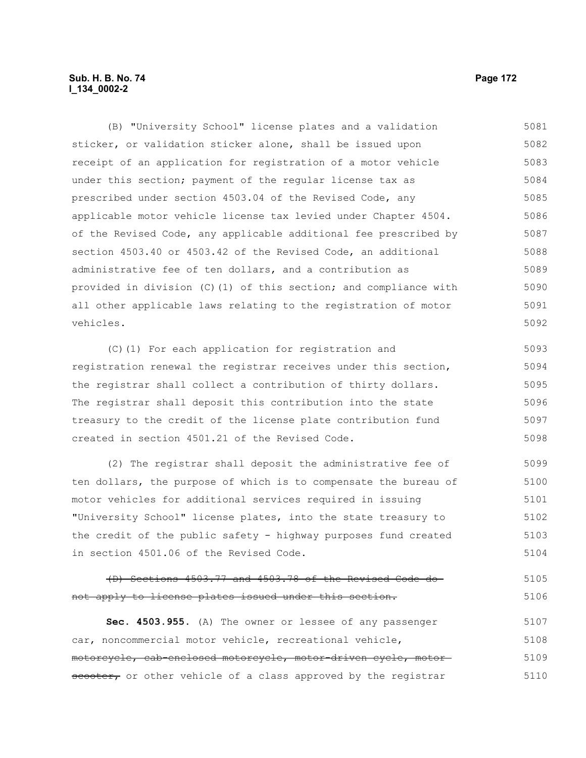(B) "University School" license plates and a validation sticker, or validation sticker alone, shall be issued upon receipt of an application for registration of a motor vehicle under this section; payment of the regular license tax as prescribed under section 4503.04 of the Revised Code, any applicable motor vehicle license tax levied under Chapter 4504. of the Revised Code, any applicable additional fee prescribed by section 4503.40 or 4503.42 of the Revised Code, an additional administrative fee of ten dollars, and a contribution as provided in division (C)(1) of this section; and compliance with all other applicable laws relating to the registration of motor vehicles.

(C)(1) For each application for registration and registration renewal the registrar receives under this section, the registrar shall collect a contribution of thirty dollars. The registrar shall deposit this contribution into the state treasury to the credit of the license plate contribution fund created in section 4501.21 of the Revised Code.

(2) The registrar shall deposit the administrative fee of ten dollars, the purpose of which is to compensate the bureau of motor vehicles for additional services required in issuing "University School" license plates, into the state treasury to the credit of the public safety - highway purposes fund created in section 4501.06 of the Revised Code.

~~(D) Sections 4503.77 and 4503.78 of the Revised Code do not apply to license plates issued under this section.~~

**Sec. 4503.955.** (A) The owner or lessee of any passenger car, noncommercial motor vehicle, recreational vehicle, ~~motorcycle, cab-enclosed motorcycle, motor-driven cycle, motor scooter,~~ or other vehicle of a class approved by the registrar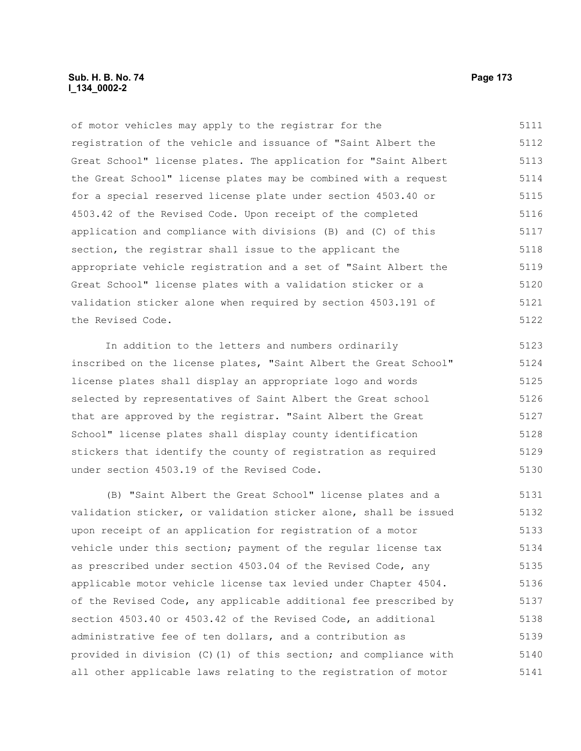of motor vehicles may apply to the registrar for the registration of the vehicle and issuance of "Saint Albert the Great School" license plates. The application for "Saint Albert the Great School" license plates may be combined with a request for a special reserved license plate under section 4503.40 or 4503.42 of the Revised Code. Upon receipt of the completed application and compliance with divisions (B) and (C) of this section, the registrar shall issue to the applicant the appropriate vehicle registration and a set of "Saint Albert the Great School" license plates with a validation sticker or a validation sticker alone when required by section 4503.191 of the Revised Code.

In addition to the letters and numbers ordinarily inscribed on the license plates, "Saint Albert the Great School" license plates shall display an appropriate logo and words selected by representatives of Saint Albert the Great school that are approved by the registrar. "Saint Albert the Great School" license plates shall display county identification stickers that identify the county of registration as required under section 4503.19 of the Revised Code.

(B) "Saint Albert the Great School" license plates and a validation sticker, or validation sticker alone, shall be issued upon receipt of an application for registration of a motor vehicle under this section; payment of the regular license tax as prescribed under section 4503.04 of the Revised Code, any applicable motor vehicle license tax levied under Chapter 4504. of the Revised Code, any applicable additional fee prescribed by section 4503.40 or 4503.42 of the Revised Code, an additional administrative fee of ten dollars, and a contribution as provided in division (C)(1) of this section; and compliance with all other applicable laws relating to the registration of motor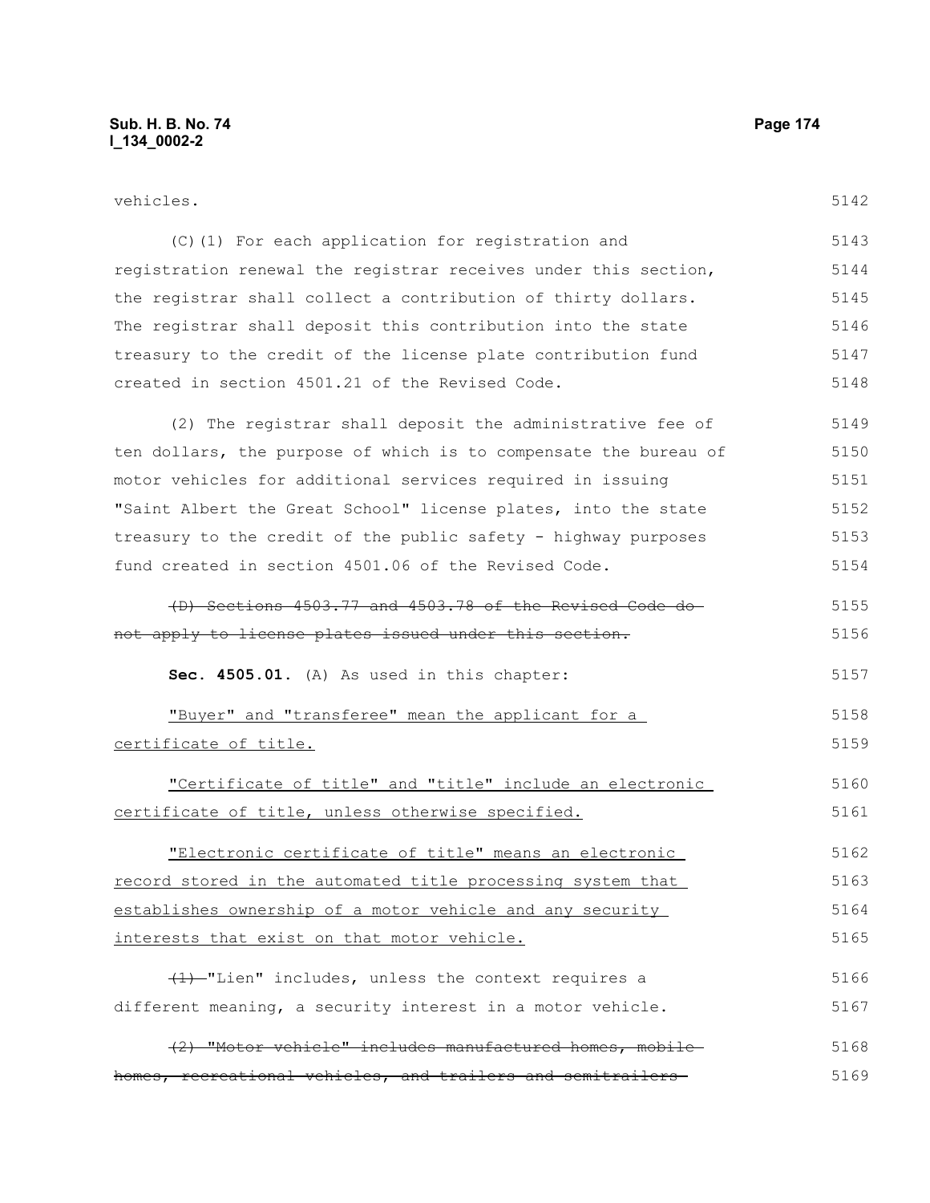vehicles.

(C)(1) For each application for registration and registration renewal the registrar receives under this section, the registrar shall collect a contribution of thirty dollars. The registrar shall deposit this contribution into the state treasury to the credit of the license plate contribution fund created in section 4501.21 of the Revised Code.

(2) The registrar shall deposit the administrative fee of ten dollars, the purpose of which is to compensate the bureau of motor vehicles for additional services required in issuing "Saint Albert the Great School" license plates, into the state treasury to the credit of the public safety - highway purposes fund created in section 4501.06 of the Revised Code.

~~(D) Sections 4503.77 and 4503.78 of the Revised Code do not apply to license plates issued under this section.~~

**Sec. 4505.01.** (A) As used in this chapter:

<u>"Buyer" and "transferee" mean the applicant for a certificate of title.</u>

<u>"Certificate of title" and "title" include an electronic certificate of title, unless otherwise specified.</u>

<u>"Electronic certificate of title" means an electronic record stored in the automated title processing system that establishes ownership of a motor vehicle and any security interests that exist on that motor vehicle.</u>

~~(1)~~ "Lien" includes, unless the context requires a different meaning, a security interest in a motor vehicle.

~~(2) "Motor vehicle" includes manufactured homes, mobile homes, recreational vehicles, and trailers and semitrailers~~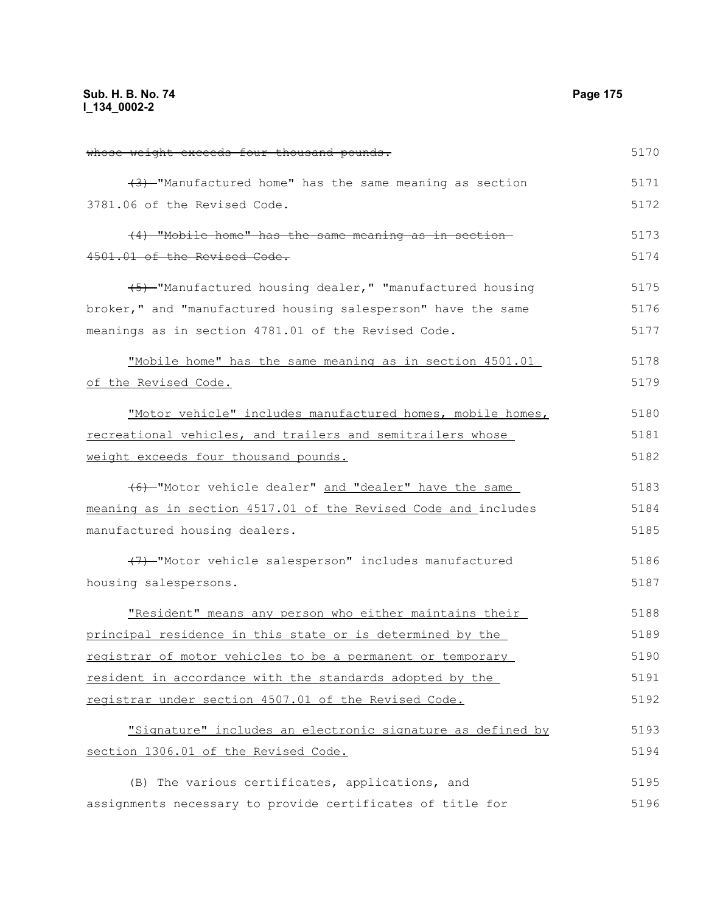~~whose weight exceeds four thousand pounds.~~

~~(3)~~ "Manufactured home" has the same meaning as section 3781.06 of the Revised Code.

~~(4) "Mobile home" has the same meaning as in section 4501.01 of the Revised Code.~~

~~(5)~~ "Manufactured housing dealer," "manufactured housing broker," and "manufactured housing salesperson" have the same meanings as in section 4781.01 of the Revised Code.

<u>"Mobile home" has the same meaning as in section 4501.01 of the Revised Code.</u>

<u>"Motor vehicle" includes manufactured homes, mobile homes, recreational vehicles, and trailers and semitrailers whose weight exceeds four thousand pounds.</u>

~~(6)~~ "Motor vehicle dealer" <u>and "dealer" have the same meaning as in section 4517.01 of the Revised Code and</u> includes manufactured housing dealers.

~~(7)~~ "Motor vehicle salesperson" includes manufactured housing salespersons.

<u>"Resident" means any person who either maintains their principal residence in this state or is determined by the registrar of motor vehicles to be a permanent or temporary resident in accordance with the standards adopted by the registrar under section 4507.01 of the Revised Code.</u>

<u>"Signature" includes an electronic signature as defined by section 1306.01 of the Revised Code.</u>

(B) The various certificates, applications, and assignments necessary to provide certificates of title for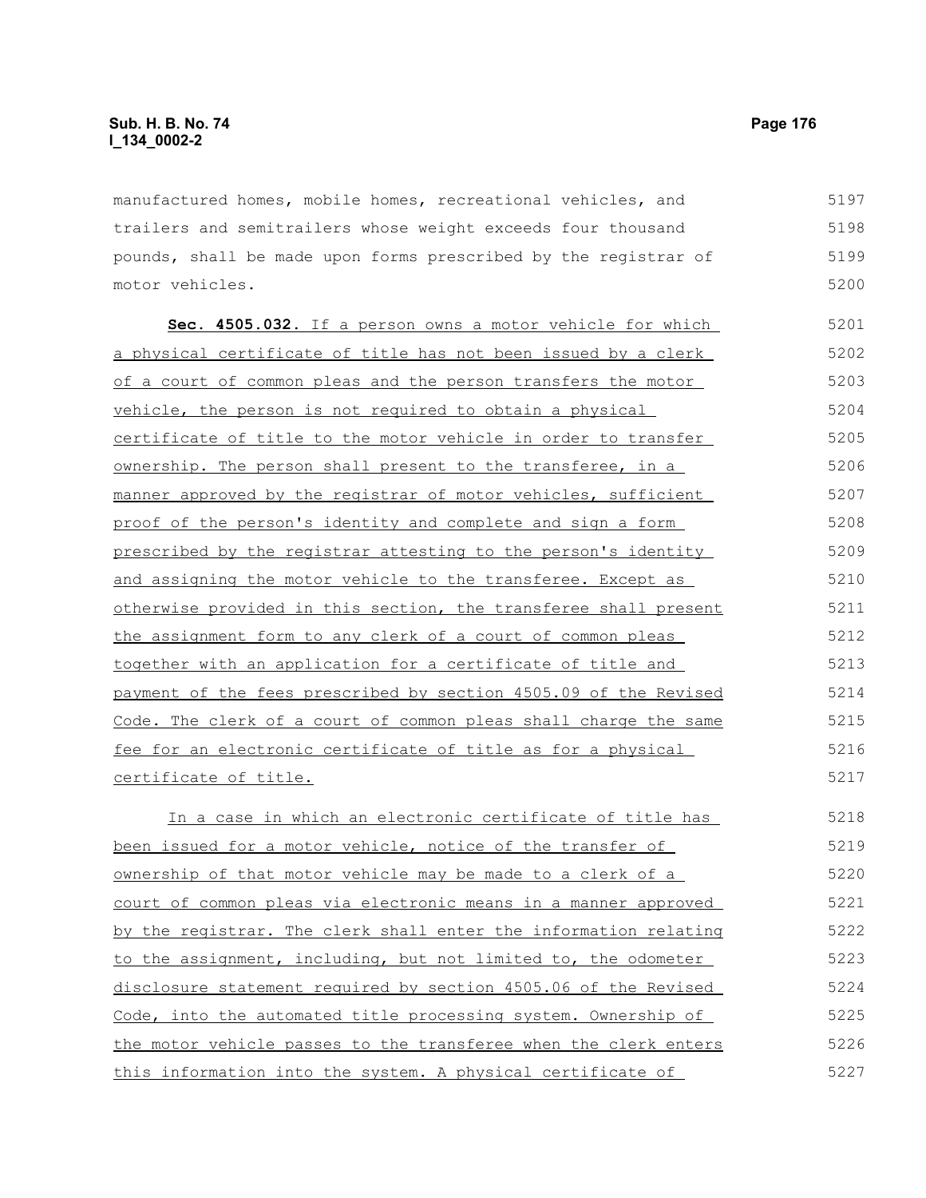manufactured homes, mobile homes, recreational vehicles, and trailers and semitrailers whose weight exceeds four thousand pounds, shall be made upon forms prescribed by the registrar of motor vehicles.

**Sec. 4505.032.** If a person owns a motor vehicle for which a physical certificate of title has not been issued by a clerk of a court of common pleas and the person transfers the motor vehicle, the person is not required to obtain a physical certificate of title to the motor vehicle in order to transfer ownership. The person shall present to the transferee, in a manner approved by the registrar of motor vehicles, sufficient proof of the person's identity and complete and sign a form prescribed by the registrar attesting to the person's identity and assigning the motor vehicle to the transferee. Except as otherwise provided in this section, the transferee shall present the assignment form to any clerk of a court of common pleas together with an application for a certificate of title and payment of the fees prescribed by section 4505.09 of the Revised Code. The clerk of a court of common pleas shall charge the same fee for an electronic certificate of title as for a physical certificate of title.

In a case in which an electronic certificate of title has been issued for a motor vehicle, notice of the transfer of ownership of that motor vehicle may be made to a clerk of a court of common pleas via electronic means in a manner approved by the registrar. The clerk shall enter the information relating to the assignment, including, but not limited to, the odometer disclosure statement required by section 4505.06 of the Revised Code, into the automated title processing system. Ownership of the motor vehicle passes to the transferee when the clerk enters this information into the system. A physical certificate of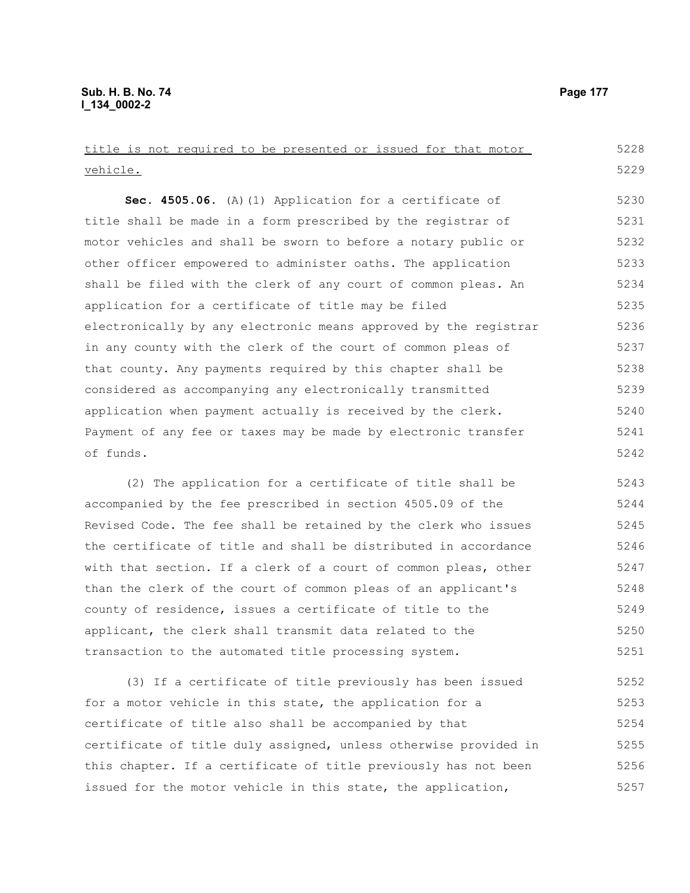<u>title is not required to be presented or issued for that motor vehicle.</u>

**Sec. 4505.06.** (A)(1) Application for a certificate of title shall be made in a form prescribed by the registrar of motor vehicles and shall be sworn to before a notary public or other officer empowered to administer oaths. The application shall be filed with the clerk of any court of common pleas. An application for a certificate of title may be filed electronically by any electronic means approved by the registrar in any county with the clerk of the court of common pleas of that county. Any payments required by this chapter shall be considered as accompanying any electronically transmitted application when payment actually is received by the clerk. Payment of any fee or taxes may be made by electronic transfer of funds.

(2) The application for a certificate of title shall be accompanied by the fee prescribed in section 4505.09 of the Revised Code. The fee shall be retained by the clerk who issues the certificate of title and shall be distributed in accordance with that section. If a clerk of a court of common pleas, other than the clerk of the court of common pleas of an applicant's county of residence, issues a certificate of title to the applicant, the clerk shall transmit data related to the transaction to the automated title processing system.

(3) If a certificate of title previously has been issued for a motor vehicle in this state, the application for a certificate of title also shall be accompanied by that certificate of title duly assigned, unless otherwise provided in this chapter. If a certificate of title previously has not been issued for the motor vehicle in this state, the application,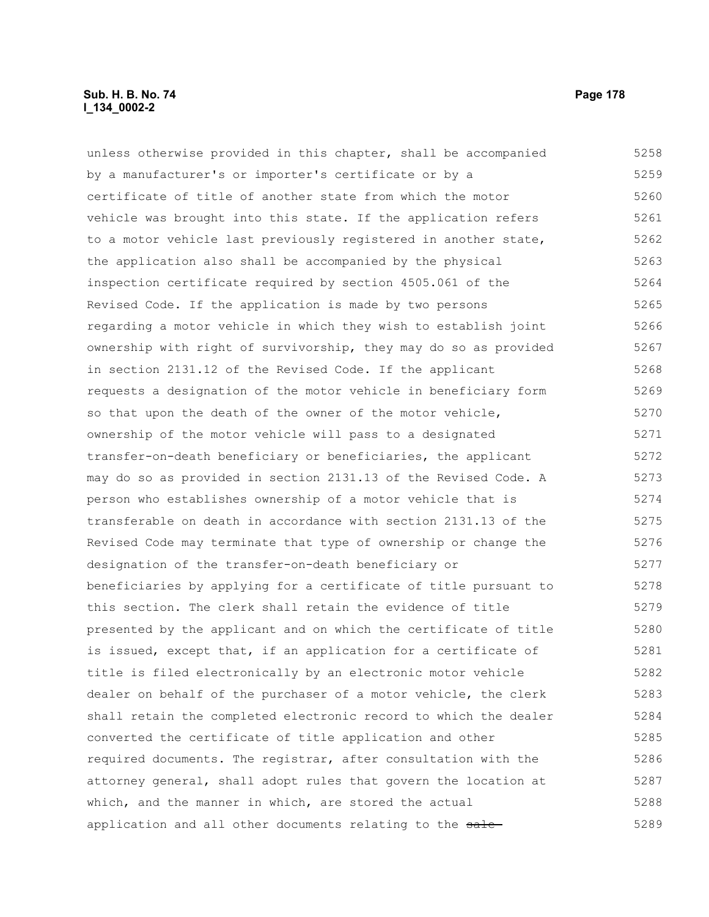unless otherwise provided in this chapter, shall be accompanied by a manufacturer's or importer's certificate or by a certificate of title of another state from which the motor vehicle was brought into this state. If the application refers to a motor vehicle last previously registered in another state, the application also shall be accompanied by the physical inspection certificate required by section 4505.061 of the Revised Code. If the application is made by two persons regarding a motor vehicle in which they wish to establish joint ownership with right of survivorship, they may do so as provided in section 2131.12 of the Revised Code. If the applicant requests a designation of the motor vehicle in beneficiary form so that upon the death of the owner of the motor vehicle, ownership of the motor vehicle will pass to a designated transfer-on-death beneficiary or beneficiaries, the applicant may do so as provided in section 2131.13 of the Revised Code. A person who establishes ownership of a motor vehicle that is transferable on death in accordance with section 2131.13 of the Revised Code may terminate that type of ownership or change the designation of the transfer-on-death beneficiary or beneficiaries by applying for a certificate of title pursuant to this section. The clerk shall retain the evidence of title presented by the applicant and on which the certificate of title is issued, except that, if an application for a certificate of title is filed electronically by an electronic motor vehicle dealer on behalf of the purchaser of a motor vehicle, the clerk shall retain the completed electronic record to which the dealer converted the certificate of title application and other required documents. The registrar, after consultation with the attorney general, shall adopt rules that govern the location at which, and the manner in which, are stored the actual application and all other documents relating to the ~~sale~~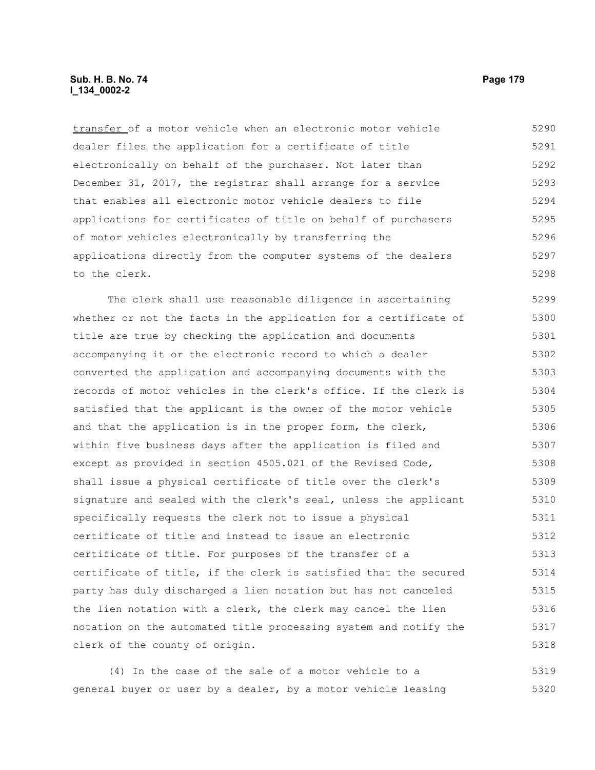transfer of a motor vehicle when an electronic motor vehicle dealer files the application for a certificate of title electronically on behalf of the purchaser. Not later than December 31, 2017, the registrar shall arrange for a service that enables all electronic motor vehicle dealers to file applications for certificates of title on behalf of purchasers of motor vehicles electronically by transferring the applications directly from the computer systems of the dealers to the clerk.

The clerk shall use reasonable diligence in ascertaining whether or not the facts in the application for a certificate of title are true by checking the application and documents accompanying it or the electronic record to which a dealer converted the application and accompanying documents with the records of motor vehicles in the clerk's office. If the clerk is satisfied that the applicant is the owner of the motor vehicle and that the application is in the proper form, the clerk, within five business days after the application is filed and except as provided in section 4505.021 of the Revised Code, shall issue a physical certificate of title over the clerk's signature and sealed with the clerk's seal, unless the applicant specifically requests the clerk not to issue a physical certificate of title and instead to issue an electronic certificate of title. For purposes of the transfer of a certificate of title, if the clerk is satisfied that the secured party has duly discharged a lien notation but has not canceled the lien notation with a clerk, the clerk may cancel the lien notation on the automated title processing system and notify the clerk of the county of origin.

(4) In the case of the sale of a motor vehicle to a general buyer or user by a dealer, by a motor vehicle leasing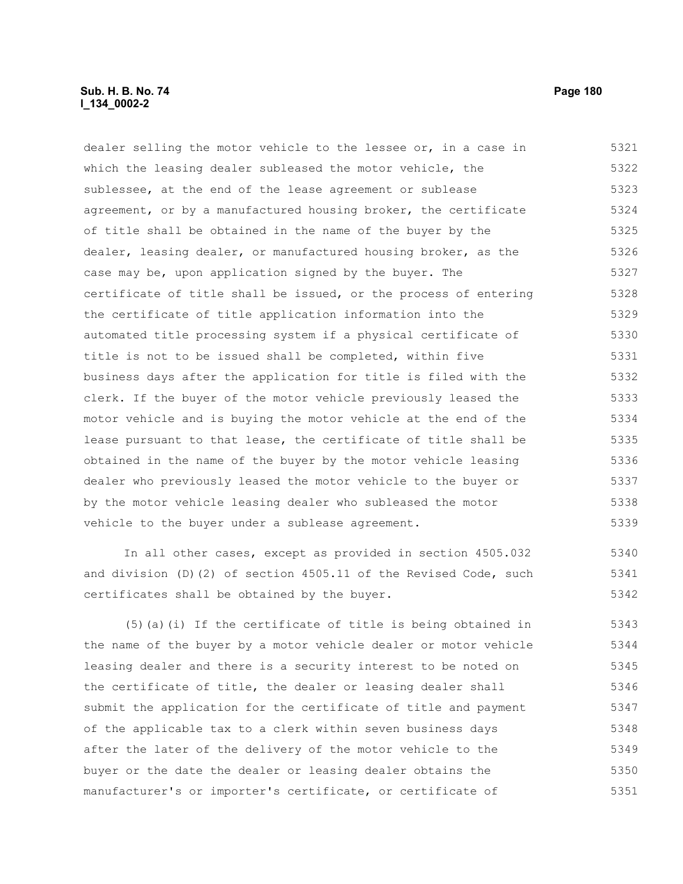dealer selling the motor vehicle to the lessee or, in a case in which the leasing dealer subleased the motor vehicle, the sublessee, at the end of the lease agreement or sublease agreement, or by a manufactured housing broker, the certificate of title shall be obtained in the name of the buyer by the dealer, leasing dealer, or manufactured housing broker, as the case may be, upon application signed by the buyer. The certificate of title shall be issued, or the process of entering the certificate of title application information into the automated title processing system if a physical certificate of title is not to be issued shall be completed, within five business days after the application for title is filed with the clerk. If the buyer of the motor vehicle previously leased the motor vehicle and is buying the motor vehicle at the end of the lease pursuant to that lease, the certificate of title shall be obtained in the name of the buyer by the motor vehicle leasing dealer who previously leased the motor vehicle to the buyer or by the motor vehicle leasing dealer who subleased the motor vehicle to the buyer under a sublease agreement.

In all other cases, except as provided in section 4505.032 and division (D)(2) of section 4505.11 of the Revised Code, such certificates shall be obtained by the buyer.

(5)(a)(i) If the certificate of title is being obtained in the name of the buyer by a motor vehicle dealer or motor vehicle leasing dealer and there is a security interest to be noted on the certificate of title, the dealer or leasing dealer shall submit the application for the certificate of title and payment of the applicable tax to a clerk within seven business days after the later of the delivery of the motor vehicle to the buyer or the date the dealer or leasing dealer obtains the manufacturer's or importer's certificate, or certificate of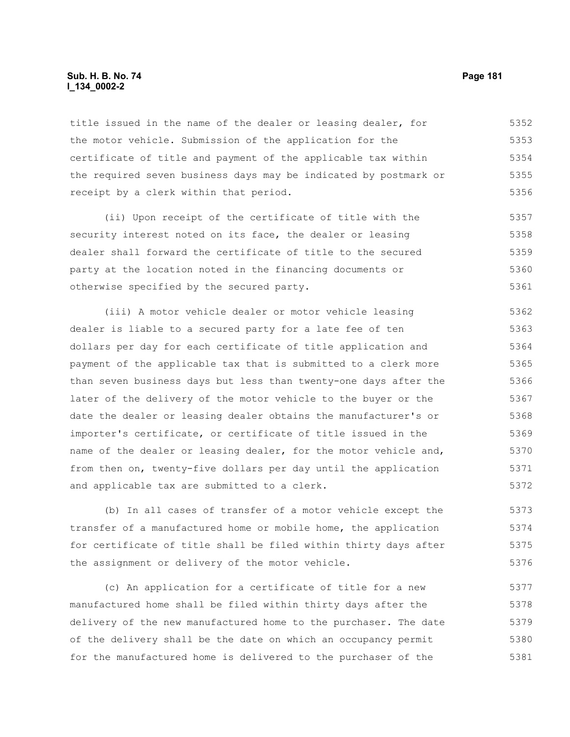title issued in the name of the dealer or leasing dealer, for the motor vehicle. Submission of the application for the certificate of title and payment of the applicable tax within the required seven business days may be indicated by postmark or receipt by a clerk within that period.

(ii) Upon receipt of the certificate of title with the security interest noted on its face, the dealer or leasing dealer shall forward the certificate of title to the secured party at the location noted in the financing documents or otherwise specified by the secured party.

(iii) A motor vehicle dealer or motor vehicle leasing dealer is liable to a secured party for a late fee of ten dollars per day for each certificate of title application and payment of the applicable tax that is submitted to a clerk more than seven business days but less than twenty-one days after the later of the delivery of the motor vehicle to the buyer or the date the dealer or leasing dealer obtains the manufacturer's or importer's certificate, or certificate of title issued in the name of the dealer or leasing dealer, for the motor vehicle and, from then on, twenty-five dollars per day until the application and applicable tax are submitted to a clerk.

(b) In all cases of transfer of a motor vehicle except the transfer of a manufactured home or mobile home, the application for certificate of title shall be filed within thirty days after the assignment or delivery of the motor vehicle.

(c) An application for a certificate of title for a new manufactured home shall be filed within thirty days after the delivery of the new manufactured home to the purchaser. The date of the delivery shall be the date on which an occupancy permit for the manufactured home is delivered to the purchaser of the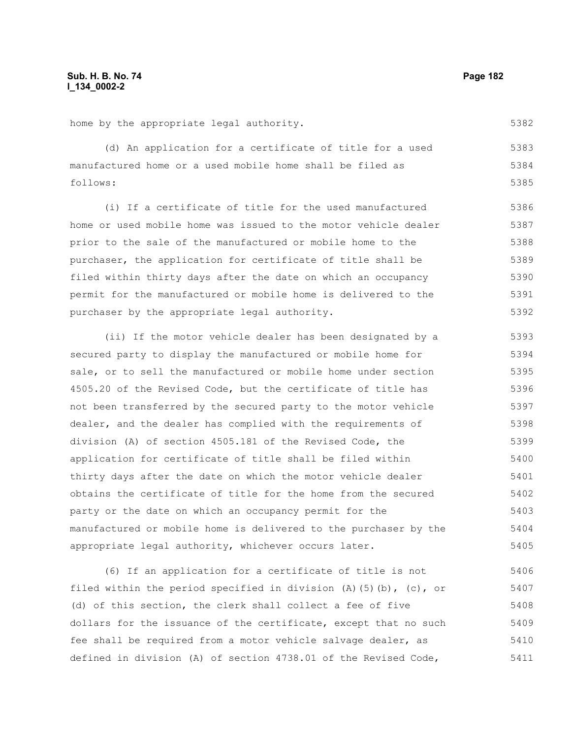home by the appropriate legal authority.

(d) An application for a certificate of title for a used manufactured home or a used mobile home shall be filed as follows:

(i) If a certificate of title for the used manufactured home or used mobile home was issued to the motor vehicle dealer prior to the sale of the manufactured or mobile home to the purchaser, the application for certificate of title shall be filed within thirty days after the date on which an occupancy permit for the manufactured or mobile home is delivered to the purchaser by the appropriate legal authority.

(ii) If the motor vehicle dealer has been designated by a secured party to display the manufactured or mobile home for sale, or to sell the manufactured or mobile home under section 4505.20 of the Revised Code, but the certificate of title has not been transferred by the secured party to the motor vehicle dealer, and the dealer has complied with the requirements of division (A) of section 4505.181 of the Revised Code, the application for certificate of title shall be filed within thirty days after the date on which the motor vehicle dealer obtains the certificate of title for the home from the secured party or the date on which an occupancy permit for the manufactured or mobile home is delivered to the purchaser by the appropriate legal authority, whichever occurs later.

(6) If an application for a certificate of title is not filed within the period specified in division (A)(5)(b), (c), or (d) of this section, the clerk shall collect a fee of five dollars for the issuance of the certificate, except that no such fee shall be required from a motor vehicle salvage dealer, as defined in division (A) of section 4738.01 of the Revised Code,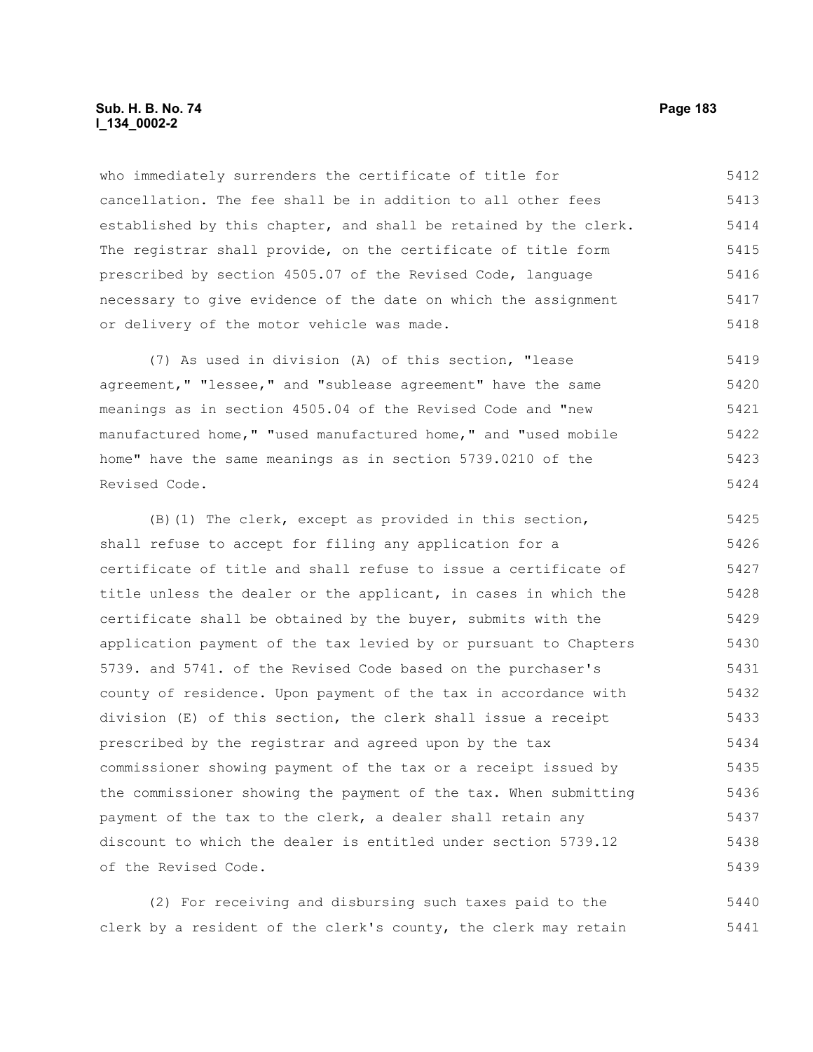who immediately surrenders the certificate of title for cancellation. The fee shall be in addition to all other fees established by this chapter, and shall be retained by the clerk. The registrar shall provide, on the certificate of title form prescribed by section 4505.07 of the Revised Code, language necessary to give evidence of the date on which the assignment or delivery of the motor vehicle was made.

(7) As used in division (A) of this section, "lease agreement," "lessee," and "sublease agreement" have the same meanings as in section 4505.04 of the Revised Code and "new manufactured home," "used manufactured home," and "used mobile home" have the same meanings as in section 5739.0210 of the Revised Code.

(B)(1) The clerk, except as provided in this section, shall refuse to accept for filing any application for a certificate of title and shall refuse to issue a certificate of title unless the dealer or the applicant, in cases in which the certificate shall be obtained by the buyer, submits with the application payment of the tax levied by or pursuant to Chapters 5739. and 5741. of the Revised Code based on the purchaser's county of residence. Upon payment of the tax in accordance with division (E) of this section, the clerk shall issue a receipt prescribed by the registrar and agreed upon by the tax commissioner showing payment of the tax or a receipt issued by the commissioner showing the payment of the tax. When submitting payment of the tax to the clerk, a dealer shall retain any discount to which the dealer is entitled under section 5739.12 of the Revised Code.

(2) For receiving and disbursing such taxes paid to the clerk by a resident of the clerk's county, the clerk may retain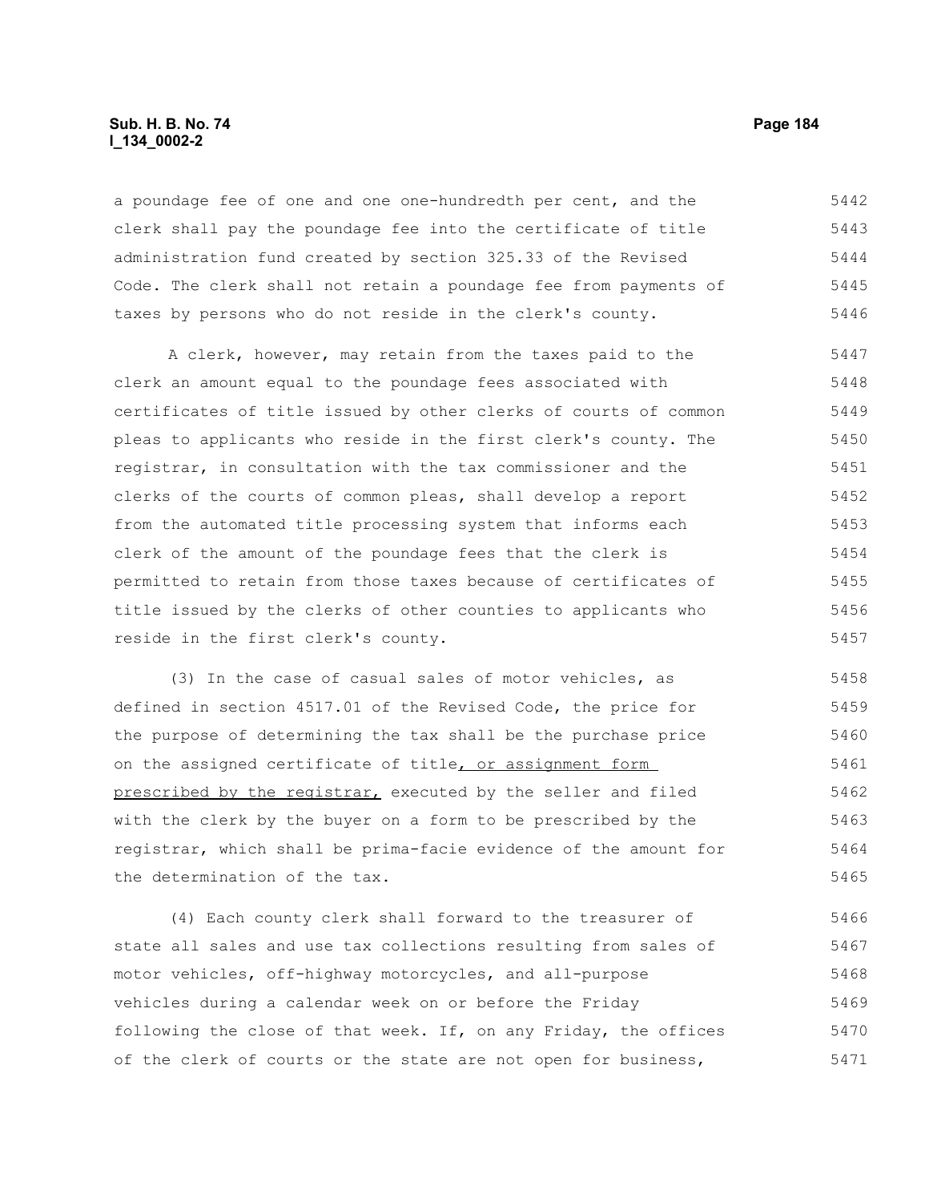a poundage fee of one and one-hundredth per cent, and the clerk shall pay the poundage fee into the certificate of title administration fund created by section 325.33 of the Revised Code. The clerk shall not retain a poundage fee from payments of taxes by persons who do not reside in the clerk's county.

A clerk, however, may retain from the taxes paid to the clerk an amount equal to the poundage fees associated with certificates of title issued by other clerks of courts of common pleas to applicants who reside in the first clerk's county. The registrar, in consultation with the tax commissioner and the clerks of the courts of common pleas, shall develop a report from the automated title processing system that informs each clerk of the amount of the poundage fees that the clerk is permitted to retain from those taxes because of certificates of title issued by the clerks of other counties to applicants who reside in the first clerk's county.

(3) In the case of casual sales of motor vehicles, as defined in section 4517.01 of the Revised Code, the price for the purpose of determining the tax shall be the purchase price on the assigned certificate of title, or assignment form prescribed by the registrar, executed by the seller and filed with the clerk by the buyer on a form to be prescribed by the registrar, which shall be prima-facie evidence of the amount for the determination of the tax.

(4) Each county clerk shall forward to the treasurer of state all sales and use tax collections resulting from sales of motor vehicles, off-highway motorcycles, and all-purpose vehicles during a calendar week on or before the Friday following the close of that week. If, on any Friday, the offices of the clerk of courts or the state are not open for business,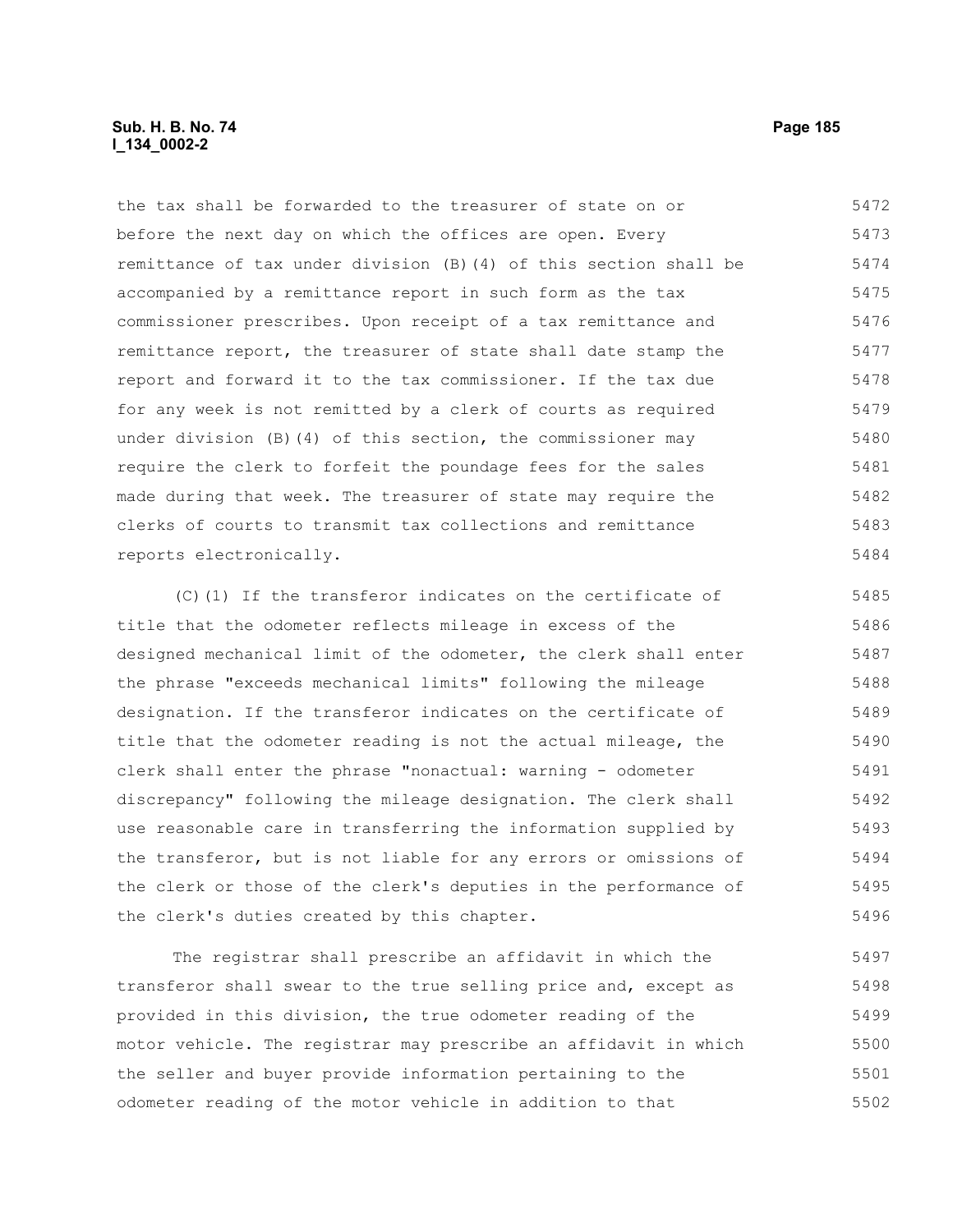the tax shall be forwarded to the treasurer of state on or before the next day on which the offices are open. Every remittance of tax under division (B)(4) of this section shall be accompanied by a remittance report in such form as the tax commissioner prescribes. Upon receipt of a tax remittance and remittance report, the treasurer of state shall date stamp the report and forward it to the tax commissioner. If the tax due for any week is not remitted by a clerk of courts as required under division (B)(4) of this section, the commissioner may require the clerk to forfeit the poundage fees for the sales made during that week. The treasurer of state may require the clerks of courts to transmit tax collections and remittance reports electronically.

(C)(1) If the transferor indicates on the certificate of title that the odometer reflects mileage in excess of the designed mechanical limit of the odometer, the clerk shall enter the phrase "exceeds mechanical limits" following the mileage designation. If the transferor indicates on the certificate of title that the odometer reading is not the actual mileage, the clerk shall enter the phrase "nonactual: warning - odometer discrepancy" following the mileage designation. The clerk shall use reasonable care in transferring the information supplied by the transferor, but is not liable for any errors or omissions of the clerk or those of the clerk's deputies in the performance of the clerk's duties created by this chapter.

The registrar shall prescribe an affidavit in which the transferor shall swear to the true selling price and, except as provided in this division, the true odometer reading of the motor vehicle. The registrar may prescribe an affidavit in which the seller and buyer provide information pertaining to the odometer reading of the motor vehicle in addition to that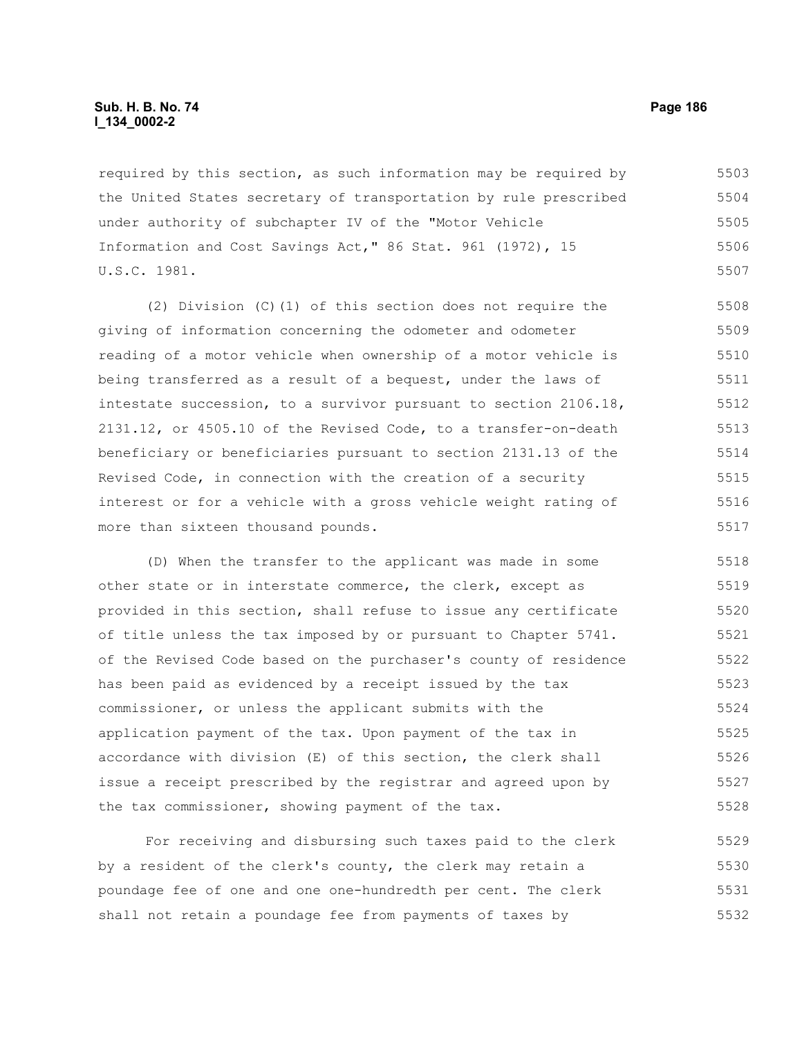required by this section, as such information may be required by the United States secretary of transportation by rule prescribed under authority of subchapter IV of the "Motor Vehicle Information and Cost Savings Act," 86 Stat. 961 (1972), 15 U.S.C. 1981.

(2) Division (C)(1) of this section does not require the giving of information concerning the odometer and odometer reading of a motor vehicle when ownership of a motor vehicle is being transferred as a result of a bequest, under the laws of intestate succession, to a survivor pursuant to section 2106.18, 2131.12, or 4505.10 of the Revised Code, to a transfer-on-death beneficiary or beneficiaries pursuant to section 2131.13 of the Revised Code, in connection with the creation of a security interest or for a vehicle with a gross vehicle weight rating of more than sixteen thousand pounds.

(D) When the transfer to the applicant was made in some other state or in interstate commerce, the clerk, except as provided in this section, shall refuse to issue any certificate of title unless the tax imposed by or pursuant to Chapter 5741. of the Revised Code based on the purchaser's county of residence has been paid as evidenced by a receipt issued by the tax commissioner, or unless the applicant submits with the application payment of the tax. Upon payment of the tax in accordance with division (E) of this section, the clerk shall issue a receipt prescribed by the registrar and agreed upon by the tax commissioner, showing payment of the tax.

For receiving and disbursing such taxes paid to the clerk by a resident of the clerk's county, the clerk may retain a poundage fee of one and one-hundredth per cent. The clerk shall not retain a poundage fee from payments of taxes by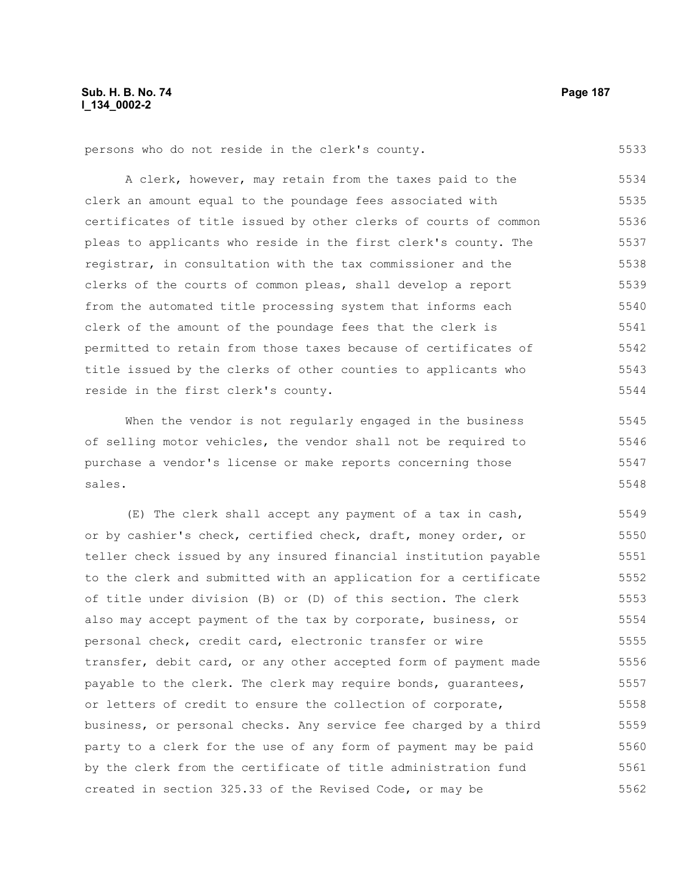persons who do not reside in the clerk's county.

A clerk, however, may retain from the taxes paid to the clerk an amount equal to the poundage fees associated with certificates of title issued by other clerks of courts of common pleas to applicants who reside in the first clerk's county. The registrar, in consultation with the tax commissioner and the clerks of the courts of common pleas, shall develop a report from the automated title processing system that informs each clerk of the amount of the poundage fees that the clerk is permitted to retain from those taxes because of certificates of title issued by the clerks of other counties to applicants who reside in the first clerk's county.

When the vendor is not regularly engaged in the business of selling motor vehicles, the vendor shall not be required to purchase a vendor's license or make reports concerning those sales.

(E) The clerk shall accept any payment of a tax in cash, or by cashier's check, certified check, draft, money order, or teller check issued by any insured financial institution payable to the clerk and submitted with an application for a certificate of title under division (B) or (D) of this section. The clerk also may accept payment of the tax by corporate, business, or personal check, credit card, electronic transfer or wire transfer, debit card, or any other accepted form of payment made payable to the clerk. The clerk may require bonds, guarantees, or letters of credit to ensure the collection of corporate, business, or personal checks. Any service fee charged by a third party to a clerk for the use of any form of payment may be paid by the clerk from the certificate of title administration fund created in section 325.33 of the Revised Code, or may be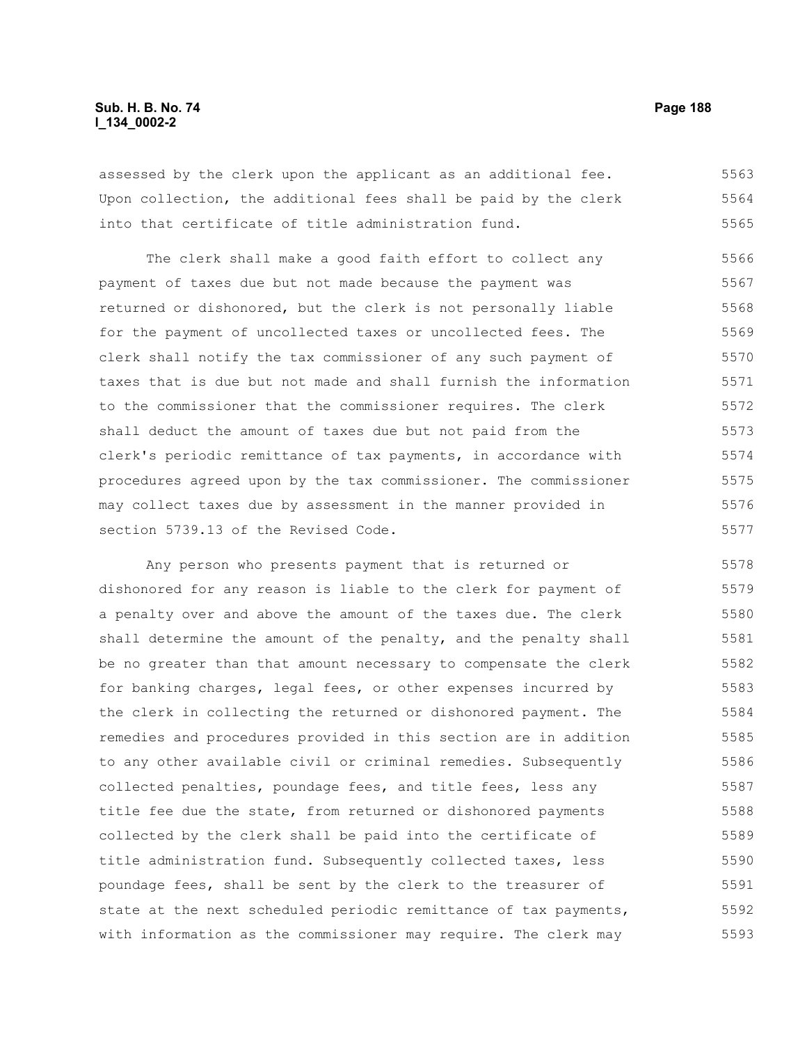assessed by the clerk upon the applicant as an additional fee. Upon collection, the additional fees shall be paid by the clerk into that certificate of title administration fund.

The clerk shall make a good faith effort to collect any payment of taxes due but not made because the payment was returned or dishonored, but the clerk is not personally liable for the payment of uncollected taxes or uncollected fees. The clerk shall notify the tax commissioner of any such payment of taxes that is due but not made and shall furnish the information to the commissioner that the commissioner requires. The clerk shall deduct the amount of taxes due but not paid from the clerk's periodic remittance of tax payments, in accordance with procedures agreed upon by the tax commissioner. The commissioner may collect taxes due by assessment in the manner provided in section 5739.13 of the Revised Code.

Any person who presents payment that is returned or dishonored for any reason is liable to the clerk for payment of a penalty over and above the amount of the taxes due. The clerk shall determine the amount of the penalty, and the penalty shall be no greater than that amount necessary to compensate the clerk for banking charges, legal fees, or other expenses incurred by the clerk in collecting the returned or dishonored payment. The remedies and procedures provided in this section are in addition to any other available civil or criminal remedies. Subsequently collected penalties, poundage fees, and title fees, less any title fee due the state, from returned or dishonored payments collected by the clerk shall be paid into the certificate of title administration fund. Subsequently collected taxes, less poundage fees, shall be sent by the clerk to the treasurer of state at the next scheduled periodic remittance of tax payments, with information as the commissioner may require. The clerk may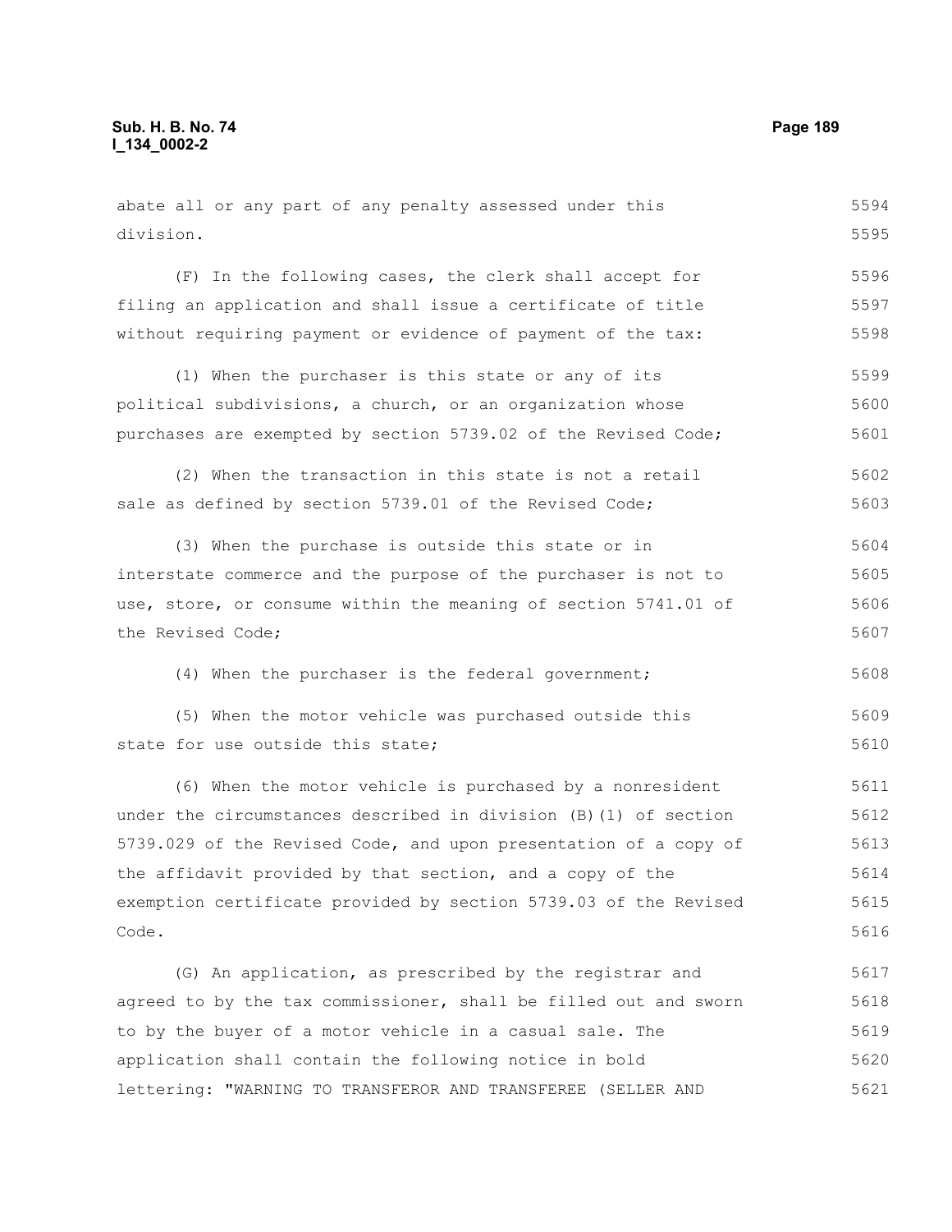abate all or any part of any penalty assessed under this division.

(F) In the following cases, the clerk shall accept for filing an application and shall issue a certificate of title without requiring payment or evidence of payment of the tax:

(1) When the purchaser is this state or any of its political subdivisions, a church, or an organization whose purchases are exempted by section 5739.02 of the Revised Code;

(2) When the transaction in this state is not a retail sale as defined by section 5739.01 of the Revised Code;

(3) When the purchase is outside this state or in interstate commerce and the purpose of the purchaser is not to use, store, or consume within the meaning of section 5741.01 of the Revised Code;

(4) When the purchaser is the federal government;

(5) When the motor vehicle was purchased outside this state for use outside this state;

(6) When the motor vehicle is purchased by a nonresident under the circumstances described in division (B)(1) of section 5739.029 of the Revised Code, and upon presentation of a copy of the affidavit provided by that section, and a copy of the exemption certificate provided by section 5739.03 of the Revised Code.

(G) An application, as prescribed by the registrar and agreed to by the tax commissioner, shall be filled out and sworn to by the buyer of a motor vehicle in a casual sale. The application shall contain the following notice in bold lettering: "WARNING TO TRANSFEROR AND TRANSFEREE (SELLER AND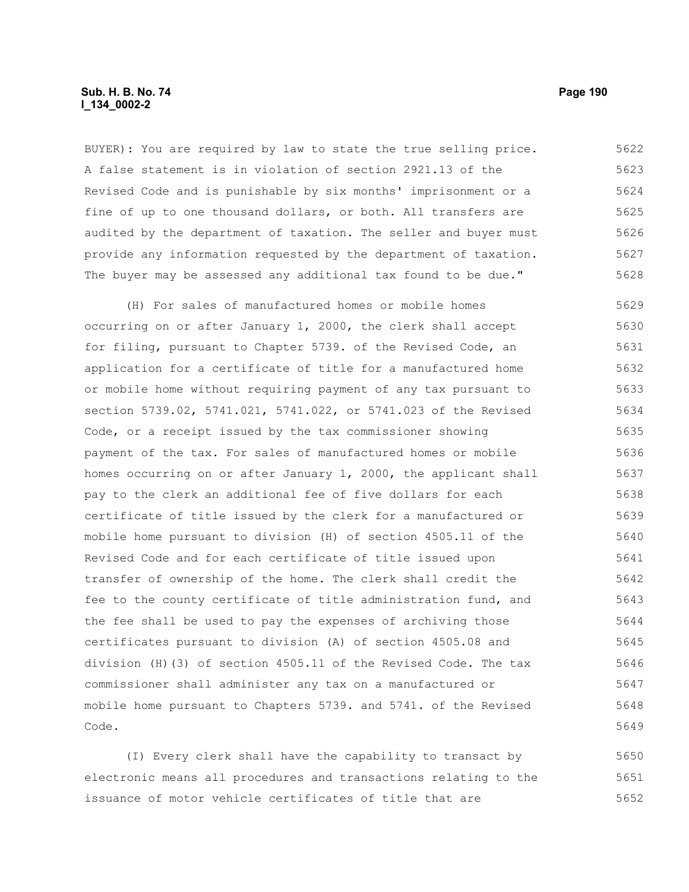BUYER): You are required by law to state the true selling price. A false statement is in violation of section 2921.13 of the Revised Code and is punishable by six months' imprisonment or a fine of up to one thousand dollars, or both. All transfers are audited by the department of taxation. The seller and buyer must provide any information requested by the department of taxation. The buyer may be assessed any additional tax found to be due."

(H) For sales of manufactured homes or mobile homes occurring on or after January 1, 2000, the clerk shall accept for filing, pursuant to Chapter 5739. of the Revised Code, an application for a certificate of title for a manufactured home or mobile home without requiring payment of any tax pursuant to section 5739.02, 5741.021, 5741.022, or 5741.023 of the Revised Code, or a receipt issued by the tax commissioner showing payment of the tax. For sales of manufactured homes or mobile homes occurring on or after January 1, 2000, the applicant shall pay to the clerk an additional fee of five dollars for each certificate of title issued by the clerk for a manufactured or mobile home pursuant to division (H) of section 4505.11 of the Revised Code and for each certificate of title issued upon transfer of ownership of the home. The clerk shall credit the fee to the county certificate of title administration fund, and the fee shall be used to pay the expenses of archiving those certificates pursuant to division (A) of section 4505.08 and division (H)(3) of section 4505.11 of the Revised Code. The tax commissioner shall administer any tax on a manufactured or mobile home pursuant to Chapters 5739. and 5741. of the Revised Code.

(I) Every clerk shall have the capability to transact by electronic means all procedures and transactions relating to the issuance of motor vehicle certificates of title that are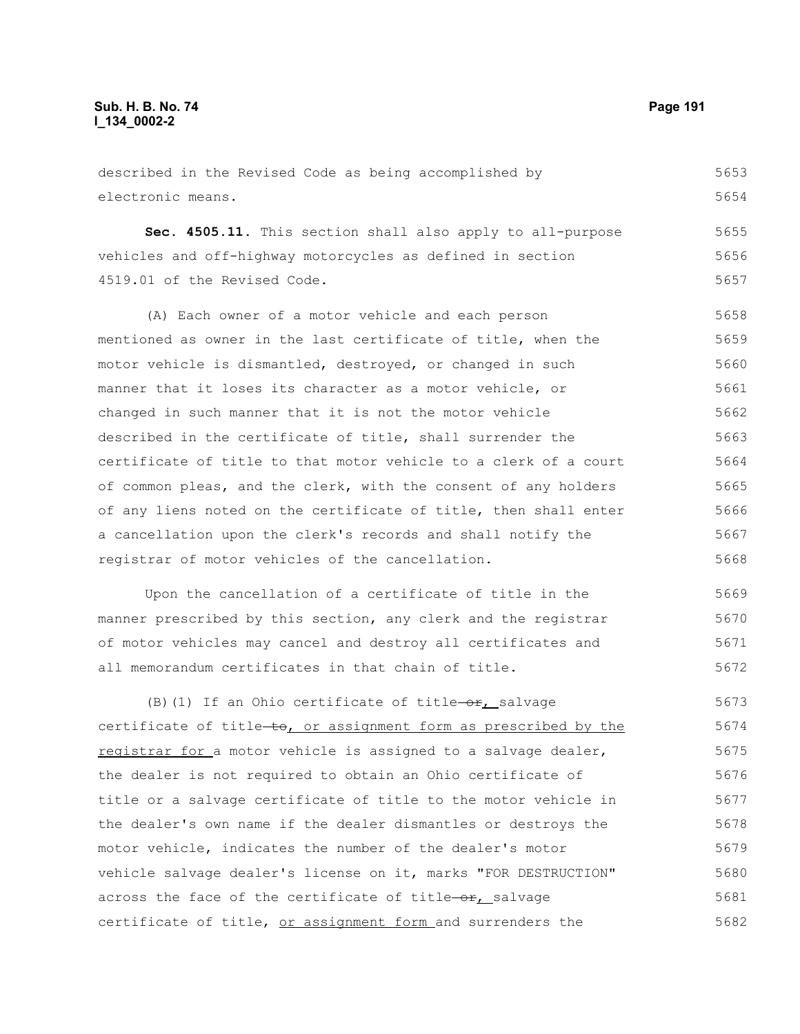described in the Revised Code as being accomplished by electronic means.

**Sec. 4505.11.** This section shall also apply to all-purpose vehicles and off-highway motorcycles as defined in section 4519.01 of the Revised Code.

(A) Each owner of a motor vehicle and each person mentioned as owner in the last certificate of title, when the motor vehicle is dismantled, destroyed, or changed in such manner that it loses its character as a motor vehicle, or changed in such manner that it is not the motor vehicle described in the certificate of title, shall surrender the certificate of title to that motor vehicle to a clerk of a court of common pleas, and the clerk, with the consent of any holders of any liens noted on the certificate of title, then shall enter a cancellation upon the clerk's records and shall notify the registrar of motor vehicles of the cancellation.

Upon the cancellation of a certificate of title in the manner prescribed by this section, any clerk and the registrar of motor vehicles may cancel and destroy all certificates and all memorandum certificates in that chain of title.

(B)(1) If an Ohio certificate of title ~~or~~<u>,</u> salvage certificate of title ~~to~~<u>, or assignment form as prescribed by the registrar for</u> a motor vehicle is assigned to a salvage dealer, the dealer is not required to obtain an Ohio certificate of title or a salvage certificate of title to the motor vehicle in the dealer's own name if the dealer dismantles or destroys the motor vehicle, indicates the number of the dealer's motor vehicle salvage dealer's license on it, marks "FOR DESTRUCTION" across the face of the certificate of title ~~or~~<u>,</u> salvage certificate of title, <u>or assignment form</u> and surrenders the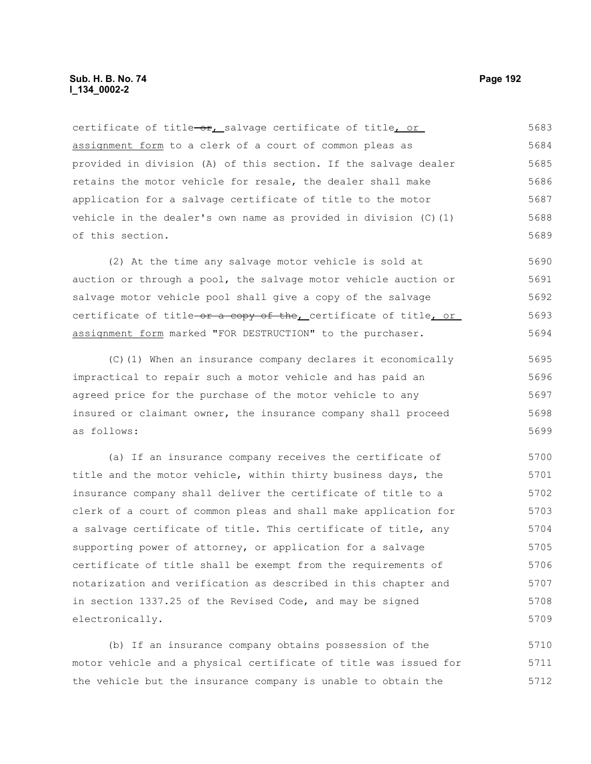certificate of title ~~or~~, salvage certificate of title, or assignment form to a clerk of a court of common pleas as provided in division (A) of this section. If the salvage dealer retains the motor vehicle for resale, the dealer shall make application for a salvage certificate of title to the motor vehicle in the dealer's own name as provided in division (C)(1) of this section.

(2) At the time any salvage motor vehicle is sold at auction or through a pool, the salvage motor vehicle auction or salvage motor vehicle pool shall give a copy of the salvage certificate of title ~~or a copy of the~~, certificate of title, or assignment form marked "FOR DESTRUCTION" to the purchaser.

(C)(1) When an insurance company declares it economically impractical to repair such a motor vehicle and has paid an agreed price for the purchase of the motor vehicle to any insured or claimant owner, the insurance company shall proceed as follows:

(a) If an insurance company receives the certificate of title and the motor vehicle, within thirty business days, the insurance company shall deliver the certificate of title to a clerk of a court of common pleas and shall make application for a salvage certificate of title. This certificate of title, any supporting power of attorney, or application for a salvage certificate of title shall be exempt from the requirements of notarization and verification as described in this chapter and in section 1337.25 of the Revised Code, and may be signed electronically.

(b) If an insurance company obtains possession of the motor vehicle and a physical certificate of title was issued for the vehicle but the insurance company is unable to obtain the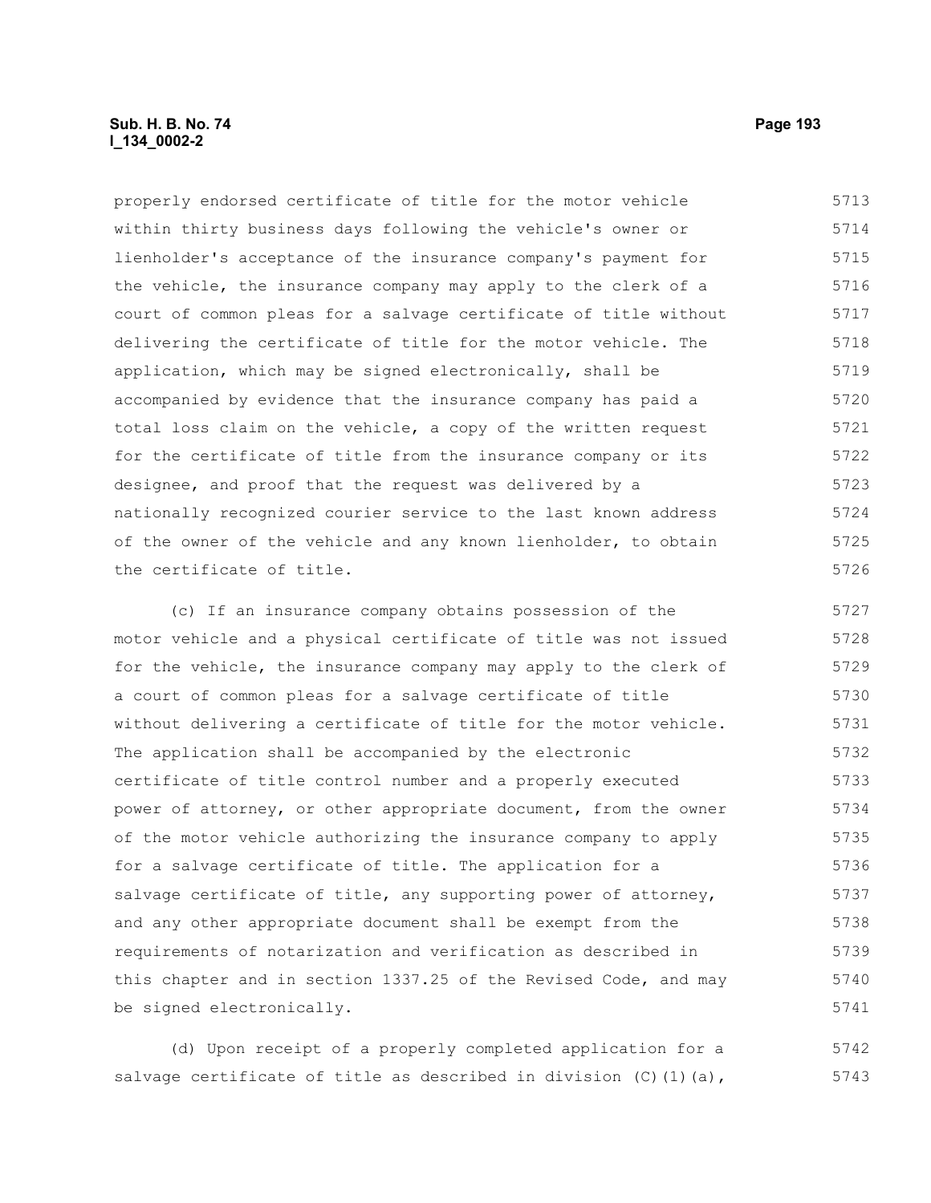properly endorsed certificate of title for the motor vehicle within thirty business days following the vehicle's owner or lienholder's acceptance of the insurance company's payment for the vehicle, the insurance company may apply to the clerk of a court of common pleas for a salvage certificate of title without delivering the certificate of title for the motor vehicle. The application, which may be signed electronically, shall be accompanied by evidence that the insurance company has paid a total loss claim on the vehicle, a copy of the written request for the certificate of title from the insurance company or its designee, and proof that the request was delivered by a nationally recognized courier service to the last known address of the owner of the vehicle and any known lienholder, to obtain the certificate of title.

(c) If an insurance company obtains possession of the motor vehicle and a physical certificate of title was not issued for the vehicle, the insurance company may apply to the clerk of a court of common pleas for a salvage certificate of title without delivering a certificate of title for the motor vehicle. The application shall be accompanied by the electronic certificate of title control number and a properly executed power of attorney, or other appropriate document, from the owner of the motor vehicle authorizing the insurance company to apply for a salvage certificate of title. The application for a salvage certificate of title, any supporting power of attorney, and any other appropriate document shall be exempt from the requirements of notarization and verification as described in this chapter and in section 1337.25 of the Revised Code, and may be signed electronically.

(d) Upon receipt of a properly completed application for a salvage certificate of title as described in division (C)(1)(a),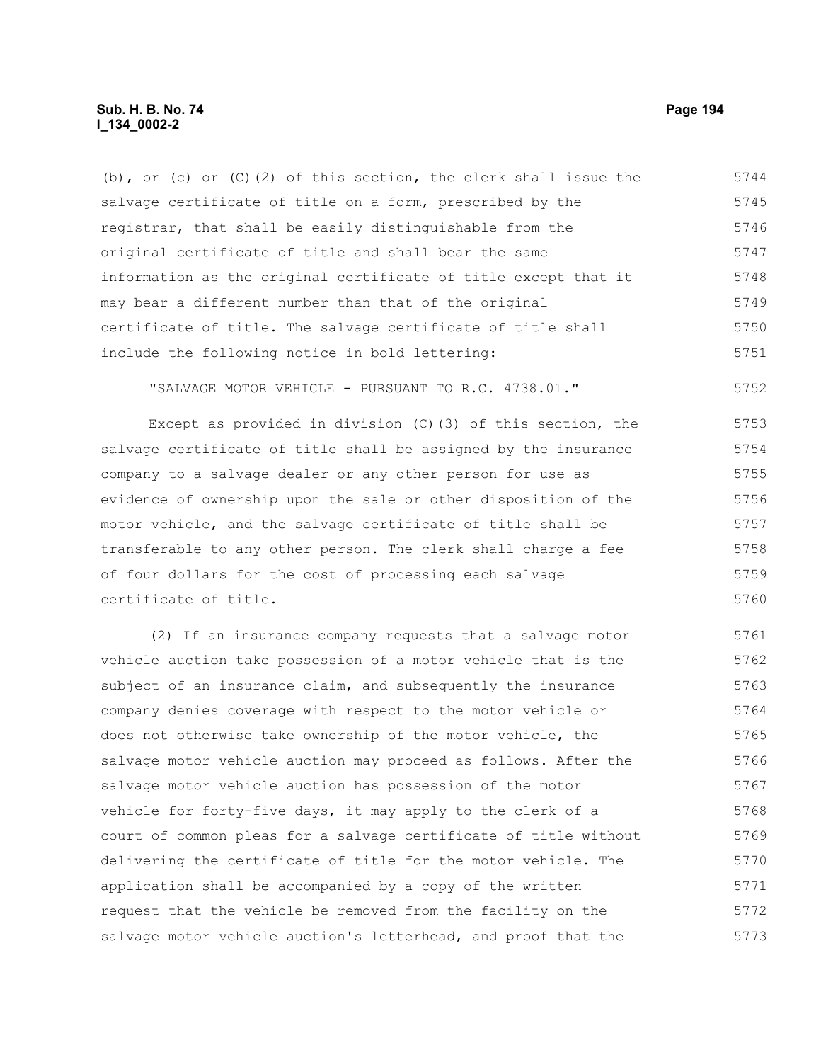(b), or (c) or (C)(2) of this section, the clerk shall issue the salvage certificate of title on a form, prescribed by the registrar, that shall be easily distinguishable from the original certificate of title and shall bear the same information as the original certificate of title except that it may bear a different number than that of the original certificate of title. The salvage certificate of title shall include the following notice in bold lettering:

"SALVAGE MOTOR VEHICLE - PURSUANT TO R.C. 4738.01."

Except as provided in division (C)(3) of this section, the salvage certificate of title shall be assigned by the insurance company to a salvage dealer or any other person for use as evidence of ownership upon the sale or other disposition of the motor vehicle, and the salvage certificate of title shall be transferable to any other person. The clerk shall charge a fee of four dollars for the cost of processing each salvage certificate of title.

(2) If an insurance company requests that a salvage motor vehicle auction take possession of a motor vehicle that is the subject of an insurance claim, and subsequently the insurance company denies coverage with respect to the motor vehicle or does not otherwise take ownership of the motor vehicle, the salvage motor vehicle auction may proceed as follows. After the salvage motor vehicle auction has possession of the motor vehicle for forty-five days, it may apply to the clerk of a court of common pleas for a salvage certificate of title without delivering the certificate of title for the motor vehicle. The application shall be accompanied by a copy of the written request that the vehicle be removed from the facility on the salvage motor vehicle auction's letterhead, and proof that the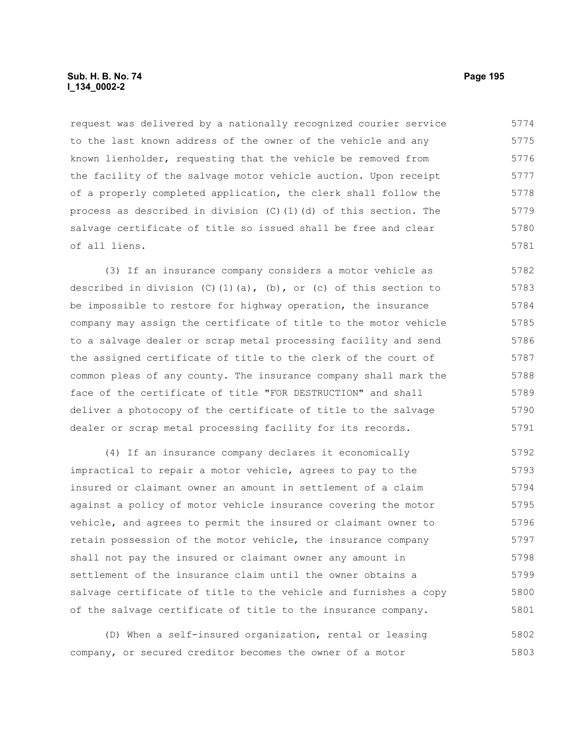request was delivered by a nationally recognized courier service to the last known address of the owner of the vehicle and any known lienholder, requesting that the vehicle be removed from the facility of the salvage motor vehicle auction. Upon receipt of a properly completed application, the clerk shall follow the process as described in division (C)(1)(d) of this section. The salvage certificate of title so issued shall be free and clear of all liens.

(3) If an insurance company considers a motor vehicle as described in division (C)(1)(a), (b), or (c) of this section to be impossible to restore for highway operation, the insurance company may assign the certificate of title to the motor vehicle to a salvage dealer or scrap metal processing facility and send the assigned certificate of title to the clerk of the court of common pleas of any county. The insurance company shall mark the face of the certificate of title "FOR DESTRUCTION" and shall deliver a photocopy of the certificate of title to the salvage dealer or scrap metal processing facility for its records.

(4) If an insurance company declares it economically impractical to repair a motor vehicle, agrees to pay to the insured or claimant owner an amount in settlement of a claim against a policy of motor vehicle insurance covering the motor vehicle, and agrees to permit the insured or claimant owner to retain possession of the motor vehicle, the insurance company shall not pay the insured or claimant owner any amount in settlement of the insurance claim until the owner obtains a salvage certificate of title to the vehicle and furnishes a copy of the salvage certificate of title to the insurance company.

(D) When a self-insured organization, rental or leasing company, or secured creditor becomes the owner of a motor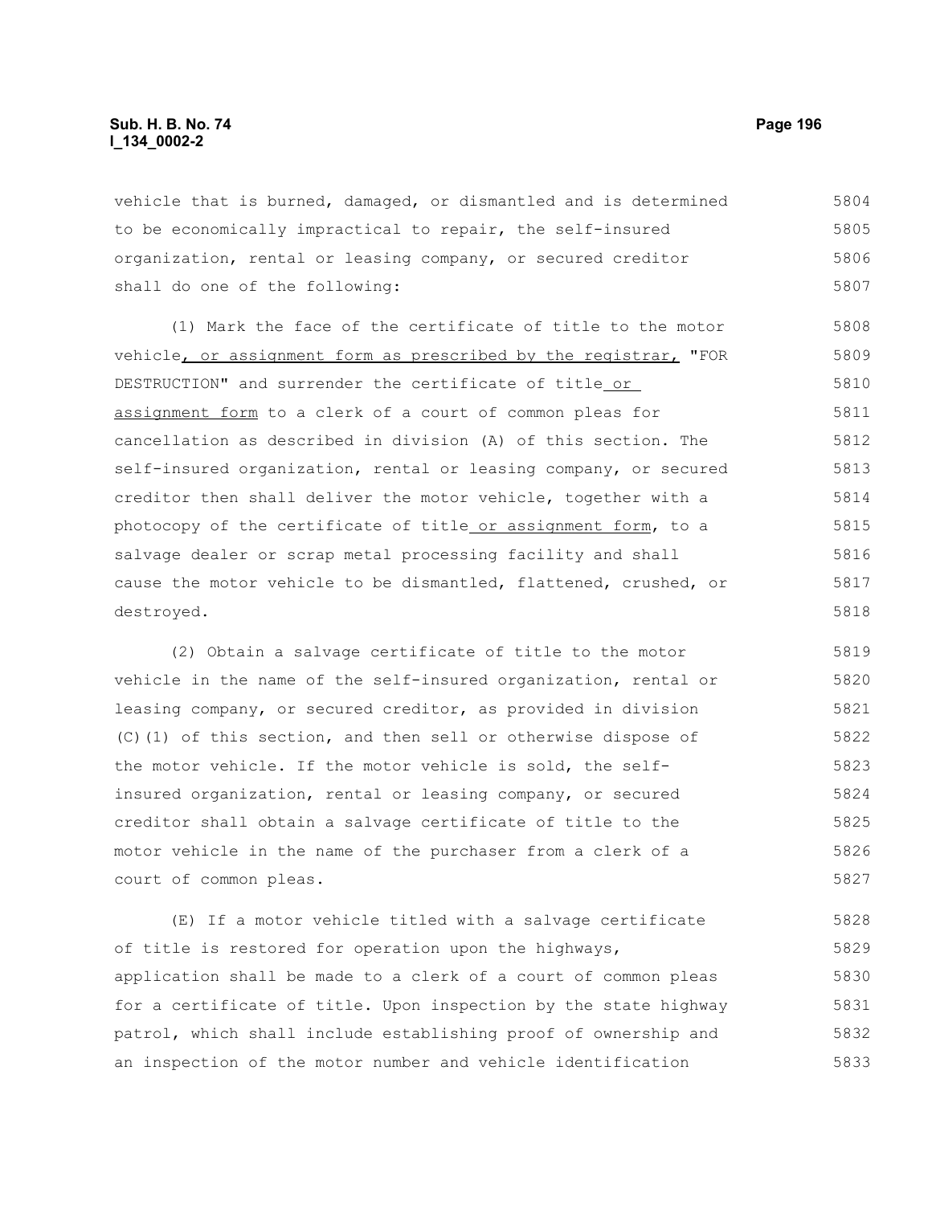vehicle that is burned, damaged, or dismantled and is determined to be economically impractical to repair, the self-insured organization, rental or leasing company, or secured creditor shall do one of the following:

(1) Mark the face of the certificate of title to the motor vehicle, or assignment form as prescribed by the registrar, "FOR DESTRUCTION" and surrender the certificate of title or assignment form to a clerk of a court of common pleas for cancellation as described in division (A) of this section. The self-insured organization, rental or leasing company, or secured creditor then shall deliver the motor vehicle, together with a photocopy of the certificate of title or assignment form, to a salvage dealer or scrap metal processing facility and shall cause the motor vehicle to be dismantled, flattened, crushed, or destroyed.

(2) Obtain a salvage certificate of title to the motor vehicle in the name of the self-insured organization, rental or leasing company, or secured creditor, as provided in division (C)(1) of this section, and then sell or otherwise dispose of the motor vehicle. If the motor vehicle is sold, the self-insured organization, rental or leasing company, or secured creditor shall obtain a salvage certificate of title to the motor vehicle in the name of the purchaser from a clerk of a court of common pleas.

(E) If a motor vehicle titled with a salvage certificate of title is restored for operation upon the highways, application shall be made to a clerk of a court of common pleas for a certificate of title. Upon inspection by the state highway patrol, which shall include establishing proof of ownership and an inspection of the motor number and vehicle identification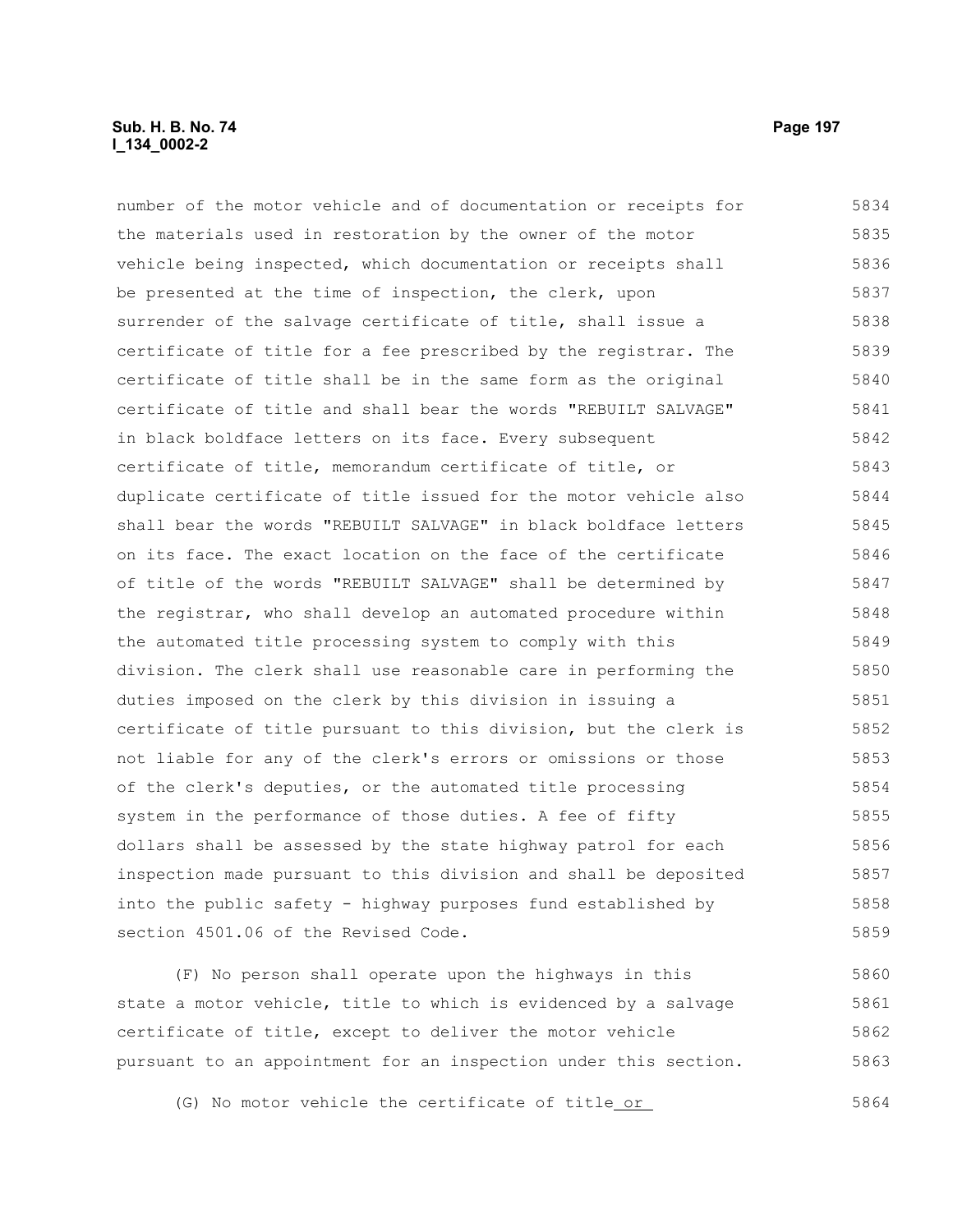number of the motor vehicle and of documentation or receipts for the materials used in restoration by the owner of the motor vehicle being inspected, which documentation or receipts shall be presented at the time of inspection, the clerk, upon surrender of the salvage certificate of title, shall issue a certificate of title for a fee prescribed by the registrar. The certificate of title shall be in the same form as the original certificate of title and shall bear the words "REBUILT SALVAGE" in black boldface letters on its face. Every subsequent certificate of title, memorandum certificate of title, or duplicate certificate of title issued for the motor vehicle also shall bear the words "REBUILT SALVAGE" in black boldface letters on its face. The exact location on the face of the certificate of title of the words "REBUILT SALVAGE" shall be determined by the registrar, who shall develop an automated procedure within the automated title processing system to comply with this division. The clerk shall use reasonable care in performing the duties imposed on the clerk by this division in issuing a certificate of title pursuant to this division, but the clerk is not liable for any of the clerk's errors or omissions or those of the clerk's deputies, or the automated title processing system in the performance of those duties. A fee of fifty dollars shall be assessed by the state highway patrol for each inspection made pursuant to this division and shall be deposited into the public safety - highway purposes fund established by section 4501.06 of the Revised Code.

(F) No person shall operate upon the highways in this state a motor vehicle, title to which is evidenced by a salvage certificate of title, except to deliver the motor vehicle pursuant to an appointment for an inspection under this section.

(G) No motor vehicle the certificate of title or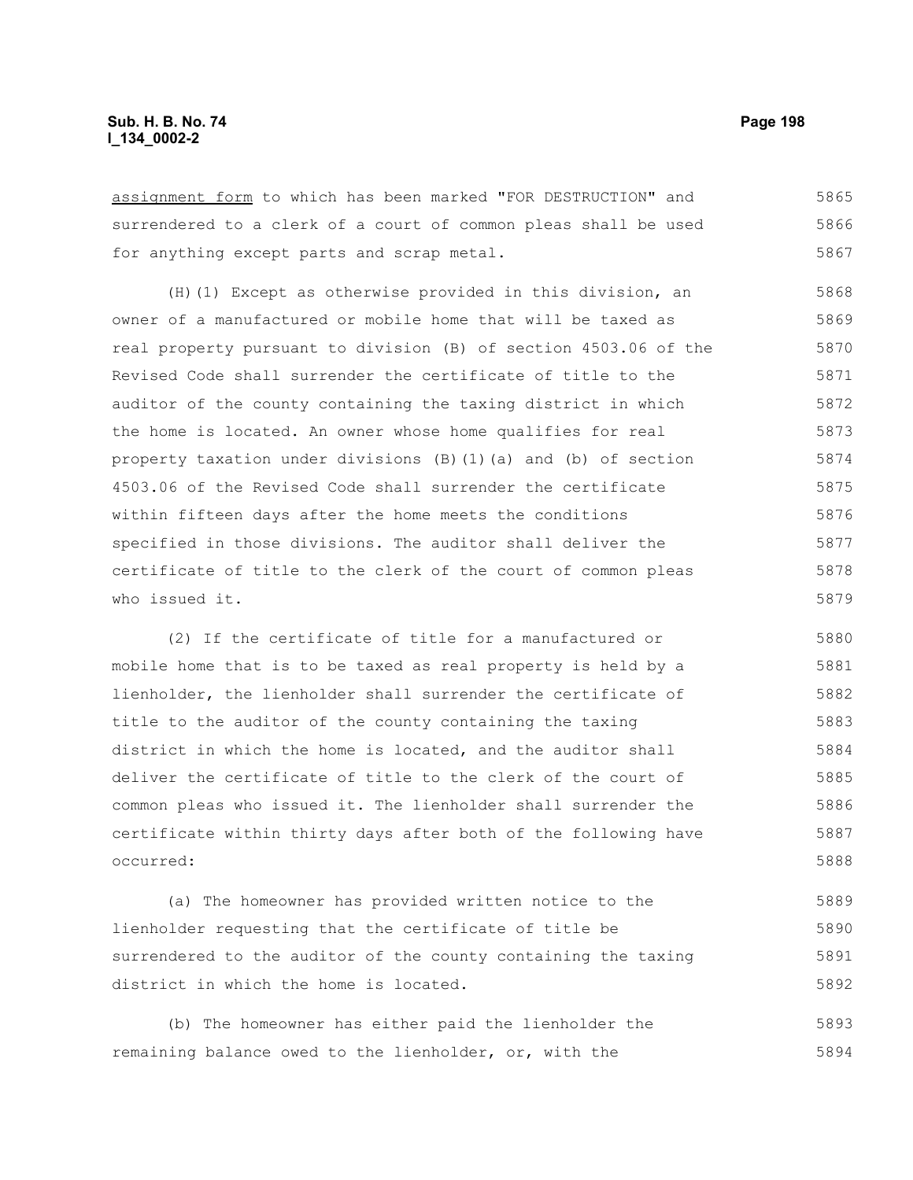<u>assignment form</u> to which has been marked "FOR DESTRUCTION" and surrendered to a clerk of a court of common pleas shall be used for anything except parts and scrap metal.

(H)(1) Except as otherwise provided in this division, an owner of a manufactured or mobile home that will be taxed as real property pursuant to division (B) of section 4503.06 of the Revised Code shall surrender the certificate of title to the auditor of the county containing the taxing district in which the home is located. An owner whose home qualifies for real property taxation under divisions (B)(1)(a) and (b) of section 4503.06 of the Revised Code shall surrender the certificate within fifteen days after the home meets the conditions specified in those divisions. The auditor shall deliver the certificate of title to the clerk of the court of common pleas who issued it.

(2) If the certificate of title for a manufactured or mobile home that is to be taxed as real property is held by a lienholder, the lienholder shall surrender the certificate of title to the auditor of the county containing the taxing district in which the home is located, and the auditor shall deliver the certificate of title to the clerk of the court of common pleas who issued it. The lienholder shall surrender the certificate within thirty days after both of the following have occurred:

(a) The homeowner has provided written notice to the lienholder requesting that the certificate of title be surrendered to the auditor of the county containing the taxing district in which the home is located.

(b) The homeowner has either paid the lienholder the remaining balance owed to the lienholder, or, with the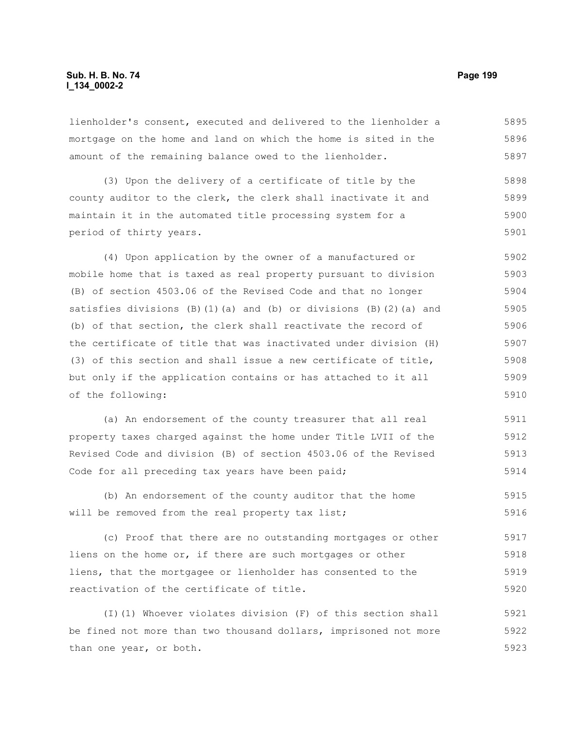lienholder's consent, executed and delivered to the lienholder a mortgage on the home and land on which the home is sited in the amount of the remaining balance owed to the lienholder.

(3) Upon the delivery of a certificate of title by the county auditor to the clerk, the clerk shall inactivate it and maintain it in the automated title processing system for a period of thirty years.

(4) Upon application by the owner of a manufactured or mobile home that is taxed as real property pursuant to division (B) of section 4503.06 of the Revised Code and that no longer satisfies divisions (B)(1)(a) and (b) or divisions (B)(2)(a) and (b) of that section, the clerk shall reactivate the record of the certificate of title that was inactivated under division (H)(3) of this section and shall issue a new certificate of title, but only if the application contains or has attached to it all of the following:

(a) An endorsement of the county treasurer that all real property taxes charged against the home under Title LVII of the Revised Code and division (B) of section 4503.06 of the Revised Code for all preceding tax years have been paid;

(b) An endorsement of the county auditor that the home will be removed from the real property tax list;

(c) Proof that there are no outstanding mortgages or other liens on the home or, if there are such mortgages or other liens, that the mortgagee or lienholder has consented to the reactivation of the certificate of title.

(I)(1) Whoever violates division (F) of this section shall be fined not more than two thousand dollars, imprisoned not more than one year, or both.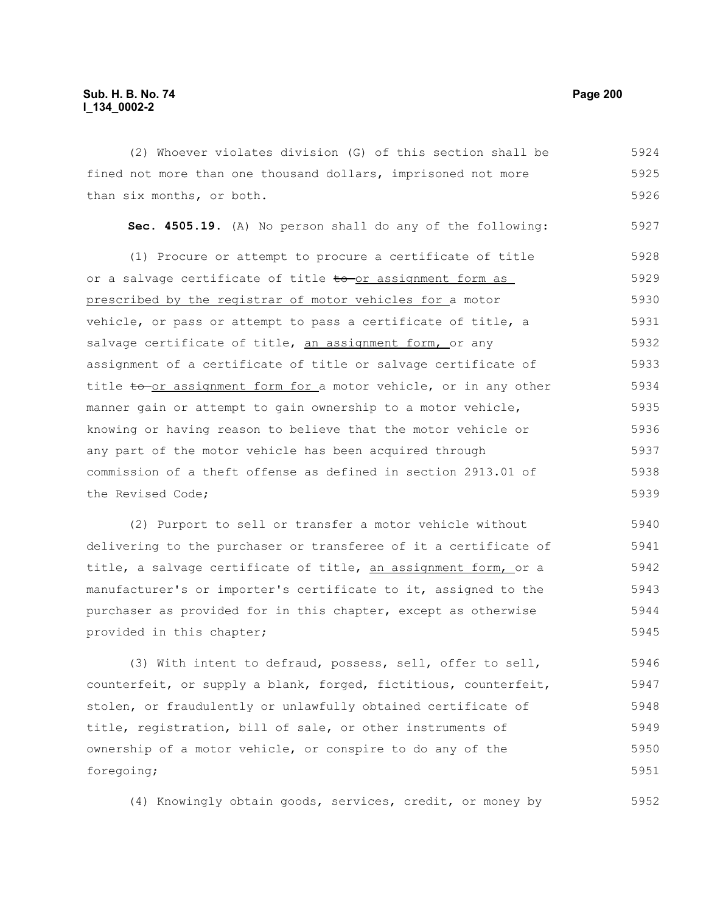(2) Whoever violates division (G) of this section shall be fined not more than one thousand dollars, imprisoned not more than six months, or both.

**Sec. 4505.19.** (A) No person shall do any of the following:

(1) Procure or attempt to procure a certificate of title or a salvage certificate of title ~~to~~ or assignment form as prescribed by the registrar of motor vehicles for a motor vehicle, or pass or attempt to pass a certificate of title, a salvage certificate of title, an assignment form, or any assignment of a certificate of title or salvage certificate of title ~~to~~ or assignment form for a motor vehicle, or in any other manner gain or attempt to gain ownership to a motor vehicle, knowing or having reason to believe that the motor vehicle or any part of the motor vehicle has been acquired through commission of a theft offense as defined in section 2913.01 of the Revised Code;

(2) Purport to sell or transfer a motor vehicle without delivering to the purchaser or transferee of it a certificate of title, a salvage certificate of title, an assignment form, or a manufacturer's or importer's certificate to it, assigned to the purchaser as provided for in this chapter, except as otherwise provided in this chapter;

(3) With intent to defraud, possess, sell, offer to sell, counterfeit, or supply a blank, forged, fictitious, counterfeit, stolen, or fraudulently or unlawfully obtained certificate of title, registration, bill of sale, or other instruments of ownership of a motor vehicle, or conspire to do any of the foregoing;

(4) Knowingly obtain goods, services, credit, or money by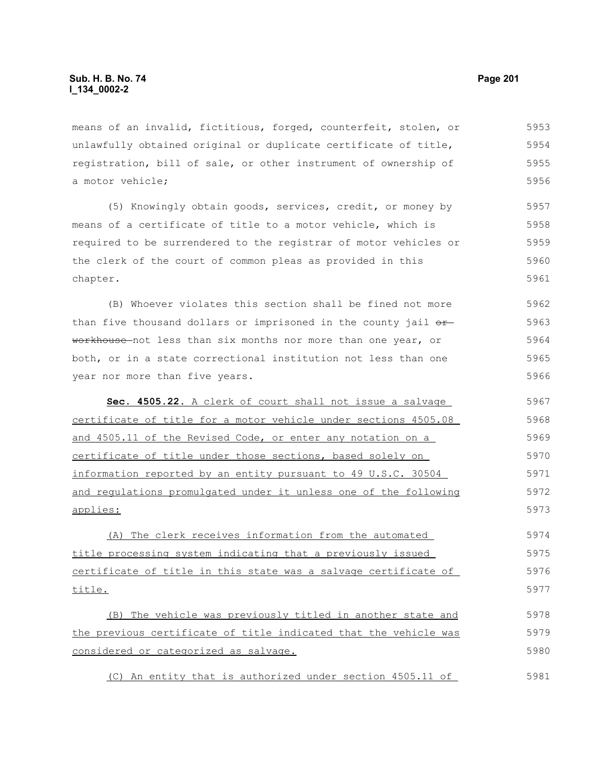means of an invalid, fictitious, forged, counterfeit, stolen, or unlawfully obtained original or duplicate certificate of title, registration, bill of sale, or other instrument of ownership of a motor vehicle;

(5) Knowingly obtain goods, services, credit, or money by means of a certificate of title to a motor vehicle, which is required to be surrendered to the registrar of motor vehicles or the clerk of the court of common pleas as provided in this chapter.

(B) Whoever violates this section shall be fined not more than five thousand dollars or imprisoned in the county jail ~~or workhouse~~ not less than six months nor more than one year, or both, or in a state correctional institution not less than one year nor more than five years.

**Sec. 4505.22.** A clerk of court shall not issue a salvage certificate of title for a motor vehicle under sections 4505.08 and 4505.11 of the Revised Code, or enter any notation on a certificate of title under those sections, based solely on information reported by an entity pursuant to 49 U.S.C. 30504 and regulations promulgated under it unless one of the following applies:

(A) The clerk receives information from the automated title processing system indicating that a previously issued certificate of title in this state was a salvage certificate of title.

(B) The vehicle was previously titled in another state and the previous certificate of title indicated that the vehicle was considered or categorized as salvage.

(C) An entity that is authorized under section 4505.11 of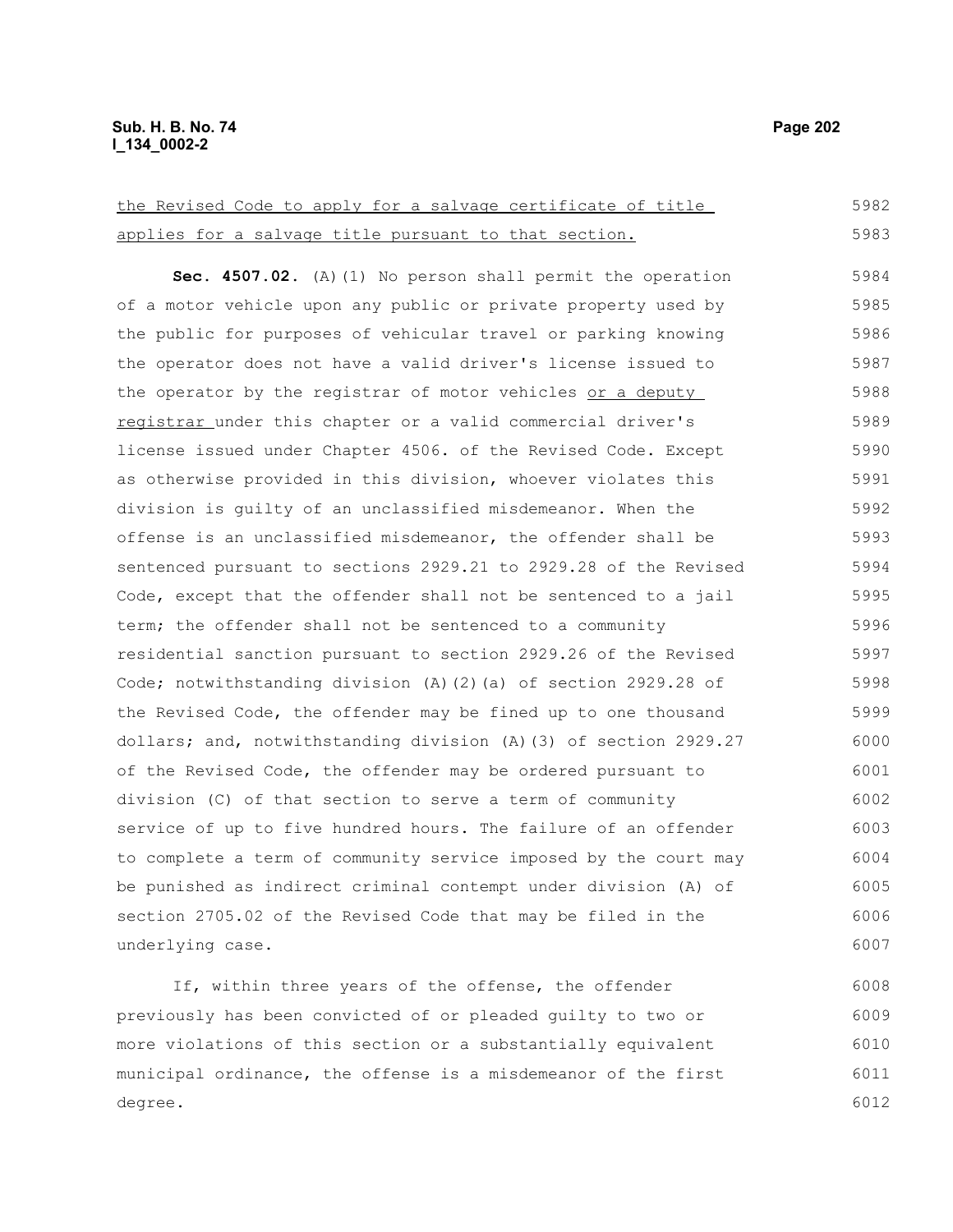the Revised Code to apply for a salvage certificate of title applies for a salvage title pursuant to that section.

**Sec. 4507.02.** (A)(1) No person shall permit the operation of a motor vehicle upon any public or private property used by the public for purposes of vehicular travel or parking knowing the operator does not have a valid driver's license issued to the operator by the registrar of motor vehicles or a deputy registrar under this chapter or a valid commercial driver's license issued under Chapter 4506. of the Revised Code. Except as otherwise provided in this division, whoever violates this division is guilty of an unclassified misdemeanor. When the offense is an unclassified misdemeanor, the offender shall be sentenced pursuant to sections 2929.21 to 2929.28 of the Revised Code, except that the offender shall not be sentenced to a jail term; the offender shall not be sentenced to a community residential sanction pursuant to section 2929.26 of the Revised Code; notwithstanding division (A)(2)(a) of section 2929.28 of the Revised Code, the offender may be fined up to one thousand dollars; and, notwithstanding division (A)(3) of section 2929.27 of the Revised Code, the offender may be ordered pursuant to division (C) of that section to serve a term of community service of up to five hundred hours. The failure of an offender to complete a term of community service imposed by the court may be punished as indirect criminal contempt under division (A) of section 2705.02 of the Revised Code that may be filed in the underlying case.

If, within three years of the offense, the offender previously has been convicted of or pleaded guilty to two or more violations of this section or a substantially equivalent municipal ordinance, the offense is a misdemeanor of the first degree.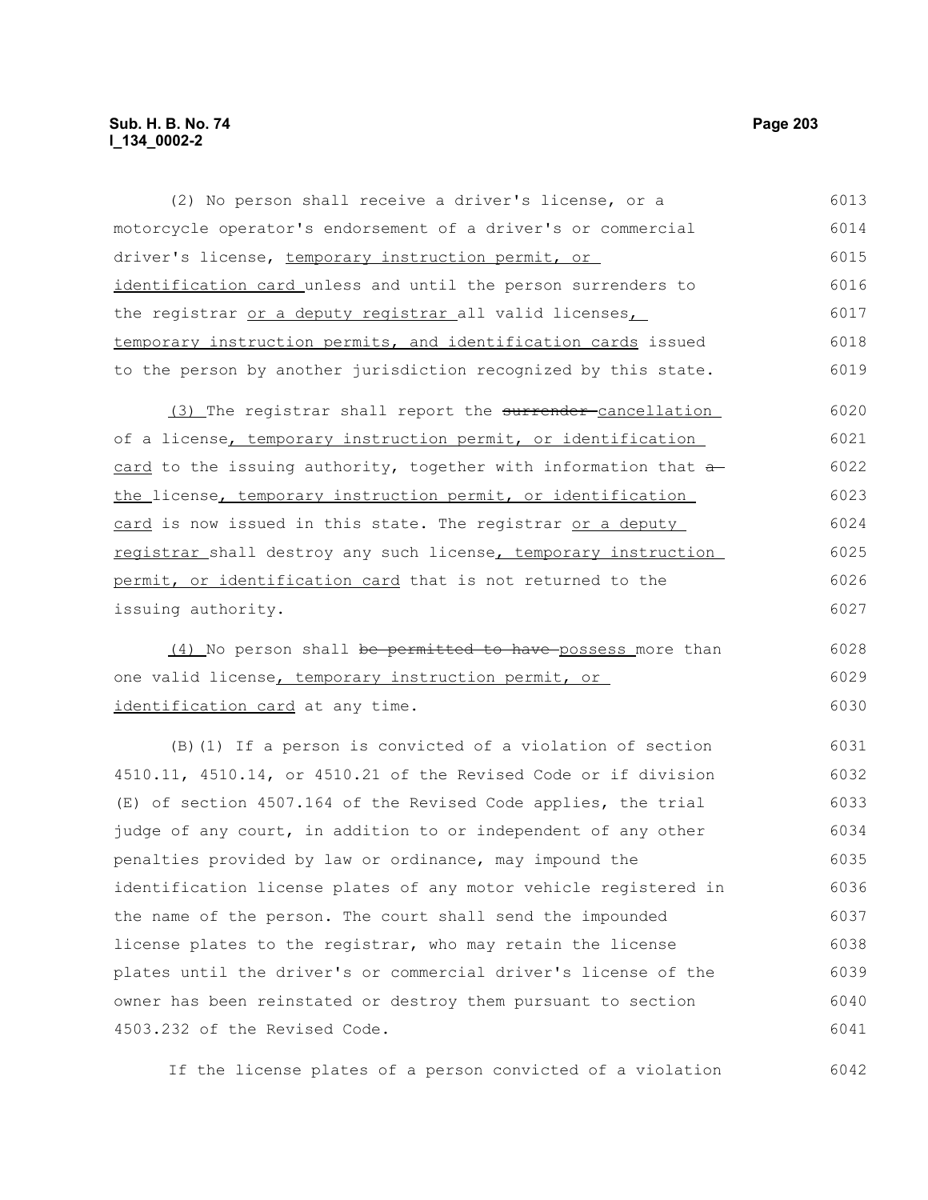(2) No person shall receive a driver's license, or a motorcycle operator's endorsement of a driver's or commercial driver's license, temporary instruction permit, or identification card unless and until the person surrenders to the registrar or a deputy registrar all valid licenses, temporary instruction permits, and identification cards issued to the person by another jurisdiction recognized by this state.

(3) The registrar shall report the ~~surrender~~ cancellation of a license, temporary instruction permit, or identification card to the issuing authority, together with information that ~~a~~ the license, temporary instruction permit, or identification card is now issued in this state. The registrar or a deputy registrar shall destroy any such license, temporary instruction permit, or identification card that is not returned to the issuing authority.

(4) No person shall ~~be permitted to have~~ possess more than one valid license, temporary instruction permit, or identification card at any time.

(B)(1) If a person is convicted of a violation of section 4510.11, 4510.14, or 4510.21 of the Revised Code or if division (E) of section 4507.164 of the Revised Code applies, the trial judge of any court, in addition to or independent of any other penalties provided by law or ordinance, may impound the identification license plates of any motor vehicle registered in the name of the person. The court shall send the impounded license plates to the registrar, who may retain the license plates until the driver's or commercial driver's license of the owner has been reinstated or destroy them pursuant to section 4503.232 of the Revised Code.

If the license plates of a person convicted of a violation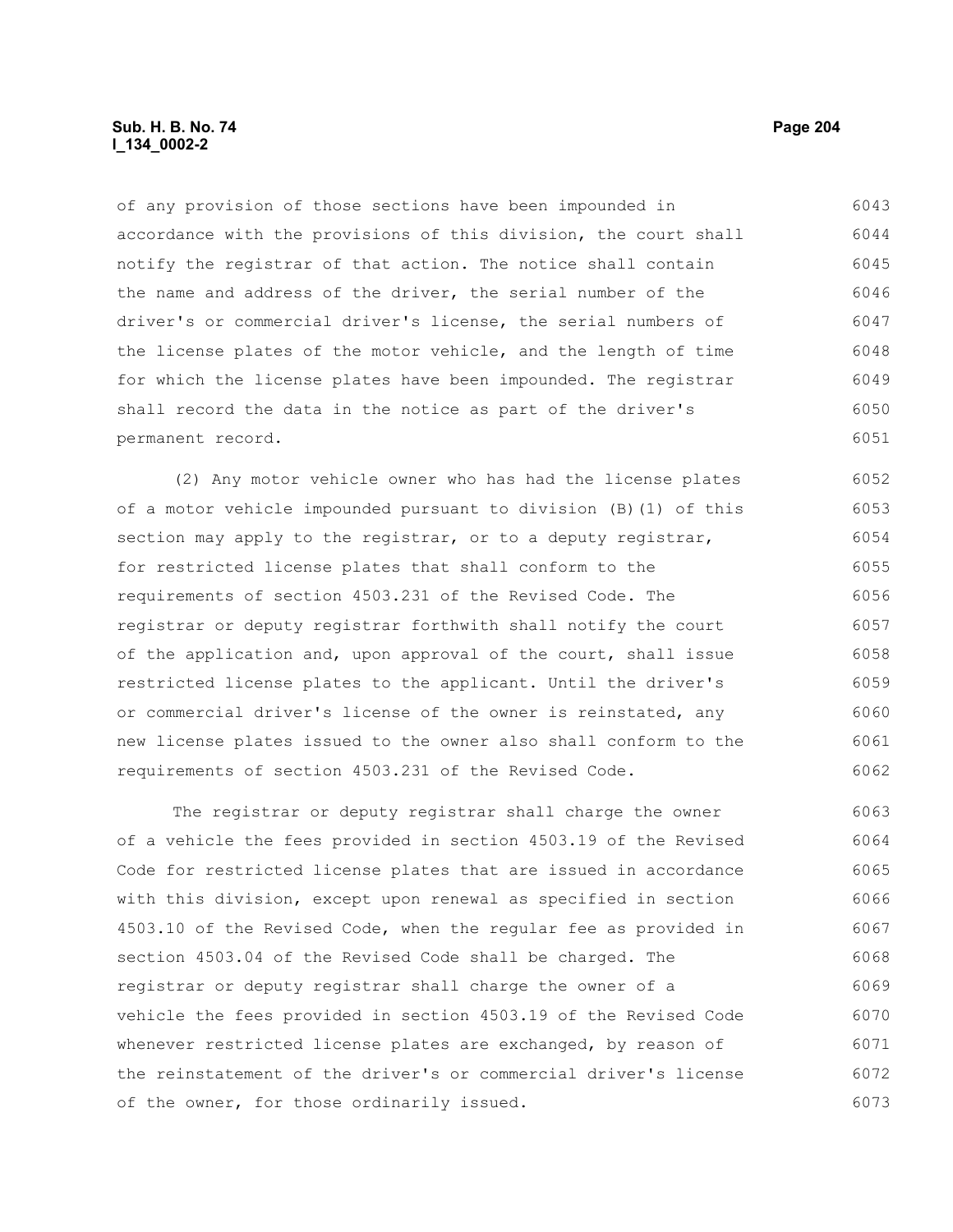of any provision of those sections have been impounded in accordance with the provisions of this division, the court shall notify the registrar of that action. The notice shall contain the name and address of the driver, the serial number of the driver's or commercial driver's license, the serial numbers of the license plates of the motor vehicle, and the length of time for which the license plates have been impounded. The registrar shall record the data in the notice as part of the driver's permanent record.

(2) Any motor vehicle owner who has had the license plates of a motor vehicle impounded pursuant to division (B)(1) of this section may apply to the registrar, or to a deputy registrar, for restricted license plates that shall conform to the requirements of section 4503.231 of the Revised Code. The registrar or deputy registrar forthwith shall notify the court of the application and, upon approval of the court, shall issue restricted license plates to the applicant. Until the driver's or commercial driver's license of the owner is reinstated, any new license plates issued to the owner also shall conform to the requirements of section 4503.231 of the Revised Code.

The registrar or deputy registrar shall charge the owner of a vehicle the fees provided in section 4503.19 of the Revised Code for restricted license plates that are issued in accordance with this division, except upon renewal as specified in section 4503.10 of the Revised Code, when the regular fee as provided in section 4503.04 of the Revised Code shall be charged. The registrar or deputy registrar shall charge the owner of a vehicle the fees provided in section 4503.19 of the Revised Code whenever restricted license plates are exchanged, by reason of the reinstatement of the driver's or commercial driver's license of the owner, for those ordinarily issued.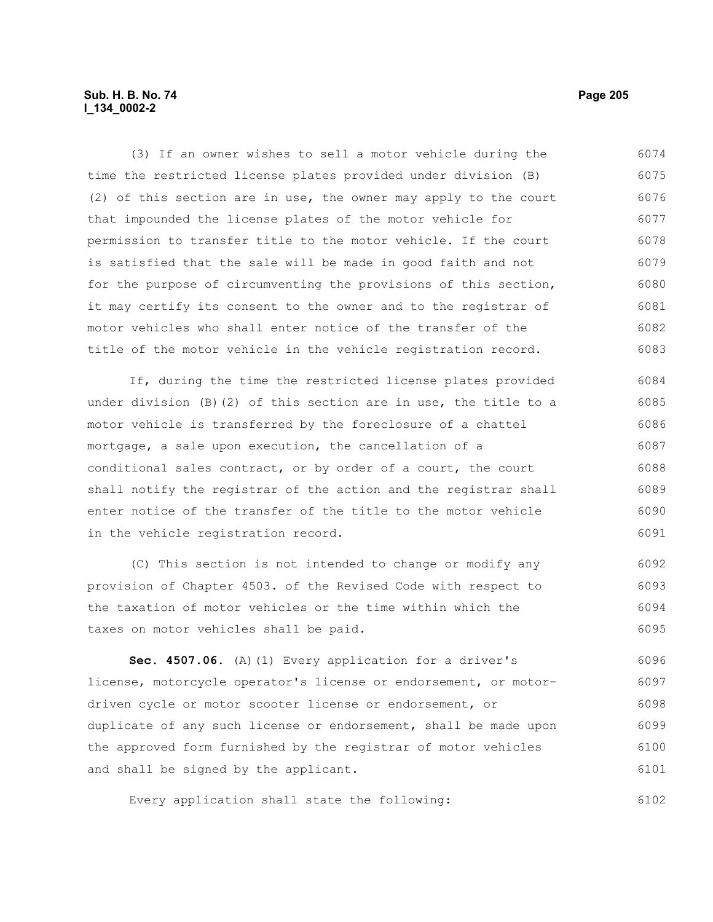(3) If an owner wishes to sell a motor vehicle during the time the restricted license plates provided under division (B)(2) of this section are in use, the owner may apply to the court that impounded the license plates of the motor vehicle for permission to transfer title to the motor vehicle. If the court is satisfied that the sale will be made in good faith and not for the purpose of circumventing the provisions of this section, it may certify its consent to the owner and to the registrar of motor vehicles who shall enter notice of the transfer of the title of the motor vehicle in the vehicle registration record.

If, during the time the restricted license plates provided under division (B)(2) of this section are in use, the title to a motor vehicle is transferred by the foreclosure of a chattel mortgage, a sale upon execution, the cancellation of a conditional sales contract, or by order of a court, the court shall notify the registrar of the action and the registrar shall enter notice of the transfer of the title to the motor vehicle in the vehicle registration record.

(C) This section is not intended to change or modify any provision of Chapter 4503. of the Revised Code with respect to the taxation of motor vehicles or the time within which the taxes on motor vehicles shall be paid.

**Sec. 4507.06.** (A)(1) Every application for a driver's license, motorcycle operator's license or endorsement, or motor-driven cycle or motor scooter license or endorsement, or duplicate of any such license or endorsement, shall be made upon the approved form furnished by the registrar of motor vehicles and shall be signed by the applicant.

Every application shall state the following: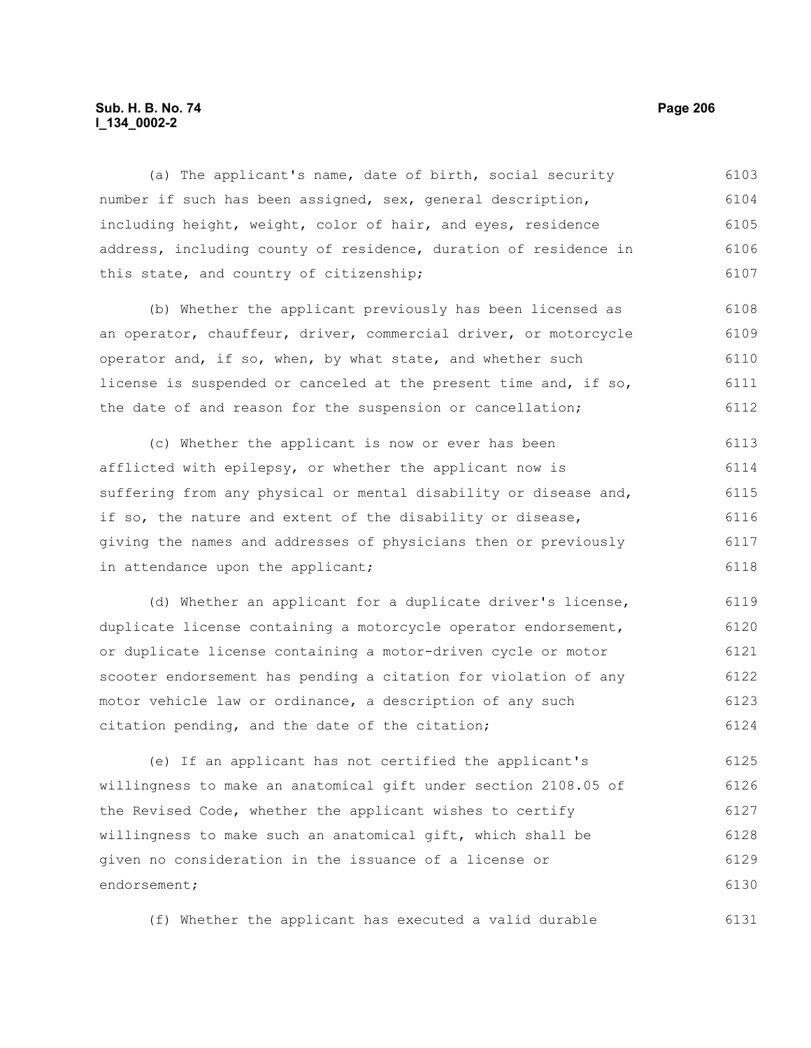(a) The applicant's name, date of birth, social security number if such has been assigned, sex, general description, including height, weight, color of hair, and eyes, residence address, including county of residence, duration of residence in this state, and country of citizenship;

(b) Whether the applicant previously has been licensed as an operator, chauffeur, driver, commercial driver, or motorcycle operator and, if so, when, by what state, and whether such license is suspended or canceled at the present time and, if so, the date of and reason for the suspension or cancellation;

(c) Whether the applicant is now or ever has been afflicted with epilepsy, or whether the applicant now is suffering from any physical or mental disability or disease and, if so, the nature and extent of the disability or disease, giving the names and addresses of physicians then or previously in attendance upon the applicant;

(d) Whether an applicant for a duplicate driver's license, duplicate license containing a motorcycle operator endorsement, or duplicate license containing a motor-driven cycle or motor scooter endorsement has pending a citation for violation of any motor vehicle law or ordinance, a description of any such citation pending, and the date of the citation;

(e) If an applicant has not certified the applicant's willingness to make an anatomical gift under section 2108.05 of the Revised Code, whether the applicant wishes to certify willingness to make such an anatomical gift, which shall be given no consideration in the issuance of a license or endorsement;

(f) Whether the applicant has executed a valid durable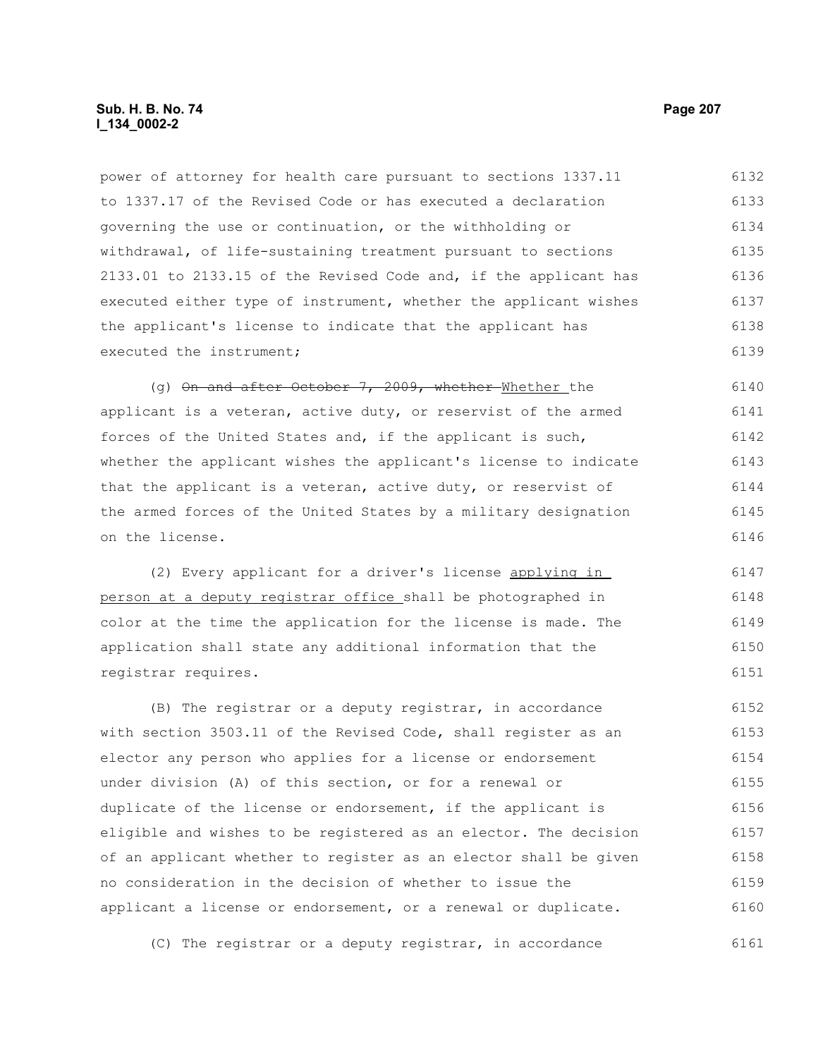power of attorney for health care pursuant to sections 1337.11 to 1337.17 of the Revised Code or has executed a declaration governing the use or continuation, or the withholding or withdrawal, of life-sustaining treatment pursuant to sections 2133.01 to 2133.15 of the Revised Code and, if the applicant has executed either type of instrument, whether the applicant wishes the applicant's license to indicate that the applicant has executed the instrument;

(g) ~~On and after October 7, 2009, whether~~ Whether the applicant is a veteran, active duty, or reservist of the armed forces of the United States and, if the applicant is such, whether the applicant wishes the applicant's license to indicate that the applicant is a veteran, active duty, or reservist of the armed forces of the United States by a military designation on the license.

(2) Every applicant for a driver's license applying in person at a deputy registrar office shall be photographed in color at the time the application for the license is made. The application shall state any additional information that the registrar requires.

(B) The registrar or a deputy registrar, in accordance with section 3503.11 of the Revised Code, shall register as an elector any person who applies for a license or endorsement under division (A) of this section, or for a renewal or duplicate of the license or endorsement, if the applicant is eligible and wishes to be registered as an elector. The decision of an applicant whether to register as an elector shall be given no consideration in the decision of whether to issue the applicant a license or endorsement, or a renewal or duplicate.

(C) The registrar or a deputy registrar, in accordance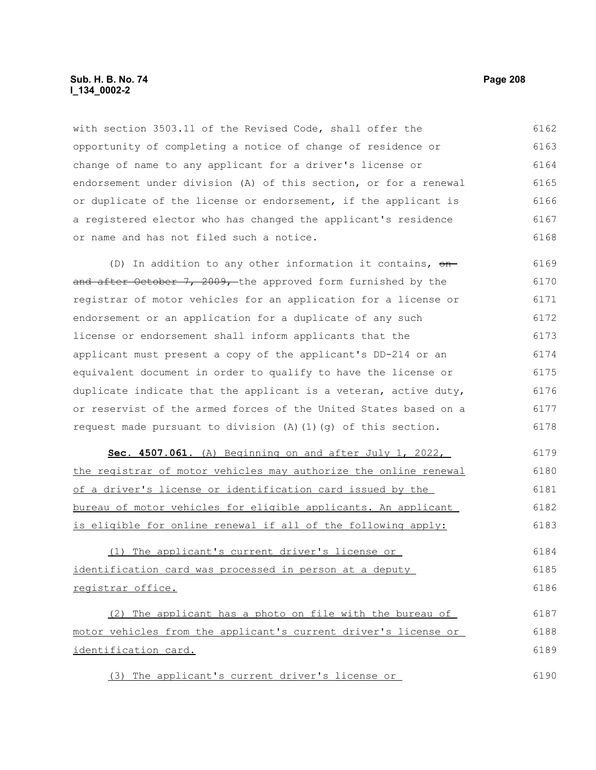with section 3503.11 of the Revised Code, shall offer the opportunity of completing a notice of change of residence or change of name to any applicant for a driver's license or endorsement under division (A) of this section, or for a renewal or duplicate of the license or endorsement, if the applicant is a registered elector who has changed the applicant's residence or name and has not filed such a notice.

(D) In addition to any other information it contains, ~~on and after October 7, 2009,~~ the approved form furnished by the registrar of motor vehicles for an application for a license or endorsement or an application for a duplicate of any such license or endorsement shall inform applicants that the applicant must present a copy of the applicant's DD-214 or an equivalent document in order to qualify to have the license or duplicate indicate that the applicant is a veteran, active duty, or reservist of the armed forces of the United States based on a request made pursuant to division (A)(1)(g) of this section.

<u>**Sec. 4507.061.** (A) Beginning on and after July 1, 2022, the registrar of motor vehicles may authorize the online renewal of a driver's license or identification card issued by the bureau of motor vehicles for eligible applicants. An applicant is eligible for online renewal if all of the following apply:</u>

<u>(1) The applicant's current driver's license or identification card was processed in person at a deputy registrar office.</u>

<u>(2) The applicant has a photo on file with the bureau of motor vehicles from the applicant's current driver's license or identification card.</u>

<u>(3) The applicant's current driver's license or</u>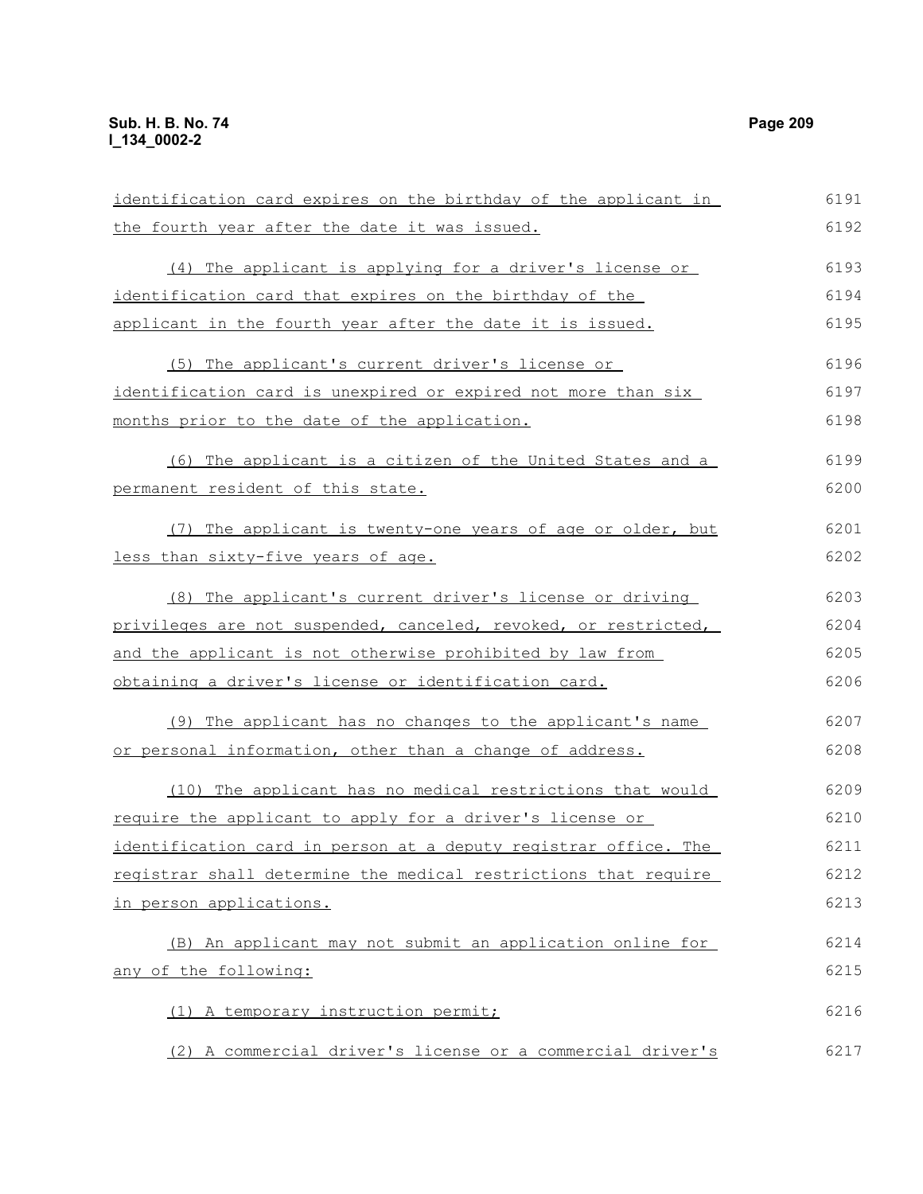identification card expires on the birthday of the applicant in the fourth year after the date it was issued.

(4) The applicant is applying for a driver's license or identification card that expires on the birthday of the applicant in the fourth year after the date it is issued.

(5) The applicant's current driver's license or identification card is unexpired or expired not more than six months prior to the date of the application.

(6) The applicant is a citizen of the United States and a permanent resident of this state.

(7) The applicant is twenty-one years of age or older, but less than sixty-five years of age.

(8) The applicant's current driver's license or driving privileges are not suspended, canceled, revoked, or restricted, and the applicant is not otherwise prohibited by law from obtaining a driver's license or identification card.

(9) The applicant has no changes to the applicant's name or personal information, other than a change of address.

(10) The applicant has no medical restrictions that would require the applicant to apply for a driver's license or identification card in person at a deputy registrar office. The registrar shall determine the medical restrictions that require in person applications.

(B) An applicant may not submit an application online for any of the following:

(1) A temporary instruction permit;

(2) A commercial driver's license or a commercial driver's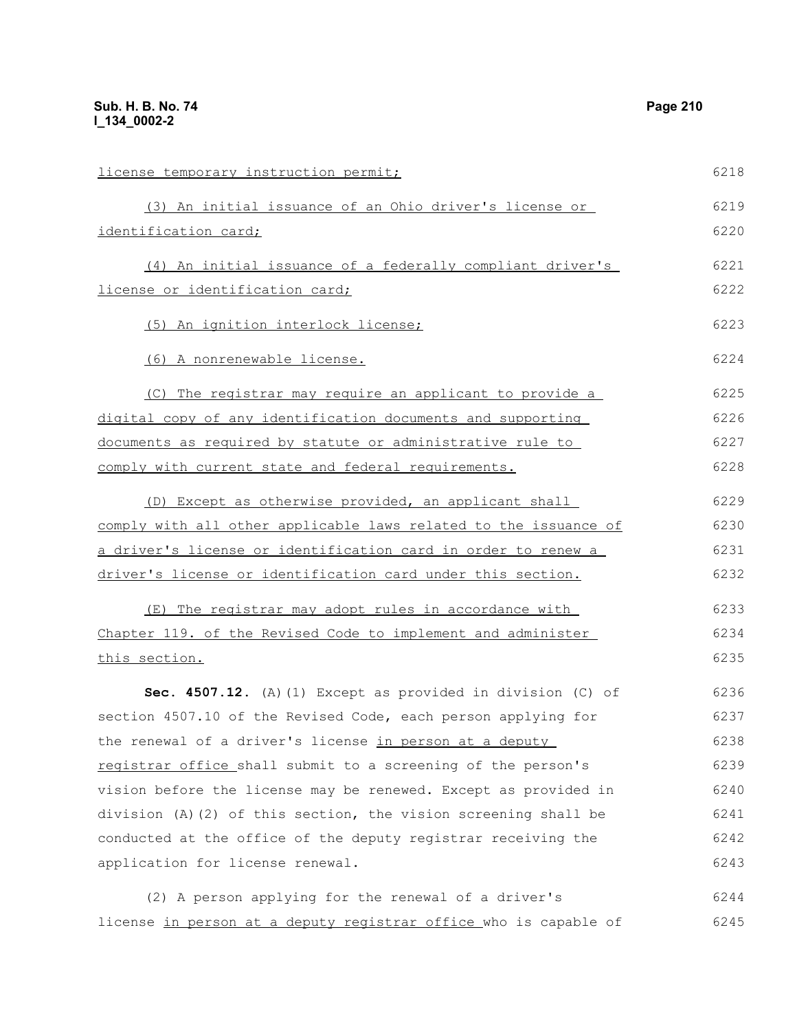license temporary instruction permit;

(3) An initial issuance of an Ohio driver's license or identification card;

(4) An initial issuance of a federally compliant driver's license or identification card;

(5) An ignition interlock license;

(6) A nonrenewable license.

(C) The registrar may require an applicant to provide a digital copy of any identification documents and supporting documents as required by statute or administrative rule to comply with current state and federal requirements.

(D) Except as otherwise provided, an applicant shall comply with all other applicable laws related to the issuance of a driver's license or identification card in order to renew a driver's license or identification card under this section.

(E) The registrar may adopt rules in accordance with Chapter 119. of the Revised Code to implement and administer this section.

**Sec. 4507.12.** (A)(1) Except as provided in division (C) of section 4507.10 of the Revised Code, each person applying for the renewal of a driver's license in person at a deputy registrar office shall submit to a screening of the person's vision before the license may be renewed. Except as provided in division (A)(2) of this section, the vision screening shall be conducted at the office of the deputy registrar receiving the application for license renewal.

(2) A person applying for the renewal of a driver's license in person at a deputy registrar office who is capable of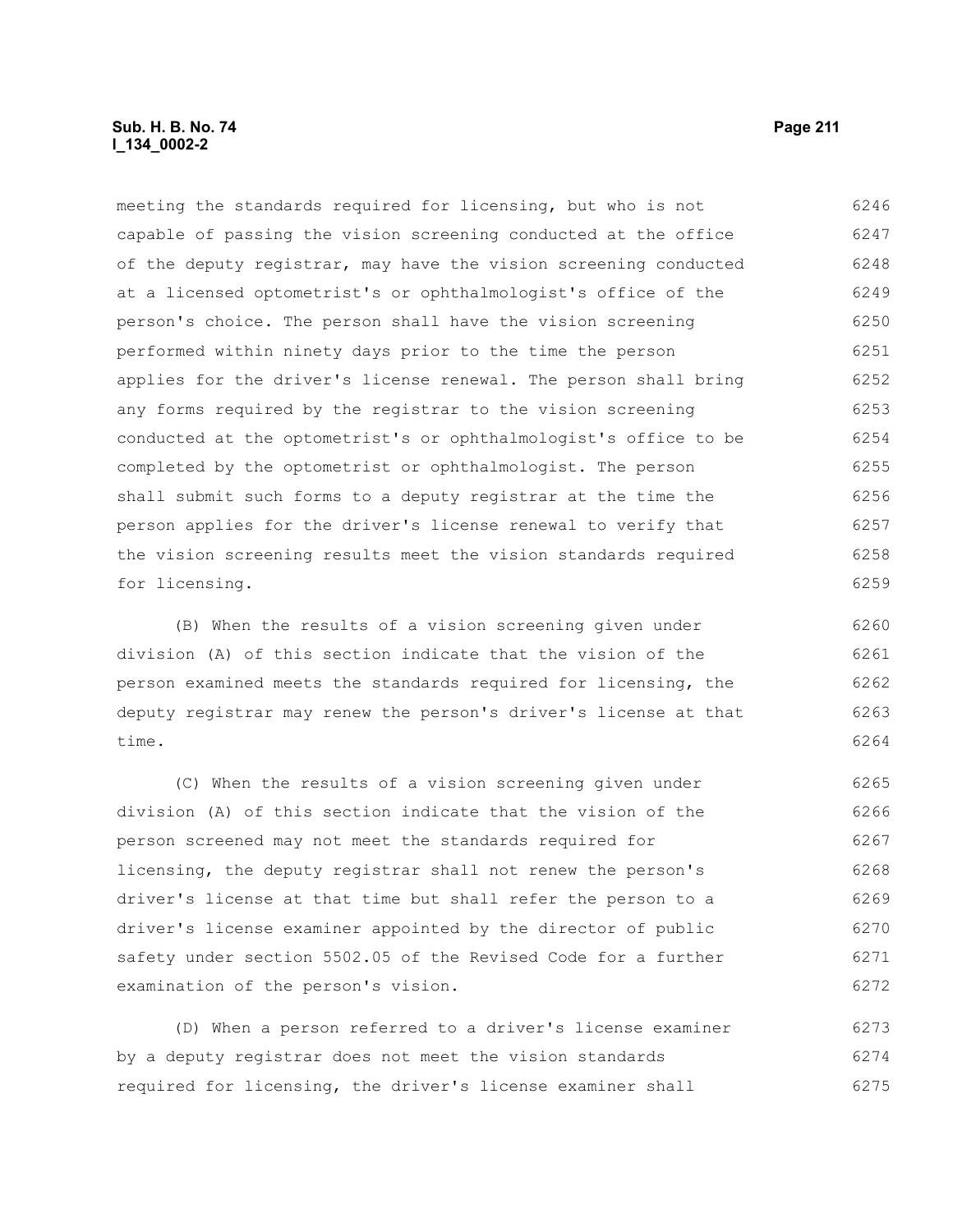meeting the standards required for licensing, but who is not capable of passing the vision screening conducted at the office of the deputy registrar, may have the vision screening conducted at a licensed optometrist's or ophthalmologist's office of the person's choice. The person shall have the vision screening performed within ninety days prior to the time the person applies for the driver's license renewal. The person shall bring any forms required by the registrar to the vision screening conducted at the optometrist's or ophthalmologist's office to be completed by the optometrist or ophthalmologist. The person shall submit such forms to a deputy registrar at the time the person applies for the driver's license renewal to verify that the vision screening results meet the vision standards required for licensing.

(B) When the results of a vision screening given under division (A) of this section indicate that the vision of the person examined meets the standards required for licensing, the deputy registrar may renew the person's driver's license at that time.

(C) When the results of a vision screening given under division (A) of this section indicate that the vision of the person screened may not meet the standards required for licensing, the deputy registrar shall not renew the person's driver's license at that time but shall refer the person to a driver's license examiner appointed by the director of public safety under section 5502.05 of the Revised Code for a further examination of the person's vision.

(D) When a person referred to a driver's license examiner by a deputy registrar does not meet the vision standards required for licensing, the driver's license examiner shall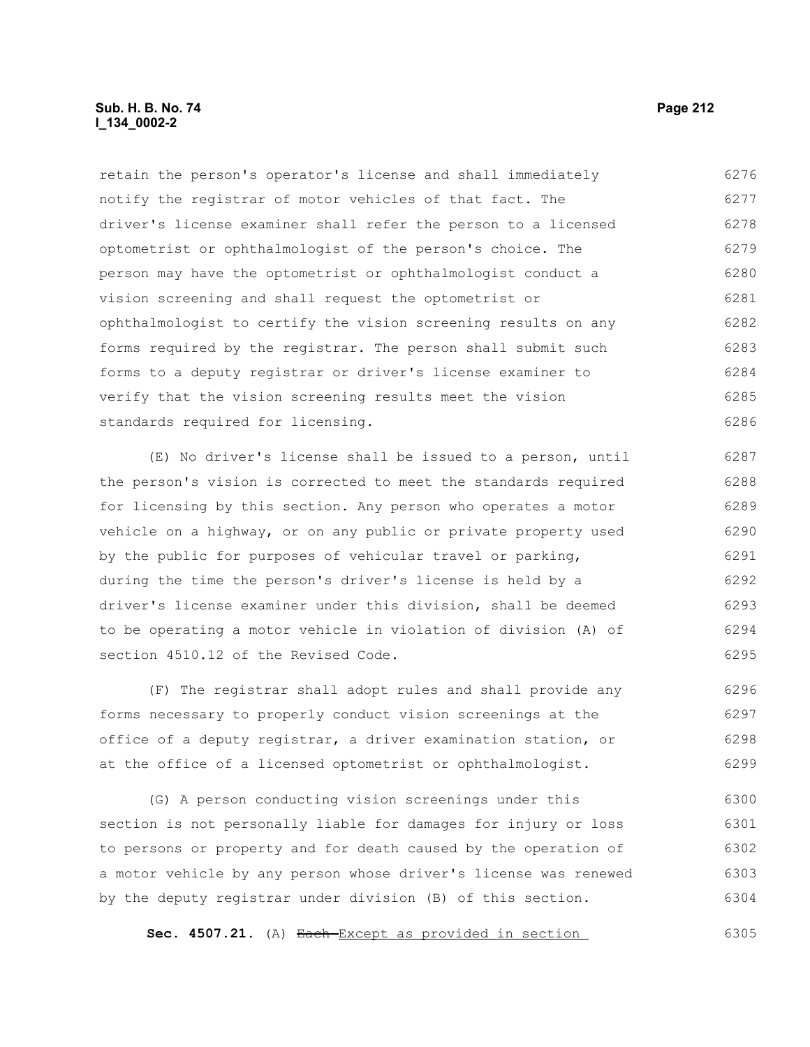retain the person's operator's license and shall immediately notify the registrar of motor vehicles of that fact. The driver's license examiner shall refer the person to a licensed optometrist or ophthalmologist of the person's choice. The person may have the optometrist or ophthalmologist conduct a vision screening and shall request the optometrist or ophthalmologist to certify the vision screening results on any forms required by the registrar. The person shall submit such forms to a deputy registrar or driver's license examiner to verify that the vision screening results meet the vision standards required for licensing.

(E) No driver's license shall be issued to a person, until the person's vision is corrected to meet the standards required for licensing by this section. Any person who operates a motor vehicle on a highway, or on any public or private property used by the public for purposes of vehicular travel or parking, during the time the person's driver's license is held by a driver's license examiner under this division, shall be deemed to be operating a motor vehicle in violation of division (A) of section 4510.12 of the Revised Code.

(F) The registrar shall adopt rules and shall provide any forms necessary to properly conduct vision screenings at the office of a deputy registrar, a driver examination station, or at the office of a licensed optometrist or ophthalmologist.

(G) A person conducting vision screenings under this section is not personally liable for damages for injury or loss to persons or property and for death caused by the operation of a motor vehicle by any person whose driver's license was renewed by the deputy registrar under division (B) of this section.

**Sec. 4507.21.** (A) ~~Each~~ Except as provided in section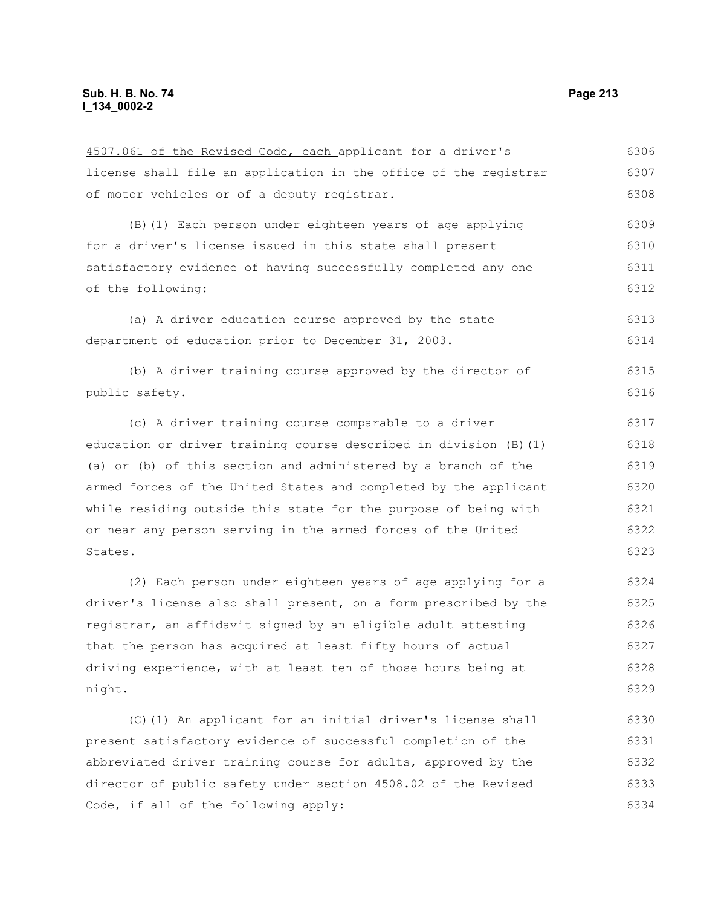4507.061 of the Revised Code, each applicant for a driver's license shall file an application in the office of the registrar of motor vehicles or of a deputy registrar.

(B)(1) Each person under eighteen years of age applying for a driver's license issued in this state shall present satisfactory evidence of having successfully completed any one of the following:

(a) A driver education course approved by the state department of education prior to December 31, 2003.

(b) A driver training course approved by the director of public safety.

(c) A driver training course comparable to a driver education or driver training course described in division (B)(1)(a) or (b) of this section and administered by a branch of the armed forces of the United States and completed by the applicant while residing outside this state for the purpose of being with or near any person serving in the armed forces of the United States.

(2) Each person under eighteen years of age applying for a driver's license also shall present, on a form prescribed by the registrar, an affidavit signed by an eligible adult attesting that the person has acquired at least fifty hours of actual driving experience, with at least ten of those hours being at night.

(C)(1) An applicant for an initial driver's license shall present satisfactory evidence of successful completion of the abbreviated driver training course for adults, approved by the director of public safety under section 4508.02 of the Revised Code, if all of the following apply: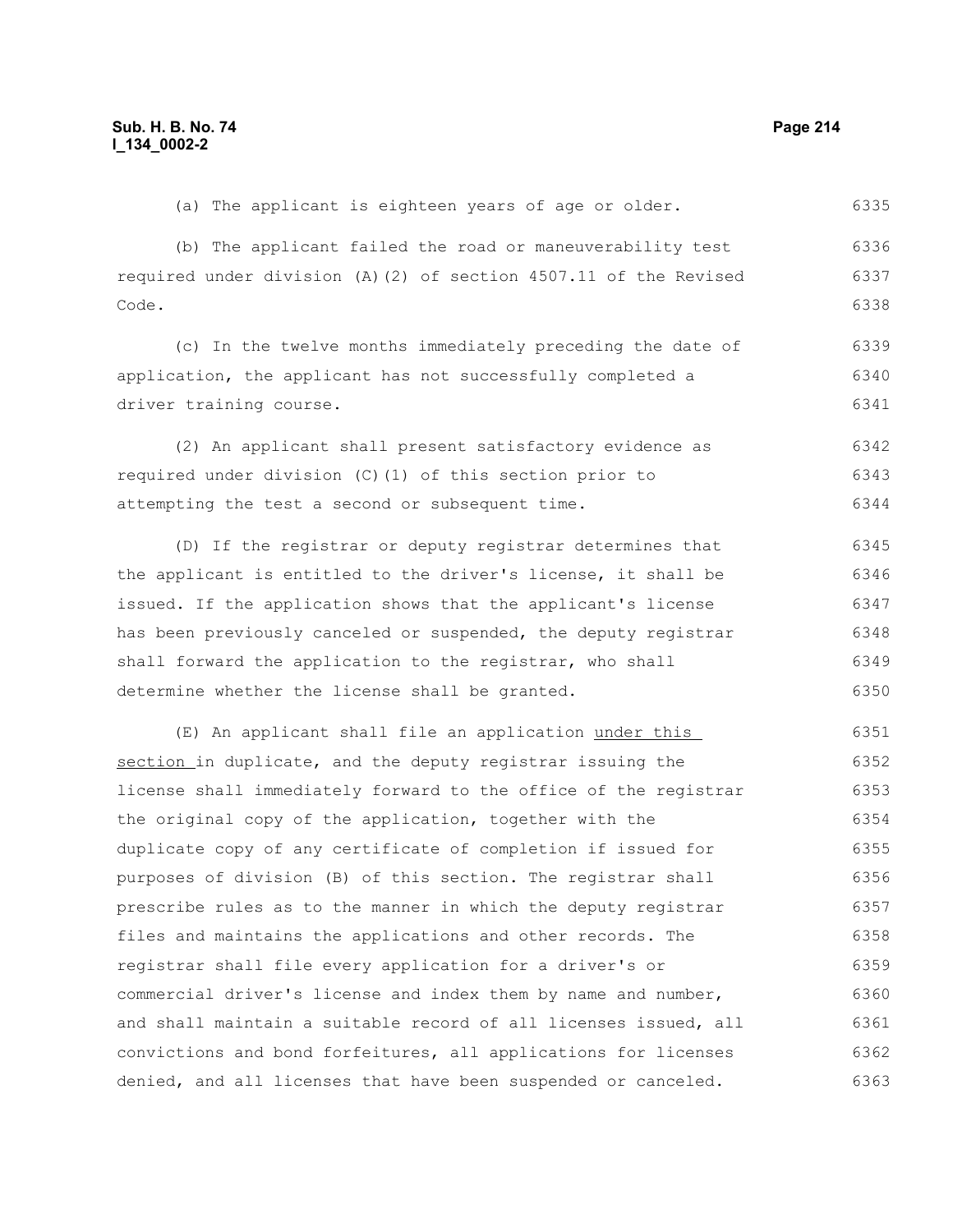(a) The applicant is eighteen years of age or older.

(b) The applicant failed the road or maneuverability test required under division (A)(2) of section 4507.11 of the Revised Code.

(c) In the twelve months immediately preceding the date of application, the applicant has not successfully completed a driver training course.

(2) An applicant shall present satisfactory evidence as required under division (C)(1) of this section prior to attempting the test a second or subsequent time.

(D) If the registrar or deputy registrar determines that the applicant is entitled to the driver's license, it shall be issued. If the application shows that the applicant's license has been previously canceled or suspended, the deputy registrar shall forward the application to the registrar, who shall determine whether the license shall be granted.

(E) An applicant shall file an application <u>under this section</u> in duplicate, and the deputy registrar issuing the license shall immediately forward to the office of the registrar the original copy of the application, together with the duplicate copy of any certificate of completion if issued for purposes of division (B) of this section. The registrar shall prescribe rules as to the manner in which the deputy registrar files and maintains the applications and other records. The registrar shall file every application for a driver's or commercial driver's license and index them by name and number, and shall maintain a suitable record of all licenses issued, all convictions and bond forfeitures, all applications for licenses denied, and all licenses that have been suspended or canceled.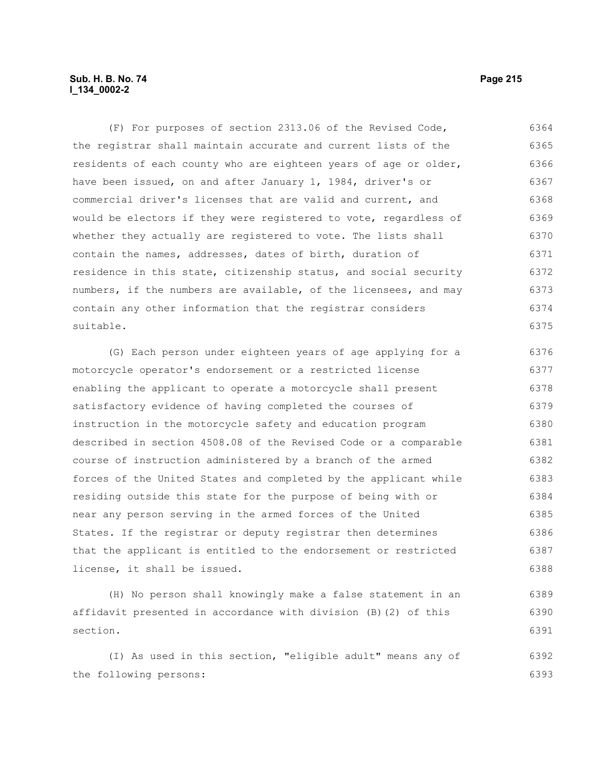(F) For purposes of section 2313.06 of the Revised Code, the registrar shall maintain accurate and current lists of the residents of each county who are eighteen years of age or older, have been issued, on and after January 1, 1984, driver's or commercial driver's licenses that are valid and current, and would be electors if they were registered to vote, regardless of whether they actually are registered to vote. The lists shall contain the names, addresses, dates of birth, duration of residence in this state, citizenship status, and social security numbers, if the numbers are available, of the licensees, and may contain any other information that the registrar considers suitable.

(G) Each person under eighteen years of age applying for a motorcycle operator's endorsement or a restricted license enabling the applicant to operate a motorcycle shall present satisfactory evidence of having completed the courses of instruction in the motorcycle safety and education program described in section 4508.08 of the Revised Code or a comparable course of instruction administered by a branch of the armed forces of the United States and completed by the applicant while residing outside this state for the purpose of being with or near any person serving in the armed forces of the United States. If the registrar or deputy registrar then determines that the applicant is entitled to the endorsement or restricted license, it shall be issued.

(H) No person shall knowingly make a false statement in an affidavit presented in accordance with division (B)(2) of this section.

(I) As used in this section, "eligible adult" means any of the following persons: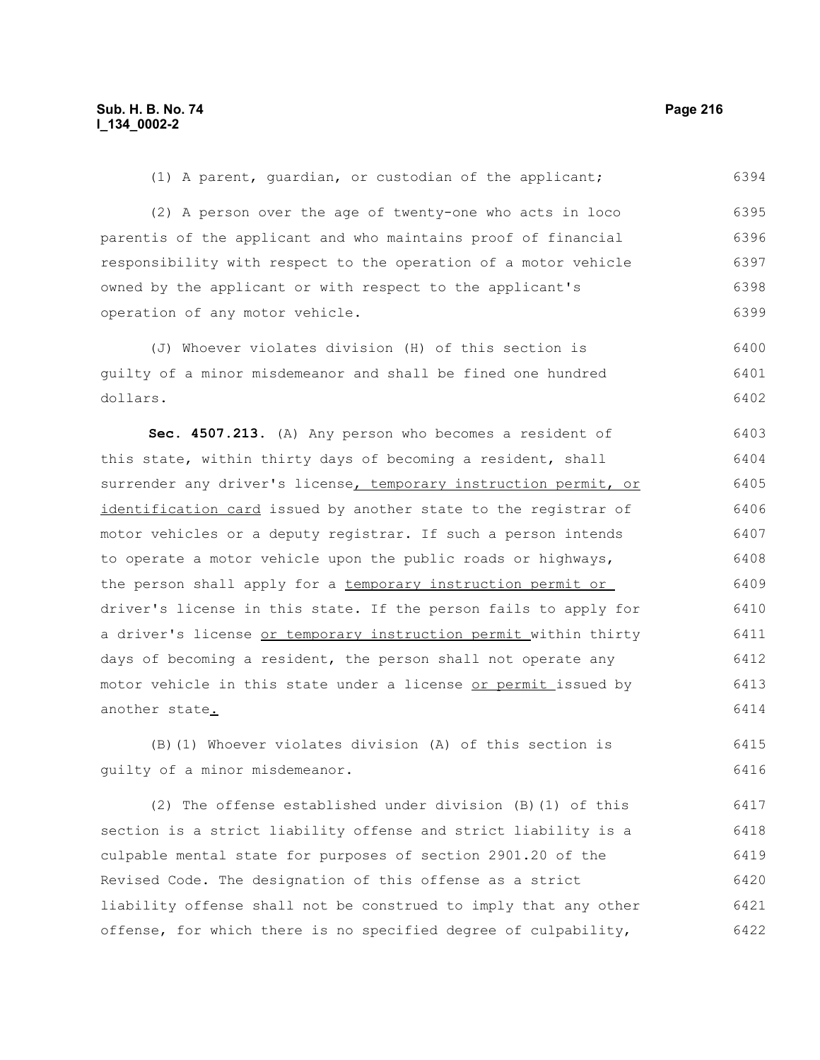(1) A parent, guardian, or custodian of the applicant;

(2) A person over the age of twenty-one who acts in loco parentis of the applicant and who maintains proof of financial responsibility with respect to the operation of a motor vehicle owned by the applicant or with respect to the applicant's operation of any motor vehicle.

(J) Whoever violates division (H) of this section is guilty of a minor misdemeanor and shall be fined one hundred dollars.

**Sec. 4507.213.** (A) Any person who becomes a resident of this state, within thirty days of becoming a resident, shall surrender any driver's license, temporary instruction permit, or identification card issued by another state to the registrar of motor vehicles or a deputy registrar. If such a person intends to operate a motor vehicle upon the public roads or highways, the person shall apply for a temporary instruction permit or driver's license in this state. If the person fails to apply for a driver's license or temporary instruction permit within thirty days of becoming a resident, the person shall not operate any motor vehicle in this state under a license or permit issued by another state.

(B)(1) Whoever violates division (A) of this section is guilty of a minor misdemeanor.

(2) The offense established under division (B)(1) of this section is a strict liability offense and strict liability is a culpable mental state for purposes of section 2901.20 of the Revised Code. The designation of this offense as a strict liability offense shall not be construed to imply that any other offense, for which there is no specified degree of culpability,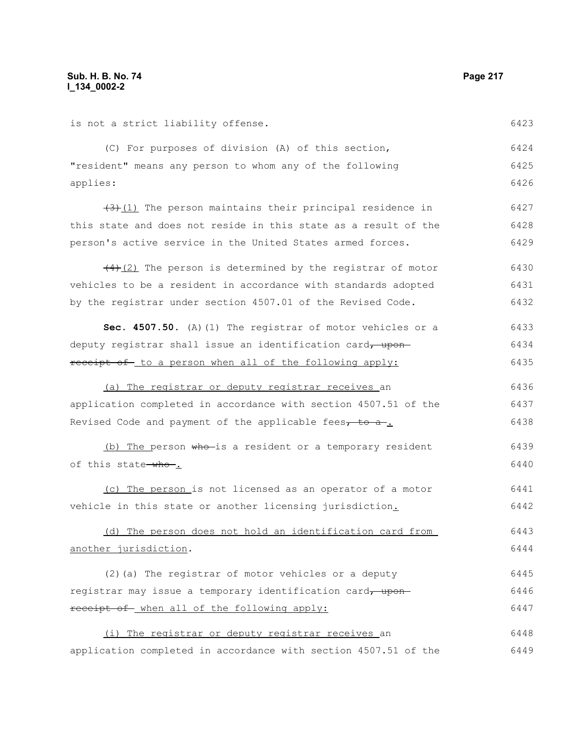is not a strict liability offense.

(C) For purposes of division (A) of this section, "resident" means any person to whom any of the following applies:

~~(3)~~ (1) The person maintains their principal residence in this state and does not reside in this state as a result of the person's active service in the United States armed forces.

~~(4)~~ (2) The person is determined by the registrar of motor vehicles to be a resident in accordance with standards adopted by the registrar under section 4507.01 of the Revised Code.

**Sec. 4507.50.** (A)(1) The registrar of motor vehicles or a deputy registrar shall issue an identification card~~, upon receipt of~~ to a person when all of the following apply:

(a) The registrar or deputy registrar receives an application completed in accordance with section 4507.51 of the Revised Code and payment of the applicable fees~~, to a~~.

(b) The person ~~who~~ is a resident or a temporary resident of this state ~~who~~.

(c) The person is not licensed as an operator of a motor vehicle in this state or another licensing jurisdiction.

(d) The person does not hold an identification card from another jurisdiction.

(2)(a) The registrar of motor vehicles or a deputy registrar may issue a temporary identification card~~, upon receipt of~~ when all of the following apply:

(i) The registrar or deputy registrar receives an application completed in accordance with section 4507.51 of the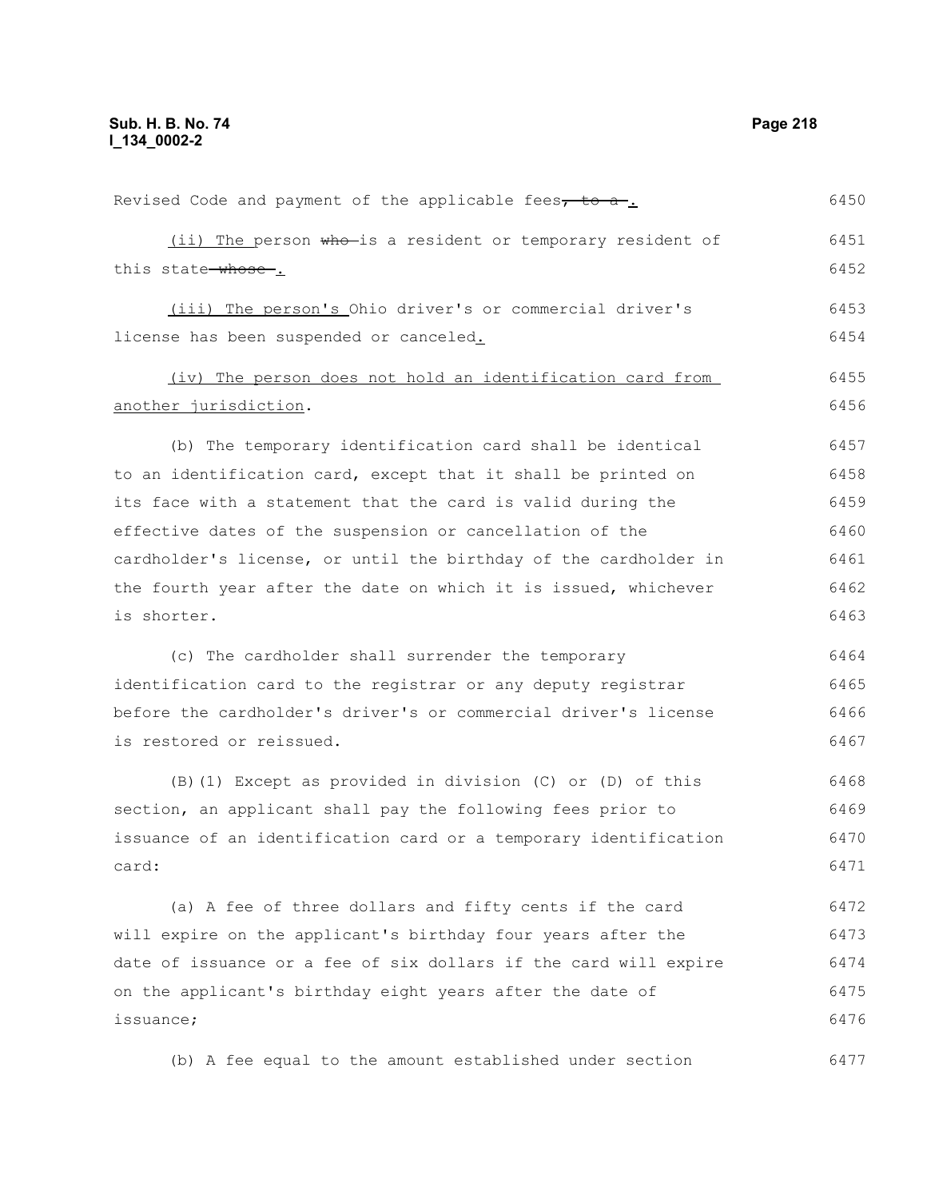Revised Code and payment of the applicable fees~~, to a~~.

(ii) The person ~~who~~ is a resident or temporary resident of this state ~~whose~~.

(iii) The person's Ohio driver's or commercial driver's license has been suspended or canceled.

(iv) The person does not hold an identification card from another jurisdiction.

(b) The temporary identification card shall be identical to an identification card, except that it shall be printed on its face with a statement that the card is valid during the effective dates of the suspension or cancellation of the cardholder's license, or until the birthday of the cardholder in the fourth year after the date on which it is issued, whichever is shorter.

(c) The cardholder shall surrender the temporary identification card to the registrar or any deputy registrar before the cardholder's driver's or commercial driver's license is restored or reissued.

(B)(1) Except as provided in division (C) or (D) of this section, an applicant shall pay the following fees prior to issuance of an identification card or a temporary identification card:

(a) A fee of three dollars and fifty cents if the card will expire on the applicant's birthday four years after the date of issuance or a fee of six dollars if the card will expire on the applicant's birthday eight years after the date of issuance;

(b) A fee equal to the amount established under section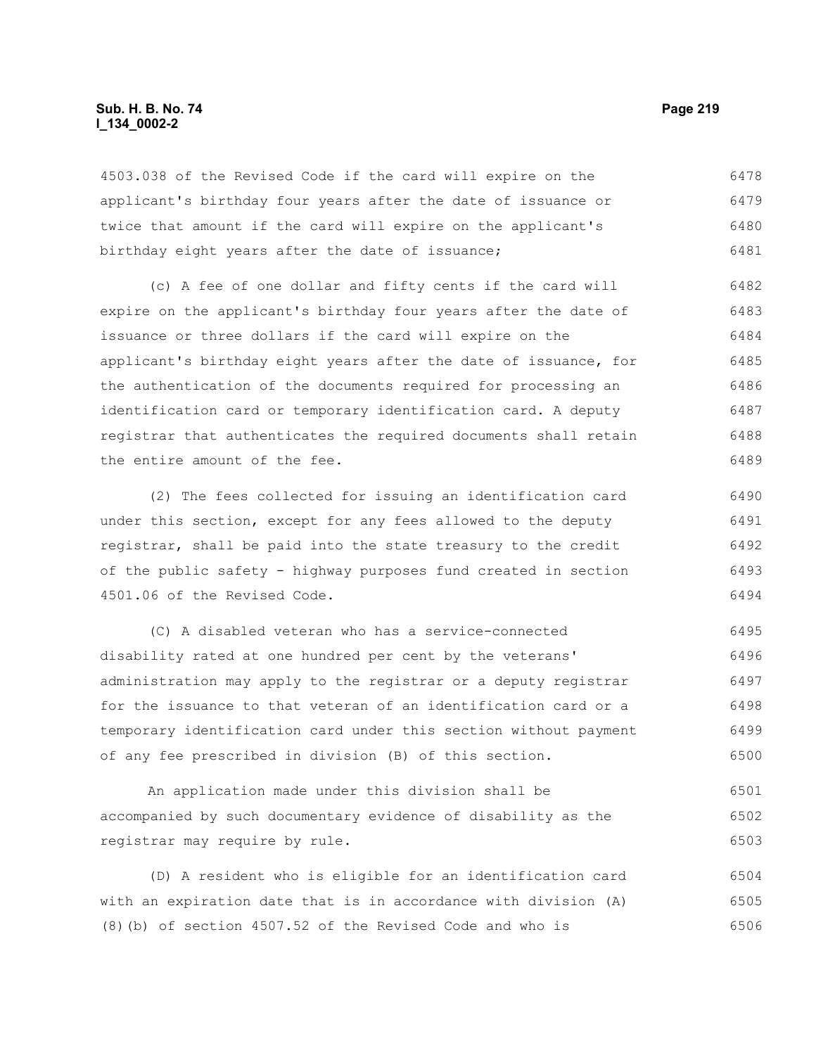4503.038 of the Revised Code if the card will expire on the applicant's birthday four years after the date of issuance or twice that amount if the card will expire on the applicant's birthday eight years after the date of issuance;

(c) A fee of one dollar and fifty cents if the card will expire on the applicant's birthday four years after the date of issuance or three dollars if the card will expire on the applicant's birthday eight years after the date of issuance, for the authentication of the documents required for processing an identification card or temporary identification card. A deputy registrar that authenticates the required documents shall retain the entire amount of the fee.

(2) The fees collected for issuing an identification card under this section, except for any fees allowed to the deputy registrar, shall be paid into the state treasury to the credit of the public safety - highway purposes fund created in section 4501.06 of the Revised Code.

(C) A disabled veteran who has a service-connected disability rated at one hundred per cent by the veterans' administration may apply to the registrar or a deputy registrar for the issuance to that veteran of an identification card or a temporary identification card under this section without payment of any fee prescribed in division (B) of this section.

An application made under this division shall be accompanied by such documentary evidence of disability as the registrar may require by rule.

(D) A resident who is eligible for an identification card with an expiration date that is in accordance with division (A)(8)(b) of section 4507.52 of the Revised Code and who is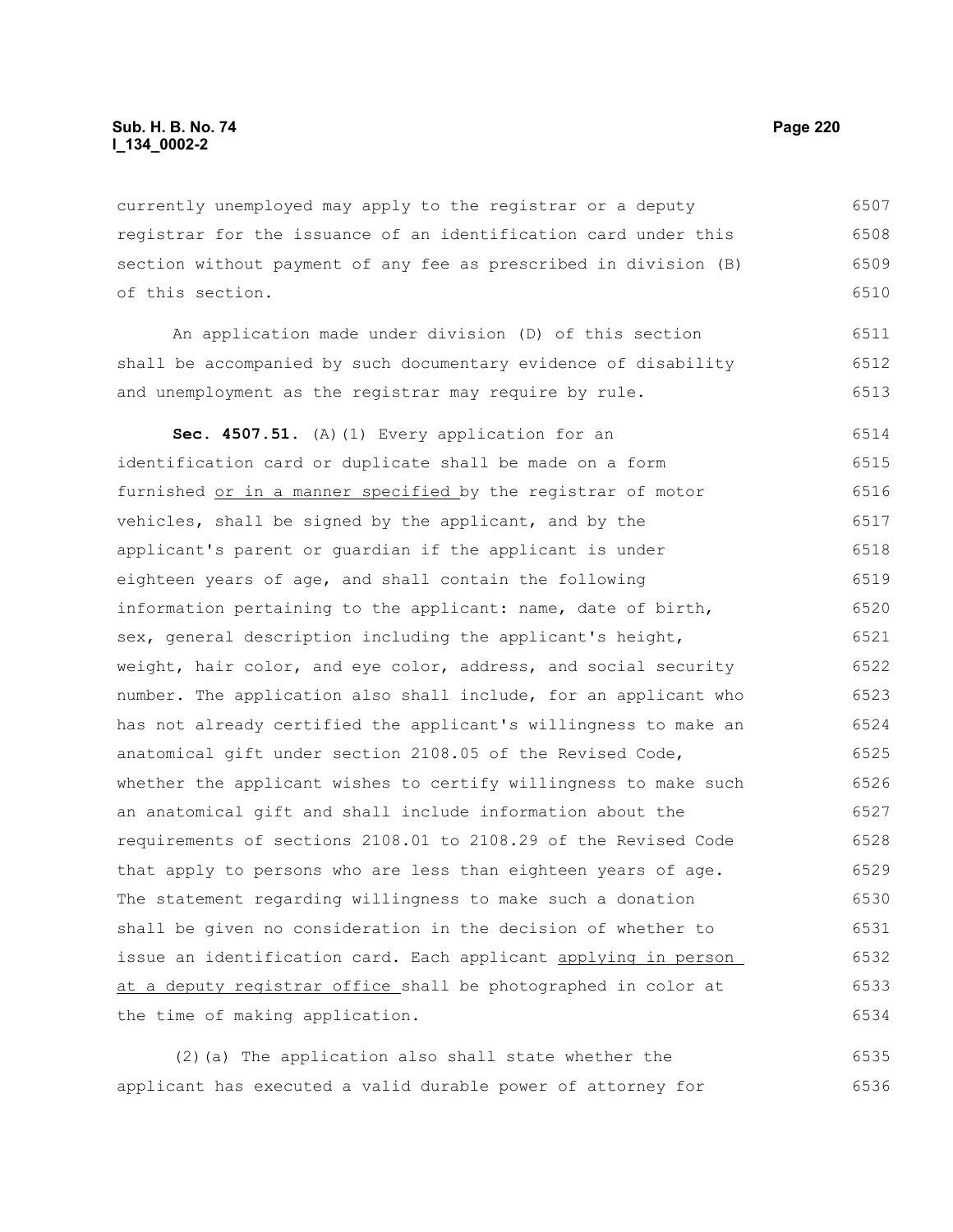currently unemployed may apply to the registrar or a deputy registrar for the issuance of an identification card under this section without payment of any fee as prescribed in division (B) of this section.

An application made under division (D) of this section shall be accompanied by such documentary evidence of disability and unemployment as the registrar may require by rule.

**Sec. 4507.51.** (A)(1) Every application for an identification card or duplicate shall be made on a form furnished or in a manner specified by the registrar of motor vehicles, shall be signed by the applicant, and by the applicant's parent or guardian if the applicant is under eighteen years of age, and shall contain the following information pertaining to the applicant: name, date of birth, sex, general description including the applicant's height, weight, hair color, and eye color, address, and social security number. The application also shall include, for an applicant who has not already certified the applicant's willingness to make an anatomical gift under section 2108.05 of the Revised Code, whether the applicant wishes to certify willingness to make such an anatomical gift and shall include information about the requirements of sections 2108.01 to 2108.29 of the Revised Code that apply to persons who are less than eighteen years of age. The statement regarding willingness to make such a donation shall be given no consideration in the decision of whether to issue an identification card. Each applicant applying in person at a deputy registrar office shall be photographed in color at the time of making application.

(2)(a) The application also shall state whether the applicant has executed a valid durable power of attorney for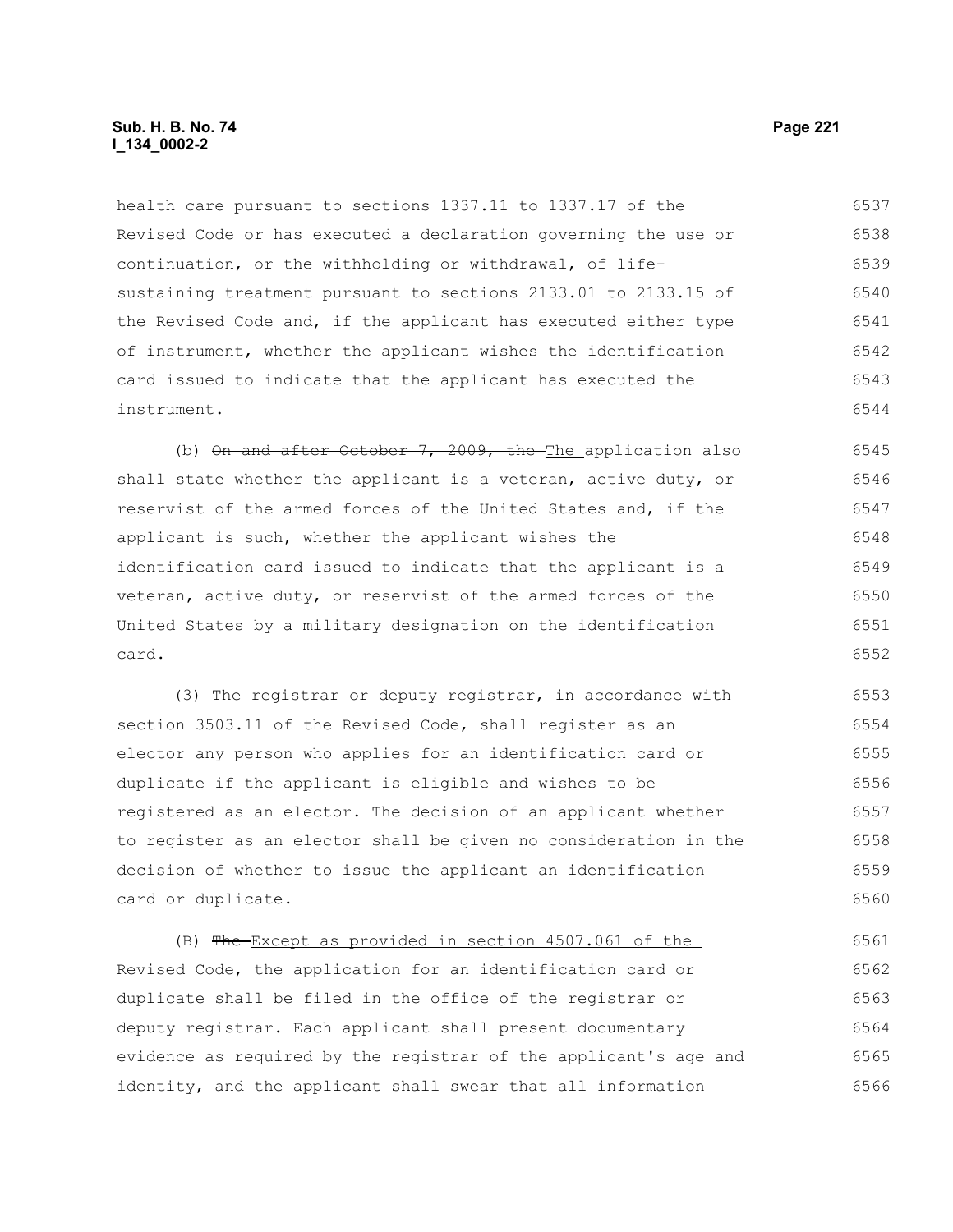health care pursuant to sections 1337.11 to 1337.17 of the Revised Code or has executed a declaration governing the use or continuation, or the withholding or withdrawal, of life-sustaining treatment pursuant to sections 2133.01 to 2133.15 of the Revised Code and, if the applicant has executed either type of instrument, whether the applicant wishes the identification card issued to indicate that the applicant has executed the instrument.

(b) ~~On and after October 7, 2009, the~~ The application also shall state whether the applicant is a veteran, active duty, or reservist of the armed forces of the United States and, if the applicant is such, whether the applicant wishes the identification card issued to indicate that the applicant is a veteran, active duty, or reservist of the armed forces of the United States by a military designation on the identification card.

(3) The registrar or deputy registrar, in accordance with section 3503.11 of the Revised Code, shall register as an elector any person who applies for an identification card or duplicate if the applicant is eligible and wishes to be registered as an elector. The decision of an applicant whether to register as an elector shall be given no consideration in the decision of whether to issue the applicant an identification card or duplicate.

(B) ~~The~~ Except as provided in section 4507.061 of the Revised Code, the application for an identification card or duplicate shall be filed in the office of the registrar or deputy registrar. Each applicant shall present documentary evidence as required by the registrar of the applicant's age and identity, and the applicant shall swear that all information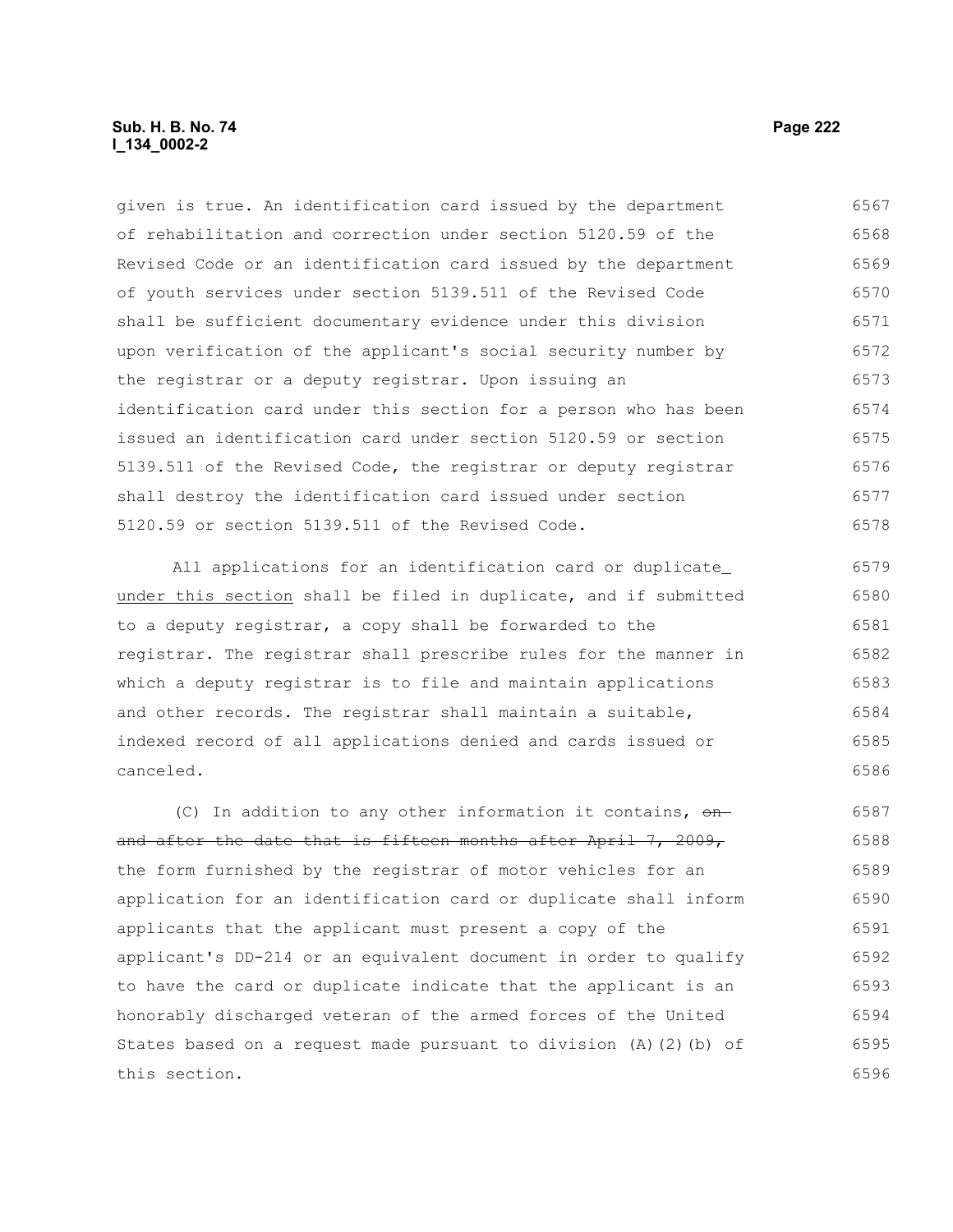given is true. An identification card issued by the department of rehabilitation and correction under section 5120.59 of the Revised Code or an identification card issued by the department of youth services under section 5139.511 of the Revised Code shall be sufficient documentary evidence under this division upon verification of the applicant's social security number by the registrar or a deputy registrar. Upon issuing an identification card under this section for a person who has been issued an identification card under section 5120.59 or section 5139.511 of the Revised Code, the registrar or deputy registrar shall destroy the identification card issued under section 5120.59 or section 5139.511 of the Revised Code.

All applications for an identification card or duplicate under this section shall be filed in duplicate, and if submitted to a deputy registrar, a copy shall be forwarded to the registrar. The registrar shall prescribe rules for the manner in which a deputy registrar is to file and maintain applications and other records. The registrar shall maintain a suitable, indexed record of all applications denied and cards issued or canceled.

(C) In addition to any other information it contains, ~~on and after the date that is fifteen months after April 7, 2009,~~ the form furnished by the registrar of motor vehicles for an application for an identification card or duplicate shall inform applicants that the applicant must present a copy of the applicant's DD-214 or an equivalent document in order to qualify to have the card or duplicate indicate that the applicant is an honorably discharged veteran of the armed forces of the United States based on a request made pursuant to division (A)(2)(b) of this section.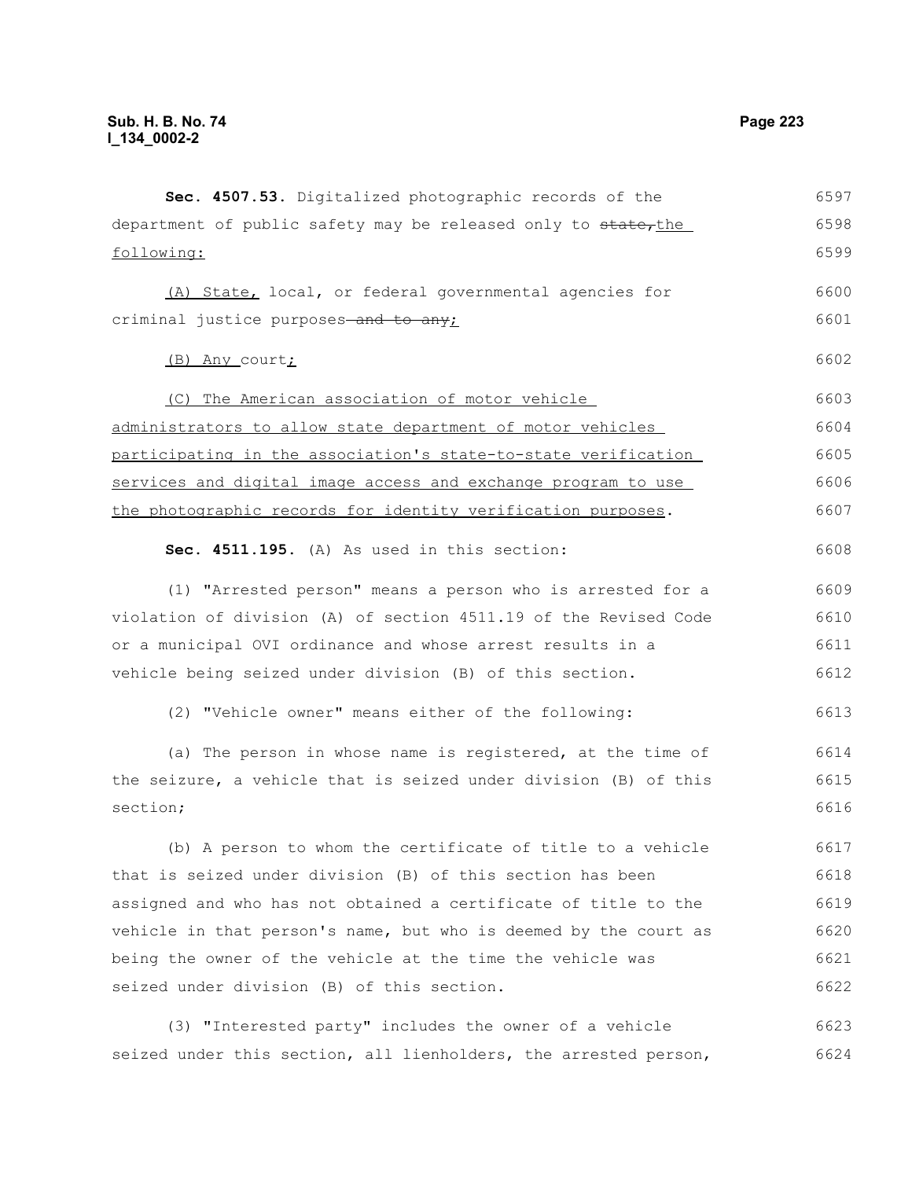**Sec. 4507.53.** Digitalized photographic records of the department of public safety may be released only to ~~state,~~the following:

(A) State, local, or federal governmental agencies for criminal justice purposes ~~and to any~~;

(B) Any court;

(C) The American association of motor vehicle administrators to allow state department of motor vehicles participating in the association's state-to-state verification services and digital image access and exchange program to use the photographic records for identity verification purposes.

**Sec. 4511.195.** (A) As used in this section:

(1) "Arrested person" means a person who is arrested for a violation of division (A) of section 4511.19 of the Revised Code or a municipal OVI ordinance and whose arrest results in a vehicle being seized under division (B) of this section.

(2) "Vehicle owner" means either of the following:

(a) The person in whose name is registered, at the time of the seizure, a vehicle that is seized under division (B) of this section;

(b) A person to whom the certificate of title to a vehicle that is seized under division (B) of this section has been assigned and who has not obtained a certificate of title to the vehicle in that person's name, but who is deemed by the court as being the owner of the vehicle at the time the vehicle was seized under division (B) of this section.

(3) "Interested party" includes the owner of a vehicle seized under this section, all lienholders, the arrested person,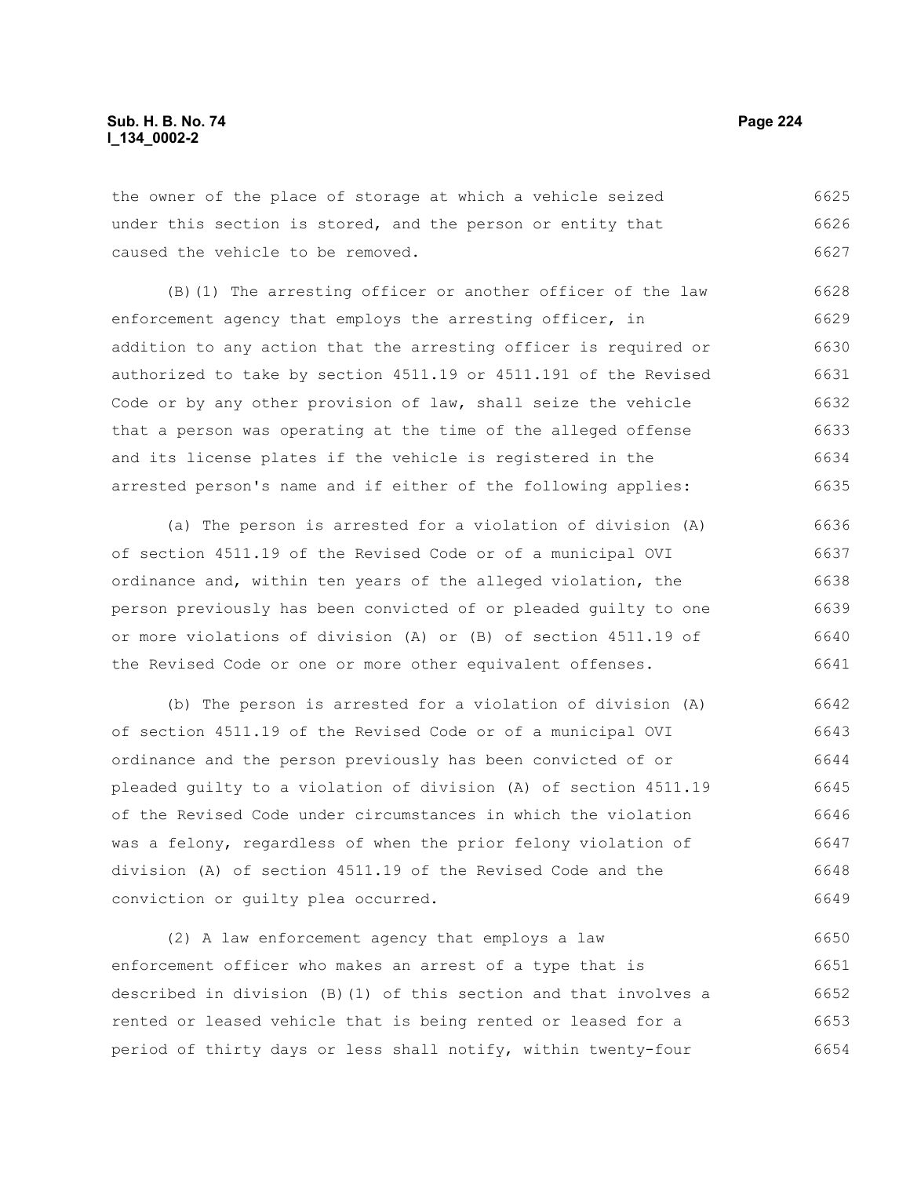the owner of the place of storage at which a vehicle seized under this section is stored, and the person or entity that caused the vehicle to be removed.

(B)(1) The arresting officer or another officer of the law enforcement agency that employs the arresting officer, in addition to any action that the arresting officer is required or authorized to take by section 4511.19 or 4511.191 of the Revised Code or by any other provision of law, shall seize the vehicle that a person was operating at the time of the alleged offense and its license plates if the vehicle is registered in the arrested person's name and if either of the following applies:

(a) The person is arrested for a violation of division (A) of section 4511.19 of the Revised Code or of a municipal OVI ordinance and, within ten years of the alleged violation, the person previously has been convicted of or pleaded guilty to one or more violations of division (A) or (B) of section 4511.19 of the Revised Code or one or more other equivalent offenses.

(b) The person is arrested for a violation of division (A) of section 4511.19 of the Revised Code or of a municipal OVI ordinance and the person previously has been convicted of or pleaded guilty to a violation of division (A) of section 4511.19 of the Revised Code under circumstances in which the violation was a felony, regardless of when the prior felony violation of division (A) of section 4511.19 of the Revised Code and the conviction or guilty plea occurred.

(2) A law enforcement agency that employs a law enforcement officer who makes an arrest of a type that is described in division (B)(1) of this section and that involves a rented or leased vehicle that is being rented or leased for a period of thirty days or less shall notify, within twenty-four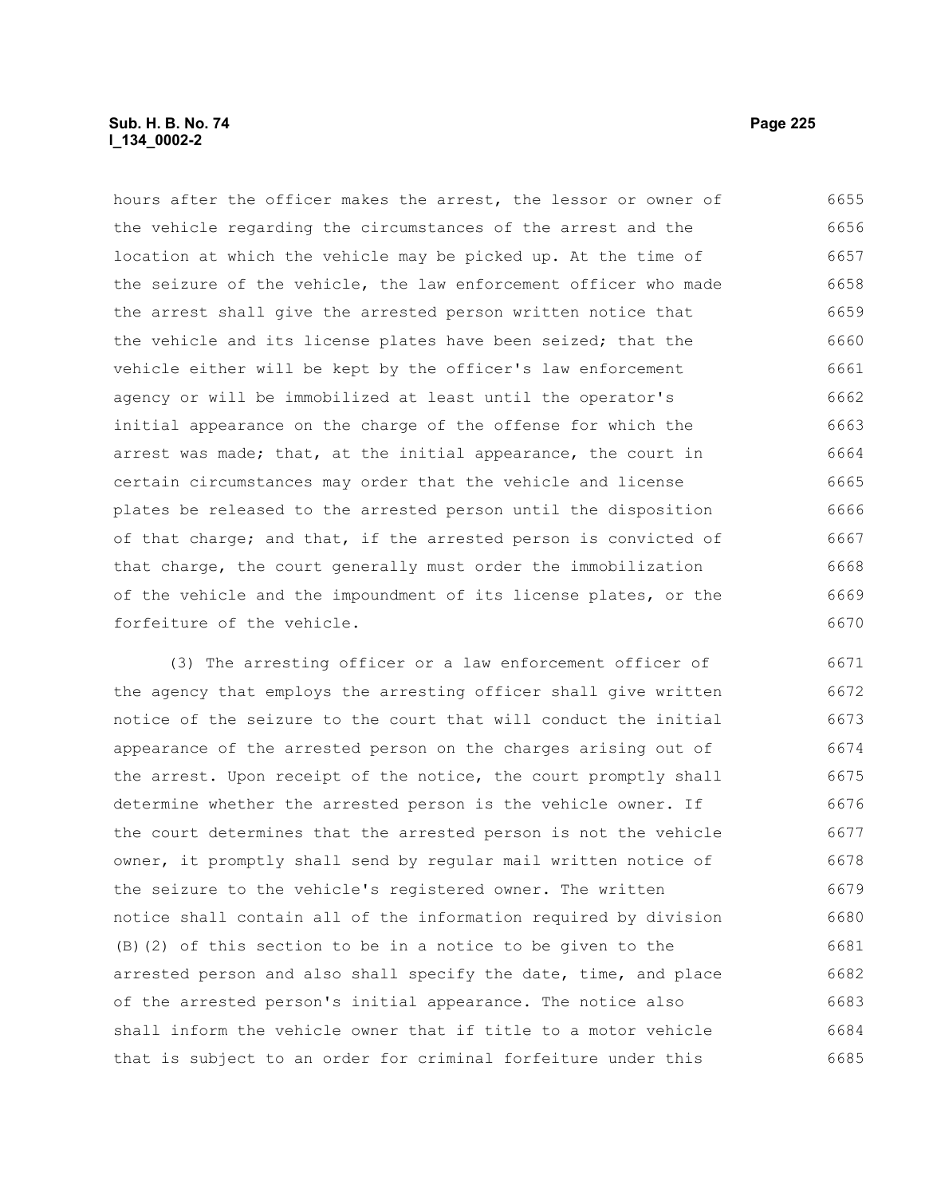hours after the officer makes the arrest, the lessor or owner of the vehicle regarding the circumstances of the arrest and the location at which the vehicle may be picked up. At the time of the seizure of the vehicle, the law enforcement officer who made the arrest shall give the arrested person written notice that the vehicle and its license plates have been seized; that the vehicle either will be kept by the officer's law enforcement agency or will be immobilized at least until the operator's initial appearance on the charge of the offense for which the arrest was made; that, at the initial appearance, the court in certain circumstances may order that the vehicle and license plates be released to the arrested person until the disposition of that charge; and that, if the arrested person is convicted of that charge, the court generally must order the immobilization of the vehicle and the impoundment of its license plates, or the forfeiture of the vehicle.

(3) The arresting officer or a law enforcement officer of the agency that employs the arresting officer shall give written notice of the seizure to the court that will conduct the initial appearance of the arrested person on the charges arising out of the arrest. Upon receipt of the notice, the court promptly shall determine whether the arrested person is the vehicle owner. If the court determines that the arrested person is not the vehicle owner, it promptly shall send by regular mail written notice of the seizure to the vehicle's registered owner. The written notice shall contain all of the information required by division (B)(2) of this section to be in a notice to be given to the arrested person and also shall specify the date, time, and place of the arrested person's initial appearance. The notice also shall inform the vehicle owner that if title to a motor vehicle that is subject to an order for criminal forfeiture under this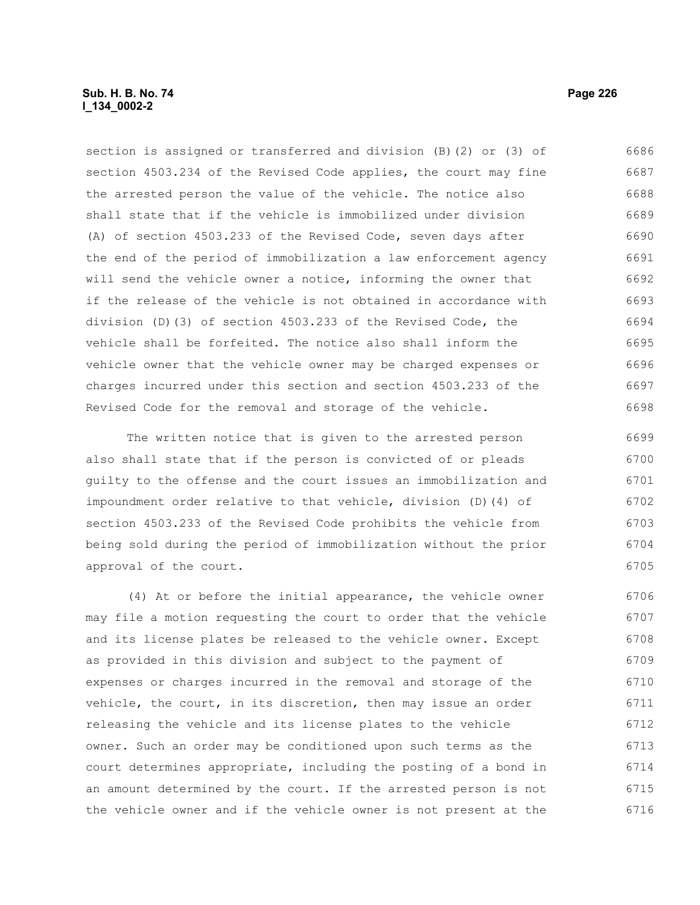section is assigned or transferred and division (B)(2) or (3) of section 4503.234 of the Revised Code applies, the court may fine the arrested person the value of the vehicle. The notice also shall state that if the vehicle is immobilized under division (A) of section 4503.233 of the Revised Code, seven days after the end of the period of immobilization a law enforcement agency will send the vehicle owner a notice, informing the owner that if the release of the vehicle is not obtained in accordance with division (D)(3) of section 4503.233 of the Revised Code, the vehicle shall be forfeited. The notice also shall inform the vehicle owner that the vehicle owner may be charged expenses or charges incurred under this section and section 4503.233 of the Revised Code for the removal and storage of the vehicle.

The written notice that is given to the arrested person also shall state that if the person is convicted of or pleads guilty to the offense and the court issues an immobilization and impoundment order relative to that vehicle, division (D)(4) of section 4503.233 of the Revised Code prohibits the vehicle from being sold during the period of immobilization without the prior approval of the court.

(4) At or before the initial appearance, the vehicle owner may file a motion requesting the court to order that the vehicle and its license plates be released to the vehicle owner. Except as provided in this division and subject to the payment of expenses or charges incurred in the removal and storage of the vehicle, the court, in its discretion, then may issue an order releasing the vehicle and its license plates to the vehicle owner. Such an order may be conditioned upon such terms as the court determines appropriate, including the posting of a bond in an amount determined by the court. If the arrested person is not the vehicle owner and if the vehicle owner is not present at the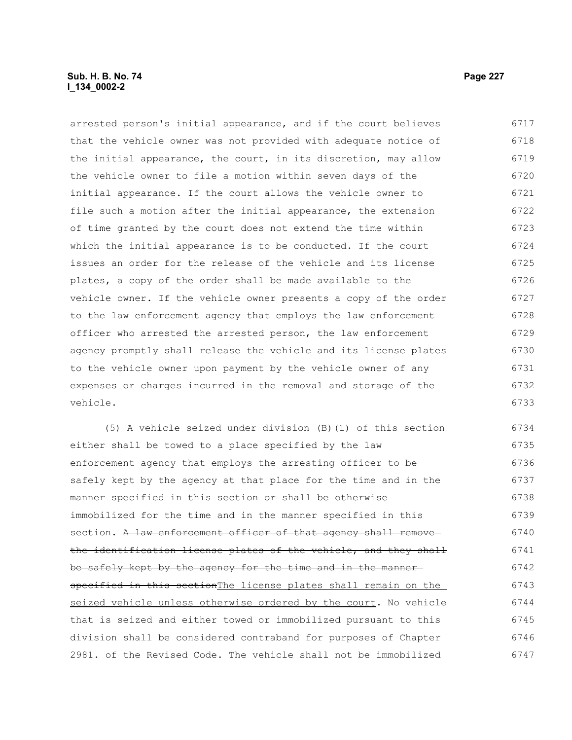arrested person's initial appearance, and if the court believes that the vehicle owner was not provided with adequate notice of the initial appearance, the court, in its discretion, may allow the vehicle owner to file a motion within seven days of the initial appearance. If the court allows the vehicle owner to file such a motion after the initial appearance, the extension of time granted by the court does not extend the time within which the initial appearance is to be conducted. If the court issues an order for the release of the vehicle and its license plates, a copy of the order shall be made available to the vehicle owner. If the vehicle owner presents a copy of the order to the law enforcement agency that employs the law enforcement officer who arrested the arrested person, the law enforcement agency promptly shall release the vehicle and its license plates to the vehicle owner upon payment by the vehicle owner of any expenses or charges incurred in the removal and storage of the vehicle.

(5) A vehicle seized under division (B)(1) of this section either shall be towed to a place specified by the law enforcement agency that employs the arresting officer to be safely kept by the agency at that place for the time and in the manner specified in this section or shall be otherwise immobilized for the time and in the manner specified in this section. ~~A law enforcement officer of that agency shall remove the identification license plates of the vehicle, and they shall be safely kept by the agency for the time and in the manner specified in this section~~The license plates shall remain on the seized vehicle unless otherwise ordered by the court. No vehicle that is seized and either towed or immobilized pursuant to this division shall be considered contraband for purposes of Chapter 2981. of the Revised Code. The vehicle shall not be immobilized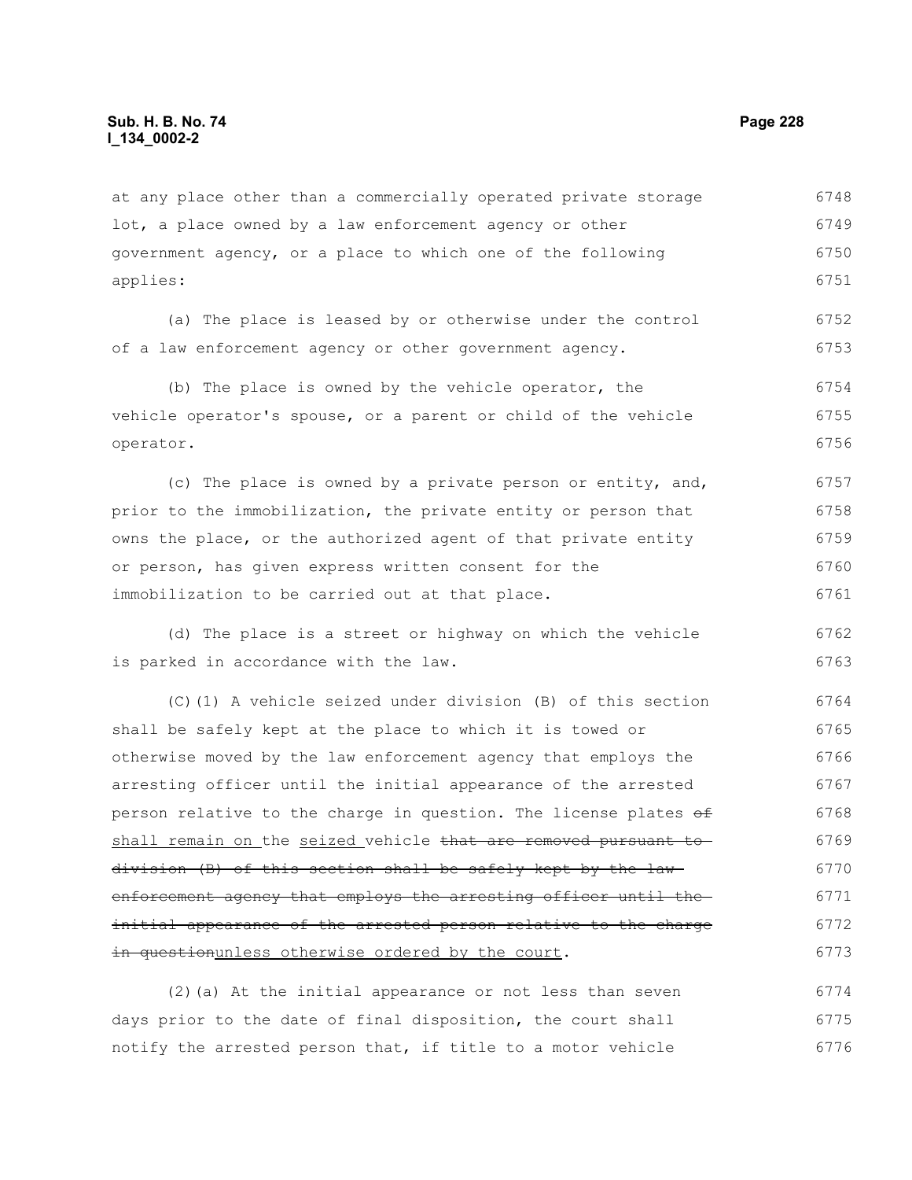at any place other than a commercially operated private storage lot, a place owned by a law enforcement agency or other government agency, or a place to which one of the following applies:

(a) The place is leased by or otherwise under the control of a law enforcement agency or other government agency.

(b) The place is owned by the vehicle operator, the vehicle operator's spouse, or a parent or child of the vehicle operator.

(c) The place is owned by a private person or entity, and, prior to the immobilization, the private entity or person that owns the place, or the authorized agent of that private entity or person, has given express written consent for the immobilization to be carried out at that place.

(d) The place is a street or highway on which the vehicle is parked in accordance with the law.

(C)(1) A vehicle seized under division (B) of this section shall be safely kept at the place to which it is towed or otherwise moved by the law enforcement agency that employs the arresting officer until the initial appearance of the arrested person relative to the charge in question. The license plates ~~of~~ shall remain on the seized vehicle ~~that are removed pursuant to division (B) of this section shall be safely kept by the law enforcement agency that employs the arresting officer until the initial appearance of the arrested person relative to the charge in question~~unless otherwise ordered by the court.

(2)(a) At the initial appearance or not less than seven days prior to the date of final disposition, the court shall notify the arrested person that, if title to a motor vehicle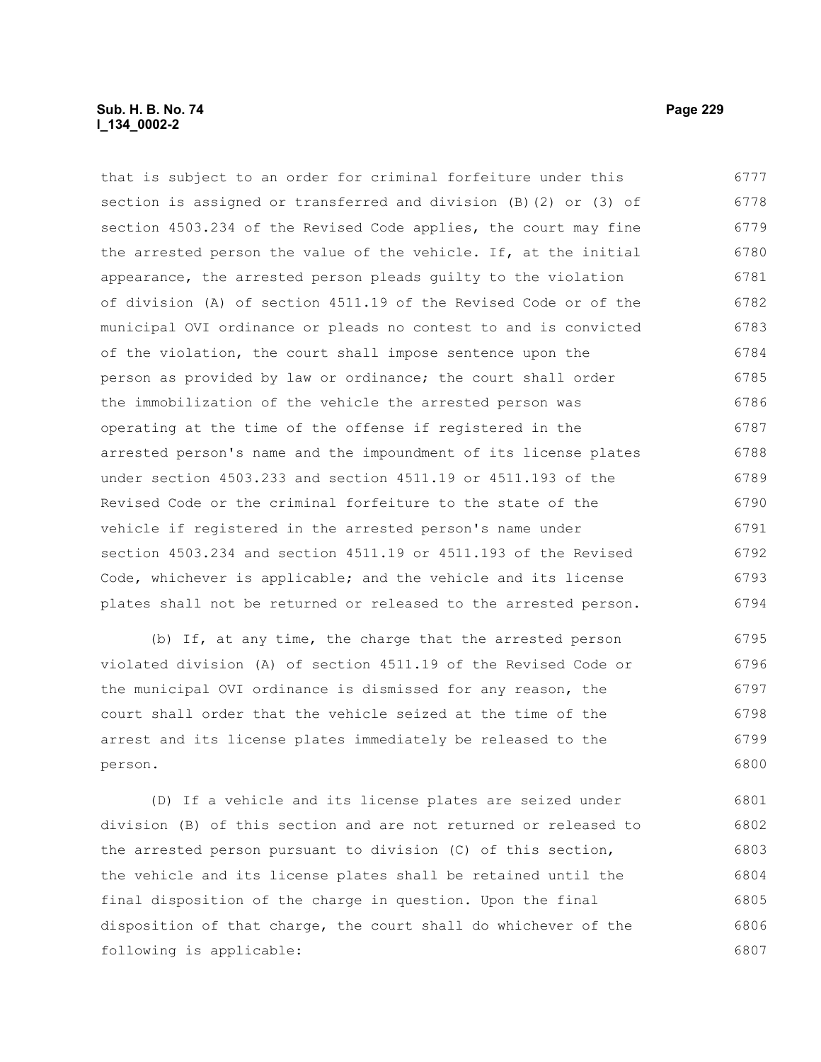that is subject to an order for criminal forfeiture under this section is assigned or transferred and division (B)(2) or (3) of section 4503.234 of the Revised Code applies, the court may fine the arrested person the value of the vehicle. If, at the initial appearance, the arrested person pleads guilty to the violation of division (A) of section 4511.19 of the Revised Code or of the municipal OVI ordinance or pleads no contest to and is convicted of the violation, the court shall impose sentence upon the person as provided by law or ordinance; the court shall order the immobilization of the vehicle the arrested person was operating at the time of the offense if registered in the arrested person's name and the impoundment of its license plates under section 4503.233 and section 4511.19 or 4511.193 of the Revised Code or the criminal forfeiture to the state of the vehicle if registered in the arrested person's name under section 4503.234 and section 4511.19 or 4511.193 of the Revised Code, whichever is applicable; and the vehicle and its license plates shall not be returned or released to the arrested person.

(b) If, at any time, the charge that the arrested person violated division (A) of section 4511.19 of the Revised Code or the municipal OVI ordinance is dismissed for any reason, the court shall order that the vehicle seized at the time of the arrest and its license plates immediately be released to the person.

(D) If a vehicle and its license plates are seized under division (B) of this section and are not returned or released to the arrested person pursuant to division (C) of this section, the vehicle and its license plates shall be retained until the final disposition of the charge in question. Upon the final disposition of that charge, the court shall do whichever of the following is applicable: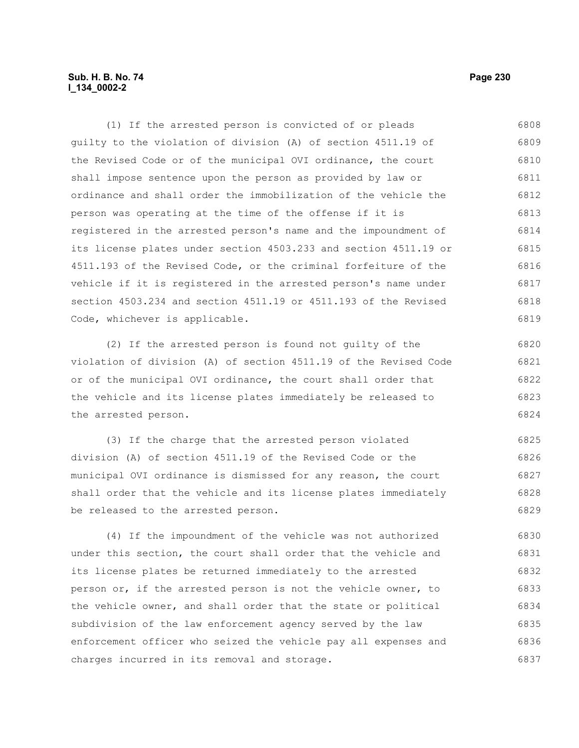(1) If the arrested person is convicted of or pleads guilty to the violation of division (A) of section 4511.19 of the Revised Code or of the municipal OVI ordinance, the court shall impose sentence upon the person as provided by law or ordinance and shall order the immobilization of the vehicle the person was operating at the time of the offense if it is registered in the arrested person's name and the impoundment of its license plates under section 4503.233 and section 4511.19 or 4511.193 of the Revised Code, or the criminal forfeiture of the vehicle if it is registered in the arrested person's name under section 4503.234 and section 4511.19 or 4511.193 of the Revised Code, whichever is applicable.

(2) If the arrested person is found not guilty of the violation of division (A) of section 4511.19 of the Revised Code or of the municipal OVI ordinance, the court shall order that the vehicle and its license plates immediately be released to the arrested person.

(3) If the charge that the arrested person violated division (A) of section 4511.19 of the Revised Code or the municipal OVI ordinance is dismissed for any reason, the court shall order that the vehicle and its license plates immediately be released to the arrested person.

(4) If the impoundment of the vehicle was not authorized under this section, the court shall order that the vehicle and its license plates be returned immediately to the arrested person or, if the arrested person is not the vehicle owner, to the vehicle owner, and shall order that the state or political subdivision of the law enforcement agency served by the law enforcement officer who seized the vehicle pay all expenses and charges incurred in its removal and storage.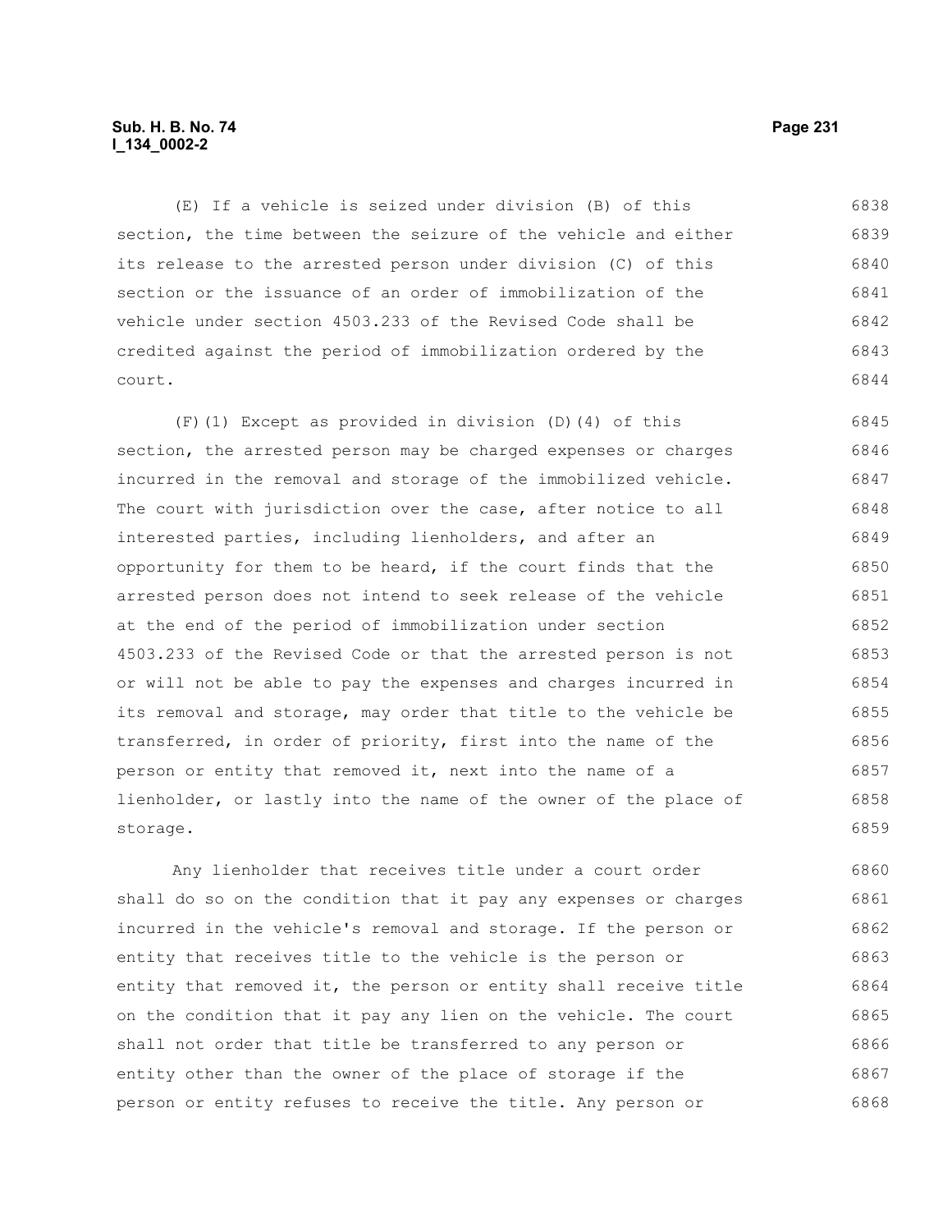(E) If a vehicle is seized under division (B) of this section, the time between the seizure of the vehicle and either its release to the arrested person under division (C) of this section or the issuance of an order of immobilization of the vehicle under section 4503.233 of the Revised Code shall be credited against the period of immobilization ordered by the court.

(F)(1) Except as provided in division (D)(4) of this section, the arrested person may be charged expenses or charges incurred in the removal and storage of the immobilized vehicle. The court with jurisdiction over the case, after notice to all interested parties, including lienholders, and after an opportunity for them to be heard, if the court finds that the arrested person does not intend to seek release of the vehicle at the end of the period of immobilization under section 4503.233 of the Revised Code or that the arrested person is not or will not be able to pay the expenses and charges incurred in its removal and storage, may order that title to the vehicle be transferred, in order of priority, first into the name of the person or entity that removed it, next into the name of a lienholder, or lastly into the name of the owner of the place of storage.

Any lienholder that receives title under a court order shall do so on the condition that it pay any expenses or charges incurred in the vehicle's removal and storage. If the person or entity that receives title to the vehicle is the person or entity that removed it, the person or entity shall receive title on the condition that it pay any lien on the vehicle. The court shall not order that title be transferred to any person or entity other than the owner of the place of storage if the person or entity refuses to receive the title. Any person or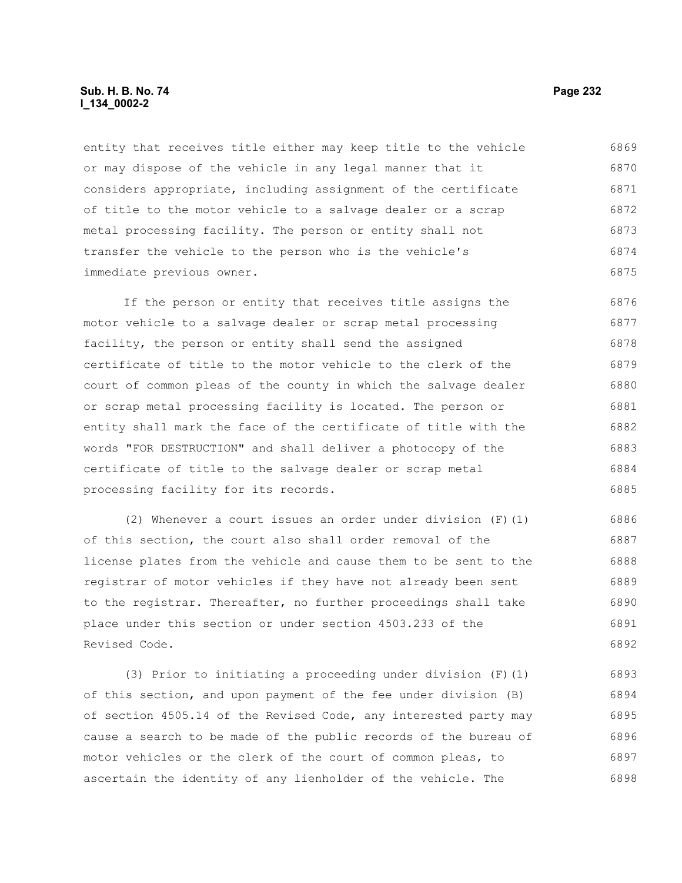entity that receives title either may keep title to the vehicle or may dispose of the vehicle in any legal manner that it considers appropriate, including assignment of the certificate of title to the motor vehicle to a salvage dealer or a scrap metal processing facility. The person or entity shall not transfer the vehicle to the person who is the vehicle's immediate previous owner.

If the person or entity that receives title assigns the motor vehicle to a salvage dealer or scrap metal processing facility, the person or entity shall send the assigned certificate of title to the motor vehicle to the clerk of the court of common pleas of the county in which the salvage dealer or scrap metal processing facility is located. The person or entity shall mark the face of the certificate of title with the words "FOR DESTRUCTION" and shall deliver a photocopy of the certificate of title to the salvage dealer or scrap metal processing facility for its records.

(2) Whenever a court issues an order under division (F)(1) of this section, the court also shall order removal of the license plates from the vehicle and cause them to be sent to the registrar of motor vehicles if they have not already been sent to the registrar. Thereafter, no further proceedings shall take place under this section or under section 4503.233 of the Revised Code.

(3) Prior to initiating a proceeding under division (F)(1) of this section, and upon payment of the fee under division (B) of section 4505.14 of the Revised Code, any interested party may cause a search to be made of the public records of the bureau of motor vehicles or the clerk of the court of common pleas, to ascertain the identity of any lienholder of the vehicle. The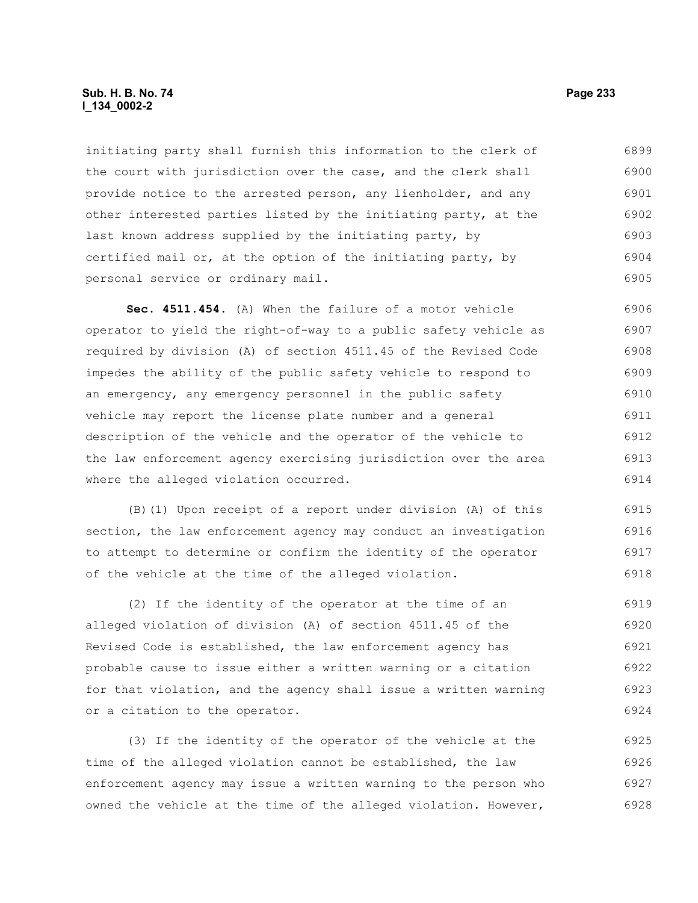initiating party shall furnish this information to the clerk of the court with jurisdiction over the case, and the clerk shall provide notice to the arrested person, any lienholder, and any other interested parties listed by the initiating party, at the last known address supplied by the initiating party, by certified mail or, at the option of the initiating party, by personal service or ordinary mail.

**Sec. 4511.454.** (A) When the failure of a motor vehicle operator to yield the right-of-way to a public safety vehicle as required by division (A) of section 4511.45 of the Revised Code impedes the ability of the public safety vehicle to respond to an emergency, any emergency personnel in the public safety vehicle may report the license plate number and a general description of the vehicle and the operator of the vehicle to the law enforcement agency exercising jurisdiction over the area where the alleged violation occurred.

(B)(1) Upon receipt of a report under division (A) of this section, the law enforcement agency may conduct an investigation to attempt to determine or confirm the identity of the operator of the vehicle at the time of the alleged violation.

(2) If the identity of the operator at the time of an alleged violation of division (A) of section 4511.45 of the Revised Code is established, the law enforcement agency has probable cause to issue either a written warning or a citation for that violation, and the agency shall issue a written warning or a citation to the operator.

(3) If the identity of the operator of the vehicle at the time of the alleged violation cannot be established, the law enforcement agency may issue a written warning to the person who owned the vehicle at the time of the alleged violation. However,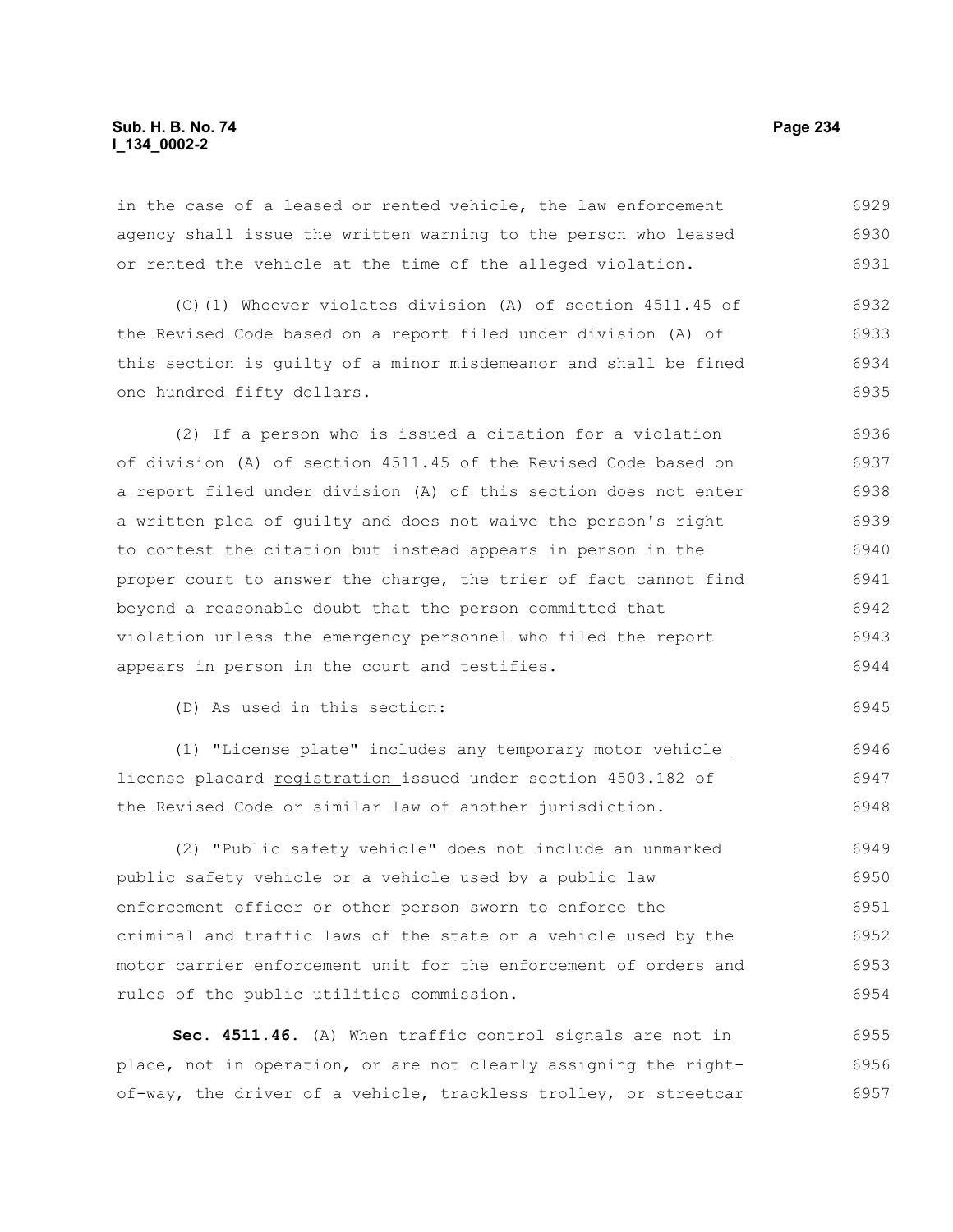in the case of a leased or rented vehicle, the law enforcement agency shall issue the written warning to the person who leased or rented the vehicle at the time of the alleged violation.

(C)(1) Whoever violates division (A) of section 4511.45 of the Revised Code based on a report filed under division (A) of this section is guilty of a minor misdemeanor and shall be fined one hundred fifty dollars.

(2) If a person who is issued a citation for a violation of division (A) of section 4511.45 of the Revised Code based on a report filed under division (A) of this section does not enter a written plea of guilty and does not waive the person's right to contest the citation but instead appears in person in the proper court to answer the charge, the trier of fact cannot find beyond a reasonable doubt that the person committed that violation unless the emergency personnel who filed the report appears in person in the court and testifies.

(D) As used in this section:

(1) "License plate" includes any temporary <u>motor vehicle</u> license ~~placard~~ <u>registration</u> issued under section 4503.182 of the Revised Code or similar law of another jurisdiction.

(2) "Public safety vehicle" does not include an unmarked public safety vehicle or a vehicle used by a public law enforcement officer or other person sworn to enforce the criminal and traffic laws of the state or a vehicle used by the motor carrier enforcement unit for the enforcement of orders and rules of the public utilities commission.

**Sec. 4511.46.** (A) When traffic control signals are not in place, not in operation, or are not clearly assigning the right-of-way, the driver of a vehicle, trackless trolley, or streetcar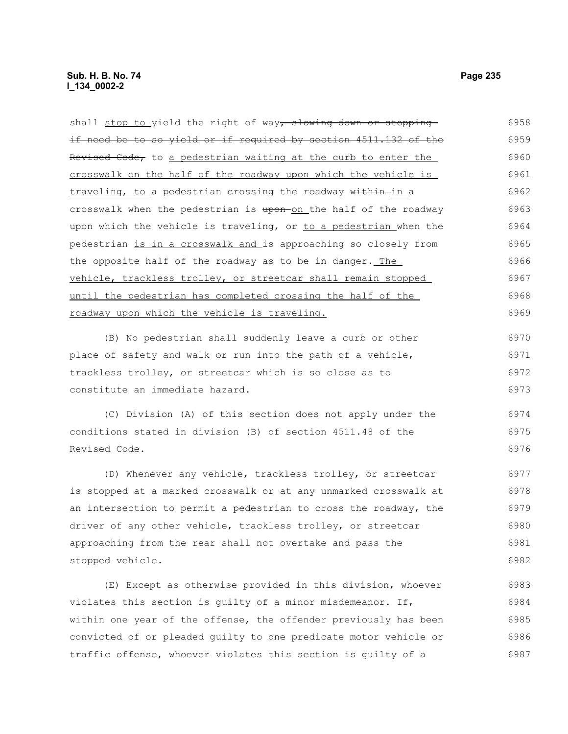shall <u>stop to </u>yield the right of way~~, slowing down or stopping if need be to so yield or if required by section 4511.132 of the Revised Code,~~ to <u>a pedestrian waiting at the curb to enter the crosswalk on the half of the roadway upon which the vehicle is traveling, to </u>a pedestrian crossing the roadway ~~within~~ <u>in </u>a crosswalk when the pedestrian is ~~upon~~ <u>on </u>the half of the roadway upon which the vehicle is traveling, or <u>to a pedestrian </u>when the pedestrian <u>is in a crosswalk and </u>is approaching so closely from the opposite half of the roadway as to be in danger.<u> The vehicle, trackless trolley, or streetcar shall remain stopped until the pedestrian has completed crossing the half of the roadway upon which the vehicle is traveling.</u>

(B) No pedestrian shall suddenly leave a curb or other place of safety and walk or run into the path of a vehicle, trackless trolley, or streetcar which is so close as to constitute an immediate hazard.

(C) Division (A) of this section does not apply under the conditions stated in division (B) of section 4511.48 of the Revised Code.

(D) Whenever any vehicle, trackless trolley, or streetcar is stopped at a marked crosswalk or at any unmarked crosswalk at an intersection to permit a pedestrian to cross the roadway, the driver of any other vehicle, trackless trolley, or streetcar approaching from the rear shall not overtake and pass the stopped vehicle.

(E) Except as otherwise provided in this division, whoever violates this section is guilty of a minor misdemeanor. If, within one year of the offense, the offender previously has been convicted of or pleaded guilty to one predicate motor vehicle or traffic offense, whoever violates this section is guilty of a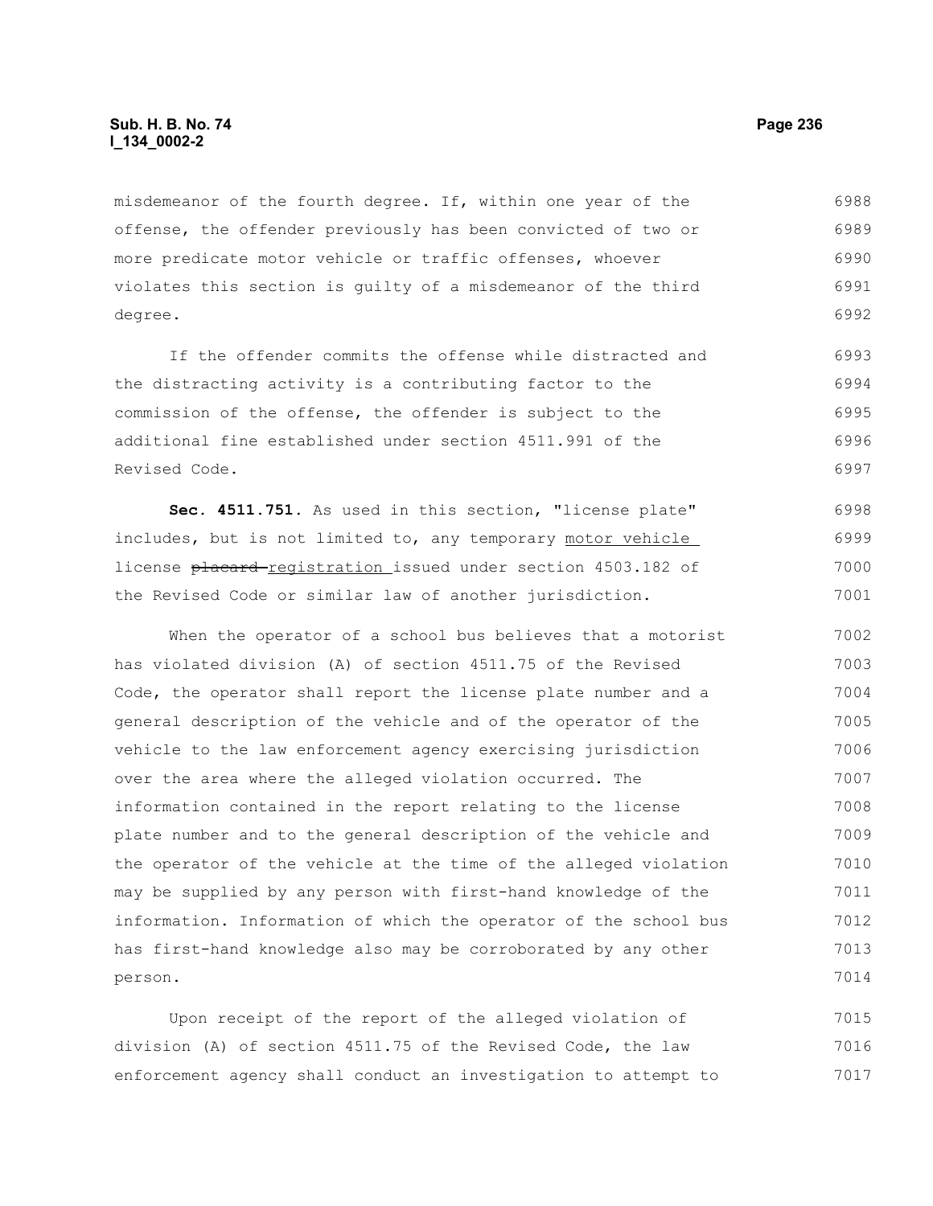misdemeanor of the fourth degree. If, within one year of the offense, the offender previously has been convicted of two or more predicate motor vehicle or traffic offenses, whoever violates this section is guilty of a misdemeanor of the third degree.

If the offender commits the offense while distracted and the distracting activity is a contributing factor to the commission of the offense, the offender is subject to the additional fine established under section 4511.991 of the Revised Code.

**Sec. 4511.751.** As used in this section, "license plate" includes, but is not limited to, any temporary motor vehicle license ~~placard~~ registration issued under section 4503.182 of the Revised Code or similar law of another jurisdiction.

When the operator of a school bus believes that a motorist has violated division (A) of section 4511.75 of the Revised Code, the operator shall report the license plate number and a general description of the vehicle and of the operator of the vehicle to the law enforcement agency exercising jurisdiction over the area where the alleged violation occurred. The information contained in the report relating to the license plate number and to the general description of the vehicle and the operator of the vehicle at the time of the alleged violation may be supplied by any person with first-hand knowledge of the information. Information of which the operator of the school bus has first-hand knowledge also may be corroborated by any other person.

Upon receipt of the report of the alleged violation of division (A) of section 4511.75 of the Revised Code, the law enforcement agency shall conduct an investigation to attempt to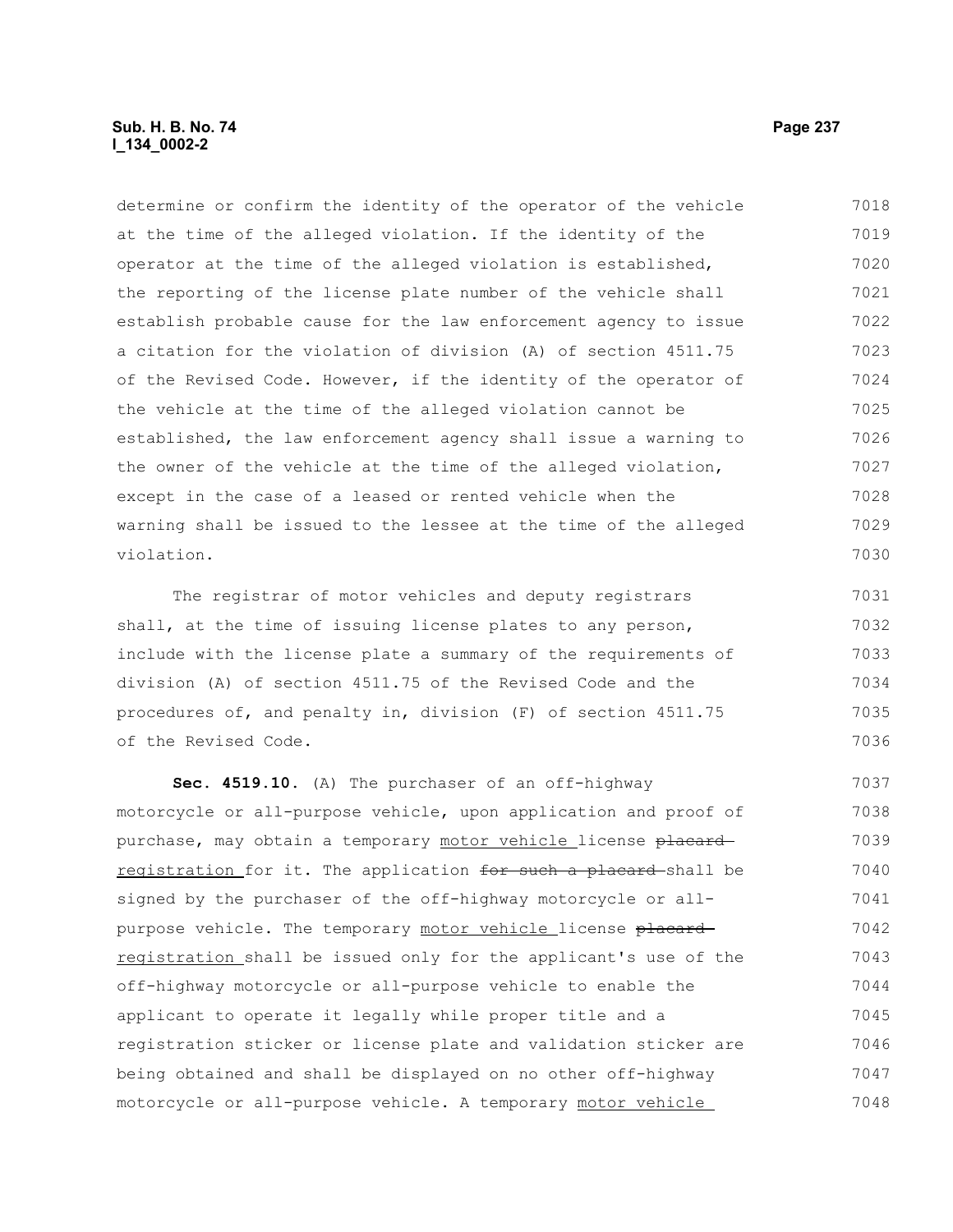determine or confirm the identity of the operator of the vehicle at the time of the alleged violation. If the identity of the operator at the time of the alleged violation is established, the reporting of the license plate number of the vehicle shall establish probable cause for the law enforcement agency to issue a citation for the violation of division (A) of section 4511.75 of the Revised Code. However, if the identity of the operator of the vehicle at the time of the alleged violation cannot be established, the law enforcement agency shall issue a warning to the owner of the vehicle at the time of the alleged violation, except in the case of a leased or rented vehicle when the warning shall be issued to the lessee at the time of the alleged violation.

The registrar of motor vehicles and deputy registrars shall, at the time of issuing license plates to any person, include with the license plate a summary of the requirements of division (A) of section 4511.75 of the Revised Code and the procedures of, and penalty in, division (F) of section 4511.75 of the Revised Code.

**Sec. 4519.10.** (A) The purchaser of an off-highway motorcycle or all-purpose vehicle, upon application and proof of purchase, may obtain a temporary motor vehicle license ~~placard~~ registration for it. The application ~~for such a placard~~ shall be signed by the purchaser of the off-highway motorcycle or all-purpose vehicle. The temporary motor vehicle license ~~placard~~ registration shall be issued only for the applicant's use of the off-highway motorcycle or all-purpose vehicle to enable the applicant to operate it legally while proper title and a registration sticker or license plate and validation sticker are being obtained and shall be displayed on no other off-highway motorcycle or all-purpose vehicle. A temporary motor vehicle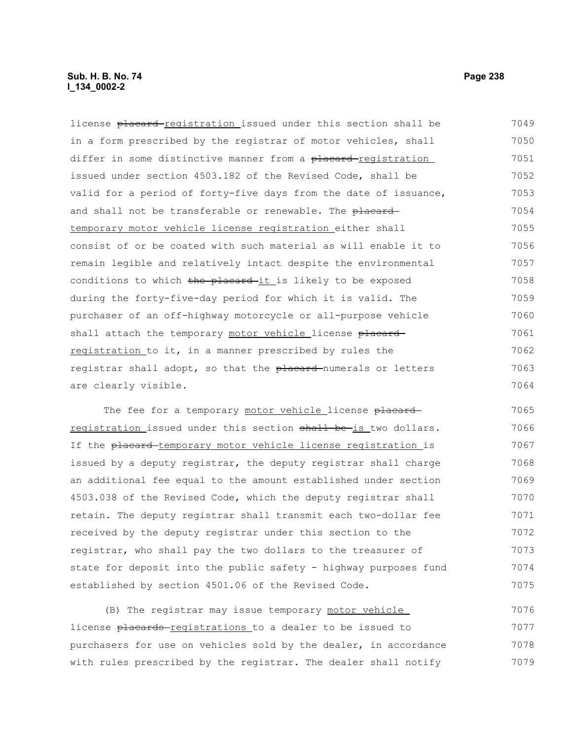license ~~placard~~ registration issued under this section shall be in a form prescribed by the registrar of motor vehicles, shall differ in some distinctive manner from a ~~placard~~ registration issued under section 4503.182 of the Revised Code, shall be valid for a period of forty-five days from the date of issuance, and shall not be transferable or renewable. The ~~placard~~ temporary motor vehicle license registration either shall consist of or be coated with such material as will enable it to remain legible and relatively intact despite the environmental conditions to which ~~the placard~~ it is likely to be exposed during the forty-five-day period for which it is valid. The purchaser of an off-highway motorcycle or all-purpose vehicle shall attach the temporary motor vehicle license ~~placard~~ registration to it, in a manner prescribed by rules the registrar shall adopt, so that the ~~placard~~ numerals or letters are clearly visible.

The fee for a temporary motor vehicle license ~~placard~~ registration issued under this section ~~shall be~~ is two dollars. If the ~~placard~~ temporary motor vehicle license registration is issued by a deputy registrar, the deputy registrar shall charge an additional fee equal to the amount established under section 4503.038 of the Revised Code, which the deputy registrar shall retain. The deputy registrar shall transmit each two-dollar fee received by the deputy registrar under this section to the registrar, who shall pay the two dollars to the treasurer of state for deposit into the public safety - highway purposes fund established by section 4501.06 of the Revised Code.

(B) The registrar may issue temporary motor vehicle license ~~placards~~ registrations to a dealer to be issued to purchasers for use on vehicles sold by the dealer, in accordance with rules prescribed by the registrar. The dealer shall notify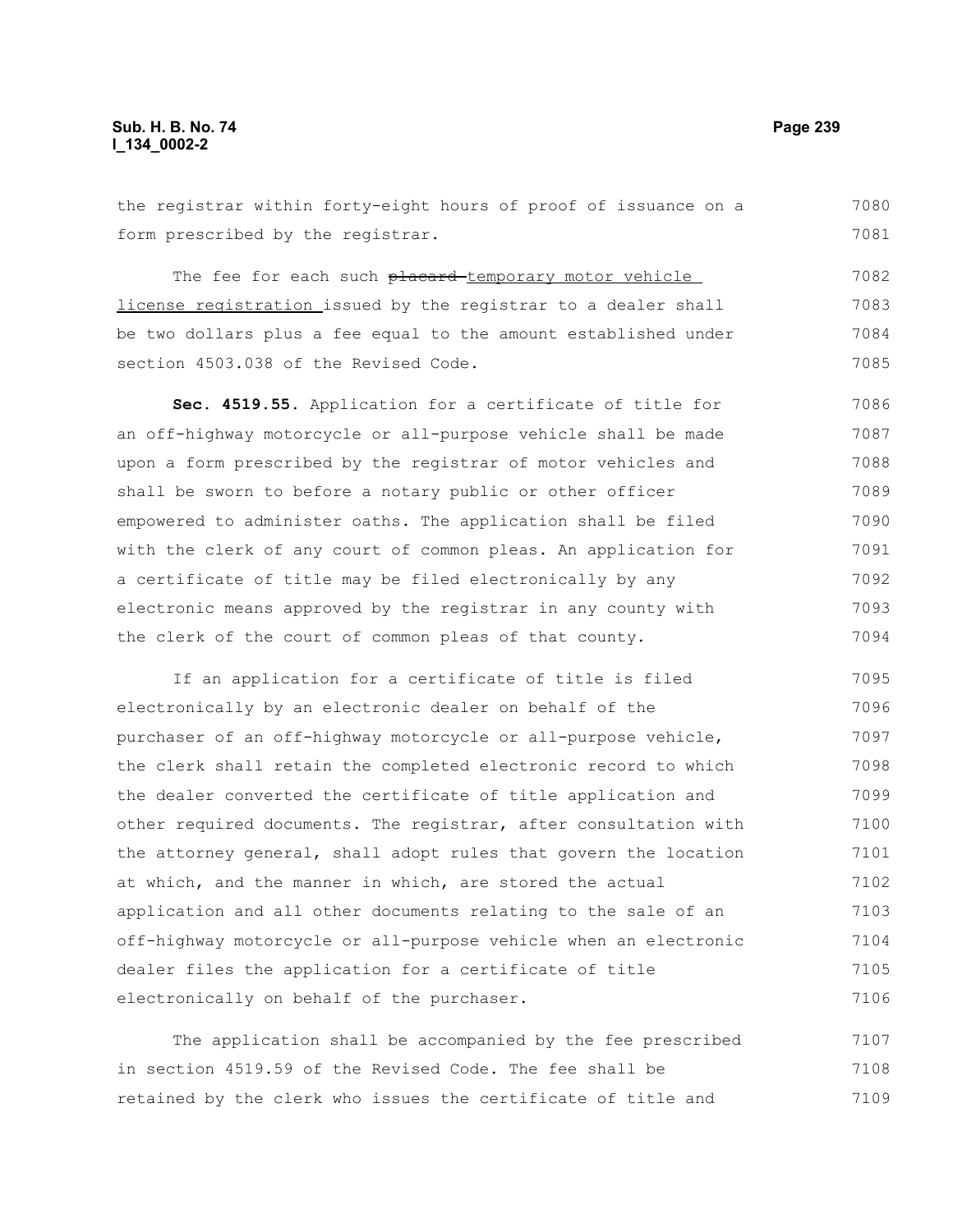the registrar within forty-eight hours of proof of issuance on a form prescribed by the registrar.

The fee for each such ~~placard~~ temporary motor vehicle license registration issued by the registrar to a dealer shall be two dollars plus a fee equal to the amount established under section 4503.038 of the Revised Code.

**Sec. 4519.55.** Application for a certificate of title for an off-highway motorcycle or all-purpose vehicle shall be made upon a form prescribed by the registrar of motor vehicles and shall be sworn to before a notary public or other officer empowered to administer oaths. The application shall be filed with the clerk of any court of common pleas. An application for a certificate of title may be filed electronically by any electronic means approved by the registrar in any county with the clerk of the court of common pleas of that county.

If an application for a certificate of title is filed electronically by an electronic dealer on behalf of the purchaser of an off-highway motorcycle or all-purpose vehicle, the clerk shall retain the completed electronic record to which the dealer converted the certificate of title application and other required documents. The registrar, after consultation with the attorney general, shall adopt rules that govern the location at which, and the manner in which, are stored the actual application and all other documents relating to the sale of an off-highway motorcycle or all-purpose vehicle when an electronic dealer files the application for a certificate of title electronically on behalf of the purchaser.

The application shall be accompanied by the fee prescribed in section 4519.59 of the Revised Code. The fee shall be retained by the clerk who issues the certificate of title and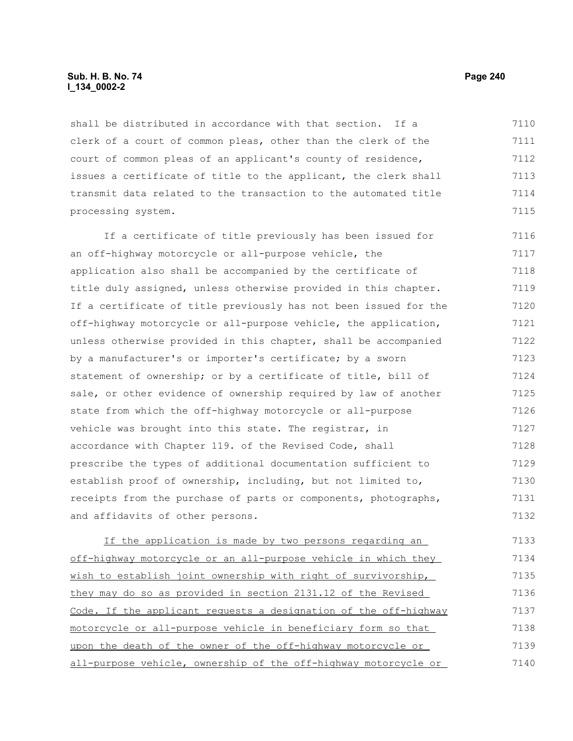shall be distributed in accordance with that section. If a clerk of a court of common pleas, other than the clerk of the court of common pleas of an applicant's county of residence, issues a certificate of title to the applicant, the clerk shall transmit data related to the transaction to the automated title processing system.

If a certificate of title previously has been issued for an off-highway motorcycle or all-purpose vehicle, the application also shall be accompanied by the certificate of title duly assigned, unless otherwise provided in this chapter. If a certificate of title previously has not been issued for the off-highway motorcycle or all-purpose vehicle, the application, unless otherwise provided in this chapter, shall be accompanied by a manufacturer's or importer's certificate; by a sworn statement of ownership; or by a certificate of title, bill of sale, or other evidence of ownership required by law of another state from which the off-highway motorcycle or all-purpose vehicle was brought into this state. The registrar, in accordance with Chapter 119. of the Revised Code, shall prescribe the types of additional documentation sufficient to establish proof of ownership, including, but not limited to, receipts from the purchase of parts or components, photographs, and affidavits of other persons.

<u>If the application is made by two persons regarding an off-highway motorcycle or an all-purpose vehicle in which they wish to establish joint ownership with right of survivorship, they may do so as provided in section 2131.12 of the Revised Code. If the applicant requests a designation of the off-highway motorcycle or all-purpose vehicle in beneficiary form so that upon the death of the owner of the off-highway motorcycle or all-purpose vehicle, ownership of the off-highway motorcycle or</u>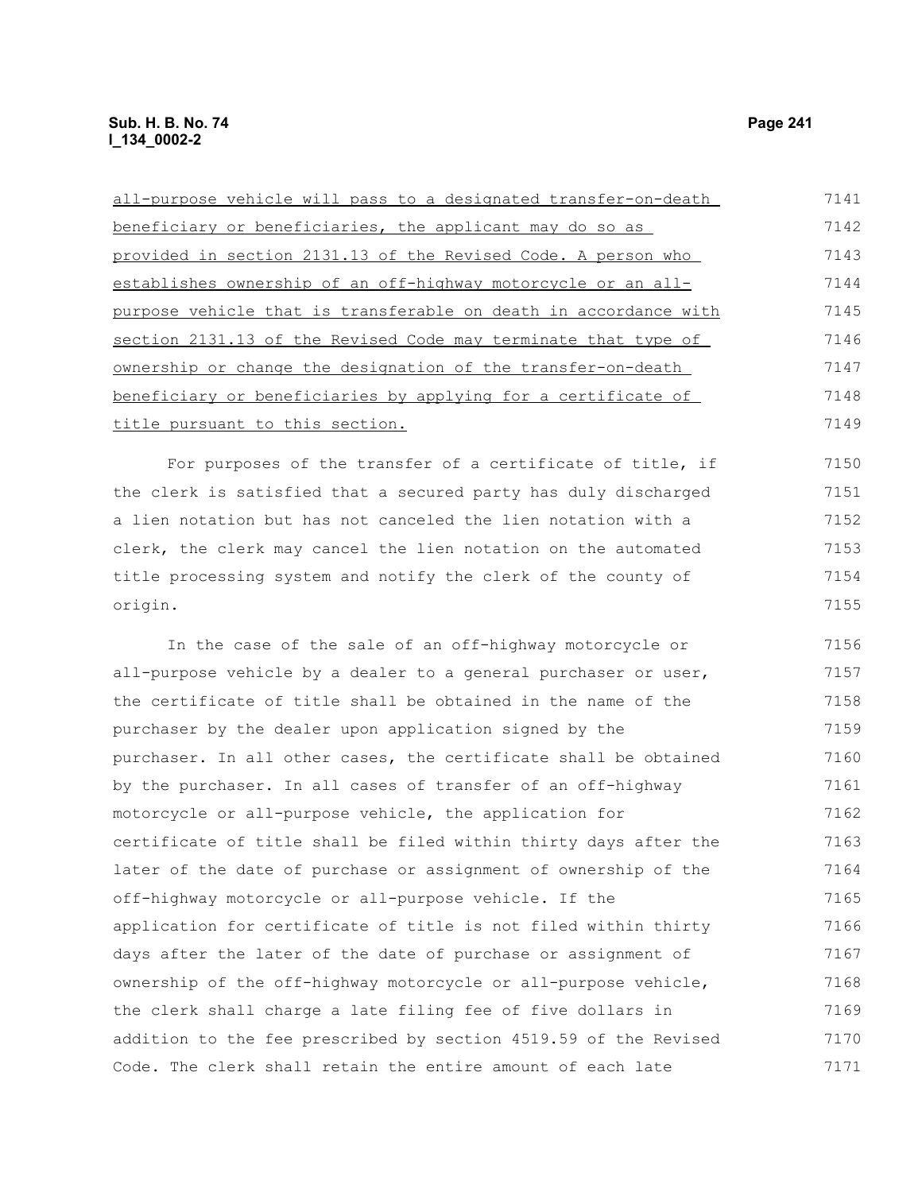all-purpose vehicle will pass to a designated transfer-on-death beneficiary or beneficiaries, the applicant may do so as provided in section 2131.13 of the Revised Code. A person who establishes ownership of an off-highway motorcycle or an all-purpose vehicle that is transferable on death in accordance with section 2131.13 of the Revised Code may terminate that type of ownership or change the designation of the transfer-on-death beneficiary or beneficiaries by applying for a certificate of title pursuant to this section.

For purposes of the transfer of a certificate of title, if the clerk is satisfied that a secured party has duly discharged a lien notation but has not canceled the lien notation with a clerk, the clerk may cancel the lien notation on the automated title processing system and notify the clerk of the county of origin.

In the case of the sale of an off-highway motorcycle or all-purpose vehicle by a dealer to a general purchaser or user, the certificate of title shall be obtained in the name of the purchaser by the dealer upon application signed by the purchaser. In all other cases, the certificate shall be obtained by the purchaser. In all cases of transfer of an off-highway motorcycle or all-purpose vehicle, the application for certificate of title shall be filed within thirty days after the later of the date of purchase or assignment of ownership of the off-highway motorcycle or all-purpose vehicle. If the application for certificate of title is not filed within thirty days after the later of the date of purchase or assignment of ownership of the off-highway motorcycle or all-purpose vehicle, the clerk shall charge a late filing fee of five dollars in addition to the fee prescribed by section 4519.59 of the Revised Code. The clerk shall retain the entire amount of each late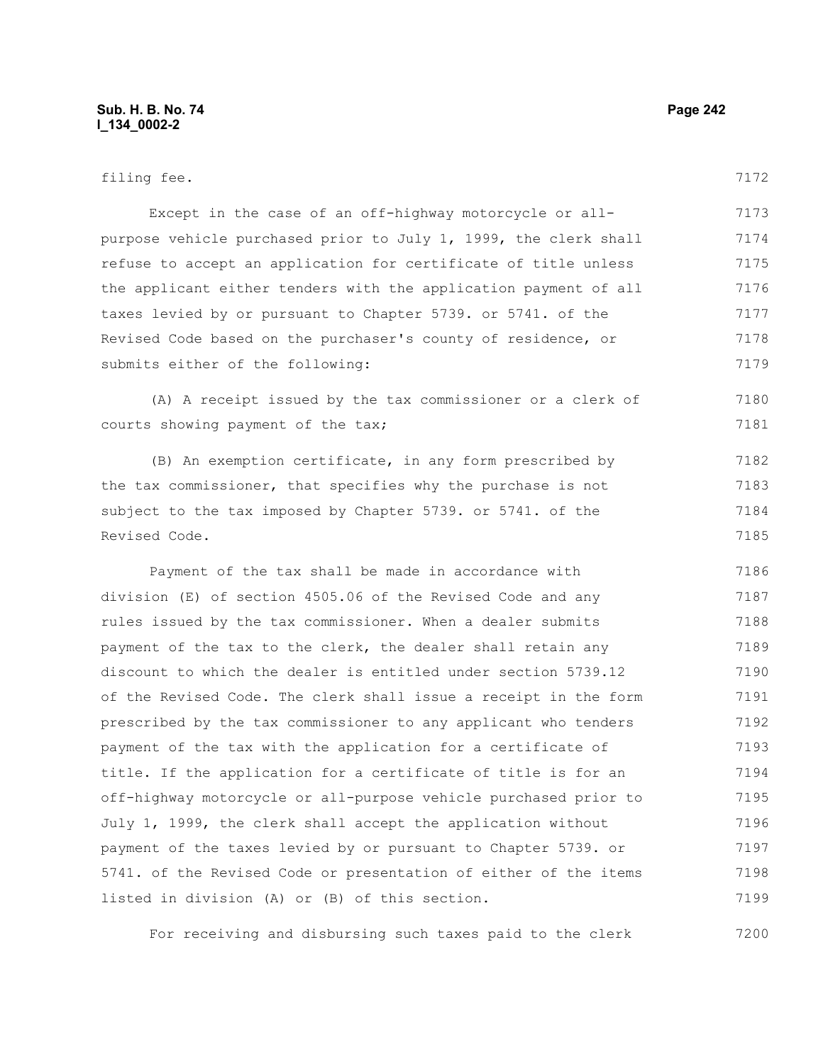filing fee.

Except in the case of an off-highway motorcycle or all-purpose vehicle purchased prior to July 1, 1999, the clerk shall refuse to accept an application for certificate of title unless the applicant either tenders with the application payment of all taxes levied by or pursuant to Chapter 5739. or 5741. of the Revised Code based on the purchaser's county of residence, or submits either of the following:

(A) A receipt issued by the tax commissioner or a clerk of courts showing payment of the tax;

(B) An exemption certificate, in any form prescribed by the tax commissioner, that specifies why the purchase is not subject to the tax imposed by Chapter 5739. or 5741. of the Revised Code.

Payment of the tax shall be made in accordance with division (E) of section 4505.06 of the Revised Code and any rules issued by the tax commissioner. When a dealer submits payment of the tax to the clerk, the dealer shall retain any discount to which the dealer is entitled under section 5739.12 of the Revised Code. The clerk shall issue a receipt in the form prescribed by the tax commissioner to any applicant who tenders payment of the tax with the application for a certificate of title. If the application for a certificate of title is for an off-highway motorcycle or all-purpose vehicle purchased prior to July 1, 1999, the clerk shall accept the application without payment of the taxes levied by or pursuant to Chapter 5739. or 5741. of the Revised Code or presentation of either of the items listed in division (A) or (B) of this section.

For receiving and disbursing such taxes paid to the clerk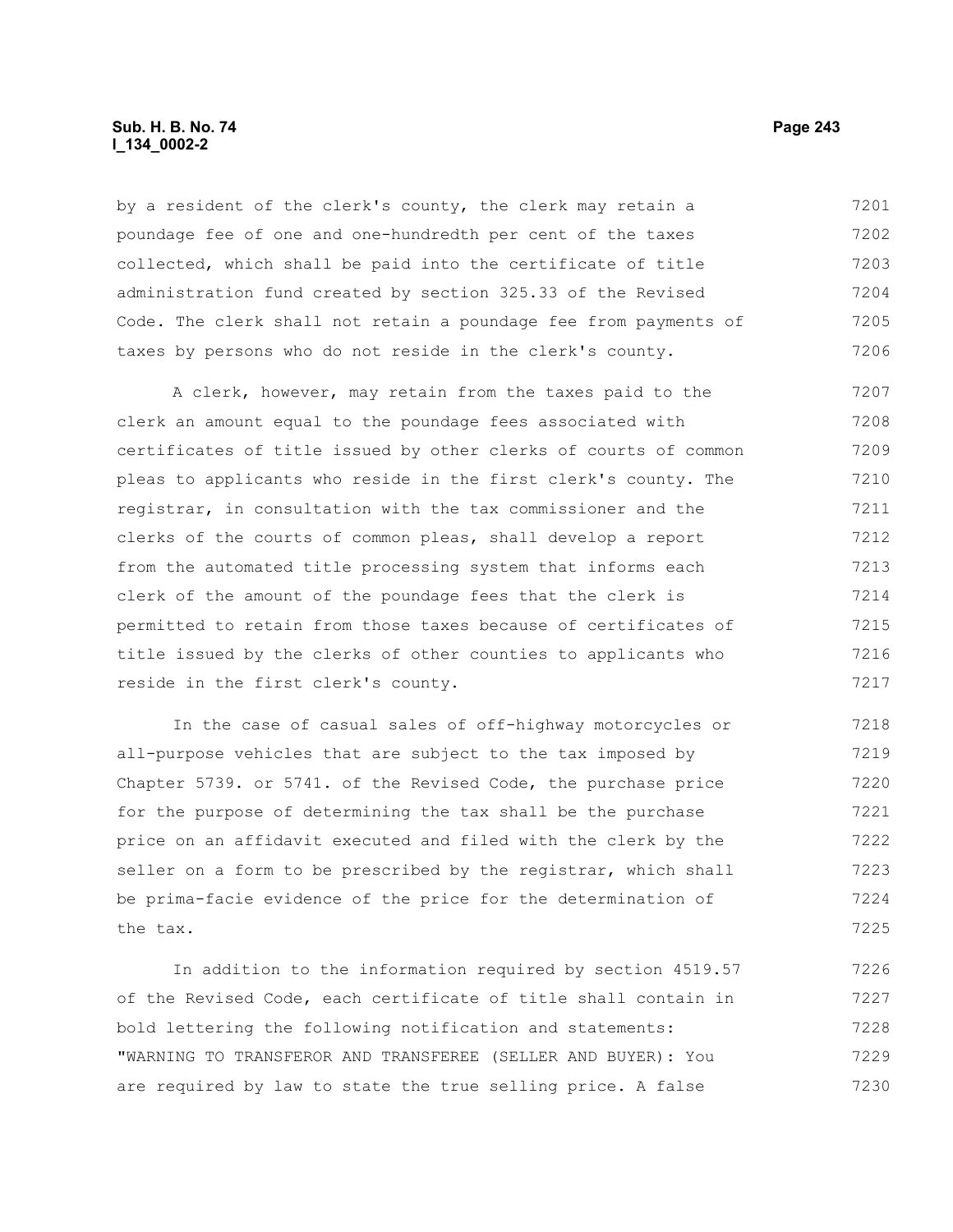by a resident of the clerk's county, the clerk may retain a poundage fee of one and one-hundredth per cent of the taxes collected, which shall be paid into the certificate of title administration fund created by section 325.33 of the Revised Code. The clerk shall not retain a poundage fee from payments of taxes by persons who do not reside in the clerk's county.

A clerk, however, may retain from the taxes paid to the clerk an amount equal to the poundage fees associated with certificates of title issued by other clerks of courts of common pleas to applicants who reside in the first clerk's county. The registrar, in consultation with the tax commissioner and the clerks of the courts of common pleas, shall develop a report from the automated title processing system that informs each clerk of the amount of the poundage fees that the clerk is permitted to retain from those taxes because of certificates of title issued by the clerks of other counties to applicants who reside in the first clerk's county.

In the case of casual sales of off-highway motorcycles or all-purpose vehicles that are subject to the tax imposed by Chapter 5739. or 5741. of the Revised Code, the purchase price for the purpose of determining the tax shall be the purchase price on an affidavit executed and filed with the clerk by the seller on a form to be prescribed by the registrar, which shall be prima-facie evidence of the price for the determination of the tax.

In addition to the information required by section 4519.57 of the Revised Code, each certificate of title shall contain in bold lettering the following notification and statements: "WARNING TO TRANSFEROR AND TRANSFEREE (SELLER AND BUYER): You are required by law to state the true selling price. A false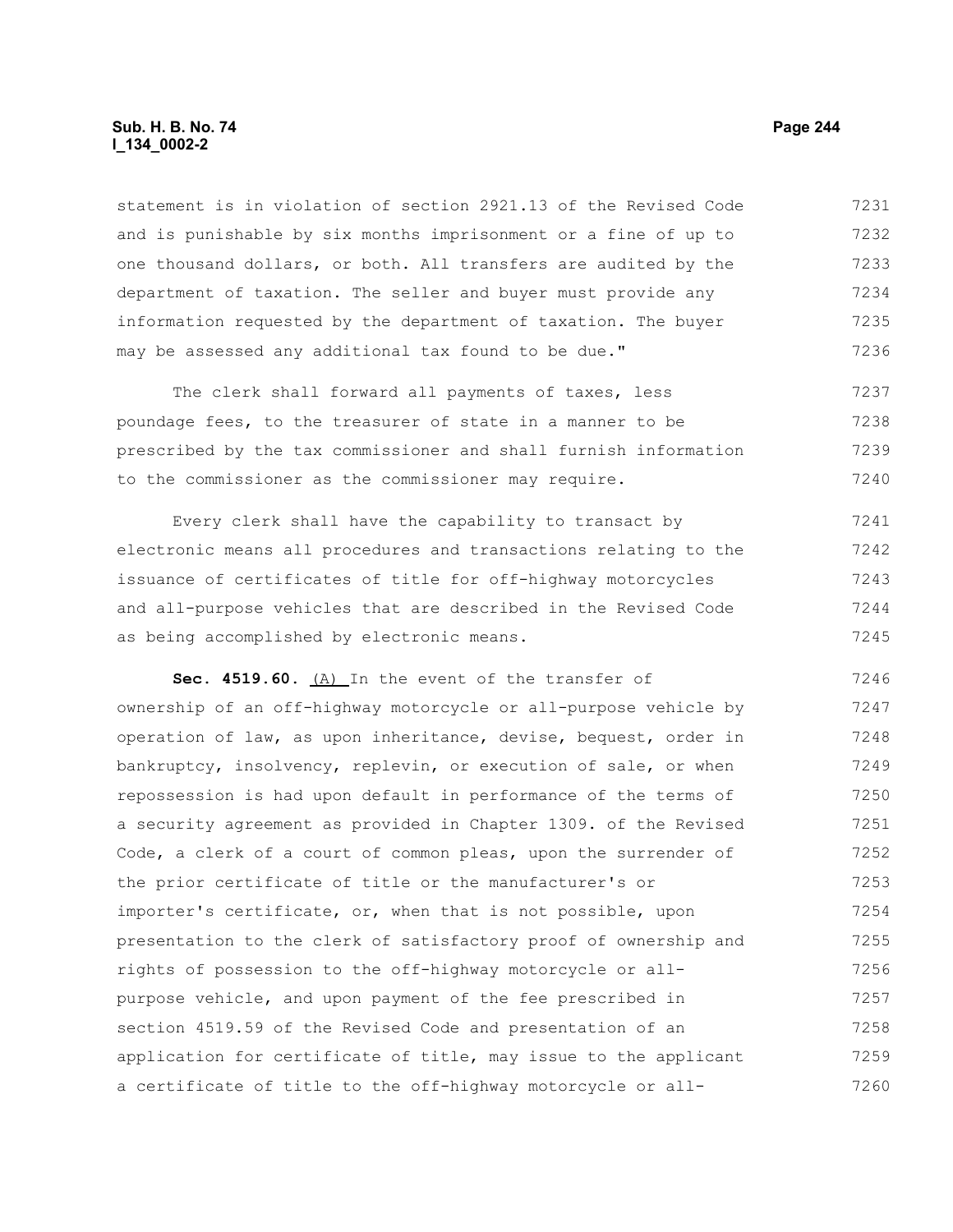statement is in violation of section 2921.13 of the Revised Code and is punishable by six months imprisonment or a fine of up to one thousand dollars, or both. All transfers are audited by the department of taxation. The seller and buyer must provide any information requested by the department of taxation. The buyer may be assessed any additional tax found to be due."

The clerk shall forward all payments of taxes, less poundage fees, to the treasurer of state in a manner to be prescribed by the tax commissioner and shall furnish information to the commissioner as the commissioner may require.

Every clerk shall have the capability to transact by electronic means all procedures and transactions relating to the issuance of certificates of title for off-highway motorcycles and all-purpose vehicles that are described in the Revised Code as being accomplished by electronic means.

**Sec. 4519.60.** (A) In the event of the transfer of ownership of an off-highway motorcycle or all-purpose vehicle by operation of law, as upon inheritance, devise, bequest, order in bankruptcy, insolvency, replevin, or execution of sale, or when repossession is had upon default in performance of the terms of a security agreement as provided in Chapter 1309. of the Revised Code, a clerk of a court of common pleas, upon the surrender of the prior certificate of title or the manufacturer's or importer's certificate, or, when that is not possible, upon presentation to the clerk of satisfactory proof of ownership and rights of possession to the off-highway motorcycle or all-purpose vehicle, and upon payment of the fee prescribed in section 4519.59 of the Revised Code and presentation of an application for certificate of title, may issue to the applicant a certificate of title to the off-highway motorcycle or all-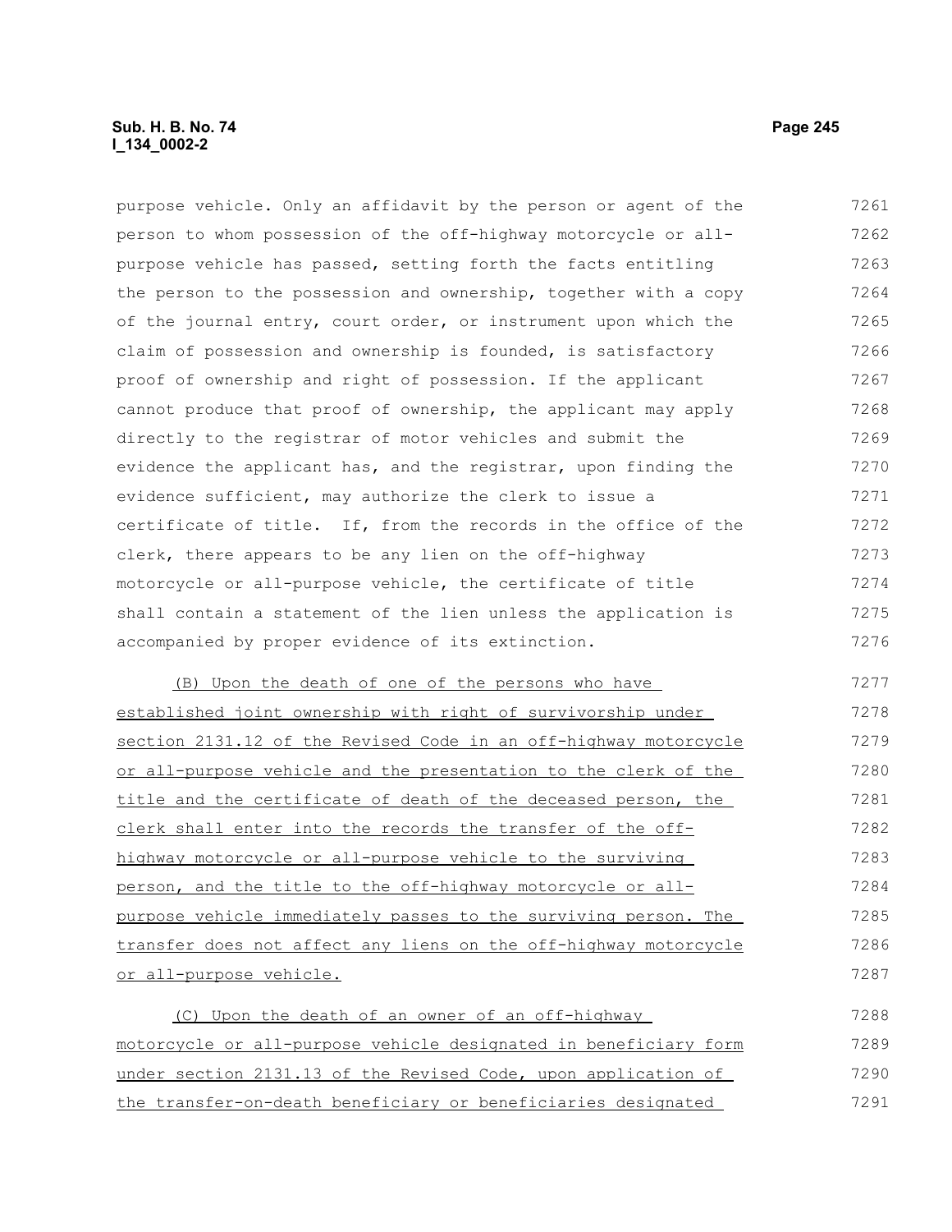purpose vehicle. Only an affidavit by the person or agent of the person to whom possession of the off-highway motorcycle or all-purpose vehicle has passed, setting forth the facts entitling the person to the possession and ownership, together with a copy of the journal entry, court order, or instrument upon which the claim of possession and ownership is founded, is satisfactory proof of ownership and right of possession. If the applicant cannot produce that proof of ownership, the applicant may apply directly to the registrar of motor vehicles and submit the evidence the applicant has, and the registrar, upon finding the evidence sufficient, may authorize the clerk to issue a certificate of title. If, from the records in the office of the clerk, there appears to be any lien on the off-highway motorcycle or all-purpose vehicle, the certificate of title shall contain a statement of the lien unless the application is accompanied by proper evidence of its extinction.

<u>(B) Upon the death of one of the persons who have established joint ownership with right of survivorship under section 2131.12 of the Revised Code in an off-highway motorcycle or all-purpose vehicle and the presentation to the clerk of the title and the certificate of death of the deceased person, the clerk shall enter into the records the transfer of the off-highway motorcycle or all-purpose vehicle to the surviving person, and the title to the off-highway motorcycle or all-purpose vehicle immediately passes to the surviving person. The transfer does not affect any liens on the off-highway motorcycle or all-purpose vehicle.</u>

<u>(C) Upon the death of an owner of an off-highway motorcycle or all-purpose vehicle designated in beneficiary form under section 2131.13 of the Revised Code, upon application of the transfer-on-death beneficiary or beneficiaries designated</u>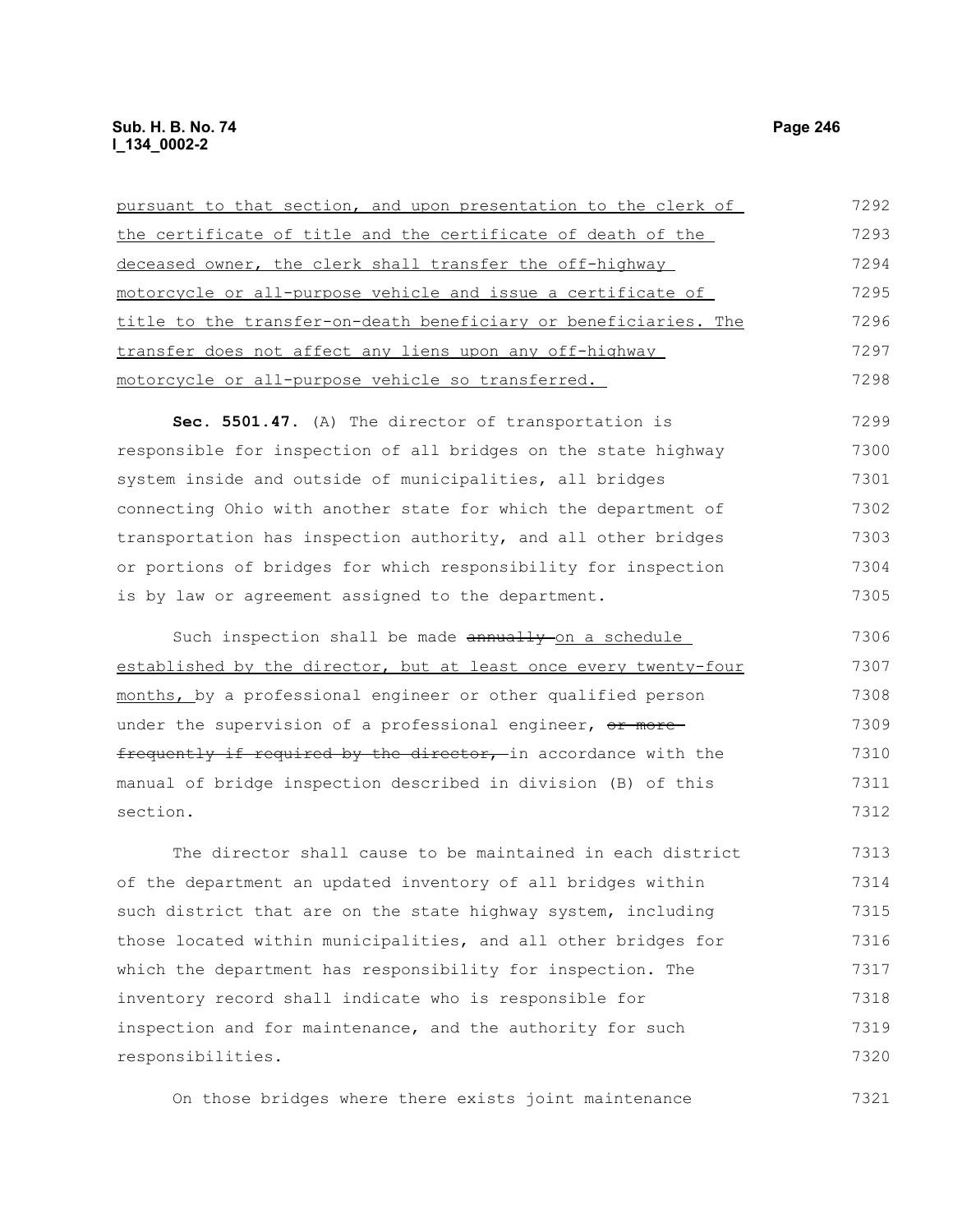pursuant to that section, and upon presentation to the clerk of the certificate of title and the certificate of death of the deceased owner, the clerk shall transfer the off-highway motorcycle or all-purpose vehicle and issue a certificate of title to the transfer-on-death beneficiary or beneficiaries. The transfer does not affect any liens upon any off-highway motorcycle or all-purpose vehicle so transferred.

**Sec. 5501.47.** (A) The director of transportation is responsible for inspection of all bridges on the state highway system inside and outside of municipalities, all bridges connecting Ohio with another state for which the department of transportation has inspection authority, and all other bridges or portions of bridges for which responsibility for inspection is by law or agreement assigned to the department.

Such inspection shall be made ~~annually~~ on a schedule established by the director, but at least once every twenty-four months, by a professional engineer or other qualified person under the supervision of a professional engineer, ~~or more frequently if required by the director,~~ in accordance with the manual of bridge inspection described in division (B) of this section.

The director shall cause to be maintained in each district of the department an updated inventory of all bridges within such district that are on the state highway system, including those located within municipalities, and all other bridges for which the department has responsibility for inspection. The inventory record shall indicate who is responsible for inspection and for maintenance, and the authority for such responsibilities.

On those bridges where there exists joint maintenance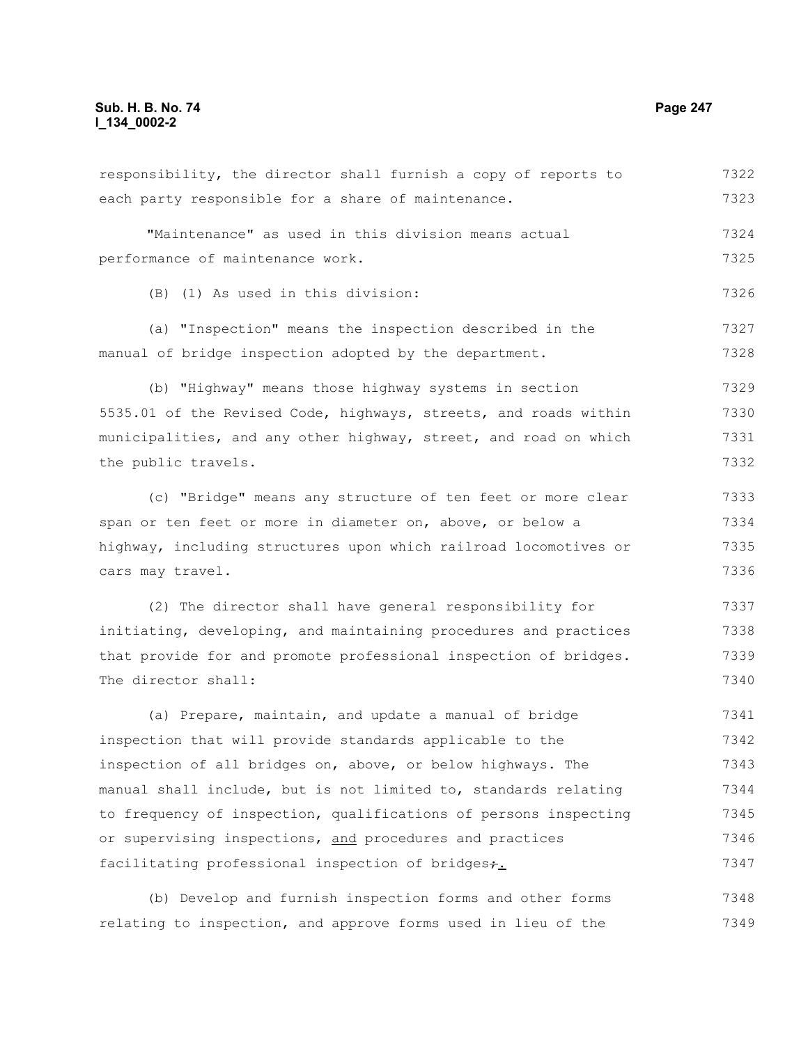responsibility, the director shall furnish a copy of reports to each party responsible for a share of maintenance.

"Maintenance" as used in this division means actual performance of maintenance work.

(B) (1) As used in this division:

(a) "Inspection" means the inspection described in the manual of bridge inspection adopted by the department.

(b) "Highway" means those highway systems in section 5535.01 of the Revised Code, highways, streets, and roads within municipalities, and any other highway, street, and road on which the public travels.

(c) "Bridge" means any structure of ten feet or more clear span or ten feet or more in diameter on, above, or below a highway, including structures upon which railroad locomotives or cars may travel.

(2) The director shall have general responsibility for initiating, developing, and maintaining procedures and practices that provide for and promote professional inspection of bridges. The director shall:

(a) Prepare, maintain, and update a manual of bridge inspection that will provide standards applicable to the inspection of all bridges on, above, or below highways. The manual shall include, but is not limited to, standards relating to frequency of inspection, qualifications of persons inspecting or supervising inspections, and procedures and practices facilitating professional inspection of bridges~~;~~.

(b) Develop and furnish inspection forms and other forms relating to inspection, and approve forms used in lieu of the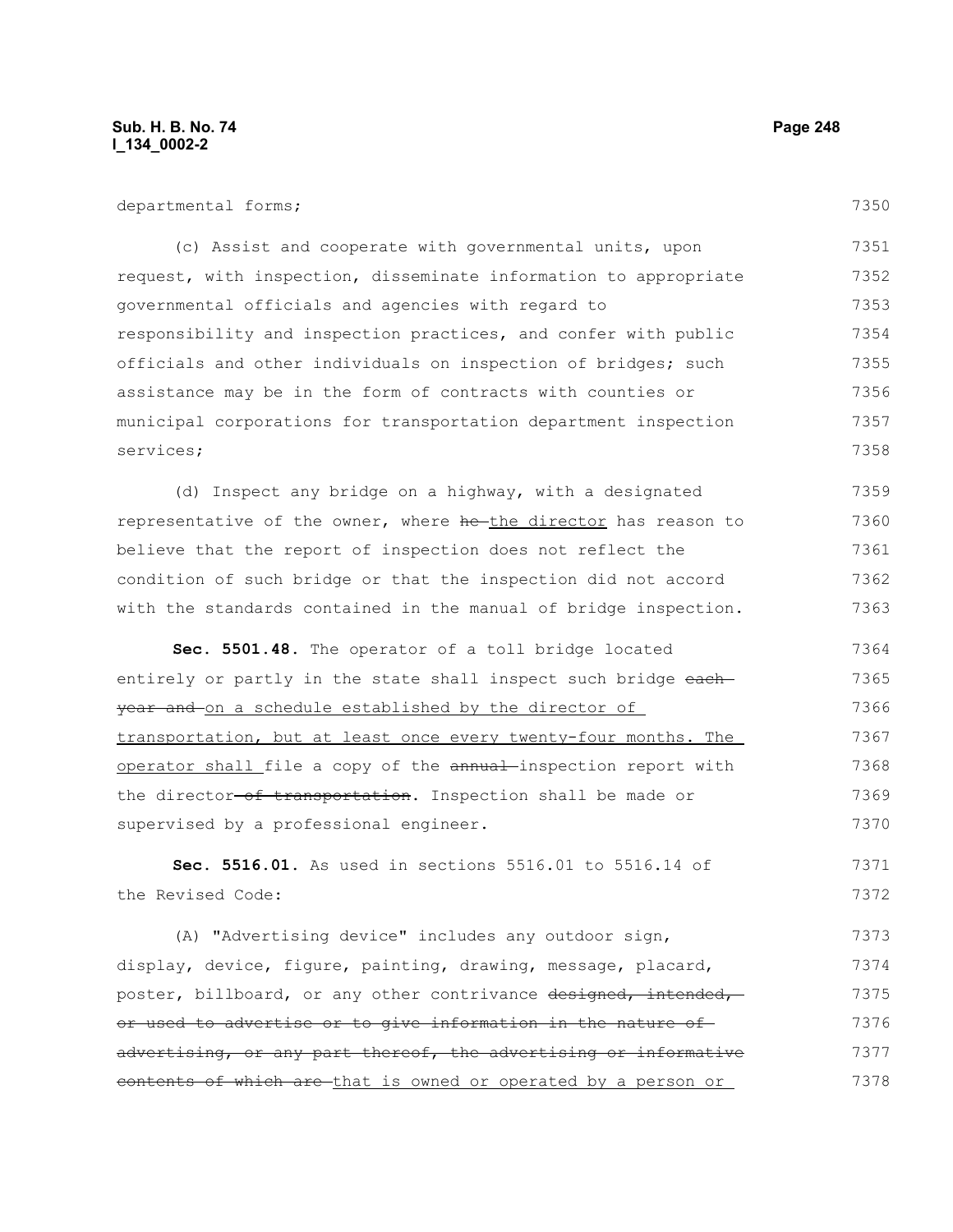departmental forms;

(c) Assist and cooperate with governmental units, upon request, with inspection, disseminate information to appropriate governmental officials and agencies with regard to responsibility and inspection practices, and confer with public officials and other individuals on inspection of bridges; such assistance may be in the form of contracts with counties or municipal corporations for transportation department inspection services;

(d) Inspect any bridge on a highway, with a designated representative of the owner, where ~~he~~ the director has reason to believe that the report of inspection does not reflect the condition of such bridge or that the inspection did not accord with the standards contained in the manual of bridge inspection.

**Sec. 5501.48.** The operator of a toll bridge located entirely or partly in the state shall inspect such bridge ~~each year and~~ on a schedule established by the director of transportation, but at least once every twenty-four months. The operator shall file a copy of the ~~annual~~ inspection report with the director ~~of transportation~~. Inspection shall be made or supervised by a professional engineer.

**Sec. 5516.01.** As used in sections 5516.01 to 5516.14 of the Revised Code:

(A) "Advertising device" includes any outdoor sign, display, device, figure, painting, drawing, message, placard, poster, billboard, or any other contrivance ~~designed, intended, or used to advertise or to give information in the nature of advertising, or any part thereof, the advertising or informative contents of which are~~ that is owned or operated by a person or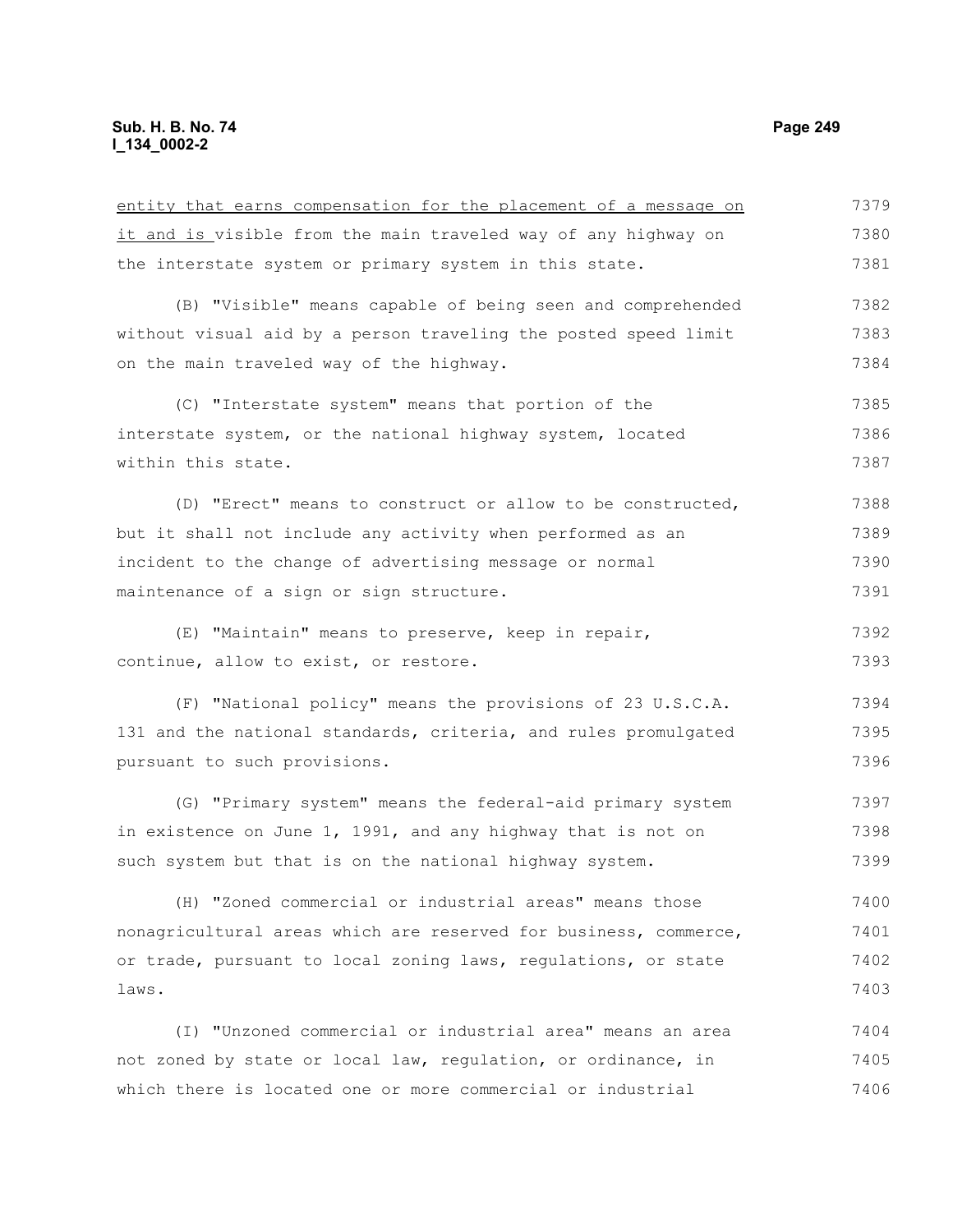entity that earns compensation for the placement of a message on it and is visible from the main traveled way of any highway on the interstate system or primary system in this state.

(B) "Visible" means capable of being seen and comprehended without visual aid by a person traveling the posted speed limit on the main traveled way of the highway.

(C) "Interstate system" means that portion of the interstate system, or the national highway system, located within this state.

(D) "Erect" means to construct or allow to be constructed, but it shall not include any activity when performed as an incident to the change of advertising message or normal maintenance of a sign or sign structure.

(E) "Maintain" means to preserve, keep in repair, continue, allow to exist, or restore.

(F) "National policy" means the provisions of 23 U.S.C.A. 131 and the national standards, criteria, and rules promulgated pursuant to such provisions.

(G) "Primary system" means the federal-aid primary system in existence on June 1, 1991, and any highway that is not on such system but that is on the national highway system.

(H) "Zoned commercial or industrial areas" means those nonagricultural areas which are reserved for business, commerce, or trade, pursuant to local zoning laws, regulations, or state laws.

(I) "Unzoned commercial or industrial area" means an area not zoned by state or local law, regulation, or ordinance, in which there is located one or more commercial or industrial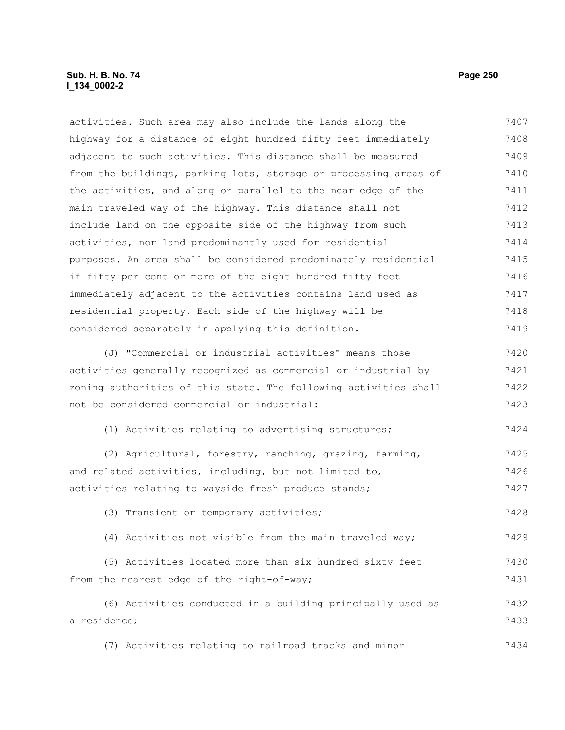activities. Such area may also include the lands along the highway for a distance of eight hundred fifty feet immediately adjacent to such activities. This distance shall be measured from the buildings, parking lots, storage or processing areas of the activities, and along or parallel to the near edge of the main traveled way of the highway. This distance shall not include land on the opposite side of the highway from such activities, nor land predominantly used for residential purposes. An area shall be considered predominately residential if fifty per cent or more of the eight hundred fifty feet immediately adjacent to the activities contains land used as residential property. Each side of the highway will be considered separately in applying this definition.

(J) "Commercial or industrial activities" means those activities generally recognized as commercial or industrial by zoning authorities of this state. The following activities shall not be considered commercial or industrial:

(1) Activities relating to advertising structures;

(2) Agricultural, forestry, ranching, grazing, farming, and related activities, including, but not limited to, activities relating to wayside fresh produce stands;

(3) Transient or temporary activities;

(4) Activities not visible from the main traveled way;

(5) Activities located more than six hundred sixty feet from the nearest edge of the right-of-way;

(6) Activities conducted in a building principally used as a residence;

(7) Activities relating to railroad tracks and minor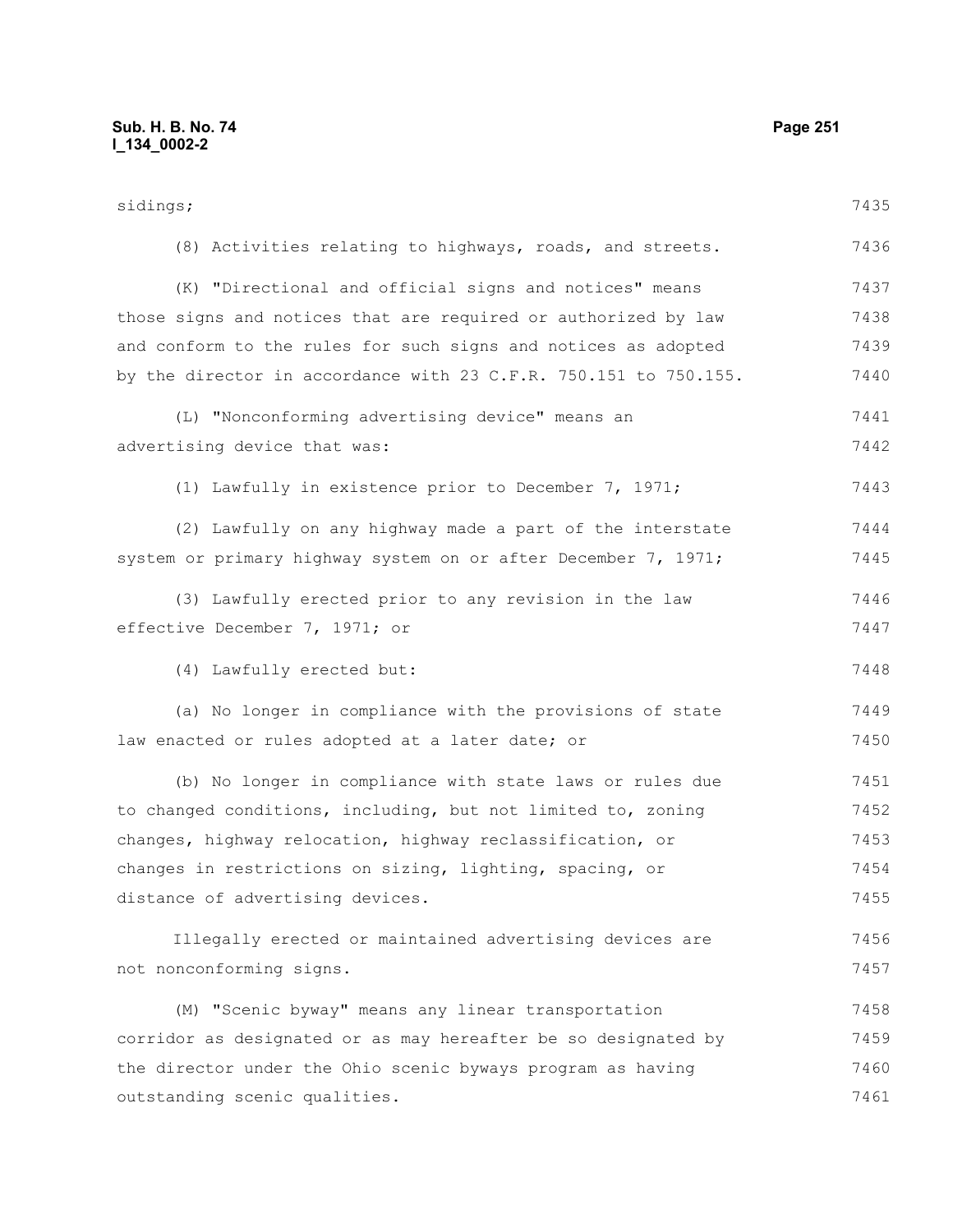sidings;

(8) Activities relating to highways, roads, and streets.

(K) "Directional and official signs and notices" means those signs and notices that are required or authorized by law and conform to the rules for such signs and notices as adopted by the director in accordance with 23 C.F.R. 750.151 to 750.155.

(L) "Nonconforming advertising device" means an advertising device that was:

(1) Lawfully in existence prior to December 7, 1971;

(2) Lawfully on any highway made a part of the interstate system or primary highway system on or after December 7, 1971;

(3) Lawfully erected prior to any revision in the law effective December 7, 1971; or

(4) Lawfully erected but:

(a) No longer in compliance with the provisions of state law enacted or rules adopted at a later date; or

(b) No longer in compliance with state laws or rules due to changed conditions, including, but not limited to, zoning changes, highway relocation, highway reclassification, or changes in restrictions on sizing, lighting, spacing, or distance of advertising devices.

Illegally erected or maintained advertising devices are not nonconforming signs.

(M) "Scenic byway" means any linear transportation corridor as designated or as may hereafter be so designated by the director under the Ohio scenic byways program as having outstanding scenic qualities.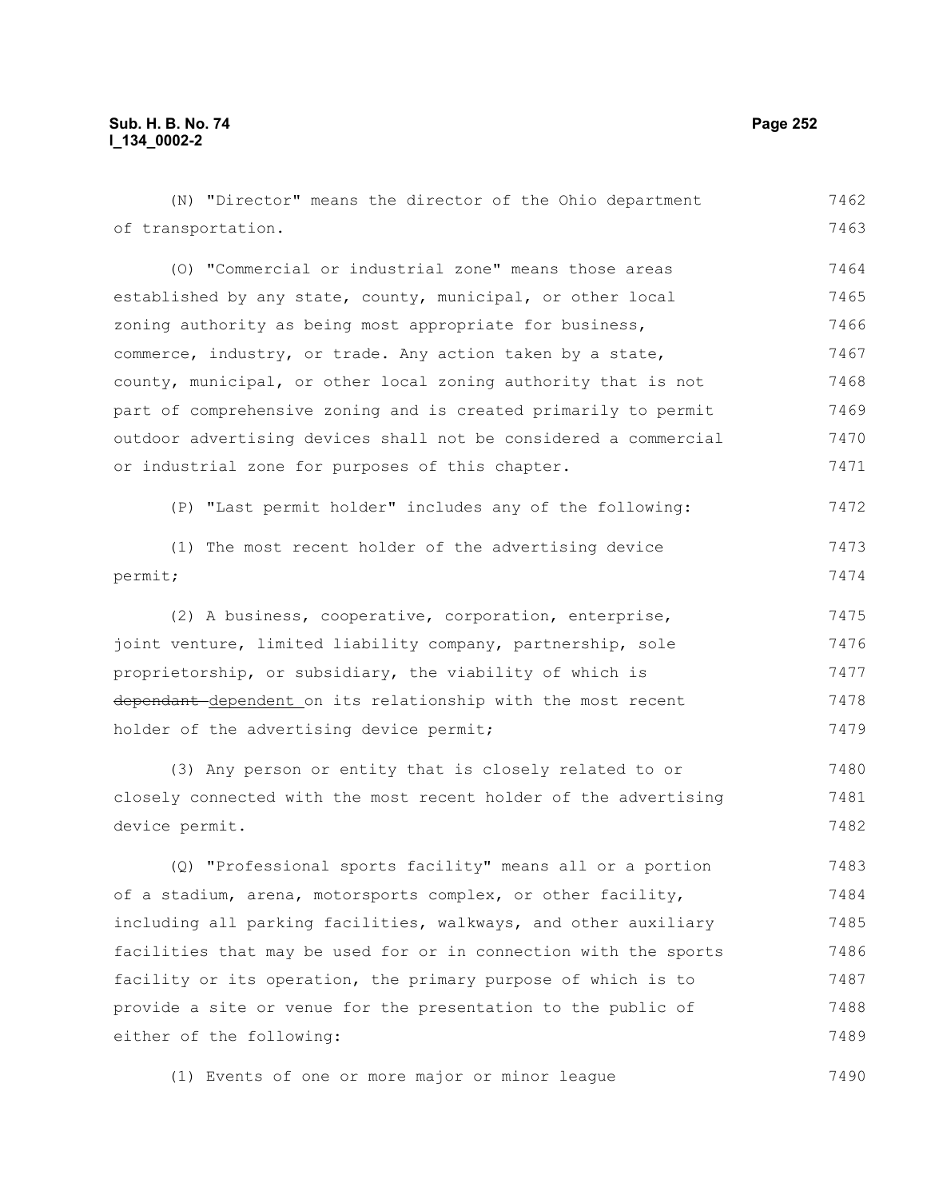(N) "Director" means the director of the Ohio department of transportation.

(O) "Commercial or industrial zone" means those areas established by any state, county, municipal, or other local zoning authority as being most appropriate for business, commerce, industry, or trade. Any action taken by a state, county, municipal, or other local zoning authority that is not part of comprehensive zoning and is created primarily to permit outdoor advertising devices shall not be considered a commercial or industrial zone for purposes of this chapter.

(P) "Last permit holder" includes any of the following:

(1) The most recent holder of the advertising device permit;

(2) A business, cooperative, corporation, enterprise, joint venture, limited liability company, partnership, sole proprietorship, or subsidiary, the viability of which is ~~dependant~~ dependent on its relationship with the most recent holder of the advertising device permit;

(3) Any person or entity that is closely related to or closely connected with the most recent holder of the advertising device permit.

(Q) "Professional sports facility" means all or a portion of a stadium, arena, motorsports complex, or other facility, including all parking facilities, walkways, and other auxiliary facilities that may be used for or in connection with the sports facility or its operation, the primary purpose of which is to provide a site or venue for the presentation to the public of either of the following:

(1) Events of one or more major or minor league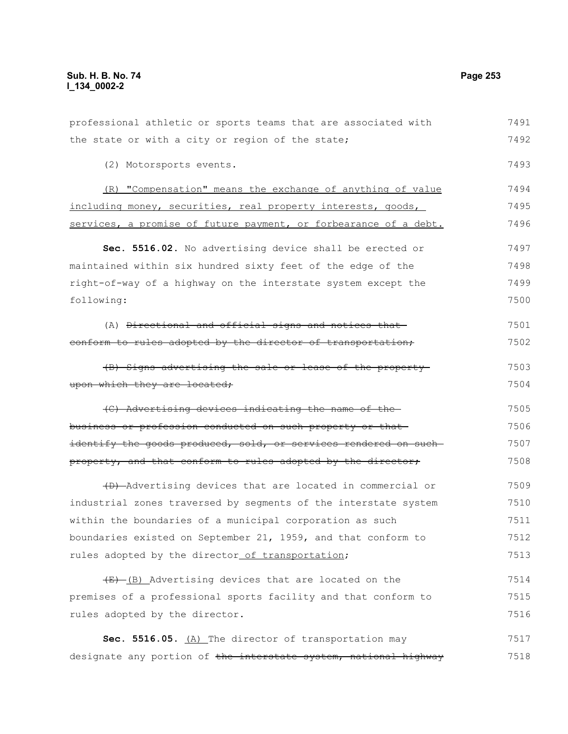professional athletic or sports teams that are associated with the state or with a city or region of the state;

(2) Motorsports events.

(R) "Compensation" means the exchange of anything of value including money, securities, real property interests, goods, services, a promise of future payment, or forbearance of a debt.

**Sec. 5516.02.** No advertising device shall be erected or maintained within six hundred sixty feet of the edge of the right-of-way of a highway on the interstate system except the following:

(A) ~~Directional and official signs and notices that conform to rules adopted by the director of transportation;~~

~~(B) Signs advertising the sale or lease of the property upon which they are located;~~

~~(C) Advertising devices indicating the name of the business or profession conducted on such property or that identify the goods produced, sold, or services rendered on such property, and that conform to rules adopted by the director;~~

~~(D)~~ Advertising devices that are located in commercial or industrial zones traversed by segments of the interstate system within the boundaries of a municipal corporation as such boundaries existed on September 21, 1959, and that conform to rules adopted by the director of transportation;

~~(E)~~ (B) Advertising devices that are located on the premises of a professional sports facility and that conform to rules adopted by the director.

**Sec. 5516.05.** (A) The director of transportation may designate any portion of ~~the interstate system, national highway~~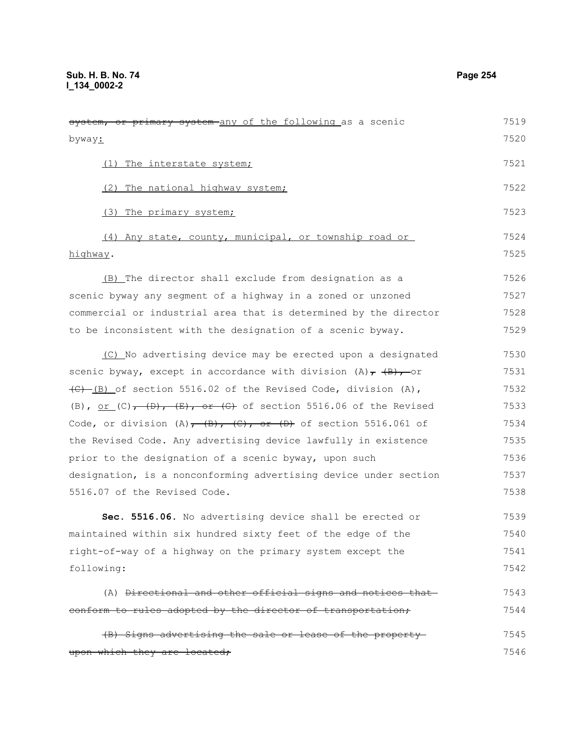~~system, or primary system~~ any of the following as a scenic byway:

(1) The interstate system;

(2) The national highway system;

(3) The primary system;

(4) Any state, county, municipal, or township road or highway.

(B) The director shall exclude from designation as a scenic byway any segment of a highway in a zoned or unzoned commercial or industrial area that is determined by the director to be inconsistent with the designation of a scenic byway.

(C) No advertising device may be erected upon a designated scenic byway, except in accordance with division (A)~~, (B),~~ or ~~(C)~~ (B) of section 5516.02 of the Revised Code, division (A), (B), or (C)~~, (D), (E), or (G)~~ of section 5516.06 of the Revised Code, or division (A)~~, (B), (C), or (D)~~ of section 5516.061 of the Revised Code. Any advertising device lawfully in existence prior to the designation of a scenic byway, upon such designation, is a nonconforming advertising device under section 5516.07 of the Revised Code.

**Sec. 5516.06.** No advertising device shall be erected or maintained within six hundred sixty feet of the edge of the right-of-way of a highway on the primary system except the following:

(A) ~~Directional and other official signs and notices that conform to rules adopted by the director of transportation;~~

~~(B) Signs advertising the sale or lease of the property upon which they are located;~~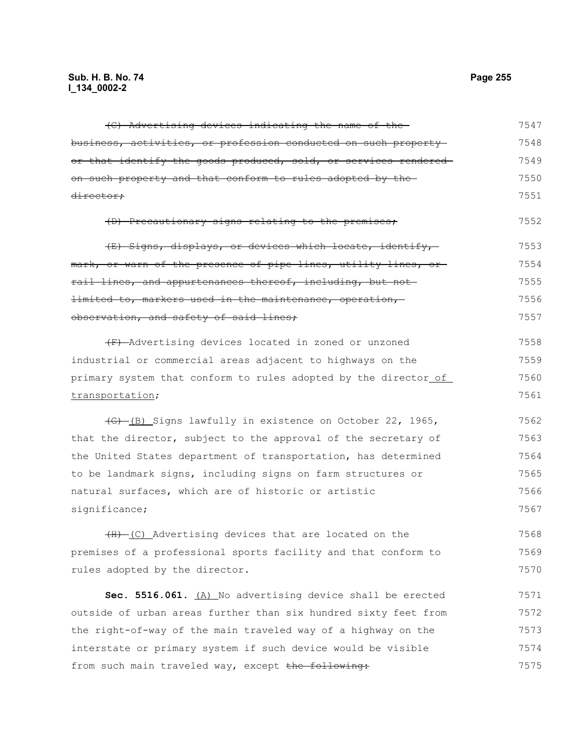~~(C) Advertising devices indicating the name of the business, activities, or profession conducted on such property or that identify the goods produced, sold, or services rendered on such property and that conform to rules adopted by the director;~~

~~(D) Precautionary signs relating to the premises;~~

~~(E) Signs, displays, or devices which locate, identify, mark, or warn of the presence of pipe lines, utility lines, or rail lines, and appurtenances thereof, including, but not limited to, markers used in the maintenance, operation, observation, and safety of said lines;~~

~~(F)~~ Advertising devices located in zoned or unzoned industrial or commercial areas adjacent to highways on the primary system that conform to rules adopted by the director <u>of transportation</u>;

~~(G)~~ <u>(B)</u> Signs lawfully in existence on October 22, 1965, that the director, subject to the approval of the secretary of the United States department of transportation, has determined to be landmark signs, including signs on farm structures or natural surfaces, which are of historic or artistic significance;

~~(H)~~ <u>(C)</u> Advertising devices that are located on the premises of a professional sports facility and that conform to rules adopted by the director.

**Sec. 5516.061.** <u>(A)</u> No advertising device shall be erected outside of urban areas further than six hundred sixty feet from the right-of-way of the main traveled way of a highway on the interstate or primary system if such device would be visible from such main traveled way, except ~~the following:~~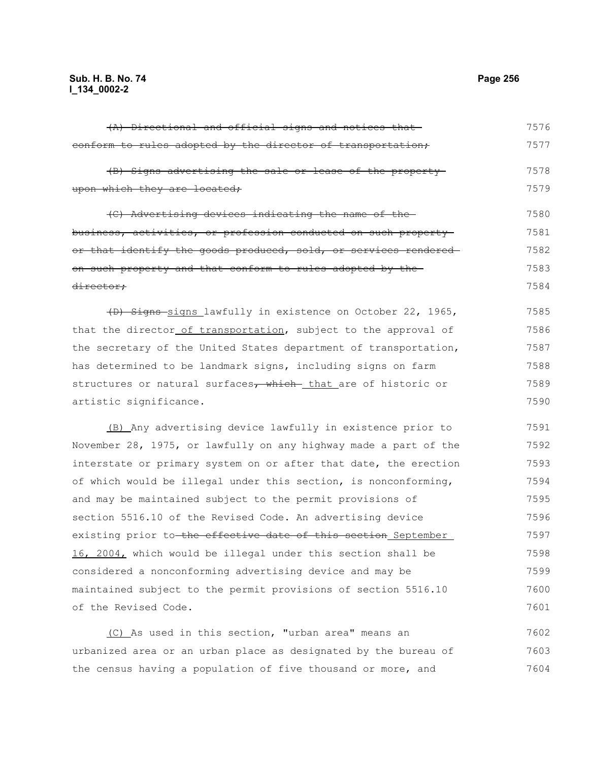~~(A) Directional and official signs and notices that conform to rules adopted by the director of transportation;~~

~~(B) Signs advertising the sale or lease of the property upon which they are located;~~

~~(C) Advertising devices indicating the name of the business, activities, or profession conducted on such property or that identify the goods produced, sold, or services rendered on such property and that conform to rules adopted by the director;~~

~~(D) Signs~~ signs lawfully in existence on October 22, 1965, that the director of transportation, subject to the approval of the secretary of the United States department of transportation, has determined to be landmark signs, including signs on farm structures or natural surfaces~~, which~~ that are of historic or artistic significance.

(B) Any advertising device lawfully in existence prior to November 28, 1975, or lawfully on any highway made a part of the interstate or primary system on or after that date, the erection of which would be illegal under this section, is nonconforming, and may be maintained subject to the permit provisions of section 5516.10 of the Revised Code. An advertising device existing prior to ~~the effective date of this section~~ September 16, 2004, which would be illegal under this section shall be considered a nonconforming advertising device and may be maintained subject to the permit provisions of section 5516.10 of the Revised Code.

(C) As used in this section, "urban area" means an urbanized area or an urban place as designated by the bureau of the census having a population of five thousand or more, and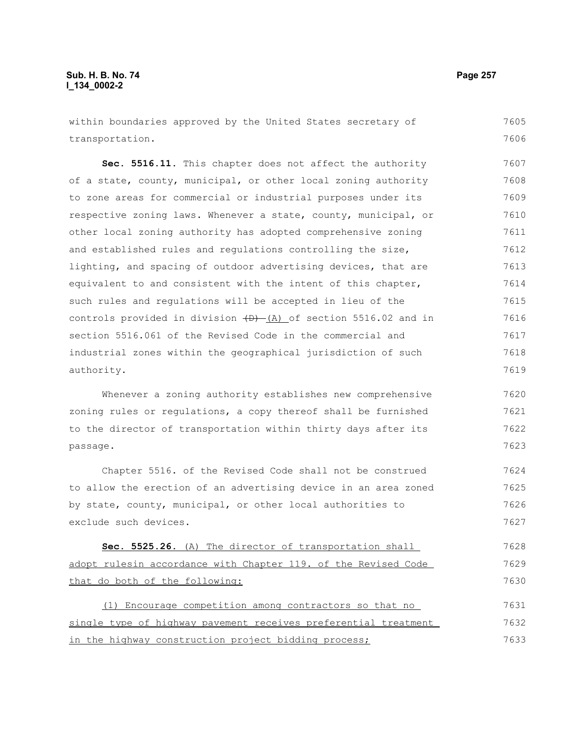within boundaries approved by the United States secretary of transportation.

**Sec. 5516.11.** This chapter does not affect the authority of a state, county, municipal, or other local zoning authority to zone areas for commercial or industrial purposes under its respective zoning laws. Whenever a state, county, municipal, or other local zoning authority has adopted comprehensive zoning and established rules and regulations controlling the size, lighting, and spacing of outdoor advertising devices, that are equivalent to and consistent with the intent of this chapter, such rules and regulations will be accepted in lieu of the controls provided in division ~~(D)~~ (A) of section 5516.02 and in section 5516.061 of the Revised Code in the commercial and industrial zones within the geographical jurisdiction of such authority.

Whenever a zoning authority establishes new comprehensive zoning rules or regulations, a copy thereof shall be furnished to the director of transportation within thirty days after its passage.

Chapter 5516. of the Revised Code shall not be construed to allow the erection of an advertising device in an area zoned by state, county, municipal, or other local authorities to exclude such devices.

**Sec. 5525.26.** <u>(A) The director of transportation shall adopt rulesin accordance with Chapter 119. of the Revised Code that do both of the following:</u>

<u>(1) Encourage competition among contractors so that no single type of highway pavement receives preferential treatment in the highway construction project bidding process;</u>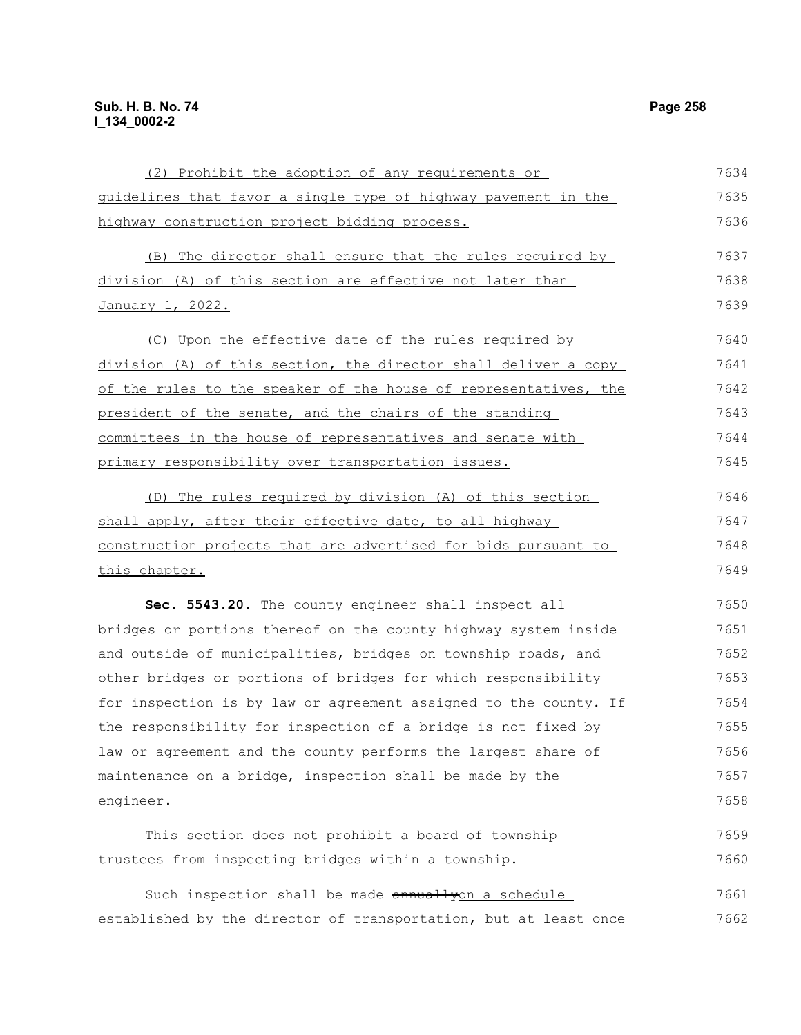(2) Prohibit the adoption of any requirements or guidelines that favor a single type of highway pavement in the highway construction project bidding process.

(B) The director shall ensure that the rules required by division (A) of this section are effective not later than January 1, 2022.

(C) Upon the effective date of the rules required by division (A) of this section, the director shall deliver a copy of the rules to the speaker of the house of representatives, the president of the senate, and the chairs of the standing committees in the house of representatives and senate with primary responsibility over transportation issues.

(D) The rules required by division (A) of this section shall apply, after their effective date, to all highway construction projects that are advertised for bids pursuant to this chapter.

**Sec. 5543.20.** The county engineer shall inspect all bridges or portions thereof on the county highway system inside and outside of municipalities, bridges on township roads, and other bridges or portions of bridges for which responsibility for inspection is by law or agreement assigned to the county. If the responsibility for inspection of a bridge is not fixed by law or agreement and the county performs the largest share of maintenance on a bridge, inspection shall be made by the engineer.

This section does not prohibit a board of township trustees from inspecting bridges within a township.

Such inspection shall be made ~~annually~~on a schedule established by the director of transportation, but at least once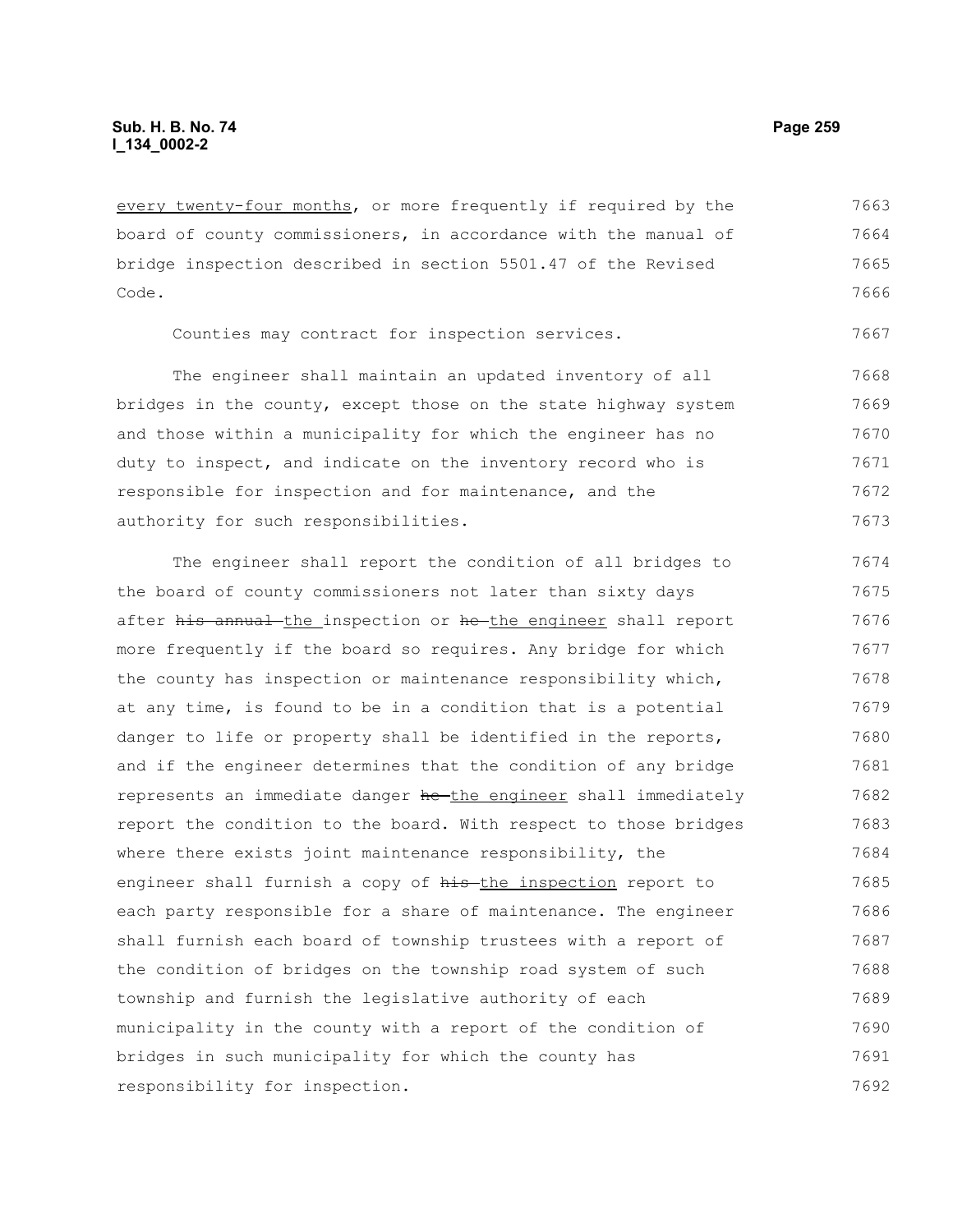every twenty-four months, or more frequently if required by the board of county commissioners, in accordance with the manual of bridge inspection described in section 5501.47 of the Revised Code.

Counties may contract for inspection services.

The engineer shall maintain an updated inventory of all bridges in the county, except those on the state highway system and those within a municipality for which the engineer has no duty to inspect, and indicate on the inventory record who is responsible for inspection and for maintenance, and the authority for such responsibilities.

The engineer shall report the condition of all bridges to the board of county commissioners not later than sixty days after ~~his annual~~ the inspection or ~~he~~ the engineer shall report more frequently if the board so requires. Any bridge for which the county has inspection or maintenance responsibility which, at any time, is found to be in a condition that is a potential danger to life or property shall be identified in the reports, and if the engineer determines that the condition of any bridge represents an immediate danger ~~he~~ the engineer shall immediately report the condition to the board. With respect to those bridges where there exists joint maintenance responsibility, the engineer shall furnish a copy of ~~his~~ the inspection report to each party responsible for a share of maintenance. The engineer shall furnish each board of township trustees with a report of the condition of bridges on the township road system of such township and furnish the legislative authority of each municipality in the county with a report of the condition of bridges in such municipality for which the county has responsibility for inspection.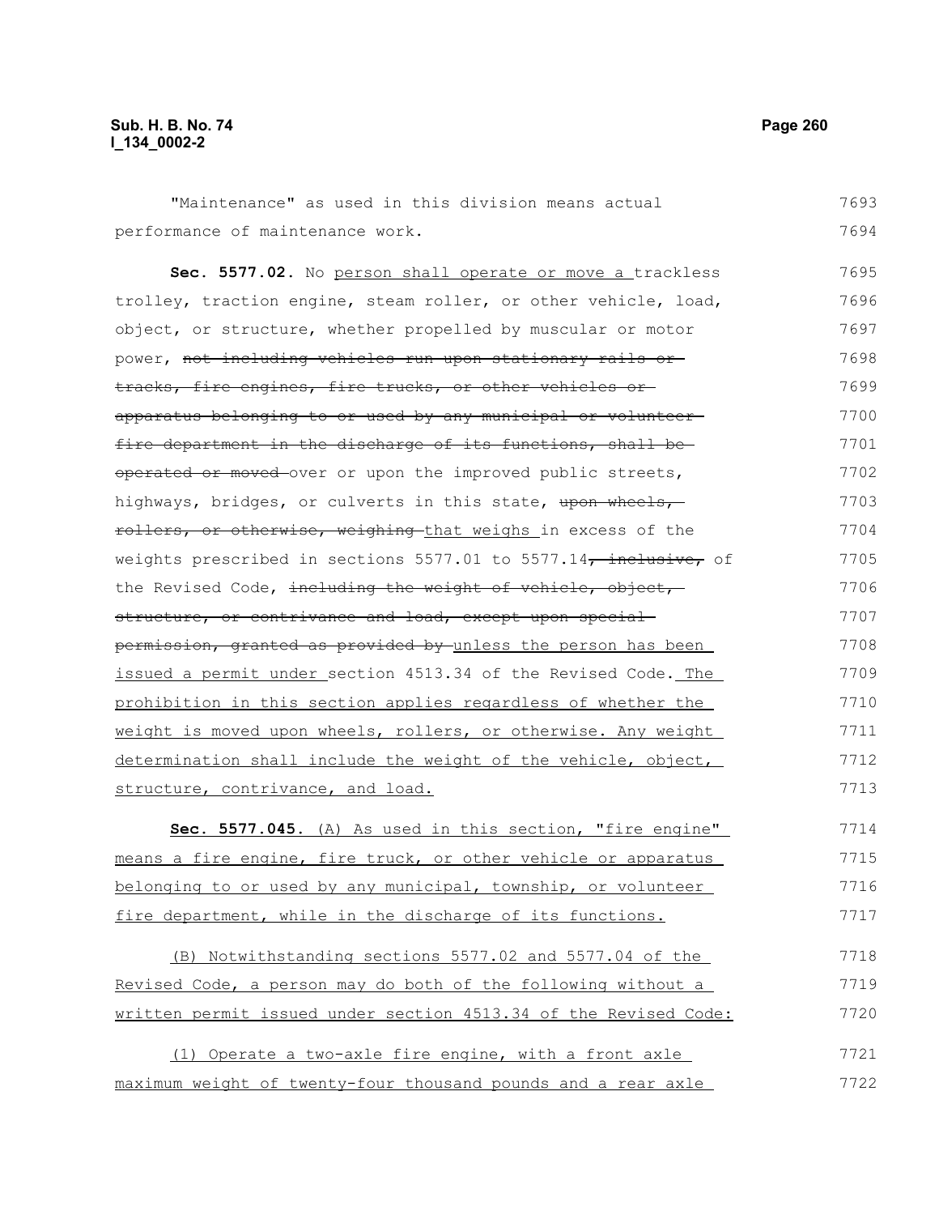"Maintenance" as used in this division means actual performance of maintenance work.

**Sec. 5577.02.** No person shall operate or move a trackless trolley, traction engine, steam roller, or other vehicle, load, object, or structure, whether propelled by muscular or motor power, ~~not including vehicles run upon stationary rails or tracks, fire engines, fire trucks, or other vehicles or apparatus belonging to or used by any municipal or volunteer fire department in the discharge of its functions, shall be operated or moved~~ over or upon the improved public streets, highways, bridges, or culverts in this state, ~~upon wheels, rollers, or otherwise, weighing~~ that weighs in excess of the weights prescribed in sections 5577.01 to 5577.14~~, inclusive,~~ of the Revised Code, ~~including the weight of vehicle, object, structure, or contrivance and load, except upon special permission, granted as provided by~~ unless the person has been issued a permit under section 4513.34 of the Revised Code. The prohibition in this section applies regardless of whether the weight is moved upon wheels, rollers, or otherwise. Any weight determination shall include the weight of the vehicle, object, structure, contrivance, and load.

**Sec. 5577.045.** (A) As used in this section, "fire engine" means a fire engine, fire truck, or other vehicle or apparatus belonging to or used by any municipal, township, or volunteer fire department, while in the discharge of its functions.

(B) Notwithstanding sections 5577.02 and 5577.04 of the Revised Code, a person may do both of the following without a written permit issued under section 4513.34 of the Revised Code:

(1) Operate a two-axle fire engine, with a front axle maximum weight of twenty-four thousand pounds and a rear axle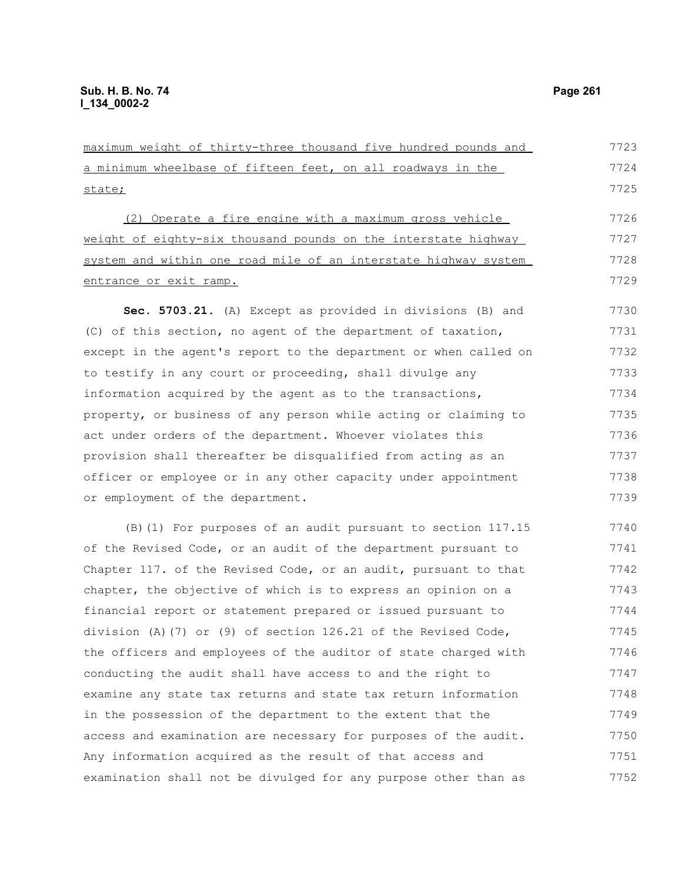maximum weight of thirty-three thousand five hundred pounds and a minimum wheelbase of fifteen feet, on all roadways in the state;

(2) Operate a fire engine with a maximum gross vehicle weight of eighty-six thousand pounds on the interstate highway system and within one road mile of an interstate highway system entrance or exit ramp.

**Sec. 5703.21.** (A) Except as provided in divisions (B) and (C) of this section, no agent of the department of taxation, except in the agent's report to the department or when called on to testify in any court or proceeding, shall divulge any information acquired by the agent as to the transactions, property, or business of any person while acting or claiming to act under orders of the department. Whoever violates this provision shall thereafter be disqualified from acting as an officer or employee or in any other capacity under appointment or employment of the department.

(B)(1) For purposes of an audit pursuant to section 117.15 of the Revised Code, or an audit of the department pursuant to Chapter 117. of the Revised Code, or an audit, pursuant to that chapter, the objective of which is to express an opinion on a financial report or statement prepared or issued pursuant to division (A)(7) or (9) of section 126.21 of the Revised Code, the officers and employees of the auditor of state charged with conducting the audit shall have access to and the right to examine any state tax returns and state tax return information in the possession of the department to the extent that the access and examination are necessary for purposes of the audit. Any information acquired as the result of that access and examination shall not be divulged for any purpose other than as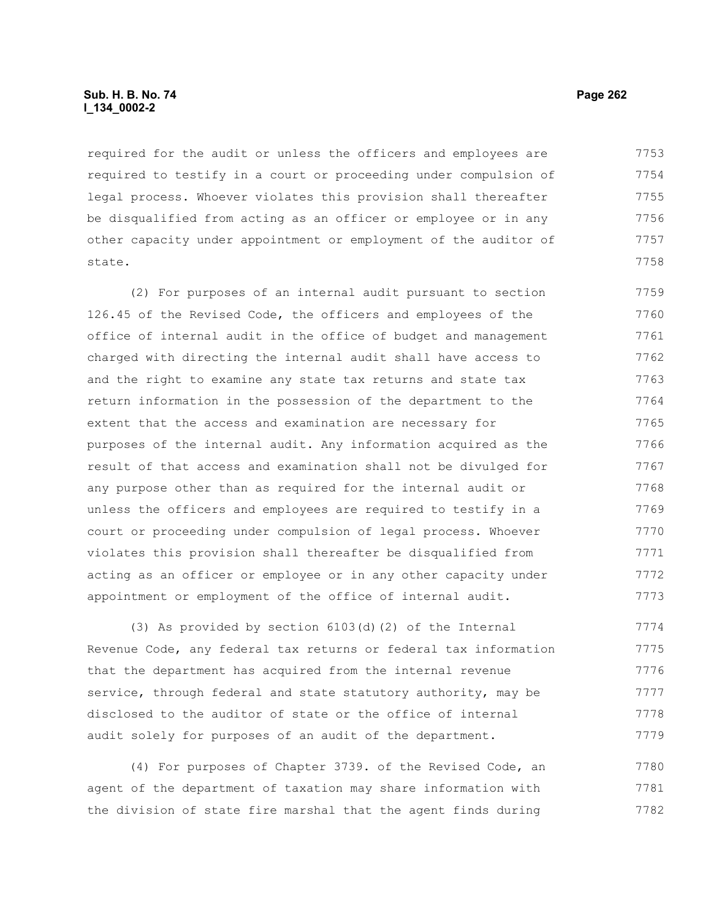required for the audit or unless the officers and employees are required to testify in a court or proceeding under compulsion of legal process. Whoever violates this provision shall thereafter be disqualified from acting as an officer or employee or in any other capacity under appointment or employment of the auditor of state.

(2) For purposes of an internal audit pursuant to section 126.45 of the Revised Code, the officers and employees of the office of internal audit in the office of budget and management charged with directing the internal audit shall have access to and the right to examine any state tax returns and state tax return information in the possession of the department to the extent that the access and examination are necessary for purposes of the internal audit. Any information acquired as the result of that access and examination shall not be divulged for any purpose other than as required for the internal audit or unless the officers and employees are required to testify in a court or proceeding under compulsion of legal process. Whoever violates this provision shall thereafter be disqualified from acting as an officer or employee or in any other capacity under appointment or employment of the office of internal audit.

(3) As provided by section 6103(d)(2) of the Internal Revenue Code, any federal tax returns or federal tax information that the department has acquired from the internal revenue service, through federal and state statutory authority, may be disclosed to the auditor of state or the office of internal audit solely for purposes of an audit of the department.

(4) For purposes of Chapter 3739. of the Revised Code, an agent of the department of taxation may share information with the division of state fire marshal that the agent finds during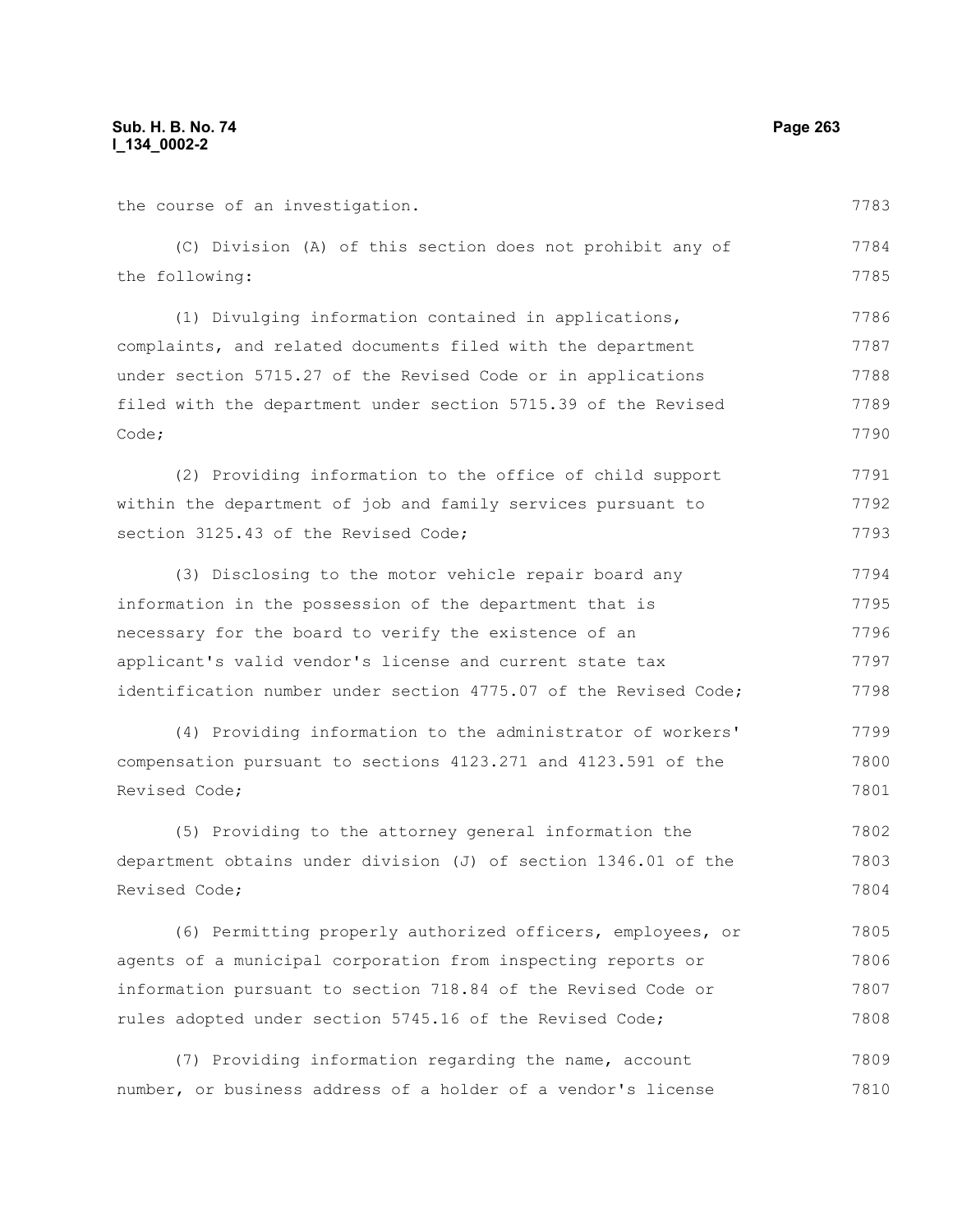the course of an investigation.

(C) Division (A) of this section does not prohibit any of the following:

(1) Divulging information contained in applications, complaints, and related documents filed with the department under section 5715.27 of the Revised Code or in applications filed with the department under section 5715.39 of the Revised Code;

(2) Providing information to the office of child support within the department of job and family services pursuant to section 3125.43 of the Revised Code;

(3) Disclosing to the motor vehicle repair board any information in the possession of the department that is necessary for the board to verify the existence of an applicant's valid vendor's license and current state tax identification number under section 4775.07 of the Revised Code;

(4) Providing information to the administrator of workers' compensation pursuant to sections 4123.271 and 4123.591 of the Revised Code;

(5) Providing to the attorney general information the department obtains under division (J) of section 1346.01 of the Revised Code;

(6) Permitting properly authorized officers, employees, or agents of a municipal corporation from inspecting reports or information pursuant to section 718.84 of the Revised Code or rules adopted under section 5745.16 of the Revised Code;

(7) Providing information regarding the name, account number, or business address of a holder of a vendor's license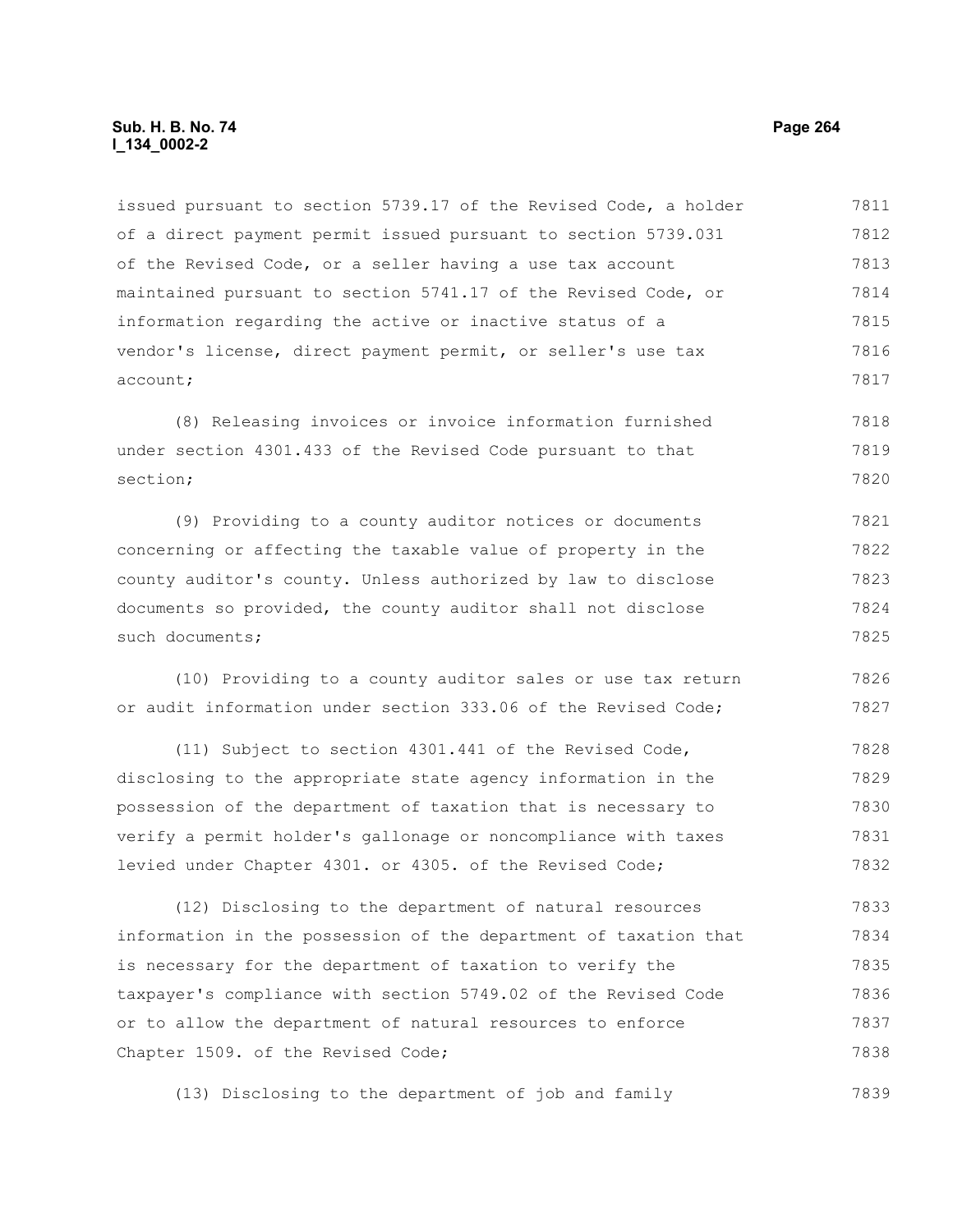issued pursuant to section 5739.17 of the Revised Code, a holder of a direct payment permit issued pursuant to section 5739.031 of the Revised Code, or a seller having a use tax account maintained pursuant to section 5741.17 of the Revised Code, or information regarding the active or inactive status of a vendor's license, direct payment permit, or seller's use tax account;

(8) Releasing invoices or invoice information furnished under section 4301.433 of the Revised Code pursuant to that section;

(9) Providing to a county auditor notices or documents concerning or affecting the taxable value of property in the county auditor's county. Unless authorized by law to disclose documents so provided, the county auditor shall not disclose such documents;

(10) Providing to a county auditor sales or use tax return or audit information under section 333.06 of the Revised Code;

(11) Subject to section 4301.441 of the Revised Code, disclosing to the appropriate state agency information in the possession of the department of taxation that is necessary to verify a permit holder's gallonage or noncompliance with taxes levied under Chapter 4301. or 4305. of the Revised Code;

(12) Disclosing to the department of natural resources information in the possession of the department of taxation that is necessary for the department of taxation to verify the taxpayer's compliance with section 5749.02 of the Revised Code or to allow the department of natural resources to enforce Chapter 1509. of the Revised Code;

(13) Disclosing to the department of job and family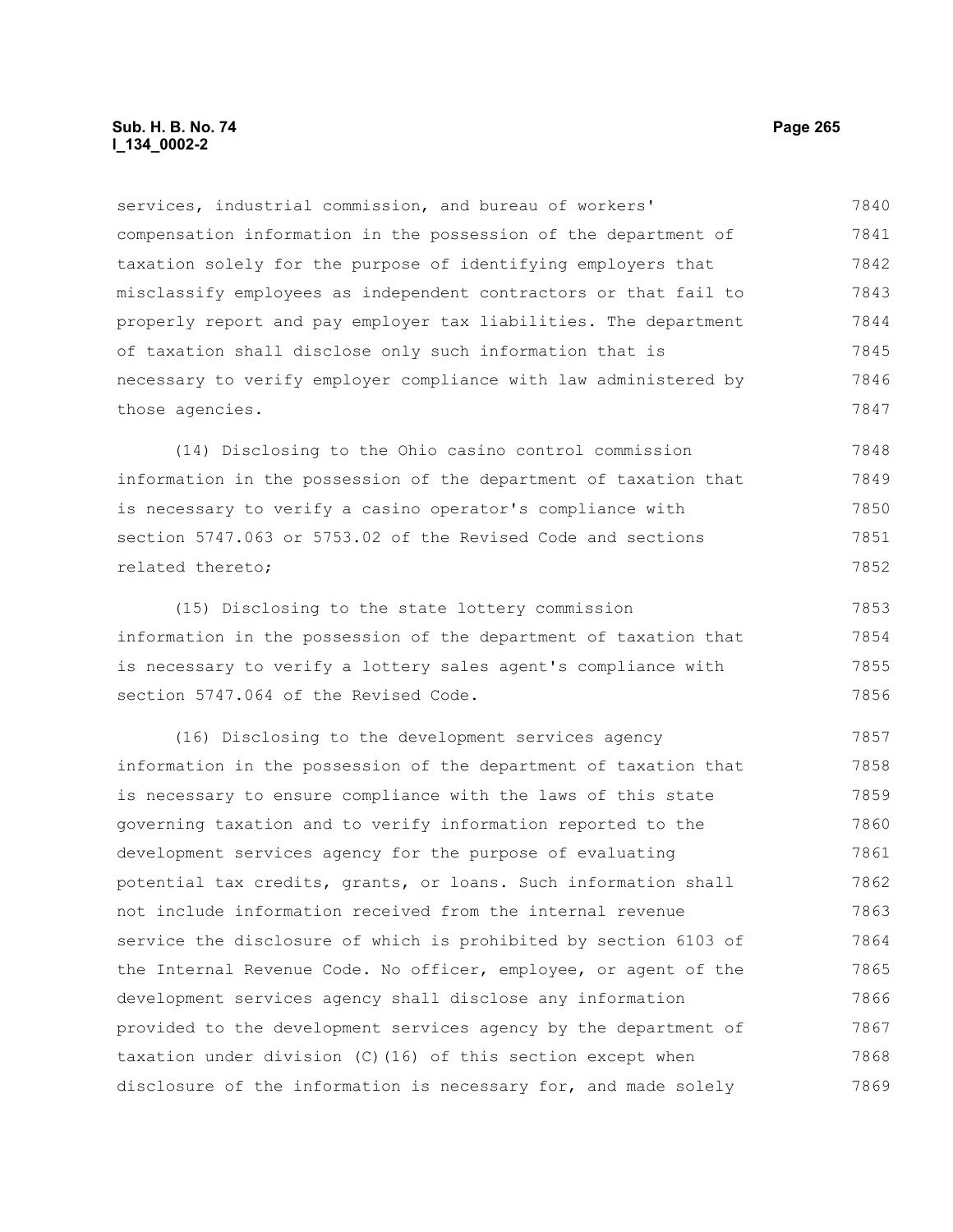services, industrial commission, and bureau of workers' compensation information in the possession of the department of taxation solely for the purpose of identifying employers that misclassify employees as independent contractors or that fail to properly report and pay employer tax liabilities. The department of taxation shall disclose only such information that is necessary to verify employer compliance with law administered by those agencies.

(14) Disclosing to the Ohio casino control commission information in the possession of the department of taxation that is necessary to verify a casino operator's compliance with section 5747.063 or 5753.02 of the Revised Code and sections related thereto;

(15) Disclosing to the state lottery commission information in the possession of the department of taxation that is necessary to verify a lottery sales agent's compliance with section 5747.064 of the Revised Code.

(16) Disclosing to the development services agency information in the possession of the department of taxation that is necessary to ensure compliance with the laws of this state governing taxation and to verify information reported to the development services agency for the purpose of evaluating potential tax credits, grants, or loans. Such information shall not include information received from the internal revenue service the disclosure of which is prohibited by section 6103 of the Internal Revenue Code. No officer, employee, or agent of the development services agency shall disclose any information provided to the development services agency by the department of taxation under division (C)(16) of this section except when disclosure of the information is necessary for, and made solely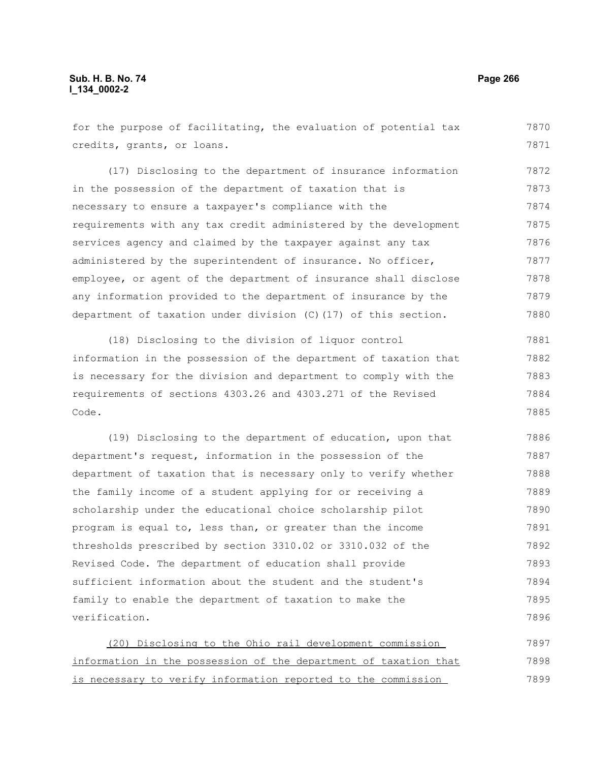for the purpose of facilitating, the evaluation of potential tax credits, grants, or loans.

(17) Disclosing to the department of insurance information in the possession of the department of taxation that is necessary to ensure a taxpayer's compliance with the requirements with any tax credit administered by the development services agency and claimed by the taxpayer against any tax administered by the superintendent of insurance. No officer, employee, or agent of the department of insurance shall disclose any information provided to the department of insurance by the department of taxation under division (C)(17) of this section.

(18) Disclosing to the division of liquor control information in the possession of the department of taxation that is necessary for the division and department to comply with the requirements of sections 4303.26 and 4303.271 of the Revised Code.

(19) Disclosing to the department of education, upon that department's request, information in the possession of the department of taxation that is necessary only to verify whether the family income of a student applying for or receiving a scholarship under the educational choice scholarship pilot program is equal to, less than, or greater than the income thresholds prescribed by section 3310.02 or 3310.032 of the Revised Code. The department of education shall provide sufficient information about the student and the student's family to enable the department of taxation to make the verification.

<u>(20) Disclosing to the Ohio rail development commission information in the possession of the department of taxation that is necessary to verify information reported to the commission</u>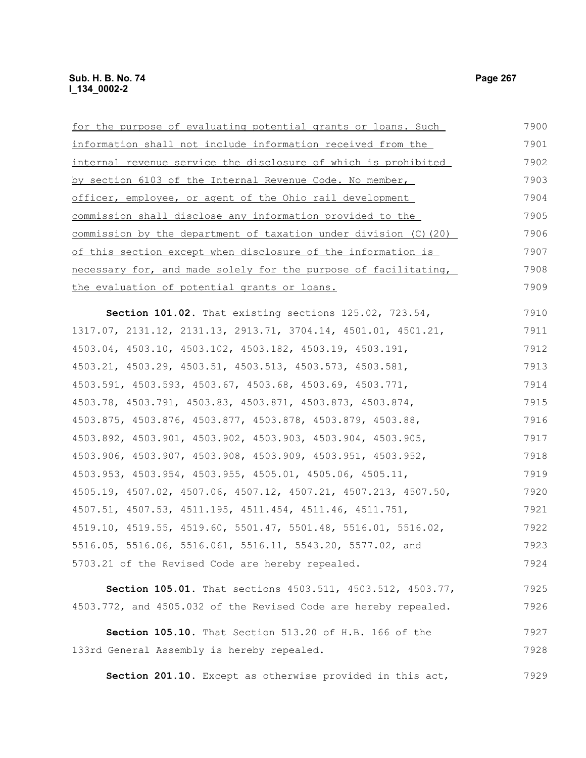for the purpose of evaluating potential grants or loans. Such information shall not include information received from the internal revenue service the disclosure of which is prohibited by section 6103 of the Internal Revenue Code. No member, officer, employee, or agent of the Ohio rail development commission shall disclose any information provided to the commission by the department of taxation under division (C)(20) of this section except when disclosure of the information is necessary for, and made solely for the purpose of facilitating, the evaluation of potential grants or loans.

**Section 101.02.** That existing sections 125.02, 723.54, 1317.07, 2131.12, 2131.13, 2913.71, 3704.14, 4501.01, 4501.21, 4503.04, 4503.10, 4503.102, 4503.182, 4503.19, 4503.191, 4503.21, 4503.29, 4503.51, 4503.513, 4503.573, 4503.581, 4503.591, 4503.593, 4503.67, 4503.68, 4503.69, 4503.771, 4503.78, 4503.791, 4503.83, 4503.871, 4503.873, 4503.874, 4503.875, 4503.876, 4503.877, 4503.878, 4503.879, 4503.88, 4503.892, 4503.901, 4503.902, 4503.903, 4503.904, 4503.905, 4503.906, 4503.907, 4503.908, 4503.909, 4503.951, 4503.952, 4503.953, 4503.954, 4503.955, 4505.01, 4505.06, 4505.11, 4505.19, 4507.02, 4507.06, 4507.12, 4507.21, 4507.213, 4507.50, 4507.51, 4507.53, 4511.195, 4511.454, 4511.46, 4511.751, 4519.10, 4519.55, 4519.60, 5501.47, 5501.48, 5516.01, 5516.02, 5516.05, 5516.06, 5516.061, 5516.11, 5543.20, 5577.02, and 5703.21 of the Revised Code are hereby repealed.

**Section 105.01.** That sections 4503.511, 4503.512, 4503.77, 4503.772, and 4505.032 of the Revised Code are hereby repealed.

**Section 105.10.** That Section 513.20 of H.B. 166 of the 133rd General Assembly is hereby repealed.

**Section 201.10.** Except as otherwise provided in this act,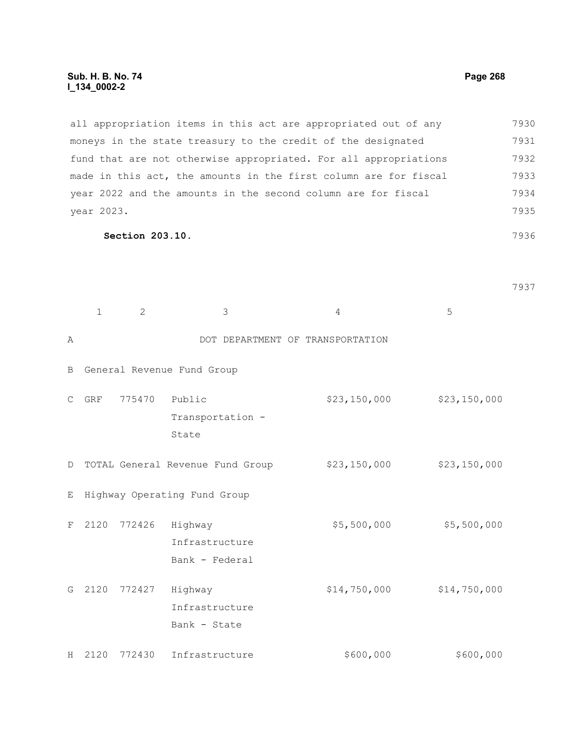all appropriation items in this act are appropriated out of any moneys in the state treasury to the credit of the designated fund that are not otherwise appropriated. For all appropriations made in this act, the amounts in the first column are for fiscal year 2022 and the amounts in the second column are for fiscal year 2023.

**Section 203.10.**

| | 1 | 2 | 3 | 4 | 5 |
|---|---|---|---|---|---|
| A | | | DOT DEPARTMENT OF TRANSPORTATION | | |
| B | General Revenue Fund Group | | | | |
| C | GRF | 775470 | Public Transportation - State | $23,150,000 | $23,150,000 |
| D | TOTAL General Revenue Fund Group | | | $23,150,000 | $23,150,000 |
| E | Highway Operating Fund Group | | | | |
| F | 2120 | 772426 | Highway Infrastructure Bank - Federal | $5,500,000 | $5,500,000 |
| G | 2120 | 772427 | Highway Infrastructure Bank - State | $14,750,000 | $14,750,000 |
| H | 2120 | 772430 | Infrastructure | $600,000 | $600,000 |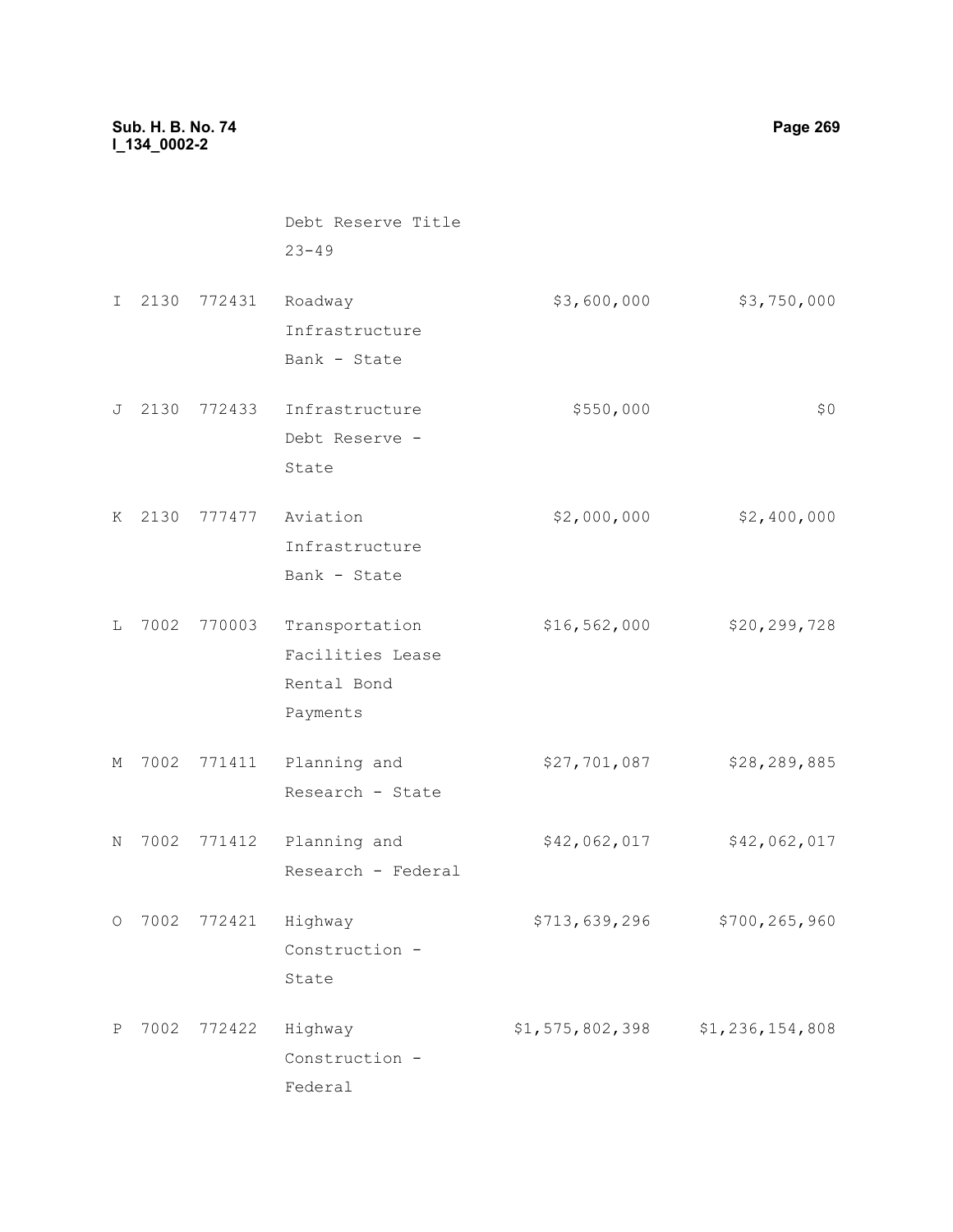| | | | | | |
|---|---|---|---|---|---|
| | | | Debt Reserve Title 23-49 | | |
| I | 2130 | 772431 | Roadway Infrastructure Bank - State | $3,600,000 | $3,750,000 |
| J | 2130 | 772433 | Infrastructure Debt Reserve - State | $550,000 | $0 |
| K | 2130 | 777477 | Aviation Infrastructure Bank - State | $2,000,000 | $2,400,000 |
| L | 7002 | 770003 | Transportation Facilities Lease Rental Bond Payments | $16,562,000 | $20,299,728 |
| M | 7002 | 771411 | Planning and Research - State | $27,701,087 | $28,289,885 |
| N | 7002 | 771412 | Planning and Research - Federal | $42,062,017 | $42,062,017 |
| O | 7002 | 772421 | Highway Construction - State | $713,639,296 | $700,265,960 |
| P | 7002 | 772422 | Highway Construction - Federal | $1,575,802,398 | $1,236,154,808 |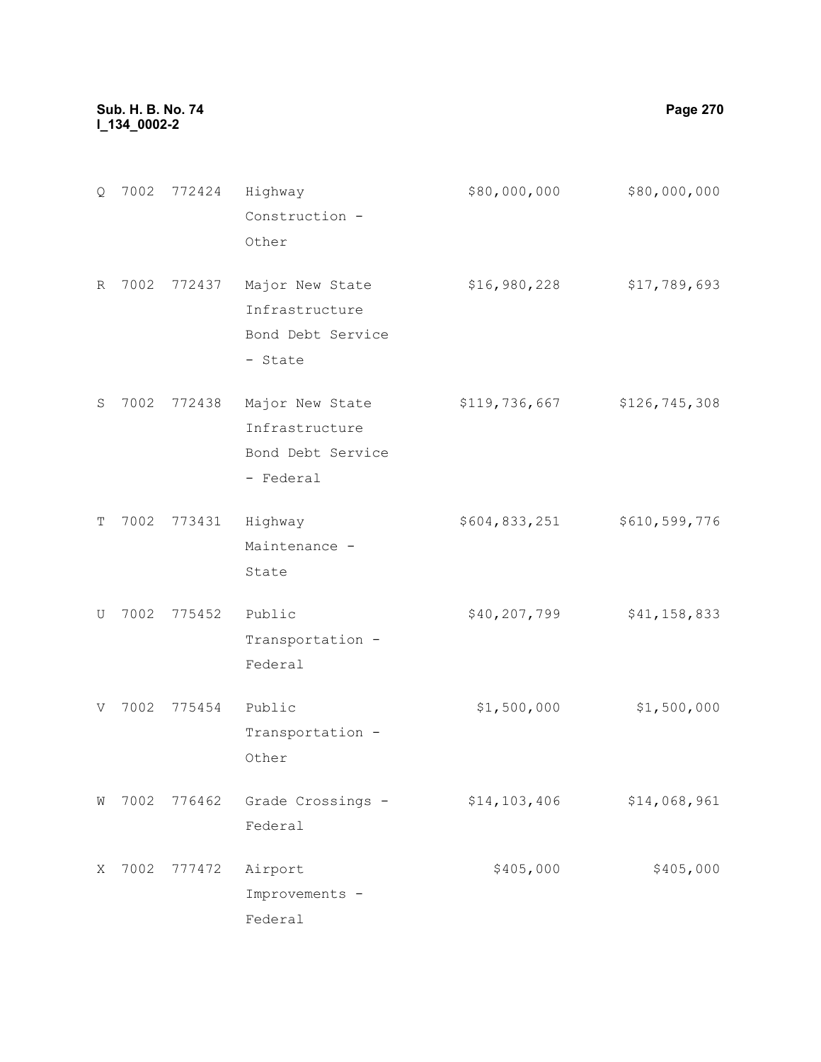| | | | | | |
|---|---|---|---|---|---|
| Q | 7002 | 772424 | Highway Construction - Other | $80,000,000 | $80,000,000 |
| R | 7002 | 772437 | Major New State Infrastructure Bond Debt Service - State | $16,980,228 | $17,789,693 |
| S | 7002 | 772438 | Major New State Infrastructure Bond Debt Service - Federal | $119,736,667 | $126,745,308 |
| T | 7002 | 773431 | Highway Maintenance - State | $604,833,251 | $610,599,776 |
| U | 7002 | 775452 | Public Transportation - Federal | $40,207,799 | $41,158,833 |
| V | 7002 | 775454 | Public Transportation - Other | $1,500,000 | $1,500,000 |
| W | 7002 | 776462 | Grade Crossings - Federal | $14,103,406 | $14,068,961 |
| X | 7002 | 777472 | Airport Improvements - Federal | $405,000 | $405,000 |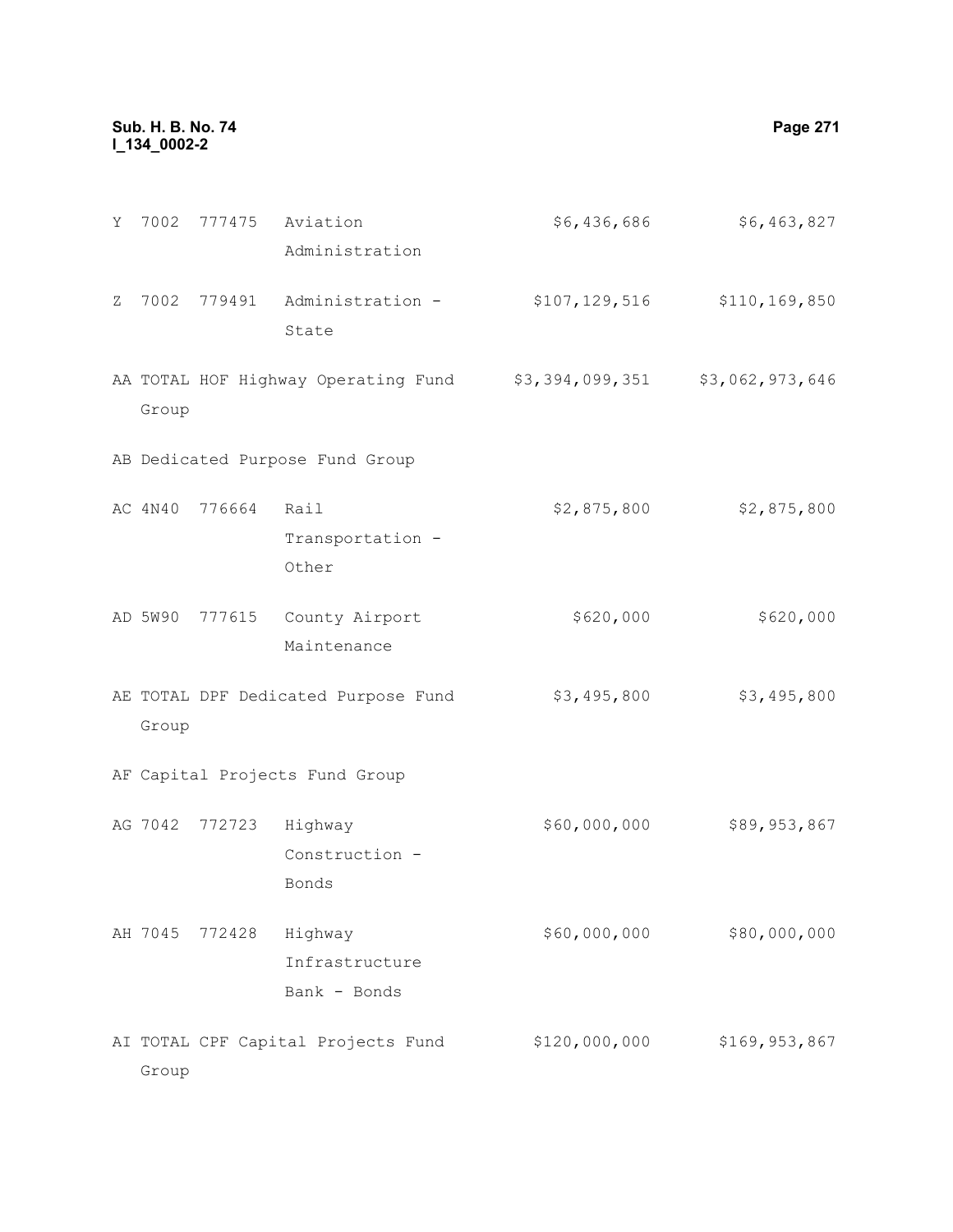| | | | | | |
|---|---|---|---|---|---|
| Y | 7002 | 777475 | Aviation Administration | $6,436,686 | $6,463,827 |
| Z | 7002 | 779491 | Administration - State | $107,129,516 | $110,169,850 |
| AA | TOTAL HOF Highway Operating Fund Group | | | $3,394,099,351 | $3,062,973,646 |
| AB | Dedicated Purpose Fund Group | | | | |
| AC | 4N40 | 776664 | Rail Transportation - Other | $2,875,800 | $2,875,800 |
| AD | 5W90 | 777615 | County Airport Maintenance | $620,000 | $620,000 |
| AE | TOTAL DPF Dedicated Purpose Fund Group | | | $3,495,800 | $3,495,800 |
| AF | Capital Projects Fund Group | | | | |
| AG | 7042 | 772723 | Highway Construction - Bonds | $60,000,000 | $89,953,867 |
| AH | 7045 | 772428 | Highway Infrastructure Bank - Bonds | $60,000,000 | $80,000,000 |
| AI | TOTAL CPF Capital Projects Fund Group | | | $120,000,000 | $169,953,867 |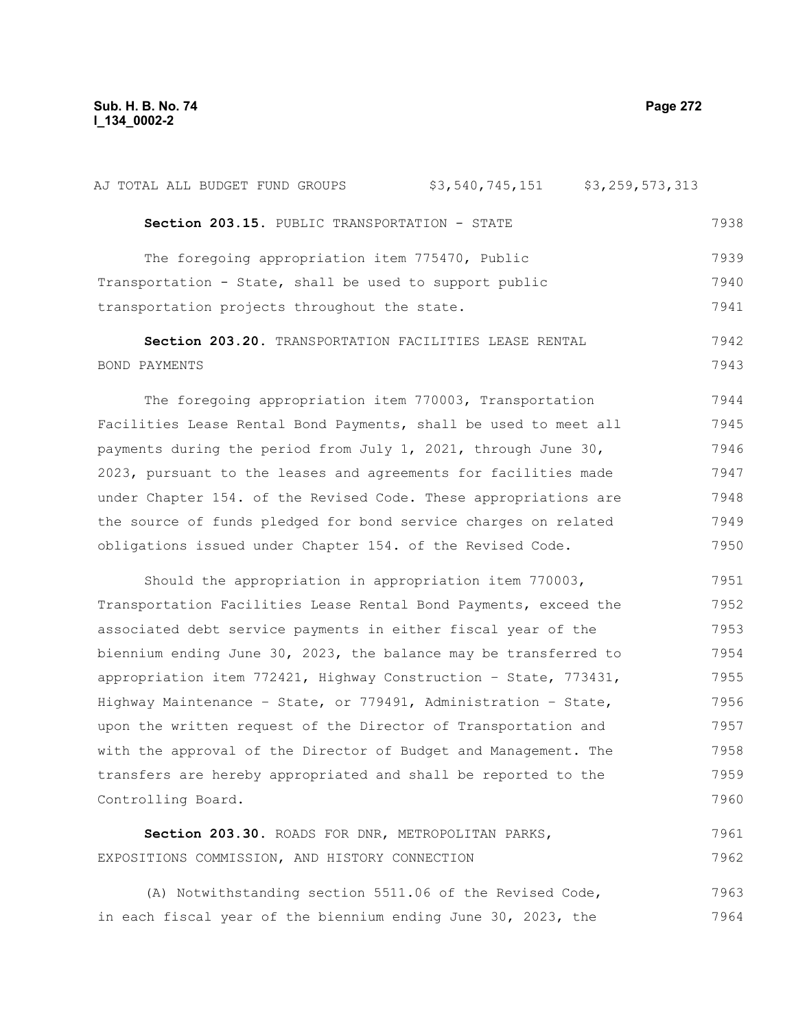| AJ TOTAL ALL BUDGET FUND GROUPS | $3,540,745,151 | $3,259,573,313 |
|---|---|---|

**Section 203.15.** PUBLIC TRANSPORTATION - STATE

The foregoing appropriation item 775470, Public Transportation - State, shall be used to support public transportation projects throughout the state.

**Section 203.20.** TRANSPORTATION FACILITIES LEASE RENTAL BOND PAYMENTS

The foregoing appropriation item 770003, Transportation Facilities Lease Rental Bond Payments, shall be used to meet all payments during the period from July 1, 2021, through June 30, 2023, pursuant to the leases and agreements for facilities made under Chapter 154. of the Revised Code. These appropriations are the source of funds pledged for bond service charges on related obligations issued under Chapter 154. of the Revised Code.

Should the appropriation in appropriation item 770003, Transportation Facilities Lease Rental Bond Payments, exceed the associated debt service payments in either fiscal year of the biennium ending June 30, 2023, the balance may be transferred to appropriation item 772421, Highway Construction - State, 773431, Highway Maintenance - State, or 779491, Administration - State, upon the written request of the Director of Transportation and with the approval of the Director of Budget and Management. The transfers are hereby appropriated and shall be reported to the Controlling Board.

**Section 203.30.** ROADS FOR DNR, METROPOLITAN PARKS, EXPOSITIONS COMMISSION, AND HISTORY CONNECTION

(A) Notwithstanding section 5511.06 of the Revised Code, in each fiscal year of the biennium ending June 30, 2023, the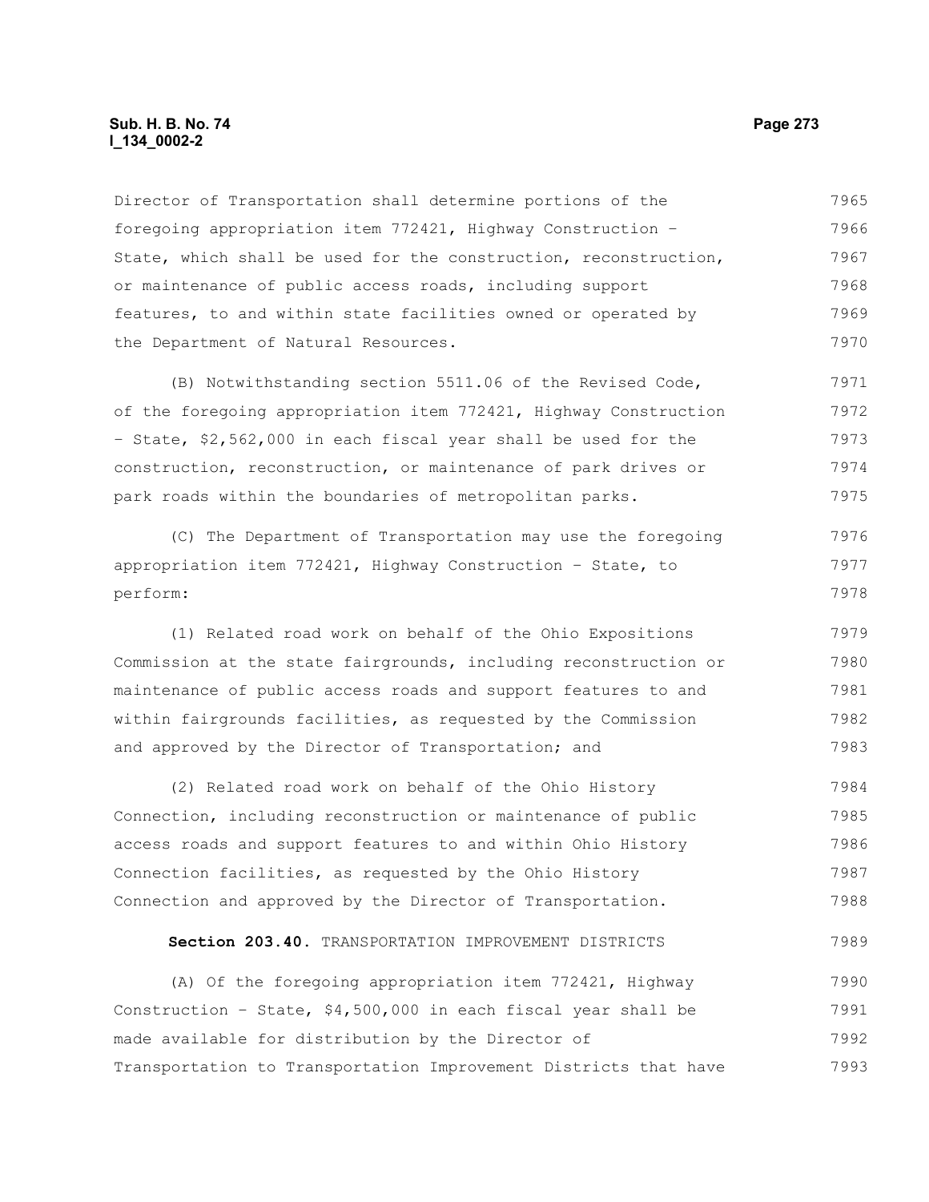Director of Transportation shall determine portions of the foregoing appropriation item 772421, Highway Construction - State, which shall be used for the construction, reconstruction, or maintenance of public access roads, including support features, to and within state facilities owned or operated by the Department of Natural Resources.

(B) Notwithstanding section 5511.06 of the Revised Code, of the foregoing appropriation item 772421, Highway Construction - State, $2,562,000 in each fiscal year shall be used for the construction, reconstruction, or maintenance of park drives or park roads within the boundaries of metropolitan parks.

(C) The Department of Transportation may use the foregoing appropriation item 772421, Highway Construction - State, to perform:

(1) Related road work on behalf of the Ohio Expositions Commission at the state fairgrounds, including reconstruction or maintenance of public access roads and support features to and within fairgrounds facilities, as requested by the Commission and approved by the Director of Transportation; and

(2) Related road work on behalf of the Ohio History Connection, including reconstruction or maintenance of public access roads and support features to and within Ohio History Connection facilities, as requested by the Ohio History Connection and approved by the Director of Transportation.

**Section 203.40.** TRANSPORTATION IMPROVEMENT DISTRICTS

(A) Of the foregoing appropriation item 772421, Highway Construction - State, $4,500,000 in each fiscal year shall be made available for distribution by the Director of Transportation to Transportation Improvement Districts that have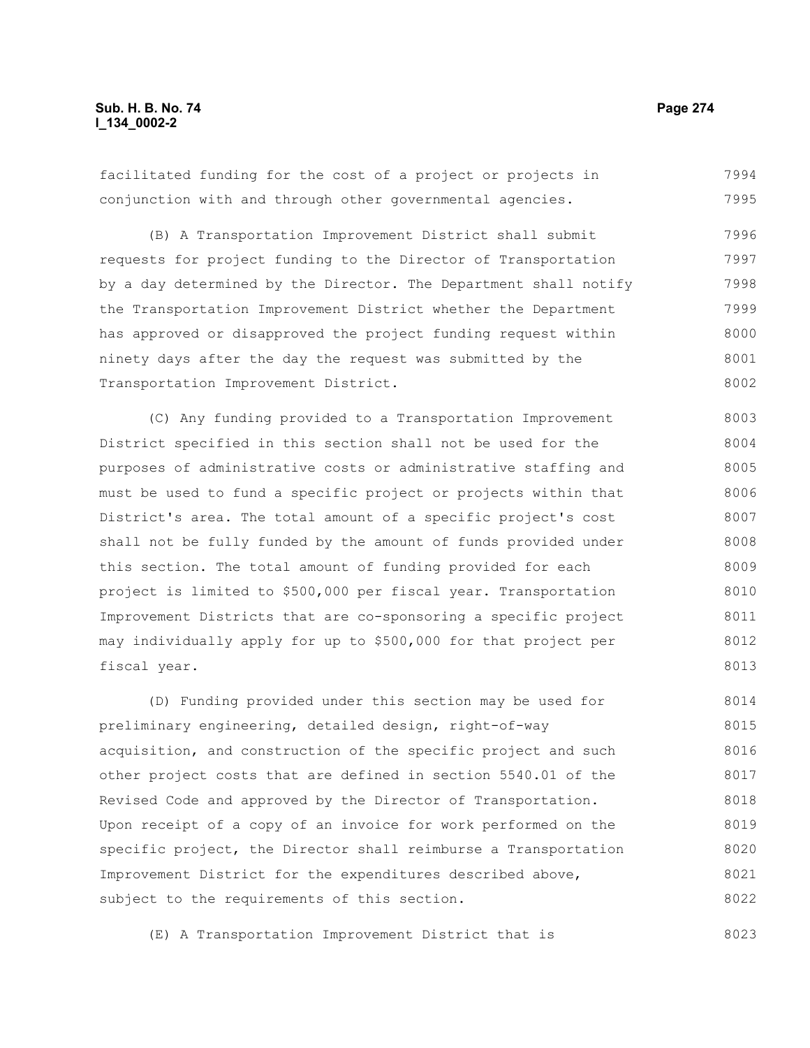facilitated funding for the cost of a project or projects in conjunction with and through other governmental agencies.

(B) A Transportation Improvement District shall submit requests for project funding to the Director of Transportation by a day determined by the Director. The Department shall notify the Transportation Improvement District whether the Department has approved or disapproved the project funding request within ninety days after the day the request was submitted by the Transportation Improvement District.

(C) Any funding provided to a Transportation Improvement District specified in this section shall not be used for the purposes of administrative costs or administrative staffing and must be used to fund a specific project or projects within that District's area. The total amount of a specific project's cost shall not be fully funded by the amount of funds provided under this section. The total amount of funding provided for each project is limited to $500,000 per fiscal year. Transportation Improvement Districts that are co-sponsoring a specific project may individually apply for up to $500,000 for that project per fiscal year.

(D) Funding provided under this section may be used for preliminary engineering, detailed design, right-of-way acquisition, and construction of the specific project and such other project costs that are defined in section 5540.01 of the Revised Code and approved by the Director of Transportation. Upon receipt of a copy of an invoice for work performed on the specific project, the Director shall reimburse a Transportation Improvement District for the expenditures described above, subject to the requirements of this section.

(E) A Transportation Improvement District that is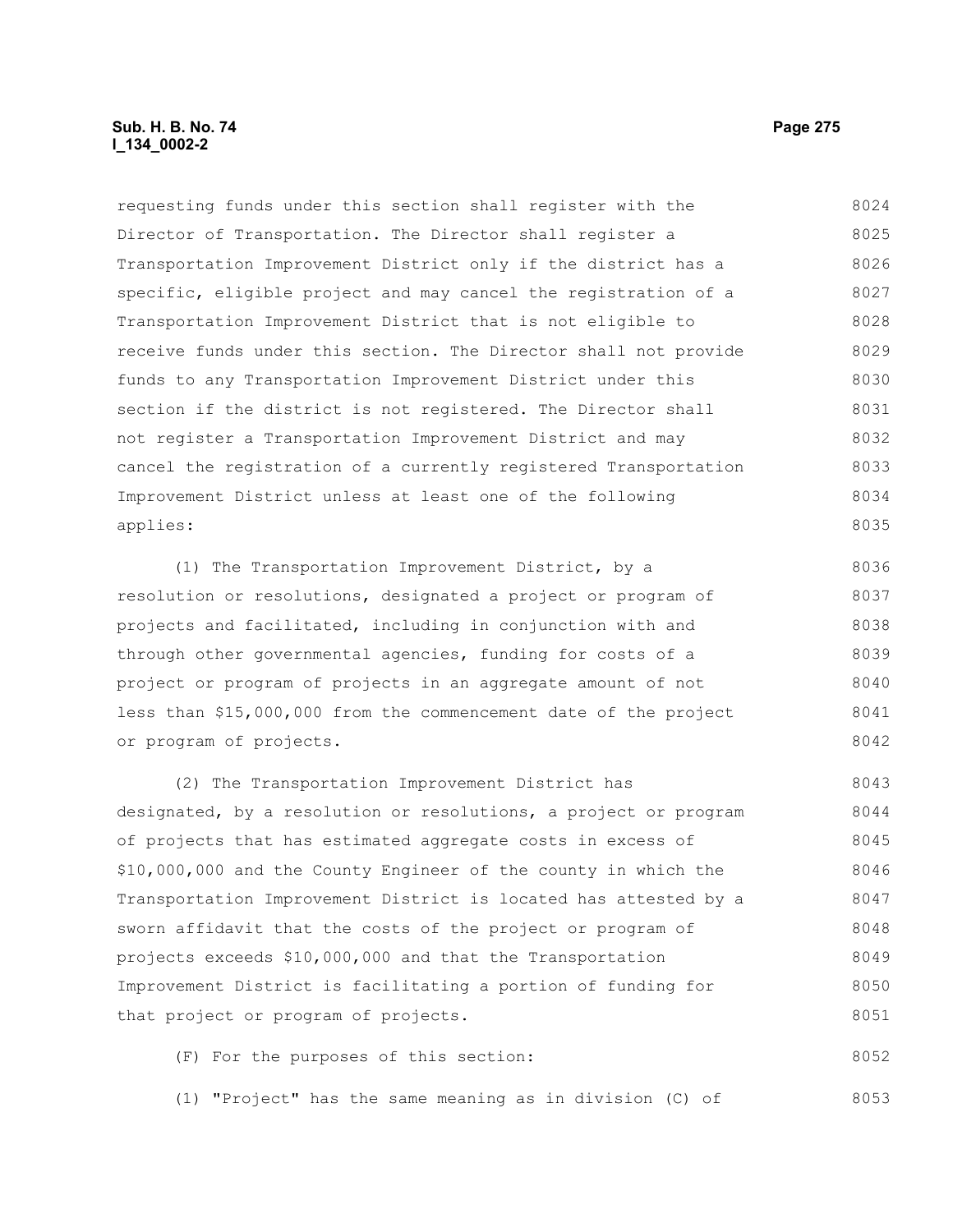requesting funds under this section shall register with the Director of Transportation. The Director shall register a Transportation Improvement District only if the district has a specific, eligible project and may cancel the registration of a Transportation Improvement District that is not eligible to receive funds under this section. The Director shall not provide funds to any Transportation Improvement District under this section if the district is not registered. The Director shall not register a Transportation Improvement District and may cancel the registration of a currently registered Transportation Improvement District unless at least one of the following applies:

(1) The Transportation Improvement District, by a resolution or resolutions, designated a project or program of projects and facilitated, including in conjunction with and through other governmental agencies, funding for costs of a project or program of projects in an aggregate amount of not less than $15,000,000 from the commencement date of the project or program of projects.

(2) The Transportation Improvement District has designated, by a resolution or resolutions, a project or program of projects that has estimated aggregate costs in excess of $10,000,000 and the County Engineer of the county in which the Transportation Improvement District is located has attested by a sworn affidavit that the costs of the project or program of projects exceeds $10,000,000 and that the Transportation Improvement District is facilitating a portion of funding for that project or program of projects.

(F) For the purposes of this section:

(1) "Project" has the same meaning as in division (C) of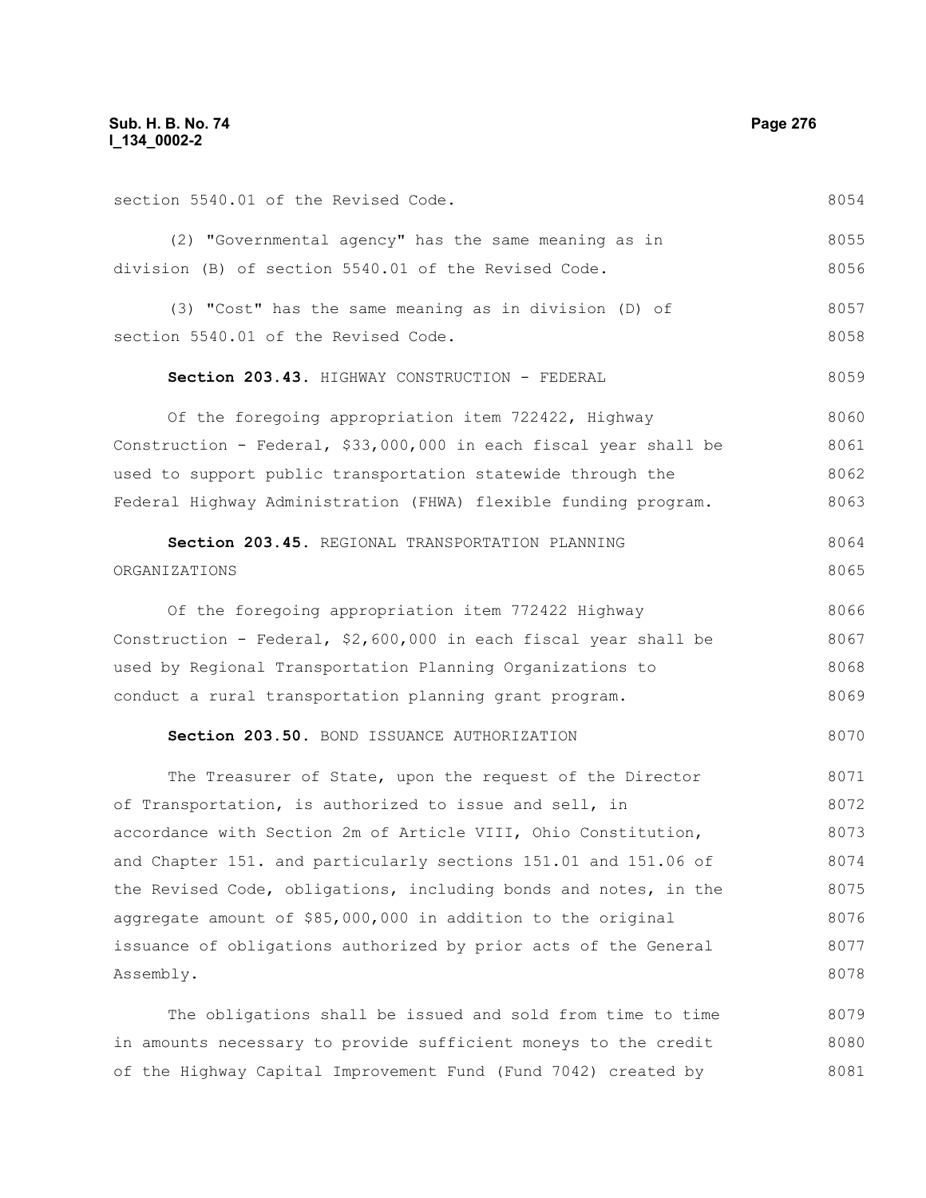section 5540.01 of the Revised Code.

(2) "Governmental agency" has the same meaning as in division (B) of section 5540.01 of the Revised Code.

(3) "Cost" has the same meaning as in division (D) of section 5540.01 of the Revised Code.

**Section 203.43.** HIGHWAY CONSTRUCTION - FEDERAL

Of the foregoing appropriation item 722422, Highway Construction - Federal, $33,000,000 in each fiscal year shall be used to support public transportation statewide through the Federal Highway Administration (FHWA) flexible funding program.

**Section 203.45.** REGIONAL TRANSPORTATION PLANNING ORGANIZATIONS

Of the foregoing appropriation item 772422 Highway Construction - Federal, $2,600,000 in each fiscal year shall be used by Regional Transportation Planning Organizations to conduct a rural transportation planning grant program.

**Section 203.50.** BOND ISSUANCE AUTHORIZATION

The Treasurer of State, upon the request of the Director of Transportation, is authorized to issue and sell, in accordance with Section 2m of Article VIII, Ohio Constitution, and Chapter 151. and particularly sections 151.01 and 151.06 of the Revised Code, obligations, including bonds and notes, in the aggregate amount of $85,000,000 in addition to the original issuance of obligations authorized by prior acts of the General Assembly.

The obligations shall be issued and sold from time to time in amounts necessary to provide sufficient moneys to the credit of the Highway Capital Improvement Fund (Fund 7042) created by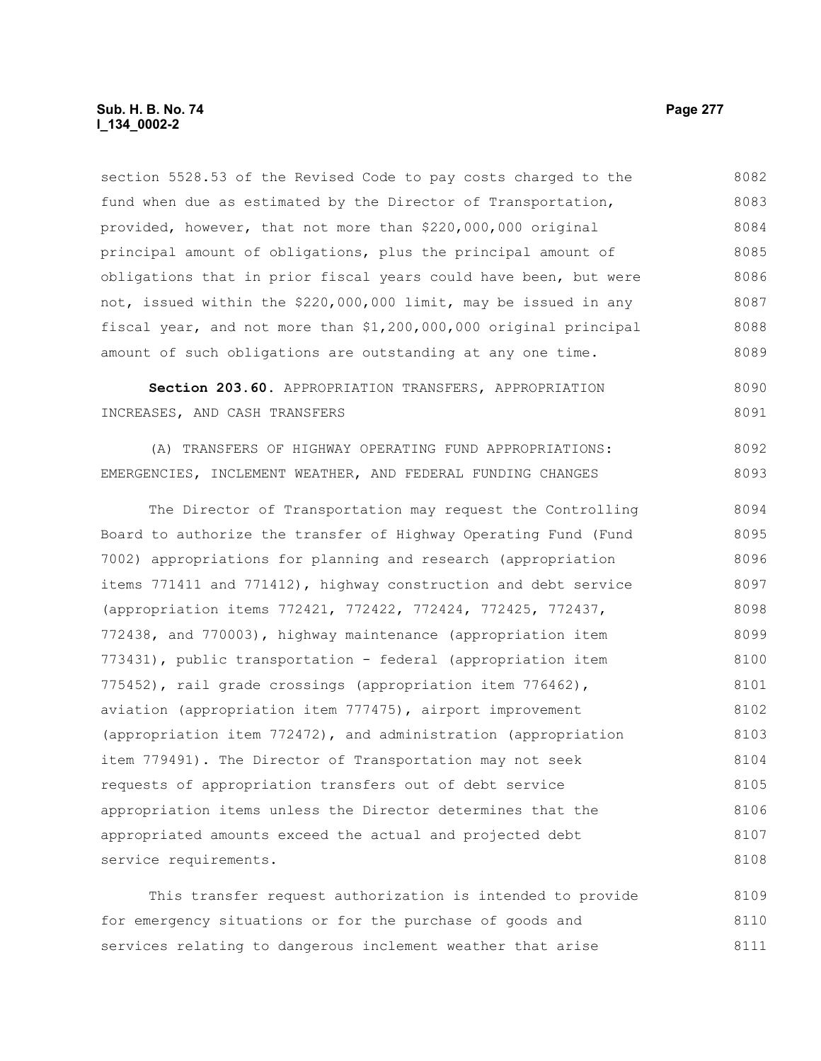section 5528.53 of the Revised Code to pay costs charged to the fund when due as estimated by the Director of Transportation, provided, however, that not more than $220,000,000 original principal amount of obligations, plus the principal amount of obligations that in prior fiscal years could have been, but were not, issued within the $220,000,000 limit, may be issued in any fiscal year, and not more than $1,200,000,000 original principal amount of such obligations are outstanding at any one time.

**Section 203.60.** APPROPRIATION TRANSFERS, APPROPRIATION INCREASES, AND CASH TRANSFERS

(A) TRANSFERS OF HIGHWAY OPERATING FUND APPROPRIATIONS: EMERGENCIES, INCLEMENT WEATHER, AND FEDERAL FUNDING CHANGES

The Director of Transportation may request the Controlling Board to authorize the transfer of Highway Operating Fund (Fund 7002) appropriations for planning and research (appropriation items 771411 and 771412), highway construction and debt service (appropriation items 772421, 772422, 772424, 772425, 772437, 772438, and 770003), highway maintenance (appropriation item 773431), public transportation - federal (appropriation item 775452), rail grade crossings (appropriation item 776462), aviation (appropriation item 777475), airport improvement (appropriation item 772472), and administration (appropriation item 779491). The Director of Transportation may not seek requests of appropriation transfers out of debt service appropriation items unless the Director determines that the appropriated amounts exceed the actual and projected debt service requirements.

This transfer request authorization is intended to provide for emergency situations or for the purchase of goods and services relating to dangerous inclement weather that arise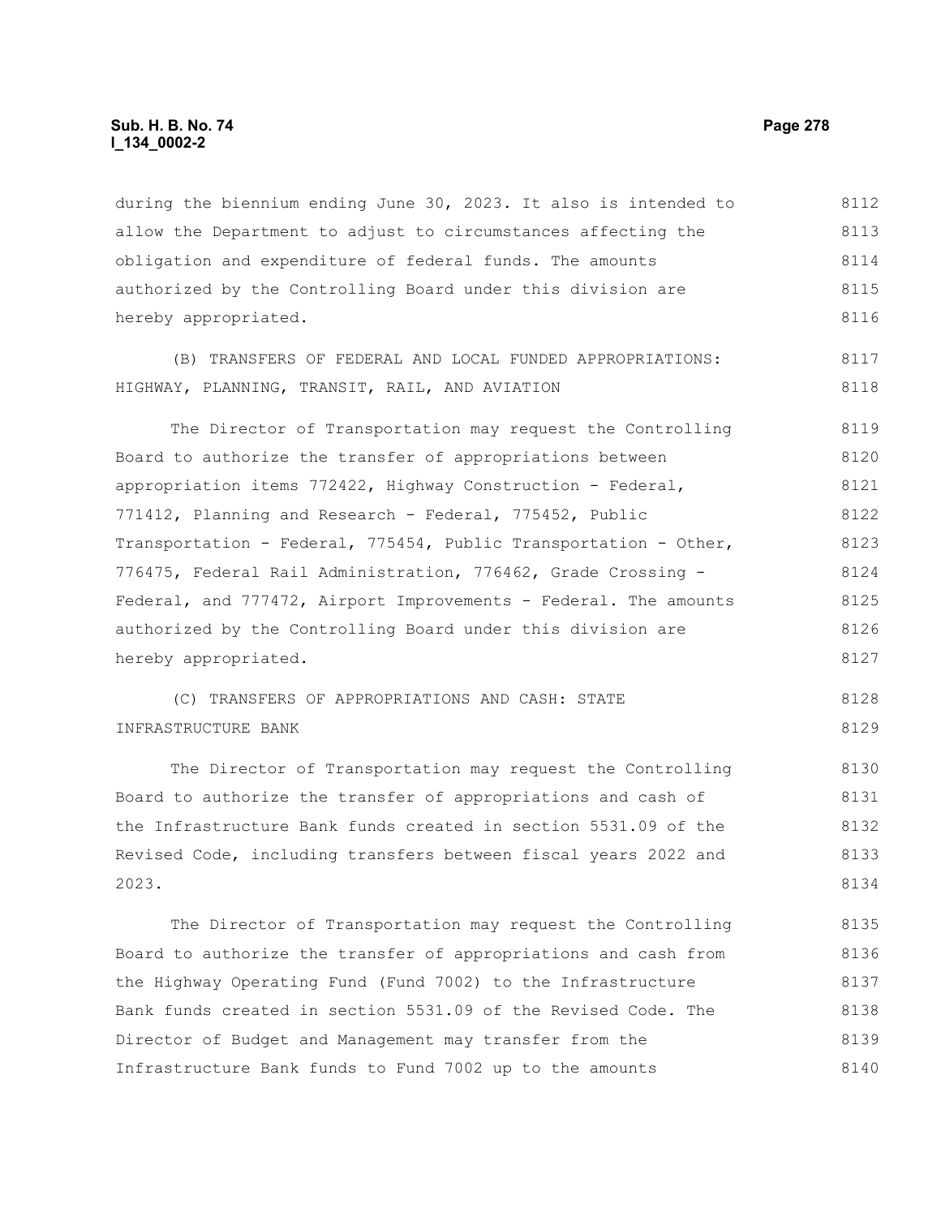during the biennium ending June 30, 2023. It also is intended to allow the Department to adjust to circumstances affecting the obligation and expenditure of federal funds. The amounts authorized by the Controlling Board under this division are hereby appropriated.

(B) TRANSFERS OF FEDERAL AND LOCAL FUNDED APPROPRIATIONS: HIGHWAY, PLANNING, TRANSIT, RAIL, AND AVIATION

The Director of Transportation may request the Controlling Board to authorize the transfer of appropriations between appropriation items 772422, Highway Construction - Federal, 771412, Planning and Research - Federal, 775452, Public Transportation - Federal, 775454, Public Transportation - Other, 776475, Federal Rail Administration, 776462, Grade Crossing - Federal, and 777472, Airport Improvements - Federal. The amounts authorized by the Controlling Board under this division are hereby appropriated.

(C) TRANSFERS OF APPROPRIATIONS AND CASH: STATE INFRASTRUCTURE BANK

The Director of Transportation may request the Controlling Board to authorize the transfer of appropriations and cash of the Infrastructure Bank funds created in section 5531.09 of the Revised Code, including transfers between fiscal years 2022 and 2023.

The Director of Transportation may request the Controlling Board to authorize the transfer of appropriations and cash from the Highway Operating Fund (Fund 7002) to the Infrastructure Bank funds created in section 5531.09 of the Revised Code. The Director of Budget and Management may transfer from the Infrastructure Bank funds to Fund 7002 up to the amounts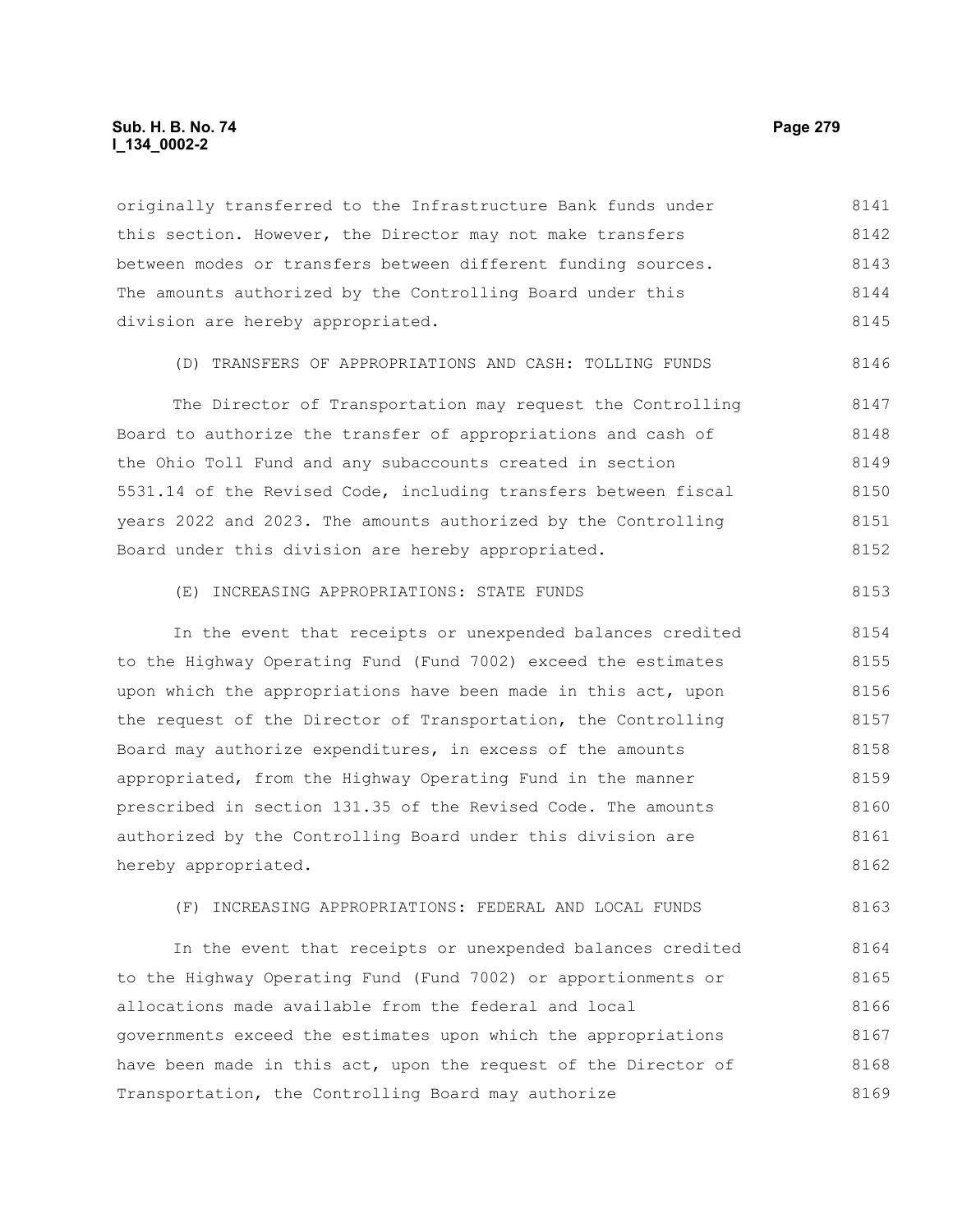originally transferred to the Infrastructure Bank funds under this section. However, the Director may not make transfers between modes or transfers between different funding sources. The amounts authorized by the Controlling Board under this division are hereby appropriated.

(D) TRANSFERS OF APPROPRIATIONS AND CASH: TOLLING FUNDS

The Director of Transportation may request the Controlling Board to authorize the transfer of appropriations and cash of the Ohio Toll Fund and any subaccounts created in section 5531.14 of the Revised Code, including transfers between fiscal years 2022 and 2023. The amounts authorized by the Controlling Board under this division are hereby appropriated.

(E) INCREASING APPROPRIATIONS: STATE FUNDS

In the event that receipts or unexpended balances credited to the Highway Operating Fund (Fund 7002) exceed the estimates upon which the appropriations have been made in this act, upon the request of the Director of Transportation, the Controlling Board may authorize expenditures, in excess of the amounts appropriated, from the Highway Operating Fund in the manner prescribed in section 131.35 of the Revised Code. The amounts authorized by the Controlling Board under this division are hereby appropriated.

(F) INCREASING APPROPRIATIONS: FEDERAL AND LOCAL FUNDS

In the event that receipts or unexpended balances credited to the Highway Operating Fund (Fund 7002) or apportionments or allocations made available from the federal and local governments exceed the estimates upon which the appropriations have been made in this act, upon the request of the Director of Transportation, the Controlling Board may authorize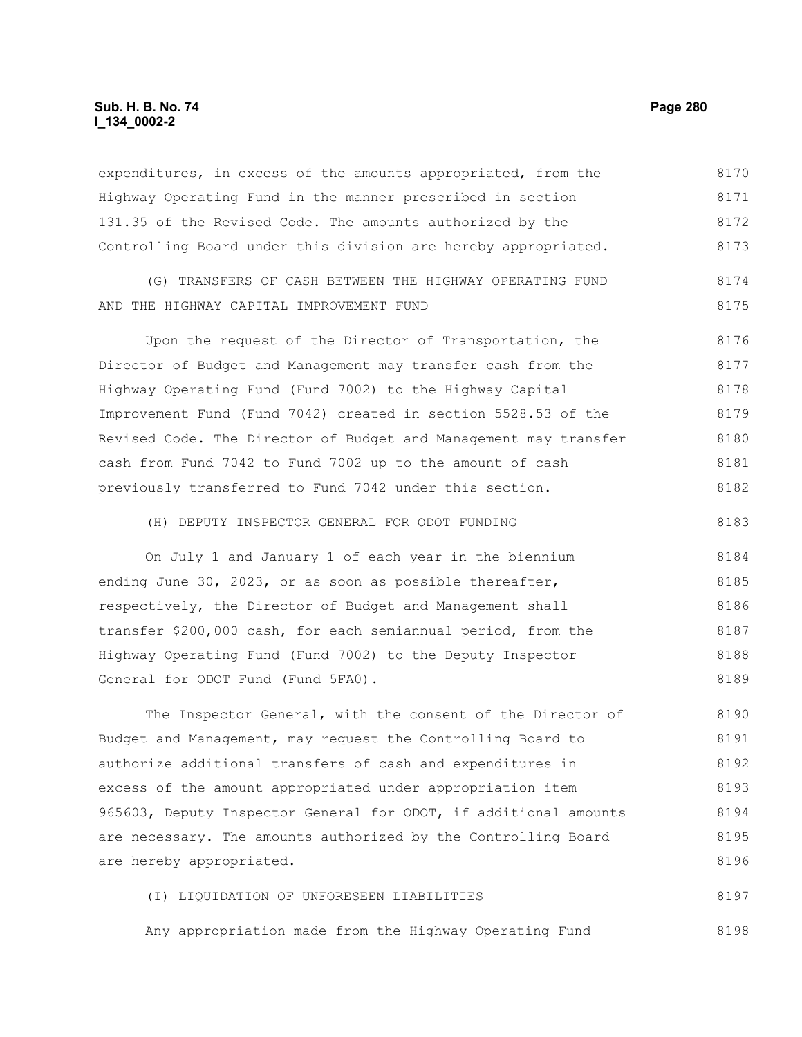expenditures, in excess of the amounts appropriated, from the Highway Operating Fund in the manner prescribed in section 131.35 of the Revised Code. The amounts authorized by the Controlling Board under this division are hereby appropriated.

(G) TRANSFERS OF CASH BETWEEN THE HIGHWAY OPERATING FUND AND THE HIGHWAY CAPITAL IMPROVEMENT FUND

Upon the request of the Director of Transportation, the Director of Budget and Management may transfer cash from the Highway Operating Fund (Fund 7002) to the Highway Capital Improvement Fund (Fund 7042) created in section 5528.53 of the Revised Code. The Director of Budget and Management may transfer cash from Fund 7042 to Fund 7002 up to the amount of cash previously transferred to Fund 7042 under this section.

(H) DEPUTY INSPECTOR GENERAL FOR ODOT FUNDING

On July 1 and January 1 of each year in the biennium ending June 30, 2023, or as soon as possible thereafter, respectively, the Director of Budget and Management shall transfer $200,000 cash, for each semiannual period, from the Highway Operating Fund (Fund 7002) to the Deputy Inspector General for ODOT Fund (Fund 5FA0).

The Inspector General, with the consent of the Director of Budget and Management, may request the Controlling Board to authorize additional transfers of cash and expenditures in excess of the amount appropriated under appropriation item 965603, Deputy Inspector General for ODOT, if additional amounts are necessary. The amounts authorized by the Controlling Board are hereby appropriated.

(I) LIQUIDATION OF UNFORESEEN LIABILITIES

Any appropriation made from the Highway Operating Fund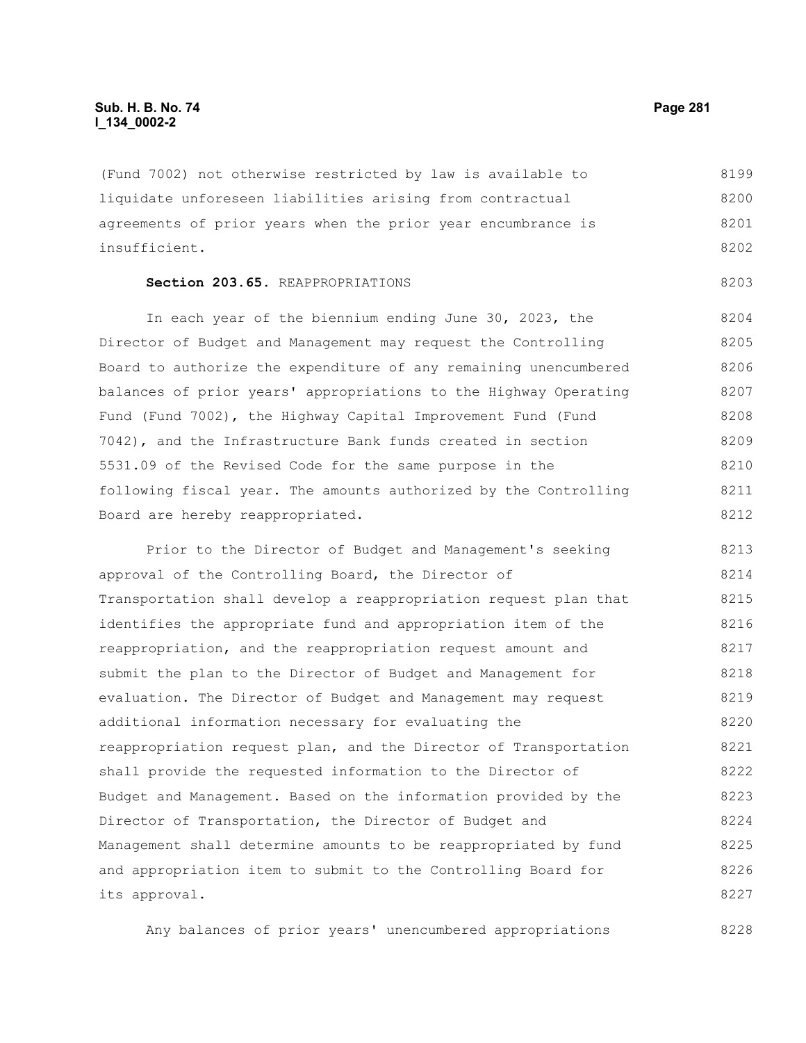(Fund 7002) not otherwise restricted by law is available to liquidate unforeseen liabilities arising from contractual agreements of prior years when the prior year encumbrance is insufficient.

**Section 203.65.** REAPPROPRIATIONS

In each year of the biennium ending June 30, 2023, the Director of Budget and Management may request the Controlling Board to authorize the expenditure of any remaining unencumbered balances of prior years' appropriations to the Highway Operating Fund (Fund 7002), the Highway Capital Improvement Fund (Fund 7042), and the Infrastructure Bank funds created in section 5531.09 of the Revised Code for the same purpose in the following fiscal year. The amounts authorized by the Controlling Board are hereby reappropriated.

Prior to the Director of Budget and Management's seeking approval of the Controlling Board, the Director of Transportation shall develop a reappropriation request plan that identifies the appropriate fund and appropriation item of the reappropriation, and the reappropriation request amount and submit the plan to the Director of Budget and Management for evaluation. The Director of Budget and Management may request additional information necessary for evaluating the reappropriation request plan, and the Director of Transportation shall provide the requested information to the Director of Budget and Management. Based on the information provided by the Director of Transportation, the Director of Budget and Management shall determine amounts to be reappropriated by fund and appropriation item to submit to the Controlling Board for its approval.

Any balances of prior years' unencumbered appropriations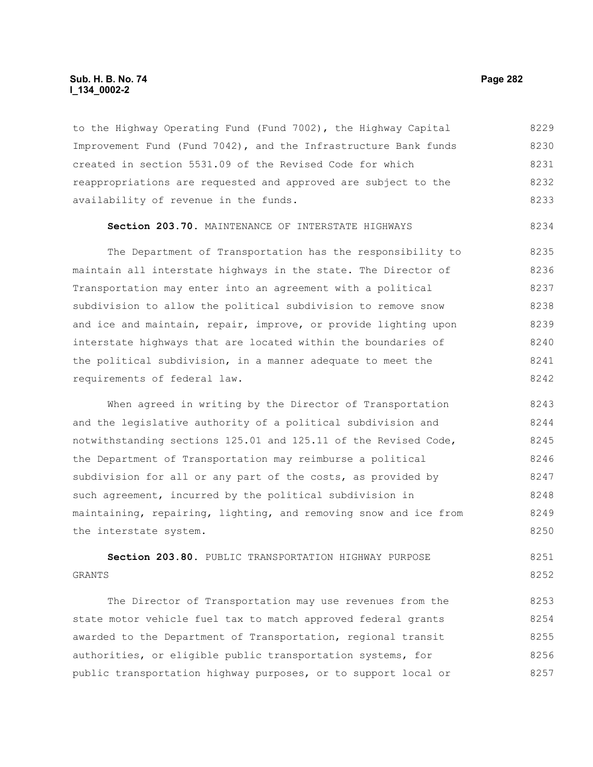to the Highway Operating Fund (Fund 7002), the Highway Capital Improvement Fund (Fund 7042), and the Infrastructure Bank funds created in section 5531.09 of the Revised Code for which reappropriations are requested and approved are subject to the availability of revenue in the funds.

**Section 203.70.** MAINTENANCE OF INTERSTATE HIGHWAYS

The Department of Transportation has the responsibility to maintain all interstate highways in the state. The Director of Transportation may enter into an agreement with a political subdivision to allow the political subdivision to remove snow and ice and maintain, repair, improve, or provide lighting upon interstate highways that are located within the boundaries of the political subdivision, in a manner adequate to meet the requirements of federal law.

When agreed in writing by the Director of Transportation and the legislative authority of a political subdivision and notwithstanding sections 125.01 and 125.11 of the Revised Code, the Department of Transportation may reimburse a political subdivision for all or any part of the costs, as provided by such agreement, incurred by the political subdivision in maintaining, repairing, lighting, and removing snow and ice from the interstate system.

**Section 203.80.** PUBLIC TRANSPORTATION HIGHWAY PURPOSE GRANTS

The Director of Transportation may use revenues from the state motor vehicle fuel tax to match approved federal grants awarded to the Department of Transportation, regional transit authorities, or eligible public transportation systems, for public transportation highway purposes, or to support local or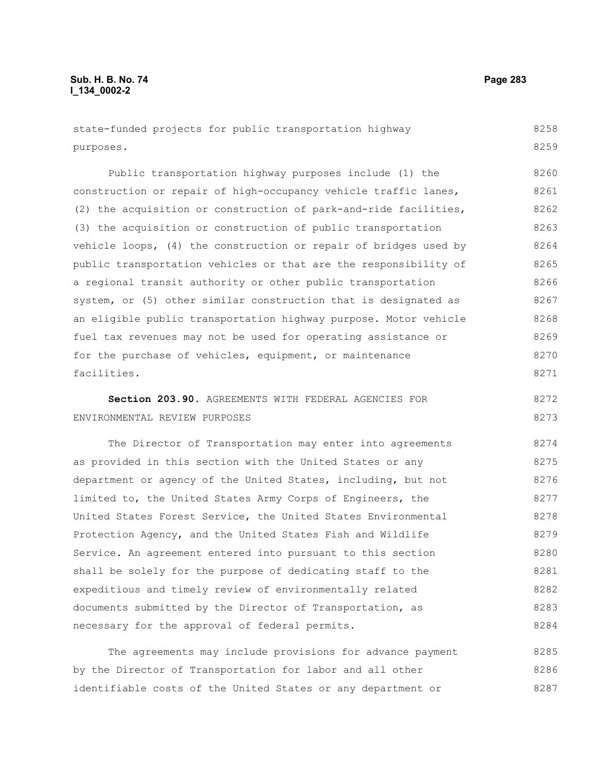state-funded projects for public transportation highway purposes.

Public transportation highway purposes include (1) the construction or repair of high-occupancy vehicle traffic lanes, (2) the acquisition or construction of park-and-ride facilities, (3) the acquisition or construction of public transportation vehicle loops, (4) the construction or repair of bridges used by public transportation vehicles or that are the responsibility of a regional transit authority or other public transportation system, or (5) other similar construction that is designated as an eligible public transportation highway purpose. Motor vehicle fuel tax revenues may not be used for operating assistance or for the purchase of vehicles, equipment, or maintenance facilities.

**Section 203.90.** AGREEMENTS WITH FEDERAL AGENCIES FOR ENVIRONMENTAL REVIEW PURPOSES

The Director of Transportation may enter into agreements as provided in this section with the United States or any department or agency of the United States, including, but not limited to, the United States Army Corps of Engineers, the United States Forest Service, the United States Environmental Protection Agency, and the United States Fish and Wildlife Service. An agreement entered into pursuant to this section shall be solely for the purpose of dedicating staff to the expeditious and timely review of environmentally related documents submitted by the Director of Transportation, as necessary for the approval of federal permits.

The agreements may include provisions for advance payment by the Director of Transportation for labor and all other identifiable costs of the United States or any department or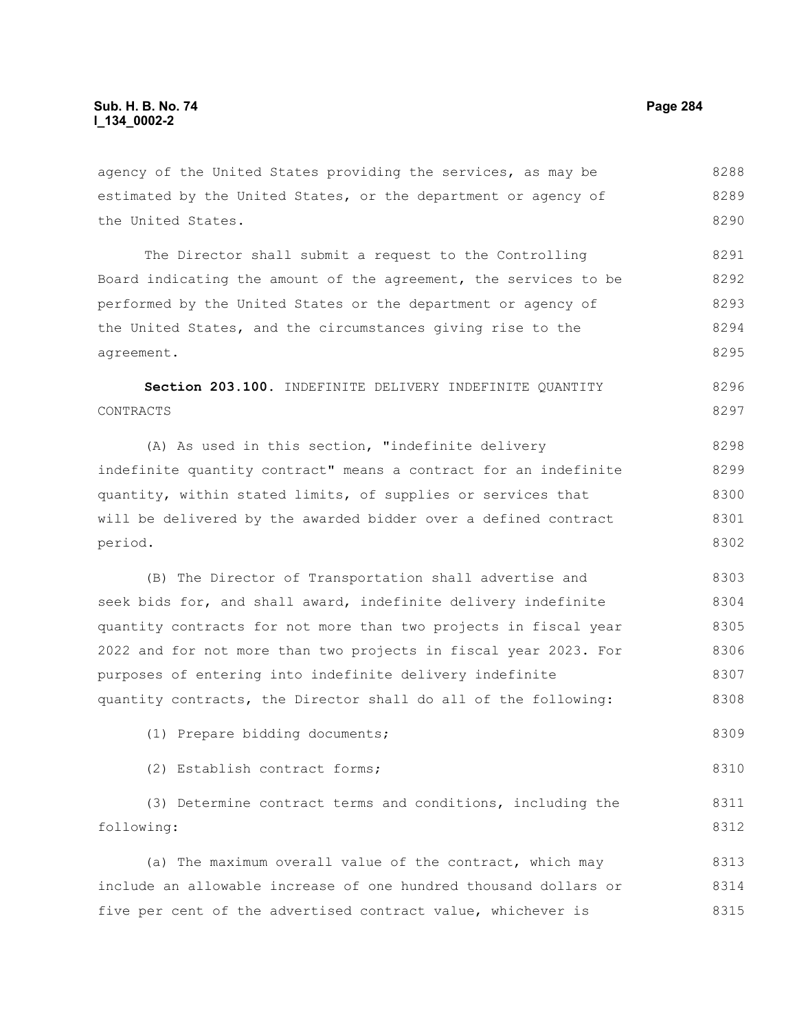agency of the United States providing the services, as may be estimated by the United States, or the department or agency of the United States.

The Director shall submit a request to the Controlling Board indicating the amount of the agreement, the services to be performed by the United States or the department or agency of the United States, and the circumstances giving rise to the agreement.

**Section 203.100.** INDEFINITE DELIVERY INDEFINITE QUANTITY CONTRACTS

(A) As used in this section, "indefinite delivery indefinite quantity contract" means a contract for an indefinite quantity, within stated limits, of supplies or services that will be delivered by the awarded bidder over a defined contract period.

(B) The Director of Transportation shall advertise and seek bids for, and shall award, indefinite delivery indefinite quantity contracts for not more than two projects in fiscal year 2022 and for not more than two projects in fiscal year 2023. For purposes of entering into indefinite delivery indefinite quantity contracts, the Director shall do all of the following:

(1) Prepare bidding documents;

(2) Establish contract forms;

(3) Determine contract terms and conditions, including the following:

(a) The maximum overall value of the contract, which may include an allowable increase of one hundred thousand dollars or five per cent of the advertised contract value, whichever is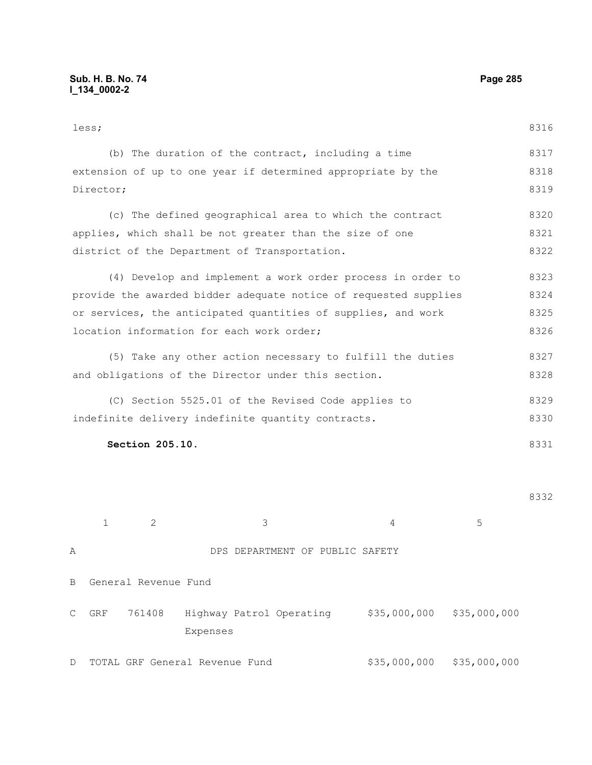less;

(b) The duration of the contract, including a time extension of up to one year if determined appropriate by the Director;

(c) The defined geographical area to which the contract applies, which shall be not greater than the size of one district of the Department of Transportation.

(4) Develop and implement a work order process in order to provide the awarded bidder adequate notice of requested supplies or services, the anticipated quantities of supplies, and work location information for each work order;

(5) Take any other action necessary to fulfill the duties and obligations of the Director under this section.

(C) Section 5525.01 of the Revised Code applies to indefinite delivery indefinite quantity contracts.

**Section 205.10.**

| | 1 | 2 | 3 | 4 | 5 |
|---|---|---|---|---|---|
| A | | | DPS DEPARTMENT OF PUBLIC SAFETY | | |
| B | General Revenue Fund | | | | |
| C | GRF | 761408 | Highway Patrol Operating Expenses | $35,000,000 | $35,000,000 |
| D | TOTAL GRF General Revenue Fund | | | $35,000,000 | $35,000,000 |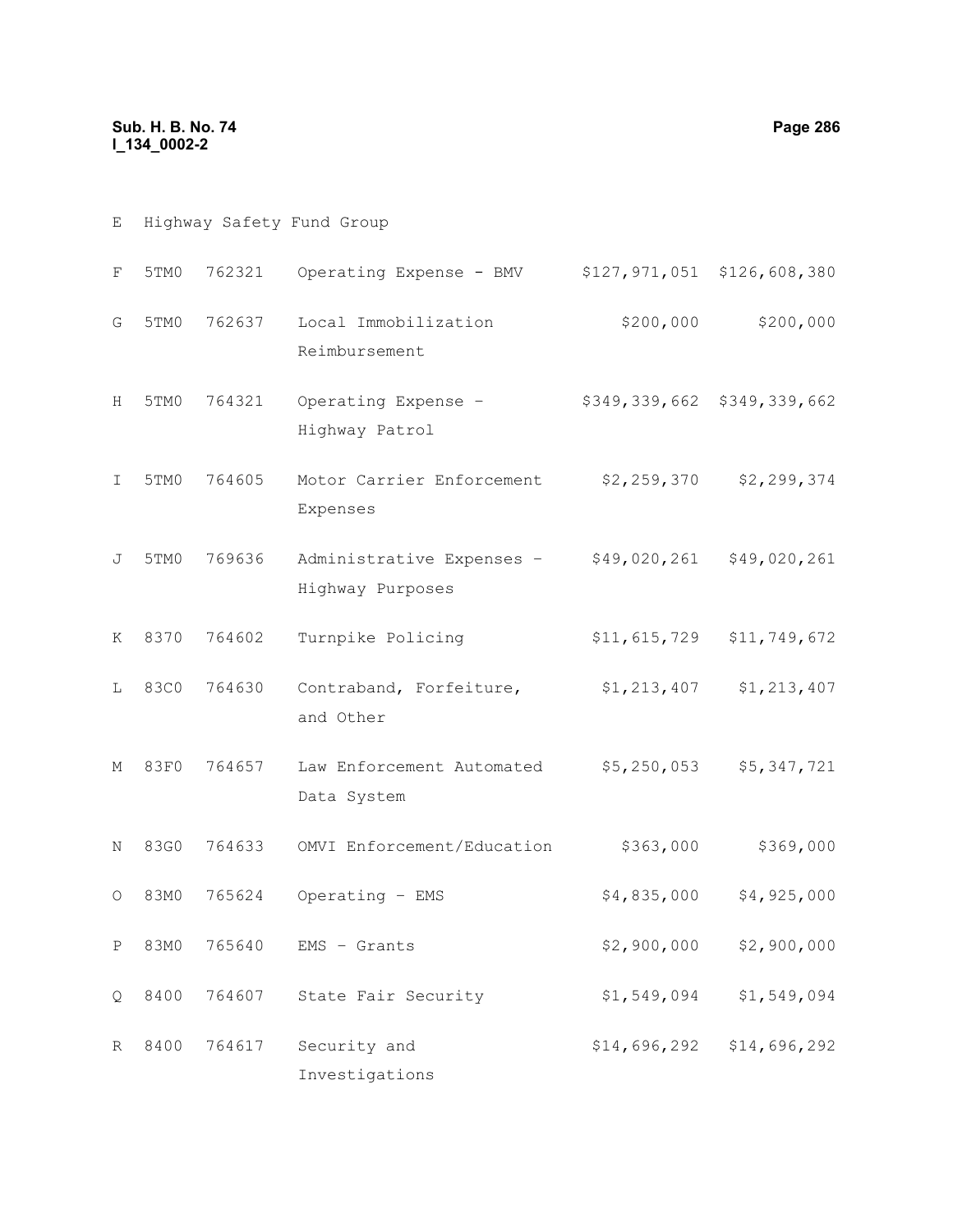| | | | | | |
|---|---|---|---|---|---|
| E | Highway Safety Fund Group | | | | |
| F | 5TM0 | 762321 | Operating Expense - BMV | $127,971,051 | $126,608,380 |
| G | 5TM0 | 762637 | Local Immobilization Reimbursement | $200,000 | $200,000 |
| H | 5TM0 | 764321 | Operating Expense - Highway Patrol | $349,339,662 | $349,339,662 |
| I | 5TM0 | 764605 | Motor Carrier Enforcement Expenses | $2,259,370 | $2,299,374 |
| J | 5TM0 | 769636 | Administrative Expenses - Highway Purposes | $49,020,261 | $49,020,261 |
| K | 8370 | 764602 | Turnpike Policing | $11,615,729 | $11,749,672 |
| L | 83C0 | 764630 | Contraband, Forfeiture, and Other | $1,213,407 | $1,213,407 |
| M | 83F0 | 764657 | Law Enforcement Automated Data System | $5,250,053 | $5,347,721 |
| N | 83G0 | 764633 | OMVI Enforcement/Education | $363,000 | $369,000 |
| O | 83M0 | 765624 | Operating - EMS | $4,835,000 | $4,925,000 |
| P | 83M0 | 765640 | EMS - Grants | $2,900,000 | $2,900,000 |
| Q | 8400 | 764607 | State Fair Security | $1,549,094 | $1,549,094 |
| R | 8400 | 764617 | Security and Investigations | $14,696,292 | $14,696,292 |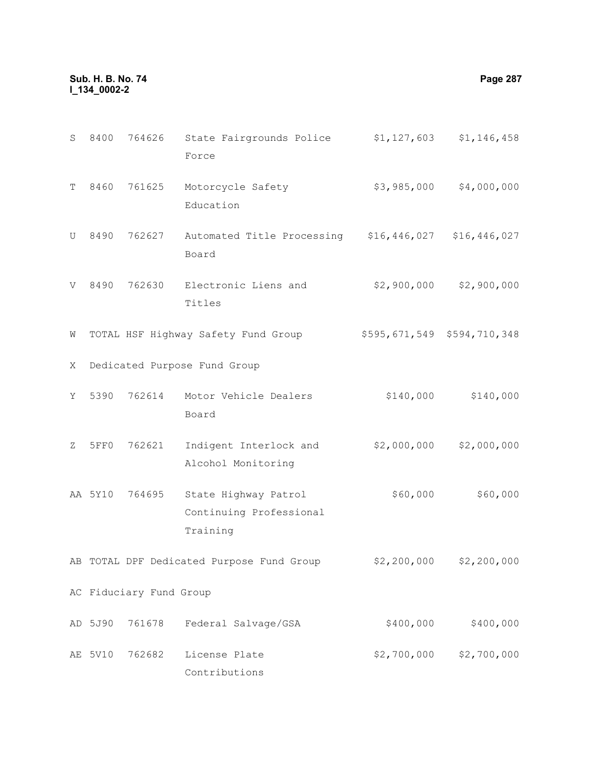| | | | | | |
|---|---|---|---|---|---|
| S | 8400 | 764626 | State Fairgrounds Police Force | $1,127,603 | $1,146,458 |
| T | 8460 | 761625 | Motorcycle Safety Education | $3,985,000 | $4,000,000 |
| U | 8490 | 762627 | Automated Title Processing Board | $16,446,027 | $16,446,027 |
| V | 8490 | 762630 | Electronic Liens and Titles | $2,900,000 | $2,900,000 |
| W | TOTAL HSF Highway Safety Fund Group | | | $595,671,549 | $594,710,348 |
| X | Dedicated Purpose Fund Group | | | | |
| Y | 5390 | 762614 | Motor Vehicle Dealers Board | $140,000 | $140,000 |
| Z | 5FF0 | 762621 | Indigent Interlock and Alcohol Monitoring | $2,000,000 | $2,000,000 |
| AA | 5Y10 | 764695 | State Highway Patrol Continuing Professional Training | $60,000 | $60,000 |
| AB | TOTAL DPF Dedicated Purpose Fund Group | | | $2,200,000 | $2,200,000 |
| AC | Fiduciary Fund Group | | | | |
| AD | 5J90 | 761678 | Federal Salvage/GSA | $400,000 | $400,000 |
| AE | 5V10 | 762682 | License Plate Contributions | $2,700,000 | $2,700,000 |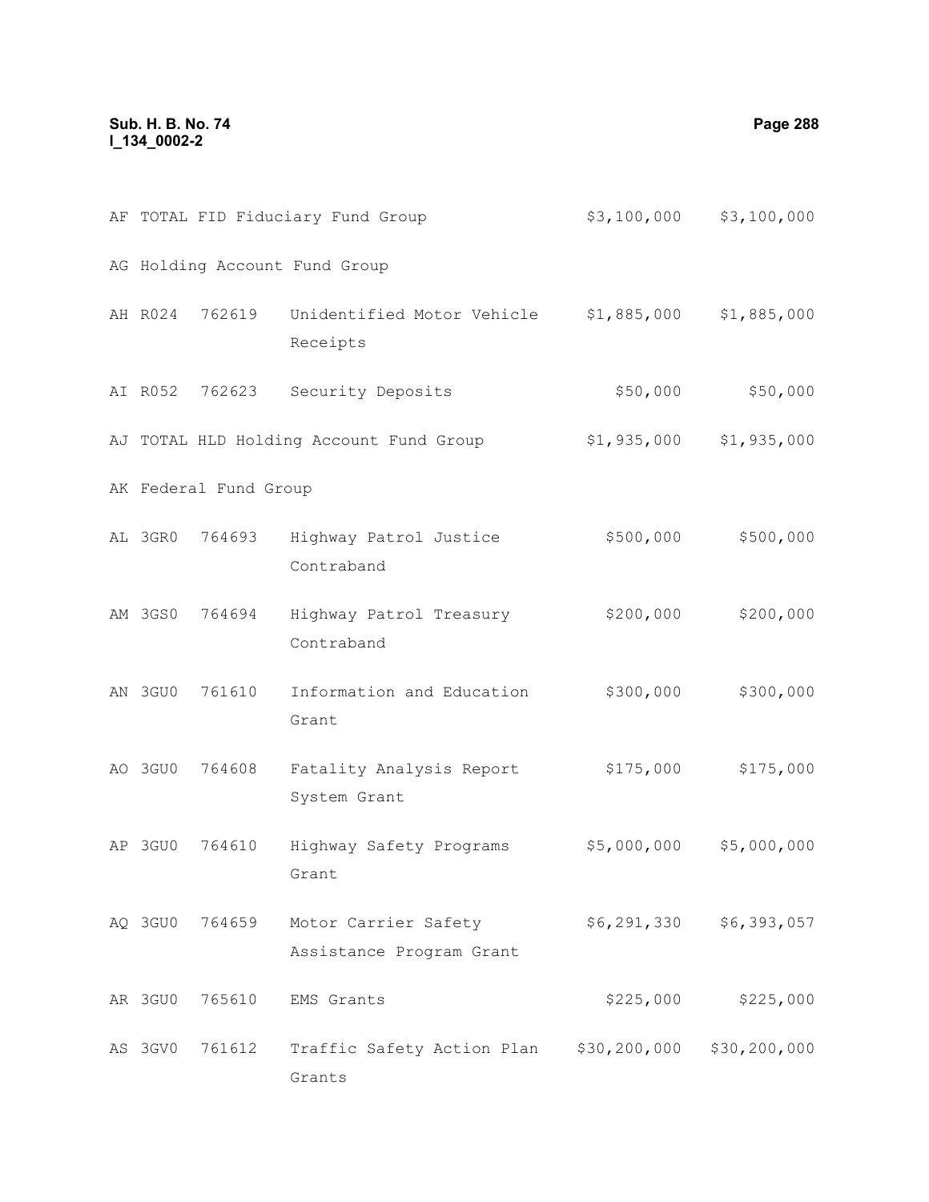| | | | | | |
|---|---|---|---|---|---|
| AF | TOTAL FID Fiduciary Fund Group | | | $3,100,000 | $3,100,000 |
| AG | Holding Account Fund Group | | | | |
| AH | R024 | 762619 | Unidentified Motor Vehicle Receipts | $1,885,000 | $1,885,000 |
| AI | R052 | 762623 | Security Deposits | $50,000 | $50,000 |
| AJ | TOTAL HLD Holding Account Fund Group | | | $1,935,000 | $1,935,000 |
| AK | Federal Fund Group | | | | |
| AL | 3GR0 | 764693 | Highway Patrol Justice Contraband | $500,000 | $500,000 |
| AM | 3GS0 | 764694 | Highway Patrol Treasury Contraband | $200,000 | $200,000 |
| AN | 3GU0 | 761610 | Information and Education Grant | $300,000 | $300,000 |
| AO | 3GU0 | 764608 | Fatality Analysis Report System Grant | $175,000 | $175,000 |
| AP | 3GU0 | 764610 | Highway Safety Programs Grant | $5,000,000 | $5,000,000 |
| AQ | 3GU0 | 764659 | Motor Carrier Safety Assistance Program Grant | $6,291,330 | $6,393,057 |
| AR | 3GU0 | 765610 | EMS Grants | $225,000 | $225,000 |
| AS | 3GV0 | 761612 | Traffic Safety Action Plan Grants | $30,200,000 | $30,200,000 |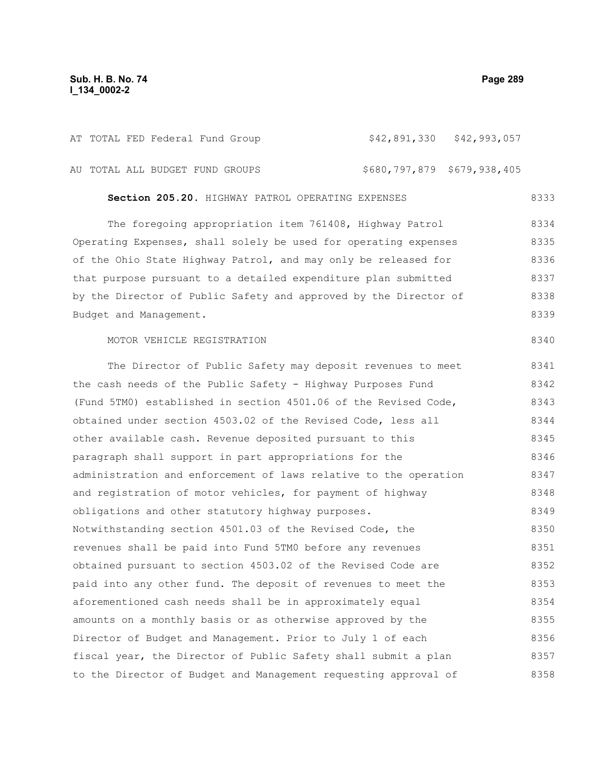| | | | |
|---|---|---|---|
| AT | TOTAL FED Federal Fund Group | $42,891,330 | $42,993,057 |
| AU | TOTAL ALL BUDGET FUND GROUPS | $680,797,879 | $679,938,405 |

**Section 205.20.** HIGHWAY PATROL OPERATING EXPENSES

The foregoing appropriation item 761408, Highway Patrol Operating Expenses, shall solely be used for operating expenses of the Ohio State Highway Patrol, and may only be released for that purpose pursuant to a detailed expenditure plan submitted by the Director of Public Safety and approved by the Director of Budget and Management.

MOTOR VEHICLE REGISTRATION

The Director of Public Safety may deposit revenues to meet the cash needs of the Public Safety - Highway Purposes Fund (Fund 5TM0) established in section 4501.06 of the Revised Code, obtained under section 4503.02 of the Revised Code, less all other available cash. Revenue deposited pursuant to this paragraph shall support in part appropriations for the administration and enforcement of laws relative to the operation and registration of motor vehicles, for payment of highway obligations and other statutory highway purposes. Notwithstanding section 4501.03 of the Revised Code, the revenues shall be paid into Fund 5TM0 before any revenues obtained pursuant to section 4503.02 of the Revised Code are paid into any other fund. The deposit of revenues to meet the aforementioned cash needs shall be in approximately equal amounts on a monthly basis or as otherwise approved by the Director of Budget and Management. Prior to July 1 of each fiscal year, the Director of Public Safety shall submit a plan to the Director of Budget and Management requesting approval of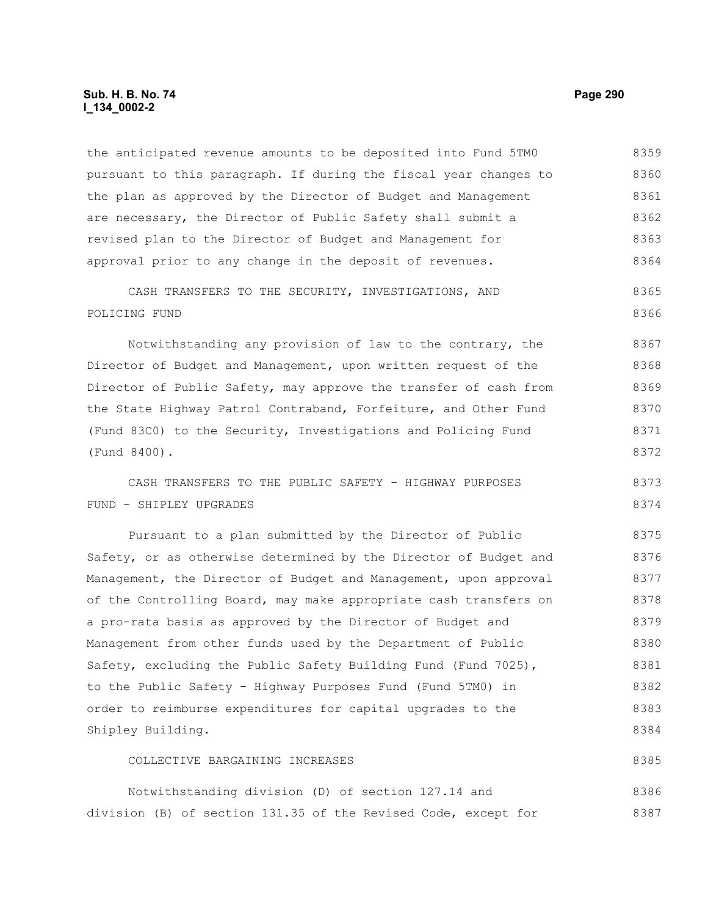the anticipated revenue amounts to be deposited into Fund 5TM0 pursuant to this paragraph. If during the fiscal year changes to the plan as approved by the Director of Budget and Management are necessary, the Director of Public Safety shall submit a revised plan to the Director of Budget and Management for approval prior to any change in the deposit of revenues.

CASH TRANSFERS TO THE SECURITY, INVESTIGATIONS, AND POLICING FUND

Notwithstanding any provision of law to the contrary, the Director of Budget and Management, upon written request of the Director of Public Safety, may approve the transfer of cash from the State Highway Patrol Contraband, Forfeiture, and Other Fund (Fund 83C0) to the Security, Investigations and Policing Fund (Fund 8400).

CASH TRANSFERS TO THE PUBLIC SAFETY - HIGHWAY PURPOSES FUND – SHIPLEY UPGRADES

Pursuant to a plan submitted by the Director of Public Safety, or as otherwise determined by the Director of Budget and Management, the Director of Budget and Management, upon approval of the Controlling Board, may make appropriate cash transfers on a pro-rata basis as approved by the Director of Budget and Management from other funds used by the Department of Public Safety, excluding the Public Safety Building Fund (Fund 7025), to the Public Safety - Highway Purposes Fund (Fund 5TM0) in order to reimburse expenditures for capital upgrades to the Shipley Building.

COLLECTIVE BARGAINING INCREASES

Notwithstanding division (D) of section 127.14 and division (B) of section 131.35 of the Revised Code, except for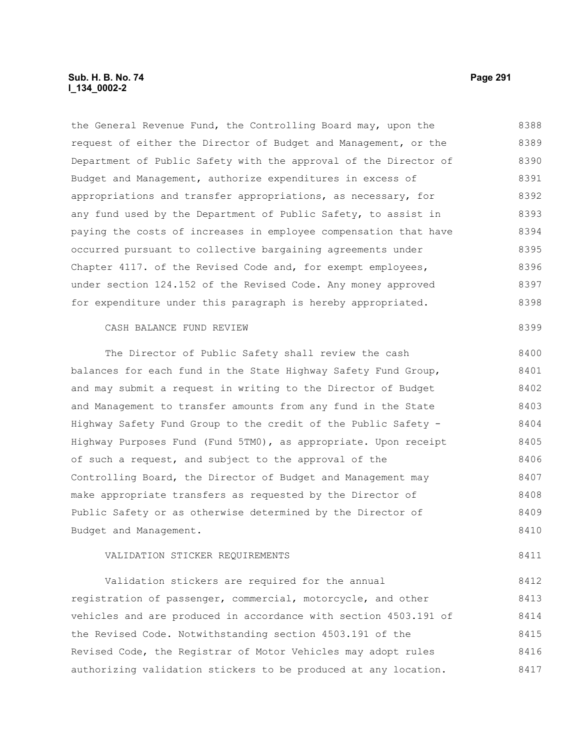the General Revenue Fund, the Controlling Board may, upon the request of either the Director of Budget and Management, or the Department of Public Safety with the approval of the Director of Budget and Management, authorize expenditures in excess of appropriations and transfer appropriations, as necessary, for any fund used by the Department of Public Safety, to assist in paying the costs of increases in employee compensation that have occurred pursuant to collective bargaining agreements under Chapter 4117. of the Revised Code and, for exempt employees, under section 124.152 of the Revised Code. Any money approved for expenditure under this paragraph is hereby appropriated.

CASH BALANCE FUND REVIEW

The Director of Public Safety shall review the cash balances for each fund in the State Highway Safety Fund Group, and may submit a request in writing to the Director of Budget and Management to transfer amounts from any fund in the State Highway Safety Fund Group to the credit of the Public Safety - Highway Purposes Fund (Fund 5TM0), as appropriate. Upon receipt of such a request, and subject to the approval of the Controlling Board, the Director of Budget and Management may make appropriate transfers as requested by the Director of Public Safety or as otherwise determined by the Director of Budget and Management.

VALIDATION STICKER REQUIREMENTS

Validation stickers are required for the annual registration of passenger, commercial, motorcycle, and other vehicles and are produced in accordance with section 4503.191 of the Revised Code. Notwithstanding section 4503.191 of the Revised Code, the Registrar of Motor Vehicles may adopt rules authorizing validation stickers to be produced at any location.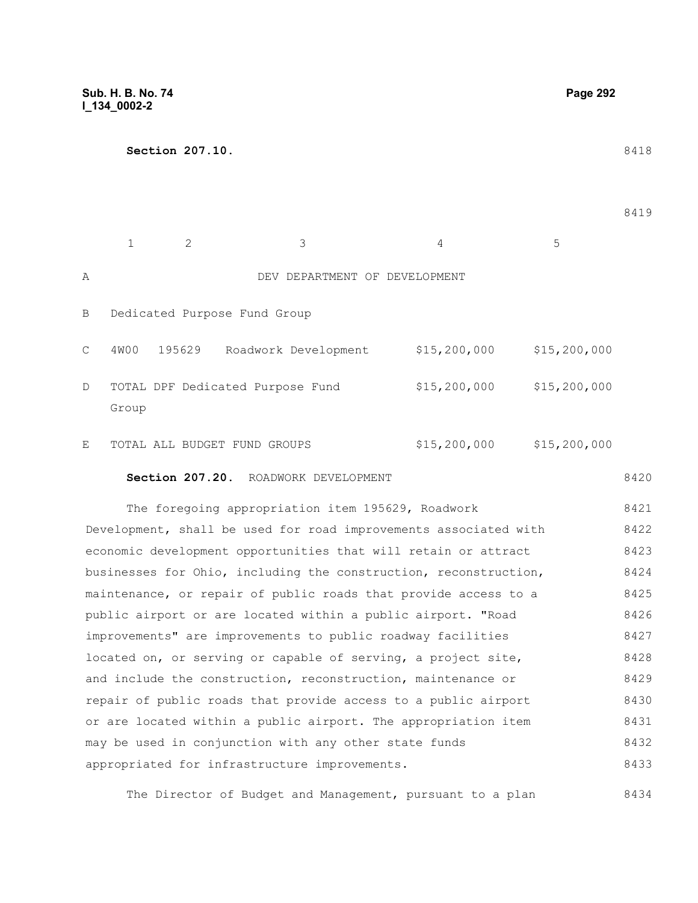**Section 207.10.**

| | 1 | 2 | 3 | 4 | 5 |
|---|---|---|---|---|---|
| A | | | DEV DEPARTMENT OF DEVELOPMENT | | |
| B | Dedicated Purpose Fund Group | | | | |
| C | 4W00 | 195629 | Roadwork Development | $15,200,000 | $15,200,000 |
| D | TOTAL DPF Dedicated Purpose Fund Group | | | $15,200,000 | $15,200,000 |
| E | TOTAL ALL BUDGET FUND GROUPS | | | $15,200,000 | $15,200,000 |

**Section 207.20.** ROADWORK DEVELOPMENT

The foregoing appropriation item 195629, Roadwork Development, shall be used for road improvements associated with economic development opportunities that will retain or attract businesses for Ohio, including the construction, reconstruction, maintenance, or repair of public roads that provide access to a public airport or are located within a public airport. "Road improvements" are improvements to public roadway facilities located on, or serving or capable of serving, a project site, and include the construction, reconstruction, maintenance or repair of public roads that provide access to a public airport or are located within a public airport. The appropriation item may be used in conjunction with any other state funds appropriated for infrastructure improvements.

The Director of Budget and Management, pursuant to a plan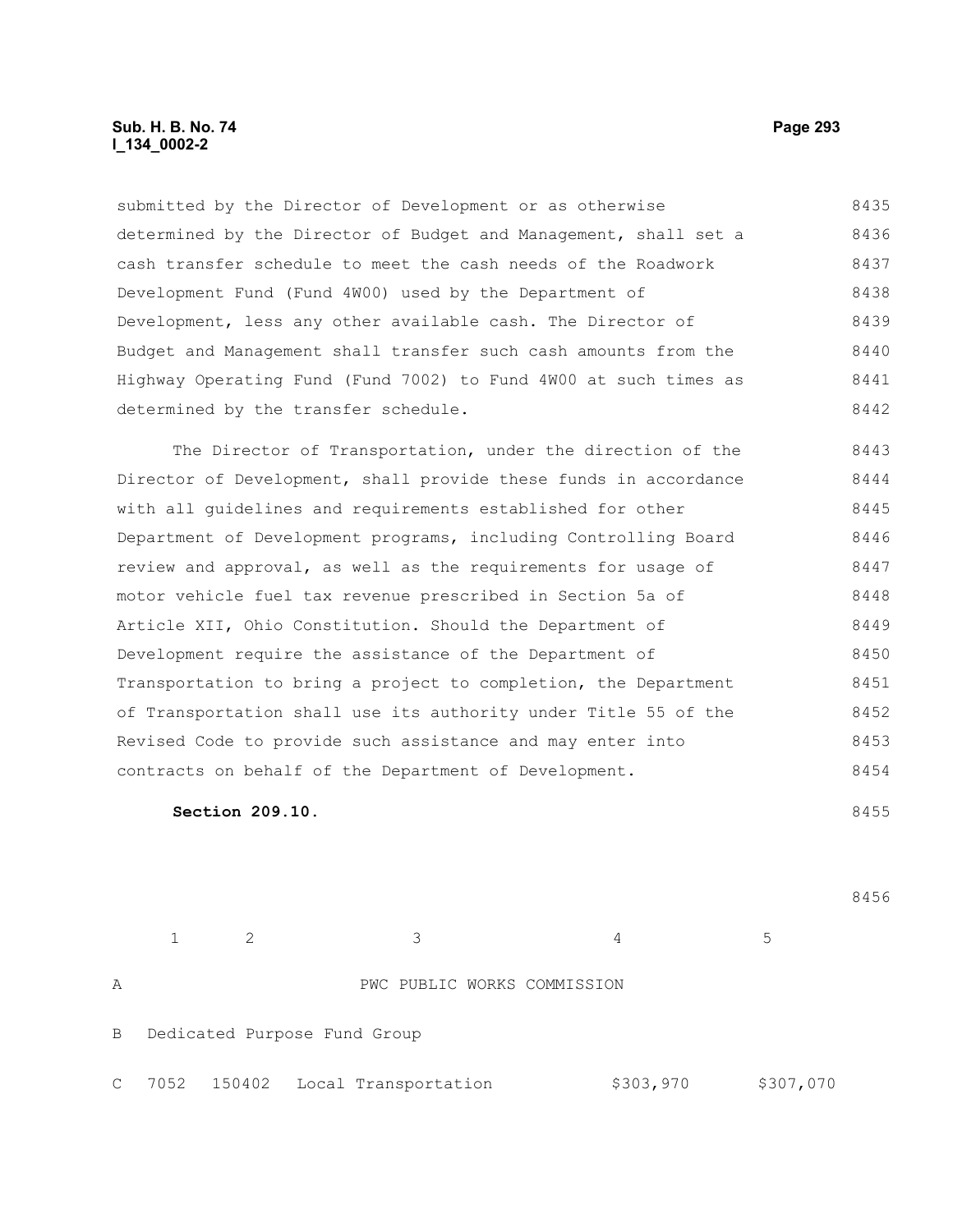submitted by the Director of Development or as otherwise determined by the Director of Budget and Management, shall set a cash transfer schedule to meet the cash needs of the Roadwork Development Fund (Fund 4W00) used by the Department of Development, less any other available cash. The Director of Budget and Management shall transfer such cash amounts from the Highway Operating Fund (Fund 7002) to Fund 4W00 at such times as determined by the transfer schedule.

The Director of Transportation, under the direction of the Director of Development, shall provide these funds in accordance with all guidelines and requirements established for other Department of Development programs, including Controlling Board review and approval, as well as the requirements for usage of motor vehicle fuel tax revenue prescribed in Section 5a of Article XII, Ohio Constitution. Should the Department of Development require the assistance of the Department of Transportation to bring a project to completion, the Department of Transportation shall use its authority under Title 55 of the Revised Code to provide such assistance and may enter into contracts on behalf of the Department of Development.

**Section 209.10.**

| | 1 | 2 | 3 | 4 | 5 |
|---|---|---|---|---|---|
| A | | | PWC PUBLIC WORKS COMMISSION | | |
| B | Dedicated Purpose Fund Group | | | | |
| C | 7052 | 150402 | Local Transportation | $303,970 | $307,070 |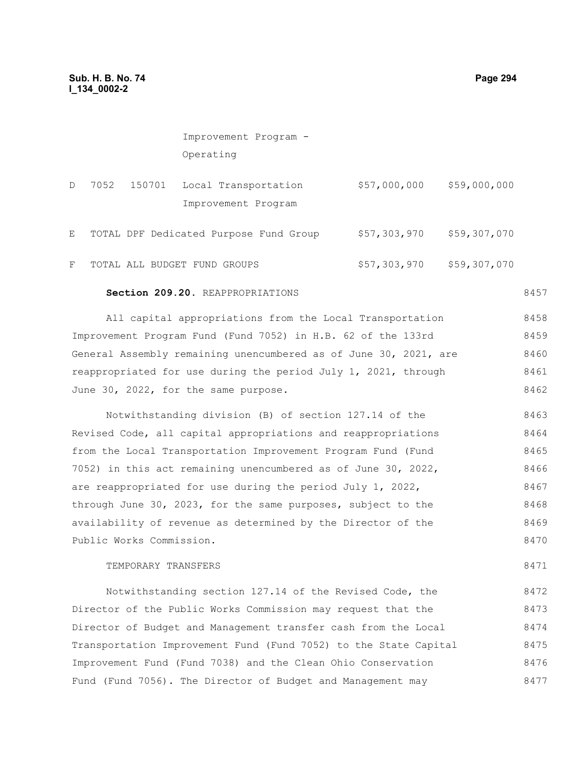| | | | | | |
|---|---|---|---|---|---|
| | | | Improvement Program - Operating | | |
| D | 7052 | 150701 | Local Transportation Improvement Program | $57,000,000 | $59,000,000 |
| E | TOTAL DPF Dedicated Purpose Fund Group | | | $57,303,970 | $59,307,070 |
| F | TOTAL ALL BUDGET FUND GROUPS | | | $57,303,970 | $59,307,070 |

**Section 209.20.** REAPPROPRIATIONS

All capital appropriations from the Local Transportation Improvement Program Fund (Fund 7052) in H.B. 62 of the 133rd General Assembly remaining unencumbered as of June 30, 2021, are reappropriated for use during the period July 1, 2021, through June 30, 2022, for the same purpose.

Notwithstanding division (B) of section 127.14 of the Revised Code, all capital appropriations and reappropriations from the Local Transportation Improvement Program Fund (Fund 7052) in this act remaining unencumbered as of June 30, 2022, are reappropriated for use during the period July 1, 2022, through June 30, 2023, for the same purposes, subject to the availability of revenue as determined by the Director of the Public Works Commission.

TEMPORARY TRANSFERS

Notwithstanding section 127.14 of the Revised Code, the Director of the Public Works Commission may request that the Director of Budget and Management transfer cash from the Local Transportation Improvement Fund (Fund 7052) to the State Capital Improvement Fund (Fund 7038) and the Clean Ohio Conservation Fund (Fund 7056). The Director of Budget and Management may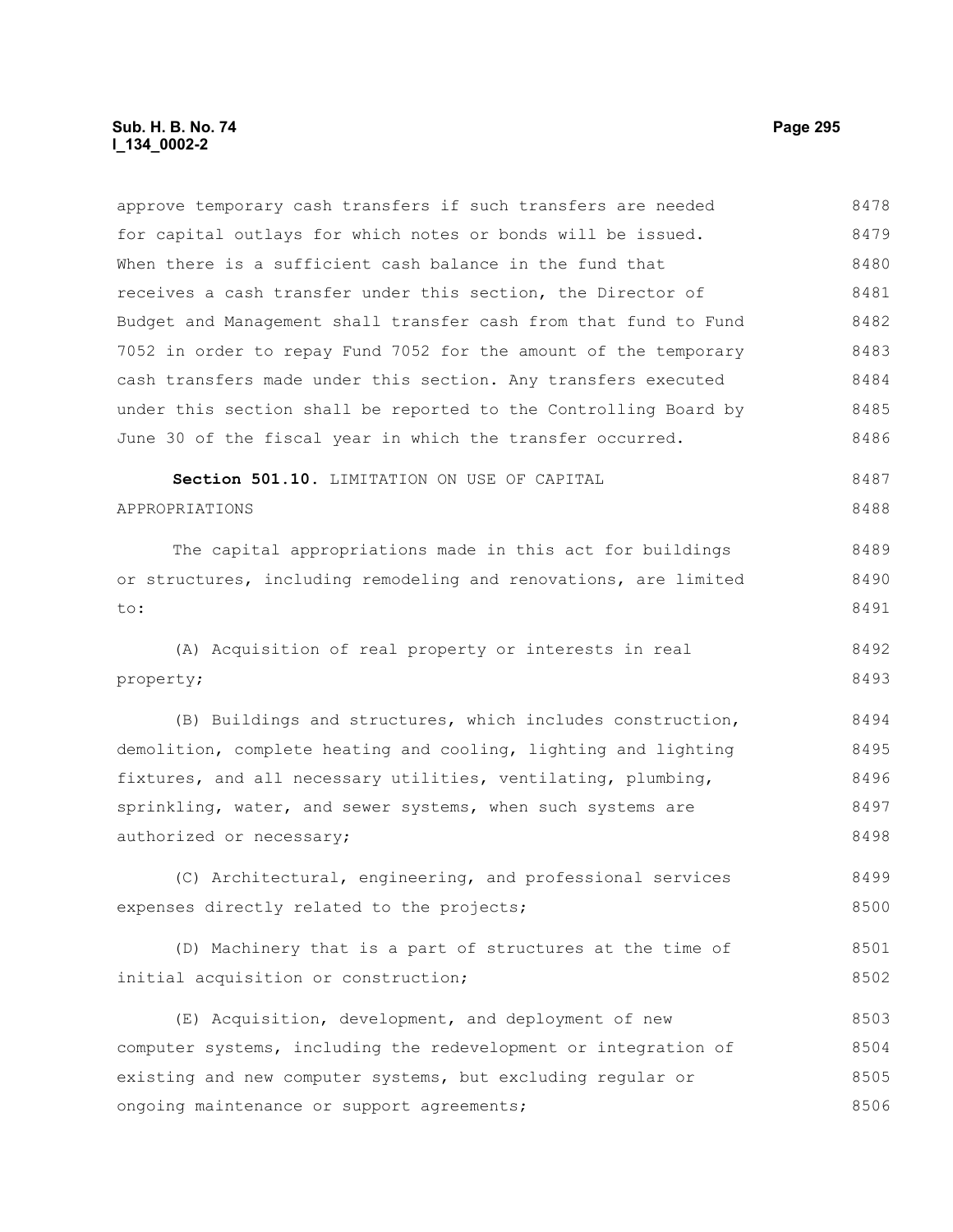approve temporary cash transfers if such transfers are needed for capital outlays for which notes or bonds will be issued. When there is a sufficient cash balance in the fund that receives a cash transfer under this section, the Director of Budget and Management shall transfer cash from that fund to Fund 7052 in order to repay Fund 7052 for the amount of the temporary cash transfers made under this section. Any transfers executed under this section shall be reported to the Controlling Board by June 30 of the fiscal year in which the transfer occurred.

**Section 501.10.** LIMITATION ON USE OF CAPITAL APPROPRIATIONS

The capital appropriations made in this act for buildings or structures, including remodeling and renovations, are limited to:

(A) Acquisition of real property or interests in real property;

(B) Buildings and structures, which includes construction, demolition, complete heating and cooling, lighting and lighting fixtures, and all necessary utilities, ventilating, plumbing, sprinkling, water, and sewer systems, when such systems are authorized or necessary;

(C) Architectural, engineering, and professional services expenses directly related to the projects;

(D) Machinery that is a part of structures at the time of initial acquisition or construction;

(E) Acquisition, development, and deployment of new computer systems, including the redevelopment or integration of existing and new computer systems, but excluding regular or ongoing maintenance or support agreements;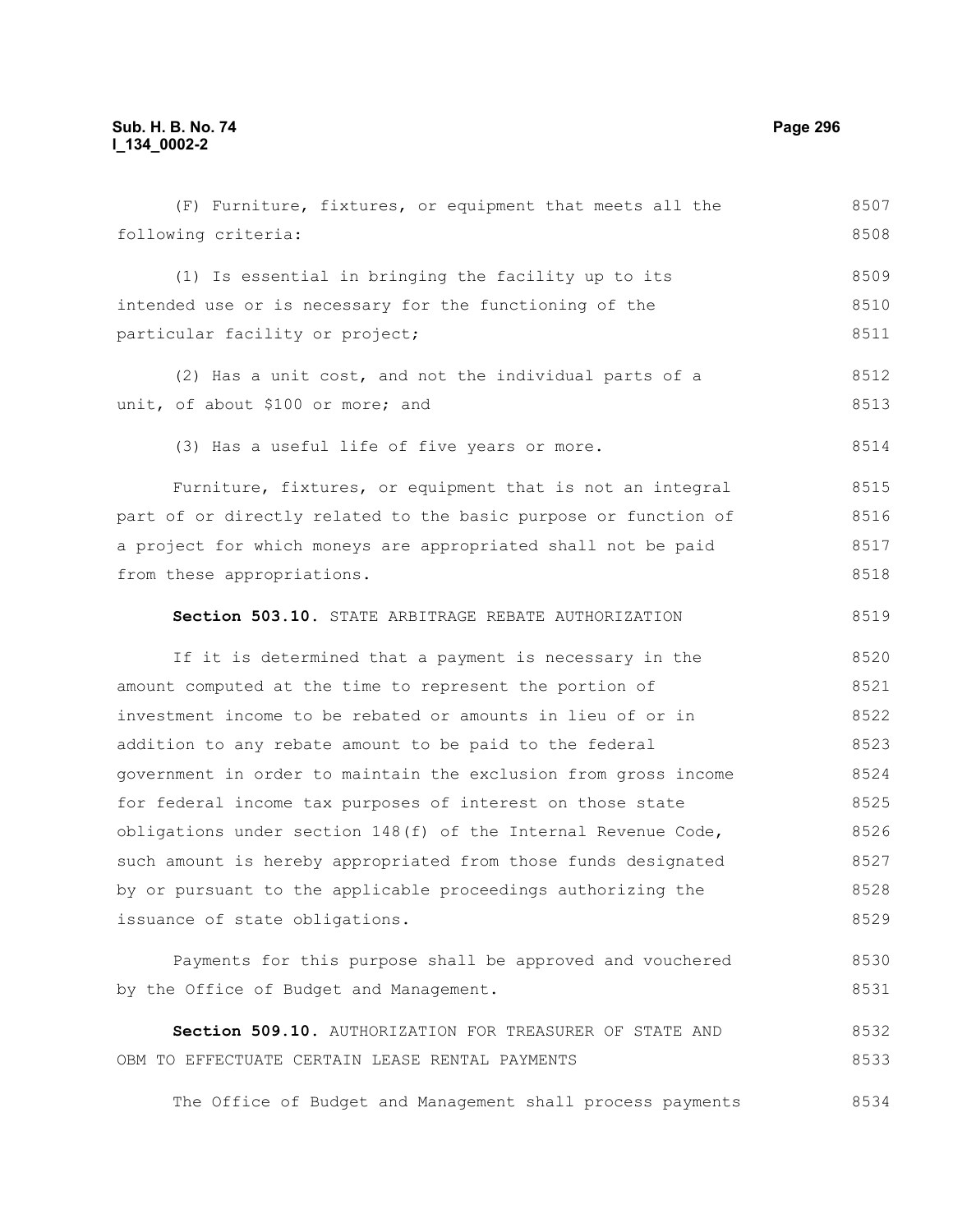(F) Furniture, fixtures, or equipment that meets all the following criteria:

(1) Is essential in bringing the facility up to its intended use or is necessary for the functioning of the particular facility or project;

(2) Has a unit cost, and not the individual parts of a unit, of about $100 or more; and

(3) Has a useful life of five years or more.

Furniture, fixtures, or equipment that is not an integral part of or directly related to the basic purpose or function of a project for which moneys are appropriated shall not be paid from these appropriations.

**Section 503.10.** STATE ARBITRAGE REBATE AUTHORIZATION

If it is determined that a payment is necessary in the amount computed at the time to represent the portion of investment income to be rebated or amounts in lieu of or in addition to any rebate amount to be paid to the federal government in order to maintain the exclusion from gross income for federal income tax purposes of interest on those state obligations under section 148(f) of the Internal Revenue Code, such amount is hereby appropriated from those funds designated by or pursuant to the applicable proceedings authorizing the issuance of state obligations.

Payments for this purpose shall be approved and vouchered by the Office of Budget and Management.

**Section 509.10.** AUTHORIZATION FOR TREASURER OF STATE AND OBM TO EFFECTUATE CERTAIN LEASE RENTAL PAYMENTS

The Office of Budget and Management shall process payments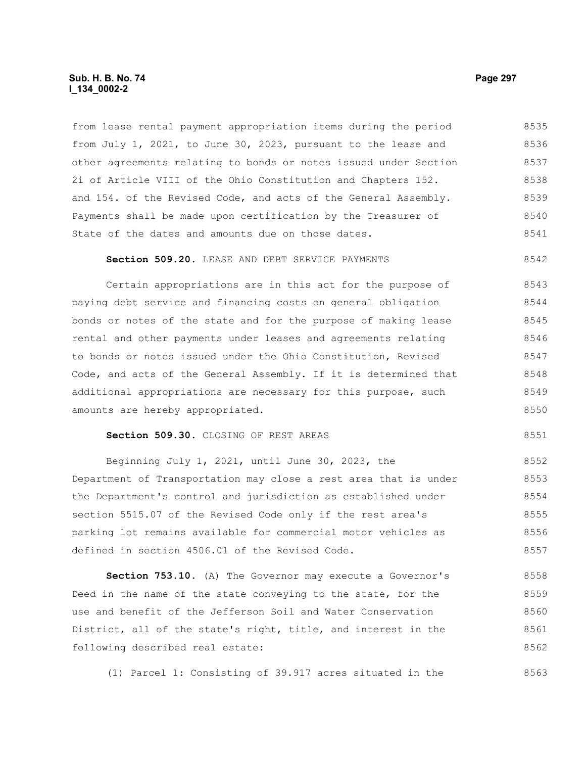from lease rental payment appropriation items during the period from July 1, 2021, to June 30, 2023, pursuant to the lease and other agreements relating to bonds or notes issued under Section 2i of Article VIII of the Ohio Constitution and Chapters 152. and 154. of the Revised Code, and acts of the General Assembly. Payments shall be made upon certification by the Treasurer of State of the dates and amounts due on those dates.

**Section 509.20.** LEASE AND DEBT SERVICE PAYMENTS

Certain appropriations are in this act for the purpose of paying debt service and financing costs on general obligation bonds or notes of the state and for the purpose of making lease rental and other payments under leases and agreements relating to bonds or notes issued under the Ohio Constitution, Revised Code, and acts of the General Assembly. If it is determined that additional appropriations are necessary for this purpose, such amounts are hereby appropriated.

**Section 509.30.** CLOSING OF REST AREAS

Beginning July 1, 2021, until June 30, 2023, the Department of Transportation may close a rest area that is under the Department's control and jurisdiction as established under section 5515.07 of the Revised Code only if the rest area's parking lot remains available for commercial motor vehicles as defined in section 4506.01 of the Revised Code.

**Section 753.10.** (A) The Governor may execute a Governor's Deed in the name of the state conveying to the state, for the use and benefit of the Jefferson Soil and Water Conservation District, all of the state's right, title, and interest in the following described real estate:

(1) Parcel 1: Consisting of 39.917 acres situated in the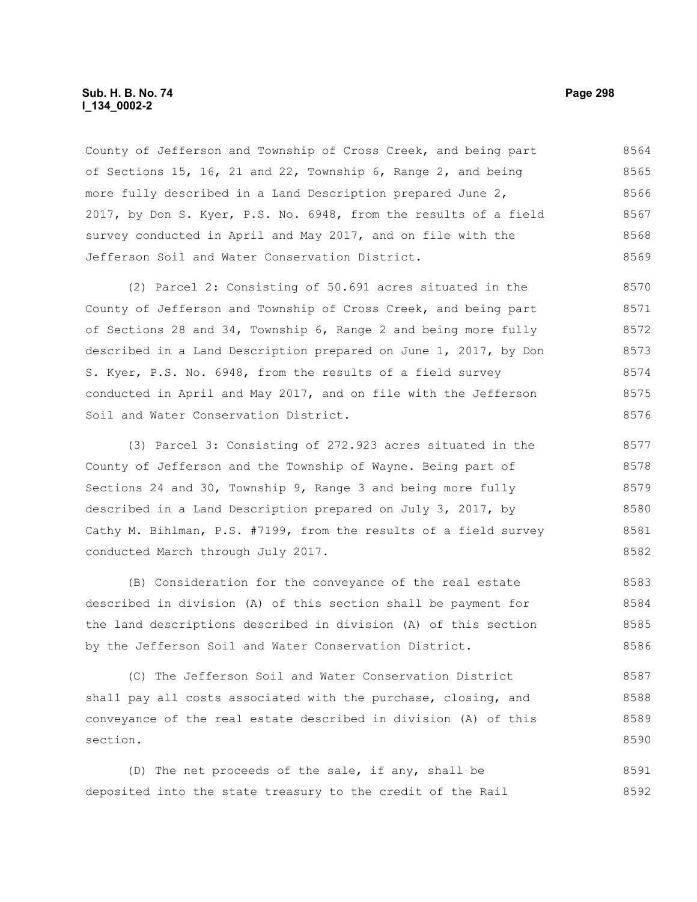County of Jefferson and Township of Cross Creek, and being part of Sections 15, 16, 21 and 22, Township 6, Range 2, and being more fully described in a Land Description prepared June 2, 2017, by Don S. Kyer, P.S. No. 6948, from the results of a field survey conducted in April and May 2017, and on file with the Jefferson Soil and Water Conservation District.

(2) Parcel 2: Consisting of 50.691 acres situated in the County of Jefferson and Township of Cross Creek, and being part of Sections 28 and 34, Township 6, Range 2 and being more fully described in a Land Description prepared on June 1, 2017, by Don S. Kyer, P.S. No. 6948, from the results of a field survey conducted in April and May 2017, and on file with the Jefferson Soil and Water Conservation District.

(3) Parcel 3: Consisting of 272.923 acres situated in the County of Jefferson and the Township of Wayne. Being part of Sections 24 and 30, Township 9, Range 3 and being more fully described in a Land Description prepared on July 3, 2017, by Cathy M. Bihlman, P.S. #7199, from the results of a field survey conducted March through July 2017.

(B) Consideration for the conveyance of the real estate described in division (A) of this section shall be payment for the land descriptions described in division (A) of this section by the Jefferson Soil and Water Conservation District.

(C) The Jefferson Soil and Water Conservation District shall pay all costs associated with the purchase, closing, and conveyance of the real estate described in division (A) of this section.

(D) The net proceeds of the sale, if any, shall be deposited into the state treasury to the credit of the Rail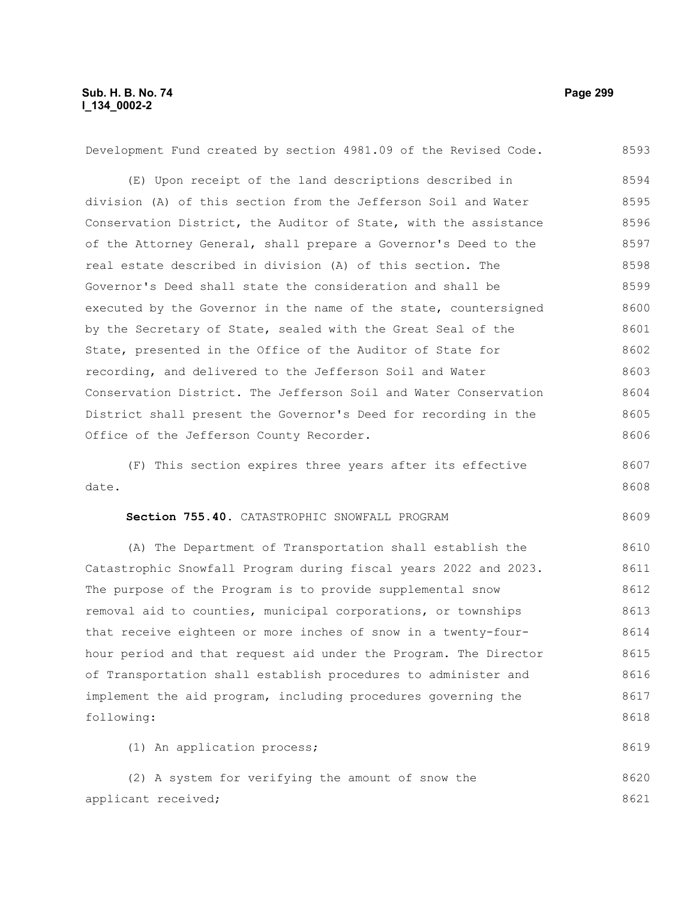Development Fund created by section 4981.09 of the Revised Code.

(E) Upon receipt of the land descriptions described in division (A) of this section from the Jefferson Soil and Water Conservation District, the Auditor of State, with the assistance of the Attorney General, shall prepare a Governor's Deed to the real estate described in division (A) of this section. The Governor's Deed shall state the consideration and shall be executed by the Governor in the name of the state, countersigned by the Secretary of State, sealed with the Great Seal of the State, presented in the Office of the Auditor of State for recording, and delivered to the Jefferson Soil and Water Conservation District. The Jefferson Soil and Water Conservation District shall present the Governor's Deed for recording in the Office of the Jefferson County Recorder.

(F) This section expires three years after its effective date.

**Section 755.40.** CATASTROPHIC SNOWFALL PROGRAM

(A) The Department of Transportation shall establish the Catastrophic Snowfall Program during fiscal years 2022 and 2023. The purpose of the Program is to provide supplemental snow removal aid to counties, municipal corporations, or townships that receive eighteen or more inches of snow in a twenty-four-hour period and that request aid under the Program. The Director of Transportation shall establish procedures to administer and implement the aid program, including procedures governing the following:

(1) An application process;

(2) A system for verifying the amount of snow the applicant received;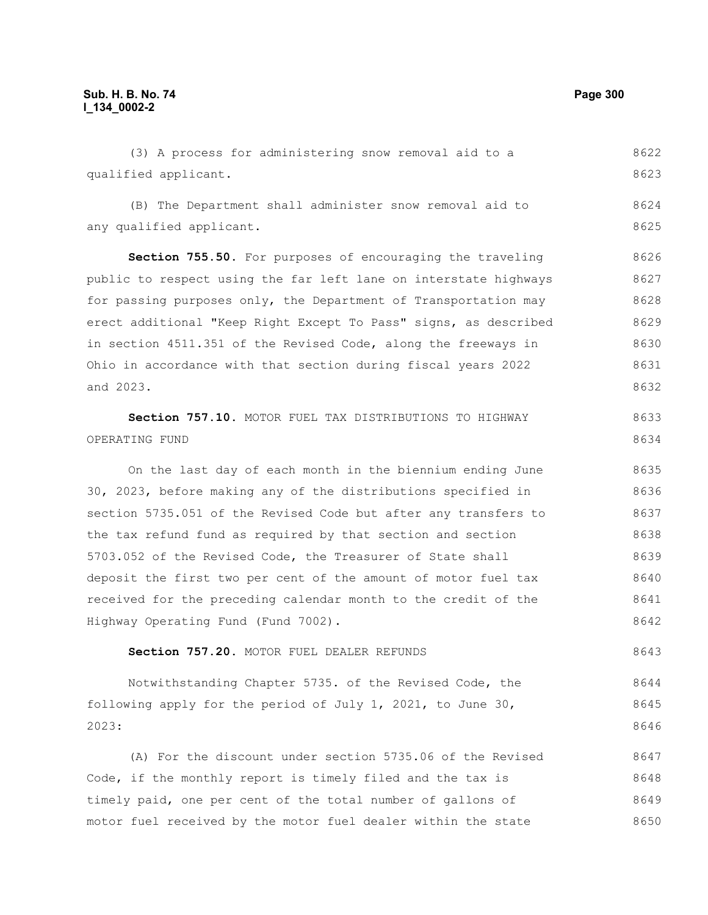(3) A process for administering snow removal aid to a qualified applicant.

(B) The Department shall administer snow removal aid to any qualified applicant.

**Section 755.50.** For purposes of encouraging the traveling public to respect using the far left lane on interstate highways for passing purposes only, the Department of Transportation may erect additional "Keep Right Except To Pass" signs, as described in section 4511.351 of the Revised Code, along the freeways in Ohio in accordance with that section during fiscal years 2022 and 2023.

**Section 757.10.** MOTOR FUEL TAX DISTRIBUTIONS TO HIGHWAY OPERATING FUND

On the last day of each month in the biennium ending June 30, 2023, before making any of the distributions specified in section 5735.051 of the Revised Code but after any transfers to the tax refund fund as required by that section and section 5703.052 of the Revised Code, the Treasurer of State shall deposit the first two per cent of the amount of motor fuel tax received for the preceding calendar month to the credit of the Highway Operating Fund (Fund 7002).

**Section 757.20.** MOTOR FUEL DEALER REFUNDS

Notwithstanding Chapter 5735. of the Revised Code, the following apply for the period of July 1, 2021, to June 30, 2023:

(A) For the discount under section 5735.06 of the Revised Code, if the monthly report is timely filed and the tax is timely paid, one per cent of the total number of gallons of motor fuel received by the motor fuel dealer within the state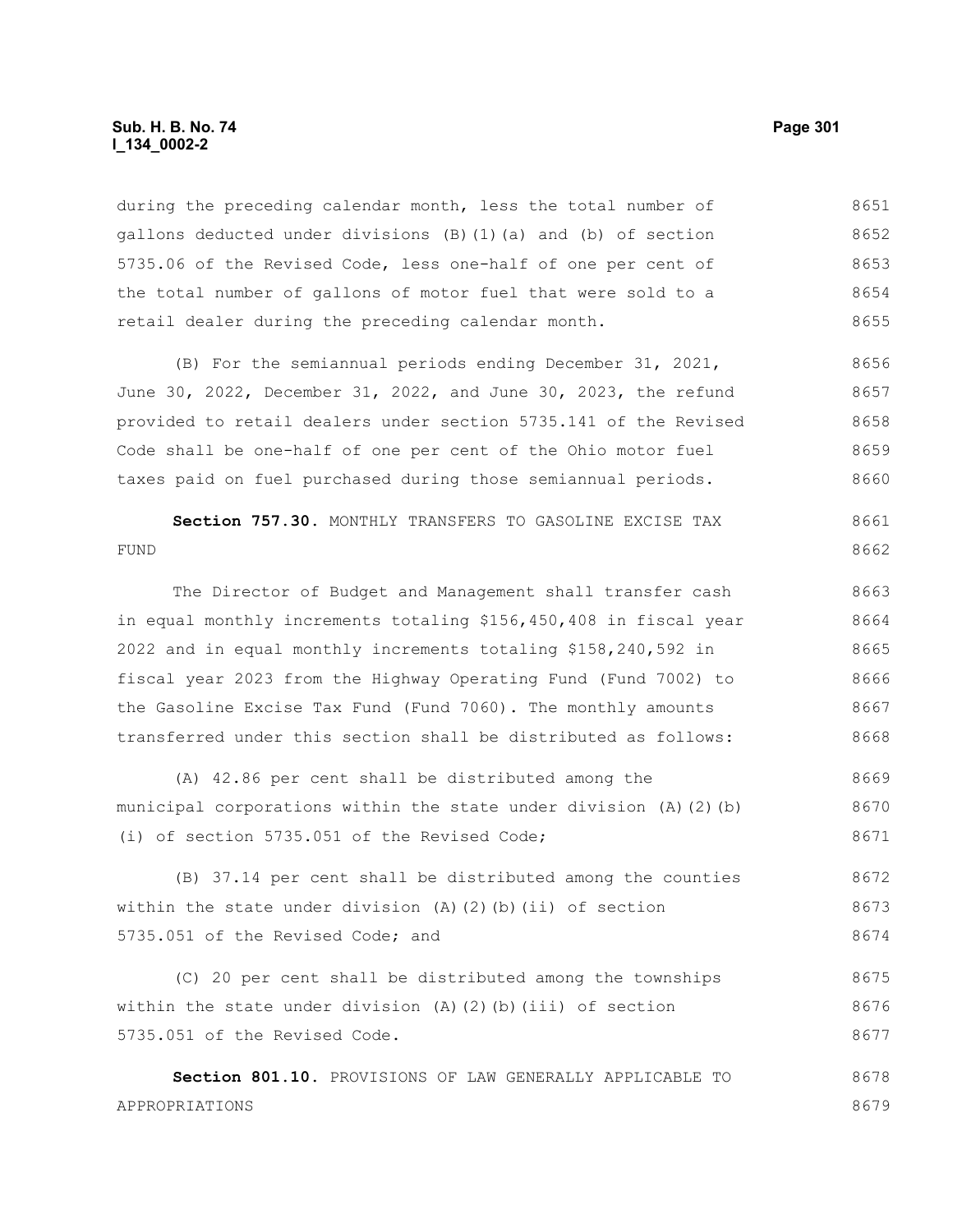during the preceding calendar month, less the total number of gallons deducted under divisions (B)(1)(a) and (b) of section 5735.06 of the Revised Code, less one-half of one per cent of the total number of gallons of motor fuel that were sold to a retail dealer during the preceding calendar month.

(B) For the semiannual periods ending December 31, 2021, June 30, 2022, December 31, 2022, and June 30, 2023, the refund provided to retail dealers under section 5735.141 of the Revised Code shall be one-half of one per cent of the Ohio motor fuel taxes paid on fuel purchased during those semiannual periods.

**Section 757.30.** MONTHLY TRANSFERS TO GASOLINE EXCISE TAX FUND

The Director of Budget and Management shall transfer cash in equal monthly increments totaling $156,450,408 in fiscal year 2022 and in equal monthly increments totaling $158,240,592 in fiscal year 2023 from the Highway Operating Fund (Fund 7002) to the Gasoline Excise Tax Fund (Fund 7060). The monthly amounts transferred under this section shall be distributed as follows:

(A) 42.86 per cent shall be distributed among the municipal corporations within the state under division (A)(2)(b)(i) of section 5735.051 of the Revised Code;

(B) 37.14 per cent shall be distributed among the counties within the state under division (A)(2)(b)(ii) of section 5735.051 of the Revised Code; and

(C) 20 per cent shall be distributed among the townships within the state under division (A)(2)(b)(iii) of section 5735.051 of the Revised Code.

**Section 801.10.** PROVISIONS OF LAW GENERALLY APPLICABLE TO APPROPRIATIONS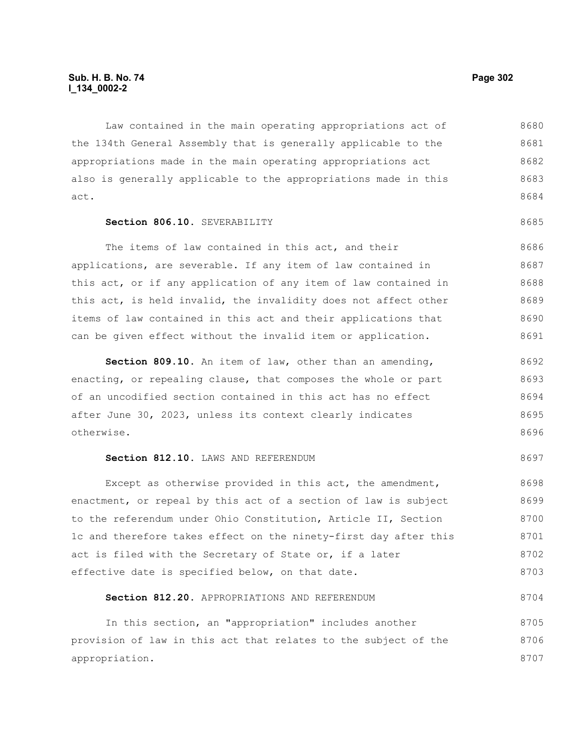Law contained in the main operating appropriations act of the 134th General Assembly that is generally applicable to the appropriations made in the main operating appropriations act also is generally applicable to the appropriations made in this act.

**Section 806.10.** SEVERABILITY

The items of law contained in this act, and their applications, are severable. If any item of law contained in this act, or if any application of any item of law contained in this act, is held invalid, the invalidity does not affect other items of law contained in this act and their applications that can be given effect without the invalid item or application.

**Section 809.10.** An item of law, other than an amending, enacting, or repealing clause, that composes the whole or part of an uncodified section contained in this act has no effect after June 30, 2023, unless its context clearly indicates otherwise.

**Section 812.10.** LAWS AND REFERENDUM

Except as otherwise provided in this act, the amendment, enactment, or repeal by this act of a section of law is subject to the referendum under Ohio Constitution, Article II, Section 1c and therefore takes effect on the ninety-first day after this act is filed with the Secretary of State or, if a later effective date is specified below, on that date.

**Section 812.20.** APPROPRIATIONS AND REFERENDUM

In this section, an "appropriation" includes another provision of law in this act that relates to the subject of the appropriation.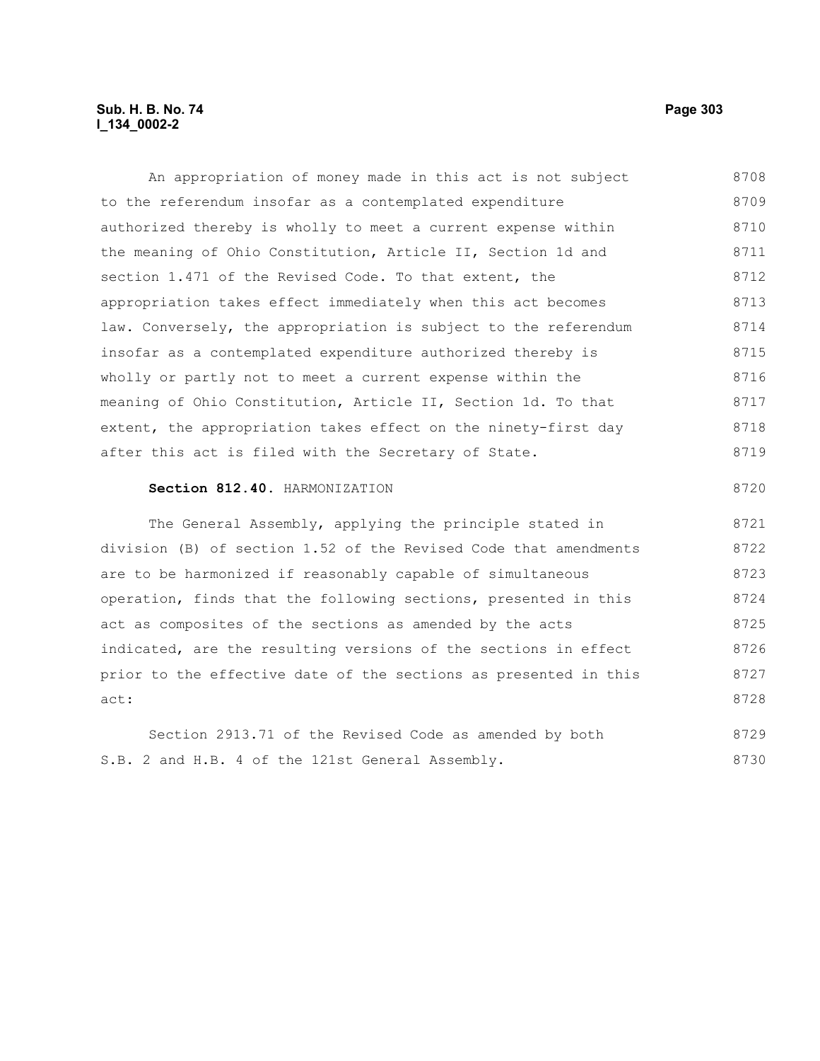An appropriation of money made in this act is not subject to the referendum insofar as a contemplated expenditure authorized thereby is wholly to meet a current expense within the meaning of Ohio Constitution, Article II, Section 1d and section 1.471 of the Revised Code. To that extent, the appropriation takes effect immediately when this act becomes law. Conversely, the appropriation is subject to the referendum insofar as a contemplated expenditure authorized thereby is wholly or partly not to meet a current expense within the meaning of Ohio Constitution, Article II, Section 1d. To that extent, the appropriation takes effect on the ninety-first day after this act is filed with the Secretary of State.

**Section 812.40.** HARMONIZATION

The General Assembly, applying the principle stated in division (B) of section 1.52 of the Revised Code that amendments are to be harmonized if reasonably capable of simultaneous operation, finds that the following sections, presented in this act as composites of the sections as amended by the acts indicated, are the resulting versions of the sections in effect prior to the effective date of the sections as presented in this act:

Section 2913.71 of the Revised Code as amended by both S.B. 2 and H.B. 4 of the 121st General Assembly.